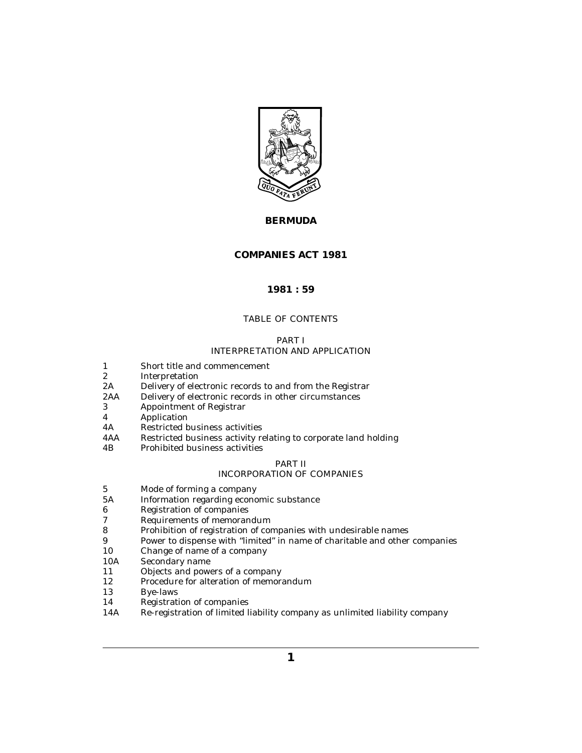# BERMUDA

# COMPANIES ACT 1981

## 1981 : 59

TABLE OF CONTENTS

PART I
INTERPRETATION AND APPLICATION

1 Short title and commencement
2 Interpretation
2A Delivery of electronic records to and from the Registrar
2AA Delivery of electronic records in other circumstances
3 Appointment of Registrar
4 Application
4A Restricted business activities
4AA Restricted business activity relating to corporate land holding
4B Prohibited business activities

PART II
INCORPORATION OF COMPANIES

5 Mode of forming a company
5A Information regarding economic substance
6 Registration of companies
7 Requirements of memorandum
8 Prohibition of registration of companies with undesirable names
9 Power to dispense with "limited" in name of charitable and other companies
10 Change of name of a company
10A Secondary name
11 Objects and powers of a company
12 Procedure for alteration of memorandum
13 Bye-laws
14 Registration of companies
14A Re-registration of limited liability company as unlimited liability company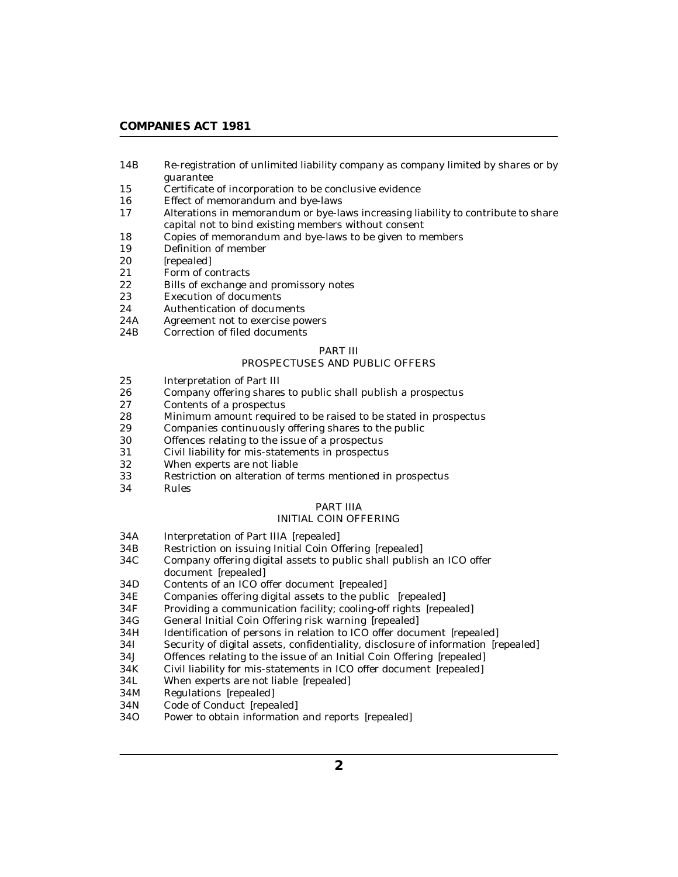14B Re-registration of unlimited liability company as company limited by shares or by guarantee
15 Certificate of incorporation to be conclusive evidence
16 Effect of memorandum and bye-laws
17 Alterations in memorandum or bye-laws increasing liability to contribute to share capital not to bind existing members without consent
18 Copies of memorandum and bye-laws to be given to members
19 Definition of member
20 [repealed]
21 Form of contracts
22 Bills of exchange and promissory notes
23 Execution of documents
24 Authentication of documents
24A Agreement not to exercise powers
24B Correction of filed documents

## PART III
## PROSPECTUSES AND PUBLIC OFFERS

25 Interpretation of Part III
26 Company offering shares to public shall publish a prospectus
27 Contents of a prospectus
28 Minimum amount required to be raised to be stated in prospectus
29 Companies continuously offering shares to the public
30 Offences relating to the issue of a prospectus
31 Civil liability for mis-statements in prospectus
32 When experts are not liable
33 Restriction on alteration of terms mentioned in prospectus
34 Rules

## PART IIIA
## INITIAL COIN OFFERING

34A Interpretation of Part IIIA [repealed]
34B Restriction on issuing Initial Coin Offering [repealed]
34C Company offering digital assets to public shall publish an ICO offer document [repealed]
34D Contents of an ICO offer document [repealed]
34E Companies offering digital assets to the public [repealed]
34F Providing a communication facility; cooling-off rights [repealed]
34G General Initial Coin Offering risk warning [repealed]
34H Identification of persons in relation to ICO offer document [repealed]
34I Security of digital assets, confidentiality, disclosure of information [repealed]
34J Offences relating to the issue of an Initial Coin Offering [repealed]
34K Civil liability for mis-statements in ICO offer document [repealed]
34L When experts are not liable [repealed]
34M Regulations [repealed]
34N Code of Conduct [repealed]
34O Power to obtain information and reports [repealed]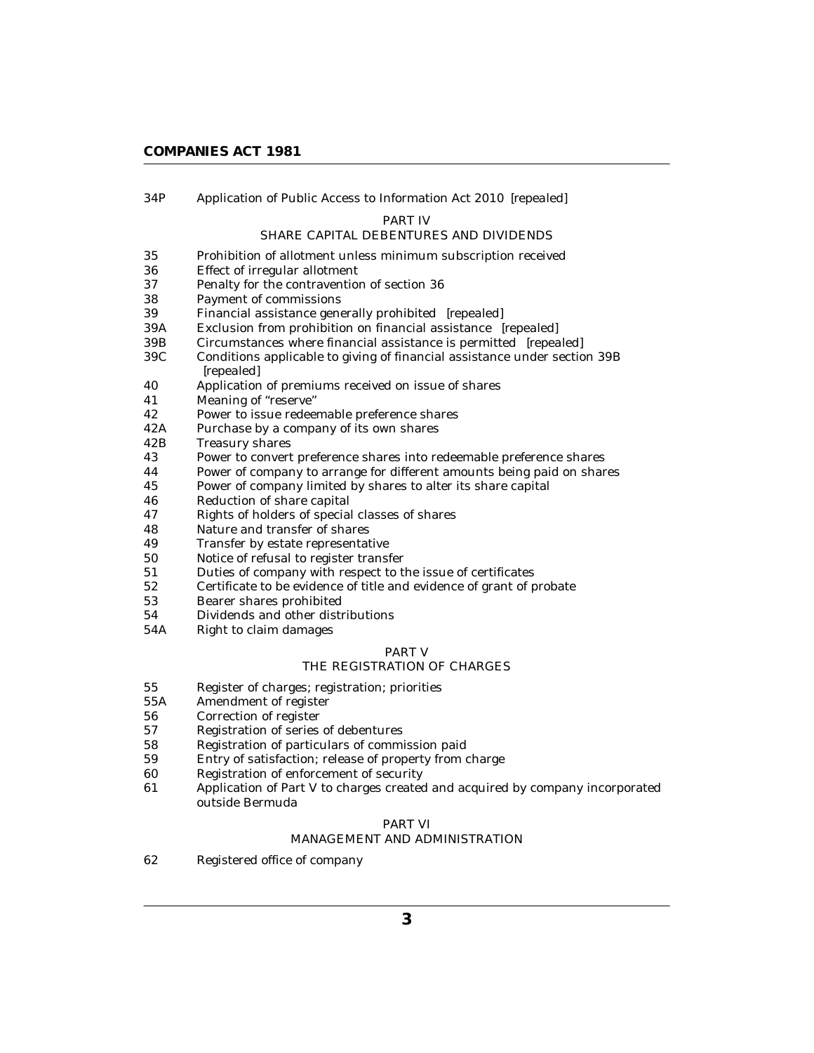34P Application of Public Access to Information Act 2010 [repealed]

PART IV

SHARE CAPITAL DEBENTURES AND DIVIDENDS

35 Prohibition of allotment unless minimum subscription received
36 Effect of irregular allotment
37 Penalty for the contravention of section 36
38 Payment of commissions
39 Financial assistance generally prohibited [repealed]
39A Exclusion from prohibition on financial assistance [repealed]
39B Circumstances where financial assistance is permitted [repealed]
39C Conditions applicable to giving of financial assistance under section 39B [repealed]
40 Application of premiums received on issue of shares
41 Meaning of "reserve"
42 Power to issue redeemable preference shares
42A Purchase by a company of its own shares
42B Treasury shares
43 Power to convert preference shares into redeemable preference shares
44 Power of company to arrange for different amounts being paid on shares
45 Power of company limited by shares to alter its share capital
46 Reduction of share capital
47 Rights of holders of special classes of shares
48 Nature and transfer of shares
49 Transfer by estate representative
50 Notice of refusal to register transfer
51 Duties of company with respect to the issue of certificates
52 Certificate to be evidence of title and evidence of grant of probate
53 Bearer shares prohibited
54 Dividends and other distributions
54A Right to claim damages

PART V

THE REGISTRATION OF CHARGES

55 Register of charges; registration; priorities
55A Amendment of register
56 Correction of register
57 Registration of series of debentures
58 Registration of particulars of commission paid
59 Entry of satisfaction; release of property from charge
60 Registration of enforcement of security
61 Application of Part V to charges created and acquired by company incorporated outside Bermuda

PART VI

MANAGEMENT AND ADMINISTRATION

62 Registered office of company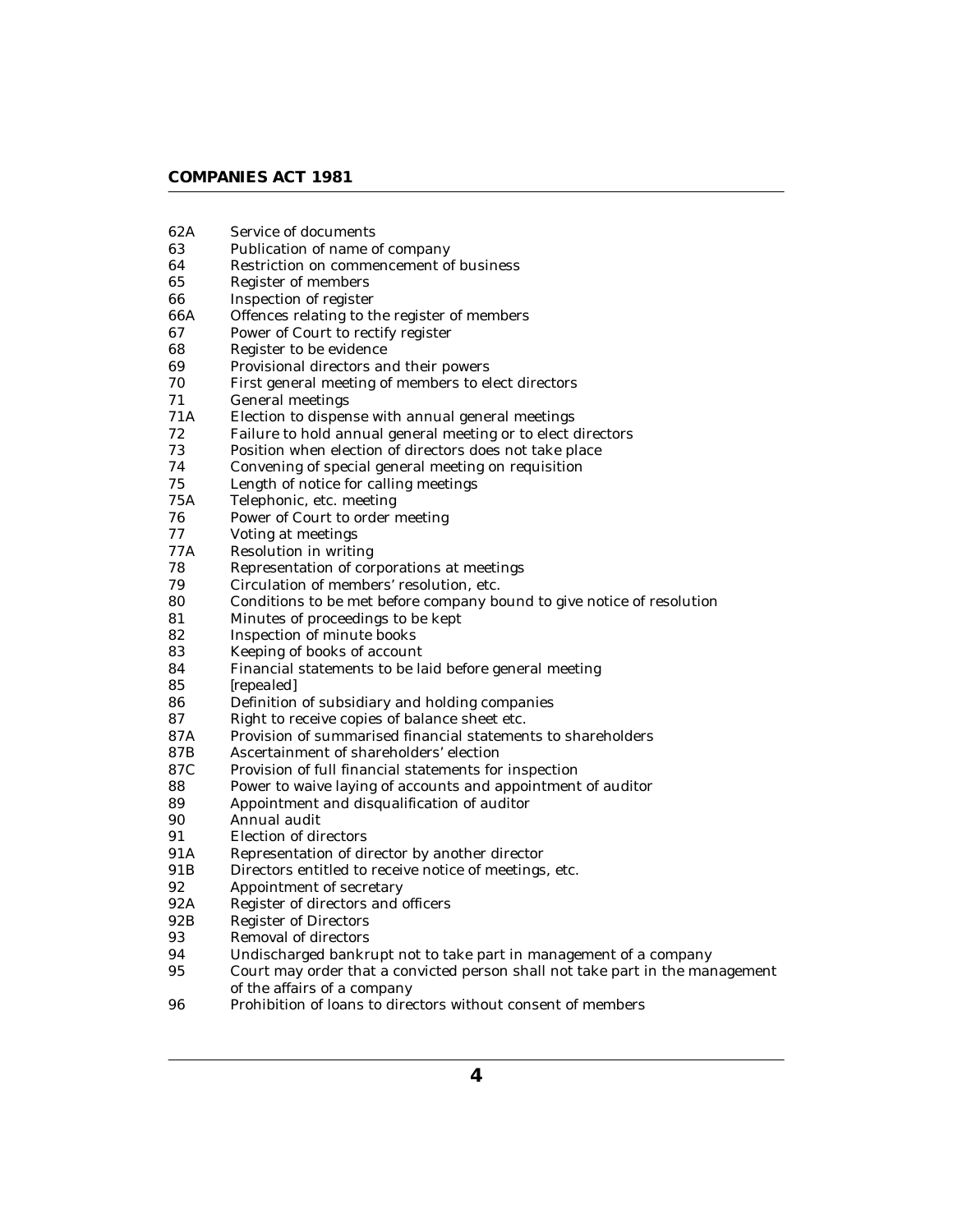62A Service of documents
63 Publication of name of company
64 Restriction on commencement of business
65 Register of members
66 Inspection of register
66A Offences relating to the register of members
67 Power of Court to rectify register
68 Register to be evidence
69 Provisional directors and their powers
70 First general meeting of members to elect directors
71 General meetings
71A Election to dispense with annual general meetings
72 Failure to hold annual general meeting or to elect directors
73 Position when election of directors does not take place
74 Convening of special general meeting on requisition
75 Length of notice for calling meetings
75A Telephonic, etc. meeting
76 Power of Court to order meeting
77 Voting at meetings
77A Resolution in writing
78 Representation of corporations at meetings
79 Circulation of members' resolution, etc.
80 Conditions to be met before company bound to give notice of resolution
81 Minutes of proceedings to be kept
82 Inspection of minute books
83 Keeping of books of account
84 Financial statements to be laid before general meeting
85 [repealed]
86 Definition of subsidiary and holding companies
87 Right to receive copies of balance sheet etc.
87A Provision of summarised financial statements to shareholders
87B Ascertainment of shareholders' election
87C Provision of full financial statements for inspection
88 Power to waive laying of accounts and appointment of auditor
89 Appointment and disqualification of auditor
90 Annual audit
91 Election of directors
91A Representation of director by another director
91B Directors entitled to receive notice of meetings, etc.
92 Appointment of secretary
92A Register of directors and officers
92B Register of Directors
93 Removal of directors
94 Undischarged bankrupt not to take part in management of a company
95 Court may order that a convicted person shall not take part in the management of the affairs of a company
96 Prohibition of loans to directors without consent of members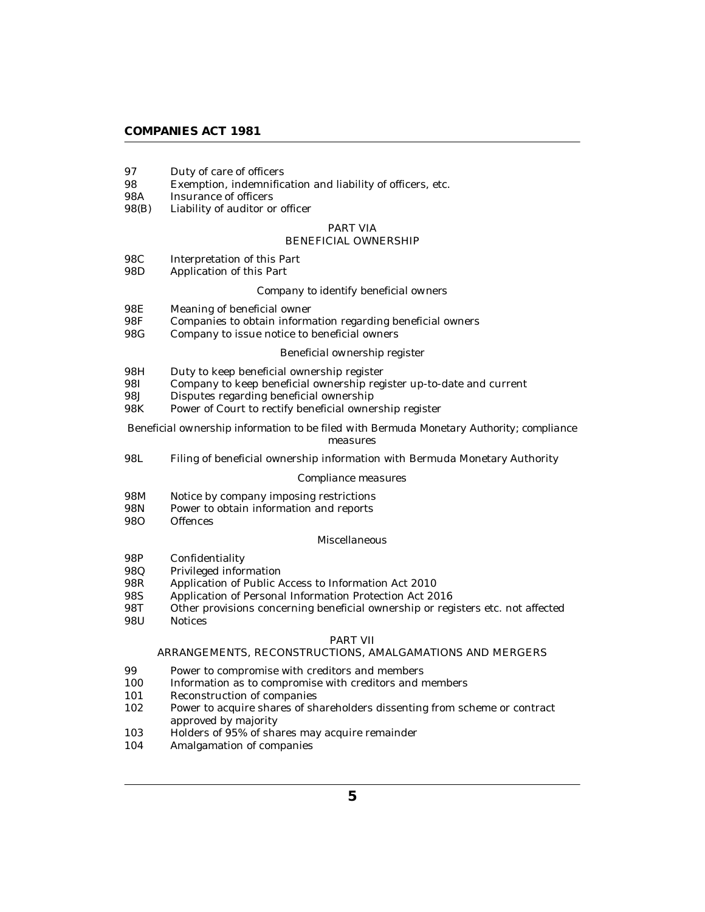97 Duty of care of officers
98 Exemption, indemnification and liability of officers, etc.
98A Insurance of officers
98(B) Liability of auditor or officer

PART VIA
BENEFICIAL OWNERSHIP

98C Interpretation of this Part
98D Application of this Part

*Company to identify beneficial owners*

98E Meaning of beneficial owner
98F Companies to obtain information regarding beneficial owners
98G Company to issue notice to beneficial owners

*Beneficial ownership register*

98H Duty to keep beneficial ownership register
98I Company to keep beneficial ownership register up-to-date and current
98J Disputes regarding beneficial ownership
98K Power of Court to rectify beneficial ownership register

*Beneficial ownership information to be filed with Bermuda Monetary Authority; compliance measures*

98L Filing of beneficial ownership information with Bermuda Monetary Authority

*Compliance measures*

98M Notice by company imposing restrictions
98N Power to obtain information and reports
98O Offences

*Miscellaneous*

98P Confidentiality
98Q Privileged information
98R Application of Public Access to Information Act 2010
98S Application of Personal Information Protection Act 2016
98T Other provisions concerning beneficial ownership or registers etc. not affected
98U Notices

PART VII
ARRANGEMENTS, RECONSTRUCTIONS, AMALGAMATIONS AND MERGERS

99 Power to compromise with creditors and members
100 Information as to compromise with creditors and members
101 Reconstruction of companies
102 Power to acquire shares of shareholders dissenting from scheme or contract approved by majority
103 Holders of 95% of shares may acquire remainder
104 Amalgamation of companies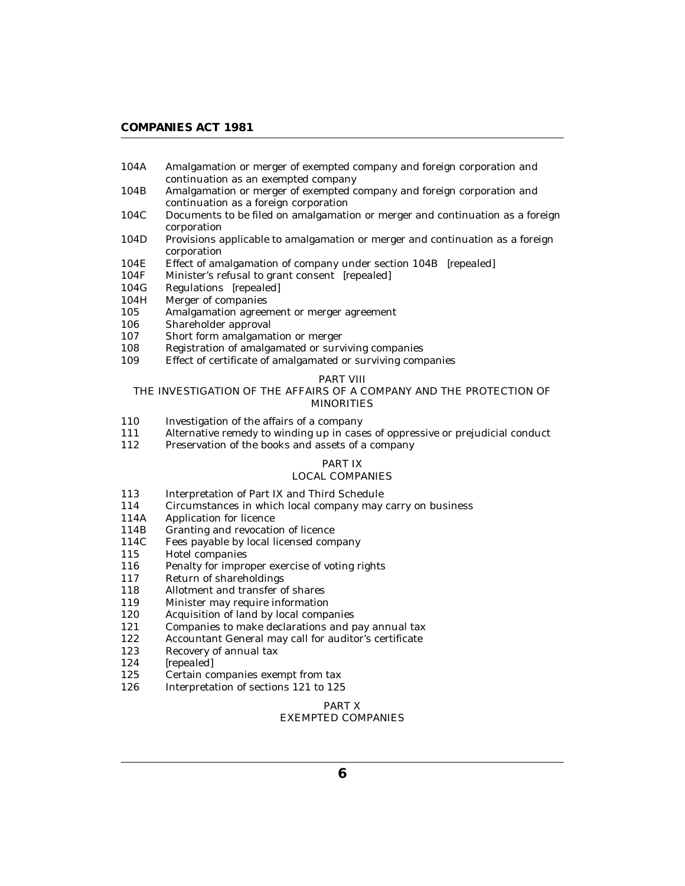104A Amalgamation or merger of exempted company and foreign corporation and continuation as an exempted company
104B Amalgamation or merger of exempted company and foreign corporation and continuation as a foreign corporation
104C Documents to be filed on amalgamation or merger and continuation as a foreign corporation
104D Provisions applicable to amalgamation or merger and continuation as a foreign corporation
104E Effect of amalgamation of company under section 104B [repealed]
104F Minister's refusal to grant consent [repealed]
104G Regulations [repealed]
104H Merger of companies
105 Amalgamation agreement or merger agreement
106 Shareholder approval
107 Short form amalgamation or merger
108 Registration of amalgamated or surviving companies
109 Effect of certificate of amalgamated or surviving companies

PART VIII
THE INVESTIGATION OF THE AFFAIRS OF A COMPANY AND THE PROTECTION OF MINORITIES

110 Investigation of the affairs of a company
111 Alternative remedy to winding up in cases of oppressive or prejudicial conduct
112 Preservation of the books and assets of a company

PART IX
LOCAL COMPANIES

113 Interpretation of Part IX and Third Schedule
114 Circumstances in which local company may carry on business
114A Application for licence
114B Granting and revocation of licence
114C Fees payable by local licensed company
115 Hotel companies
116 Penalty for improper exercise of voting rights
117 Return of shareholdings
118 Allotment and transfer of shares
119 Minister may require information
120 Acquisition of land by local companies
121 Companies to make declarations and pay annual tax
122 Accountant General may call for auditor's certificate
123 Recovery of annual tax
124 [repealed]
125 Certain companies exempt from tax
126 Interpretation of sections 121 to 125

PART X
EXEMPTED COMPANIES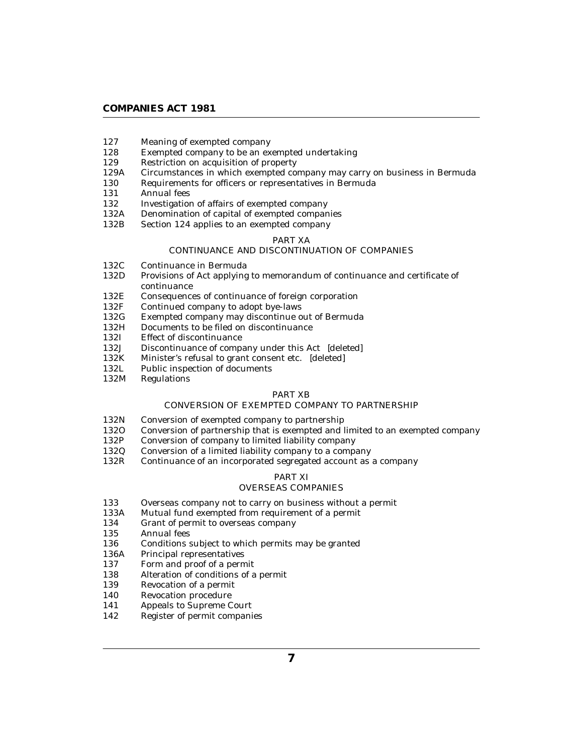127 Meaning of exempted company
128 Exempted company to be an exempted undertaking
129 Restriction on acquisition of property
129A Circumstances in which exempted company may carry on business in Bermuda
130 Requirements for officers or representatives in Bermuda
131 Annual fees
132 Investigation of affairs of exempted company
132A Denomination of capital of exempted companies
132B Section 124 applies to an exempted company

PART XA

CONTINUANCE AND DISCONTINUATION OF COMPANIES

132C Continuance in Bermuda
132D Provisions of Act applying to memorandum of continuance and certificate of continuance
132E Consequences of continuance of foreign corporation
132F Continued company to adopt bye-laws
132G Exempted company may discontinue out of Bermuda
132H Documents to be filed on discontinuance
132I Effect of discontinuance
132J Discontinuance of company under this Act [deleted]
132K Minister's refusal to grant consent etc. [deleted]
132L Public inspection of documents
132M Regulations

PART XB

CONVERSION OF EXEMPTED COMPANY TO PARTNERSHIP

132N Conversion of exempted company to partnership
132O Conversion of partnership that is exempted and limited to an exempted company
132P Conversion of company to limited liability company
132Q Conversion of a limited liability company to a company
132R Continuance of an incorporated segregated account as a company

PART XI

OVERSEAS COMPANIES

133 Overseas company not to carry on business without a permit
133A Mutual fund exempted from requirement of a permit
134 Grant of permit to overseas company
135 Annual fees
136 Conditions subject to which permits may be granted
136A Principal representatives
137 Form and proof of a permit
138 Alteration of conditions of a permit
139 Revocation of a permit
140 Revocation procedure
141 Appeals to Supreme Court
142 Register of permit companies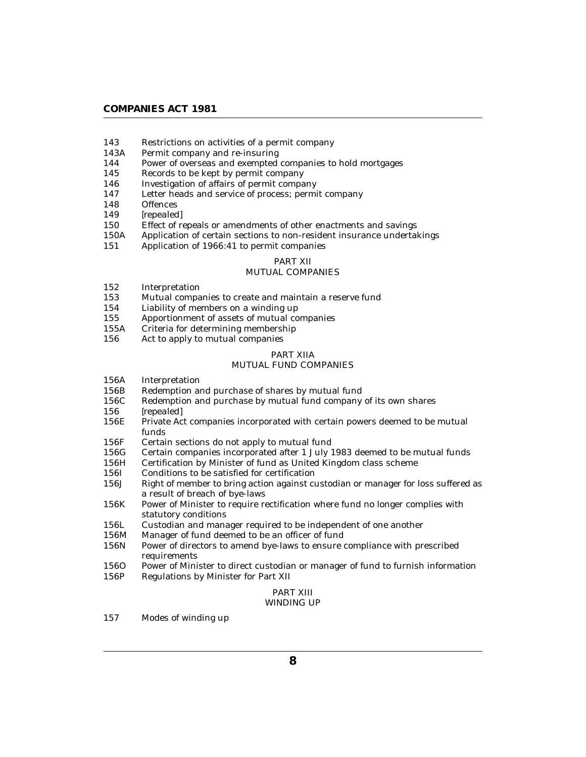143 Restrictions on activities of a permit company
143A Permit company and re-insuring
144 Power of overseas and exempted companies to hold mortgages
145 Records to be kept by permit company
146 Investigation of affairs of permit company
147 Letter heads and service of process; permit company
148 Offences
149 [repealed]
150 Effect of repeals or amendments of other enactments and savings
150A Application of certain sections to non-resident insurance undertakings
151 Application of 1966:41 to permit companies

PART XII
MUTUAL COMPANIES

152 Interpretation
153 Mutual companies to create and maintain a reserve fund
154 Liability of members on a winding up
155 Apportionment of assets of mutual companies
155A Criteria for determining membership
156 Act to apply to mutual companies

PART XIIA
MUTUAL FUND COMPANIES

156A Interpretation
156B Redemption and purchase of shares by mutual fund
156C Redemption and purchase by mutual fund company of its own shares
156 [repealed]
156E Private Act companies incorporated with certain powers deemed to be mutual funds
156F Certain sections do not apply to mutual fund
156G Certain companies incorporated after 1 July 1983 deemed to be mutual funds
156H Certification by Minister of fund as United Kingdom class scheme
156I Conditions to be satisfied for certification
156J Right of member to bring action against custodian or manager for loss suffered as a result of breach of bye-laws
156K Power of Minister to require rectification where fund no longer complies with statutory conditions
156L Custodian and manager required to be independent of one another
156M Manager of fund deemed to be an officer of fund
156N Power of directors to amend bye-laws to ensure compliance with prescribed requirements
156O Power of Minister to direct custodian or manager of fund to furnish information
156P Regulations by Minister for Part XII

PART XIII
WINDING UP

157 Modes of winding up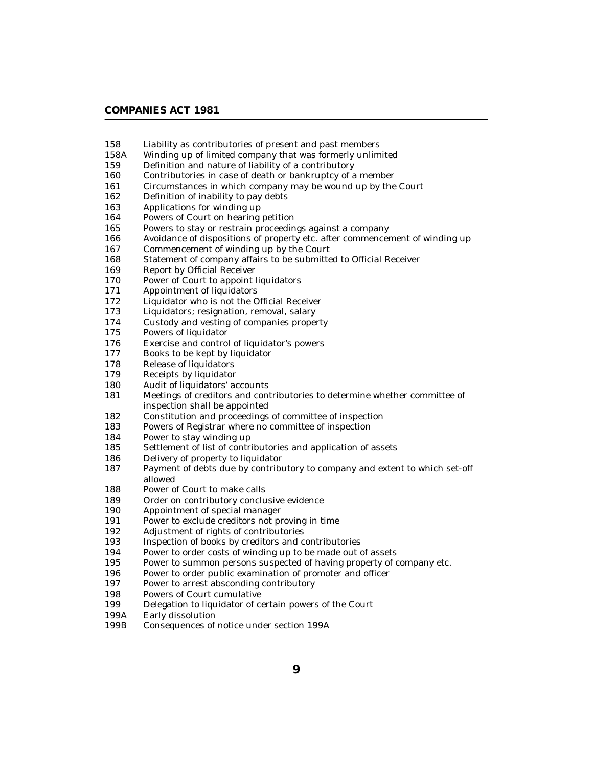| | |
|---|---|
| 158 | Liability as contributories of present and past members |
| 158A | Winding up of limited company that was formerly unlimited |
| 159 | Definition and nature of liability of a contributory |
| 160 | Contributories in case of death or bankruptcy of a member |
| 161 | Circumstances in which company may be wound up by the Court |
| 162 | Definition of inability to pay debts |
| 163 | Applications for winding up |
| 164 | Powers of Court on hearing petition |
| 165 | Powers to stay or restrain proceedings against a company |
| 166 | Avoidance of dispositions of property etc. after commencement of winding up |
| 167 | Commencement of winding up by the Court |
| 168 | Statement of company affairs to be submitted to Official Receiver |
| 169 | Report by Official Receiver |
| 170 | Power of Court to appoint liquidators |
| 171 | Appointment of liquidators |
| 172 | Liquidator who is not the Official Receiver |
| 173 | Liquidators; resignation, removal, salary |
| 174 | Custody and vesting of companies property |
| 175 | Powers of liquidator |
| 176 | Exercise and control of liquidator's powers |
| 177 | Books to be kept by liquidator |
| 178 | Release of liquidators |
| 179 | Receipts by liquidator |
| 180 | Audit of liquidators' accounts |
| 181 | Meetings of creditors and contributories to determine whether committee of inspection shall be appointed |
| 182 | Constitution and proceedings of committee of inspection |
| 183 | Powers of Registrar where no committee of inspection |
| 184 | Power to stay winding up |
| 185 | Settlement of list of contributories and application of assets |
| 186 | Delivery of property to liquidator |
| 187 | Payment of debts due by contributory to company and extent to which set-off allowed |
| 188 | Power of Court to make calls |
| 189 | Order on contributory conclusive evidence |
| 190 | Appointment of special manager |
| 191 | Power to exclude creditors not proving in time |
| 192 | Adjustment of rights of contributories |
| 193 | Inspection of books by creditors and contributories |
| 194 | Power to order costs of winding up to be made out of assets |
| 195 | Power to summon persons suspected of having property of company etc. |
| 196 | Power to order public examination of promoter and officer |
| 197 | Power to arrest absconding contributory |
| 198 | Powers of Court cumulative |
| 199 | Delegation to liquidator of certain powers of the Court |
| 199A | Early dissolution |
| 199B | Consequences of notice under section 199A |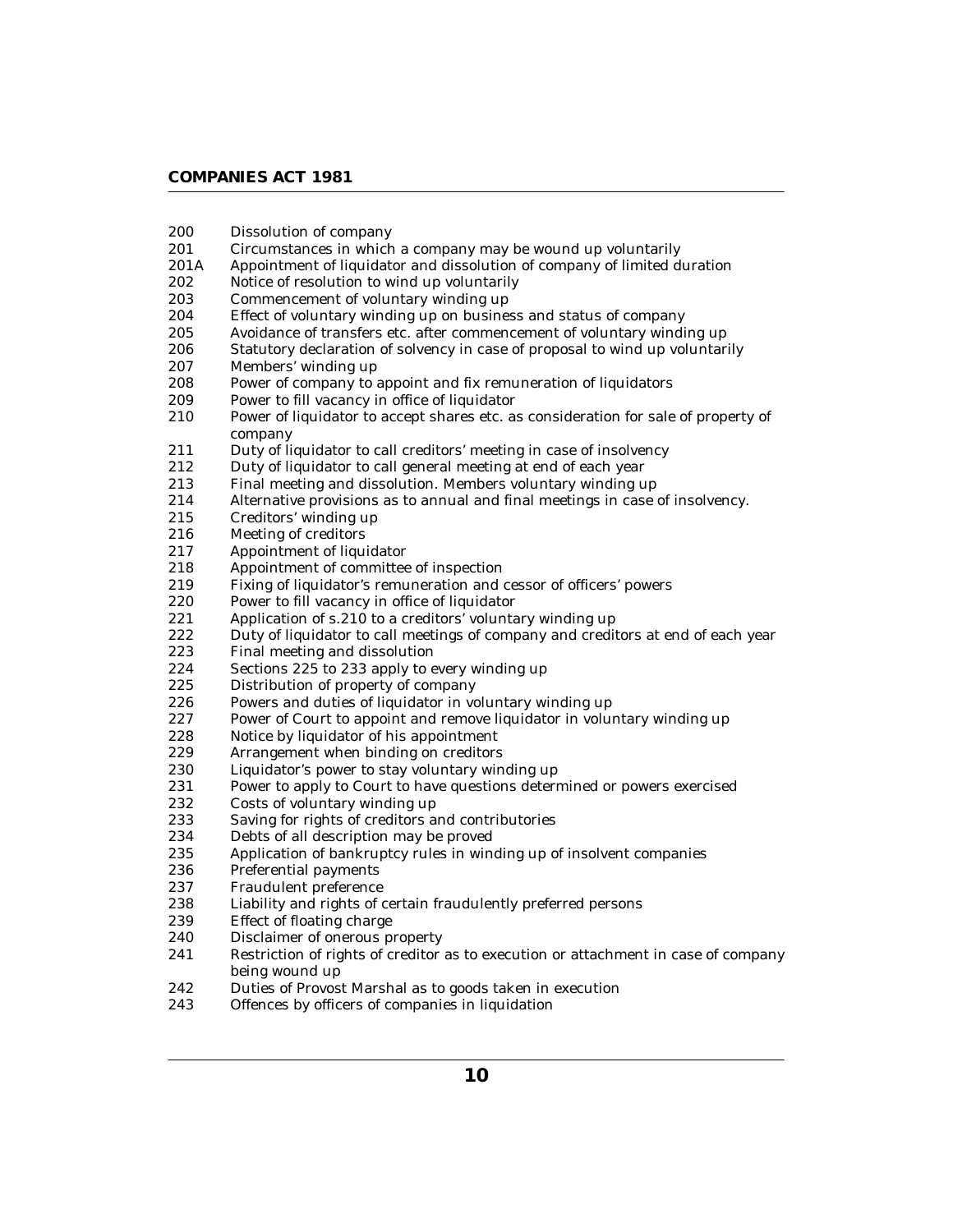200 Dissolution of company
201 Circumstances in which a company may be wound up voluntarily
201A Appointment of liquidator and dissolution of company of limited duration
202 Notice of resolution to wind up voluntarily
203 Commencement of voluntary winding up
204 Effect of voluntary winding up on business and status of company
205 Avoidance of transfers etc. after commencement of voluntary winding up
206 Statutory declaration of solvency in case of proposal to wind up voluntarily
207 Members' winding up
208 Power of company to appoint and fix remuneration of liquidators
209 Power to fill vacancy in office of liquidator
210 Power of liquidator to accept shares etc. as consideration for sale of property of company
211 Duty of liquidator to call creditors' meeting in case of insolvency
212 Duty of liquidator to call general meeting at end of each year
213 Final meeting and dissolution. Members voluntary winding up
214 Alternative provisions as to annual and final meetings in case of insolvency.
215 Creditors' winding up
216 Meeting of creditors
217 Appointment of liquidator
218 Appointment of committee of inspection
219 Fixing of liquidator's remuneration and cessor of officers' powers
220 Power to fill vacancy in office of liquidator
221 Application of s.210 to a creditors' voluntary winding up
222 Duty of liquidator to call meetings of company and creditors at end of each year
223 Final meeting and dissolution
224 Sections 225 to 233 apply to every winding up
225 Distribution of property of company
226 Powers and duties of liquidator in voluntary winding up
227 Power of Court to appoint and remove liquidator in voluntary winding up
228 Notice by liquidator of his appointment
229 Arrangement when binding on creditors
230 Liquidator's power to stay voluntary winding up
231 Power to apply to Court to have questions determined or powers exercised
232 Costs of voluntary winding up
233 Saving for rights of creditors and contributories
234 Debts of all description may be proved
235 Application of bankruptcy rules in winding up of insolvent companies
236 Preferential payments
237 Fraudulent preference
238 Liability and rights of certain fraudulently preferred persons
239 Effect of floating charge
240 Disclaimer of onerous property
241 Restriction of rights of creditor as to execution or attachment in case of company being wound up
242 Duties of Provost Marshal as to goods taken in execution
243 Offences by officers of companies in liquidation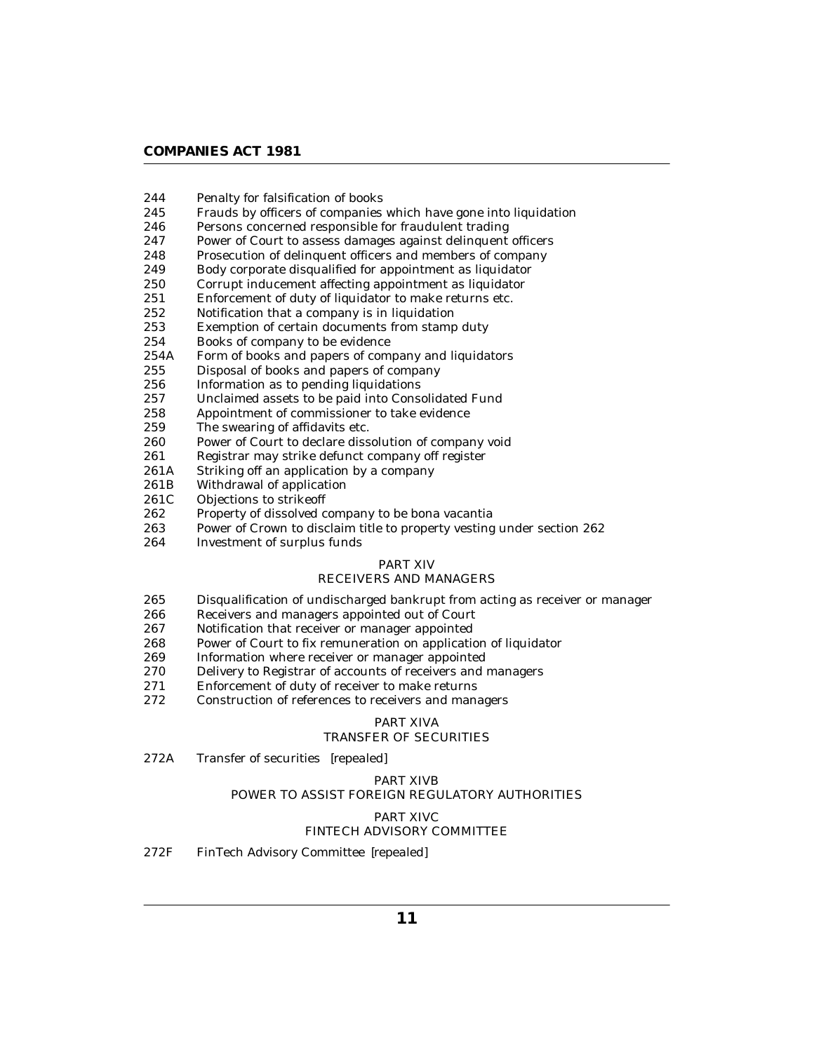244 Penalty for falsification of books
245 Frauds by officers of companies which have gone into liquidation
246 Persons concerned responsible for fraudulent trading
247 Power of Court to assess damages against delinquent officers
248 Prosecution of delinquent officers and members of company
249 Body corporate disqualified for appointment as liquidator
250 Corrupt inducement affecting appointment as liquidator
251 Enforcement of duty of liquidator to make returns etc.
252 Notification that a company is in liquidation
253 Exemption of certain documents from stamp duty
254 Books of company to be evidence
254A Form of books and papers of company and liquidators
255 Disposal of books and papers of company
256 Information as to pending liquidations
257 Unclaimed assets to be paid into Consolidated Fund
258 Appointment of commissioner to take evidence
259 The swearing of affidavits etc.
260 Power of Court to declare dissolution of company void
261 Registrar may strike defunct company off register
261A Striking off an application by a company
261B Withdrawal of application
261C Objections to strikeoff
262 Property of dissolved company to be bona vacantia
263 Power of Crown to disclaim title to property vesting under section 262
264 Investment of surplus funds

PART XIV
RECEIVERS AND MANAGERS

265 Disqualification of undischarged bankrupt from acting as receiver or manager
266 Receivers and managers appointed out of Court
267 Notification that receiver or manager appointed
268 Power of Court to fix remuneration on application of liquidator
269 Information where receiver or manager appointed
270 Delivery to Registrar of accounts of receivers and managers
271 Enforcement of duty of receiver to make returns
272 Construction of references to receivers and managers

PART XIVA
TRANSFER OF SECURITIES

272A Transfer of securities [repealed]

PART XIVB
POWER TO ASSIST FOREIGN REGULATORY AUTHORITIES

PART XIVC
FINTECH ADVISORY COMMITTEE

272F FinTech Advisory Committee [repealed]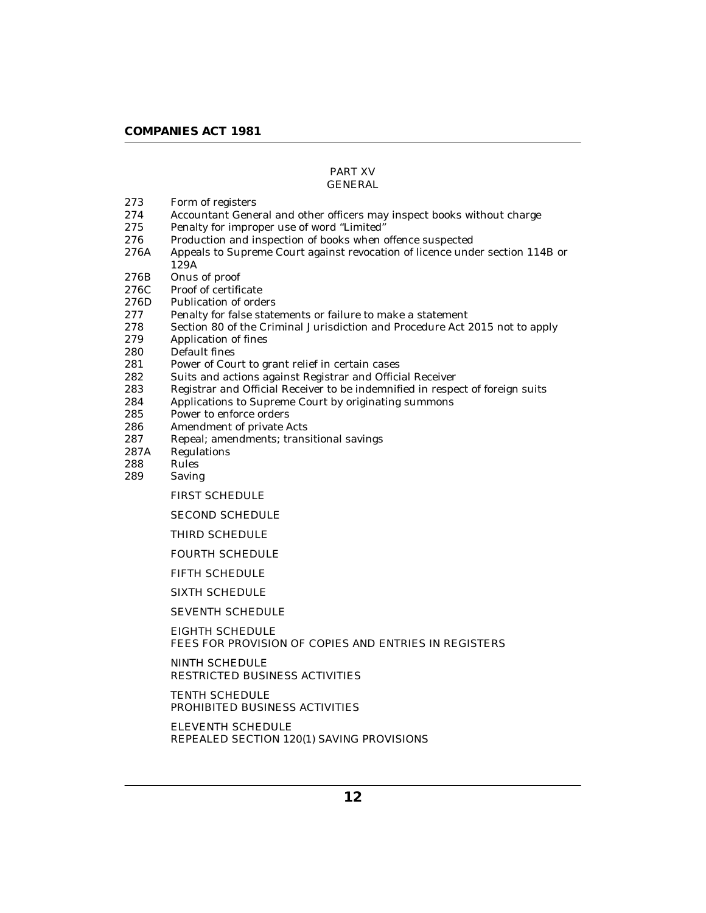## PART XV
## GENERAL

273 Form of registers
274 Accountant General and other officers may inspect books without charge
275 Penalty for improper use of word "Limited"
276 Production and inspection of books when offence suspected
276A Appeals to Supreme Court against revocation of licence under section 114B or 129A
276B Onus of proof
276C Proof of certificate
276D Publication of orders
277 Penalty for false statements or failure to make a statement
278 Section 80 of the Criminal Jurisdiction and Procedure Act 2015 not to apply
279 Application of fines
280 Default fines
281 Power of Court to grant relief in certain cases
282 Suits and actions against Registrar and Official Receiver
283 Registrar and Official Receiver to be indemnified in respect of foreign suits
284 Applications to Supreme Court by originating summons
285 Power to enforce orders
286 Amendment of private Acts
287 Repeal; amendments; transitional savings
287A Regulations
288 Rules
289 Saving

FIRST SCHEDULE

SECOND SCHEDULE

THIRD SCHEDULE

FOURTH SCHEDULE

FIFTH SCHEDULE

SIXTH SCHEDULE

SEVENTH SCHEDULE

EIGHTH SCHEDULE
FEES FOR PROVISION OF COPIES AND ENTRIES IN REGISTERS

NINTH SCHEDULE
RESTRICTED BUSINESS ACTIVITIES

TENTH SCHEDULE
PROHIBITED BUSINESS ACTIVITIES

ELEVENTH SCHEDULE
REPEALED SECTION 120(1) SAVING PROVISIONS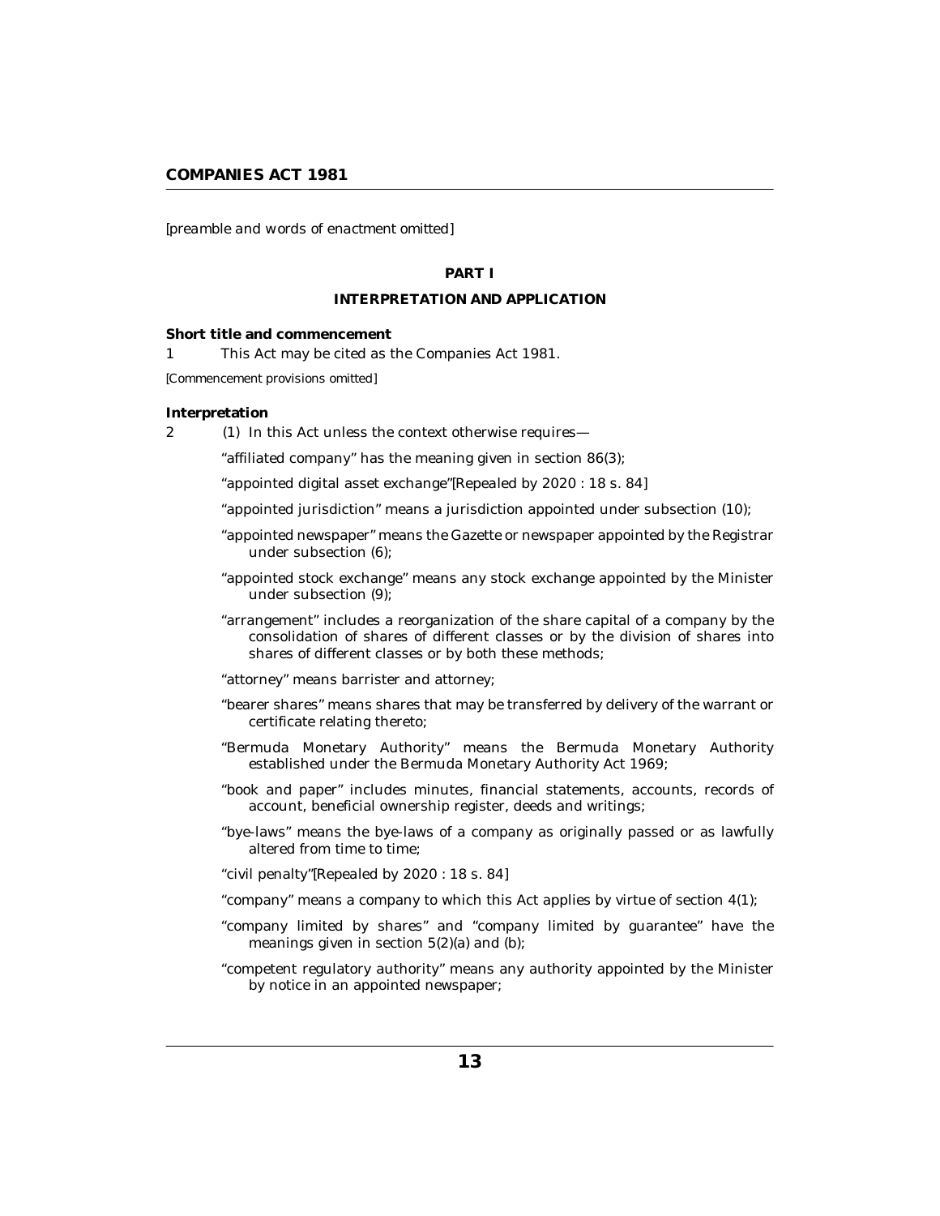# COMPANIES ACT 1981

*[preamble and words of enactment omitted]*

## PART I

## INTERPRETATION AND APPLICATION

**Short title and commencement**

1 This Act may be cited as the Companies Act 1981.

*[Commencement provisions omitted]*

**Interpretation**

2 (1) In this Act unless the context otherwise requires—

"affiliated company" has the meaning given in section 86(3);

"appointed digital asset exchange"*[Repealed by 2020 : 18 s. 84]*

"appointed jurisdiction" means a jurisdiction appointed under subsection (10);

"appointed newspaper" means the Gazette or newspaper appointed by the Registrar under subsection (6);

"appointed stock exchange" means any stock exchange appointed by the Minister under subsection (9);

"arrangement" includes a reorganization of the share capital of a company by the consolidation of shares of different classes or by the division of shares into shares of different classes or by both these methods;

"attorney" means barrister and attorney;

"bearer shares" means shares that may be transferred by delivery of the warrant or certificate relating thereto;

"Bermuda Monetary Authority" means the Bermuda Monetary Authority established under the Bermuda Monetary Authority Act 1969;

"book and paper" includes minutes, financial statements, accounts, records of account, beneficial ownership register, deeds and writings;

"bye-laws" means the bye-laws of a company as originally passed or as lawfully altered from time to time;

"civil penalty"*[Repealed by 2020 : 18 s. 84]*

"company" means a company to which this Act applies by virtue of section 4(1);

"company limited by shares" and "company limited by guarantee" have the meanings given in section 5(2)(a) and (b);

"competent regulatory authority" means any authority appointed by the Minister by notice in an appointed newspaper;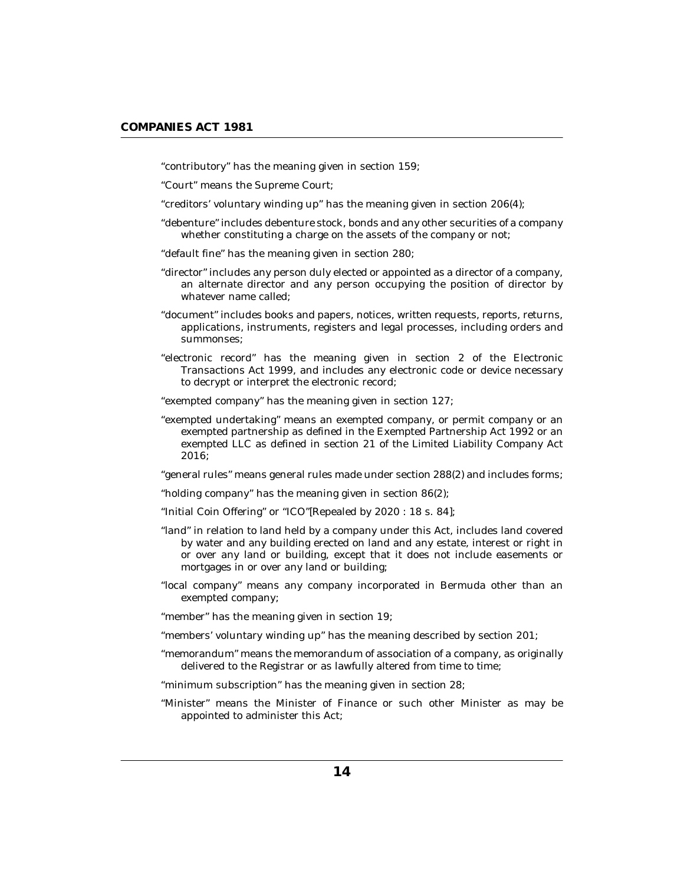"contributory" has the meaning given in section 159;

"Court" means the Supreme Court;

"creditors' voluntary winding up" has the meaning given in section 206(4);

"debenture" includes debenture stock, bonds and any other securities of a company whether constituting a charge on the assets of the company or not;

"default fine" has the meaning given in section 280;

"director" includes any person duly elected or appointed as a director of a company, an alternate director and any person occupying the position of director by whatever name called;

"document" includes books and papers, notices, written requests, reports, returns, applications, instruments, registers and legal processes, including orders and summonses;

"electronic record" has the meaning given in section 2 of the Electronic Transactions Act 1999, and includes any electronic code or device necessary to decrypt or interpret the electronic record;

"exempted company" has the meaning given in section 127;

"exempted undertaking" means an exempted company, or permit company or an exempted partnership as defined in the Exempted Partnership Act 1992 or an exempted LLC as defined in section 21 of the Limited Liability Company Act 2016;

"general rules" means general rules made under section 288(2) and includes forms;

"holding company" has the meaning given in section 86(2);

"Initial Coin Offering" or "ICO"[Repealed by 2020 : 18 s. 84];

"land" in relation to land held by a company under this Act, includes land covered by water and any building erected on land and any estate, interest or right in or over any land or building, except that it does not include easements or mortgages in or over any land or building;

"local company" means any company incorporated in Bermuda other than an exempted company;

"member" has the meaning given in section 19;

"members' voluntary winding up" has the meaning described by section 201;

"memorandum" means the memorandum of association of a company, as originally delivered to the Registrar or as lawfully altered from time to time;

"minimum subscription" has the meaning given in section 28;

"Minister" means the Minister of Finance or such other Minister as may be appointed to administer this Act;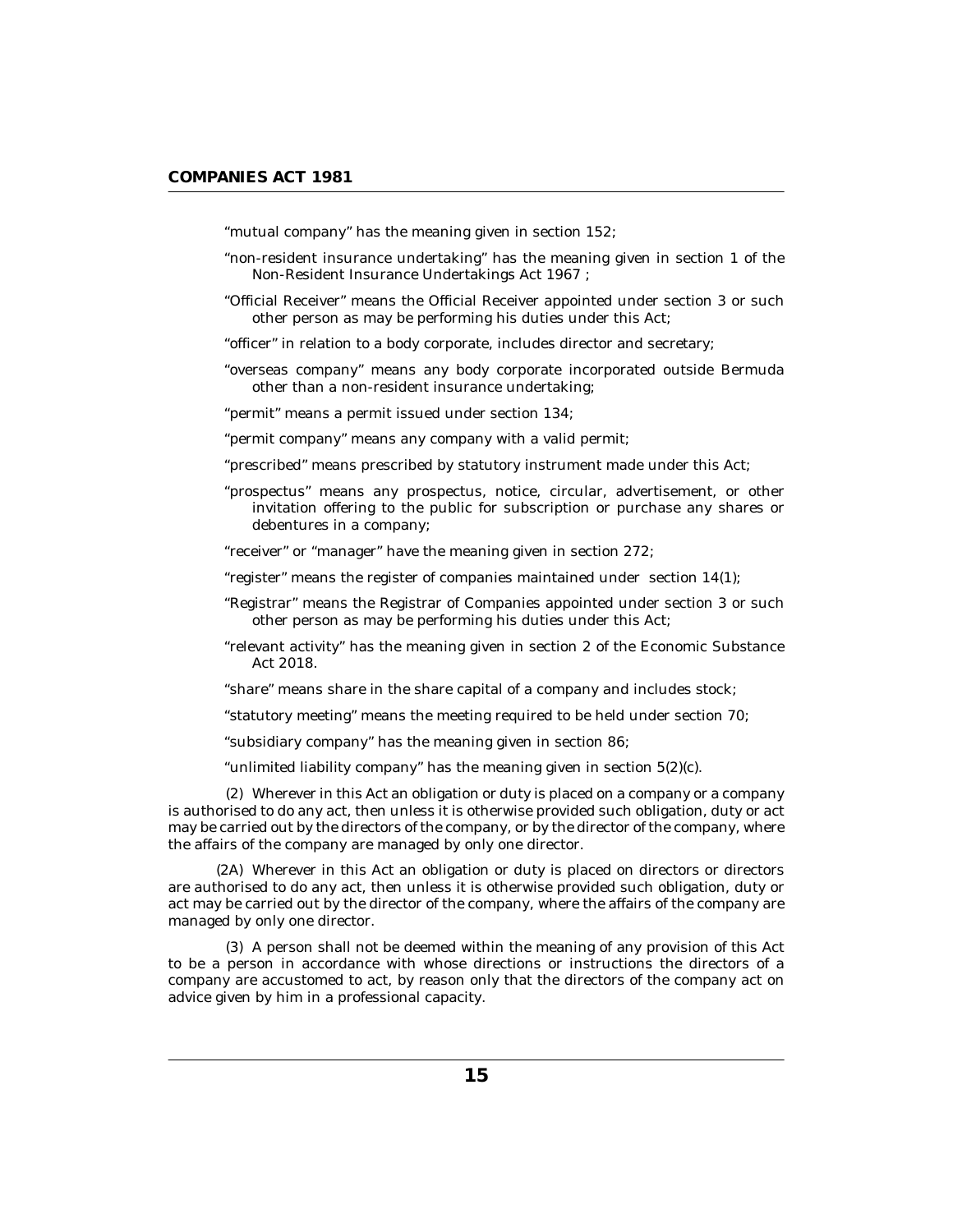"mutual company" has the meaning given in section 152;

"non-resident insurance undertaking" has the meaning given in section 1 of the Non-Resident Insurance Undertakings Act 1967 ;

"Official Receiver" means the Official Receiver appointed under section 3 or such other person as may be performing his duties under this Act;

"officer" in relation to a body corporate, includes director and secretary;

"overseas company" means any body corporate incorporated outside Bermuda other than a non-resident insurance undertaking;

"permit" means a permit issued under section 134;

"permit company" means any company with a valid permit;

"prescribed" means prescribed by statutory instrument made under this Act;

"prospectus" means any prospectus, notice, circular, advertisement, or other invitation offering to the public for subscription or purchase any shares or debentures in a company;

"receiver" or "manager" have the meaning given in section 272;

"register" means the register of companies maintained under section 14(1);

"Registrar" means the Registrar of Companies appointed under section 3 or such other person as may be performing his duties under this Act;

"relevant activity" has the meaning given in section 2 of the Economic Substance Act 2018.

"share" means share in the share capital of a company and includes stock;

"statutory meeting" means the meeting required to be held under section 70;

"subsidiary company" has the meaning given in section 86;

"unlimited liability company" has the meaning given in section 5(2)(c).

(2) Wherever in this Act an obligation or duty is placed on a company or a company is authorised to do any act, then unless it is otherwise provided such obligation, duty or act may be carried out by the directors of the company, or by the director of the company, where the affairs of the company are managed by only one director.

(2A) Wherever in this Act an obligation or duty is placed on directors or directors are authorised to do any act, then unless it is otherwise provided such obligation, duty or act may be carried out by the director of the company, where the affairs of the company are managed by only one director.

(3) A person shall not be deemed within the meaning of any provision of this Act to be a person in accordance with whose directions or instructions the directors of a company are accustomed to act, by reason only that the directors of the company act on advice given by him in a professional capacity.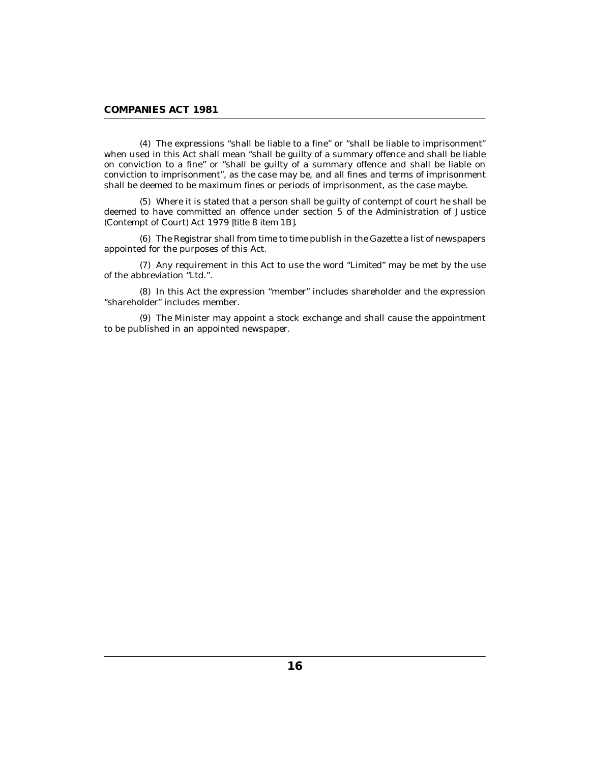(4) The expressions "shall be liable to a fine" or "shall be liable to imprisonment" when used in this Act shall mean "shall be guilty of a summary offence and shall be liable on conviction to a fine" or "shall be guilty of a summary offence and shall be liable on conviction to imprisonment", as the case may be, and all fines and terms of imprisonment shall be deemed to be maximum fines or periods of imprisonment, as the case maybe.

(5) Where it is stated that a person shall be guilty of contempt of court he shall be deemed to have committed an offence under section 5 of the Administration of Justice (Contempt of Court) Act 1979 [title 8 item 1B].

(6) The Registrar shall from time to time publish in the Gazette a list of newspapers appointed for the purposes of this Act.

(7) Any requirement in this Act to use the word "Limited" may be met by the use of the abbreviation "Ltd.".

(8) In this Act the expression "member" includes shareholder and the expression "shareholder" includes member.

(9) The Minister may appoint a stock exchange and shall cause the appointment to be published in an appointed newspaper.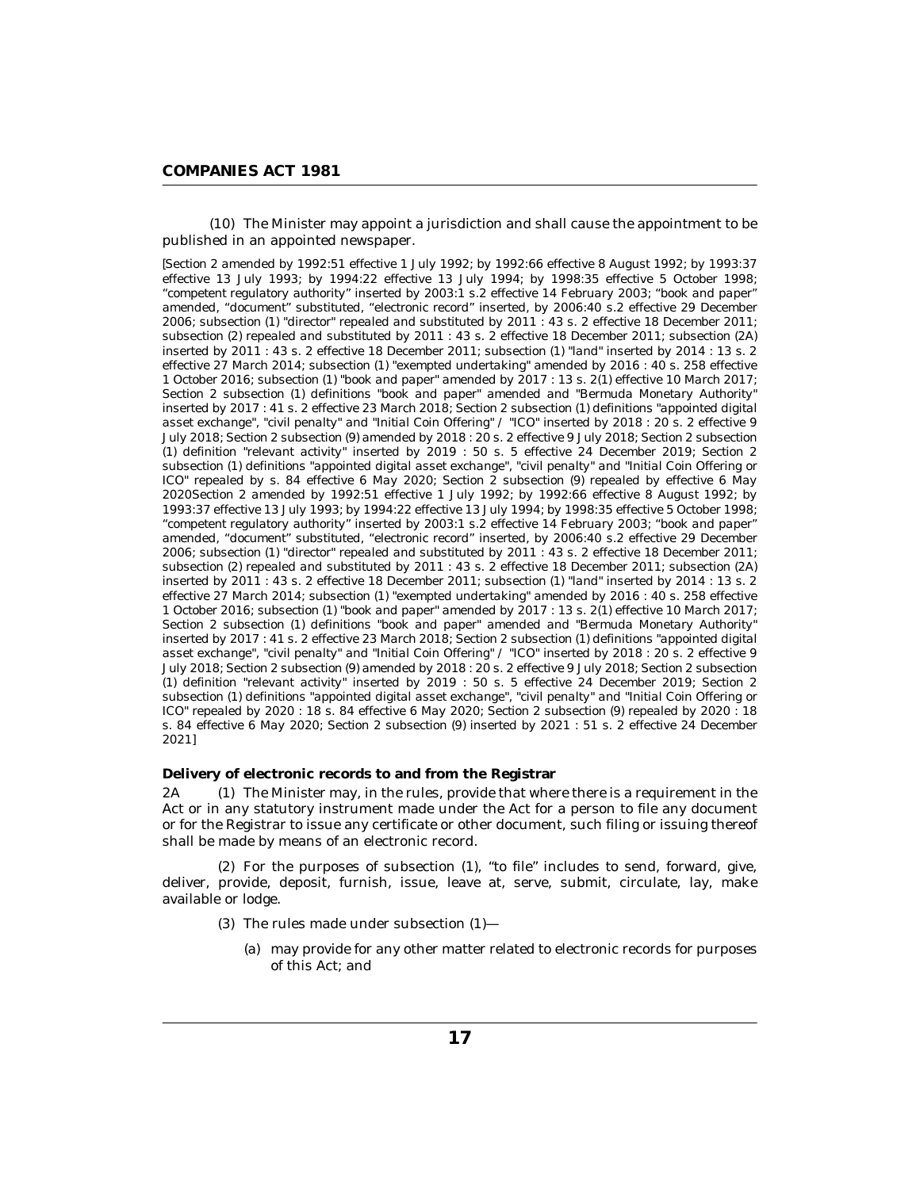(10) The Minister may appoint a jurisdiction and shall cause the appointment to be published in an appointed newspaper.

[Section 2 amended by 1992:51 effective 1 July 1992; by 1992:66 effective 8 August 1992; by 1993:37 effective 13 July 1993; by 1994:22 effective 13 July 1994; by 1998:35 effective 5 October 1998; "competent regulatory authority" inserted by 2003:1 s.2 effective 14 February 2003; "book and paper" amended, "document" substituted, "electronic record" inserted, by 2006:40 s.2 effective 29 December 2006; subsection (1) "director" repealed and substituted by 2011 : 43 s. 2 effective 18 December 2011; subsection (2) repealed and substituted by 2011 : 43 s. 2 effective 18 December 2011; subsection (2A) inserted by 2011 : 43 s. 2 effective 18 December 2011; subsection (1) "land" inserted by 2014 : 13 s. 2 effective 27 March 2014; subsection (1) "exempted undertaking" amended by 2016 : 40 s. 258 effective 1 October 2016; subsection (1) "book and paper" amended by 2017 : 13 s. 2(1) effective 10 March 2017; Section 2 subsection (1) definitions "book and paper" amended and "Bermuda Monetary Authority" inserted by 2017 : 41 s. 2 effective 23 March 2018; Section 2 subsection (1) definitions "appointed digital asset exchange", "civil penalty" and "Initial Coin Offering" / "ICO" inserted by 2018 : 20 s. 2 effective 9 July 2018; Section 2 subsection (9) amended by 2018 : 20 s. 2 effective 9 July 2018; Section 2 subsection (1) definition "relevant activity" inserted by 2019 : 50 s. 5 effective 24 December 2019; Section 2 subsection (1) definitions "appointed digital asset exchange", "civil penalty" and "Initial Coin Offering or ICO" repealed by s. 84 effective 6 May 2020; Section 2 subsection (9) repealed by effective 6 May 2020Section 2 amended by 1992:51 effective 1 July 1992; by 1992:66 effective 8 August 1992; by 1993:37 effective 13 July 1993; by 1994:22 effective 13 July 1994; by 1998:35 effective 5 October 1998; "competent regulatory authority" inserted by 2003:1 s.2 effective 14 February 2003; "book and paper" amended, "document" substituted, "electronic record" inserted, by 2006:40 s.2 effective 29 December 2006; subsection (1) "director" repealed and substituted by 2011 : 43 s. 2 effective 18 December 2011; subsection (2) repealed and substituted by 2011 : 43 s. 2 effective 18 December 2011; subsection (2A) inserted by 2011 : 43 s. 2 effective 18 December 2011; subsection (1) "land" inserted by 2014 : 13 s. 2 effective 27 March 2014; subsection (1) "exempted undertaking" amended by 2016 : 40 s. 258 effective 1 October 2016; subsection (1) "book and paper" amended by 2017 : 13 s. 2(1) effective 10 March 2017; Section 2 subsection (1) definitions "book and paper" amended and "Bermuda Monetary Authority" inserted by 2017 : 41 s. 2 effective 23 March 2018; Section 2 subsection (1) definitions "appointed digital asset exchange", "civil penalty" and "Initial Coin Offering" / "ICO" inserted by 2018 : 20 s. 2 effective 9 July 2018; Section 2 subsection (9) amended by 2018 : 20 s. 2 effective 9 July 2018; Section 2 subsection (1) definition "relevant activity" inserted by 2019 : 50 s. 5 effective 24 December 2019; Section 2 subsection (1) definitions "appointed digital asset exchange", "civil penalty" and "Initial Coin Offering or ICO" repealed by 2020 : 18 s. 84 effective 6 May 2020; Section 2 subsection (9) repealed by 2020 : 18 s. 84 effective 6 May 2020; Section 2 subsection (9) inserted by 2021 : 51 s. 2 effective 24 December 2021]

**Delivery of electronic records to and from the Registrar**

2A (1) The Minister may, in the rules, provide that where there is a requirement in the Act or in any statutory instrument made under the Act for a person to file any document or for the Registrar to issue any certificate or other document, such filing or issuing thereof shall be made by means of an electronic record.

(2) For the purposes of subsection (1), "to file" includes to send, forward, give, deliver, provide, deposit, furnish, issue, leave at, serve, submit, circulate, lay, make available or lodge.

(3) The rules made under subsection (1)—

(a) may provide for any other matter related to electronic records for purposes of this Act; and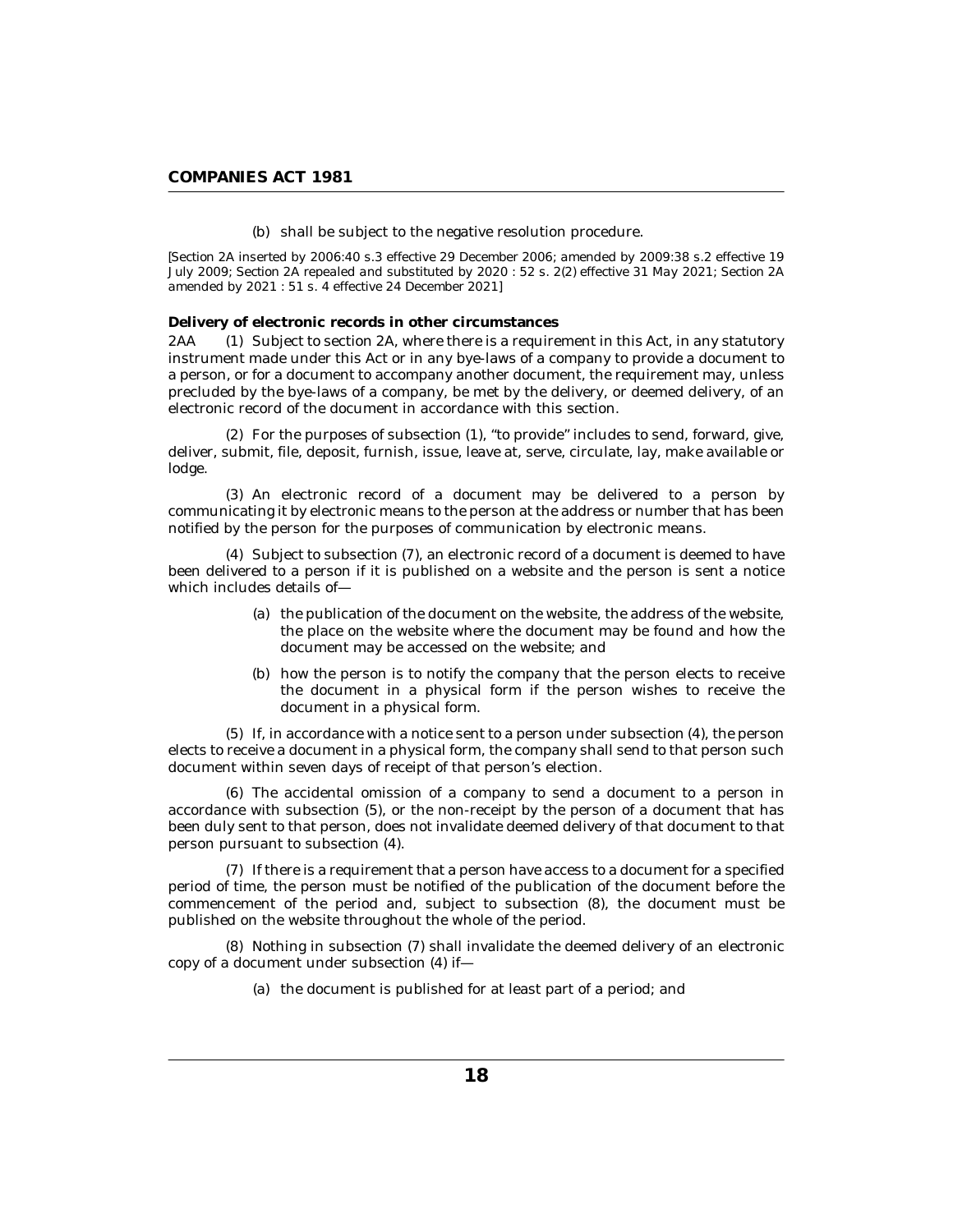(b) shall be subject to the negative resolution procedure.

[Section 2A inserted by 2006:40 s.3 effective 29 December 2006; amended by 2009:38 s.2 effective 19 July 2009; Section 2A repealed and substituted by 2020 : 52 s. 2(2) effective 31 May 2021; Section 2A amended by 2021 : 51 s. 4 effective 24 December 2021]

**Delivery of electronic records in other circumstances**

2AA (1) Subject to section 2A, where there is a requirement in this Act, in any statutory instrument made under this Act or in any bye-laws of a company to provide a document to a person, or for a document to accompany another document, the requirement may, unless precluded by the bye-laws of a company, be met by the delivery, or deemed delivery, of an electronic record of the document in accordance with this section.

(2) For the purposes of subsection (1), "to provide" includes to send, forward, give, deliver, submit, file, deposit, furnish, issue, leave at, serve, circulate, lay, make available or lodge.

(3) An electronic record of a document may be delivered to a person by communicating it by electronic means to the person at the address or number that has been notified by the person for the purposes of communication by electronic means.

(4) Subject to subsection (7), an electronic record of a document is deemed to have been delivered to a person if it is published on a website and the person is sent a notice which includes details of—

(a) the publication of the document on the website, the address of the website, the place on the website where the document may be found and how the document may be accessed on the website; and

(b) how the person is to notify the company that the person elects to receive the document in a physical form if the person wishes to receive the document in a physical form.

(5) If, in accordance with a notice sent to a person under subsection (4), the person elects to receive a document in a physical form, the company shall send to that person such document within seven days of receipt of that person's election.

(6) The accidental omission of a company to send a document to a person in accordance with subsection (5), or the non-receipt by the person of a document that has been duly sent to that person, does not invalidate deemed delivery of that document to that person pursuant to subsection (4).

(7) If there is a requirement that a person have access to a document for a specified period of time, the person must be notified of the publication of the document before the commencement of the period and, subject to subsection (8), the document must be published on the website throughout the whole of the period.

(8) Nothing in subsection (7) shall invalidate the deemed delivery of an electronic copy of a document under subsection (4) if—

(a) the document is published for at least part of a period; and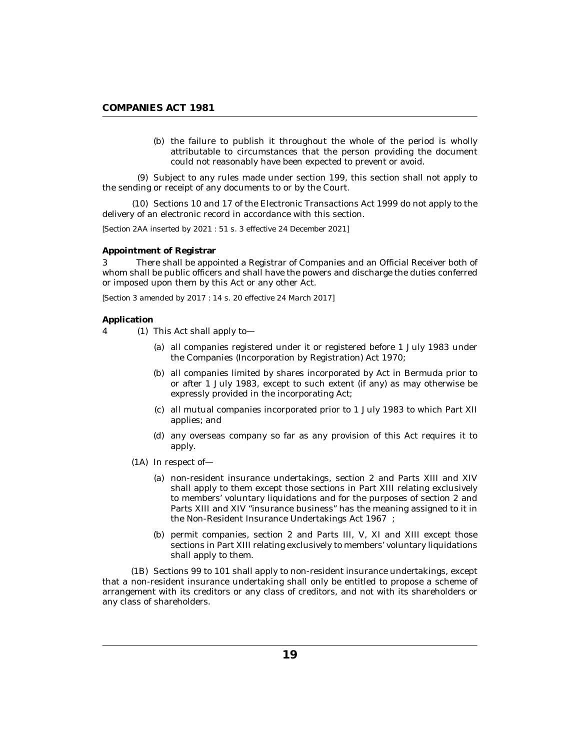(b) the failure to publish it throughout the whole of the period is wholly attributable to circumstances that the person providing the document could not reasonably have been expected to prevent or avoid.

(9) Subject to any rules made under section 199, this section shall not apply to the sending or receipt of any documents to or by the Court.

(10) Sections 10 and 17 of the Electronic Transactions Act 1999 do not apply to the delivery of an electronic record in accordance with this section.

*[Section 2AA inserted by 2021 : 51 s. 3 effective 24 December 2021]*

**Appointment of Registrar**

3 There shall be appointed a Registrar of Companies and an Official Receiver both of whom shall be public officers and shall have the powers and discharge the duties conferred or imposed upon them by this Act or any other Act.

*[Section 3 amended by 2017 : 14 s. 20 effective 24 March 2017]*

**Application**

4 (1) This Act shall apply to—

(a) all companies registered under it or registered before 1 July 1983 under the Companies (Incorporation by Registration) Act 1970;

(b) all companies limited by shares incorporated by Act in Bermuda prior to or after 1 July 1983, except to such extent (if any) as may otherwise be expressly provided in the incorporating Act;

(c) all mutual companies incorporated prior to 1 July 1983 to which Part XII applies; and

(d) any overseas company so far as any provision of this Act requires it to apply.

(1A) In respect of—

(a) non-resident insurance undertakings, section 2 and Parts XIII and XIV shall apply to them except those sections in Part XIII relating exclusively to members' voluntary liquidations and for the purposes of section 2 and Parts XIII and XIV "insurance business" has the meaning assigned to it in the Non-Resident Insurance Undertakings Act 1967 ;

(b) permit companies, section 2 and Parts III, V, XI and XIII except those sections in Part XIII relating exclusively to members' voluntary liquidations shall apply to them.

(1B) Sections 99 to 101 shall apply to non-resident insurance undertakings, except that a non-resident insurance undertaking shall only be entitled to propose a scheme of arrangement with its creditors or any class of creditors, and not with its shareholders or any class of shareholders.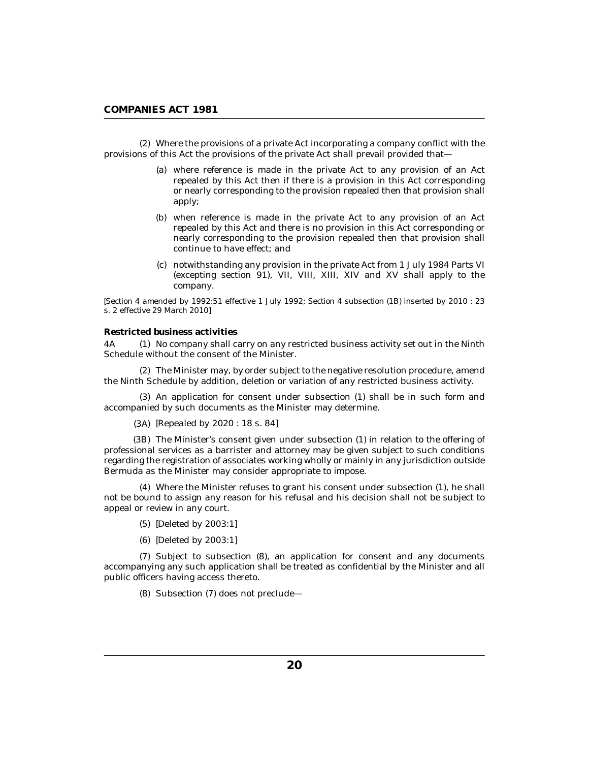(2) Where the provisions of a private Act incorporating a company conflict with the provisions of this Act the provisions of the private Act shall prevail provided that—

(a) where reference is made in the private Act to any provision of an Act repealed by this Act then if there is a provision in this Act corresponding or nearly corresponding to the provision repealed then that provision shall apply;

(b) when reference is made in the private Act to any provision of an Act repealed by this Act and there is no provision in this Act corresponding or nearly corresponding to the provision repealed then that provision shall continue to have effect; and

(c) notwithstanding any provision in the private Act from 1 July 1984 Parts VI (excepting section 91), VII, VIII, XIII, XIV and XV shall apply to the company.

*[Section 4 amended by 1992:51 effective 1 July 1992; Section 4 subsection (1B) inserted by 2010 : 23 s. 2 effective 29 March 2010]*

**Restricted business activities**

4A (1) No company shall carry on any restricted business activity set out in the Ninth Schedule without the consent of the Minister.

(2) The Minister may, by order subject to the negative resolution procedure, amend the Ninth Schedule by addition, deletion or variation of any restricted business activity.

(3) An application for consent under subsection (1) shall be in such form and accompanied by such documents as the Minister may determine.

(3A) [Repealed by 2020 : 18 s. 84]

(3B) The Minister's consent given under subsection (1) in relation to the offering of professional services as a barrister and attorney may be given subject to such conditions regarding the registration of associates working wholly or mainly in any jurisdiction outside Bermuda as the Minister may consider appropriate to impose.

(4) Where the Minister refuses to grant his consent under subsection (1), he shall not be bound to assign any reason for his refusal and his decision shall not be subject to appeal or review in any court.

(5) [Deleted by 2003:1]

(6) [Deleted by 2003:1]

(7) Subject to subsection (8), an application for consent and any documents accompanying any such application shall be treated as confidential by the Minister and all public officers having access thereto.

(8) Subsection (7) does not preclude—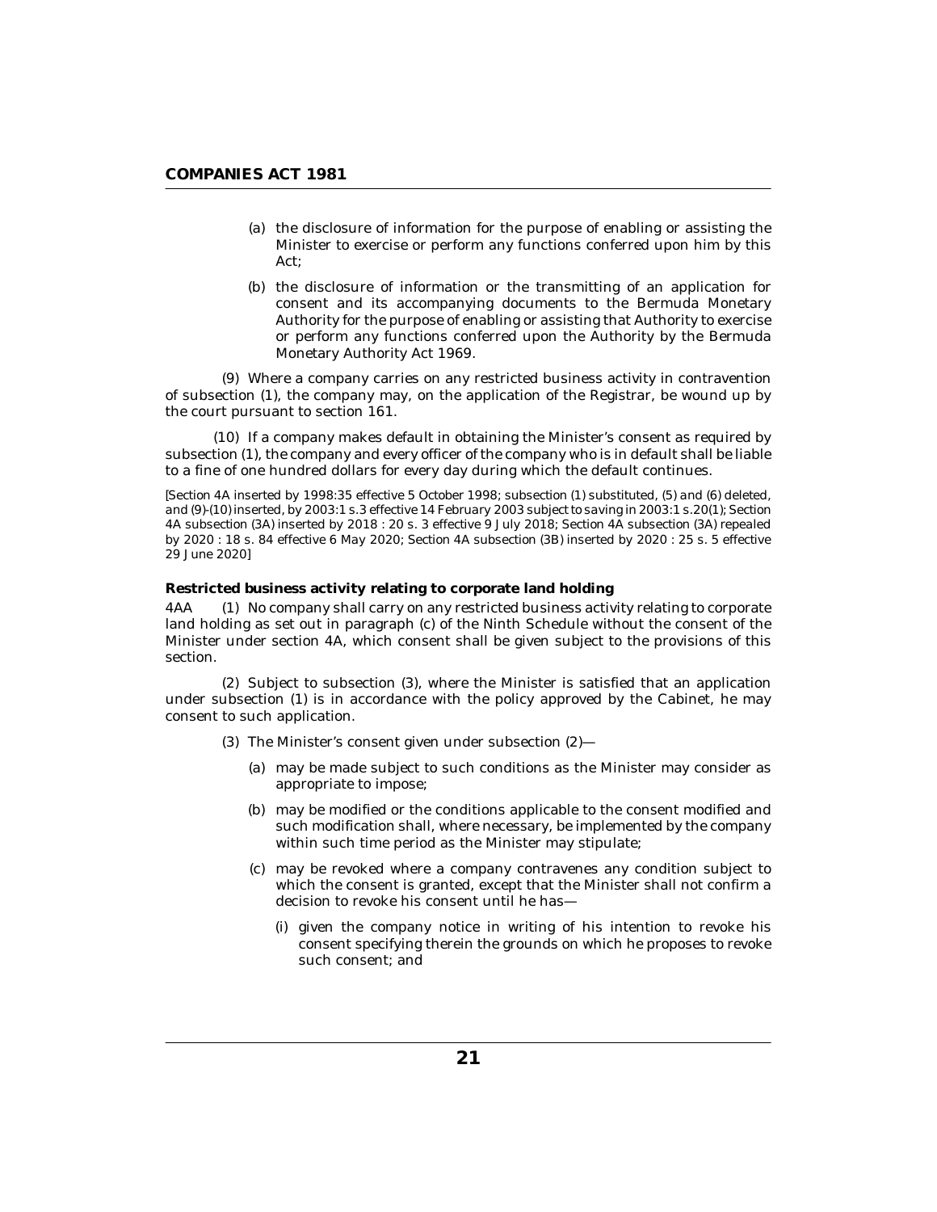(a) the disclosure of information for the purpose of enabling or assisting the Minister to exercise or perform any functions conferred upon him by this Act;

(b) the disclosure of information or the transmitting of an application for consent and its accompanying documents to the Bermuda Monetary Authority for the purpose of enabling or assisting that Authority to exercise or perform any functions conferred upon the Authority by the Bermuda Monetary Authority Act 1969.

(9) Where a company carries on any restricted business activity in contravention of subsection (1), the company may, on the application of the Registrar, be wound up by the court pursuant to section 161.

(10) If a company makes default in obtaining the Minister's consent as required by subsection (1), the company and every officer of the company who is in default shall be liable to a fine of one hundred dollars for every day during which the default continues.

[Section 4A inserted by 1998:35 effective 5 October 1998; subsection (1) substituted, (5) and (6) deleted, and (9)-(10) inserted, by 2003:1 s.3 effective 14 February 2003 subject to saving in 2003:1 s.20(1); Section 4A subsection (3A) inserted by 2018 : 20 s. 3 effective 9 July 2018; Section 4A subsection (3A) repealed by 2020 : 18 s. 84 effective 6 May 2020; Section 4A subsection (3B) inserted by 2020 : 25 s. 5 effective 29 June 2020]

**Restricted business activity relating to corporate land holding**

4AA (1) No company shall carry on any restricted business activity relating to corporate land holding as set out in paragraph (c) of the Ninth Schedule without the consent of the Minister under section 4A, which consent shall be given subject to the provisions of this section.

(2) Subject to subsection (3), where the Minister is satisfied that an application under subsection (1) is in accordance with the policy approved by the Cabinet, he may consent to such application.

(3) The Minister's consent given under subsection (2)—

(a) may be made subject to such conditions as the Minister may consider as appropriate to impose;

(b) may be modified or the conditions applicable to the consent modified and such modification shall, where necessary, be implemented by the company within such time period as the Minister may stipulate;

(c) may be revoked where a company contravenes any condition subject to which the consent is granted, except that the Minister shall not confirm a decision to revoke his consent until he has—

(i) given the company notice in writing of his intention to revoke his consent specifying therein the grounds on which he proposes to revoke such consent; and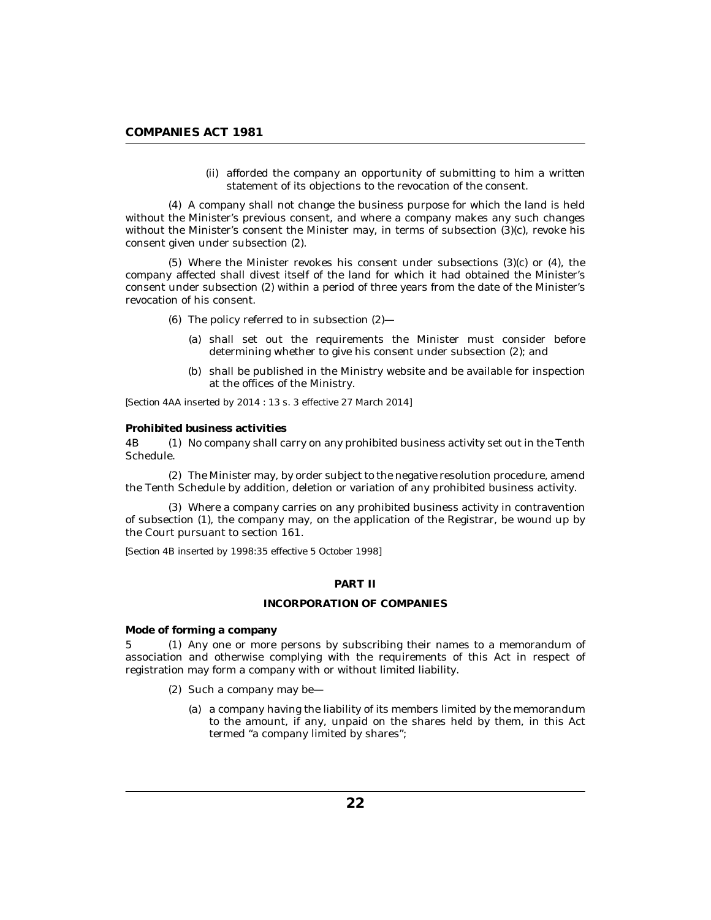(ii) afforded the company an opportunity of submitting to him a written statement of its objections to the revocation of the consent.

(4) A company shall not change the business purpose for which the land is held without the Minister's previous consent, and where a company makes any such changes without the Minister's consent the Minister may, in terms of subsection (3)(c), revoke his consent given under subsection (2).

(5) Where the Minister revokes his consent under subsections (3)(c) or (4), the company affected shall divest itself of the land for which it had obtained the Minister's consent under subsection (2) within a period of three years from the date of the Minister's revocation of his consent.

(6) The policy referred to in subsection (2)—

(a) shall set out the requirements the Minister must consider before determining whether to give his consent under subsection (2); and

(b) shall be published in the Ministry website and be available for inspection at the offices of the Ministry.

[Section 4AA inserted by 2014 : 13 s. 3 effective 27 March 2014]

**Prohibited business activities**

4B (1) No company shall carry on any prohibited business activity set out in the Tenth Schedule.

(2) The Minister may, by order subject to the negative resolution procedure, amend the Tenth Schedule by addition, deletion or variation of any prohibited business activity.

(3) Where a company carries on any prohibited business activity in contravention of subsection (1), the company may, on the application of the Registrar, be wound up by the Court pursuant to section 161.

[Section 4B inserted by 1998:35 effective 5 October 1998]

## PART II

## INCORPORATION OF COMPANIES

**Mode of forming a company**

5 (1) Any one or more persons by subscribing their names to a memorandum of association and otherwise complying with the requirements of this Act in respect of registration may form a company with or without limited liability.

(2) Such a company may be—

(a) a company having the liability of its members limited by the memorandum to the amount, if any, unpaid on the shares held by them, in this Act termed "a company limited by shares";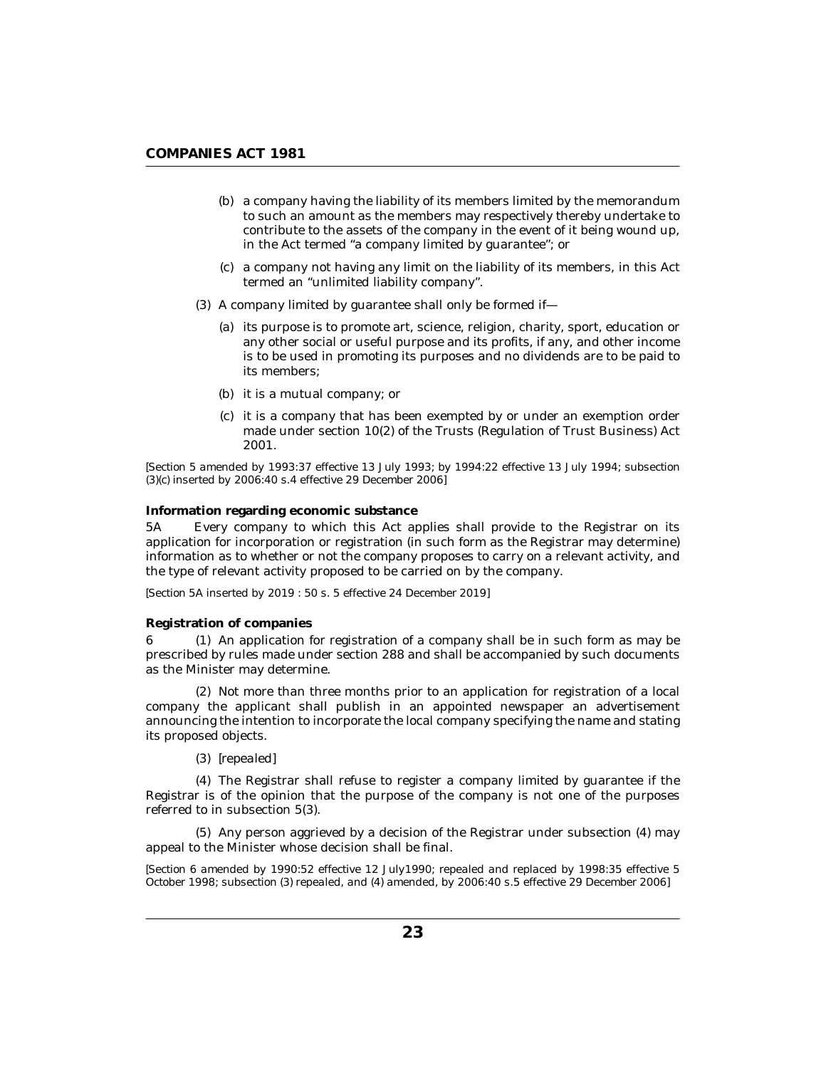(b) a company having the liability of its members limited by the memorandum to such an amount as the members may respectively thereby undertake to contribute to the assets of the company in the event of it being wound up, in the Act termed "a company limited by guarantee"; or

(c) a company not having any limit on the liability of its members, in this Act termed an "unlimited liability company".

(3) A company limited by guarantee shall only be formed if—

(a) its purpose is to promote art, science, religion, charity, sport, education or any other social or useful purpose and its profits, if any, and other income is to be used in promoting its purposes and no dividends are to be paid to its members;

(b) it is a mutual company; or

(c) it is a company that has been exempted by or under an exemption order made under section 10(2) of the Trusts (Regulation of Trust Business) Act 2001.

*[Section 5 amended by 1993:37 effective 13 July 1993; by 1994:22 effective 13 July 1994; subsection (3)(c) inserted by 2006:40 s.4 effective 29 December 2006]*

**Information regarding economic substance**

5A Every company to which this Act applies shall provide to the Registrar on its application for incorporation or registration (in such form as the Registrar may determine) information as to whether or not the company proposes to carry on a relevant activity, and the type of relevant activity proposed to be carried on by the company.

*[Section 5A inserted by 2019 : 50 s. 5 effective 24 December 2019]*

**Registration of companies**

6 (1) An application for registration of a company shall be in such form as may be prescribed by rules made under section 288 and shall be accompanied by such documents as the Minister may determine.

(2) Not more than three months prior to an application for registration of a local company the applicant shall publish in an appointed newspaper an advertisement announcing the intention to incorporate the local company specifying the name and stating its proposed objects.

(3) *[repealed]*

(4) The Registrar shall refuse to register a company limited by guarantee if the Registrar is of the opinion that the purpose of the company is not one of the purposes referred to in subsection 5(3).

(5) Any person aggrieved by a decision of the Registrar under subsection (4) may appeal to the Minister whose decision shall be final.

*[Section 6 amended by 1990:52 effective 12 July1990; repealed and replaced by 1998:35 effective 5 October 1998; subsection (3) repealed, and (4) amended, by 2006:40 s.5 effective 29 December 2006]*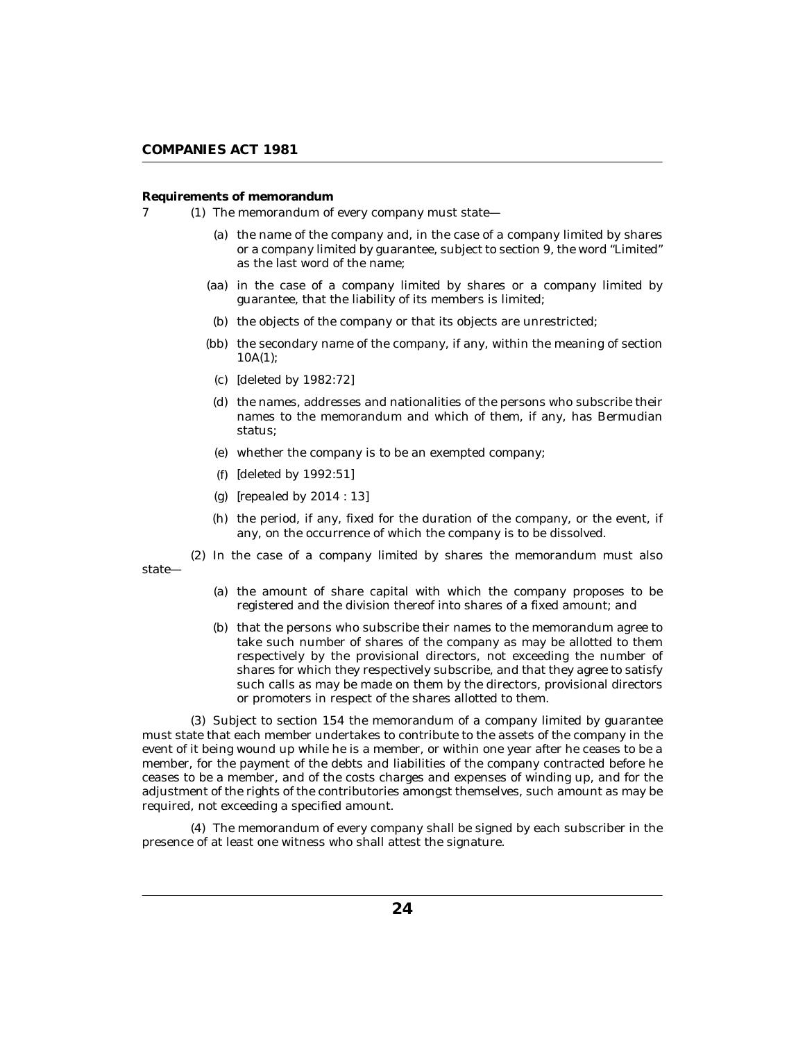**Requirements of memorandum**

7 (1) The memorandum of every company must state—

(a) the name of the company and, in the case of a company limited by shares or a company limited by guarantee, subject to section 9, the word "Limited" as the last word of the name;

(aa) in the case of a company limited by shares or a company limited by guarantee, that the liability of its members is limited;

(b) the objects of the company or that its objects are unrestricted;

(bb) the secondary name of the company, if any, within the meaning of section 10A(1);

(c) [deleted by 1982:72]

(d) the names, addresses and nationalities of the persons who subscribe their names to the memorandum and which of them, if any, has Bermudian status;

(e) whether the company is to be an exempted company;

(f) [deleted by 1992:51]

(g) [repealed by 2014 : 13]

(h) the period, if any, fixed for the duration of the company, or the event, if any, on the occurrence of which the company is to be dissolved.

(2) In the case of a company limited by shares the memorandum must also state—

(a) the amount of share capital with which the company proposes to be registered and the division thereof into shares of a fixed amount; and

(b) that the persons who subscribe their names to the memorandum agree to take such number of shares of the company as may be allotted to them respectively by the provisional directors, not exceeding the number of shares for which they respectively subscribe, and that they agree to satisfy such calls as may be made on them by the directors, provisional directors or promoters in respect of the shares allotted to them.

(3) Subject to section 154 the memorandum of a company limited by guarantee must state that each member undertakes to contribute to the assets of the company in the event of it being wound up while he is a member, or within one year after he ceases to be a member, for the payment of the debts and liabilities of the company contracted before he ceases to be a member, and of the costs charges and expenses of winding up, and for the adjustment of the rights of the contributories amongst themselves, such amount as may be required, not exceeding a specified amount.

(4) The memorandum of every company shall be signed by each subscriber in the presence of at least one witness who shall attest the signature.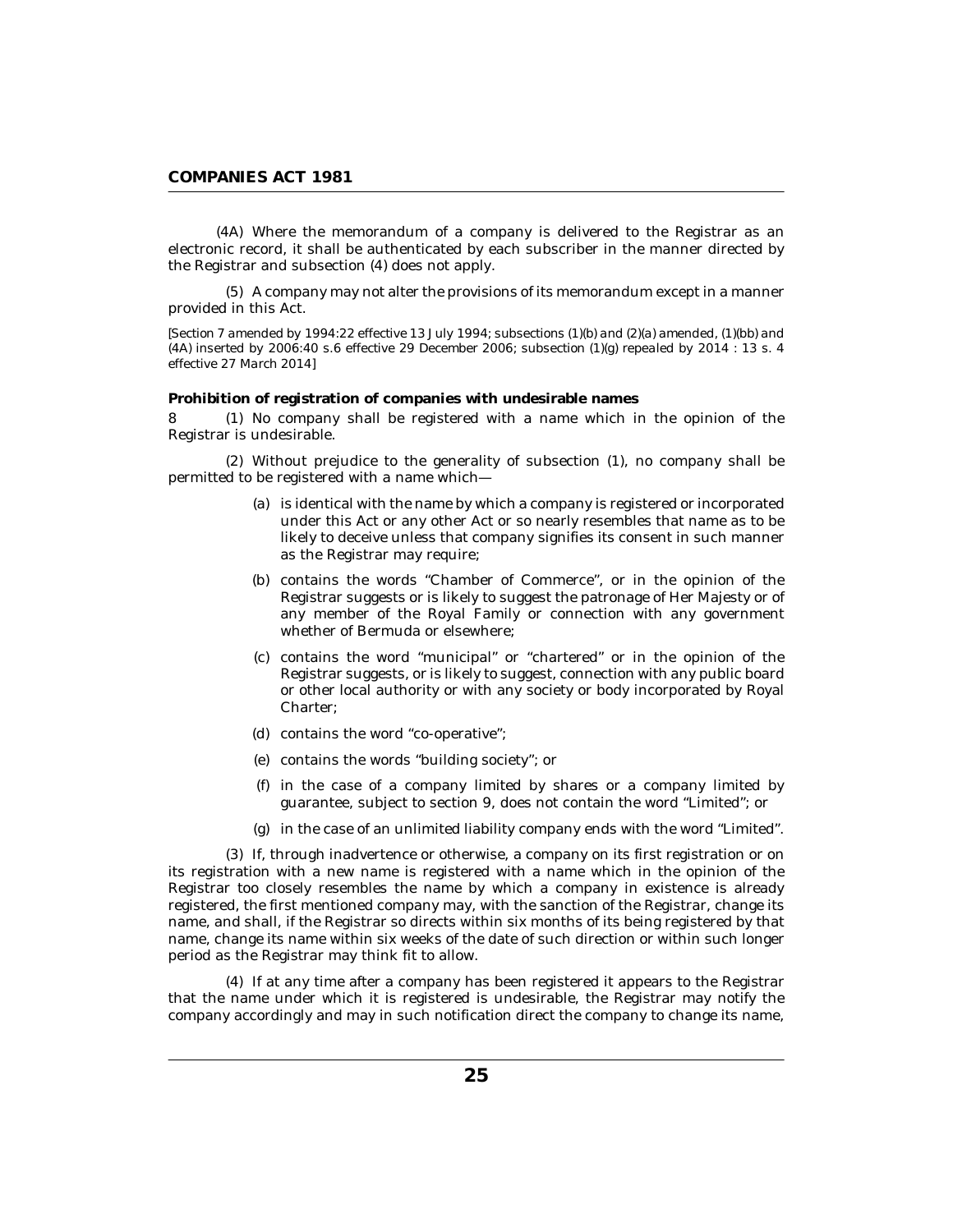(4A) Where the memorandum of a company is delivered to the Registrar as an electronic record, it shall be authenticated by each subscriber in the manner directed by the Registrar and subsection (4) does not apply.

(5) A company may not alter the provisions of its memorandum except in a manner provided in this Act.

*[Section 7 amended by 1994:22 effective 13 July 1994; subsections (1)(b) and (2)(a) amended, (1)(bb) and (4A) inserted by 2006:40 s.6 effective 29 December 2006; subsection (1)(g) repealed by 2014 : 13 s. 4 effective 27 March 2014]*

**Prohibition of registration of companies with undesirable names**

8 (1) No company shall be registered with a name which in the opinion of the Registrar is undesirable.

(2) Without prejudice to the generality of subsection (1), no company shall be permitted to be registered with a name which—

- (a) is identical with the name by which a company is registered or incorporated under this Act or any other Act or so nearly resembles that name as to be likely to deceive unless that company signifies its consent in such manner as the Registrar may require;
- (b) contains the words "Chamber of Commerce", or in the opinion of the Registrar suggests or is likely to suggest the patronage of Her Majesty or of any member of the Royal Family or connection with any government whether of Bermuda or elsewhere;
- (c) contains the word "municipal" or "chartered" or in the opinion of the Registrar suggests, or is likely to suggest, connection with any public board or other local authority or with any society or body incorporated by Royal Charter;
- (d) contains the word "co-operative";
- (e) contains the words "building society"; or
- (f) in the case of a company limited by shares or a company limited by guarantee, subject to section 9, does not contain the word "Limited"; or
- (g) in the case of an unlimited liability company ends with the word "Limited".

(3) If, through inadvertence or otherwise, a company on its first registration or on its registration with a new name is registered with a name which in the opinion of the Registrar too closely resembles the name by which a company in existence is already registered, the first mentioned company may, with the sanction of the Registrar, change its name, and shall, if the Registrar so directs within six months of its being registered by that name, change its name within six weeks of the date of such direction or within such longer period as the Registrar may think fit to allow.

(4) If at any time after a company has been registered it appears to the Registrar that the name under which it is registered is undesirable, the Registrar may notify the company accordingly and may in such notification direct the company to change its name,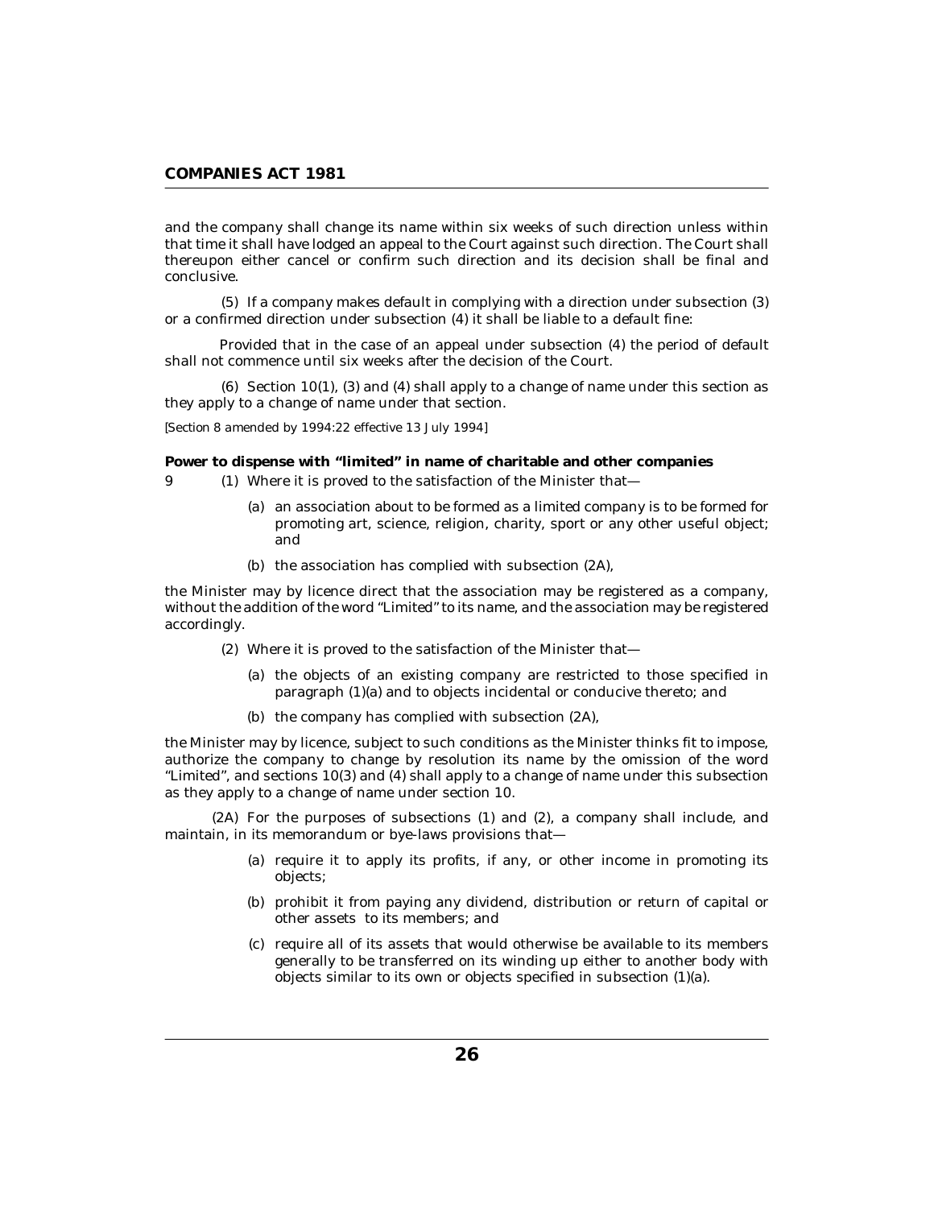and the company shall change its name within six weeks of such direction unless within that time it shall have lodged an appeal to the Court against such direction. The Court shall thereupon either cancel or confirm such direction and its decision shall be final and conclusive.

(5) If a company makes default in complying with a direction under subsection (3) or a confirmed direction under subsection (4) it shall be liable to a default fine:

Provided that in the case of an appeal under subsection (4) the period of default shall not commence until six weeks after the decision of the Court.

(6) Section 10(1), (3) and (4) shall apply to a change of name under this section as they apply to a change of name under that section.

*[Section 8 amended by 1994:22 effective 13 July 1994]*

**Power to dispense with "limited" in name of charitable and other companies**

9 (1) Where it is proved to the satisfaction of the Minister that—

(a) an association about to be formed as a limited company is to be formed for promoting art, science, religion, charity, sport or any other useful object; and

(b) the association has complied with subsection (2A),

the Minister may by licence direct that the association may be registered as a company, without the addition of the word "Limited" to its name, and the association may be registered accordingly.

(2) Where it is proved to the satisfaction of the Minister that—

(a) the objects of an existing company are restricted to those specified in paragraph (1)(a) and to objects incidental or conducive thereto; and

(b) the company has complied with subsection (2A),

the Minister may by licence, subject to such conditions as the Minister thinks fit to impose, authorize the company to change by resolution its name by the omission of the word "Limited", and sections 10(3) and (4) shall apply to a change of name under this subsection as they apply to a change of name under section 10.

(2A) For the purposes of subsections (1) and (2), a company shall include, and maintain, in its memorandum or bye-laws provisions that—

(a) require it to apply its profits, if any, or other income in promoting its objects;

(b) prohibit it from paying any dividend, distribution or return of capital or other assets to its members; and

(c) require all of its assets that would otherwise be available to its members generally to be transferred on its winding up either to another body with objects similar to its own or objects specified in subsection (1)(a).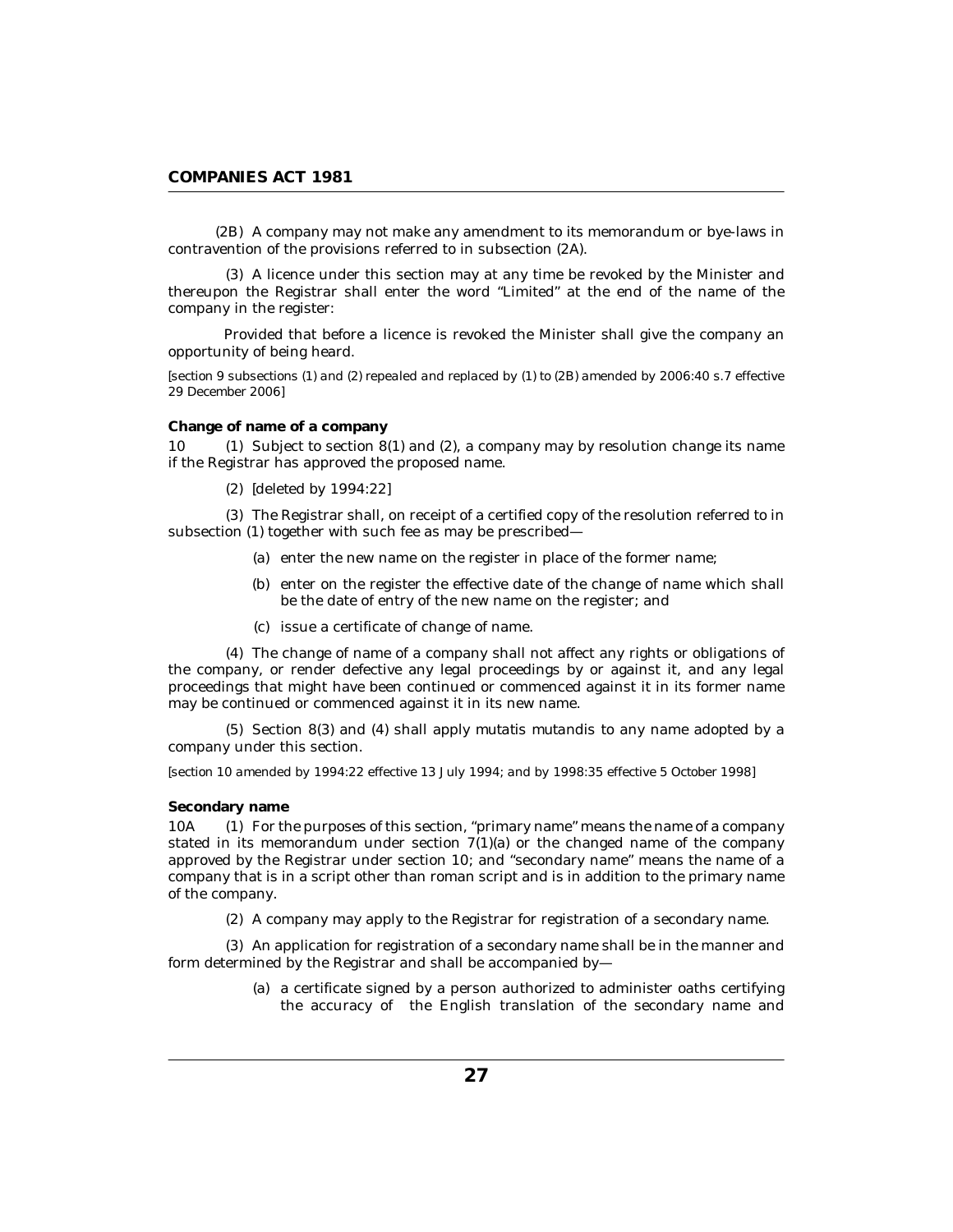(2B) A company may not make any amendment to its memorandum or bye-laws in contravention of the provisions referred to in subsection (2A).

(3) A licence under this section may at any time be revoked by the Minister and thereupon the Registrar shall enter the word "Limited" at the end of the name of the company in the register:

Provided that before a licence is revoked the Minister shall give the company an opportunity of being heard.

*[section 9 subsections (1) and (2) repealed and replaced by (1) to (2B) amended by 2006:40 s.7 effective 29 December 2006]*

**Change of name of a company**

10 (1) Subject to section 8(1) and (2), a company may by resolution change its name if the Registrar has approved the proposed name.

(2) [deleted by 1994:22]

(3) The Registrar shall, on receipt of a certified copy of the resolution referred to in subsection (1) together with such fee as may be prescribed—

(a) enter the new name on the register in place of the former name;

(b) enter on the register the effective date of the change of name which shall be the date of entry of the new name on the register; and

(c) issue a certificate of change of name.

(4) The change of name of a company shall not affect any rights or obligations of the company, or render defective any legal proceedings by or against it, and any legal proceedings that might have been continued or commenced against it in its former name may be continued or commenced against it in its new name.

(5) Section 8(3) and (4) shall apply mutatis mutandis to any name adopted by a company under this section.

*[section 10 amended by 1994:22 effective 13 July 1994; and by 1998:35 effective 5 October 1998]*

**Secondary name**

10A (1) For the purposes of this section, "primary name" means the name of a company stated in its memorandum under section 7(1)(a) or the changed name of the company approved by the Registrar under section 10; and "secondary name" means the name of a company that is in a script other than roman script and is in addition to the primary name of the company.

(2) A company may apply to the Registrar for registration of a secondary name.

(3) An application for registration of a secondary name shall be in the manner and form determined by the Registrar and shall be accompanied by—

(a) a certificate signed by a person authorized to administer oaths certifying the accuracy of the English translation of the secondary name and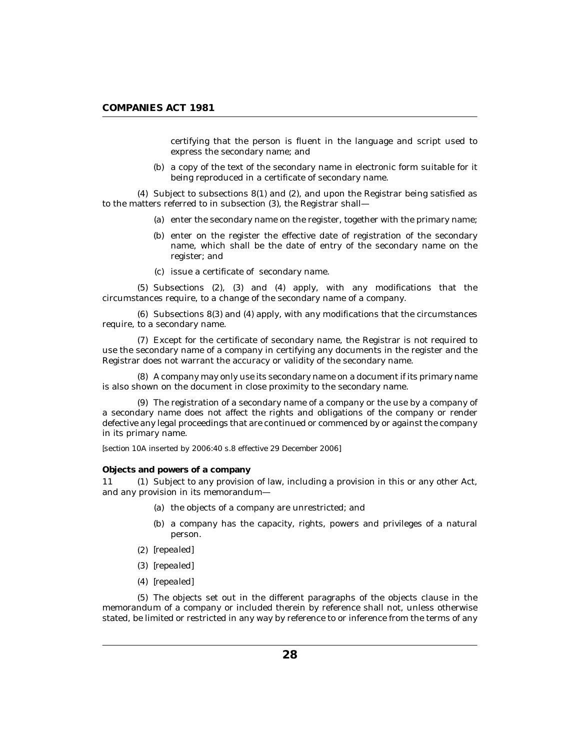certifying that the person is fluent in the language and script used to express the secondary name; and

(b) a copy of the text of the secondary name in electronic form suitable for it being reproduced in a certificate of secondary name.

(4) Subject to subsections 8(1) and (2), and upon the Registrar being satisfied as to the matters referred to in subsection (3), the Registrar shall—

(a) enter the secondary name on the register, together with the primary name;

(b) enter on the register the effective date of registration of the secondary name, which shall be the date of entry of the secondary name on the register; and

(c) issue a certificate of secondary name.

(5) Subsections (2), (3) and (4) apply, with any modifications that the circumstances require, to a change of the secondary name of a company.

(6) Subsections 8(3) and (4) apply, with any modifications that the circumstances require, to a secondary name.

(7) Except for the certificate of secondary name, the Registrar is not required to use the secondary name of a company in certifying any documents in the register and the Registrar does not warrant the accuracy or validity of the secondary name.

(8) A company may only use its secondary name on a document if its primary name is also shown on the document in close proximity to the secondary name.

(9) The registration of a secondary name of a company or the use by a company of a secondary name does not affect the rights and obligations of the company or render defective any legal proceedings that are continued or commenced by or against the company in its primary name.

[section 10A inserted by 2006:40 s.8 effective 29 December 2006]

**Objects and powers of a company**

11 (1) Subject to any provision of law, including a provision in this or any other Act, and any provision in its memorandum—

(a) the objects of a company are unrestricted; and

(b) a company has the capacity, rights, powers and privileges of a natural person.

(2) *[repealed]*

(3) *[repealed]*

(4) *[repealed]*

(5) The objects set out in the different paragraphs of the objects clause in the memorandum of a company or included therein by reference shall not, unless otherwise stated, be limited or restricted in any way by reference to or inference from the terms of any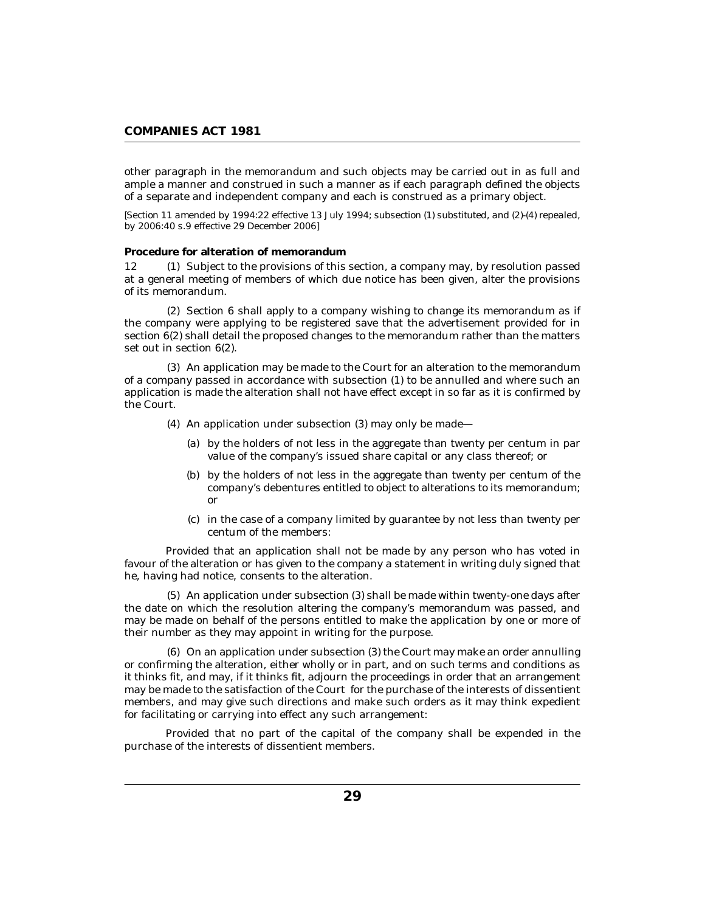other paragraph in the memorandum and such objects may be carried out in as full and ample a manner and construed in such a manner as if each paragraph defined the objects of a separate and independent company and each is construed as a primary object.

*[Section 11 amended by 1994:22 effective 13 July 1994; subsection (1) substituted, and (2)-(4) repealed, by 2006:40 s.9 effective 29 December 2006]*

**Procedure for alteration of memorandum**

12 (1) Subject to the provisions of this section, a company may, by resolution passed at a general meeting of members of which due notice has been given, alter the provisions of its memorandum.

(2) Section 6 shall apply to a company wishing to change its memorandum as if the company were applying to be registered save that the advertisement provided for in section 6(2) shall detail the proposed changes to the memorandum rather than the matters set out in section 6(2).

(3) An application may be made to the Court for an alteration to the memorandum of a company passed in accordance with subsection (1) to be annulled and where such an application is made the alteration shall not have effect except in so far as it is confirmed by the Court.

(4) An application under subsection (3) may only be made—

(a) by the holders of not less in the aggregate than twenty per centum in par value of the company's issued share capital or any class thereof; or

(b) by the holders of not less in the aggregate than twenty per centum of the company's debentures entitled to object to alterations to its memorandum; or

(c) in the case of a company limited by guarantee by not less than twenty per centum of the members:

Provided that an application shall not be made by any person who has voted in favour of the alteration or has given to the company a statement in writing duly signed that he, having had notice, consents to the alteration.

(5) An application under subsection (3) shall be made within twenty-one days after the date on which the resolution altering the company's memorandum was passed, and may be made on behalf of the persons entitled to make the application by one or more of their number as they may appoint in writing for the purpose.

(6) On an application under subsection (3) the Court may make an order annulling or confirming the alteration, either wholly or in part, and on such terms and conditions as it thinks fit, and may, if it thinks fit, adjourn the proceedings in order that an arrangement may be made to the satisfaction of the Court for the purchase of the interests of dissentient members, and may give such directions and make such orders as it may think expedient for facilitating or carrying into effect any such arrangement:

Provided that no part of the capital of the company shall be expended in the purchase of the interests of dissentient members.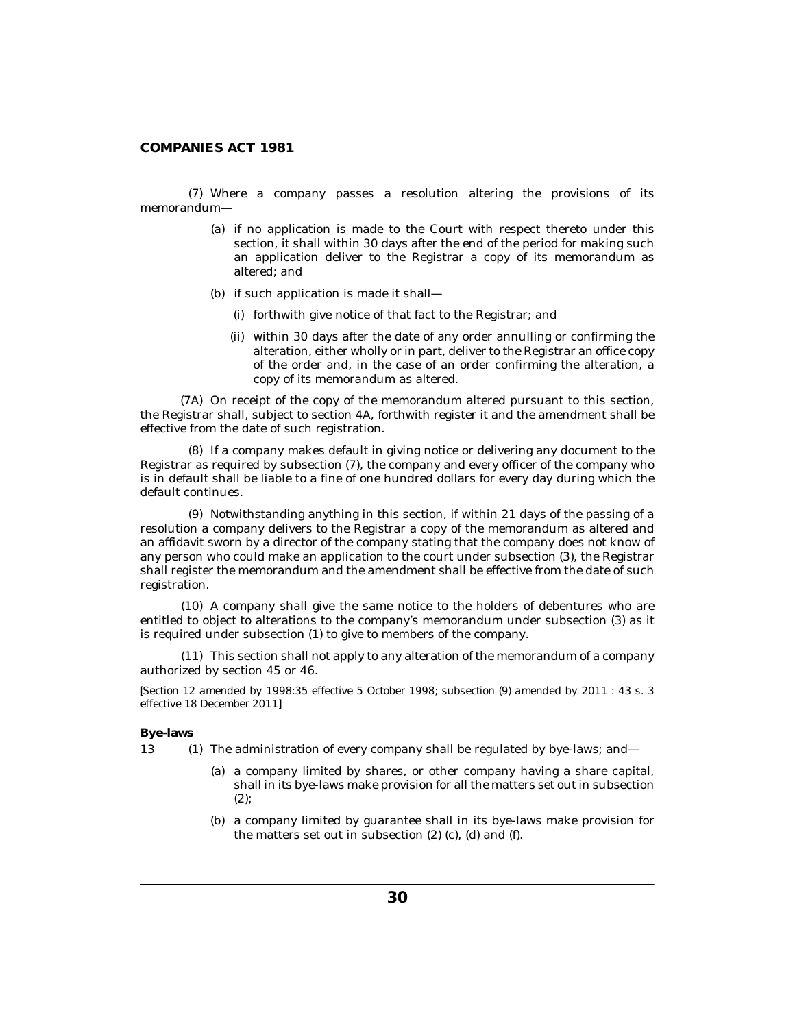(7) Where a company passes a resolution altering the provisions of its memorandum—

- (a) if no application is made to the Court with respect thereto under this section, it shall within 30 days after the end of the period for making such an application deliver to the Registrar a copy of its memorandum as altered; and
- (b) if such application is made it shall—
  - (i) forthwith give notice of that fact to the Registrar; and
  - (ii) within 30 days after the date of any order annulling or confirming the alteration, either wholly or in part, deliver to the Registrar an office copy of the order and, in the case of an order confirming the alteration, a copy of its memorandum as altered.

(7A) On receipt of the copy of the memorandum altered pursuant to this section, the Registrar shall, subject to section 4A, forthwith register it and the amendment shall be effective from the date of such registration.

(8) If a company makes default in giving notice or delivering any document to the Registrar as required by subsection (7), the company and every officer of the company who is in default shall be liable to a fine of one hundred dollars for every day during which the default continues.

(9) Notwithstanding anything in this section, if within 21 days of the passing of a resolution a company delivers to the Registrar a copy of the memorandum as altered and an affidavit sworn by a director of the company stating that the company does not know of any person who could make an application to the court under subsection (3), the Registrar shall register the memorandum and the amendment shall be effective from the date of such registration.

(10) A company shall give the same notice to the holders of debentures who are entitled to object to alterations to the company's memorandum under subsection (3) as it is required under subsection (1) to give to members of the company.

(11) This section shall not apply to any alteration of the memorandum of a company authorized by section 45 or 46.

*[Section 12 amended by 1998:35 effective 5 October 1998; subsection (9) amended by 2011 : 43 s. 3 effective 18 December 2011]*

**Bye-laws**

13 (1) The administration of every company shall be regulated by bye-laws; and—

- (a) a company limited by shares, or other company having a share capital, shall in its bye-laws make provision for all the matters set out in subsection (2);
- (b) a company limited by guarantee shall in its bye-laws make provision for the matters set out in subsection (2) (c), (d) and (f).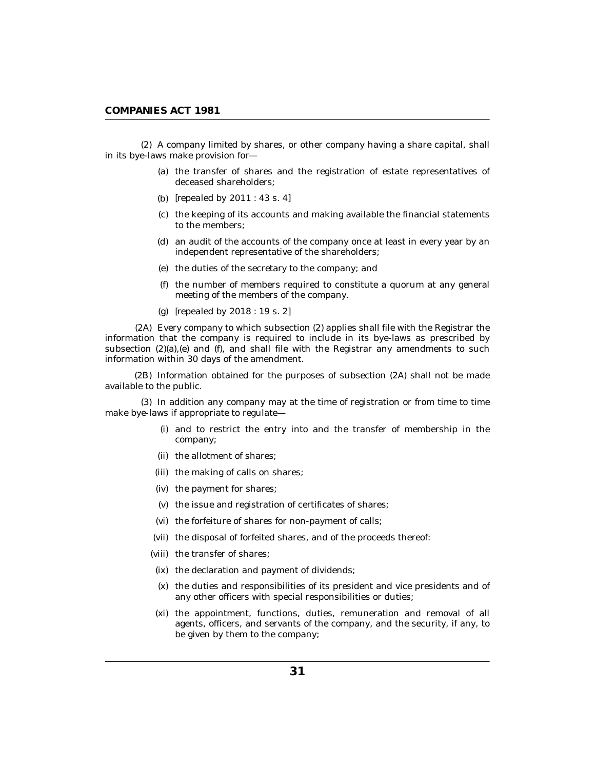(2) A company limited by shares, or other company having a share capital, shall in its bye-laws make provision for—

(a) the transfer of shares and the registration of estate representatives of deceased shareholders;

(b) [repealed by 2011 : 43 s. 4]

(c) the keeping of its accounts and making available the financial statements to the members;

(d) an audit of the accounts of the company once at least in every year by an independent representative of the shareholders;

(e) the duties of the secretary to the company; and

(f) the number of members required to constitute a quorum at any general meeting of the members of the company.

(g) [repealed by 2018 : 19 s. 2]

(2A) Every company to which subsection (2) applies shall file with the Registrar the information that the company is required to include in its bye-laws as prescribed by subsection (2)(a),(e) and (f), and shall file with the Registrar any amendments to such information within 30 days of the amendment.

(2B) Information obtained for the purposes of subsection (2A) shall not be made available to the public.

(3) In addition any company may at the time of registration or from time to time make bye-laws if appropriate to regulate—

(i) and to restrict the entry into and the transfer of membership in the company;

(ii) the allotment of shares;

(iii) the making of calls on shares;

(iv) the payment for shares;

(v) the issue and registration of certificates of shares;

(vi) the forfeiture of shares for non-payment of calls;

(vii) the disposal of forfeited shares, and of the proceeds thereof:

(viii) the transfer of shares;

(ix) the declaration and payment of dividends;

(x) the duties and responsibilities of its president and vice presidents and of any other officers with special responsibilities or duties;

(xi) the appointment, functions, duties, remuneration and removal of all agents, officers, and servants of the company, and the security, if any, to be given by them to the company;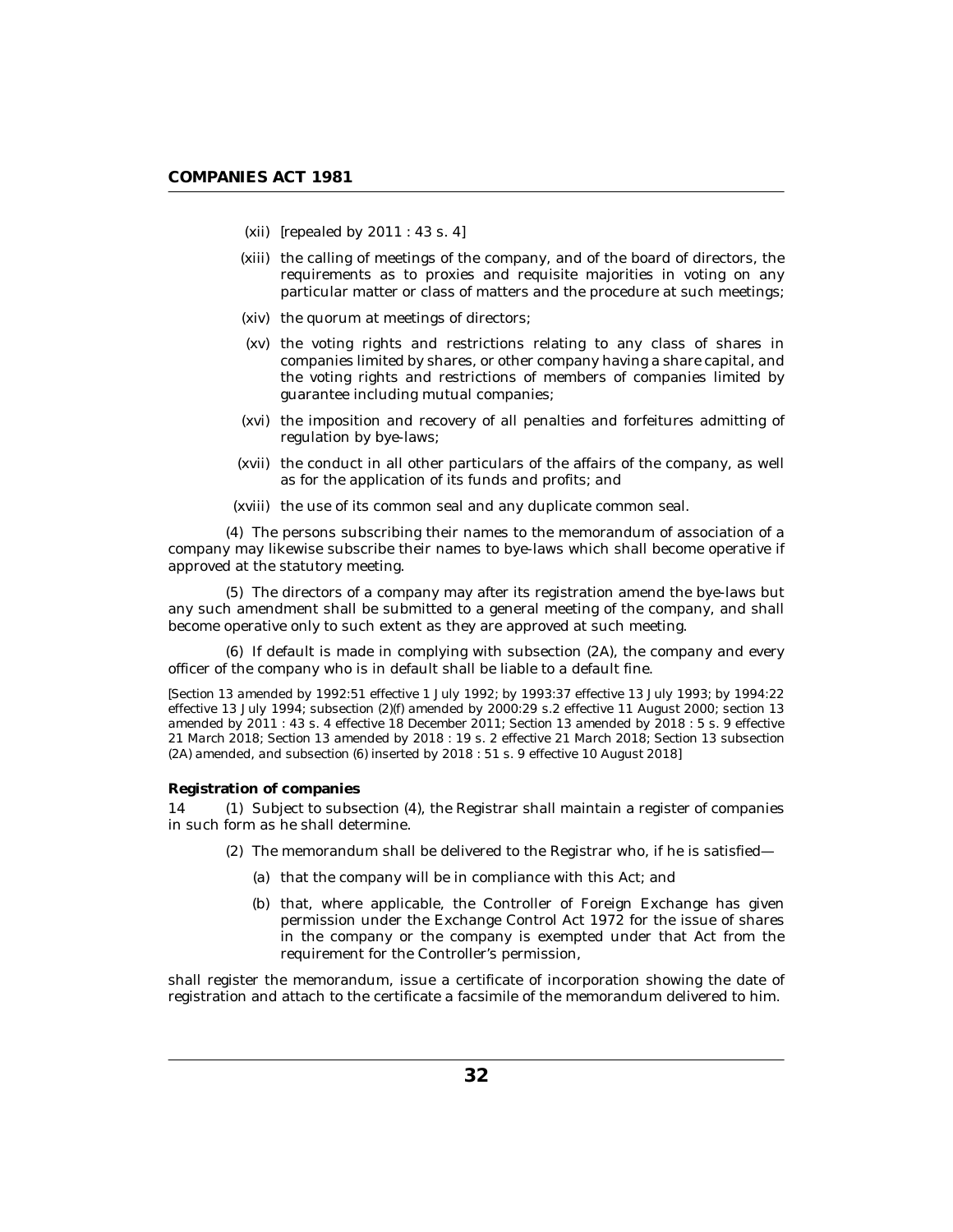(xii) [repealed by 2011 : 43 s. 4]

(xiii) the calling of meetings of the company, and of the board of directors, the requirements as to proxies and requisite majorities in voting on any particular matter or class of matters and the procedure at such meetings;

(xiv) the quorum at meetings of directors;

(xv) the voting rights and restrictions relating to any class of shares in companies limited by shares, or other company having a share capital, and the voting rights and restrictions of members of companies limited by guarantee including mutual companies;

(xvi) the imposition and recovery of all penalties and forfeitures admitting of regulation by bye-laws;

(xvii) the conduct in all other particulars of the affairs of the company, as well as for the application of its funds and profits; and

(xviii) the use of its common seal and any duplicate common seal.

(4) The persons subscribing their names to the memorandum of association of a company may likewise subscribe their names to bye-laws which shall become operative if approved at the statutory meeting.

(5) The directors of a company may after its registration amend the bye-laws but any such amendment shall be submitted to a general meeting of the company, and shall become operative only to such extent as they are approved at such meeting.

(6) If default is made in complying with subsection (2A), the company and every officer of the company who is in default shall be liable to a default fine.

*[Section 13 amended by 1992:51 effective 1 July 1992; by 1993:37 effective 13 July 1993; by 1994:22 effective 13 July 1994; subsection (2)(f) amended by 2000:29 s.2 effective 11 August 2000; section 13 amended by 2011 : 43 s. 4 effective 18 December 2011; Section 13 amended by 2018 : 5 s. 9 effective 21 March 2018; Section 13 amended by 2018 : 19 s. 2 effective 21 March 2018; Section 13 subsection (2A) amended, and subsection (6) inserted by 2018 : 51 s. 9 effective 10 August 2018]*

**Registration of companies**

14 (1) Subject to subsection (4), the Registrar shall maintain a register of companies in such form as he shall determine.

(2) The memorandum shall be delivered to the Registrar who, if he is satisfied—

(a) that the company will be in compliance with this Act; and

(b) that, where applicable, the Controller of Foreign Exchange has given permission under the Exchange Control Act 1972 for the issue of shares in the company or the company is exempted under that Act from the requirement for the Controller's permission,

shall register the memorandum, issue a certificate of incorporation showing the date of registration and attach to the certificate a facsimile of the memorandum delivered to him.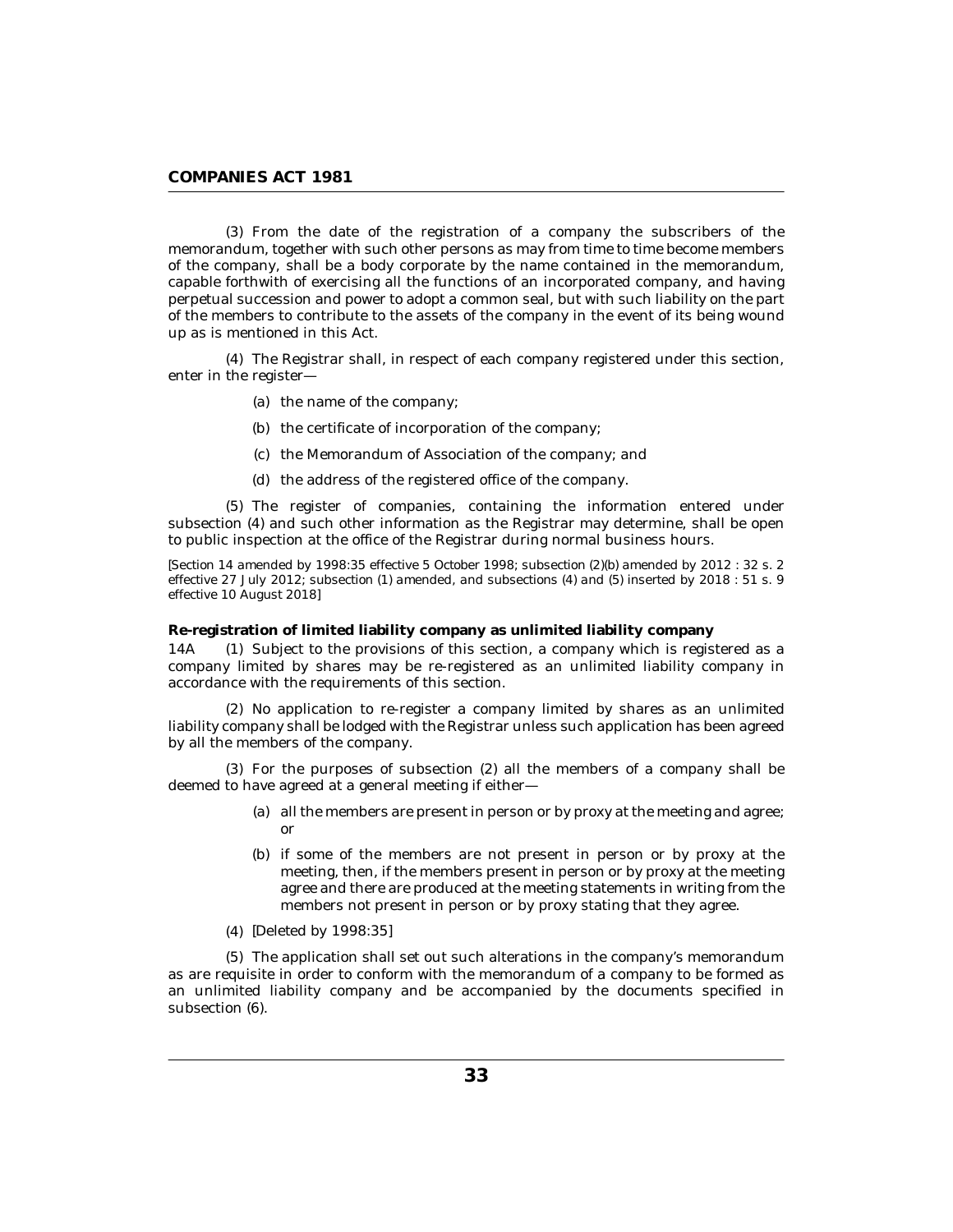(3) From the date of the registration of a company the subscribers of the memorandum, together with such other persons as may from time to time become members of the company, shall be a body corporate by the name contained in the memorandum, capable forthwith of exercising all the functions of an incorporated company, and having perpetual succession and power to adopt a common seal, but with such liability on the part of the members to contribute to the assets of the company in the event of its being wound up as is mentioned in this Act.

(4) The Registrar shall, in respect of each company registered under this section, enter in the register—

(a) the name of the company;

(b) the certificate of incorporation of the company;

(c) the Memorandum of Association of the company; and

(d) the address of the registered office of the company.

(5) The register of companies, containing the information entered under subsection (4) and such other information as the Registrar may determine, shall be open to public inspection at the office of the Registrar during normal business hours.

*[Section 14 amended by 1998:35 effective 5 October 1998; subsection (2)(b) amended by 2012 : 32 s. 2 effective 27 July 2012; subsection (1) amended, and subsections (4) and (5) inserted by 2018 : 51 s. 9 effective 10 August 2018]*

**Re-registration of limited liability company as unlimited liability company**

14A (1) Subject to the provisions of this section, a company which is registered as a company limited by shares may be re-registered as an unlimited liability company in accordance with the requirements of this section.

(2) No application to re-register a company limited by shares as an unlimited liability company shall be lodged with the Registrar unless such application has been agreed by all the members of the company.

(3) For the purposes of subsection (2) all the members of a company shall be deemed to have agreed at a general meeting if either—

(a) all the members are present in person or by proxy at the meeting and agree; or

(b) if some of the members are not present in person or by proxy at the meeting, then, if the members present in person or by proxy at the meeting agree and there are produced at the meeting statements in writing from the members not present in person or by proxy stating that they agree.

(4) [Deleted by 1998:35]

(5) The application shall set out such alterations in the company's memorandum as are requisite in order to conform with the memorandum of a company to be formed as an unlimited liability company and be accompanied by the documents specified in subsection (6).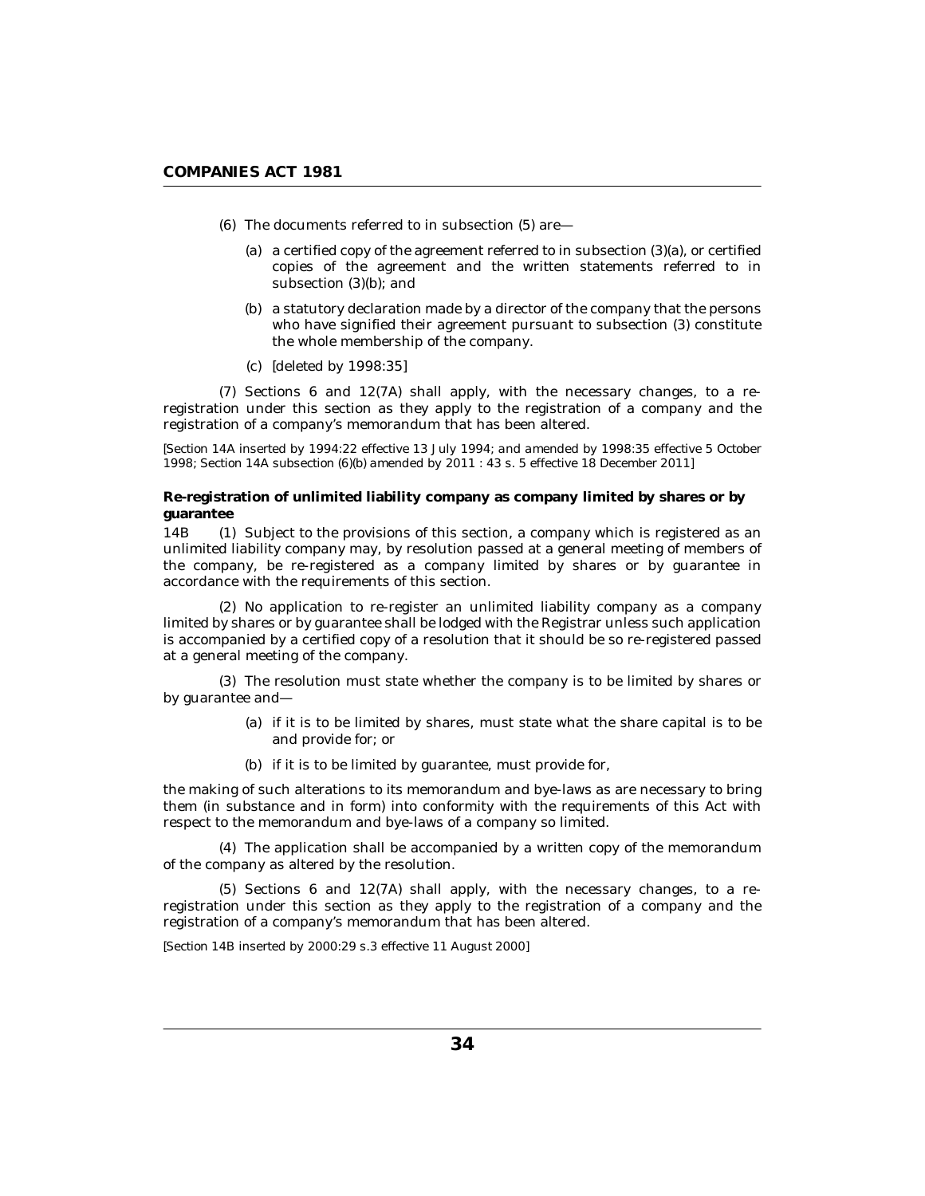(6) The documents referred to in subsection (5) are—

(a) a certified copy of the agreement referred to in subsection (3)(a), or certified copies of the agreement and the written statements referred to in subsection (3)(b); and

(b) a statutory declaration made by a director of the company that the persons who have signified their agreement pursuant to subsection (3) constitute the whole membership of the company.

(c) [deleted by 1998:35]

(7) Sections 6 and 12(7A) shall apply, with the necessary changes, to a re-registration under this section as they apply to the registration of a company and the registration of a company's memorandum that has been altered.

*[Section 14A inserted by 1994:22 effective 13 July 1994; and amended by 1998:35 effective 5 October 1998; Section 14A subsection (6)(b) amended by 2011 : 43 s. 5 effective 18 December 2011]*

**Re-registration of unlimited liability company as company limited by shares or by guarantee**

14B (1) Subject to the provisions of this section, a company which is registered as an unlimited liability company may, by resolution passed at a general meeting of members of the company, be re-registered as a company limited by shares or by guarantee in accordance with the requirements of this section.

(2) No application to re-register an unlimited liability company as a company limited by shares or by guarantee shall be lodged with the Registrar unless such application is accompanied by a certified copy of a resolution that it should be so re-registered passed at a general meeting of the company.

(3) The resolution must state whether the company is to be limited by shares or by guarantee and—

(a) if it is to be limited by shares, must state what the share capital is to be and provide for; or

(b) if it is to be limited by guarantee, must provide for,

the making of such alterations to its memorandum and bye-laws as are necessary to bring them (in substance and in form) into conformity with the requirements of this Act with respect to the memorandum and bye-laws of a company so limited.

(4) The application shall be accompanied by a written copy of the memorandum of the company as altered by the resolution.

(5) Sections 6 and 12(7A) shall apply, with the necessary changes, to a re-registration under this section as they apply to the registration of a company and the registration of a company's memorandum that has been altered.

*[Section 14B inserted by 2000:29 s.3 effective 11 August 2000]*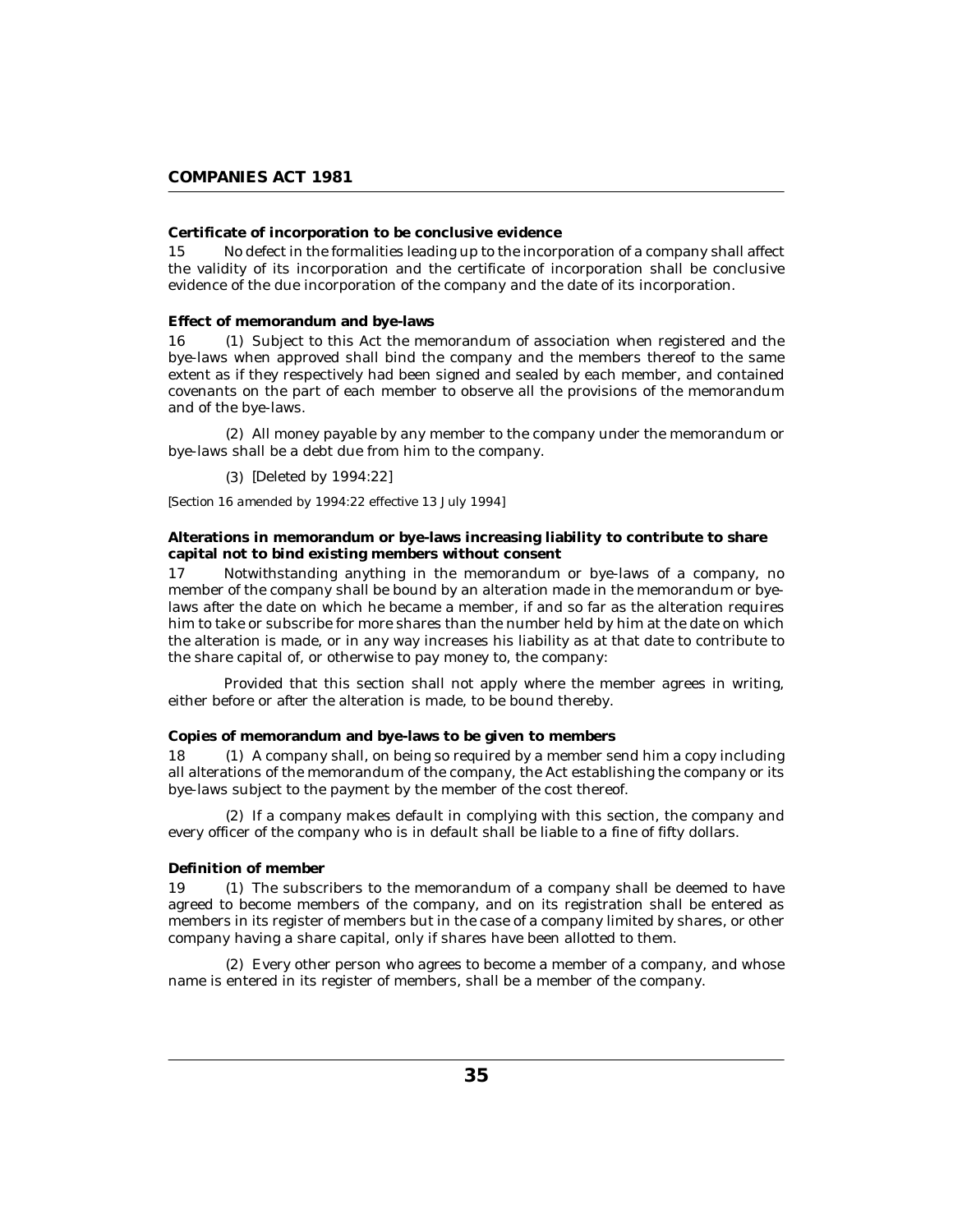**Certificate of incorporation to be conclusive evidence**

15 No defect in the formalities leading up to the incorporation of a company shall affect the validity of its incorporation and the certificate of incorporation shall be conclusive evidence of the due incorporation of the company and the date of its incorporation.

**Effect of memorandum and bye-laws**

16 (1) Subject to this Act the memorandum of association when registered and the bye-laws when approved shall bind the company and the members thereof to the same extent as if they respectively had been signed and sealed by each member, and contained covenants on the part of each member to observe all the provisions of the memorandum and of the bye-laws.

(2) All money payable by any member to the company under the memorandum or bye-laws shall be a debt due from him to the company.

(3) [Deleted by 1994:22]

*[Section 16 amended by 1994:22 effective 13 July 1994]*

**Alterations in memorandum or bye-laws increasing liability to contribute to share capital not to bind existing members without consent**

17 Notwithstanding anything in the memorandum or bye-laws of a company, no member of the company shall be bound by an alteration made in the memorandum or bye-laws after the date on which he became a member, if and so far as the alteration requires him to take or subscribe for more shares than the number held by him at the date on which the alteration is made, or in any way increases his liability as at that date to contribute to the share capital of, or otherwise to pay money to, the company:

Provided that this section shall not apply where the member agrees in writing, either before or after the alteration is made, to be bound thereby.

**Copies of memorandum and bye-laws to be given to members**

18 (1) A company shall, on being so required by a member send him a copy including all alterations of the memorandum of the company, the Act establishing the company or its bye-laws subject to the payment by the member of the cost thereof.

(2) If a company makes default in complying with this section, the company and every officer of the company who is in default shall be liable to a fine of fifty dollars.

**Definition of member**

19 (1) The subscribers to the memorandum of a company shall be deemed to have agreed to become members of the company, and on its registration shall be entered as members in its register of members but in the case of a company limited by shares, or other company having a share capital, only if shares have been allotted to them.

(2) Every other person who agrees to become a member of a company, and whose name is entered in its register of members, shall be a member of the company.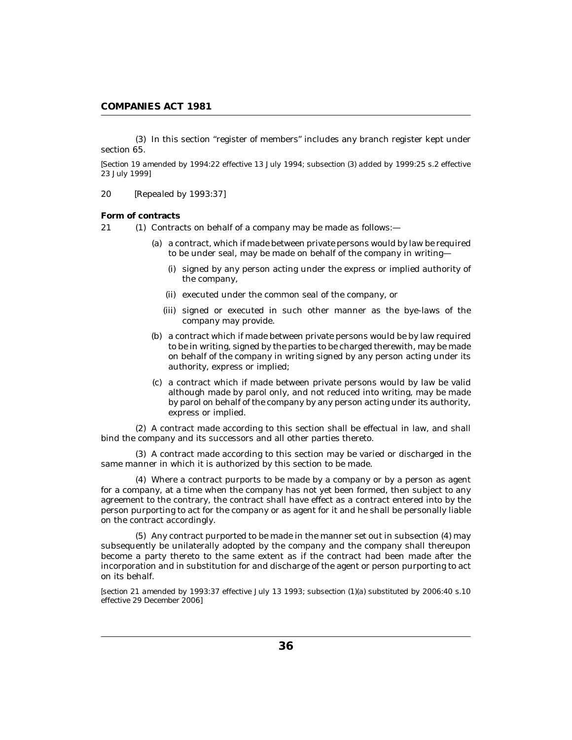(3) In this section "register of members" includes any branch register kept under section 65.

*[Section 19 amended by 1994:22 effective 13 July 1994; subsection (3) added by 1999:25 s.2 effective 23 July 1999]*

20 *[Repealed by 1993:37]*

**Form of contracts**

21 (1) Contracts on behalf of a company may be made as follows:—

(a) a contract, which if made between private persons would by law be required to be under seal, may be made on behalf of the company in writing—

(i) signed by any person acting under the express or implied authority of the company,

(ii) executed under the common seal of the company, or

(iii) signed or executed in such other manner as the bye-laws of the company may provide.

(b) a contract which if made between private persons would be by law required to be in writing, signed by the parties to be charged therewith, may be made on behalf of the company in writing signed by any person acting under its authority, express or implied;

(c) a contract which if made between private persons would by law be valid although made by parol only, and not reduced into writing, may be made by parol on behalf of the company by any person acting under its authority, express or implied.

(2) A contract made according to this section shall be effectual in law, and shall bind the company and its successors and all other parties thereto.

(3) A contract made according to this section may be varied or discharged in the same manner in which it is authorized by this section to be made.

(4) Where a contract purports to be made by a company or by a person as agent for a company, at a time when the company has not yet been formed, then subject to any agreement to the contrary, the contract shall have effect as a contract entered into by the person purporting to act for the company or as agent for it and he shall be personally liable on the contract accordingly.

(5) Any contract purported to be made in the manner set out in subsection (4) may subsequently be unilaterally adopted by the company and the company shall thereupon become a party thereto to the same extent as if the contract had been made after the incorporation and in substitution for and discharge of the agent or person purporting to act on its behalf.

*[section 21 amended by 1993:37 effective July 13 1993; subsection (1)(a) substituted by 2006:40 s.10 effective 29 December 2006]*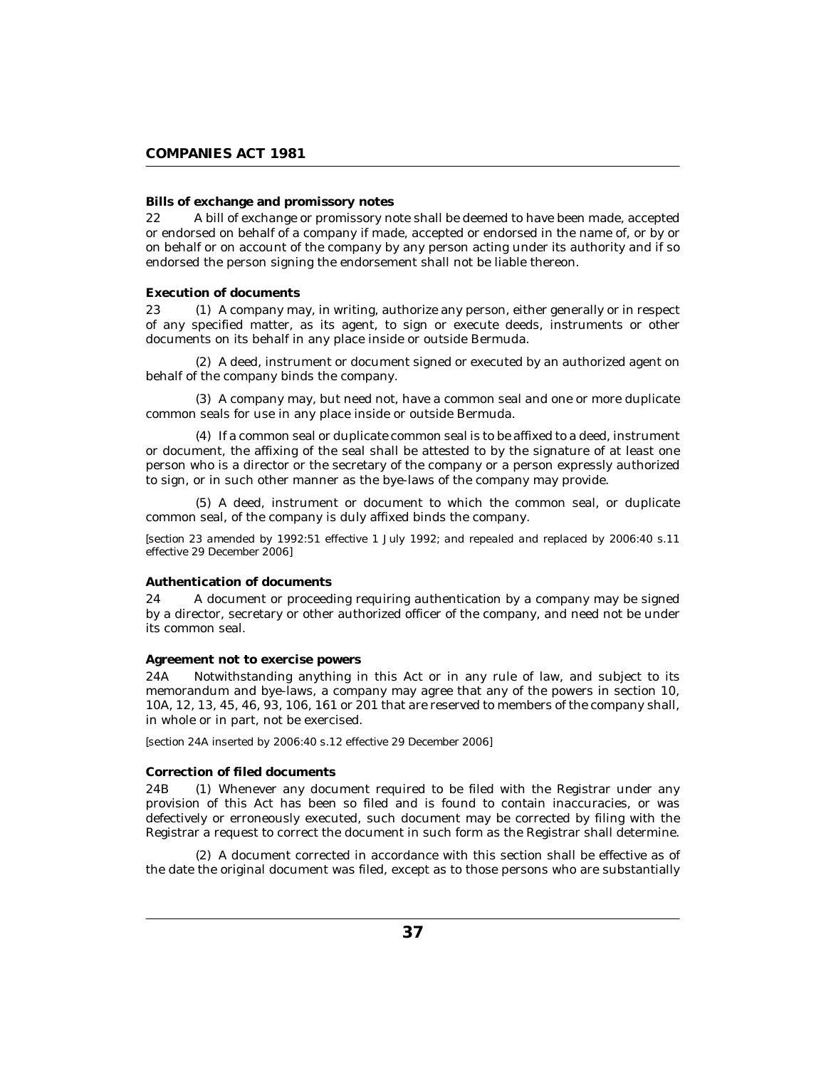**Bills of exchange and promissory notes**

22 A bill of exchange or promissory note shall be deemed to have been made, accepted or endorsed on behalf of a company if made, accepted or endorsed in the name of, or by or on behalf or on account of the company by any person acting under its authority and if so endorsed the person signing the endorsement shall not be liable thereon.

**Execution of documents**

23 (1) A company may, in writing, authorize any person, either generally or in respect of any specified matter, as its agent, to sign or execute deeds, instruments or other documents on its behalf in any place inside or outside Bermuda.

(2) A deed, instrument or document signed or executed by an authorized agent on behalf of the company binds the company.

(3) A company may, but need not, have a common seal and one or more duplicate common seals for use in any place inside or outside Bermuda.

(4) If a common seal or duplicate common seal is to be affixed to a deed, instrument or document, the affixing of the seal shall be attested to by the signature of at least one person who is a director or the secretary of the company or a person expressly authorized to sign, or in such other manner as the bye-laws of the company may provide.

(5) A deed, instrument or document to which the common seal, or duplicate common seal, of the company is duly affixed binds the company.

*[section 23 amended by 1992:51 effective 1 July 1992; and repealed and replaced by 2006:40 s.11 effective 29 December 2006]*

**Authentication of documents**

24 A document or proceeding requiring authentication by a company may be signed by a director, secretary or other authorized officer of the company, and need not be under its common seal.

**Agreement not to exercise powers**

24A Notwithstanding anything in this Act or in any rule of law, and subject to its memorandum and bye-laws, a company may agree that any of the powers in section 10, 10A, 12, 13, 45, 46, 93, 106, 161 or 201 that are reserved to members of the company shall, in whole or in part, not be exercised.

*[section 24A inserted by 2006:40 s.12 effective 29 December 2006]*

**Correction of filed documents**

24B (1) Whenever any document required to be filed with the Registrar under any provision of this Act has been so filed and is found to contain inaccuracies, or was defectively or erroneously executed, such document may be corrected by filing with the Registrar a request to correct the document in such form as the Registrar shall determine.

(2) A document corrected in accordance with this section shall be effective as of the date the original document was filed, except as to those persons who are substantially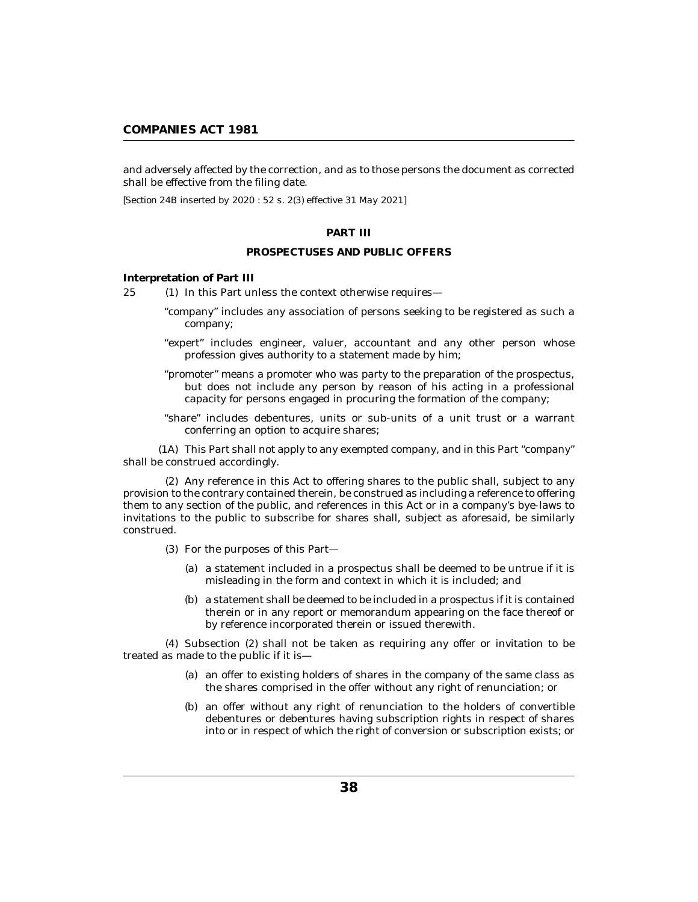and adversely affected by the correction, and as to those persons the document as corrected shall be effective from the filing date.

*[Section 24B inserted by 2020 : 52 s. 2(3) effective 31 May 2021]*

## PART III

## PROSPECTUSES AND PUBLIC OFFERS

### Interpretation of Part III

25 (1) In this Part unless the context otherwise requires—

"company" includes any association of persons seeking to be registered as such a company;

"expert" includes engineer, valuer, accountant and any other person whose profession gives authority to a statement made by him;

"promoter" means a promoter who was party to the preparation of the prospectus, but does not include any person by reason of his acting in a professional capacity for persons engaged in procuring the formation of the company;

"share" includes debentures, units or sub-units of a unit trust or a warrant conferring an option to acquire shares;

(1A) This Part shall not apply to any exempted company, and in this Part "company" shall be construed accordingly.

(2) Any reference in this Act to offering shares to the public shall, subject to any provision to the contrary contained therein, be construed as including a reference to offering them to any section of the public, and references in this Act or in a company's bye-laws to invitations to the public to subscribe for shares shall, subject as aforesaid, be similarly construed.

(3) For the purposes of this Part—

(a) a statement included in a prospectus shall be deemed to be untrue if it is misleading in the form and context in which it is included; and

(b) a statement shall be deemed to be included in a prospectus if it is contained therein or in any report or memorandum appearing on the face thereof or by reference incorporated therein or issued therewith.

(4) Subsection (2) shall not be taken as requiring any offer or invitation to be treated as made to the public if it is—

(a) an offer to existing holders of shares in the company of the same class as the shares comprised in the offer without any right of renunciation; or

(b) an offer without any right of renunciation to the holders of convertible debentures or debentures having subscription rights in respect of shares into or in respect of which the right of conversion or subscription exists; or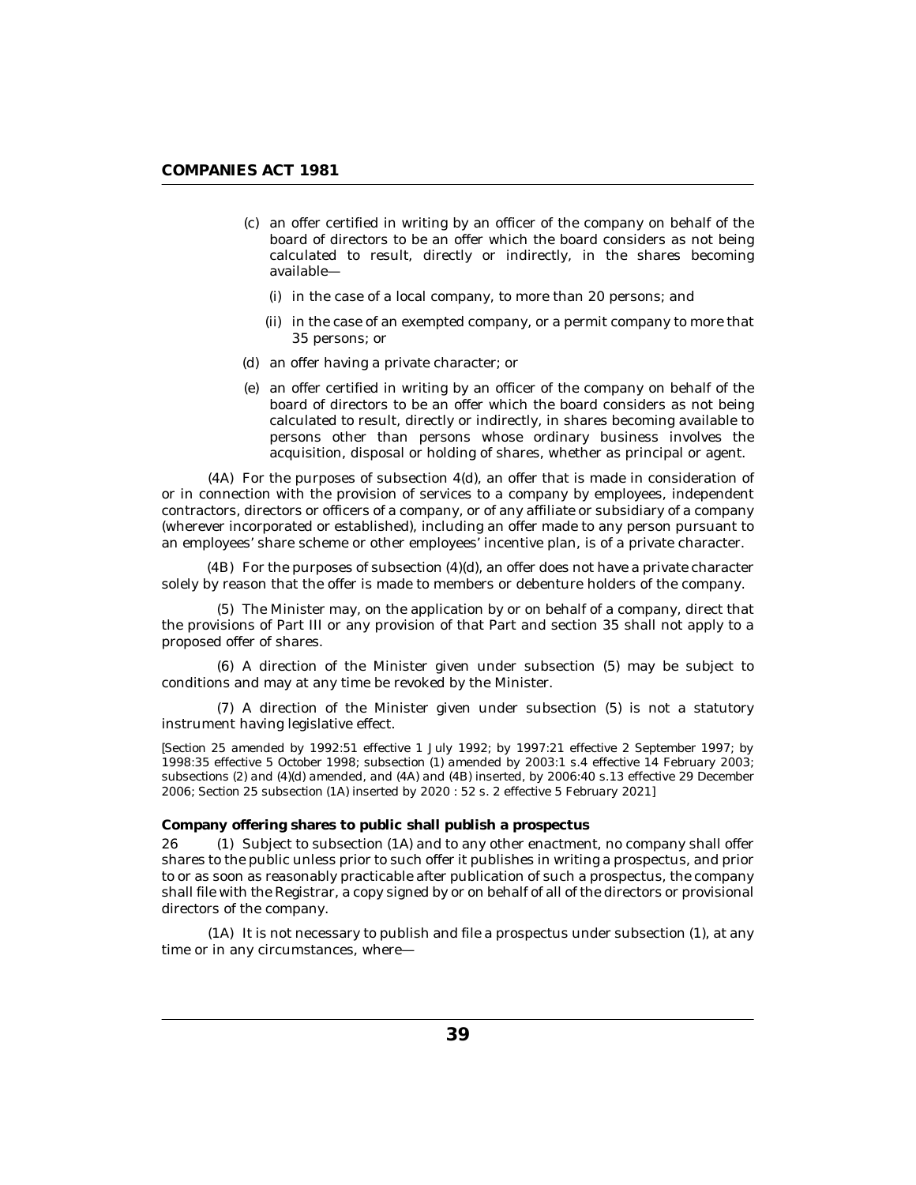(c) an offer certified in writing by an officer of the company on behalf of the board of directors to be an offer which the board considers as not being calculated to result, directly or indirectly, in the shares becoming available—

   (i) in the case of a local company, to more than 20 persons; and

   (ii) in the case of an exempted company, or a permit company to more that 35 persons; or

(d) an offer having a private character; or

(e) an offer certified in writing by an officer of the company on behalf of the board of directors to be an offer which the board considers as not being calculated to result, directly or indirectly, in shares becoming available to persons other than persons whose ordinary business involves the acquisition, disposal or holding of shares, whether as principal or agent.

(4A) For the purposes of subsection 4(d), an offer that is made in consideration of or in connection with the provision of services to a company by employees, independent contractors, directors or officers of a company, or of any affiliate or subsidiary of a company (wherever incorporated or established), including an offer made to any person pursuant to an employees' share scheme or other employees' incentive plan, is of a private character.

(4B) For the purposes of subsection (4)(d), an offer does not have a private character solely by reason that the offer is made to members or debenture holders of the company.

(5) The Minister may, on the application by or on behalf of a company, direct that the provisions of Part III or any provision of that Part and section 35 shall not apply to a proposed offer of shares.

(6) A direction of the Minister given under subsection (5) may be subject to conditions and may at any time be revoked by the Minister.

(7) A direction of the Minister given under subsection (5) is not a statutory instrument having legislative effect.

*[Section 25 amended by 1992:51 effective 1 July 1992; by 1997:21 effective 2 September 1997; by 1998:35 effective 5 October 1998; subsection (1) amended by 2003:1 s.4 effective 14 February 2003; subsections (2) and (4)(d) amended, and (4A) and (4B) inserted, by 2006:40 s.13 effective 29 December 2006; Section 25 subsection (1A) inserted by 2020 : 52 s. 2 effective 5 February 2021]*

**Company offering shares to public shall publish a prospectus**

26 (1) Subject to subsection (1A) and to any other enactment, no company shall offer shares to the public unless prior to such offer it publishes in writing a prospectus, and prior to or as soon as reasonably practicable after publication of such a prospectus, the company shall file with the Registrar, a copy signed by or on behalf of all of the directors or provisional directors of the company.

(1A) It is not necessary to publish and file a prospectus under subsection (1), at any time or in any circumstances, where—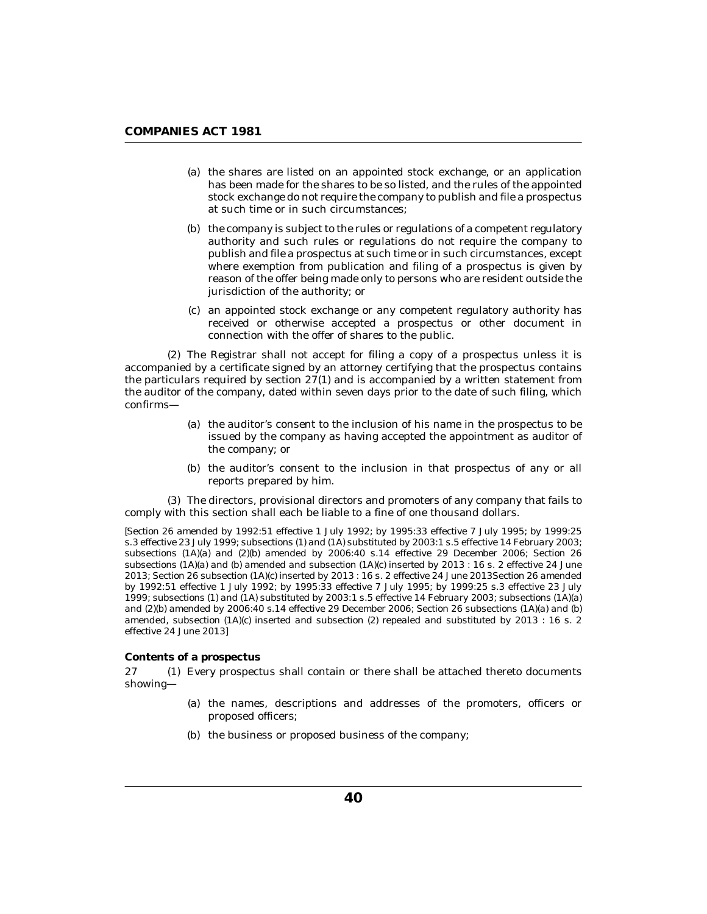(a) the shares are listed on an appointed stock exchange, or an application has been made for the shares to be so listed, and the rules of the appointed stock exchange do not require the company to publish and file a prospectus at such time or in such circumstances;

(b) the company is subject to the rules or regulations of a competent regulatory authority and such rules or regulations do not require the company to publish and file a prospectus at such time or in such circumstances, except where exemption from publication and filing of a prospectus is given by reason of the offer being made only to persons who are resident outside the jurisdiction of the authority; or

(c) an appointed stock exchange or any competent regulatory authority has received or otherwise accepted a prospectus or other document in connection with the offer of shares to the public.

(2) The Registrar shall not accept for filing a copy of a prospectus unless it is accompanied by a certificate signed by an attorney certifying that the prospectus contains the particulars required by section 27(1) and is accompanied by a written statement from the auditor of the company, dated within seven days prior to the date of such filing, which confirms—

(a) the auditor's consent to the inclusion of his name in the prospectus to be issued by the company as having accepted the appointment as auditor of the company; or

(b) the auditor's consent to the inclusion in that prospectus of any or all reports prepared by him.

(3) The directors, provisional directors and promoters of any company that fails to comply with this section shall each be liable to a fine of one thousand dollars.

[Section 26 amended by 1992:51 effective 1 July 1992; by 1995:33 effective 7 July 1995; by 1999:25 s.3 effective 23 July 1999; subsections (1) and (1A) substituted by 2003:1 s.5 effective 14 February 2003; subsections (1A)(a) and (2)(b) amended by 2006:40 s.14 effective 29 December 2006; Section 26 subsections (1A)(a) and (b) amended and subsection (1A)(c) inserted by 2013 : 16 s. 2 effective 24 June 2013; Section 26 subsection (1A)(c) inserted by 2013 : 16 s. 2 effective 24 June 2013Section 26 amended by 1992:51 effective 1 July 1992; by 1995:33 effective 7 July 1995; by 1999:25 s.3 effective 23 July 1999; subsections (1) and (1A) substituted by 2003:1 s.5 effective 14 February 2003; subsections (1A)(a) and (2)(b) amended by 2006:40 s.14 effective 29 December 2006; Section 26 subsections (1A)(a) and (b) amended, subsection (1A)(c) inserted and subsection (2) repealed and substituted by 2013 : 16 s. 2 effective 24 June 2013]

**Contents of a prospectus**

27 (1) Every prospectus shall contain or there shall be attached thereto documents showing—

(a) the names, descriptions and addresses of the promoters, officers or proposed officers;

(b) the business or proposed business of the company;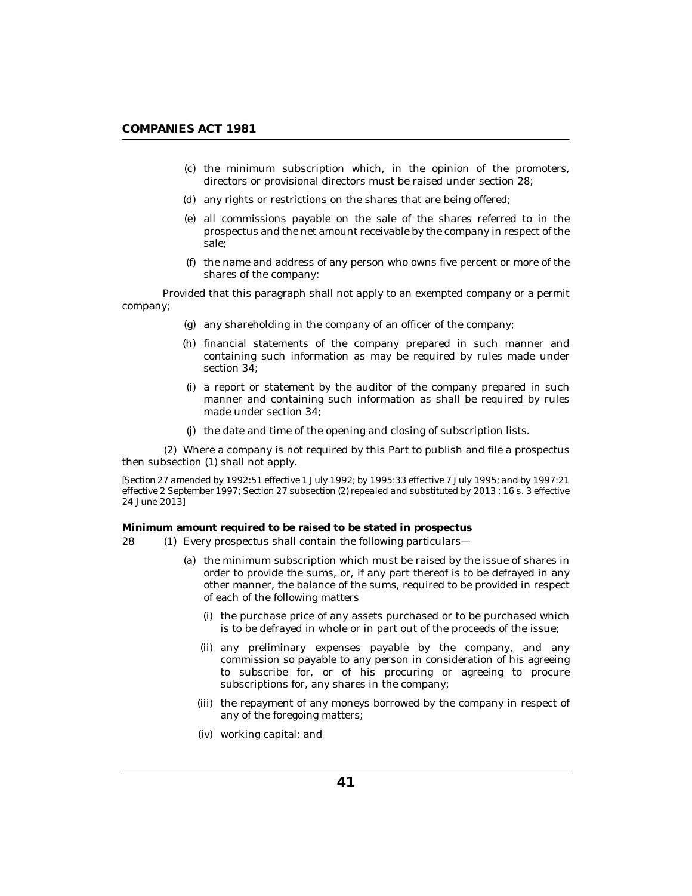(c) the minimum subscription which, in the opinion of the promoters, directors or provisional directors must be raised under section 28;

(d) any rights or restrictions on the shares that are being offered;

(e) all commissions payable on the sale of the shares referred to in the prospectus and the net amount receivable by the company in respect of the sale;

(f) the name and address of any person who owns five percent or more of the shares of the company:

Provided that this paragraph shall not apply to an exempted company or a permit company;

(g) any shareholding in the company of an officer of the company;

(h) financial statements of the company prepared in such manner and containing such information as may be required by rules made under section 34;

(i) a report or statement by the auditor of the company prepared in such manner and containing such information as shall be required by rules made under section 34;

(j) the date and time of the opening and closing of subscription lists.

(2) Where a company is not required by this Part to publish and file a prospectus then subsection (1) shall not apply.

[Section 27 amended by 1992:51 effective 1 July 1992; by 1995:33 effective 7 July 1995; and by 1997:21 effective 2 September 1997; Section 27 subsection (2) repealed and substituted by 2013 : 16 s. 3 effective 24 June 2013]

**Minimum amount required to be raised to be stated in prospectus**

28 (1) Every prospectus shall contain the following particulars—

(a) the minimum subscription which must be raised by the issue of shares in order to provide the sums, or, if any part thereof is to be defrayed in any other manner, the balance of the sums, required to be provided in respect of each of the following matters

(i) the purchase price of any assets purchased or to be purchased which is to be defrayed in whole or in part out of the proceeds of the issue;

(ii) any preliminary expenses payable by the company, and any commission so payable to any person in consideration of his agreeing to subscribe for, or of his procuring or agreeing to procure subscriptions for, any shares in the company;

(iii) the repayment of any moneys borrowed by the company in respect of any of the foregoing matters;

(iv) working capital; and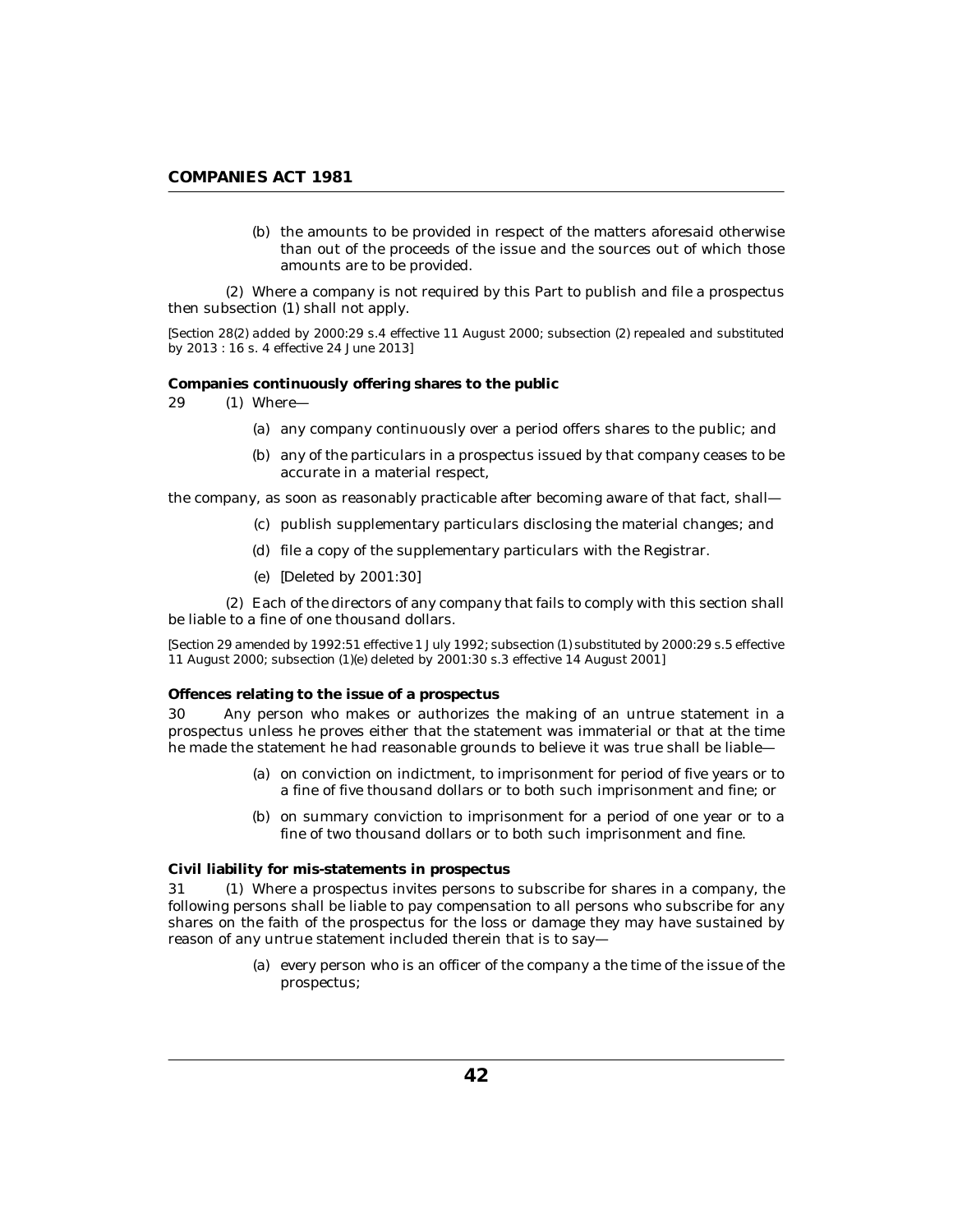(b) the amounts to be provided in respect of the matters aforesaid otherwise than out of the proceeds of the issue and the sources out of which those amounts are to be provided.

(2) Where a company is not required by this Part to publish and file a prospectus then subsection (1) shall not apply.

[Section 28(2) added by 2000:29 s.4 effective 11 August 2000; subsection (2) repealed and substituted by 2013 : 16 s. 4 effective 24 June 2013]

**Companies continuously offering shares to the public**

29 (1) Where—

(a) any company continuously over a period offers shares to the public; and

(b) any of the particulars in a prospectus issued by that company ceases to be accurate in a material respect,

the company, as soon as reasonably practicable after becoming aware of that fact, shall—

(c) publish supplementary particulars disclosing the material changes; and

(d) file a copy of the supplementary particulars with the Registrar.

(e) [Deleted by 2001:30]

(2) Each of the directors of any company that fails to comply with this section shall be liable to a fine of one thousand dollars.

[Section 29 amended by 1992:51 effective 1 July 1992; subsection (1) substituted by 2000:29 s.5 effective 11 August 2000; subsection (1)(e) deleted by 2001:30 s.3 effective 14 August 2001]

**Offences relating to the issue of a prospectus**

30 Any person who makes or authorizes the making of an untrue statement in a prospectus unless he proves either that the statement was immaterial or that at the time he made the statement he had reasonable grounds to believe it was true shall be liable—

(a) on conviction on indictment, to imprisonment for period of five years or to a fine of five thousand dollars or to both such imprisonment and fine; or

(b) on summary conviction to imprisonment for a period of one year or to a fine of two thousand dollars or to both such imprisonment and fine.

**Civil liability for mis-statements in prospectus**

31 (1) Where a prospectus invites persons to subscribe for shares in a company, the following persons shall be liable to pay compensation to all persons who subscribe for any shares on the faith of the prospectus for the loss or damage they may have sustained by reason of any untrue statement included therein that is to say—

(a) every person who is an officer of the company a the time of the issue of the prospectus;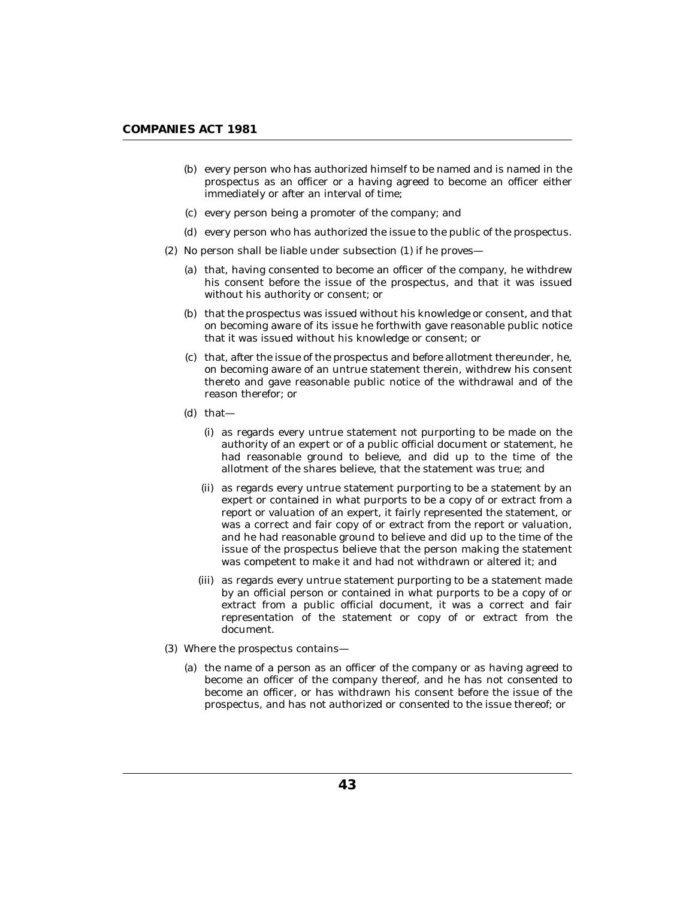(b) every person who has authorized himself to be named and is named in the prospectus as an officer or a having agreed to become an officer either immediately or after an interval of time;

(c) every person being a promoter of the company; and

(d) every person who has authorized the issue to the public of the prospectus.

(2) No person shall be liable under subsection (1) if he proves—

(a) that, having consented to become an officer of the company, he withdrew his consent before the issue of the prospectus, and that it was issued without his authority or consent; or

(b) that the prospectus was issued without his knowledge or consent, and that on becoming aware of its issue he forthwith gave reasonable public notice that it was issued without his knowledge or consent; or

(c) that, after the issue of the prospectus and before allotment thereunder, he, on becoming aware of an untrue statement therein, withdrew his consent thereto and gave reasonable public notice of the withdrawal and of the reason therefor; or

(d) that—

(i) as regards every untrue statement not purporting to be made on the authority of an expert or of a public official document or statement, he had reasonable ground to believe, and did up to the time of the allotment of the shares believe, that the statement was true; and

(ii) as regards every untrue statement purporting to be a statement by an expert or contained in what purports to be a copy of or extract from a report or valuation of an expert, it fairly represented the statement, or was a correct and fair copy of or extract from the report or valuation, and he had reasonable ground to believe and did up to the time of the issue of the prospectus believe that the person making the statement was competent to make it and had not withdrawn or altered it; and

(iii) as regards every untrue statement purporting to be a statement made by an official person or contained in what purports to be a copy of or extract from a public official document, it was a correct and fair representation of the statement or copy of or extract from the document.

(3) Where the prospectus contains—

(a) the name of a person as an officer of the company or as having agreed to become an officer of the company thereof, and he has not consented to become an officer, or has withdrawn his consent before the issue of the prospectus, and has not authorized or consented to the issue thereof; or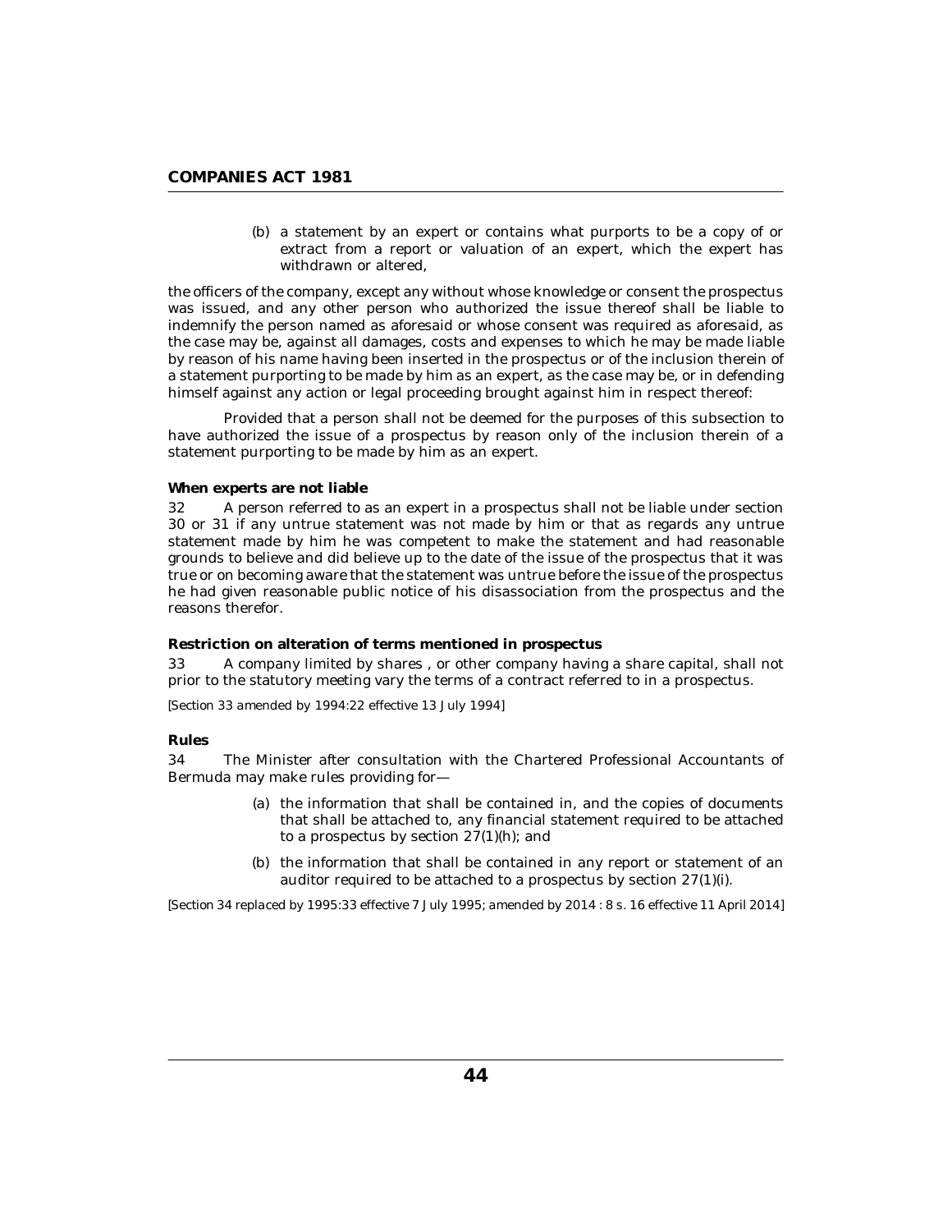(b) a statement by an expert or contains what purports to be a copy of or extract from a report or valuation of an expert, which the expert has withdrawn or altered,

the officers of the company, except any without whose knowledge or consent the prospectus was issued, and any other person who authorized the issue thereof shall be liable to indemnify the person named as aforesaid or whose consent was required as aforesaid, as the case may be, against all damages, costs and expenses to which he may be made liable by reason of his name having been inserted in the prospectus or of the inclusion therein of a statement purporting to be made by him as an expert, as the case may be, or in defending himself against any action or legal proceeding brought against him in respect thereof:

Provided that a person shall not be deemed for the purposes of this subsection to have authorized the issue of a prospectus by reason only of the inclusion therein of a statement purporting to be made by him as an expert.

**When experts are not liable**

32 A person referred to as an expert in a prospectus shall not be liable under section 30 or 31 if any untrue statement was not made by him or that as regards any untrue statement made by him he was competent to make the statement and had reasonable grounds to believe and did believe up to the date of the issue of the prospectus that it was true or on becoming aware that the statement was untrue before the issue of the prospectus he had given reasonable public notice of his disassociation from the prospectus and the reasons therefor.

**Restriction on alteration of terms mentioned in prospectus**

33 A company limited by shares , or other company having a share capital, shall not prior to the statutory meeting vary the terms of a contract referred to in a prospectus.

*[Section 33 amended by 1994:22 effective 13 July 1994]*

**Rules**

34 The Minister after consultation with the Chartered Professional Accountants of Bermuda may make rules providing for—

(a) the information that shall be contained in, and the copies of documents that shall be attached to, any financial statement required to be attached to a prospectus by section 27(1)(h); and

(b) the information that shall be contained in any report or statement of an auditor required to be attached to a prospectus by section 27(1)(i).

*[Section 34 replaced by 1995:33 effective 7 July 1995; amended by 2014 : 8 s. 16 effective 11 April 2014]*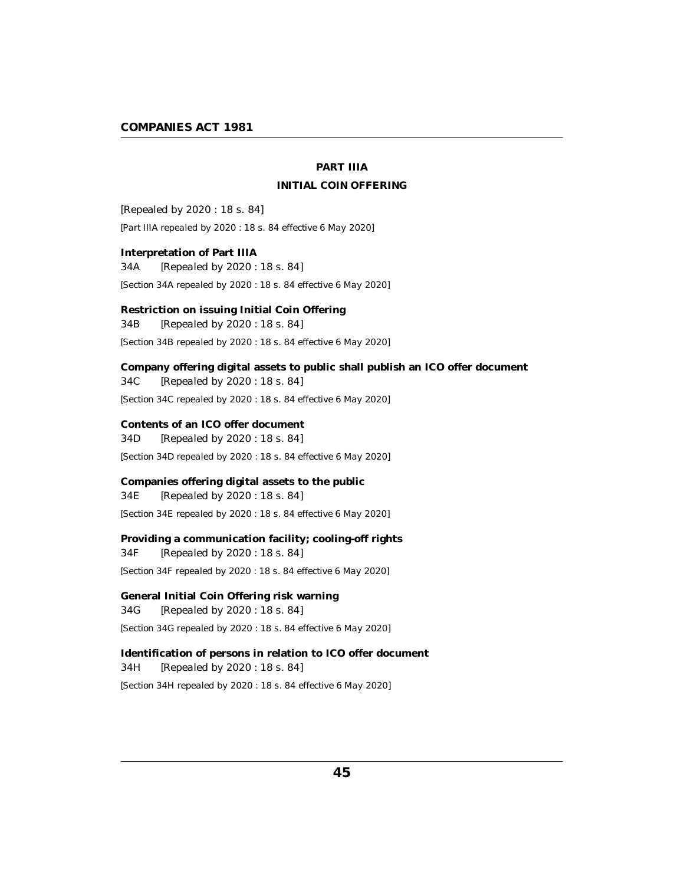## PART IIIA

## INITIAL COIN OFFERING

[Repealed by 2020 : 18 s. 84]

[Part IIIA repealed by 2020 : 18 s. 84 effective 6 May 2020]

**Interpretation of Part IIIA**

34A [Repealed by 2020 : 18 s. 84]

[Section 34A repealed by 2020 : 18 s. 84 effective 6 May 2020]

**Restriction on issuing Initial Coin Offering**

34B [Repealed by 2020 : 18 s. 84]

[Section 34B repealed by 2020 : 18 s. 84 effective 6 May 2020]

**Company offering digital assets to public shall publish an ICO offer document**

34C [Repealed by 2020 : 18 s. 84]

[Section 34C repealed by 2020 : 18 s. 84 effective 6 May 2020]

**Contents of an ICO offer document**

34D [Repealed by 2020 : 18 s. 84]

[Section 34D repealed by 2020 : 18 s. 84 effective 6 May 2020]

**Companies offering digital assets to the public**

34E [Repealed by 2020 : 18 s. 84]

[Section 34E repealed by 2020 : 18 s. 84 effective 6 May 2020]

**Providing a communication facility; cooling-off rights**

34F [Repealed by 2020 : 18 s. 84]

[Section 34F repealed by 2020 : 18 s. 84 effective 6 May 2020]

**General Initial Coin Offering risk warning**

34G [Repealed by 2020 : 18 s. 84]

[Section 34G repealed by 2020 : 18 s. 84 effective 6 May 2020]

**Identification of persons in relation to ICO offer document**

34H [Repealed by 2020 : 18 s. 84]

[Section 34H repealed by 2020 : 18 s. 84 effective 6 May 2020]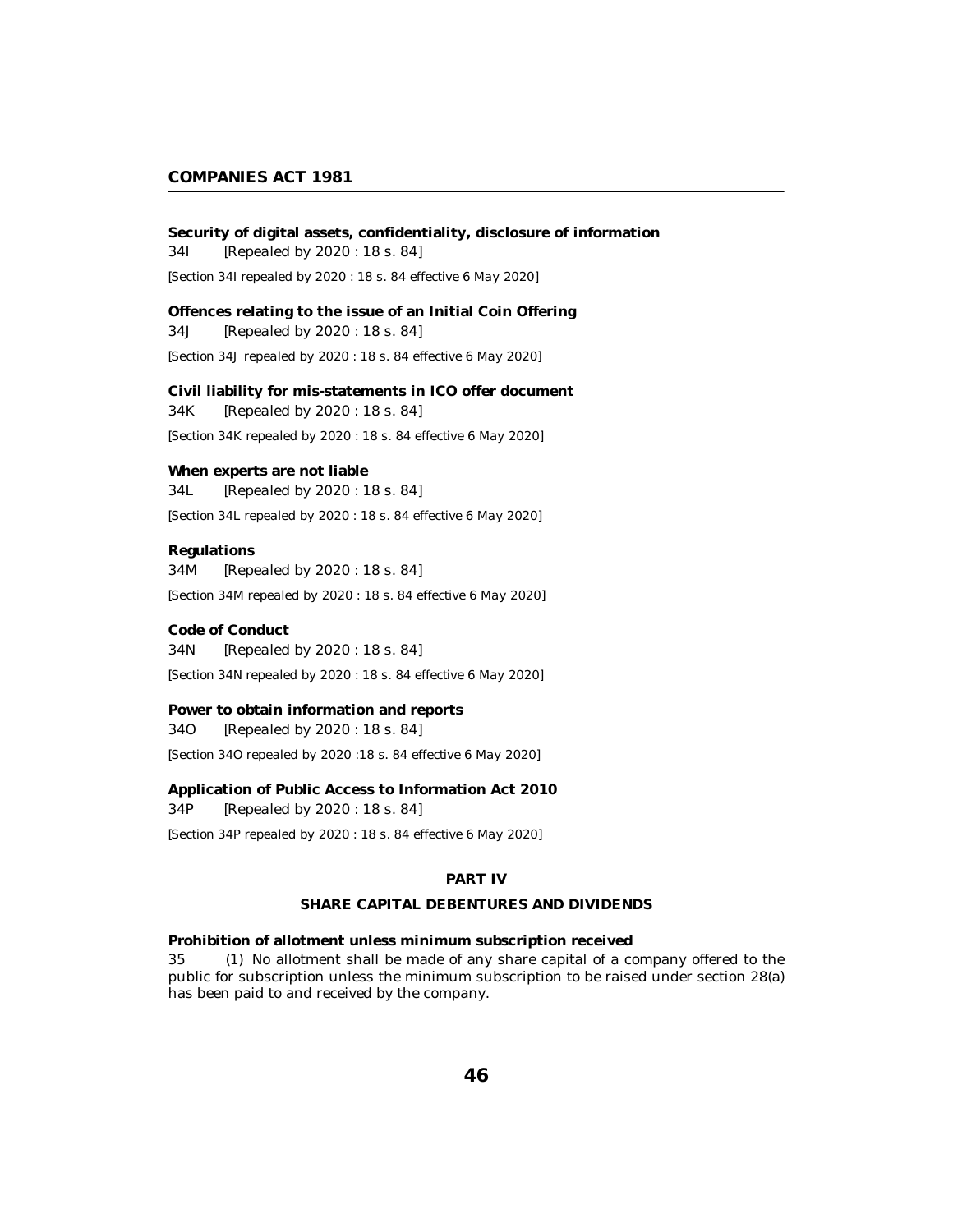**Security of digital assets, confidentiality, disclosure of information**

34I [Repealed by 2020 : 18 s. 84]

[Section 34I repealed by 2020 : 18 s. 84 effective 6 May 2020]

**Offences relating to the issue of an Initial Coin Offering**

34J [Repealed by 2020 : 18 s. 84]

[Section 34J repealed by 2020 : 18 s. 84 effective 6 May 2020]

**Civil liability for mis-statements in ICO offer document**

34K [Repealed by 2020 : 18 s. 84]

[Section 34K repealed by 2020 : 18 s. 84 effective 6 May 2020]

**When experts are not liable**

34L [Repealed by 2020 : 18 s. 84]

[Section 34L repealed by 2020 : 18 s. 84 effective 6 May 2020]

**Regulations**

34M [Repealed by 2020 : 18 s. 84]

[Section 34M repealed by 2020 : 18 s. 84 effective 6 May 2020]

**Code of Conduct**

34N [Repealed by 2020 : 18 s. 84]

[Section 34N repealed by 2020 : 18 s. 84 effective 6 May 2020]

**Power to obtain information and reports**

34O [Repealed by 2020 : 18 s. 84]

[Section 34O repealed by 2020 :18 s. 84 effective 6 May 2020]

**Application of Public Access to Information Act 2010**

34P [Repealed by 2020 : 18 s. 84]

[Section 34P repealed by 2020 : 18 s. 84 effective 6 May 2020]

## PART IV

## SHARE CAPITAL DEBENTURES AND DIVIDENDS

**Prohibition of allotment unless minimum subscription received**

35 (1) No allotment shall be made of any share capital of a company offered to the public for subscription unless the minimum subscription to be raised under section 28(a) has been paid to and received by the company.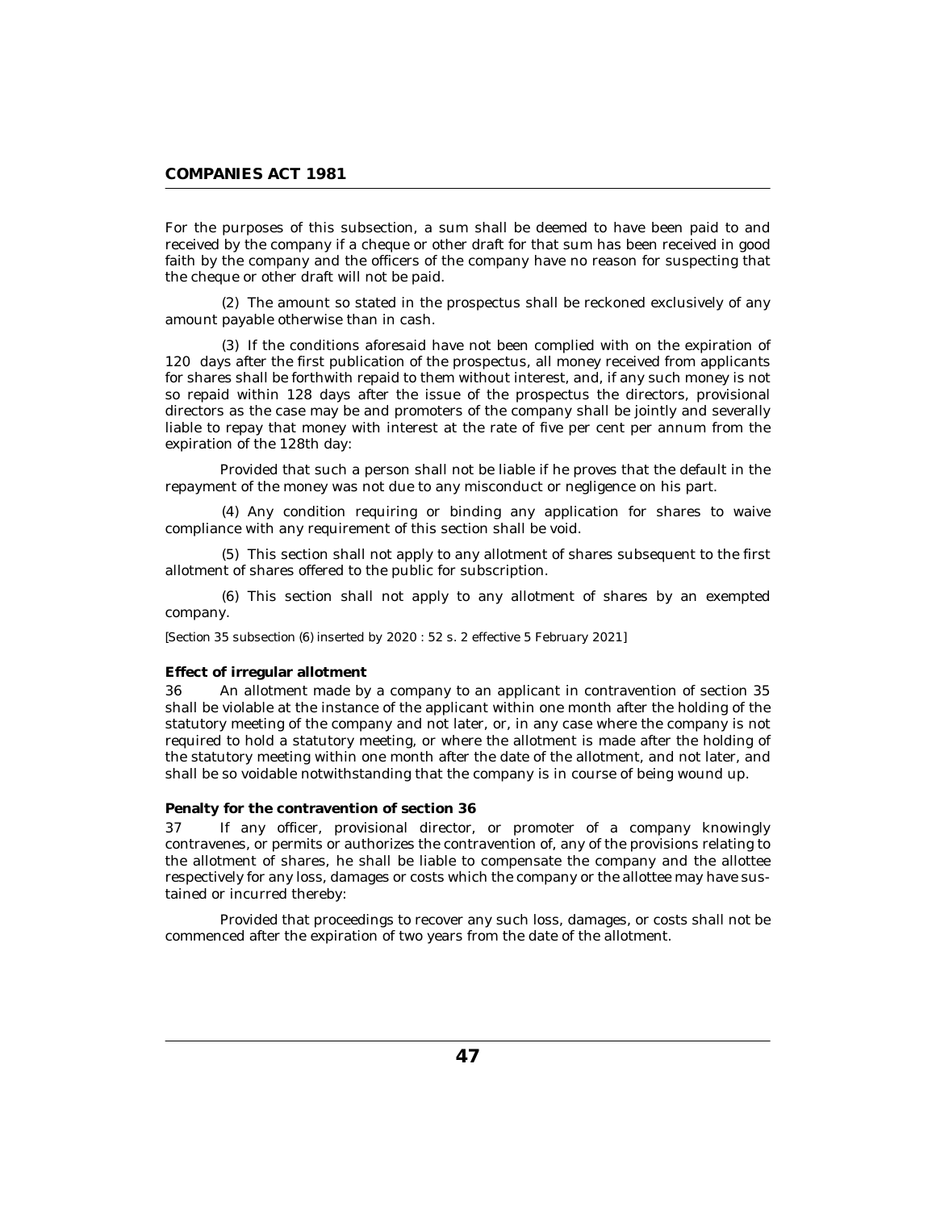For the purposes of this subsection, a sum shall be deemed to have been paid to and received by the company if a cheque or other draft for that sum has been received in good faith by the company and the officers of the company have no reason for suspecting that the cheque or other draft will not be paid.

(2) The amount so stated in the prospectus shall be reckoned exclusively of any amount payable otherwise than in cash.

(3) If the conditions aforesaid have not been complied with on the expiration of 120 days after the first publication of the prospectus, all money received from applicants for shares shall be forthwith repaid to them without interest, and, if any such money is not so repaid within 128 days after the issue of the prospectus the directors, provisional directors as the case may be and promoters of the company shall be jointly and severally liable to repay that money with interest at the rate of five per cent per annum from the expiration of the 128th day:

Provided that such a person shall not be liable if he proves that the default in the repayment of the money was not due to any misconduct or negligence on his part.

(4) Any condition requiring or binding any application for shares to waive compliance with any requirement of this section shall be void.

(5) This section shall not apply to any allotment of shares subsequent to the first allotment of shares offered to the public for subscription.

(6) This section shall not apply to any allotment of shares by an exempted company.

*[Section 35 subsection (6) inserted by 2020 : 52 s. 2 effective 5 February 2021]*

**Effect of irregular allotment**

36 An allotment made by a company to an applicant in contravention of section 35 shall be violable at the instance of the applicant within one month after the holding of the statutory meeting of the company and not later, or, in any case where the company is not required to hold a statutory meeting, or where the allotment is made after the holding of the statutory meeting within one month after the date of the allotment, and not later, and shall be so voidable notwithstanding that the company is in course of being wound up.

**Penalty for the contravention of section 36**

37 If any officer, provisional director, or promoter of a company knowingly contravenes, or permits or authorizes the contravention of, any of the provisions relating to the allotment of shares, he shall be liable to compensate the company and the allottee respectively for any loss, damages or costs which the company or the allottee may have sustained or incurred thereby:

Provided that proceedings to recover any such loss, damages, or costs shall not be commenced after the expiration of two years from the date of the allotment.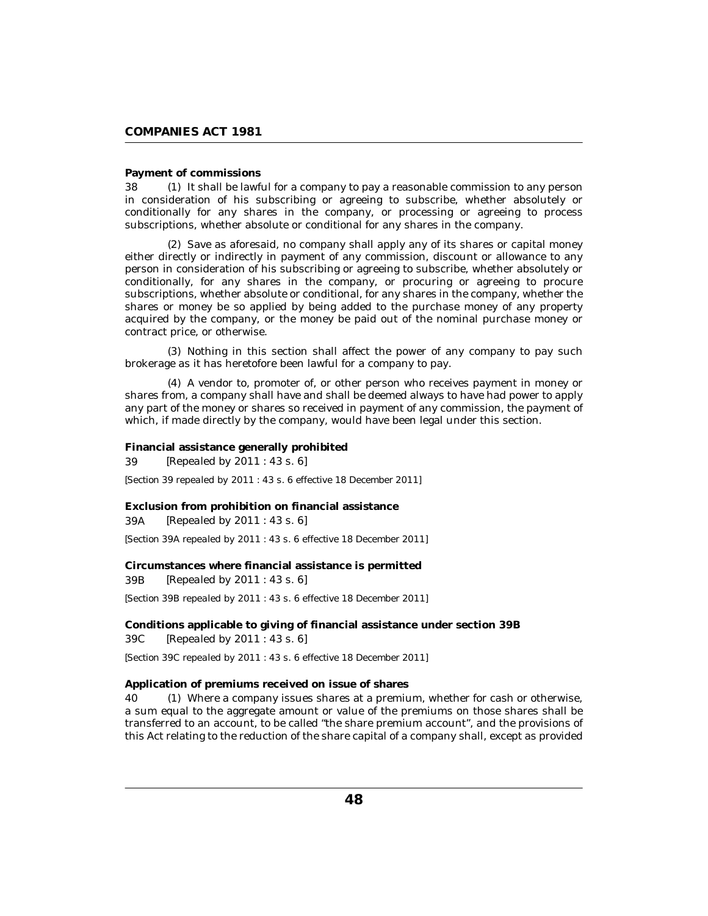**Payment of commissions**

38 (1) It shall be lawful for a company to pay a reasonable commission to any person in consideration of his subscribing or agreeing to subscribe, whether absolutely or conditionally for any shares in the company, or processing or agreeing to process subscriptions, whether absolute or conditional for any shares in the company.

(2) Save as aforesaid, no company shall apply any of its shares or capital money either directly or indirectly in payment of any commission, discount or allowance to any person in consideration of his subscribing or agreeing to subscribe, whether absolutely or conditionally, for any shares in the company, or procuring or agreeing to procure subscriptions, whether absolute or conditional, for any shares in the company, whether the shares or money be so applied by being added to the purchase money of any property acquired by the company, or the money be paid out of the nominal purchase money or contract price, or otherwise.

(3) Nothing in this section shall affect the power of any company to pay such brokerage as it has heretofore been lawful for a company to pay.

(4) A vendor to, promoter of, or other person who receives payment in money or shares from, a company shall have and shall be deemed always to have had power to apply any part of the money or shares so received in payment of any commission, the payment of which, if made directly by the company, would have been legal under this section.

**Financial assistance generally prohibited**

39 *[Repealed by 2011 : 43 s. 6]*

*[Section 39 repealed by 2011 : 43 s. 6 effective 18 December 2011]*

**Exclusion from prohibition on financial assistance**

39A *[Repealed by 2011 : 43 s. 6]*

*[Section 39A repealed by 2011 : 43 s. 6 effective 18 December 2011]*

**Circumstances where financial assistance is permitted**

39B *[Repealed by 2011 : 43 s. 6]*

*[Section 39B repealed by 2011 : 43 s. 6 effective 18 December 2011]*

**Conditions applicable to giving of financial assistance under section 39B**

39C *[Repealed by 2011 : 43 s. 6]*

*[Section 39C repealed by 2011 : 43 s. 6 effective 18 December 2011]*

**Application of premiums received on issue of shares**

40 (1) Where a company issues shares at a premium, whether for cash or otherwise, a sum equal to the aggregate amount or value of the premiums on those shares shall be transferred to an account, to be called "the share premium account", and the provisions of this Act relating to the reduction of the share capital of a company shall, except as provided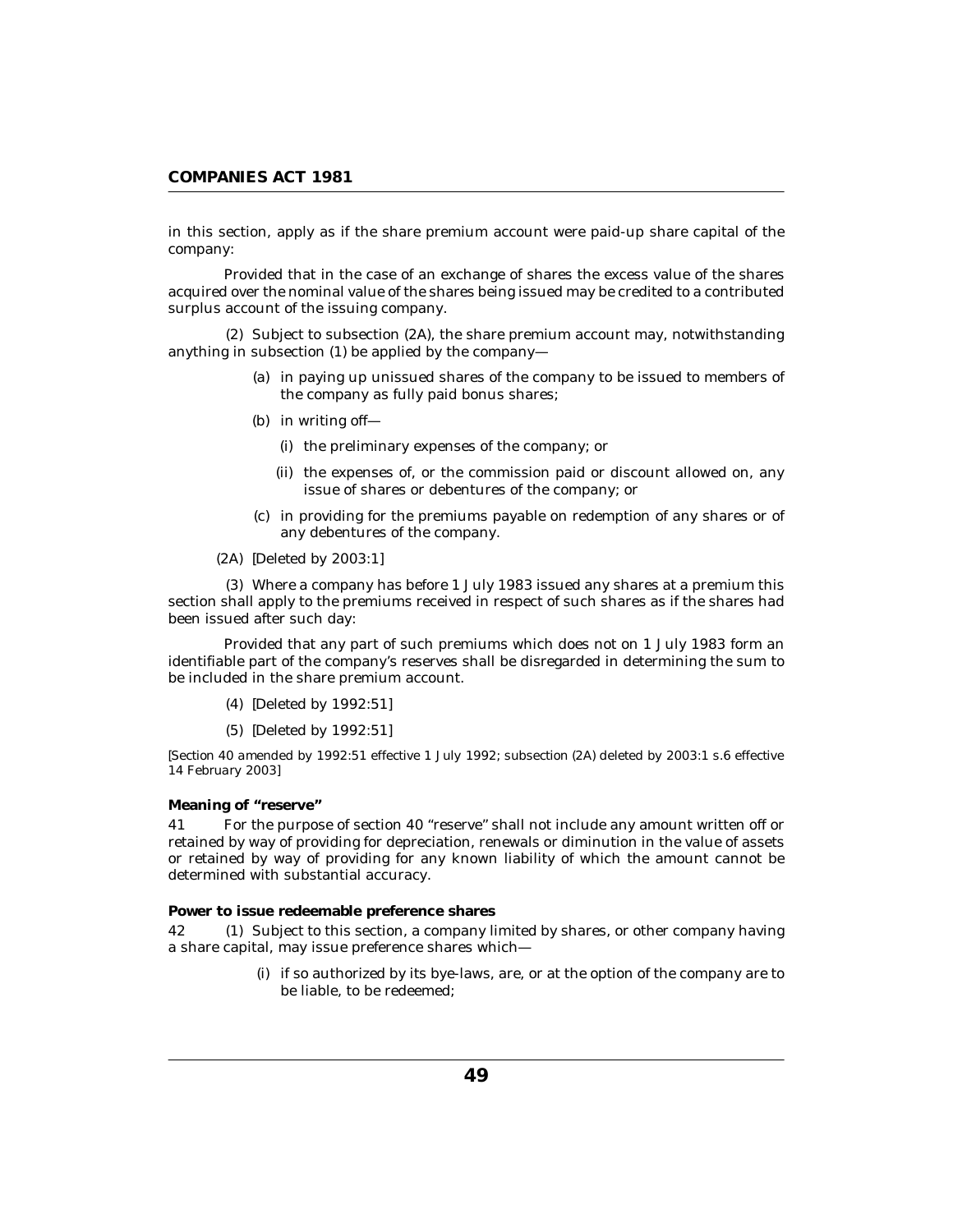in this section, apply as if the share premium account were paid-up share capital of the company:

Provided that in the case of an exchange of shares the excess value of the shares acquired over the nominal value of the shares being issued may be credited to a contributed surplus account of the issuing company.

(2) Subject to subsection (2A), the share premium account may, notwithstanding anything in subsection (1) be applied by the company—

(a) in paying up unissued shares of the company to be issued to members of the company as fully paid bonus shares;

(b) in writing off—

(i) the preliminary expenses of the company; or

(ii) the expenses of, or the commission paid or discount allowed on, any issue of shares or debentures of the company; or

(c) in providing for the premiums payable on redemption of any shares or of any debentures of the company.

(2A) [Deleted by 2003:1]

(3) Where a company has before 1 July 1983 issued any shares at a premium this section shall apply to the premiums received in respect of such shares as if the shares had been issued after such day:

Provided that any part of such premiums which does not on 1 July 1983 form an identifiable part of the company's reserves shall be disregarded in determining the sum to be included in the share premium account.

(4) [Deleted by 1992:51]

(5) [Deleted by 1992:51]

[Section 40 amended by 1992:51 effective 1 July 1992; subsection (2A) deleted by 2003:1 s.6 effective 14 February 2003]

**Meaning of "reserve"**

41 For the purpose of section 40 "reserve" shall not include any amount written off or retained by way of providing for depreciation, renewals or diminution in the value of assets or retained by way of providing for any known liability of which the amount cannot be determined with substantial accuracy.

**Power to issue redeemable preference shares**

42 (1) Subject to this section, a company limited by shares, or other company having a share capital, may issue preference shares which—

(i) if so authorized by its bye-laws, are, or at the option of the company are to be liable, to be redeemed;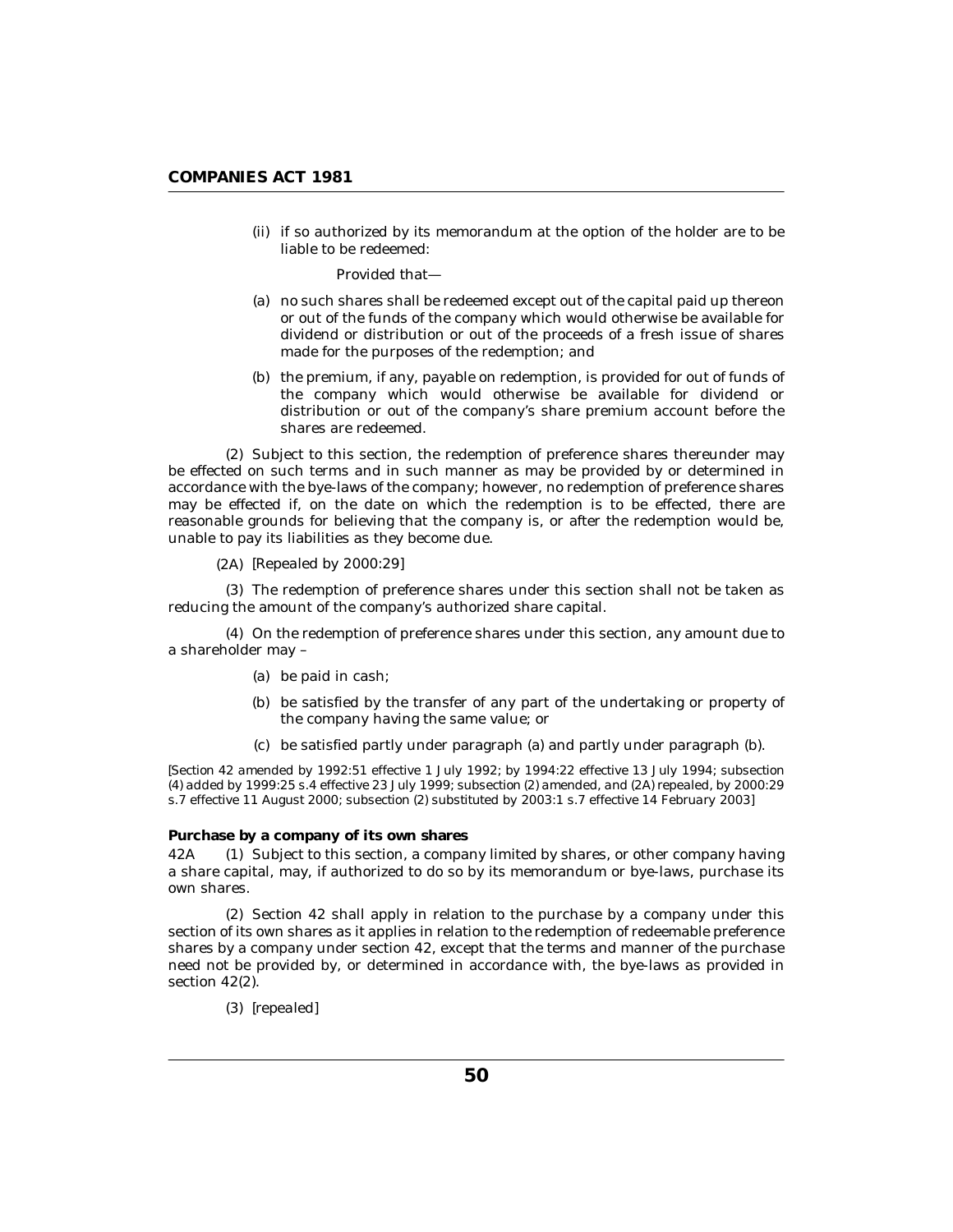(ii) if so authorized by its memorandum at the option of the holder are to be liable to be redeemed:

Provided that—

(a) no such shares shall be redeemed except out of the capital paid up thereon or out of the funds of the company which would otherwise be available for dividend or distribution or out of the proceeds of a fresh issue of shares made for the purposes of the redemption; and

(b) the premium, if any, payable on redemption, is provided for out of funds of the company which would otherwise be available for dividend or distribution or out of the company's share premium account before the shares are redeemed.

(2) Subject to this section, the redemption of preference shares thereunder may be effected on such terms and in such manner as may be provided by or determined in accordance with the bye-laws of the company; however, no redemption of preference shares may be effected if, on the date on which the redemption is to be effected, there are reasonable grounds for believing that the company is, or after the redemption would be, unable to pay its liabilities as they become due.

(2A) [Repealed by 2000:29]

(3) The redemption of preference shares under this section shall not be taken as reducing the amount of the company's authorized share capital.

(4) On the redemption of preference shares under this section, any amount due to a shareholder may –

(a) be paid in cash;

(b) be satisfied by the transfer of any part of the undertaking or property of the company having the same value; or

(c) be satisfied partly under paragraph (a) and partly under paragraph (b).

*[Section 42 amended by 1992:51 effective 1 July 1992; by 1994:22 effective 13 July 1994; subsection (4) added by 1999:25 s.4 effective 23 July 1999; subsection (2) amended, and (2A) repealed, by 2000:29 s.7 effective 11 August 2000; subsection (2) substituted by 2003:1 s.7 effective 14 February 2003]*

**Purchase by a company of its own shares**

42A (1) Subject to this section, a company limited by shares, or other company having a share capital, may, if authorized to do so by its memorandum or bye-laws, purchase its own shares.

(2) Section 42 shall apply in relation to the purchase by a company under this section of its own shares as it applies in relation to the redemption of redeemable preference shares by a company under section 42, except that the terms and manner of the purchase need not be provided by, or determined in accordance with, the bye-laws as provided in section 42(2).

(3) [repealed]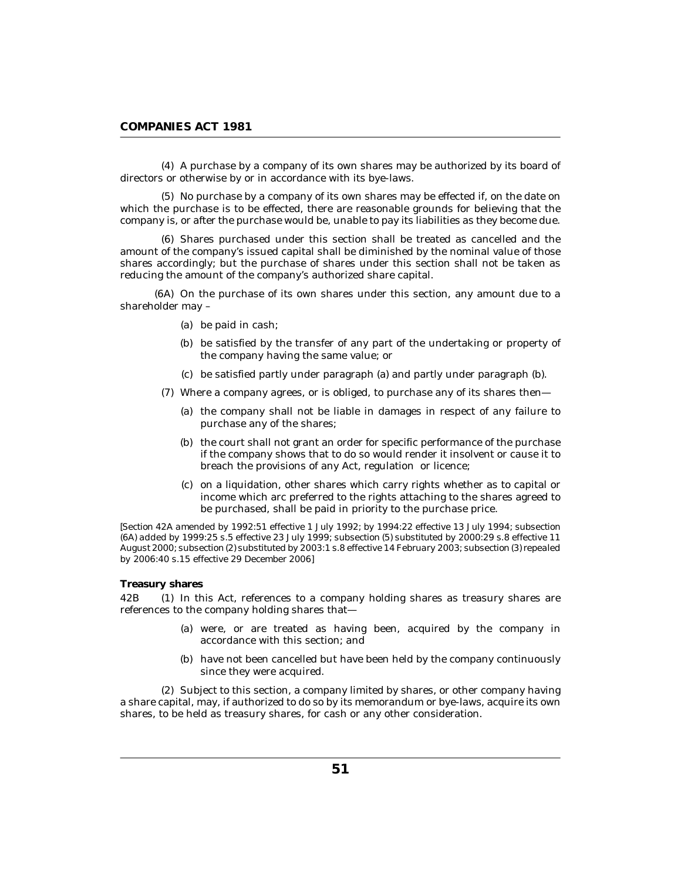(4) A purchase by a company of its own shares may be authorized by its board of directors or otherwise by or in accordance with its bye-laws.

(5) No purchase by a company of its own shares may be effected if, on the date on which the purchase is to be effected, there are reasonable grounds for believing that the company is, or after the purchase would be, unable to pay its liabilities as they become due.

(6) Shares purchased under this section shall be treated as cancelled and the amount of the company's issued capital shall be diminished by the nominal value of those shares accordingly; but the purchase of shares under this section shall not be taken as reducing the amount of the company's authorized share capital.

(6A) On the purchase of its own shares under this section, any amount due to a shareholder may –

(a) be paid in cash;

(b) be satisfied by the transfer of any part of the undertaking or property of the company having the same value; or

(c) be satisfied partly under paragraph (a) and partly under paragraph (b).

(7) Where a company agrees, or is obliged, to purchase any of its shares then—

(a) the company shall not be liable in damages in respect of any failure to purchase any of the shares;

(b) the court shall not grant an order for specific performance of the purchase if the company shows that to do so would render it insolvent or cause it to breach the provisions of any Act, regulation or licence;

(c) on a liquidation, other shares which carry rights whether as to capital or income which arc preferred to the rights attaching to the shares agreed to be purchased, shall be paid in priority to the purchase price.

*[Section 42A amended by 1992:51 effective 1 July 1992; by 1994:22 effective 13 July 1994; subsection (6A) added by 1999:25 s.5 effective 23 July 1999; subsection (5) substituted by 2000:29 s.8 effective 11 August 2000; subsection (2) substituted by 2003:1 s.8 effective 14 February 2003; subsection (3) repealed by 2006:40 s.15 effective 29 December 2006]*

**Treasury shares**

42B (1) In this Act, references to a company holding shares as treasury shares are references to the company holding shares that—

(a) were, or are treated as having been, acquired by the company in accordance with this section; and

(b) have not been cancelled but have been held by the company continuously since they were acquired.

(2) Subject to this section, a company limited by shares, or other company having a share capital, may, if authorized to do so by its memorandum or bye-laws, acquire its own shares, to be held as treasury shares, for cash or any other consideration.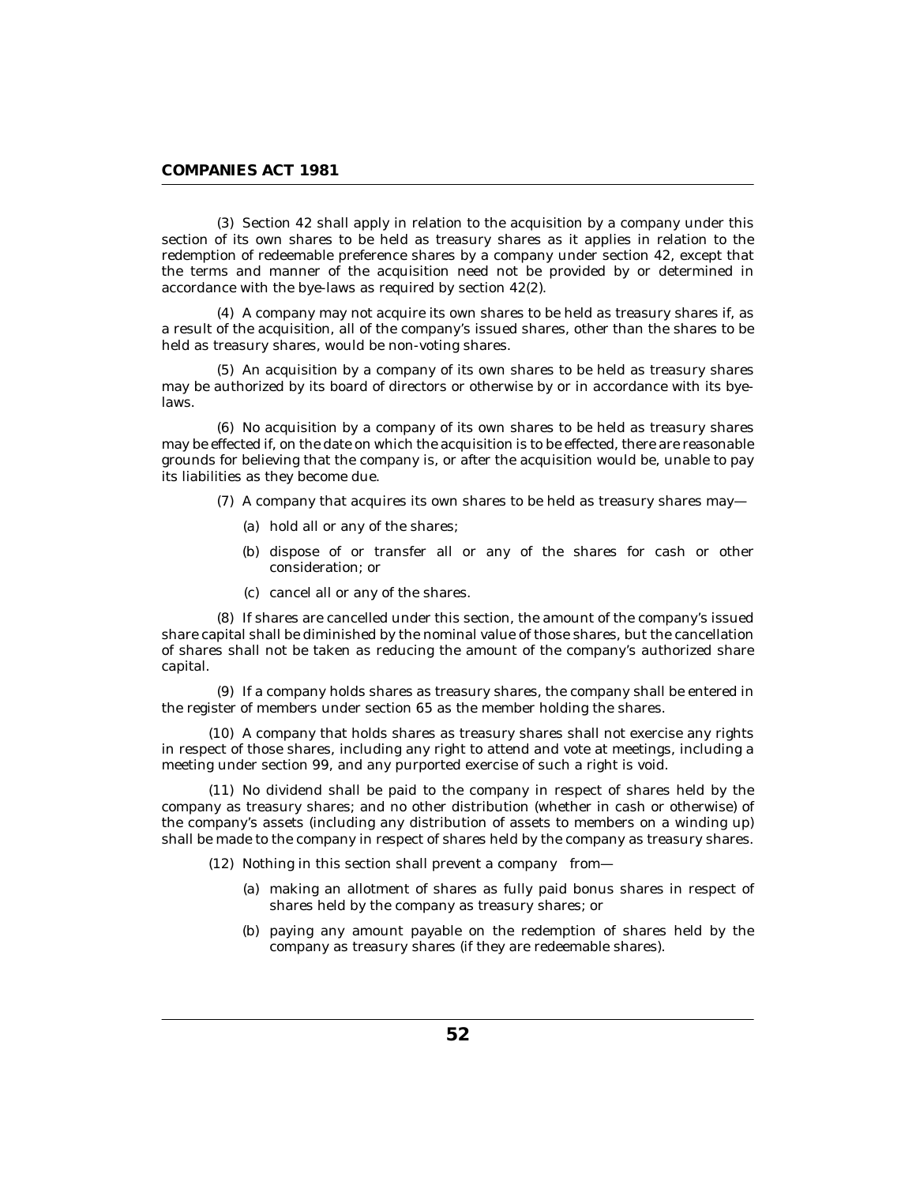(3) Section 42 shall apply in relation to the acquisition by a company under this section of its own shares to be held as treasury shares as it applies in relation to the redemption of redeemable preference shares by a company under section 42, except that the terms and manner of the acquisition need not be provided by or determined in accordance with the bye-laws as required by section 42(2).

(4) A company may not acquire its own shares to be held as treasury shares if, as a result of the acquisition, all of the company's issued shares, other than the shares to be held as treasury shares, would be non-voting shares.

(5) An acquisition by a company of its own shares to be held as treasury shares may be authorized by its board of directors or otherwise by or in accordance with its bye-laws.

(6) No acquisition by a company of its own shares to be held as treasury shares may be effected if, on the date on which the acquisition is to be effected, there are reasonable grounds for believing that the company is, or after the acquisition would be, unable to pay its liabilities as they become due.

(7) A company that acquires its own shares to be held as treasury shares may—

(a) hold all or any of the shares;

(b) dispose of or transfer all or any of the shares for cash or other consideration; or

(c) cancel all or any of the shares.

(8) If shares are cancelled under this section, the amount of the company's issued share capital shall be diminished by the nominal value of those shares, but the cancellation of shares shall not be taken as reducing the amount of the company's authorized share capital.

(9) If a company holds shares as treasury shares, the company shall be entered in the register of members under section 65 as the member holding the shares.

(10) A company that holds shares as treasury shares shall not exercise any rights in respect of those shares, including any right to attend and vote at meetings, including a meeting under section 99, and any purported exercise of such a right is void.

(11) No dividend shall be paid to the company in respect of shares held by the company as treasury shares; and no other distribution (whether in cash or otherwise) of the company's assets (including any distribution of assets to members on a winding up) shall be made to the company in respect of shares held by the company as treasury shares.

(12) Nothing in this section shall prevent a company from—

(a) making an allotment of shares as fully paid bonus shares in respect of shares held by the company as treasury shares; or

(b) paying any amount payable on the redemption of shares held by the company as treasury shares (if they are redeemable shares).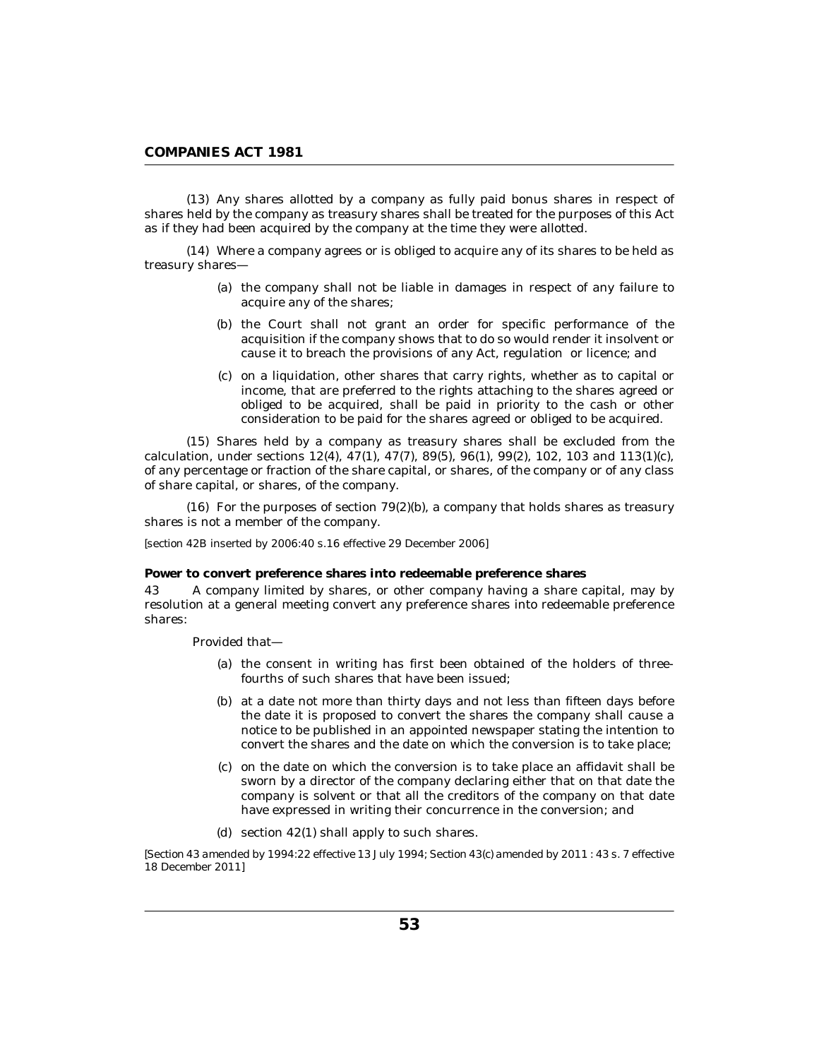(13) Any shares allotted by a company as fully paid bonus shares in respect of shares held by the company as treasury shares shall be treated for the purposes of this Act as if they had been acquired by the company at the time they were allotted.

(14) Where a company agrees or is obliged to acquire any of its shares to be held as treasury shares—

(a) the company shall not be liable in damages in respect of any failure to acquire any of the shares;

(b) the Court shall not grant an order for specific performance of the acquisition if the company shows that to do so would render it insolvent or cause it to breach the provisions of any Act, regulation or licence; and

(c) on a liquidation, other shares that carry rights, whether as to capital or income, that are preferred to the rights attaching to the shares agreed or obliged to be acquired, shall be paid in priority to the cash or other consideration to be paid for the shares agreed or obliged to be acquired.

(15) Shares held by a company as treasury shares shall be excluded from the calculation, under sections 12(4), 47(1), 47(7), 89(5), 96(1), 99(2), 102, 103 and 113(1)(c), of any percentage or fraction of the share capital, or shares, of the company or of any class of share capital, or shares, of the company.

(16) For the purposes of section 79(2)(b), a company that holds shares as treasury shares is not a member of the company.

[section 42B inserted by 2006:40 s.16 effective 29 December 2006]

**Power to convert preference shares into redeemable preference shares**

43 A company limited by shares, or other company having a share capital, may by resolution at a general meeting convert any preference shares into redeemable preference shares:

Provided that—

(a) the consent in writing has first been obtained of the holders of three-fourths of such shares that have been issued;

(b) at a date not more than thirty days and not less than fifteen days before the date it is proposed to convert the shares the company shall cause a notice to be published in an appointed newspaper stating the intention to convert the shares and the date on which the conversion is to take place;

(c) on the date on which the conversion is to take place an affidavit shall be sworn by a director of the company declaring either that on that date the company is solvent or that all the creditors of the company on that date have expressed in writing their concurrence in the conversion; and

(d) section 42(1) shall apply to such shares.

[Section 43 amended by 1994:22 effective 13 July 1994; Section 43(c) amended by 2011 : 43 s. 7 effective 18 December 2011]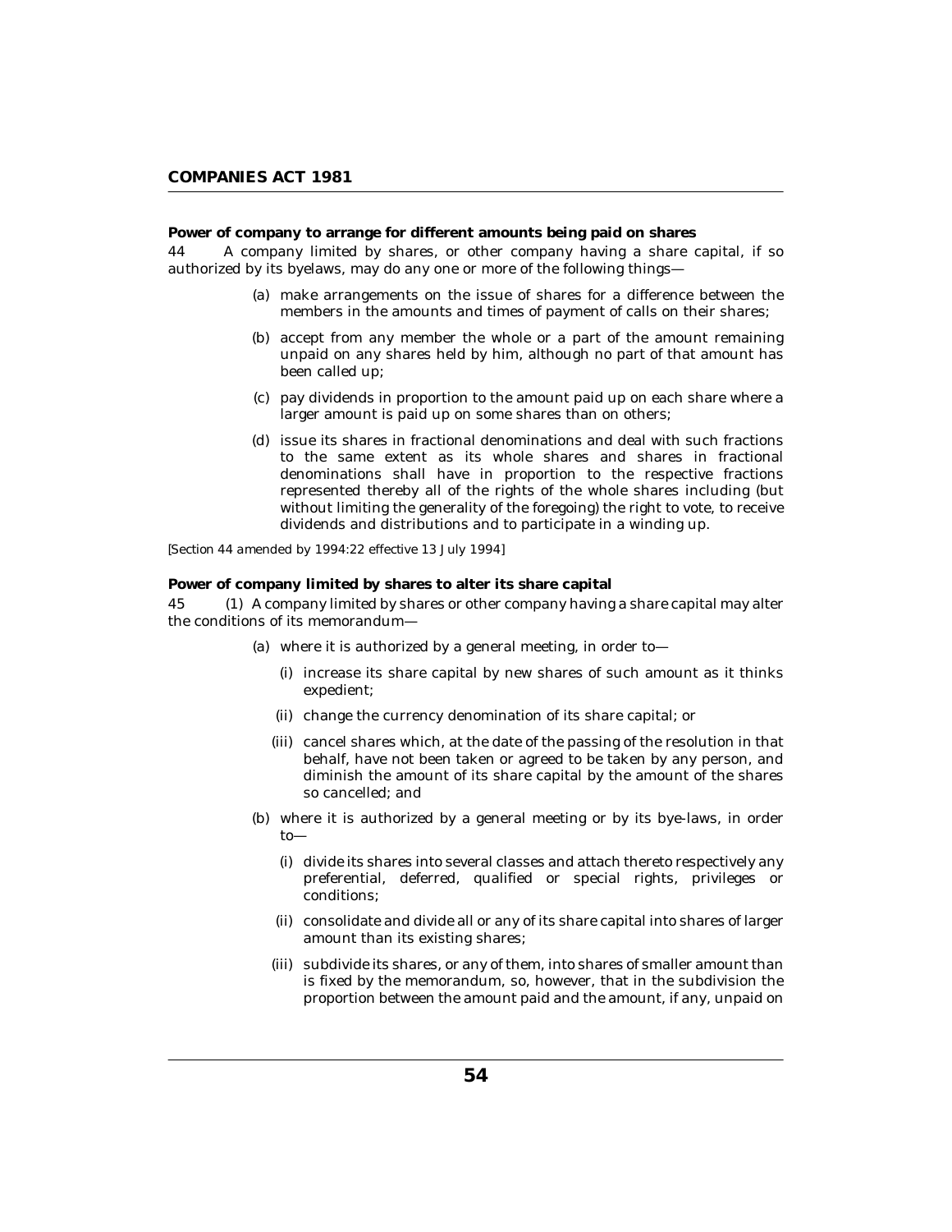**Power of company to arrange for different amounts being paid on shares**

44 A company limited by shares, or other company having a share capital, if so authorized by its byelaws, may do any one or more of the following things—

(a) make arrangements on the issue of shares for a difference between the members in the amounts and times of payment of calls on their shares;

(b) accept from any member the whole or a part of the amount remaining unpaid on any shares held by him, although no part of that amount has been called up;

(c) pay dividends in proportion to the amount paid up on each share where a larger amount is paid up on some shares than on others;

(d) issue its shares in fractional denominations and deal with such fractions to the same extent as its whole shares and shares in fractional denominations shall have in proportion to the respective fractions represented thereby all of the rights of the whole shares including (but without limiting the generality of the foregoing) the right to vote, to receive dividends and distributions and to participate in a winding up.

*[Section 44 amended by 1994:22 effective 13 July 1994]*

**Power of company limited by shares to alter its share capital**

45 (1) A company limited by shares or other company having a share capital may alter the conditions of its memorandum—

(a) where it is authorized by a general meeting, in order to—

(i) increase its share capital by new shares of such amount as it thinks expedient;

(ii) change the currency denomination of its share capital; or

(iii) cancel shares which, at the date of the passing of the resolution in that behalf, have not been taken or agreed to be taken by any person, and diminish the amount of its share capital by the amount of the shares so cancelled; and

(b) where it is authorized by a general meeting or by its bye-laws, in order to—

(i) divide its shares into several classes and attach thereto respectively any preferential, deferred, qualified or special rights, privileges or conditions;

(ii) consolidate and divide all or any of its share capital into shares of larger amount than its existing shares;

(iii) subdivide its shares, or any of them, into shares of smaller amount than is fixed by the memorandum, so, however, that in the subdivision the proportion between the amount paid and the amount, if any, unpaid on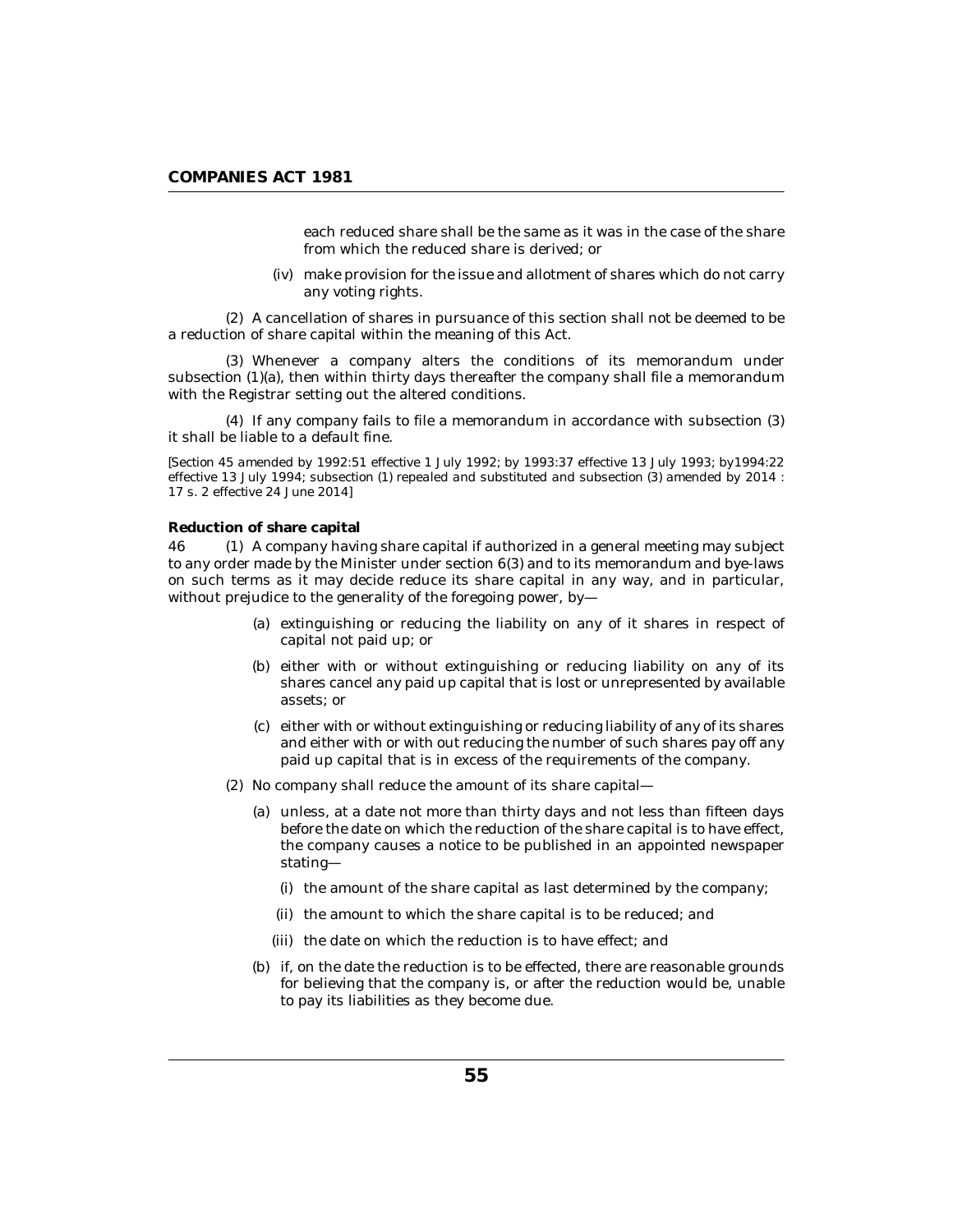each reduced share shall be the same as it was in the case of the share from which the reduced share is derived; or

(iv) make provision for the issue and allotment of shares which do not carry any voting rights.

(2) A cancellation of shares in pursuance of this section shall not be deemed to be a reduction of share capital within the meaning of this Act.

(3) Whenever a company alters the conditions of its memorandum under subsection (1)(a), then within thirty days thereafter the company shall file a memorandum with the Registrar setting out the altered conditions.

(4) If any company fails to file a memorandum in accordance with subsection (3) it shall be liable to a default fine.

[Section 45 amended by 1992:51 effective 1 July 1992; by 1993:37 effective 13 July 1993; by1994:22 effective 13 July 1994; subsection (1) repealed and substituted and subsection (3) amended by 2014 : 17 s. 2 effective 24 June 2014]

**Reduction of share capital**

46 (1) A company having share capital if authorized in a general meeting may subject to any order made by the Minister under section 6(3) and to its memorandum and bye-laws on such terms as it may decide reduce its share capital in any way, and in particular, without prejudice to the generality of the foregoing power, by—

(a) extinguishing or reducing the liability on any of it shares in respect of capital not paid up; or

(b) either with or without extinguishing or reducing liability on any of its shares cancel any paid up capital that is lost or unrepresented by available assets; or

(c) either with or without extinguishing or reducing liability of any of its shares and either with or with out reducing the number of such shares pay off any paid up capital that is in excess of the requirements of the company.

(2) No company shall reduce the amount of its share capital—

(a) unless, at a date not more than thirty days and not less than fifteen days before the date on which the reduction of the share capital is to have effect, the company causes a notice to be published in an appointed newspaper stating—

(i) the amount of the share capital as last determined by the company;

(ii) the amount to which the share capital is to be reduced; and

(iii) the date on which the reduction is to have effect; and

(b) if, on the date the reduction is to be effected, there are reasonable grounds for believing that the company is, or after the reduction would be, unable to pay its liabilities as they become due.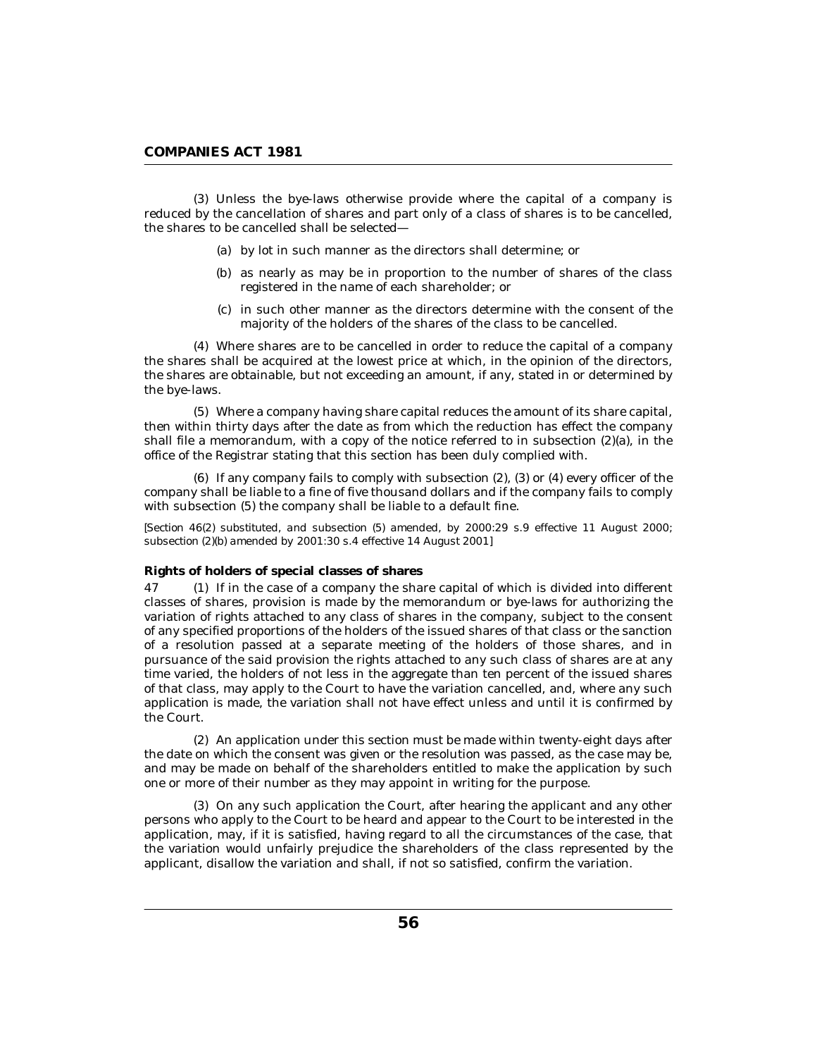(3) Unless the bye-laws otherwise provide where the capital of a company is reduced by the cancellation of shares and part only of a class of shares is to be cancelled, the shares to be cancelled shall be selected—

(a) by lot in such manner as the directors shall determine; or

(b) as nearly as may be in proportion to the number of shares of the class registered in the name of each shareholder; or

(c) in such other manner as the directors determine with the consent of the majority of the holders of the shares of the class to be cancelled.

(4) Where shares are to be cancelled in order to reduce the capital of a company the shares shall be acquired at the lowest price at which, in the opinion of the directors, the shares are obtainable, but not exceeding an amount, if any, stated in or determined by the bye-laws.

(5) Where a company having share capital reduces the amount of its share capital, then within thirty days after the date as from which the reduction has effect the company shall file a memorandum, with a copy of the notice referred to in subsection (2)(a), in the office of the Registrar stating that this section has been duly complied with.

(6) If any company fails to comply with subsection (2), (3) or (4) every officer of the company shall be liable to a fine of five thousand dollars and if the company fails to comply with subsection (5) the company shall be liable to a default fine.

*[Section 46(2) substituted, and subsection (5) amended, by 2000:29 s.9 effective 11 August 2000; subsection (2)(b) amended by 2001:30 s.4 effective 14 August 2001]*

**Rights of holders of special classes of shares**

47 (1) If in the case of a company the share capital of which is divided into different classes of shares, provision is made by the memorandum or bye-laws for authorizing the variation of rights attached to any class of shares in the company, subject to the consent of any specified proportions of the holders of the issued shares of that class or the sanction of a resolution passed at a separate meeting of the holders of those shares, and in pursuance of the said provision the rights attached to any such class of shares are at any time varied, the holders of not less in the aggregate than ten percent of the issued shares of that class, may apply to the Court to have the variation cancelled, and, where any such application is made, the variation shall not have effect unless and until it is confirmed by the Court.

(2) An application under this section must be made within twenty-eight days after the date on which the consent was given or the resolution was passed, as the case may be, and may be made on behalf of the shareholders entitled to make the application by such one or more of their number as they may appoint in writing for the purpose.

(3) On any such application the Court, after hearing the applicant and any other persons who apply to the Court to be heard and appear to the Court to be interested in the application, may, if it is satisfied, having regard to all the circumstances of the case, that the variation would unfairly prejudice the shareholders of the class represented by the applicant, disallow the variation and shall, if not so satisfied, confirm the variation.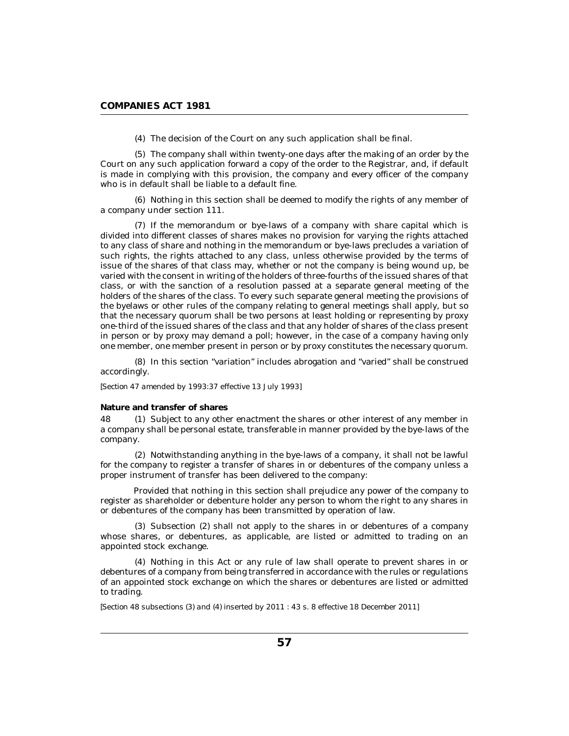(4) The decision of the Court on any such application shall be final.

(5) The company shall within twenty-one days after the making of an order by the Court on any such application forward a copy of the order to the Registrar, and, if default is made in complying with this provision, the company and every officer of the company who is in default shall be liable to a default fine.

(6) Nothing in this section shall be deemed to modify the rights of any member of a company under section 111.

(7) If the memorandum or bye-laws of a company with share capital which is divided into different classes of shares makes no provision for varying the rights attached to any class of share and nothing in the memorandum or bye-laws precludes a variation of such rights, the rights attached to any class, unless otherwise provided by the terms of issue of the shares of that class may, whether or not the company is being wound up, be varied with the consent in writing of the holders of three-fourths of the issued shares of that class, or with the sanction of a resolution passed at a separate general meeting of the holders of the shares of the class. To every such separate general meeting the provisions of the byelaws or other rules of the company relating to general meetings shall apply, but so that the necessary quorum shall be two persons at least holding or representing by proxy one-third of the issued shares of the class and that any holder of shares of the class present in person or by proxy may demand a poll; however, in the case of a company having only one member, one member present in person or by proxy constitutes the necessary quorum.

(8) In this section "variation" includes abrogation and "varied" shall be construed accordingly.

*[Section 47 amended by 1993:37 effective 13 July 1993]*

**Nature and transfer of shares**

48 (1) Subject to any other enactment the shares or other interest of any member in a company shall be personal estate, transferable in manner provided by the bye-laws of the company.

(2) Notwithstanding anything in the bye-laws of a company, it shall not be lawful for the company to register a transfer of shares in or debentures of the company unless a proper instrument of transfer has been delivered to the company:

Provided that nothing in this section shall prejudice any power of the company to register as shareholder or debenture holder any person to whom the right to any shares in or debentures of the company has been transmitted by operation of law.

(3) Subsection (2) shall not apply to the shares in or debentures of a company whose shares, or debentures, as applicable, are listed or admitted to trading on an appointed stock exchange.

(4) Nothing in this Act or any rule of law shall operate to prevent shares in or debentures of a company from being transferred in accordance with the rules or regulations of an appointed stock exchange on which the shares or debentures are listed or admitted to trading.

*[Section 48 subsections (3) and (4) inserted by 2011 : 43 s. 8 effective 18 December 2011]*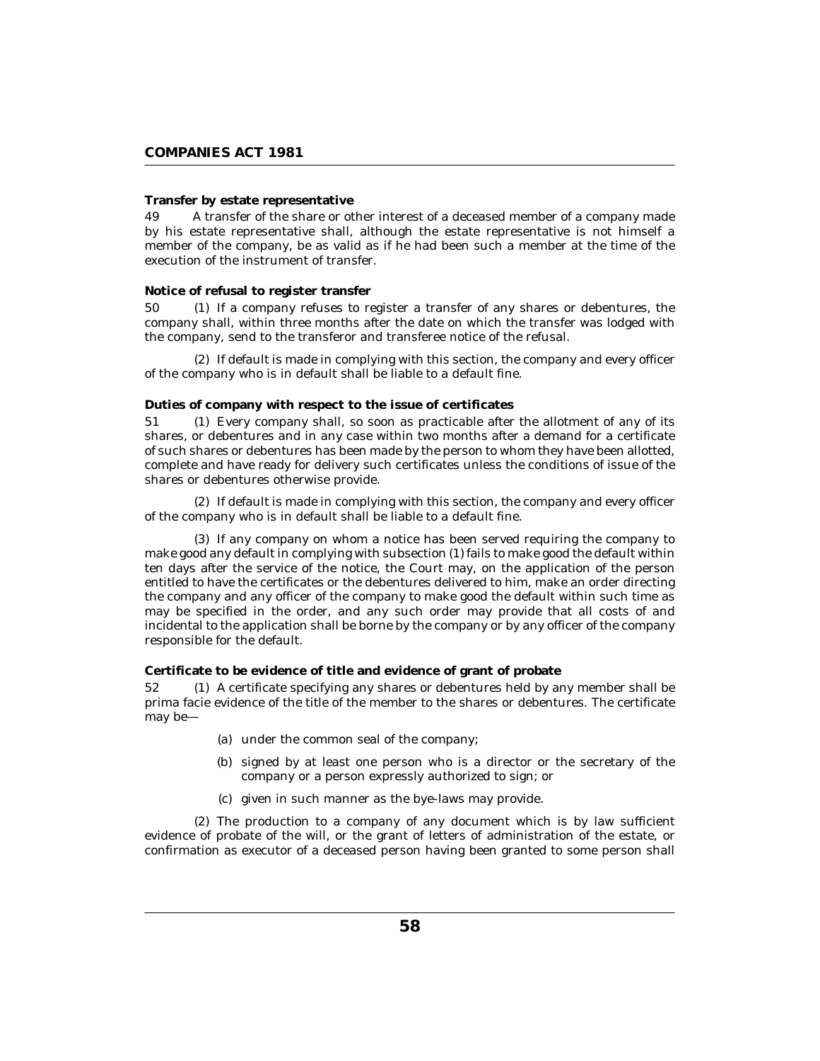**Transfer by estate representative**

49 A transfer of the share or other interest of a deceased member of a company made by his estate representative shall, although the estate representative is not himself a member of the company, be as valid as if he had been such a member at the time of the execution of the instrument of transfer.

**Notice of refusal to register transfer**

50 (1) If a company refuses to register a transfer of any shares or debentures, the company shall, within three months after the date on which the transfer was lodged with the company, send to the transferor and transferee notice of the refusal.

(2) If default is made in complying with this section, the company and every officer of the company who is in default shall be liable to a default fine.

**Duties of company with respect to the issue of certificates**

51 (1) Every company shall, so soon as practicable after the allotment of any of its shares, or debentures and in any case within two months after a demand for a certificate of such shares or debentures has been made by the person to whom they have been allotted, complete and have ready for delivery such certificates unless the conditions of issue of the shares or debentures otherwise provide.

(2) If default is made in complying with this section, the company and every officer of the company who is in default shall be liable to a default fine.

(3) If any company on whom a notice has been served requiring the company to make good any default in complying with subsection (1) fails to make good the default within ten days after the service of the notice, the Court may, on the application of the person entitled to have the certificates or the debentures delivered to him, make an order directing the company and any officer of the company to make good the default within such time as may be specified in the order, and any such order may provide that all costs of and incidental to the application shall be borne by the company or by any officer of the company responsible for the default.

**Certificate to be evidence of title and evidence of grant of probate**

52 (1) A certificate specifying any shares or debentures held by any member shall be prima facie evidence of the title of the member to the shares or debentures. The certificate may be—

(a) under the common seal of the company;

(b) signed by at least one person who is a director or the secretary of the company or a person expressly authorized to sign; or

(c) given in such manner as the bye-laws may provide.

(2) The production to a company of any document which is by law sufficient evidence of probate of the will, or the grant of letters of administration of the estate, or confirmation as executor of a deceased person having been granted to some person shall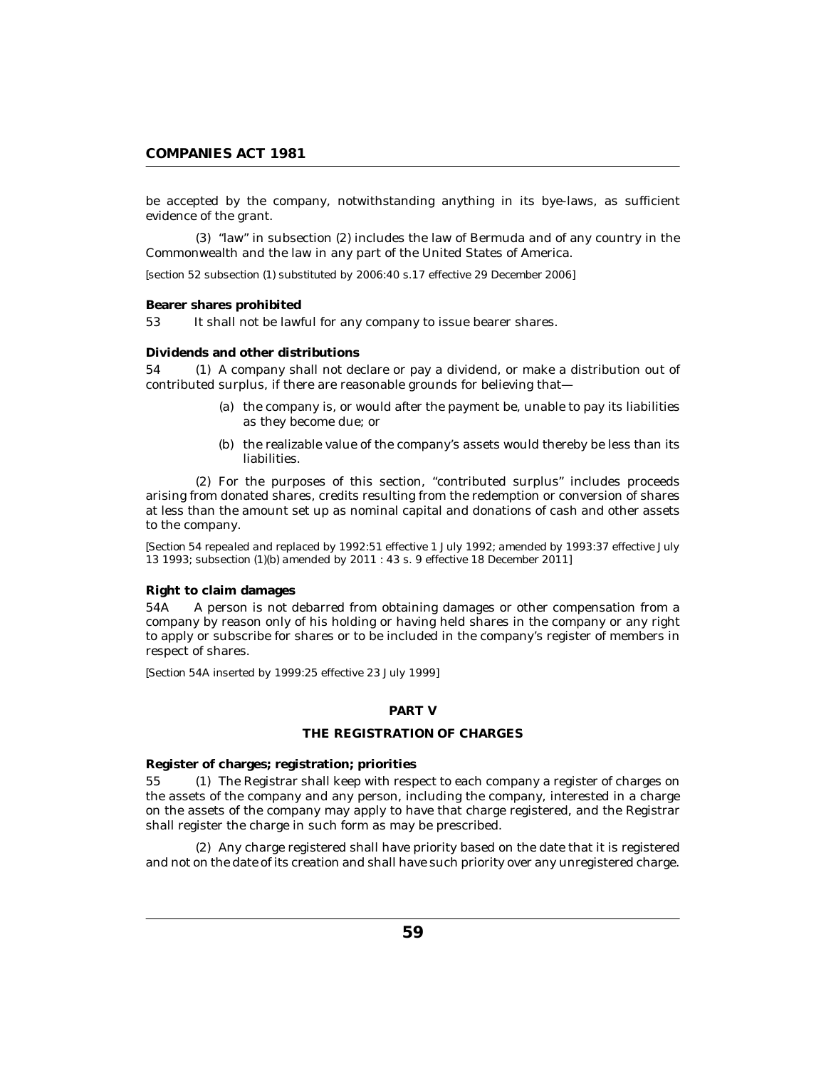be accepted by the company, notwithstanding anything in its bye-laws, as sufficient evidence of the grant.

(3) "law" in subsection (2) includes the law of Bermuda and of any country in the Commonwealth and the law in any part of the United States of America.

*[section 52 subsection (1) substituted by 2006:40 s.17 effective 29 December 2006]*

**Bearer shares prohibited**

53 It shall not be lawful for any company to issue bearer shares.

**Dividends and other distributions**

54 (1) A company shall not declare or pay a dividend, or make a distribution out of contributed surplus, if there are reasonable grounds for believing that—

(a) the company is, or would after the payment be, unable to pay its liabilities as they become due; or

(b) the realizable value of the company's assets would thereby be less than its liabilities.

(2) For the purposes of this section, "contributed surplus" includes proceeds arising from donated shares, credits resulting from the redemption or conversion of shares at less than the amount set up as nominal capital and donations of cash and other assets to the company.

*[Section 54 repealed and replaced by 1992:51 effective 1 July 1992; amended by 1993:37 effective July 13 1993; subsection (1)(b) amended by 2011 : 43 s. 9 effective 18 December 2011]*

**Right to claim damages**

54A A person is not debarred from obtaining damages or other compensation from a company by reason only of his holding or having held shares in the company or any right to apply or subscribe for shares or to be included in the company's register of members in respect of shares.

*[Section 54A inserted by 1999:25 effective 23 July 1999]*

## PART V

## THE REGISTRATION OF CHARGES

**Register of charges; registration; priorities**

55 (1) The Registrar shall keep with respect to each company a register of charges on the assets of the company and any person, including the company, interested in a charge on the assets of the company may apply to have that charge registered, and the Registrar shall register the charge in such form as may be prescribed.

(2) Any charge registered shall have priority based on the date that it is registered and not on the date of its creation and shall have such priority over any unregistered charge.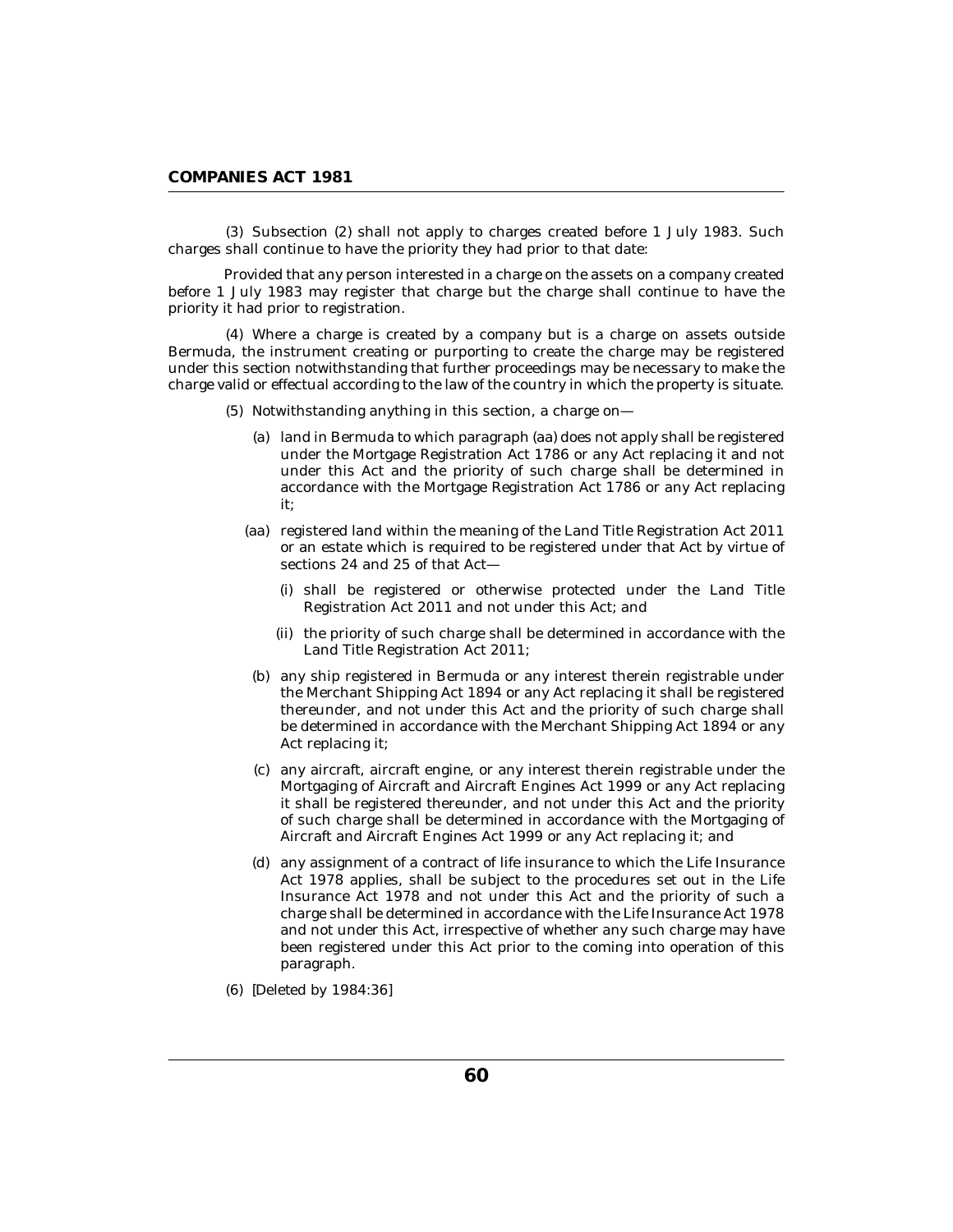(3) Subsection (2) shall not apply to charges created before 1 July 1983. Such charges shall continue to have the priority they had prior to that date:

Provided that any person interested in a charge on the assets on a company created before 1 July 1983 may register that charge but the charge shall continue to have the priority it had prior to registration.

(4) Where a charge is created by a company but is a charge on assets outside Bermuda, the instrument creating or purporting to create the charge may be registered under this section notwithstanding that further proceedings may be necessary to make the charge valid or effectual according to the law of the country in which the property is situate.

(5) Notwithstanding anything in this section, a charge on—

- (a) land in Bermuda to which paragraph (aa) does not apply shall be registered under the Mortgage Registration Act 1786 or any Act replacing it and not under this Act and the priority of such charge shall be determined in accordance with the Mortgage Registration Act 1786 or any Act replacing it;
- (aa) registered land within the meaning of the Land Title Registration Act 2011 or an estate which is required to be registered under that Act by virtue of sections 24 and 25 of that Act—
  - (i) shall be registered or otherwise protected under the Land Title Registration Act 2011 and not under this Act; and
  - (ii) the priority of such charge shall be determined in accordance with the Land Title Registration Act 2011;
- (b) any ship registered in Bermuda or any interest therein registrable under the Merchant Shipping Act 1894 or any Act replacing it shall be registered thereunder, and not under this Act and the priority of such charge shall be determined in accordance with the Merchant Shipping Act 1894 or any Act replacing it;
- (c) any aircraft, aircraft engine, or any interest therein registrable under the Mortgaging of Aircraft and Aircraft Engines Act 1999 or any Act replacing it shall be registered thereunder, and not under this Act and the priority of such charge shall be determined in accordance with the Mortgaging of Aircraft and Aircraft Engines Act 1999 or any Act replacing it; and
- (d) any assignment of a contract of life insurance to which the Life Insurance Act 1978 applies, shall be subject to the procedures set out in the Life Insurance Act 1978 and not under this Act and the priority of such a charge shall be determined in accordance with the Life Insurance Act 1978 and not under this Act, irrespective of whether any such charge may have been registered under this Act prior to the coming into operation of this paragraph.

(6) [Deleted by 1984:36]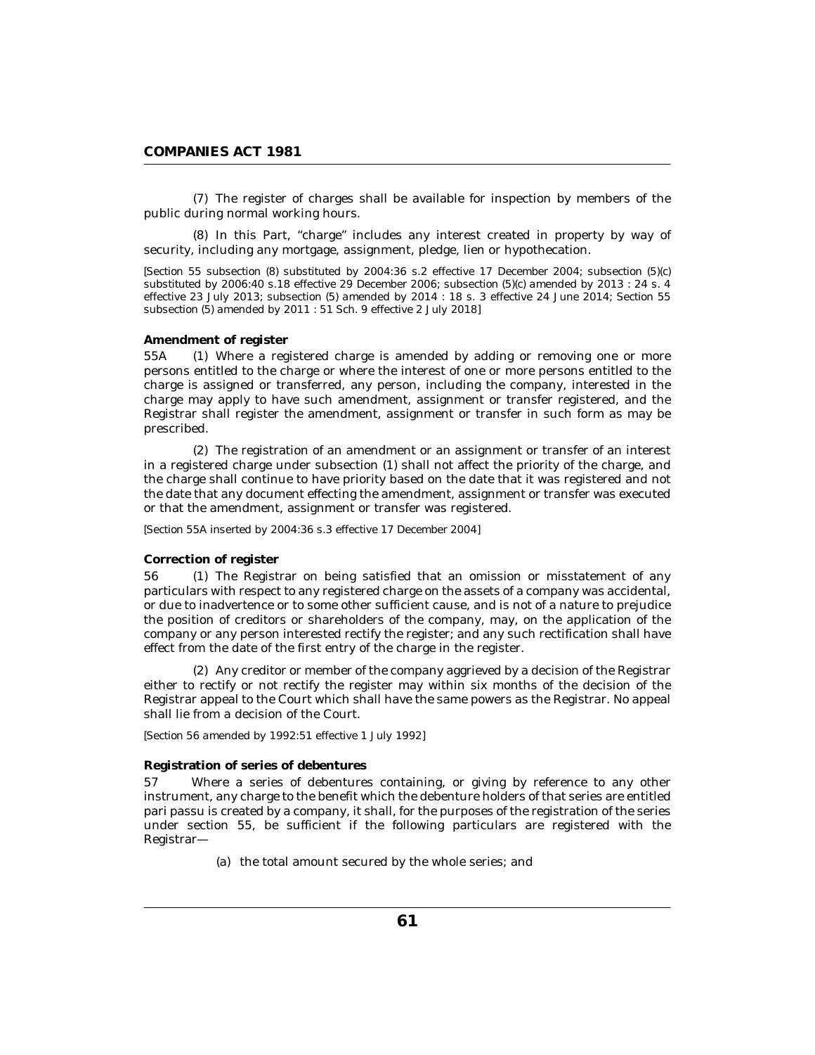(7) The register of charges shall be available for inspection by members of the public during normal working hours.

(8) In this Part, "charge" includes any interest created in property by way of security, including any mortgage, assignment, pledge, lien or hypothecation.

*[Section 55 subsection (8) substituted by 2004:36 s.2 effective 17 December 2004; subsection (5)(c) substituted by 2006:40 s.18 effective 29 December 2006; subsection (5)(c) amended by 2013 : 24 s. 4 effective 23 July 2013; subsection (5) amended by 2014 : 18 s. 3 effective 24 June 2014; Section 55 subsection (5) amended by 2011 : 51 Sch. 9 effective 2 July 2018]*

**Amendment of register**

55A (1) Where a registered charge is amended by adding or removing one or more persons entitled to the charge or where the interest of one or more persons entitled to the charge is assigned or transferred, any person, including the company, interested in the charge may apply to have such amendment, assignment or transfer registered, and the Registrar shall register the amendment, assignment or transfer in such form as may be prescribed.

(2) The registration of an amendment or an assignment or transfer of an interest in a registered charge under subsection (1) shall not affect the priority of the charge, and the charge shall continue to have priority based on the date that it was registered and not the date that any document effecting the amendment, assignment or transfer was executed or that the amendment, assignment or transfer was registered.

*[Section 55A inserted by 2004:36 s.3 effective 17 December 2004]*

**Correction of register**

56 (1) The Registrar on being satisfied that an omission or misstatement of any particulars with respect to any registered charge on the assets of a company was accidental, or due to inadvertence or to some other sufficient cause, and is not of a nature to prejudice the position of creditors or shareholders of the company, may, on the application of the company or any person interested rectify the register; and any such rectification shall have effect from the date of the first entry of the charge in the register.

(2) Any creditor or member of the company aggrieved by a decision of the Registrar either to rectify or not rectify the register may within six months of the decision of the Registrar appeal to the Court which shall have the same powers as the Registrar. No appeal shall lie from a decision of the Court.

*[Section 56 amended by 1992:51 effective 1 July 1992]*

**Registration of series of debentures**

57 Where a series of debentures containing, or giving by reference to any other instrument, any charge to the benefit which the debenture holders of that series are entitled pari passu is created by a company, it shall, for the purposes of the registration of the series under section 55, be sufficient if the following particulars are registered with the Registrar—

(a) the total amount secured by the whole series; and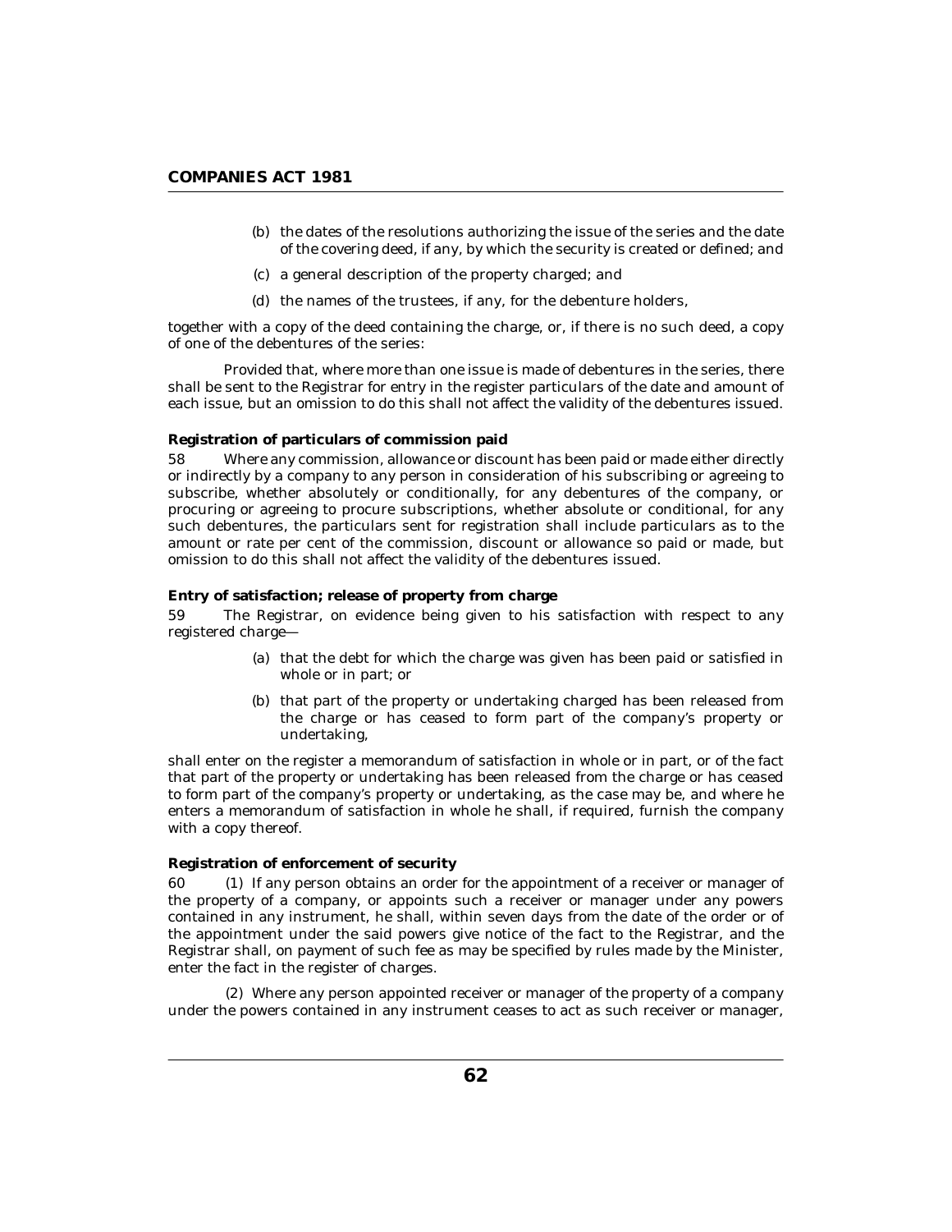(b) the dates of the resolutions authorizing the issue of the series and the date of the covering deed, if any, by which the security is created or defined; and

(c) a general description of the property charged; and

(d) the names of the trustees, if any, for the debenture holders,

together with a copy of the deed containing the charge, or, if there is no such deed, a copy of one of the debentures of the series:

Provided that, where more than one issue is made of debentures in the series, there shall be sent to the Registrar for entry in the register particulars of the date and amount of each issue, but an omission to do this shall not affect the validity of the debentures issued.

**Registration of particulars of commission paid**

58 Where any commission, allowance or discount has been paid or made either directly or indirectly by a company to any person in consideration of his subscribing or agreeing to subscribe, whether absolutely or conditionally, for any debentures of the company, or procuring or agreeing to procure subscriptions, whether absolute or conditional, for any such debentures, the particulars sent for registration shall include particulars as to the amount or rate per cent of the commission, discount or allowance so paid or made, but omission to do this shall not affect the validity of the debentures issued.

**Entry of satisfaction; release of property from charge**

59 The Registrar, on evidence being given to his satisfaction with respect to any registered charge—

(a) that the debt for which the charge was given has been paid or satisfied in whole or in part; or

(b) that part of the property or undertaking charged has been released from the charge or has ceased to form part of the company's property or undertaking,

shall enter on the register a memorandum of satisfaction in whole or in part, or of the fact that part of the property or undertaking has been released from the charge or has ceased to form part of the company's property or undertaking, as the case may be, and where he enters a memorandum of satisfaction in whole he shall, if required, furnish the company with a copy thereof.

**Registration of enforcement of security**

60 (1) If any person obtains an order for the appointment of a receiver or manager of the property of a company, or appoints such a receiver or manager under any powers contained in any instrument, he shall, within seven days from the date of the order or of the appointment under the said powers give notice of the fact to the Registrar, and the Registrar shall, on payment of such fee as may be specified by rules made by the Minister, enter the fact in the register of charges.

(2) Where any person appointed receiver or manager of the property of a company under the powers contained in any instrument ceases to act as such receiver or manager,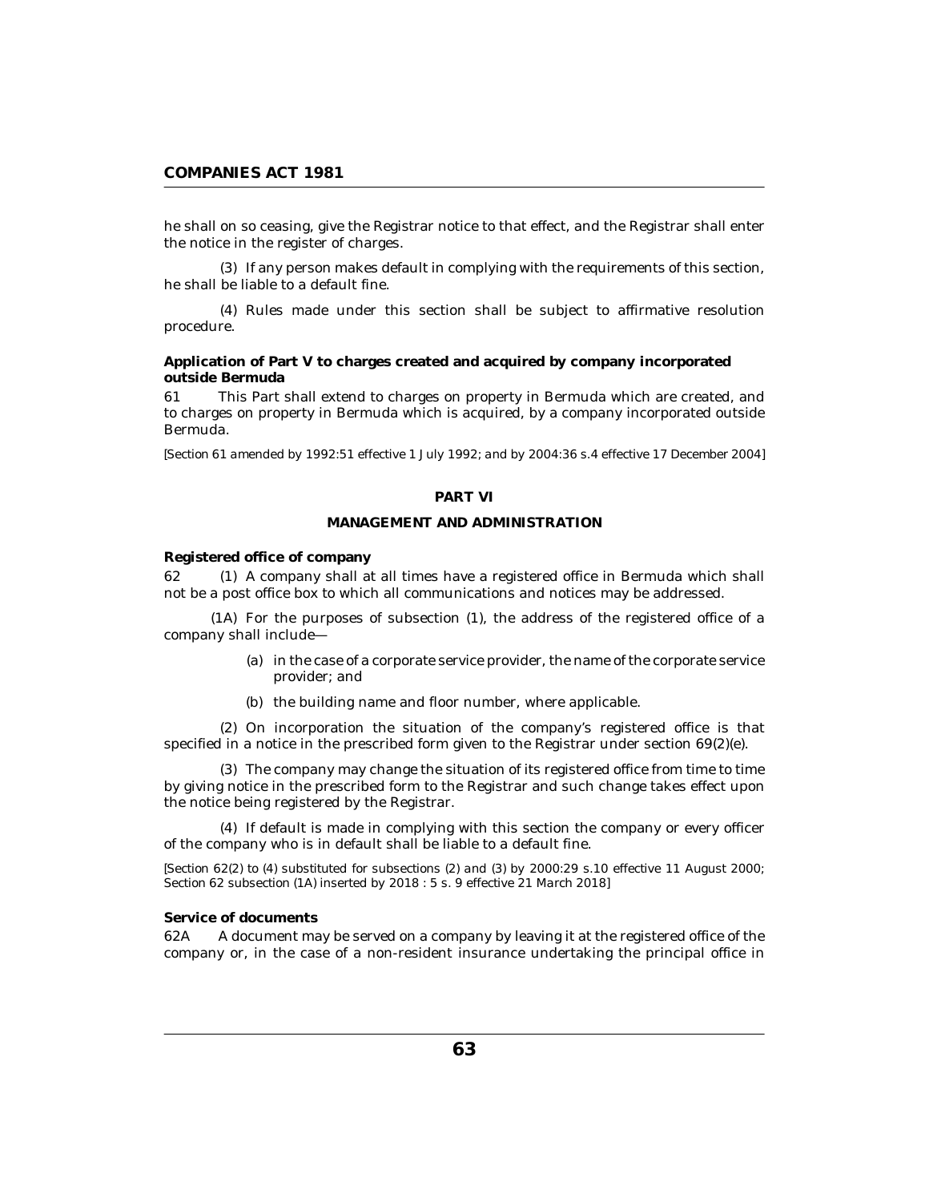he shall on so ceasing, give the Registrar notice to that effect, and the Registrar shall enter the notice in the register of charges.

(3) If any person makes default in complying with the requirements of this section, he shall be liable to a default fine.

(4) Rules made under this section shall be subject to affirmative resolution procedure.

**Application of Part V to charges created and acquired by company incorporated outside Bermuda**

61 This Part shall extend to charges on property in Bermuda which are created, and to charges on property in Bermuda which is acquired, by a company incorporated outside Bermuda.

*[Section 61 amended by 1992:51 effective 1 July 1992; and by 2004:36 s.4 effective 17 December 2004]*

## PART VI

## MANAGEMENT AND ADMINISTRATION

**Registered office of company**

62 (1) A company shall at all times have a registered office in Bermuda which shall not be a post office box to which all communications and notices may be addressed.

(1A) For the purposes of subsection (1), the address of the registered office of a company shall include—

(a) in the case of a corporate service provider, the name of the corporate service provider; and

(b) the building name and floor number, where applicable.

(2) On incorporation the situation of the company's registered office is that specified in a notice in the prescribed form given to the Registrar under section 69(2)(e).

(3) The company may change the situation of its registered office from time to time by giving notice in the prescribed form to the Registrar and such change takes effect upon the notice being registered by the Registrar.

(4) If default is made in complying with this section the company or every officer of the company who is in default shall be liable to a default fine.

*[Section 62(2) to (4) substituted for subsections (2) and (3) by 2000:29 s.10 effective 11 August 2000; Section 62 subsection (1A) inserted by 2018 : 5 s. 9 effective 21 March 2018]*

**Service of documents**

62A A document may be served on a company by leaving it at the registered office of the company or, in the case of a non-resident insurance undertaking the principal office in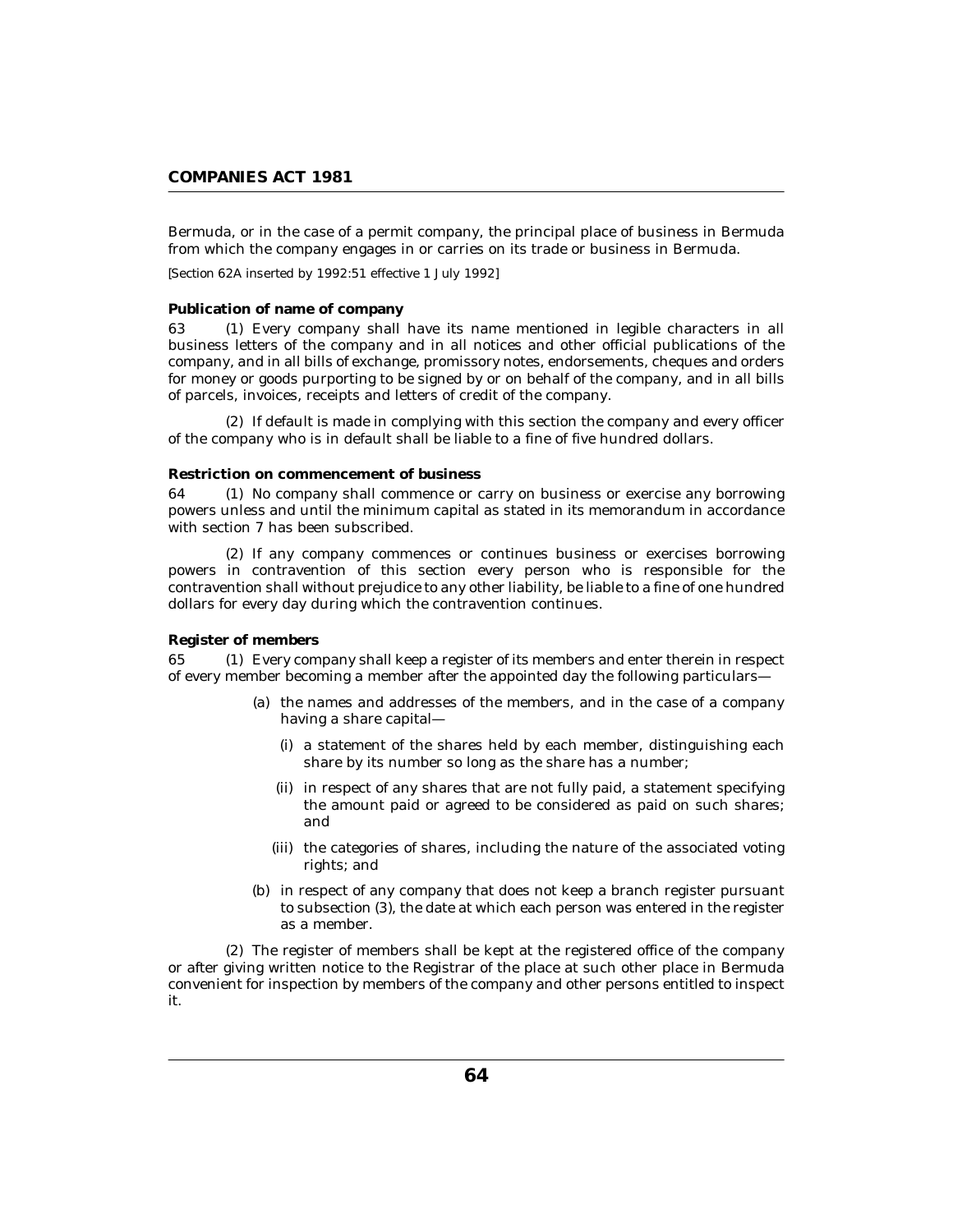Bermuda, or in the case of a permit company, the principal place of business in Bermuda from which the company engages in or carries on its trade or business in Bermuda.

[Section 62A inserted by 1992:51 effective 1 July 1992]

**Publication of name of company**

63 (1) Every company shall have its name mentioned in legible characters in all business letters of the company and in all notices and other official publications of the company, and in all bills of exchange, promissory notes, endorsements, cheques and orders for money or goods purporting to be signed by or on behalf of the company, and in all bills of parcels, invoices, receipts and letters of credit of the company.

(2) If default is made in complying with this section the company and every officer of the company who is in default shall be liable to a fine of five hundred dollars.

**Restriction on commencement of business**

64 (1) No company shall commence or carry on business or exercise any borrowing powers unless and until the minimum capital as stated in its memorandum in accordance with section 7 has been subscribed.

(2) If any company commences or continues business or exercises borrowing powers in contravention of this section every person who is responsible for the contravention shall without prejudice to any other liability, be liable to a fine of one hundred dollars for every day during which the contravention continues.

**Register of members**

65 (1) Every company shall keep a register of its members and enter therein in respect of every member becoming a member after the appointed day the following particulars—

(a) the names and addresses of the members, and in the case of a company having a share capital—

(i) a statement of the shares held by each member, distinguishing each share by its number so long as the share has a number;

(ii) in respect of any shares that are not fully paid, a statement specifying the amount paid or agreed to be considered as paid on such shares; and

(iii) the categories of shares, including the nature of the associated voting rights; and

(b) in respect of any company that does not keep a branch register pursuant to subsection (3), the date at which each person was entered in the register as a member.

(2) The register of members shall be kept at the registered office of the company or after giving written notice to the Registrar of the place at such other place in Bermuda convenient for inspection by members of the company and other persons entitled to inspect it.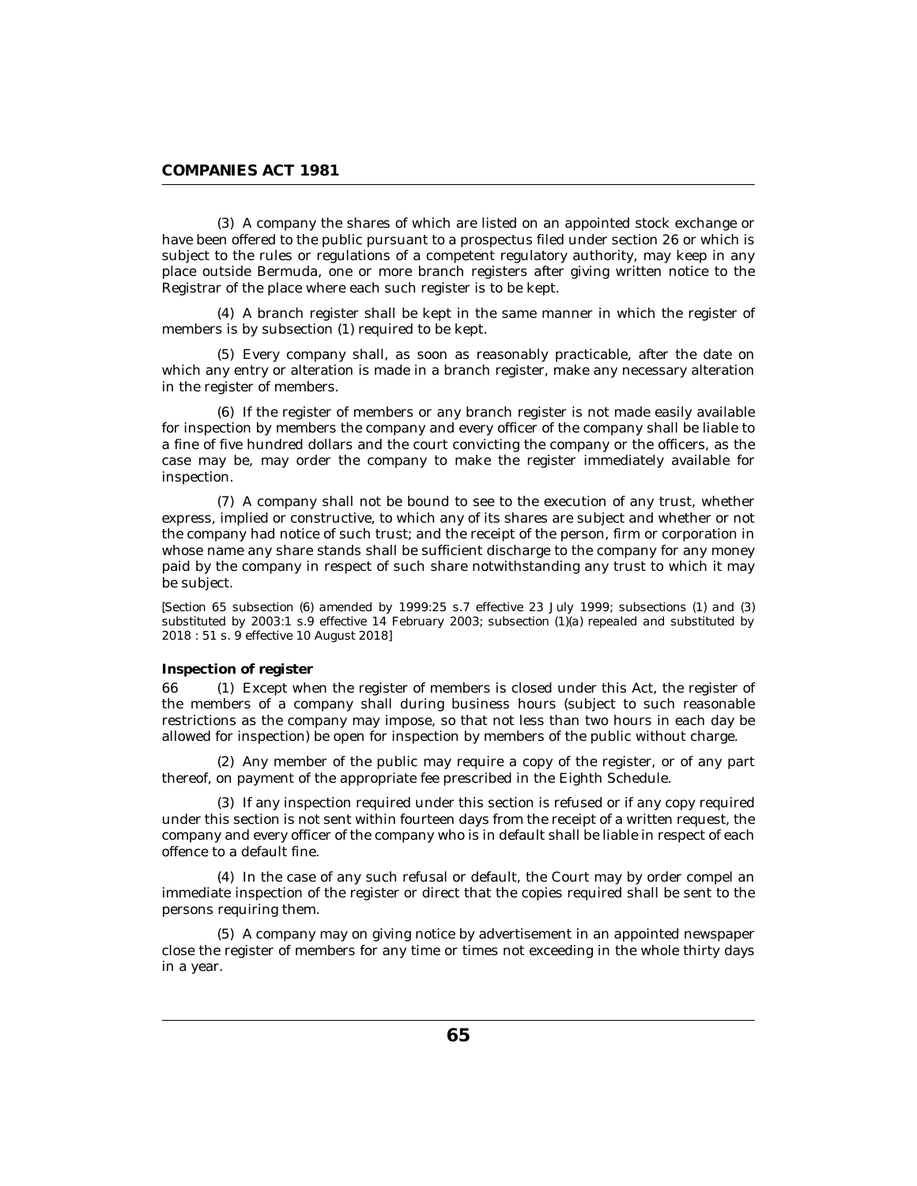(3) A company the shares of which are listed on an appointed stock exchange or have been offered to the public pursuant to a prospectus filed under section 26 or which is subject to the rules or regulations of a competent regulatory authority, may keep in any place outside Bermuda, one or more branch registers after giving written notice to the Registrar of the place where each such register is to be kept.

(4) A branch register shall be kept in the same manner in which the register of members is by subsection (1) required to be kept.

(5) Every company shall, as soon as reasonably practicable, after the date on which any entry or alteration is made in a branch register, make any necessary alteration in the register of members.

(6) If the register of members or any branch register is not made easily available for inspection by members the company and every officer of the company shall be liable to a fine of five hundred dollars and the court convicting the company or the officers, as the case may be, may order the company to make the register immediately available for inspection.

(7) A company shall not be bound to see to the execution of any trust, whether express, implied or constructive, to which any of its shares are subject and whether or not the company had notice of such trust; and the receipt of the person, firm or corporation in whose name any share stands shall be sufficient discharge to the company for any money paid by the company in respect of such share notwithstanding any trust to which it may be subject.

*[Section 65 subsection (6) amended by 1999:25 s.7 effective 23 July 1999; subsections (1) and (3) substituted by 2003:1 s.9 effective 14 February 2003; subsection (1)(a) repealed and substituted by 2018 : 51 s. 9 effective 10 August 2018]*

**Inspection of register**

66 (1) Except when the register of members is closed under this Act, the register of the members of a company shall during business hours (subject to such reasonable restrictions as the company may impose, so that not less than two hours in each day be allowed for inspection) be open for inspection by members of the public without charge.

(2) Any member of the public may require a copy of the register, or of any part thereof, on payment of the appropriate fee prescribed in the Eighth Schedule.

(3) If any inspection required under this section is refused or if any copy required under this section is not sent within fourteen days from the receipt of a written request, the company and every officer of the company who is in default shall be liable in respect of each offence to a default fine.

(4) In the case of any such refusal or default, the Court may by order compel an immediate inspection of the register or direct that the copies required shall be sent to the persons requiring them.

(5) A company may on giving notice by advertisement in an appointed newspaper close the register of members for any time or times not exceeding in the whole thirty days in a year.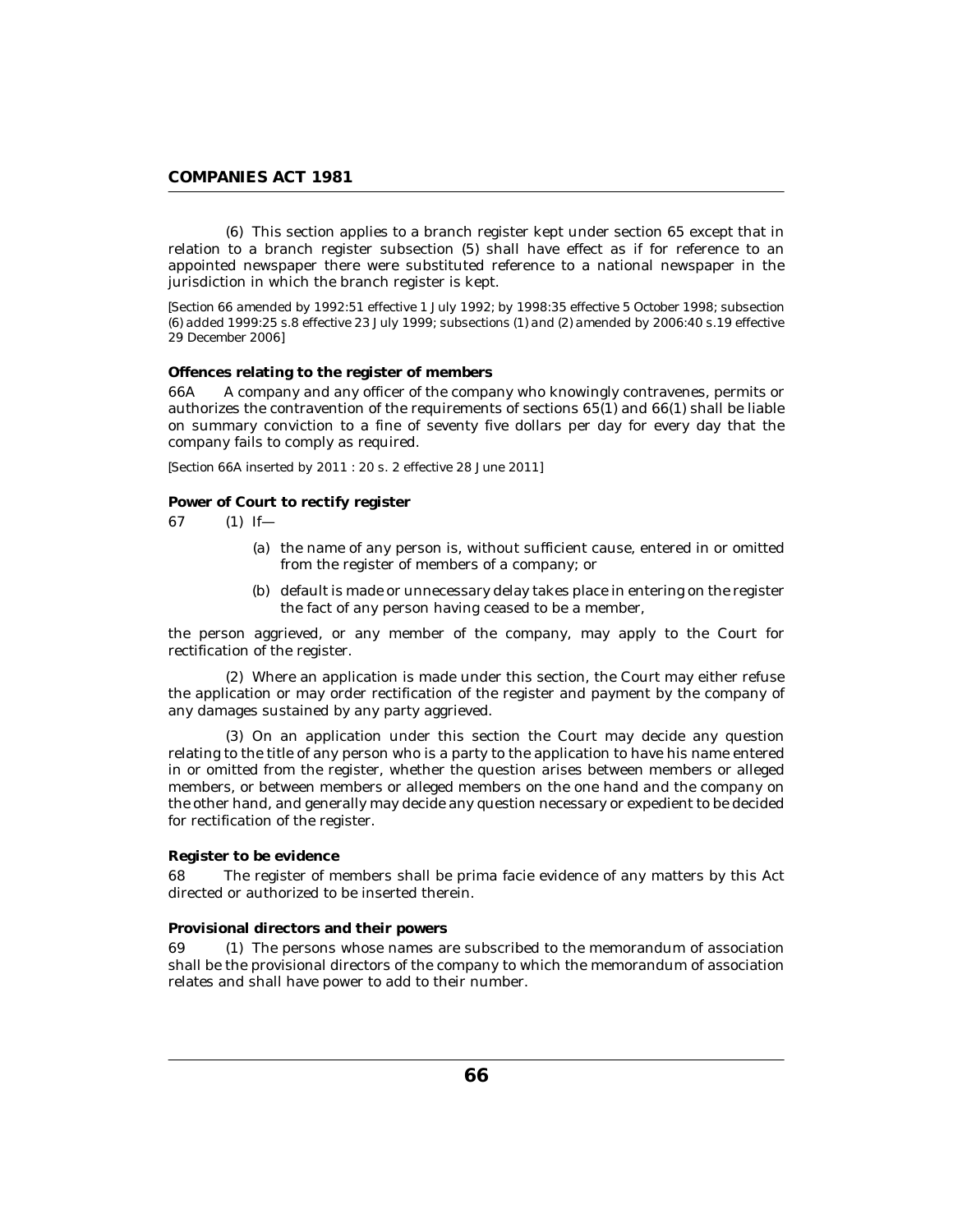(6) This section applies to a branch register kept under section 65 except that in relation to a branch register subsection (5) shall have effect as if for reference to an appointed newspaper there were substituted reference to a national newspaper in the jurisdiction in which the branch register is kept.

[Section 66 amended by 1992:51 effective 1 July 1992; by 1998:35 effective 5 October 1998; subsection (6) added 1999:25 s.8 effective 23 July 1999; subsections (1) and (2) amended by 2006:40 s.19 effective 29 December 2006]

**Offences relating to the register of members**

66A A company and any officer of the company who knowingly contravenes, permits or authorizes the contravention of the requirements of sections 65(1) and 66(1) shall be liable on summary conviction to a fine of seventy five dollars per day for every day that the company fails to comply as required.

[Section 66A inserted by 2011 : 20 s. 2 effective 28 June 2011]

**Power of Court to rectify register**

67 (1) If—

(a) the name of any person is, without sufficient cause, entered in or omitted from the register of members of a company; or

(b) default is made or unnecessary delay takes place in entering on the register the fact of any person having ceased to be a member,

the person aggrieved, or any member of the company, may apply to the Court for rectification of the register.

(2) Where an application is made under this section, the Court may either refuse the application or may order rectification of the register and payment by the company of any damages sustained by any party aggrieved.

(3) On an application under this section the Court may decide any question relating to the title of any person who is a party to the application to have his name entered in or omitted from the register, whether the question arises between members or alleged members, or between members or alleged members on the one hand and the company on the other hand, and generally may decide any question necessary or expedient to be decided for rectification of the register.

**Register to be evidence**

68 The register of members shall be prima facie evidence of any matters by this Act directed or authorized to be inserted therein.

**Provisional directors and their powers**

69 (1) The persons whose names are subscribed to the memorandum of association shall be the provisional directors of the company to which the memorandum of association relates and shall have power to add to their number.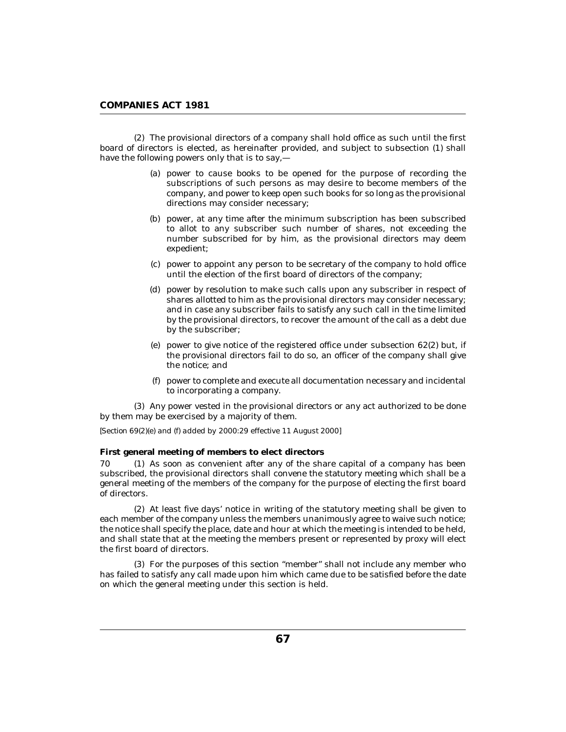(2) The provisional directors of a company shall hold office as such until the first board of directors is elected, as hereinafter provided, and subject to subsection (1) shall have the following powers only that is to say,—

(a) power to cause books to be opened for the purpose of recording the subscriptions of such persons as may desire to become members of the company, and power to keep open such books for so long as the provisional directions may consider necessary;

(b) power, at any time after the minimum subscription has been subscribed to allot to any subscriber such number of shares, not exceeding the number subscribed for by him, as the provisional directors may deem expedient;

(c) power to appoint any person to be secretary of the company to hold office until the election of the first board of directors of the company;

(d) power by resolution to make such calls upon any subscriber in respect of shares allotted to him as the provisional directors may consider necessary; and in case any subscriber fails to satisfy any such call in the time limited by the provisional directors, to recover the amount of the call as a debt due by the subscriber;

(e) power to give notice of the registered office under subsection 62(2) but, if the provisional directors fail to do so, an officer of the company shall give the notice; and

(f) power to complete and execute all documentation necessary and incidental to incorporating a company.

(3) Any power vested in the provisional directors or any act authorized to be done by them may be exercised by a majority of them.

*[Section 69(2)(e) and (f) added by 2000:29 effective 11 August 2000]*

**First general meeting of members to elect directors**

70 (1) As soon as convenient after any of the share capital of a company has been subscribed, the provisional directors shall convene the statutory meeting which shall be a general meeting of the members of the company for the purpose of electing the first board of directors.

(2) At least five days' notice in writing of the statutory meeting shall be given to each member of the company unless the members unanimously agree to waive such notice; the notice shall specify the place, date and hour at which the meeting is intended to be held, and shall state that at the meeting the members present or represented by proxy will elect the first board of directors.

(3) For the purposes of this section "member" shall not include any member who has failed to satisfy any call made upon him which came due to be satisfied before the date on which the general meeting under this section is held.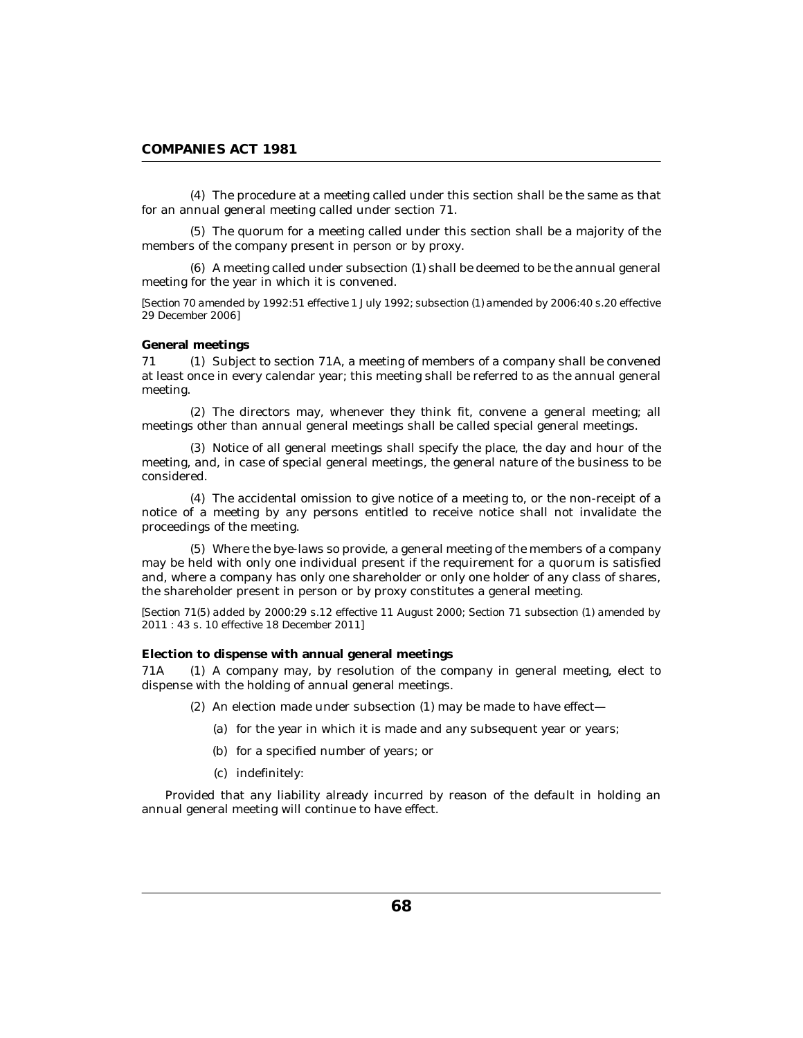(4) The procedure at a meeting called under this section shall be the same as that for an annual general meeting called under section 71.

(5) The quorum for a meeting called under this section shall be a majority of the members of the company present in person or by proxy.

(6) A meeting called under subsection (1) shall be deemed to be the annual general meeting for the year in which it is convened.

*[Section 70 amended by 1992:51 effective 1 July 1992; subsection (1) amended by 2006:40 s.20 effective 29 December 2006]*

**General meetings**

71 (1) Subject to section 71A, a meeting of members of a company shall be convened at least once in every calendar year; this meeting shall be referred to as the annual general meeting.

(2) The directors may, whenever they think fit, convene a general meeting; all meetings other than annual general meetings shall be called special general meetings.

(3) Notice of all general meetings shall specify the place, the day and hour of the meeting, and, in case of special general meetings, the general nature of the business to be considered.

(4) The accidental omission to give notice of a meeting to, or the non-receipt of a notice of a meeting by any persons entitled to receive notice shall not invalidate the proceedings of the meeting.

(5) Where the bye-laws so provide, a general meeting of the members of a company may be held with only one individual present if the requirement for a quorum is satisfied and, where a company has only one shareholder or only one holder of any class of shares, the shareholder present in person or by proxy constitutes a general meeting.

*[Section 71(5) added by 2000:29 s.12 effective 11 August 2000; Section 71 subsection (1) amended by 2011 : 43 s. 10 effective 18 December 2011]*

**Election to dispense with annual general meetings**

71A (1) A company may, by resolution of the company in general meeting, elect to dispense with the holding of annual general meetings.

(2) An election made under subsection (1) may be made to have effect—

(a) for the year in which it is made and any subsequent year or years;

(b) for a specified number of years; or

(c) indefinitely:

Provided that any liability already incurred by reason of the default in holding an annual general meeting will continue to have effect.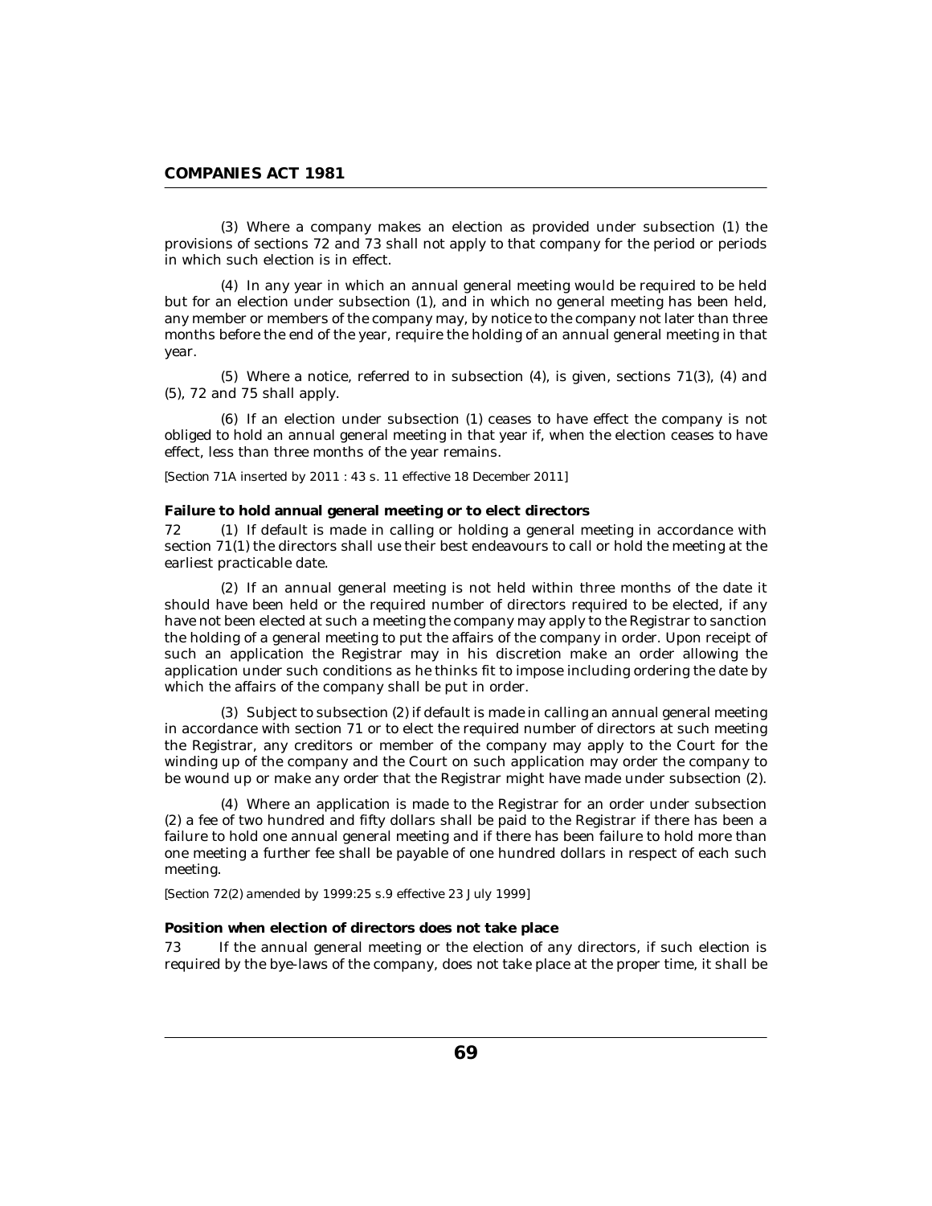(3) Where a company makes an election as provided under subsection (1) the provisions of sections 72 and 73 shall not apply to that company for the period or periods in which such election is in effect.

(4) In any year in which an annual general meeting would be required to be held but for an election under subsection (1), and in which no general meeting has been held, any member or members of the company may, by notice to the company not later than three months before the end of the year, require the holding of an annual general meeting in that year.

(5) Where a notice, referred to in subsection (4), is given, sections 71(3), (4) and (5), 72 and 75 shall apply.

(6) If an election under subsection (1) ceases to have effect the company is not obliged to hold an annual general meeting in that year if, when the election ceases to have effect, less than three months of the year remains.

*[Section 71A inserted by 2011 : 43 s. 11 effective 18 December 2011]*

**Failure to hold annual general meeting or to elect directors**

72 (1) If default is made in calling or holding a general meeting in accordance with section 71(1) the directors shall use their best endeavours to call or hold the meeting at the earliest practicable date.

(2) If an annual general meeting is not held within three months of the date it should have been held or the required number of directors required to be elected, if any have not been elected at such a meeting the company may apply to the Registrar to sanction the holding of a general meeting to put the affairs of the company in order. Upon receipt of such an application the Registrar may in his discretion make an order allowing the application under such conditions as he thinks fit to impose including ordering the date by which the affairs of the company shall be put in order.

(3) Subject to subsection (2) if default is made in calling an annual general meeting in accordance with section 71 or to elect the required number of directors at such meeting the Registrar, any creditors or member of the company may apply to the Court for the winding up of the company and the Court on such application may order the company to be wound up or make any order that the Registrar might have made under subsection (2).

(4) Where an application is made to the Registrar for an order under subsection (2) a fee of two hundred and fifty dollars shall be paid to the Registrar if there has been a failure to hold one annual general meeting and if there has been failure to hold more than one meeting a further fee shall be payable of one hundred dollars in respect of each such meeting.

*[Section 72(2) amended by 1999:25 s.9 effective 23 July 1999]*

**Position when election of directors does not take place**

73 If the annual general meeting or the election of any directors, if such election is required by the bye-laws of the company, does not take place at the proper time, it shall be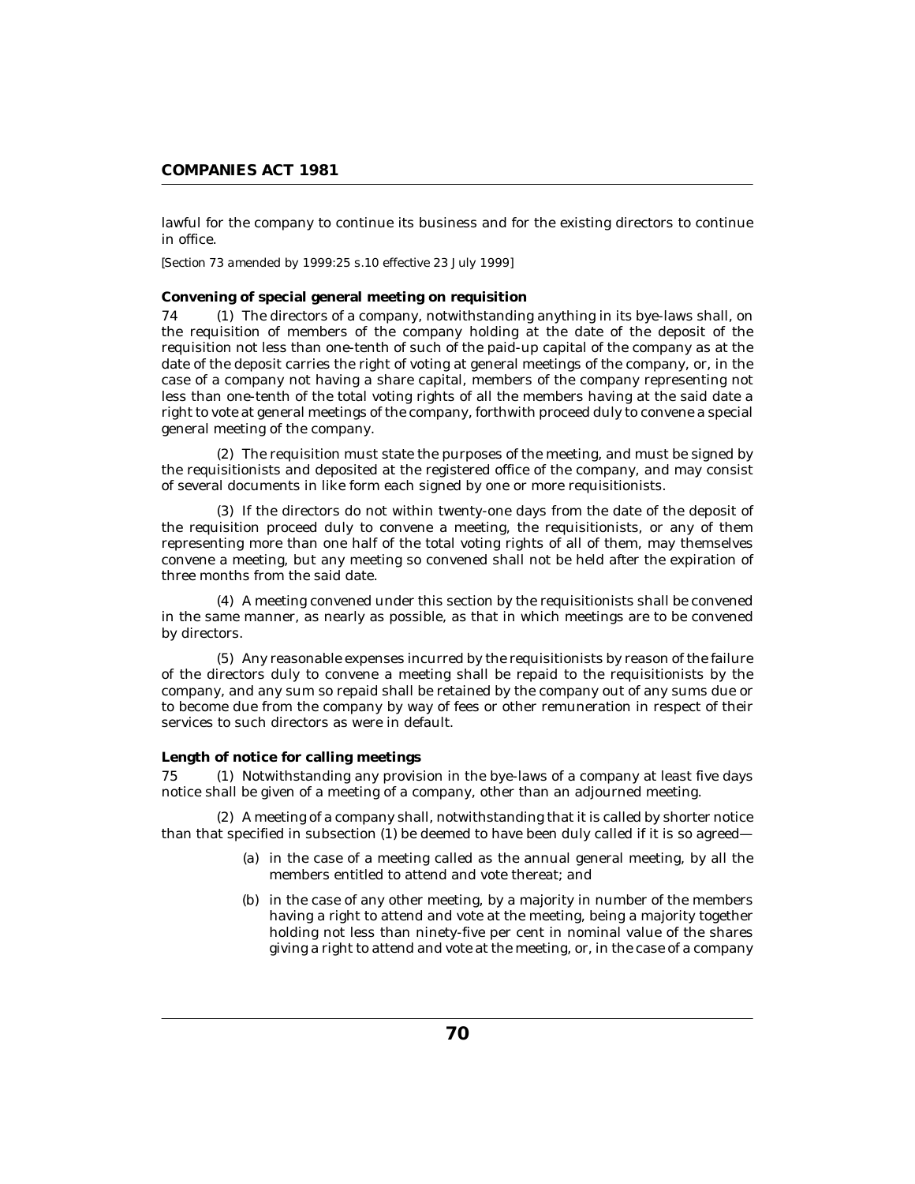lawful for the company to continue its business and for the existing directors to continue in office.

[Section 73 amended by 1999:25 s.10 effective 23 July 1999]

**Convening of special general meeting on requisition**

74 (1) The directors of a company, notwithstanding anything in its bye-laws shall, on the requisition of members of the company holding at the date of the deposit of the requisition not less than one-tenth of such of the paid-up capital of the company as at the date of the deposit carries the right of voting at general meetings of the company, or, in the case of a company not having a share capital, members of the company representing not less than one-tenth of the total voting rights of all the members having at the said date a right to vote at general meetings of the company, forthwith proceed duly to convene a special general meeting of the company.

(2) The requisition must state the purposes of the meeting, and must be signed by the requisitionists and deposited at the registered office of the company, and may consist of several documents in like form each signed by one or more requisitionists.

(3) If the directors do not within twenty-one days from the date of the deposit of the requisition proceed duly to convene a meeting, the requisitionists, or any of them representing more than one half of the total voting rights of all of them, may themselves convene a meeting, but any meeting so convened shall not be held after the expiration of three months from the said date.

(4) A meeting convened under this section by the requisitionists shall be convened in the same manner, as nearly as possible, as that in which meetings are to be convened by directors.

(5) Any reasonable expenses incurred by the requisitionists by reason of the failure of the directors duly to convene a meeting shall be repaid to the requisitionists by the company, and any sum so repaid shall be retained by the company out of any sums due or to become due from the company by way of fees or other remuneration in respect of their services to such directors as were in default.

**Length of notice for calling meetings**

75 (1) Notwithstanding any provision in the bye-laws of a company at least five days notice shall be given of a meeting of a company, other than an adjourned meeting.

(2) A meeting of a company shall, notwithstanding that it is called by shorter notice than that specified in subsection (1) be deemed to have been duly called if it is so agreed—

(a) in the case of a meeting called as the annual general meeting, by all the members entitled to attend and vote thereat; and

(b) in the case of any other meeting, by a majority in number of the members having a right to attend and vote at the meeting, being a majority together holding not less than ninety-five per cent in nominal value of the shares giving a right to attend and vote at the meeting, or, in the case of a company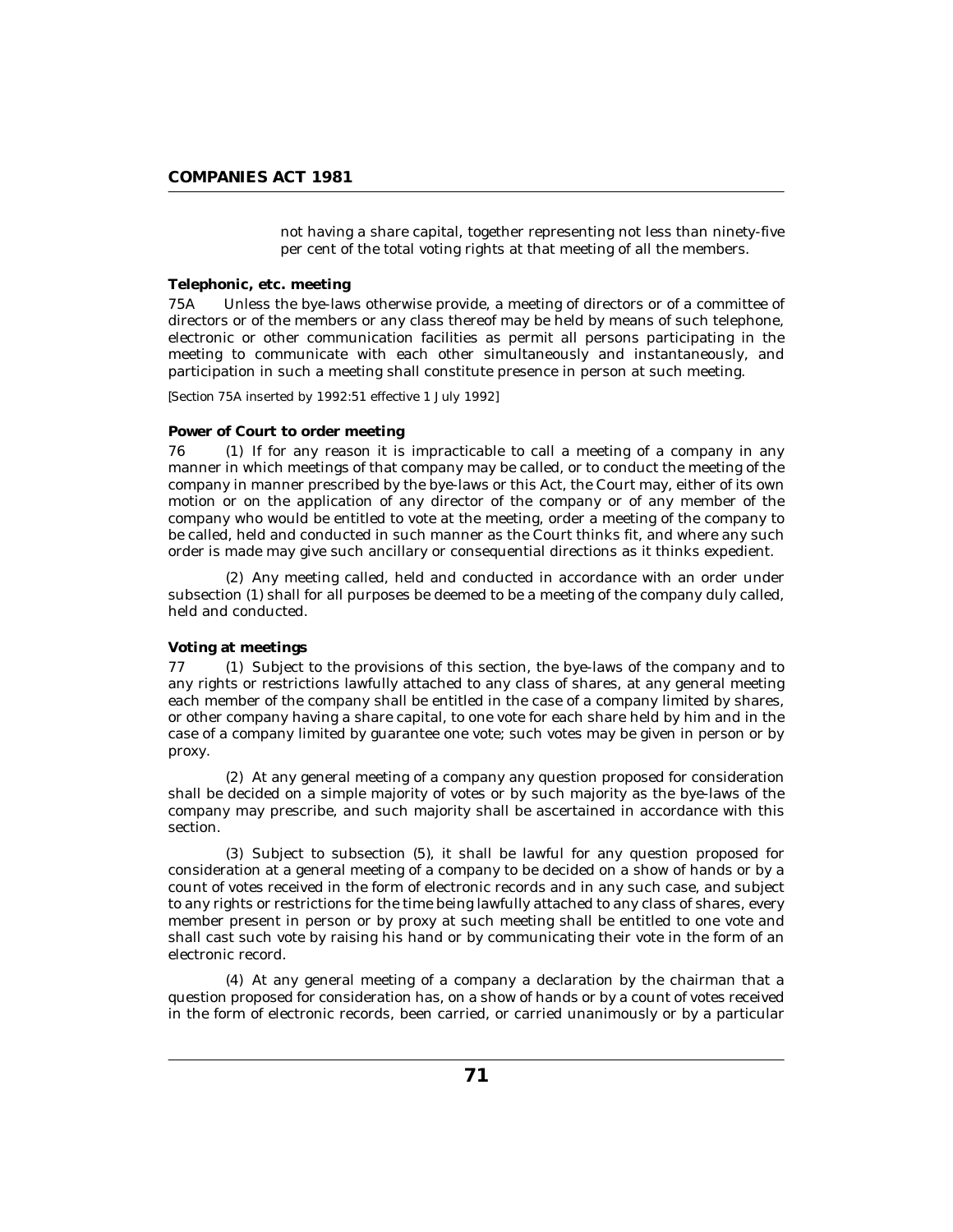not having a share capital, together representing not less than ninety-five per cent of the total voting rights at that meeting of all the members.

**Telephonic, etc. meeting**

75A Unless the bye-laws otherwise provide, a meeting of directors or of a committee of directors or of the members or any class thereof may be held by means of such telephone, electronic or other communication facilities as permit all persons participating in the meeting to communicate with each other simultaneously and instantaneously, and participation in such a meeting shall constitute presence in person at such meeting.

[Section 75A inserted by 1992:51 effective 1 July 1992]

**Power of Court to order meeting**

76 (1) If for any reason it is impracticable to call a meeting of a company in any manner in which meetings of that company may be called, or to conduct the meeting of the company in manner prescribed by the bye-laws or this Act, the Court may, either of its own motion or on the application of any director of the company or of any member of the company who would be entitled to vote at the meeting, order a meeting of the company to be called, held and conducted in such manner as the Court thinks fit, and where any such order is made may give such ancillary or consequential directions as it thinks expedient.

(2) Any meeting called, held and conducted in accordance with an order under subsection (1) shall for all purposes be deemed to be a meeting of the company duly called, held and conducted.

**Voting at meetings**

77 (1) Subject to the provisions of this section, the bye-laws of the company and to any rights or restrictions lawfully attached to any class of shares, at any general meeting each member of the company shall be entitled in the case of a company limited by shares, or other company having a share capital, to one vote for each share held by him and in the case of a company limited by guarantee one vote; such votes may be given in person or by proxy.

(2) At any general meeting of a company any question proposed for consideration shall be decided on a simple majority of votes or by such majority as the bye-laws of the company may prescribe, and such majority shall be ascertained in accordance with this section.

(3) Subject to subsection (5), it shall be lawful for any question proposed for consideration at a general meeting of a company to be decided on a show of hands or by a count of votes received in the form of electronic records and in any such case, and subject to any rights or restrictions for the time being lawfully attached to any class of shares, every member present in person or by proxy at such meeting shall be entitled to one vote and shall cast such vote by raising his hand or by communicating their vote in the form of an electronic record.

(4) At any general meeting of a company a declaration by the chairman that a question proposed for consideration has, on a show of hands or by a count of votes received in the form of electronic records, been carried, or carried unanimously or by a particular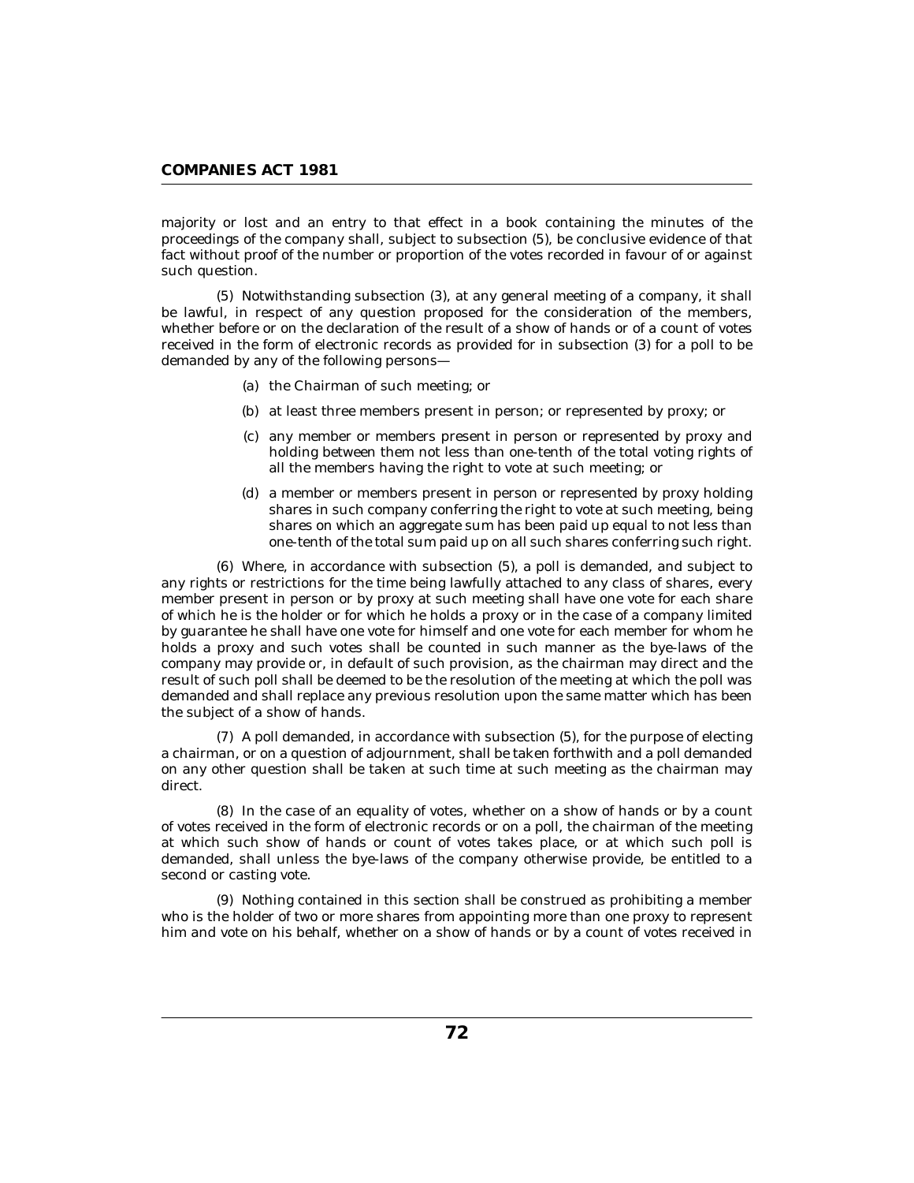majority or lost and an entry to that effect in a book containing the minutes of the proceedings of the company shall, subject to subsection (5), be conclusive evidence of that fact without proof of the number or proportion of the votes recorded in favour of or against such question.

(5) Notwithstanding subsection (3), at any general meeting of a company, it shall be lawful, in respect of any question proposed for the consideration of the members, whether before or on the declaration of the result of a show of hands or of a count of votes received in the form of electronic records as provided for in subsection (3) for a poll to be demanded by any of the following persons—

(a) the Chairman of such meeting; or

(b) at least three members present in person; or represented by proxy; or

(c) any member or members present in person or represented by proxy and holding between them not less than one-tenth of the total voting rights of all the members having the right to vote at such meeting; or

(d) a member or members present in person or represented by proxy holding shares in such company conferring the right to vote at such meeting, being shares on which an aggregate sum has been paid up equal to not less than one-tenth of the total sum paid up on all such shares conferring such right.

(6) Where, in accordance with subsection (5), a poll is demanded, and subject to any rights or restrictions for the time being lawfully attached to any class of shares, every member present in person or by proxy at such meeting shall have one vote for each share of which he is the holder or for which he holds a proxy or in the case of a company limited by guarantee he shall have one vote for himself and one vote for each member for whom he holds a proxy and such votes shall be counted in such manner as the bye-laws of the company may provide or, in default of such provision, as the chairman may direct and the result of such poll shall be deemed to be the resolution of the meeting at which the poll was demanded and shall replace any previous resolution upon the same matter which has been the subject of a show of hands.

(7) A poll demanded, in accordance with subsection (5), for the purpose of electing a chairman, or on a question of adjournment, shall be taken forthwith and a poll demanded on any other question shall be taken at such time at such meeting as the chairman may direct.

(8) In the case of an equality of votes, whether on a show of hands or by a count of votes received in the form of electronic records or on a poll, the chairman of the meeting at which such show of hands or count of votes takes place, or at which such poll is demanded, shall unless the bye-laws of the company otherwise provide, be entitled to a second or casting vote.

(9) Nothing contained in this section shall be construed as prohibiting a member who is the holder of two or more shares from appointing more than one proxy to represent him and vote on his behalf, whether on a show of hands or by a count of votes received in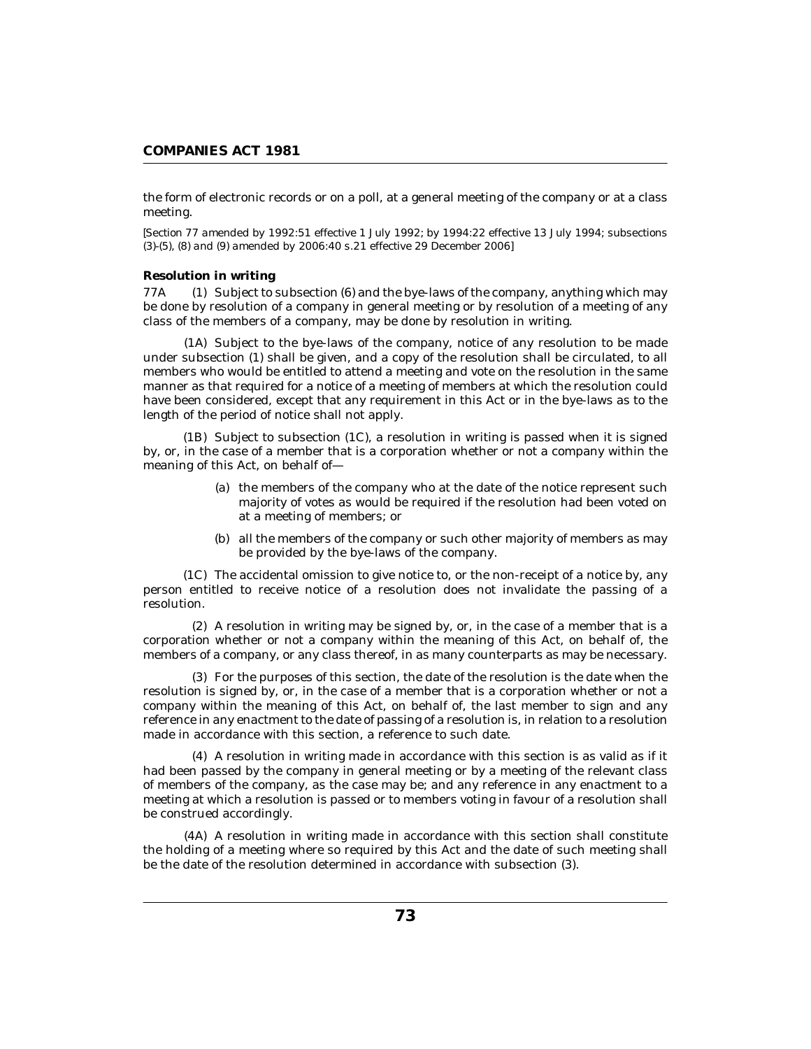the form of electronic records or on a poll, at a general meeting of the company or at a class meeting.

*[Section 77 amended by 1992:51 effective 1 July 1992; by 1994:22 effective 13 July 1994; subsections (3)-(5), (8) and (9) amended by 2006:40 s.21 effective 29 December 2006]*

**Resolution in writing**

77A (1) Subject to subsection (6) and the bye-laws of the company, anything which may be done by resolution of a company in general meeting or by resolution of a meeting of any class of the members of a company, may be done by resolution in writing.

(1A) Subject to the bye-laws of the company, notice of any resolution to be made under subsection (1) shall be given, and a copy of the resolution shall be circulated, to all members who would be entitled to attend a meeting and vote on the resolution in the same manner as that required for a notice of a meeting of members at which the resolution could have been considered, except that any requirement in this Act or in the bye-laws as to the length of the period of notice shall not apply.

(1B) Subject to subsection (1C), a resolution in writing is passed when it is signed by, or, in the case of a member that is a corporation whether or not a company within the meaning of this Act, on behalf of—

(a) the members of the company who at the date of the notice represent such majority of votes as would be required if the resolution had been voted on at a meeting of members; or

(b) all the members of the company or such other majority of members as may be provided by the bye-laws of the company.

(1C) The accidental omission to give notice to, or the non-receipt of a notice by, any person entitled to receive notice of a resolution does not invalidate the passing of a resolution.

(2) A resolution in writing may be signed by, or, in the case of a member that is a corporation whether or not a company within the meaning of this Act, on behalf of, the members of a company, or any class thereof, in as many counterparts as may be necessary.

(3) For the purposes of this section, the date of the resolution is the date when the resolution is signed by, or, in the case of a member that is a corporation whether or not a company within the meaning of this Act, on behalf of, the last member to sign and any reference in any enactment to the date of passing of a resolution is, in relation to a resolution made in accordance with this section, a reference to such date.

(4) A resolution in writing made in accordance with this section is as valid as if it had been passed by the company in general meeting or by a meeting of the relevant class of members of the company, as the case may be; and any reference in any enactment to a meeting at which a resolution is passed or to members voting in favour of a resolution shall be construed accordingly.

(4A) A resolution in writing made in accordance with this section shall constitute the holding of a meeting where so required by this Act and the date of such meeting shall be the date of the resolution determined in accordance with subsection (3).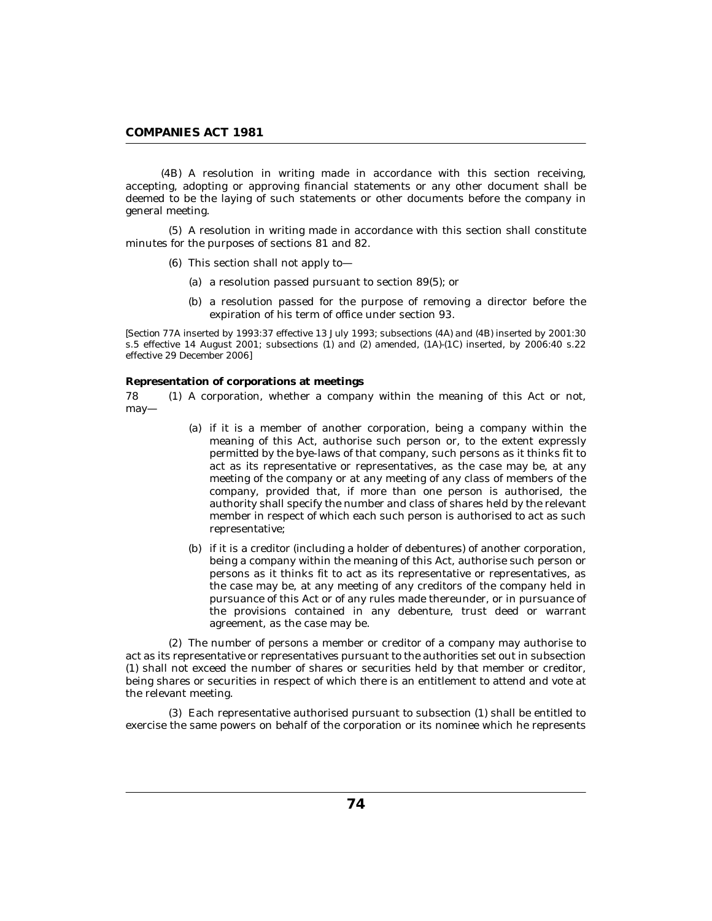(4B) A resolution in writing made in accordance with this section receiving, accepting, adopting or approving financial statements or any other document shall be deemed to be the laying of such statements or other documents before the company in general meeting.

(5) A resolution in writing made in accordance with this section shall constitute minutes for the purposes of sections 81 and 82.

(6) This section shall not apply to—

(a) a resolution passed pursuant to section 89(5); or

(b) a resolution passed for the purpose of removing a director before the expiration of his term of office under section 93.

*[Section 77A inserted by 1993:37 effective 13 July 1993; subsections (4A) and (4B) inserted by 2001:30 s.5 effective 14 August 2001; subsections (1) and (2) amended, (1A)-(1C) inserted, by 2006:40 s.22 effective 29 December 2006]*

**Representation of corporations at meetings**

78 (1) A corporation, whether a company within the meaning of this Act or not, may—

(a) if it is a member of another corporation, being a company within the meaning of this Act, authorise such person or, to the extent expressly permitted by the bye-laws of that company, such persons as it thinks fit to act as its representative or representatives, as the case may be, at any meeting of the company or at any meeting of any class of members of the company, provided that, if more than one person is authorised, the authority shall specify the number and class of shares held by the relevant member in respect of which each such person is authorised to act as such representative;

(b) if it is a creditor (including a holder of debentures) of another corporation, being a company within the meaning of this Act, authorise such person or persons as it thinks fit to act as its representative or representatives, as the case may be, at any meeting of any creditors of the company held in pursuance of this Act or of any rules made thereunder, or in pursuance of the provisions contained in any debenture, trust deed or warrant agreement, as the case may be.

(2) The number of persons a member or creditor of a company may authorise to act as its representative or representatives pursuant to the authorities set out in subsection (1) shall not exceed the number of shares or securities held by that member or creditor, being shares or securities in respect of which there is an entitlement to attend and vote at the relevant meeting.

(3) Each representative authorised pursuant to subsection (1) shall be entitled to exercise the same powers on behalf of the corporation or its nominee which he represents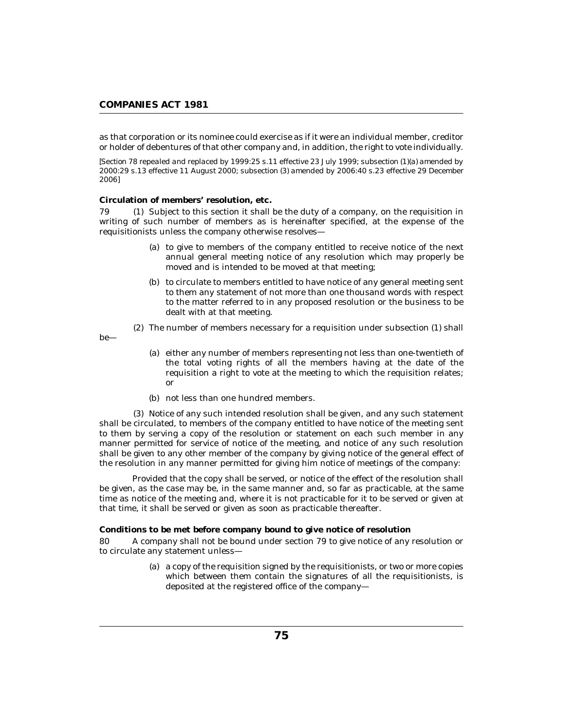as that corporation or its nominee could exercise as if it were an individual member, creditor or holder of debentures of that other company and, in addition, the right to vote individually.

*[Section 78 repealed and replaced by 1999:25 s.11 effective 23 July 1999; subsection (1)(a) amended by 2000:29 s.13 effective 11 August 2000; subsection (3) amended by 2006:40 s.23 effective 29 December 2006]*

**Circulation of members' resolution, etc.**

79 (1) Subject to this section it shall be the duty of a company, on the requisition in writing of such number of members as is hereinafter specified, at the expense of the requisitionists unless the company otherwise resolves—

(a) to give to members of the company entitled to receive notice of the next annual general meeting notice of any resolution which may properly be moved and is intended to be moved at that meeting;

(b) to circulate to members entitled to have notice of any general meeting sent to them any statement of not more than one thousand words with respect to the matter referred to in any proposed resolution or the business to be dealt with at that meeting.

(2) The number of members necessary for a requisition under subsection (1) shall be—

(a) either any number of members representing not less than one-twentieth of the total voting rights of all the members having at the date of the requisition a right to vote at the meeting to which the requisition relates; or

(b) not less than one hundred members.

(3) Notice of any such intended resolution shall be given, and any such statement shall be circulated, to members of the company entitled to have notice of the meeting sent to them by serving a copy of the resolution or statement on each such member in any manner permitted for service of notice of the meeting, and notice of any such resolution shall be given to any other member of the company by giving notice of the general effect of the resolution in any manner permitted for giving him notice of meetings of the company:

Provided that the copy shall be served, or notice of the effect of the resolution shall be given, as the case may be, in the same manner and, so far as practicable, at the same time as notice of the meeting and, where it is not practicable for it to be served or given at that time, it shall be served or given as soon as practicable thereafter.

**Conditions to be met before company bound to give notice of resolution**

80 A company shall not be bound under section 79 to give notice of any resolution or to circulate any statement unless—

(a) a copy of the requisition signed by the requisitionists, or two or more copies which between them contain the signatures of all the requisitionists, is deposited at the registered office of the company—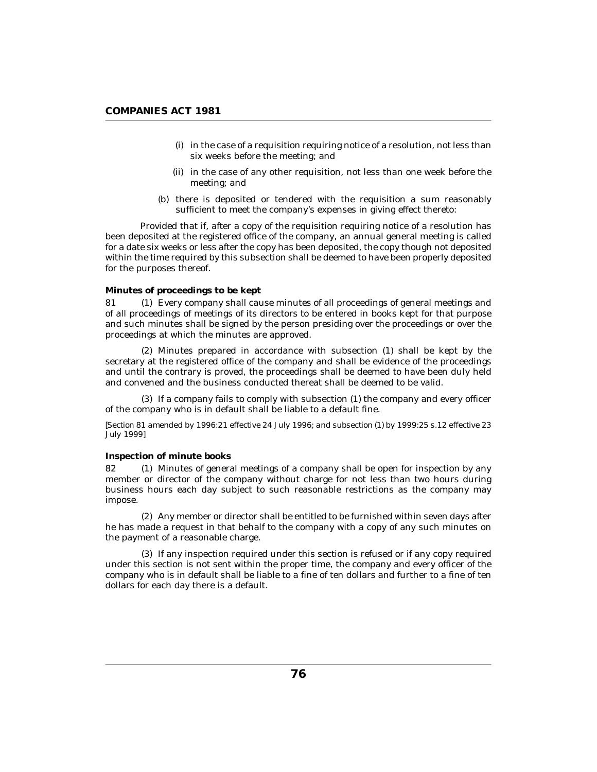(i) in the case of a requisition requiring notice of a resolution, not less than six weeks before the meeting; and

(ii) in the case of any other requisition, not less than one week before the meeting; and

(b) there is deposited or tendered with the requisition a sum reasonably sufficient to meet the company's expenses in giving effect thereto:

Provided that if, after a copy of the requisition requiring notice of a resolution has been deposited at the registered office of the company, an annual general meeting is called for a date six weeks or less after the copy has been deposited, the copy though not deposited within the time required by this subsection shall be deemed to have been properly deposited for the purposes thereof.

**Minutes of proceedings to be kept**

81 (1) Every company shall cause minutes of all proceedings of general meetings and of all proceedings of meetings of its directors to be entered in books kept for that purpose and such minutes shall be signed by the person presiding over the proceedings or over the proceedings at which the minutes are approved.

(2) Minutes prepared in accordance with subsection (1) shall be kept by the secretary at the registered office of the company and shall be evidence of the proceedings and until the contrary is proved, the proceedings shall be deemed to have been duly held and convened and the business conducted thereat shall be deemed to be valid.

(3) If a company fails to comply with subsection (1) the company and every officer of the company who is in default shall be liable to a default fine.

[Section 81 amended by 1996:21 effective 24 July 1996; and subsection (1) by 1999:25 s.12 effective 23 July 1999]

**Inspection of minute books**

82 (1) Minutes of general meetings of a company shall be open for inspection by any member or director of the company without charge for not less than two hours during business hours each day subject to such reasonable restrictions as the company may impose.

(2) Any member or director shall be entitled to be furnished within seven days after he has made a request in that behalf to the company with a copy of any such minutes on the payment of a reasonable charge.

(3) If any inspection required under this section is refused or if any copy required under this section is not sent within the proper time, the company and every officer of the company who is in default shall be liable to a fine of ten dollars and further to a fine of ten dollars for each day there is a default.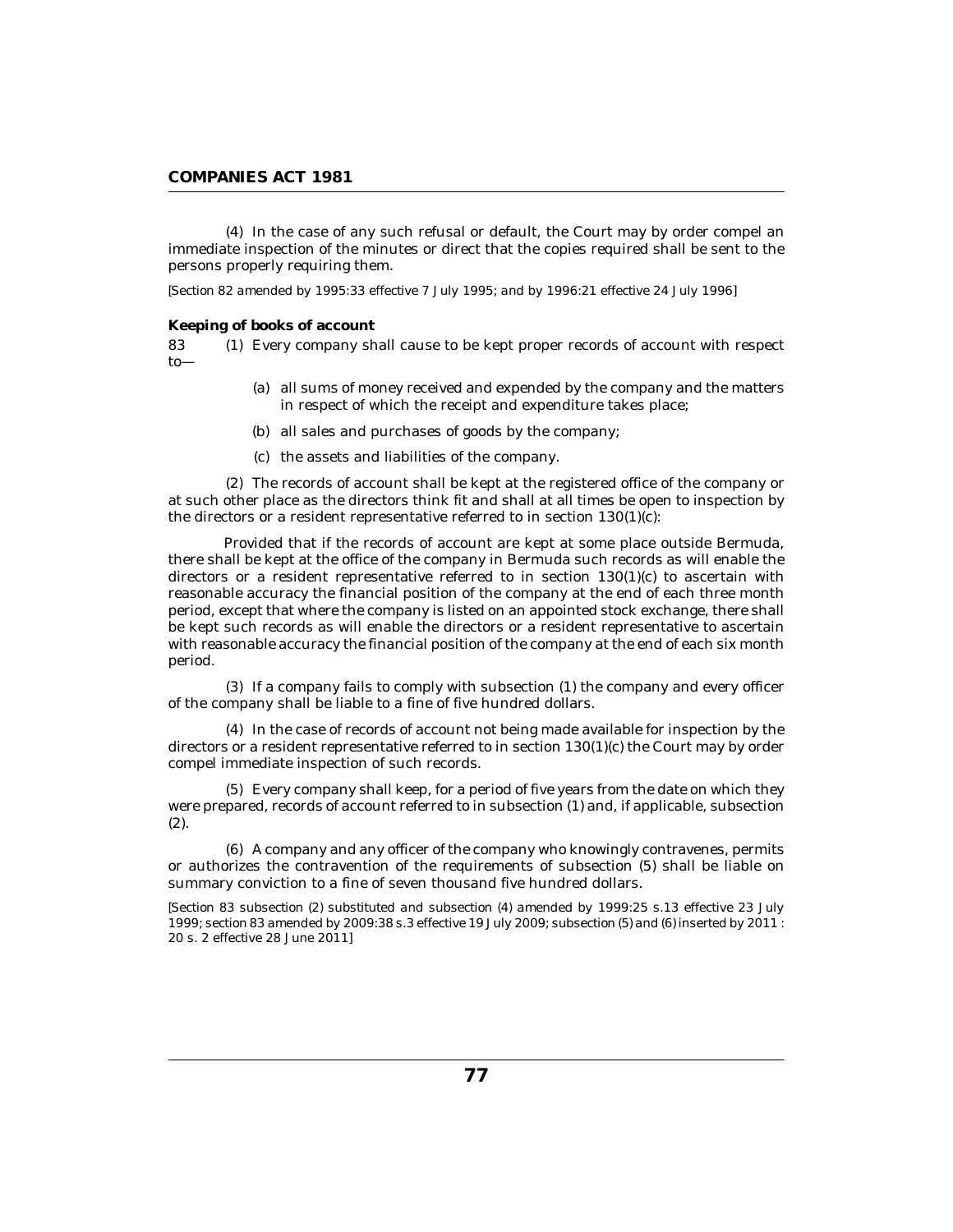(4) In the case of any such refusal or default, the Court may by order compel an immediate inspection of the minutes or direct that the copies required shall be sent to the persons properly requiring them.

*[Section 82 amended by 1995:33 effective 7 July 1995; and by 1996:21 effective 24 July 1996]*

**Keeping of books of account**

83 (1) Every company shall cause to be kept proper records of account with respect to—

(a) all sums of money received and expended by the company and the matters in respect of which the receipt and expenditure takes place;

(b) all sales and purchases of goods by the company;

(c) the assets and liabilities of the company.

(2) The records of account shall be kept at the registered office of the company or at such other place as the directors think fit and shall at all times be open to inspection by the directors or a resident representative referred to in section 130(1)(c):

Provided that if the records of account are kept at some place outside Bermuda, there shall be kept at the office of the company in Bermuda such records as will enable the directors or a resident representative referred to in section 130(1)(c) to ascertain with reasonable accuracy the financial position of the company at the end of each three month period, except that where the company is listed on an appointed stock exchange, there shall be kept such records as will enable the directors or a resident representative to ascertain with reasonable accuracy the financial position of the company at the end of each six month period.

(3) If a company fails to comply with subsection (1) the company and every officer of the company shall be liable to a fine of five hundred dollars.

(4) In the case of records of account not being made available for inspection by the directors or a resident representative referred to in section 130(1)(c) the Court may by order compel immediate inspection of such records.

(5) Every company shall keep, for a period of five years from the date on which they were prepared, records of account referred to in subsection (1) and, if applicable, subsection (2).

(6) A company and any officer of the company who knowingly contravenes, permits or authorizes the contravention of the requirements of subsection (5) shall be liable on summary conviction to a fine of seven thousand five hundred dollars.

*[Section 83 subsection (2) substituted and subsection (4) amended by 1999:25 s.13 effective 23 July 1999; section 83 amended by 2009:38 s.3 effective 19 July 2009; subsection (5) and (6) inserted by 2011 : 20 s. 2 effective 28 June 2011]*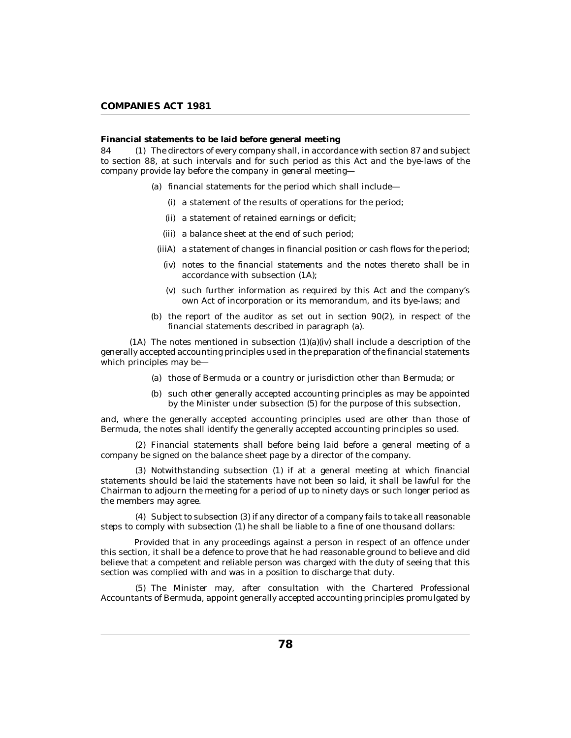**Financial statements to be laid before general meeting**

84 (1) The directors of every company shall, in accordance with section 87 and subject to section 88, at such intervals and for such period as this Act and the bye-laws of the company provide lay before the company in general meeting—

(a) financial statements for the period which shall include—

(i) a statement of the results of operations for the period;

(ii) a statement of retained earnings or deficit;

(iii) a balance sheet at the end of such period;

(iiiA) a statement of changes in financial position or cash flows for the period;

(iv) notes to the financial statements and the notes thereto shall be in accordance with subsection (1A);

(v) such further information as required by this Act and the company's own Act of incorporation or its memorandum, and its bye-laws; and

(b) the report of the auditor as set out in section 90(2), in respect of the financial statements described in paragraph (a).

(1A) The notes mentioned in subsection (1)(a)(iv) shall include a description of the generally accepted accounting principles used in the preparation of the financial statements which principles may be—

(a) those of Bermuda or a country or jurisdiction other than Bermuda; or

(b) such other generally accepted accounting principles as may be appointed by the Minister under subsection (5) for the purpose of this subsection,

and, where the generally accepted accounting principles used are other than those of Bermuda, the notes shall identify the generally accepted accounting principles so used.

(2) Financial statements shall before being laid before a general meeting of a company be signed on the balance sheet page by a director of the company.

(3) Notwithstanding subsection (1) if at a general meeting at which financial statements should be laid the statements have not been so laid, it shall be lawful for the Chairman to adjourn the meeting for a period of up to ninety days or such longer period as the members may agree.

(4) Subject to subsection (3) if any director of a company fails to take all reasonable steps to comply with subsection (1) he shall be liable to a fine of one thousand dollars:

Provided that in any proceedings against a person in respect of an offence under this section, it shall be a defence to prove that he had reasonable ground to believe and did believe that a competent and reliable person was charged with the duty of seeing that this section was complied with and was in a position to discharge that duty.

(5) The Minister may, after consultation with the Chartered Professional Accountants of Bermuda, appoint generally accepted accounting principles promulgated by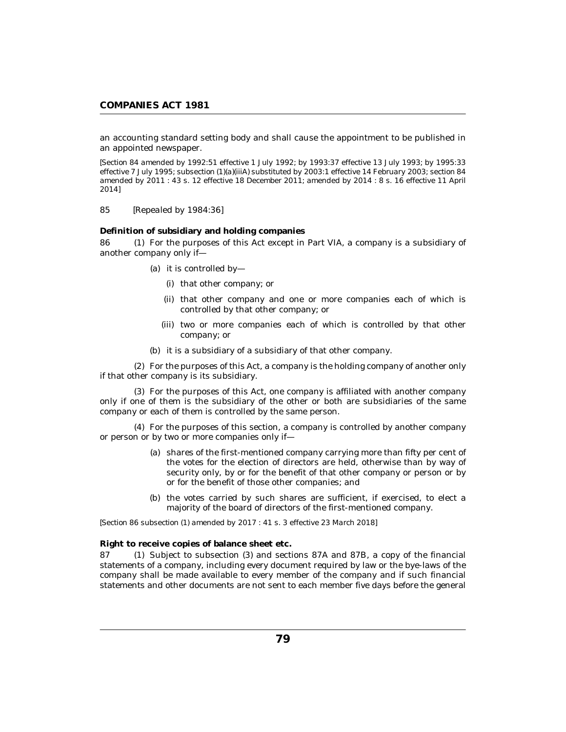an accounting standard setting body and shall cause the appointment to be published in an appointed newspaper.

*[Section 84 amended by 1992:51 effective 1 July 1992; by 1993:37 effective 13 July 1993; by 1995:33 effective 7 July 1995; subsection (1)(a)(iiiA) substituted by 2003:1 effective 14 February 2003; section 84 amended by 2011 : 43 s. 12 effective 18 December 2011; amended by 2014 : 8 s. 16 effective 11 April 2014]*

85 [Repealed by 1984:36]

**Definition of subsidiary and holding companies**

86 (1) For the purposes of this Act except in Part VIA, a company is a subsidiary of another company only if—

- (a) it is controlled by—
  - (i) that other company; or
  - (ii) that other company and one or more companies each of which is controlled by that other company; or
  - (iii) two or more companies each of which is controlled by that other company; or
- (b) it is a subsidiary of a subsidiary of that other company.

(2) For the purposes of this Act, a company is the holding company of another only if that other company is its subsidiary.

(3) For the purposes of this Act, one company is affiliated with another company only if one of them is the subsidiary of the other or both are subsidiaries of the same company or each of them is controlled by the same person.

(4) For the purposes of this section, a company is controlled by another company or person or by two or more companies only if—

- (a) shares of the first-mentioned company carrying more than fifty per cent of the votes for the election of directors are held, otherwise than by way of security only, by or for the benefit of that other company or person or by or for the benefit of those other companies; and
- (b) the votes carried by such shares are sufficient, if exercised, to elect a majority of the board of directors of the first-mentioned company.

*[Section 86 subsection (1) amended by 2017 : 41 s. 3 effective 23 March 2018]*

**Right to receive copies of balance sheet etc.**

87 (1) Subject to subsection (3) and sections 87A and 87B, a copy of the financial statements of a company, including every document required by law or the bye-laws of the company shall be made available to every member of the company and if such financial statements and other documents are not sent to each member five days before the general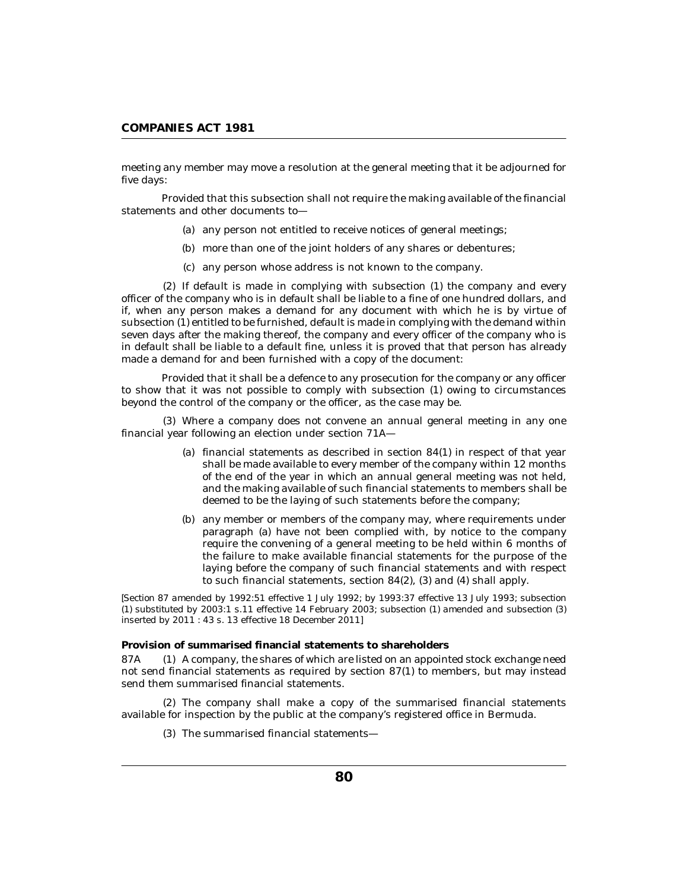meeting any member may move a resolution at the general meeting that it be adjourned for five days:

Provided that this subsection shall not require the making available of the financial statements and other documents to—

(a) any person not entitled to receive notices of general meetings;

(b) more than one of the joint holders of any shares or debentures;

(c) any person whose address is not known to the company.

(2) If default is made in complying with subsection (1) the company and every officer of the company who is in default shall be liable to a fine of one hundred dollars, and if, when any person makes a demand for any document with which he is by virtue of subsection (1) entitled to be furnished, default is made in complying with the demand within seven days after the making thereof, the company and every officer of the company who is in default shall be liable to a default fine, unless it is proved that that person has already made a demand for and been furnished with a copy of the document:

Provided that it shall be a defence to any prosecution for the company or any officer to show that it was not possible to comply with subsection (1) owing to circumstances beyond the control of the company or the officer, as the case may be.

(3) Where a company does not convene an annual general meeting in any one financial year following an election under section 71A—

(a) financial statements as described in section 84(1) in respect of that year shall be made available to every member of the company within 12 months of the end of the year in which an annual general meeting was not held, and the making available of such financial statements to members shall be deemed to be the laying of such statements before the company;

(b) any member or members of the company may, where requirements under paragraph (a) have not been complied with, by notice to the company require the convening of a general meeting to be held within 6 months of the failure to make available financial statements for the purpose of the laying before the company of such financial statements and with respect to such financial statements, section 84(2), (3) and (4) shall apply.

*[Section 87 amended by 1992:51 effective 1 July 1992; by 1993:37 effective 13 July 1993; subsection (1) substituted by 2003:1 s.11 effective 14 February 2003; subsection (1) amended and subsection (3) inserted by 2011 : 43 s. 13 effective 18 December 2011]*

**Provision of summarised financial statements to shareholders**

87A (1) A company, the shares of which are listed on an appointed stock exchange need not send financial statements as required by section 87(1) to members, but may instead send them summarised financial statements.

(2) The company shall make a copy of the summarised financial statements available for inspection by the public at the company's registered office in Bermuda.

(3) The summarised financial statements—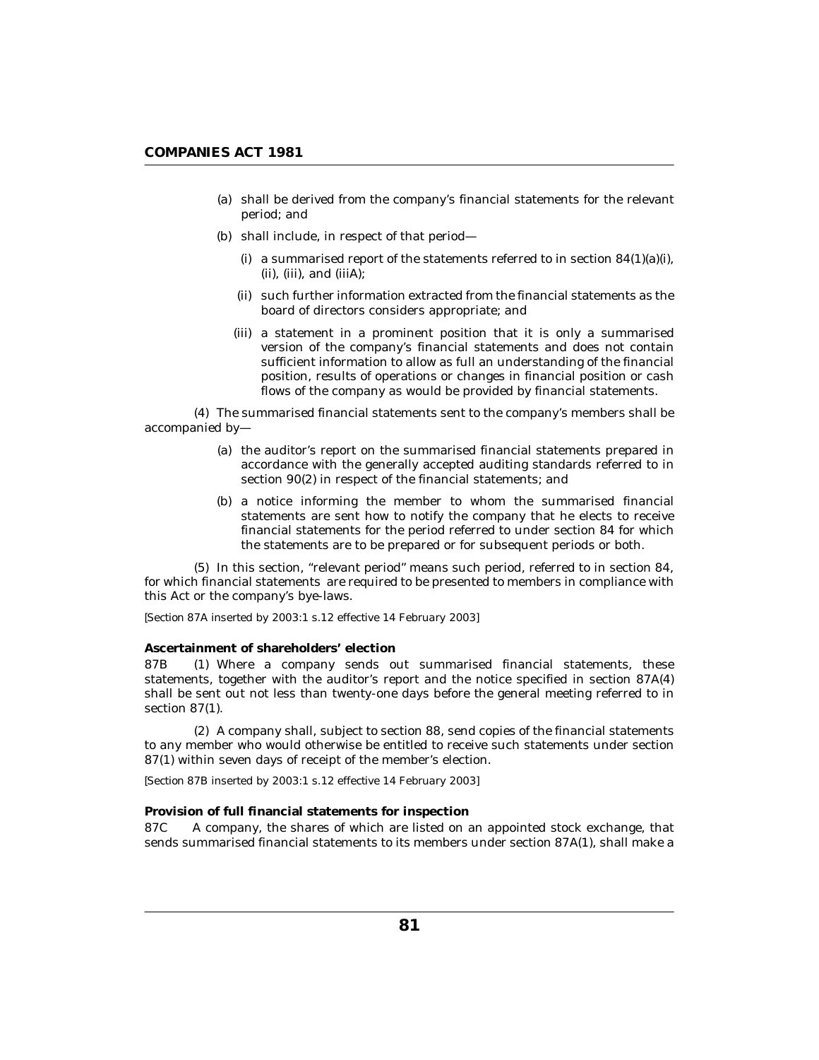(a) shall be derived from the company's financial statements for the relevant period; and

(b) shall include, in respect of that period—

(i) a summarised report of the statements referred to in section 84(1)(a)(i), (ii), (iii), and (iiiA);

(ii) such further information extracted from the financial statements as the board of directors considers appropriate; and

(iii) a statement in a prominent position that it is only a summarised version of the company's financial statements and does not contain sufficient information to allow as full an understanding of the financial position, results of operations or changes in financial position or cash flows of the company as would be provided by financial statements.

(4) The summarised financial statements sent to the company's members shall be accompanied by—

(a) the auditor's report on the summarised financial statements prepared in accordance with the generally accepted auditing standards referred to in section 90(2) in respect of the financial statements; and

(b) a notice informing the member to whom the summarised financial statements are sent how to notify the company that he elects to receive financial statements for the period referred to under section 84 for which the statements are to be prepared or for subsequent periods or both.

(5) In this section, "relevant period" means such period, referred to in section 84, for which financial statements are required to be presented to members in compliance with this Act or the company's bye-laws.

*[Section 87A inserted by 2003:1 s.12 effective 14 February 2003]*

**Ascertainment of shareholders' election**

87B (1) Where a company sends out summarised financial statements, these statements, together with the auditor's report and the notice specified in section 87A(4) shall be sent out not less than twenty-one days before the general meeting referred to in section 87(1).

(2) A company shall, subject to section 88, send copies of the financial statements to any member who would otherwise be entitled to receive such statements under section 87(1) within seven days of receipt of the member's election.

*[Section 87B inserted by 2003:1 s.12 effective 14 February 2003]*

**Provision of full financial statements for inspection**

87C A company, the shares of which are listed on an appointed stock exchange, that sends summarised financial statements to its members under section 87A(1), shall make a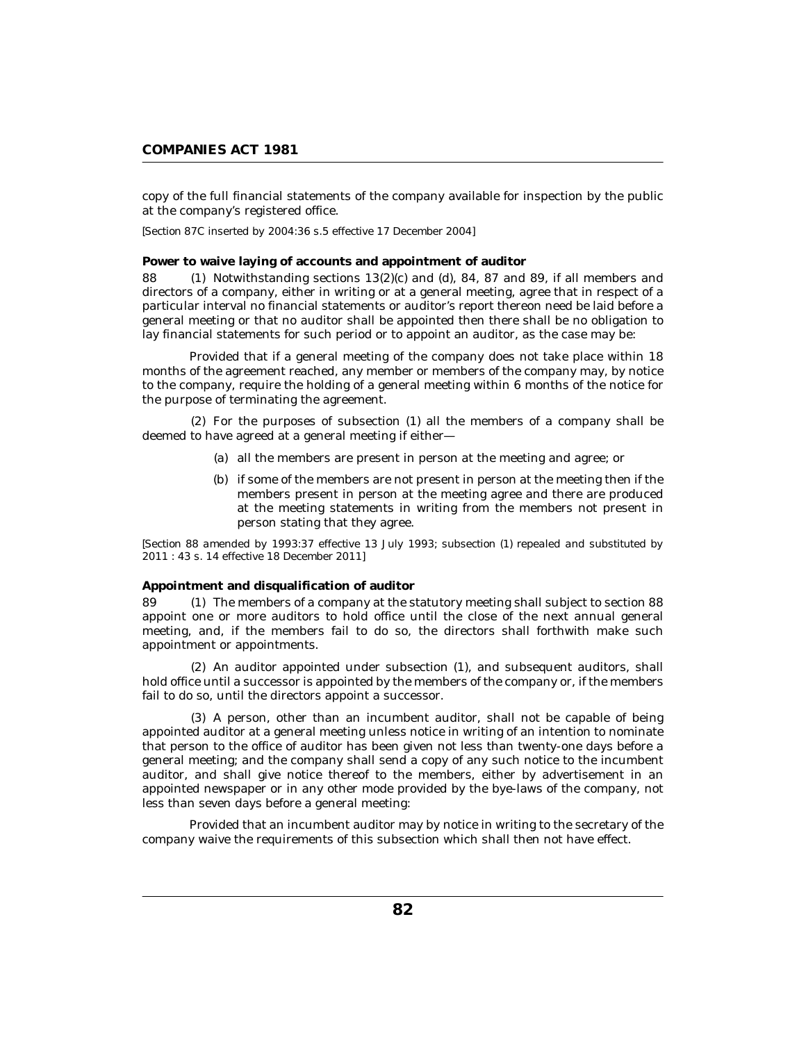copy of the full financial statements of the company available for inspection by the public at the company's registered office.

*[Section 87C inserted by 2004:36 s.5 effective 17 December 2004]*

**Power to waive laying of accounts and appointment of auditor**

88 (1) Notwithstanding sections 13(2)(c) and (d), 84, 87 and 89, if all members and directors of a company, either in writing or at a general meeting, agree that in respect of a particular interval no financial statements or auditor's report thereon need be laid before a general meeting or that no auditor shall be appointed then there shall be no obligation to lay financial statements for such period or to appoint an auditor, as the case may be:

Provided that if a general meeting of the company does not take place within 18 months of the agreement reached, any member or members of the company may, by notice to the company, require the holding of a general meeting within 6 months of the notice for the purpose of terminating the agreement.

(2) For the purposes of subsection (1) all the members of a company shall be deemed to have agreed at a general meeting if either—

(a) all the members are present in person at the meeting and agree; or

(b) if some of the members are not present in person at the meeting then if the members present in person at the meeting agree and there are produced at the meeting statements in writing from the members not present in person stating that they agree.

*[Section 88 amended by 1993:37 effective 13 July 1993; subsection (1) repealed and substituted by 2011 : 43 s. 14 effective 18 December 2011]*

**Appointment and disqualification of auditor**

89 (1) The members of a company at the statutory meeting shall subject to section 88 appoint one or more auditors to hold office until the close of the next annual general meeting, and, if the members fail to do so, the directors shall forthwith make such appointment or appointments.

(2) An auditor appointed under subsection (1), and subsequent auditors, shall hold office until a successor is appointed by the members of the company or, if the members fail to do so, until the directors appoint a successor.

(3) A person, other than an incumbent auditor, shall not be capable of being appointed auditor at a general meeting unless notice in writing of an intention to nominate that person to the office of auditor has been given not less than twenty-one days before a general meeting; and the company shall send a copy of any such notice to the incumbent auditor, and shall give notice thereof to the members, either by advertisement in an appointed newspaper or in any other mode provided by the bye-laws of the company, not less than seven days before a general meeting:

Provided that an incumbent auditor may by notice in writing to the secretary of the company waive the requirements of this subsection which shall then not have effect.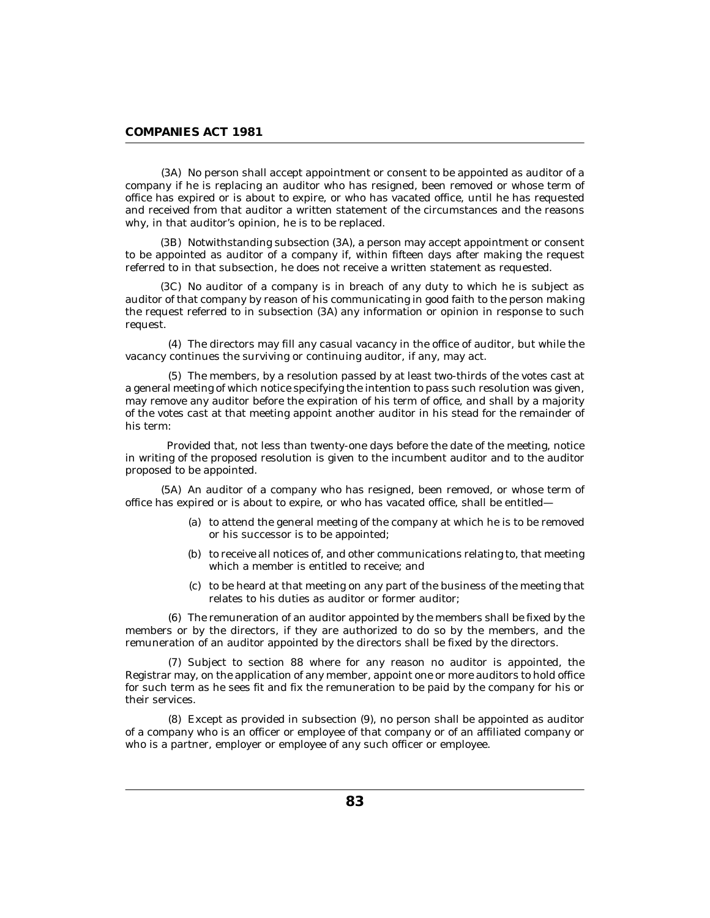(3A) No person shall accept appointment or consent to be appointed as auditor of a company if he is replacing an auditor who has resigned, been removed or whose term of office has expired or is about to expire, or who has vacated office, until he has requested and received from that auditor a written statement of the circumstances and the reasons why, in that auditor's opinion, he is to be replaced.

(3B) Notwithstanding subsection (3A), a person may accept appointment or consent to be appointed as auditor of a company if, within fifteen days after making the request referred to in that subsection, he does not receive a written statement as requested.

(3C) No auditor of a company is in breach of any duty to which he is subject as auditor of that company by reason of his communicating in good faith to the person making the request referred to in subsection (3A) any information or opinion in response to such request.

(4) The directors may fill any casual vacancy in the office of auditor, but while the vacancy continues the surviving or continuing auditor, if any, may act.

(5) The members, by a resolution passed by at least two-thirds of the votes cast at a general meeting of which notice specifying the intention to pass such resolution was given, may remove any auditor before the expiration of his term of office, and shall by a majority of the votes cast at that meeting appoint another auditor in his stead for the remainder of his term:

Provided that, not less than twenty-one days before the date of the meeting, notice in writing of the proposed resolution is given to the incumbent auditor and to the auditor proposed to be appointed.

(5A) An auditor of a company who has resigned, been removed, or whose term of office has expired or is about to expire, or who has vacated office, shall be entitled—

(a) to attend the general meeting of the company at which he is to be removed or his successor is to be appointed;

(b) to receive all notices of, and other communications relating to, that meeting which a member is entitled to receive; and

(c) to be heard at that meeting on any part of the business of the meeting that relates to his duties as auditor or former auditor;

(6) The remuneration of an auditor appointed by the members shall be fixed by the members or by the directors, if they are authorized to do so by the members, and the remuneration of an auditor appointed by the directors shall be fixed by the directors.

(7) Subject to section 88 where for any reason no auditor is appointed, the Registrar may, on the application of any member, appoint one or more auditors to hold office for such term as he sees fit and fix the remuneration to be paid by the company for his or their services.

(8) Except as provided in subsection (9), no person shall be appointed as auditor of a company who is an officer or employee of that company or of an affiliated company or who is a partner, employer or employee of any such officer or employee.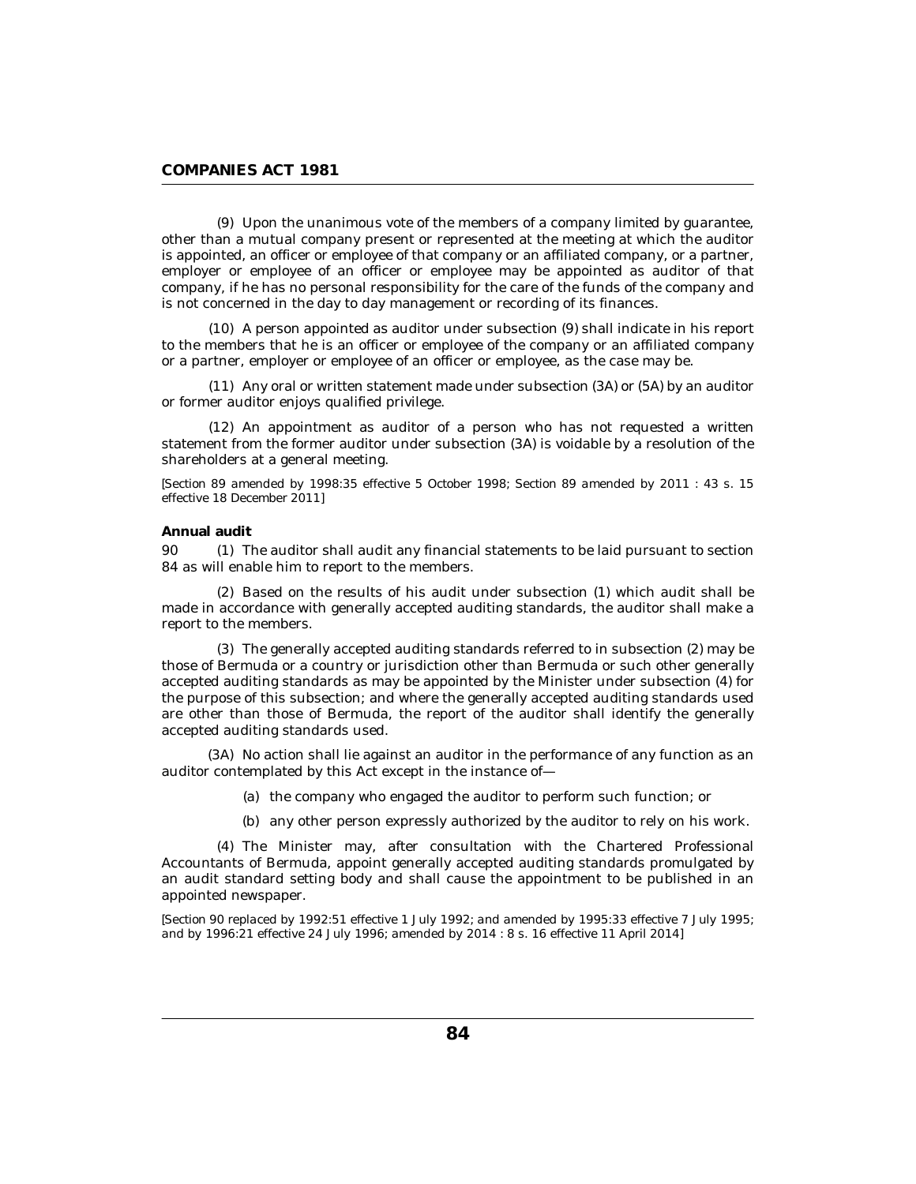(9) Upon the unanimous vote of the members of a company limited by guarantee, other than a mutual company present or represented at the meeting at which the auditor is appointed, an officer or employee of that company or an affiliated company, or a partner, employer or employee of an officer or employee may be appointed as auditor of that company, if he has no personal responsibility for the care of the funds of the company and is not concerned in the day to day management or recording of its finances.

(10) A person appointed as auditor under subsection (9) shall indicate in his report to the members that he is an officer or employee of the company or an affiliated company or a partner, employer or employee of an officer or employee, as the case may be.

(11) Any oral or written statement made under subsection (3A) or (5A) by an auditor or former auditor enjoys qualified privilege.

(12) An appointment as auditor of a person who has not requested a written statement from the former auditor under subsection (3A) is voidable by a resolution of the shareholders at a general meeting.

*[Section 89 amended by 1998:35 effective 5 October 1998; Section 89 amended by 2011 : 43 s. 15 effective 18 December 2011]*

**Annual audit**

90 (1) The auditor shall audit any financial statements to be laid pursuant to section 84 as will enable him to report to the members.

(2) Based on the results of his audit under subsection (1) which audit shall be made in accordance with generally accepted auditing standards, the auditor shall make a report to the members.

(3) The generally accepted auditing standards referred to in subsection (2) may be those of Bermuda or a country or jurisdiction other than Bermuda or such other generally accepted auditing standards as may be appointed by the Minister under subsection (4) for the purpose of this subsection; and where the generally accepted auditing standards used are other than those of Bermuda, the report of the auditor shall identify the generally accepted auditing standards used.

(3A) No action shall lie against an auditor in the performance of any function as an auditor contemplated by this Act except in the instance of—

(a) the company who engaged the auditor to perform such function; or

(b) any other person expressly authorized by the auditor to rely on his work.

(4) The Minister may, after consultation with the Chartered Professional Accountants of Bermuda, appoint generally accepted auditing standards promulgated by an audit standard setting body and shall cause the appointment to be published in an appointed newspaper.

*[Section 90 replaced by 1992:51 effective 1 July 1992; and amended by 1995:33 effective 7 July 1995; and by 1996:21 effective 24 July 1996; amended by 2014 : 8 s. 16 effective 11 April 2014]*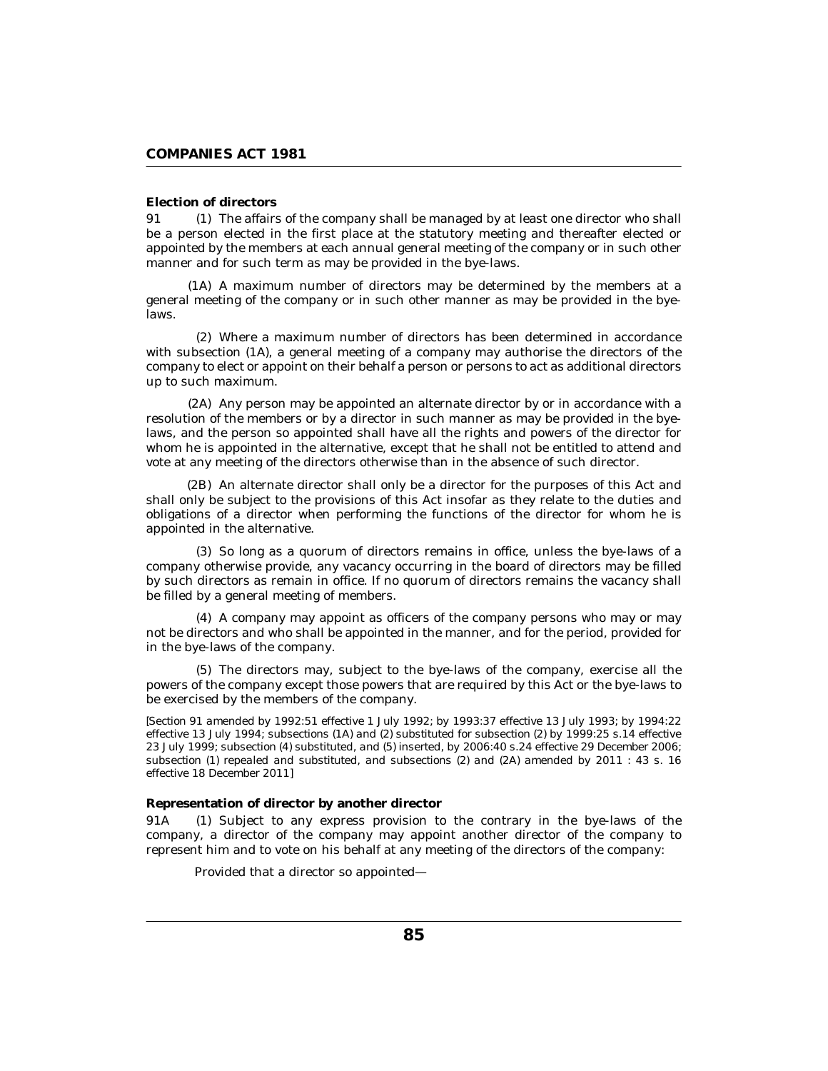**Election of directors**

91 (1) The affairs of the company shall be managed by at least one director who shall be a person elected in the first place at the statutory meeting and thereafter elected or appointed by the members at each annual general meeting of the company or in such other manner and for such term as may be provided in the bye-laws.

(1A) A maximum number of directors may be determined by the members at a general meeting of the company or in such other manner as may be provided in the bye-laws.

(2) Where a maximum number of directors has been determined in accordance with subsection (1A), a general meeting of a company may authorise the directors of the company to elect or appoint on their behalf a person or persons to act as additional directors up to such maximum.

(2A) Any person may be appointed an alternate director by or in accordance with a resolution of the members or by a director in such manner as may be provided in the bye-laws, and the person so appointed shall have all the rights and powers of the director for whom he is appointed in the alternative, except that he shall not be entitled to attend and vote at any meeting of the directors otherwise than in the absence of such director.

(2B) An alternate director shall only be a director for the purposes of this Act and shall only be subject to the provisions of this Act insofar as they relate to the duties and obligations of a director when performing the functions of the director for whom he is appointed in the alternative.

(3) So long as a quorum of directors remains in office, unless the bye-laws of a company otherwise provide, any vacancy occurring in the board of directors may be filled by such directors as remain in office. If no quorum of directors remains the vacancy shall be filled by a general meeting of members.

(4) A company may appoint as officers of the company persons who may or may not be directors and who shall be appointed in the manner, and for the period, provided for in the bye-laws of the company.

(5) The directors may, subject to the bye-laws of the company, exercise all the powers of the company except those powers that are required by this Act or the bye-laws to be exercised by the members of the company.

*[Section 91 amended by 1992:51 effective 1 July 1992; by 1993:37 effective 13 July 1993; by 1994:22 effective 13 July 1994; subsections (1A) and (2) substituted for subsection (2) by 1999:25 s.14 effective 23 July 1999; subsection (4) substituted, and (5) inserted, by 2006:40 s.24 effective 29 December 2006; subsection (1) repealed and substituted, and subsections (2) and (2A) amended by 2011 : 43 s. 16 effective 18 December 2011]*

**Representation of director by another director**

91A (1) Subject to any express provision to the contrary in the bye-laws of the company, a director of the company may appoint another director of the company to represent him and to vote on his behalf at any meeting of the directors of the company:

Provided that a director so appointed—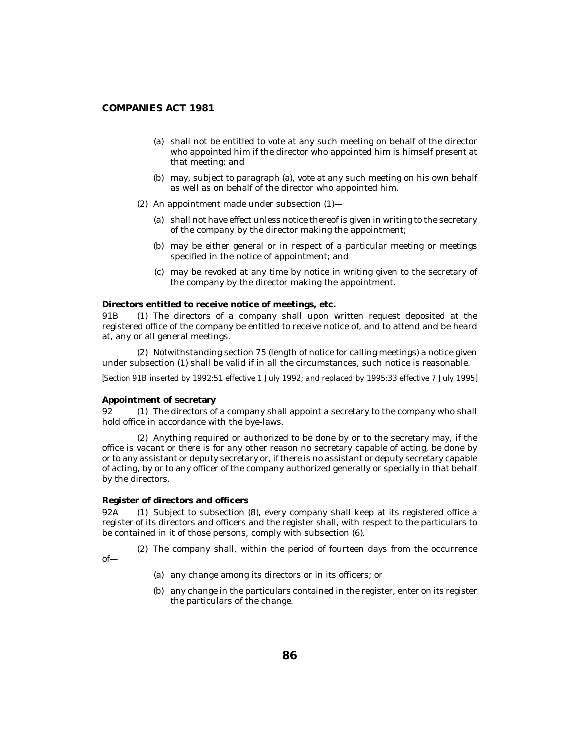(a) shall not be entitled to vote at any such meeting on behalf of the director who appointed him if the director who appointed him is himself present at that meeting; and

(b) may, subject to paragraph (a), vote at any such meeting on his own behalf as well as on behalf of the director who appointed him.

(2) An appointment made under subsection (1)—

(a) shall not have effect unless notice thereof is given in writing to the secretary of the company by the director making the appointment;

(b) may be either general or in respect of a particular meeting or meetings specified in the notice of appointment; and

(c) may be revoked at any time by notice in writing given to the secretary of the company by the director making the appointment.

**Directors entitled to receive notice of meetings, etc.**

91B (1) The directors of a company shall upon written request deposited at the registered office of the company be entitled to receive notice of, and to attend and be heard at, any or all general meetings.

(2) Notwithstanding section 75 (length of notice for calling meetings) a notice given under subsection (1) shall be valid if in all the circumstances, such notice is reasonable.

*[Section 91B inserted by 1992:51 effective 1 July 1992; and replaced by 1995:33 effective 7 July 1995]*

**Appointment of secretary**

92 (1) The directors of a company shall appoint a secretary to the company who shall hold office in accordance with the bye-laws.

(2) Anything required or authorized to be done by or to the secretary may, if the office is vacant or there is for any other reason no secretary capable of acting, be done by or to any assistant or deputy secretary or, if there is no assistant or deputy secretary capable of acting, by or to any officer of the company authorized generally or specially in that behalf by the directors.

**Register of directors and officers**

92A (1) Subject to subsection (8), every company shall keep at its registered office a register of its directors and officers and the register shall, with respect to the particulars to be contained in it of those persons, comply with subsection (6).

(2) The company shall, within the period of fourteen days from the occurrence of—

(a) any change among its directors or in its officers; or

(b) any change in the particulars contained in the register, enter on its register the particulars of the change.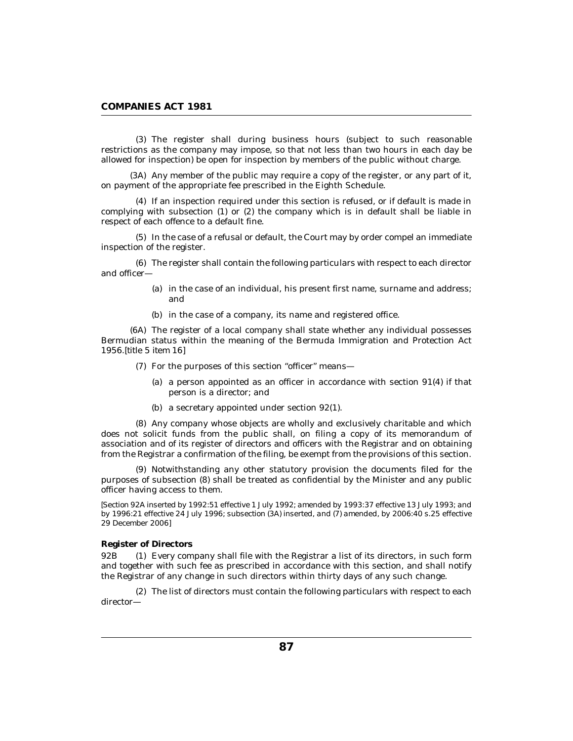(3) The register shall during business hours (subject to such reasonable restrictions as the company may impose, so that not less than two hours in each day be allowed for inspection) be open for inspection by members of the public without charge.

(3A) Any member of the public may require a copy of the register, or any part of it, on payment of the appropriate fee prescribed in the Eighth Schedule.

(4) If an inspection required under this section is refused, or if default is made in complying with subsection (1) or (2) the company which is in default shall be liable in respect of each offence to a default fine.

(5) In the case of a refusal or default, the Court may by order compel an immediate inspection of the register.

(6) The register shall contain the following particulars with respect to each director and officer—

(a) in the case of an individual, his present first name, surname and address; and

(b) in the case of a company, its name and registered office.

(6A) The register of a local company shall state whether any individual possesses Bermudian status within the meaning of the Bermuda Immigration and Protection Act 1956.[title 5 item 16]

(7) For the purposes of this section "officer" means—

(a) a person appointed as an officer in accordance with section 91(4) if that person is a director; and

(b) a secretary appointed under section 92(1).

(8) Any company whose objects are wholly and exclusively charitable and which does not solicit funds from the public shall, on filing a copy of its memorandum of association and of its register of directors and officers with the Registrar and on obtaining from the Registrar a confirmation of the filing, be exempt from the provisions of this section.

(9) Notwithstanding any other statutory provision the documents filed for the purposes of subsection (8) shall be treated as confidential by the Minister and any public officer having access to them.

*[Section 92A inserted by 1992:51 effective 1 July 1992; amended by 1993:37 effective 13 July 1993; and by 1996:21 effective 24 July 1996; subsection (3A) inserted, and (7) amended, by 2006:40 s.25 effective 29 December 2006]*

**Register of Directors**

92B (1) Every company shall file with the Registrar a list of its directors, in such form and together with such fee as prescribed in accordance with this section, and shall notify the Registrar of any change in such directors within thirty days of any such change.

(2) The list of directors must contain the following particulars with respect to each director—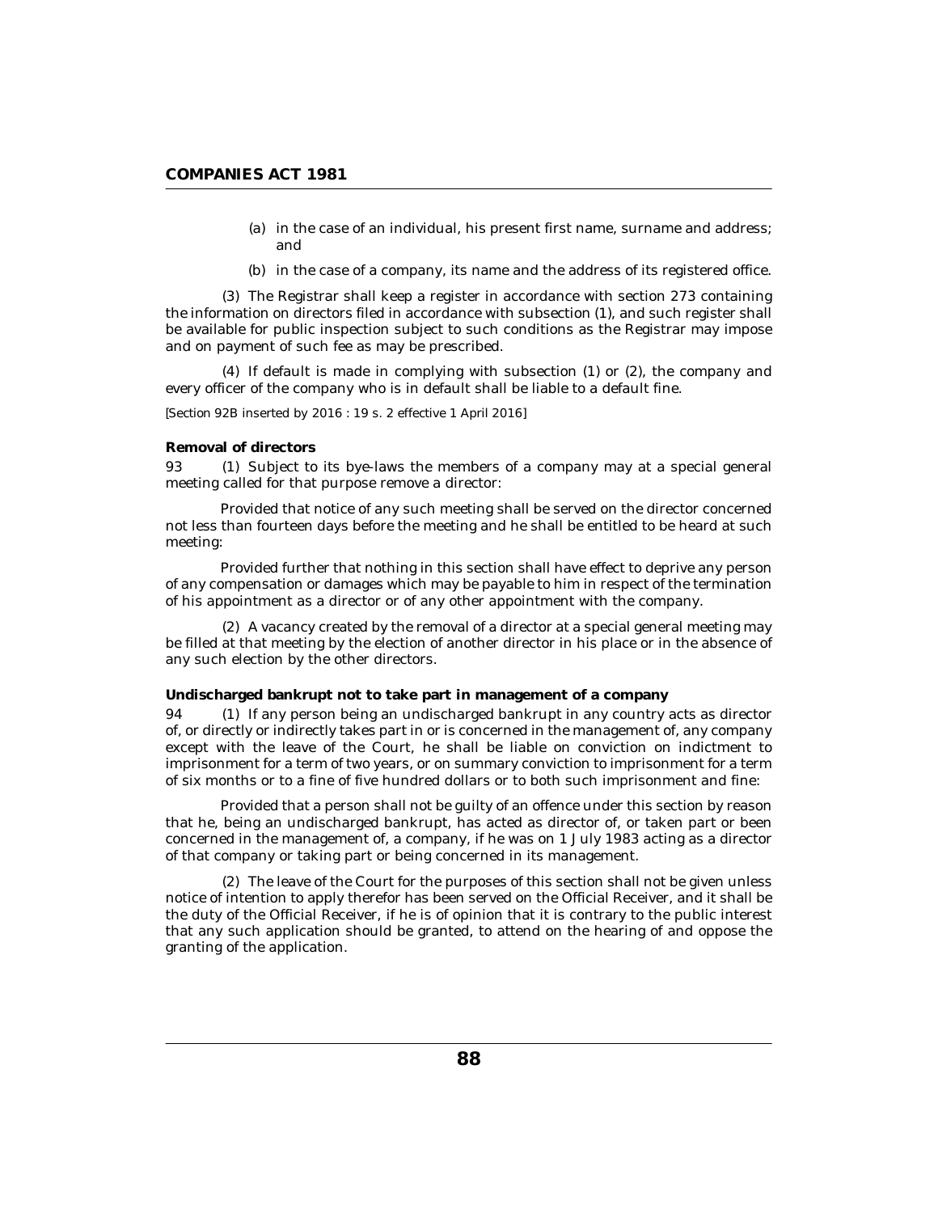(a) in the case of an individual, his present first name, surname and address; and

(b) in the case of a company, its name and the address of its registered office.

(3) The Registrar shall keep a register in accordance with section 273 containing the information on directors filed in accordance with subsection (1), and such register shall be available for public inspection subject to such conditions as the Registrar may impose and on payment of such fee as may be prescribed.

(4) If default is made in complying with subsection (1) or (2), the company and every officer of the company who is in default shall be liable to a default fine.

*[Section 92B inserted by 2016 : 19 s. 2 effective 1 April 2016]*

**Removal of directors**

93 (1) Subject to its bye-laws the members of a company may at a special general meeting called for that purpose remove a director:

Provided that notice of any such meeting shall be served on the director concerned not less than fourteen days before the meeting and he shall be entitled to be heard at such meeting:

Provided further that nothing in this section shall have effect to deprive any person of any compensation or damages which may be payable to him in respect of the termination of his appointment as a director or of any other appointment with the company.

(2) A vacancy created by the removal of a director at a special general meeting may be filled at that meeting by the election of another director in his place or in the absence of any such election by the other directors.

**Undischarged bankrupt not to take part in management of a company**

94 (1) If any person being an undischarged bankrupt in any country acts as director of, or directly or indirectly takes part in or is concerned in the management of, any company except with the leave of the Court, he shall be liable on conviction on indictment to imprisonment for a term of two years, or on summary conviction to imprisonment for a term of six months or to a fine of five hundred dollars or to both such imprisonment and fine:

Provided that a person shall not be guilty of an offence under this section by reason that he, being an undischarged bankrupt, has acted as director of, or taken part or been concerned in the management of, a company, if he was on 1 July 1983 acting as a director of that company or taking part or being concerned in its management.

(2) The leave of the Court for the purposes of this section shall not be given unless notice of intention to apply therefor has been served on the Official Receiver, and it shall be the duty of the Official Receiver, if he is of opinion that it is contrary to the public interest that any such application should be granted, to attend on the hearing of and oppose the granting of the application.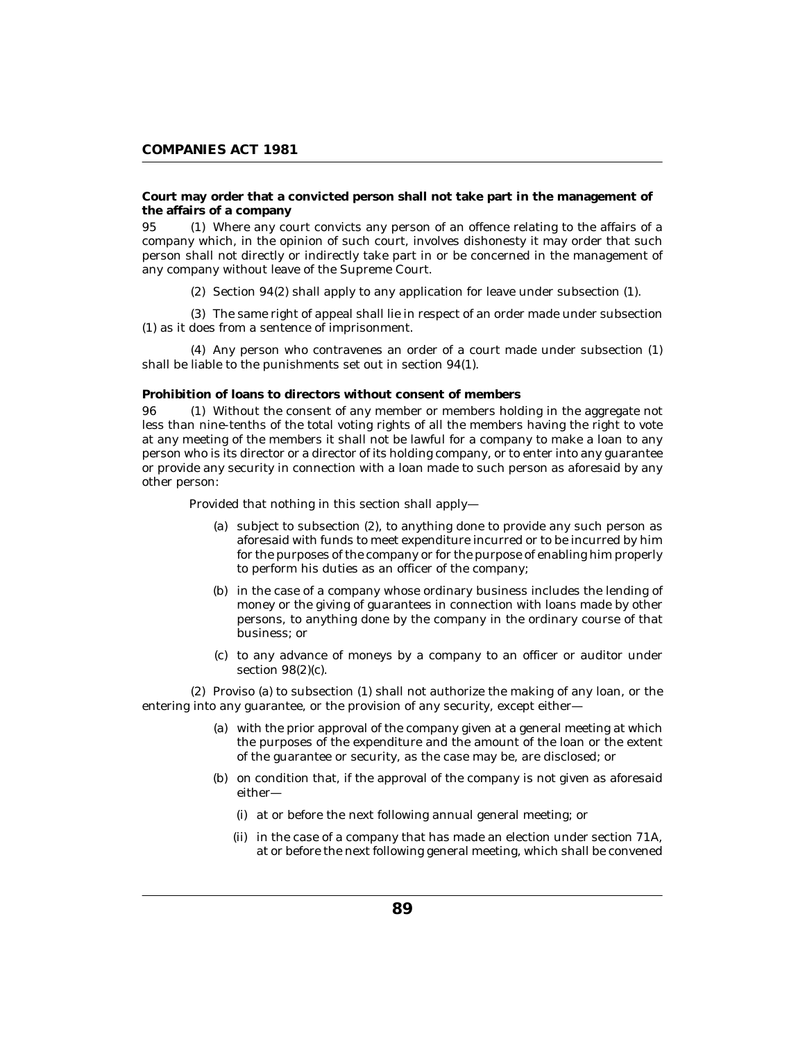**Court may order that a convicted person shall not take part in the management of the affairs of a company**

95 (1) Where any court convicts any person of an offence relating to the affairs of a company which, in the opinion of such court, involves dishonesty it may order that such person shall not directly or indirectly take part in or be concerned in the management of any company without leave of the Supreme Court.

(2) Section 94(2) shall apply to any application for leave under subsection (1).

(3) The same right of appeal shall lie in respect of an order made under subsection (1) as it does from a sentence of imprisonment.

(4) Any person who contravenes an order of a court made under subsection (1) shall be liable to the punishments set out in section 94(1).

**Prohibition of loans to directors without consent of members**

96 (1) Without the consent of any member or members holding in the aggregate not less than nine-tenths of the total voting rights of all the members having the right to vote at any meeting of the members it shall not be lawful for a company to make a loan to any person who is its director or a director of its holding company, or to enter into any guarantee or provide any security in connection with a loan made to such person as aforesaid by any other person:

Provided that nothing in this section shall apply—

(a) subject to subsection (2), to anything done to provide any such person as aforesaid with funds to meet expenditure incurred or to be incurred by him for the purposes of the company or for the purpose of enabling him properly to perform his duties as an officer of the company;

(b) in the case of a company whose ordinary business includes the lending of money or the giving of guarantees in connection with loans made by other persons, to anything done by the company in the ordinary course of that business; or

(c) to any advance of moneys by a company to an officer or auditor under section 98(2)(c).

(2) Proviso (a) to subsection (1) shall not authorize the making of any loan, or the entering into any guarantee, or the provision of any security, except either—

(a) with the prior approval of the company given at a general meeting at which the purposes of the expenditure and the amount of the loan or the extent of the guarantee or security, as the case may be, are disclosed; or

(b) on condition that, if the approval of the company is not given as aforesaid either—

(i) at or before the next following annual general meeting; or

(ii) in the case of a company that has made an election under section 71A, at or before the next following general meeting, which shall be convened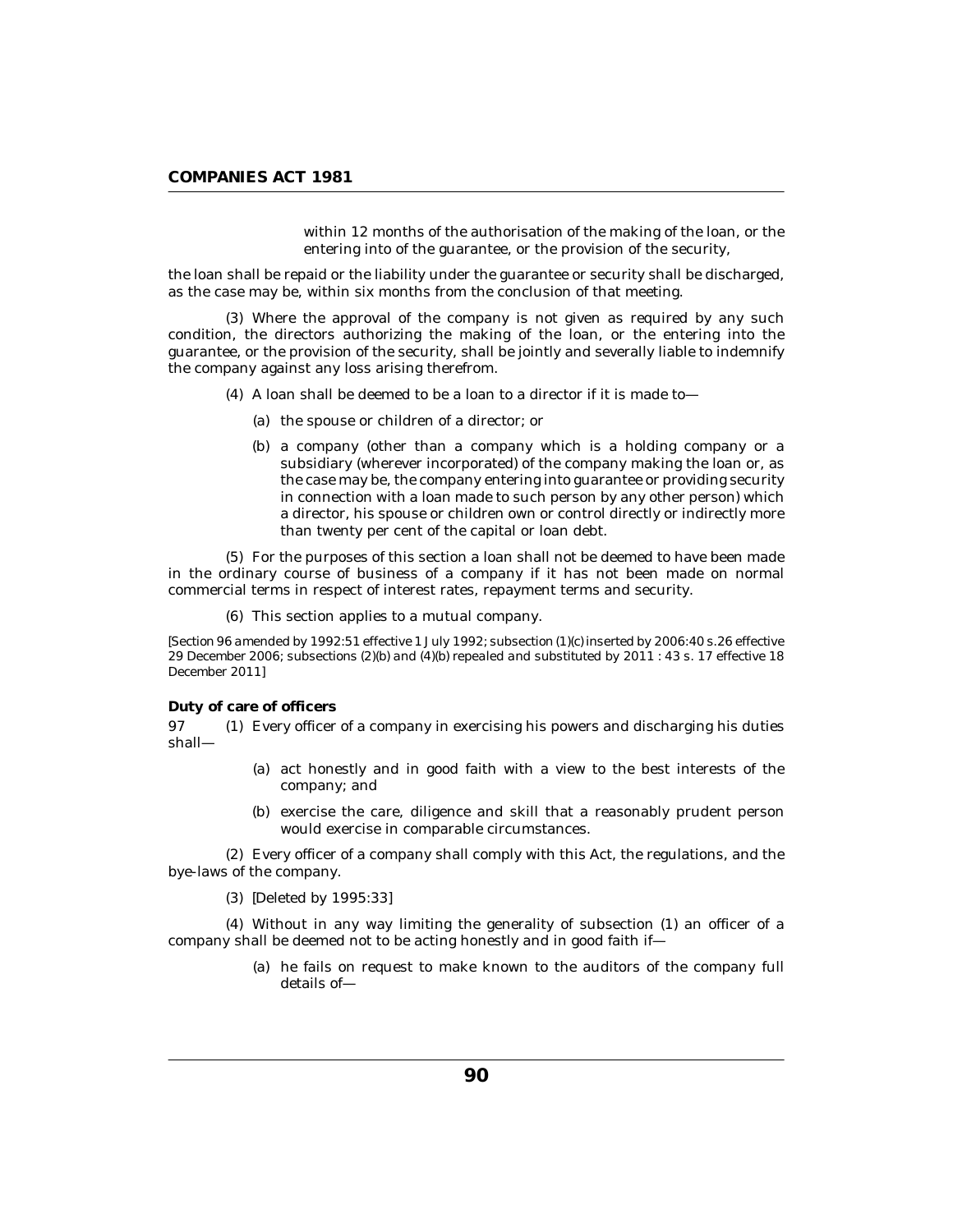within 12 months of the authorisation of the making of the loan, or the entering into of the guarantee, or the provision of the security,

the loan shall be repaid or the liability under the guarantee or security shall be discharged, as the case may be, within six months from the conclusion of that meeting.

(3) Where the approval of the company is not given as required by any such condition, the directors authorizing the making of the loan, or the entering into the guarantee, or the provision of the security, shall be jointly and severally liable to indemnify the company against any loss arising therefrom.

(4) A loan shall be deemed to be a loan to a director if it is made to—

(a) the spouse or children of a director; or

(b) a company (other than a company which is a holding company or a subsidiary (wherever incorporated) of the company making the loan or, as the case may be, the company entering into guarantee or providing security in connection with a loan made to such person by any other person) which a director, his spouse or children own or control directly or indirectly more than twenty per cent of the capital or loan debt.

(5) For the purposes of this section a loan shall not be deemed to have been made in the ordinary course of business of a company if it has not been made on normal commercial terms in respect of interest rates, repayment terms and security.

(6) This section applies to a mutual company.

*[Section 96 amended by 1992:51 effective 1 July 1992; subsection (1)(c) inserted by 2006:40 s.26 effective 29 December 2006; subsections (2)(b) and (4)(b) repealed and substituted by 2011 : 43 s. 17 effective 18 December 2011]*

**Duty of care of officers**

97 (1) Every officer of a company in exercising his powers and discharging his duties shall—

(a) act honestly and in good faith with a view to the best interests of the company; and

(b) exercise the care, diligence and skill that a reasonably prudent person would exercise in comparable circumstances.

(2) Every officer of a company shall comply with this Act, the regulations, and the bye-laws of the company.

(3) [Deleted by 1995:33]

(4) Without in any way limiting the generality of subsection (1) an officer of a company shall be deemed not to be acting honestly and in good faith if—

(a) he fails on request to make known to the auditors of the company full details of—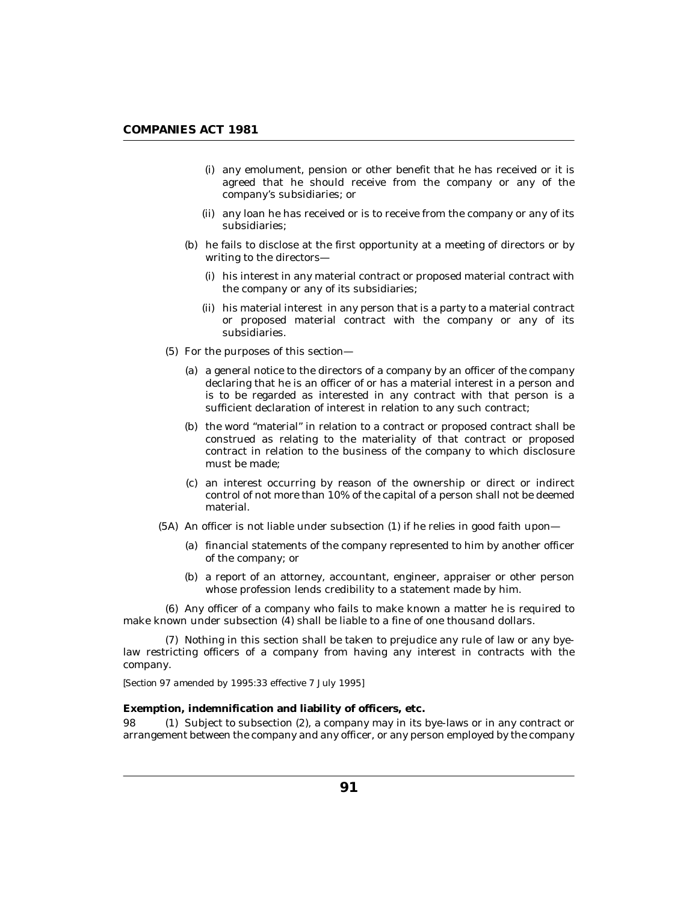(i) any emolument, pension or other benefit that he has received or it is agreed that he should receive from the company or any of the company's subsidiaries; or

(ii) any loan he has received or is to receive from the company or any of its subsidiaries;

(b) he fails to disclose at the first opportunity at a meeting of directors or by writing to the directors—

(i) his interest in any material contract or proposed material contract with the company or any of its subsidiaries;

(ii) his material interest in any person that is a party to a material contract or proposed material contract with the company or any of its subsidiaries.

(5) For the purposes of this section—

(a) a general notice to the directors of a company by an officer of the company declaring that he is an officer of or has a material interest in a person and is to be regarded as interested in any contract with that person is a sufficient declaration of interest in relation to any such contract;

(b) the word "material" in relation to a contract or proposed contract shall be construed as relating to the materiality of that contract or proposed contract in relation to the business of the company to which disclosure must be made;

(c) an interest occurring by reason of the ownership or direct or indirect control of not more than 10% of the capital of a person shall not be deemed material.

(5A) An officer is not liable under subsection (1) if he relies in good faith upon—

(a) financial statements of the company represented to him by another officer of the company; or

(b) a report of an attorney, accountant, engineer, appraiser or other person whose profession lends credibility to a statement made by him.

(6) Any officer of a company who fails to make known a matter he is required to make known under subsection (4) shall be liable to a fine of one thousand dollars.

(7) Nothing in this section shall be taken to prejudice any rule of law or any bye-law restricting officers of a company from having any interest in contracts with the company.

*[Section 97 amended by 1995:33 effective 7 July 1995]*

**Exemption, indemnification and liability of officers, etc.**

98 (1) Subject to subsection (2), a company may in its bye-laws or in any contract or arrangement between the company and any officer, or any person employed by the company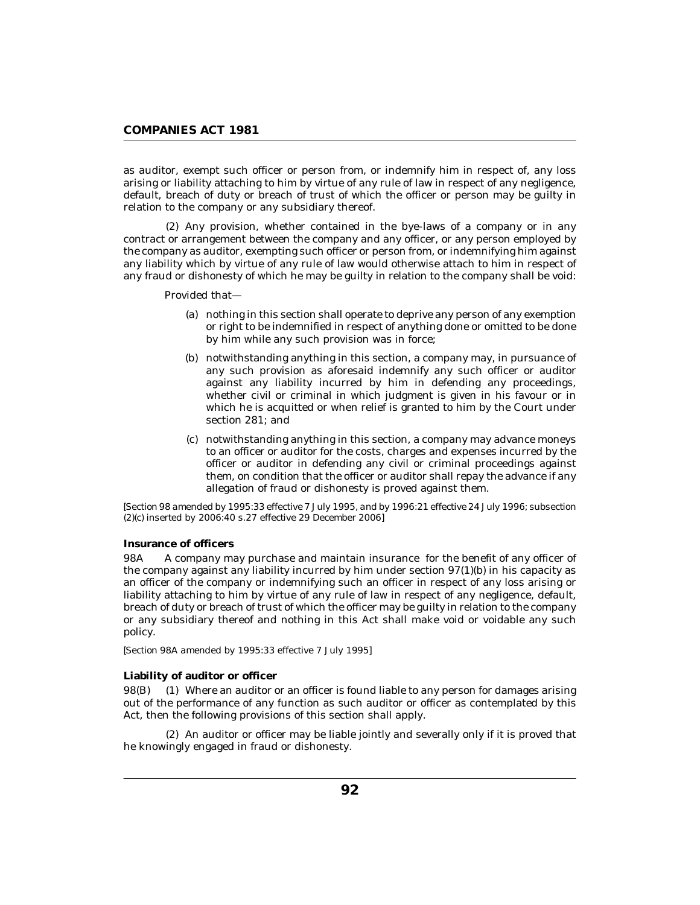as auditor, exempt such officer or person from, or indemnify him in respect of, any loss arising or liability attaching to him by virtue of any rule of law in respect of any negligence, default, breach of duty or breach of trust of which the officer or person may be guilty in relation to the company or any subsidiary thereof.

(2) Any provision, whether contained in the bye-laws of a company or in any contract or arrangement between the company and any officer, or any person employed by the company as auditor, exempting such officer or person from, or indemnifying him against any liability which by virtue of any rule of law would otherwise attach to him in respect of any fraud or dishonesty of which he may be guilty in relation to the company shall be void:

Provided that—

(a) nothing in this section shall operate to deprive any person of any exemption or right to be indemnified in respect of anything done or omitted to be done by him while any such provision was in force;

(b) notwithstanding anything in this section, a company may, in pursuance of any such provision as aforesaid indemnify any such officer or auditor against any liability incurred by him in defending any proceedings, whether civil or criminal in which judgment is given in his favour or in which he is acquitted or when relief is granted to him by the Court under section 281; and

(c) notwithstanding anything in this section, a company may advance moneys to an officer or auditor for the costs, charges and expenses incurred by the officer or auditor in defending any civil or criminal proceedings against them, on condition that the officer or auditor shall repay the advance if any allegation of fraud or dishonesty is proved against them.

*[Section 98 amended by 1995:33 effective 7 July 1995, and by 1996:21 effective 24 July 1996; subsection (2)(c) inserted by 2006:40 s.27 effective 29 December 2006]*

**Insurance of officers**

98A A company may purchase and maintain insurance for the benefit of any officer of the company against any liability incurred by him under section 97(1)(b) in his capacity as an officer of the company or indemnifying such an officer in respect of any loss arising or liability attaching to him by virtue of any rule of law in respect of any negligence, default, breach of duty or breach of trust of which the officer may be guilty in relation to the company or any subsidiary thereof and nothing in this Act shall make void or voidable any such policy.

*[Section 98A amended by 1995:33 effective 7 July 1995]*

**Liability of auditor or officer**

98(B) (1) Where an auditor or an officer is found liable to any person for damages arising out of the performance of any function as such auditor or officer as contemplated by this Act, then the following provisions of this section shall apply.

(2) An auditor or officer may be liable jointly and severally only if it is proved that he knowingly engaged in fraud or dishonesty.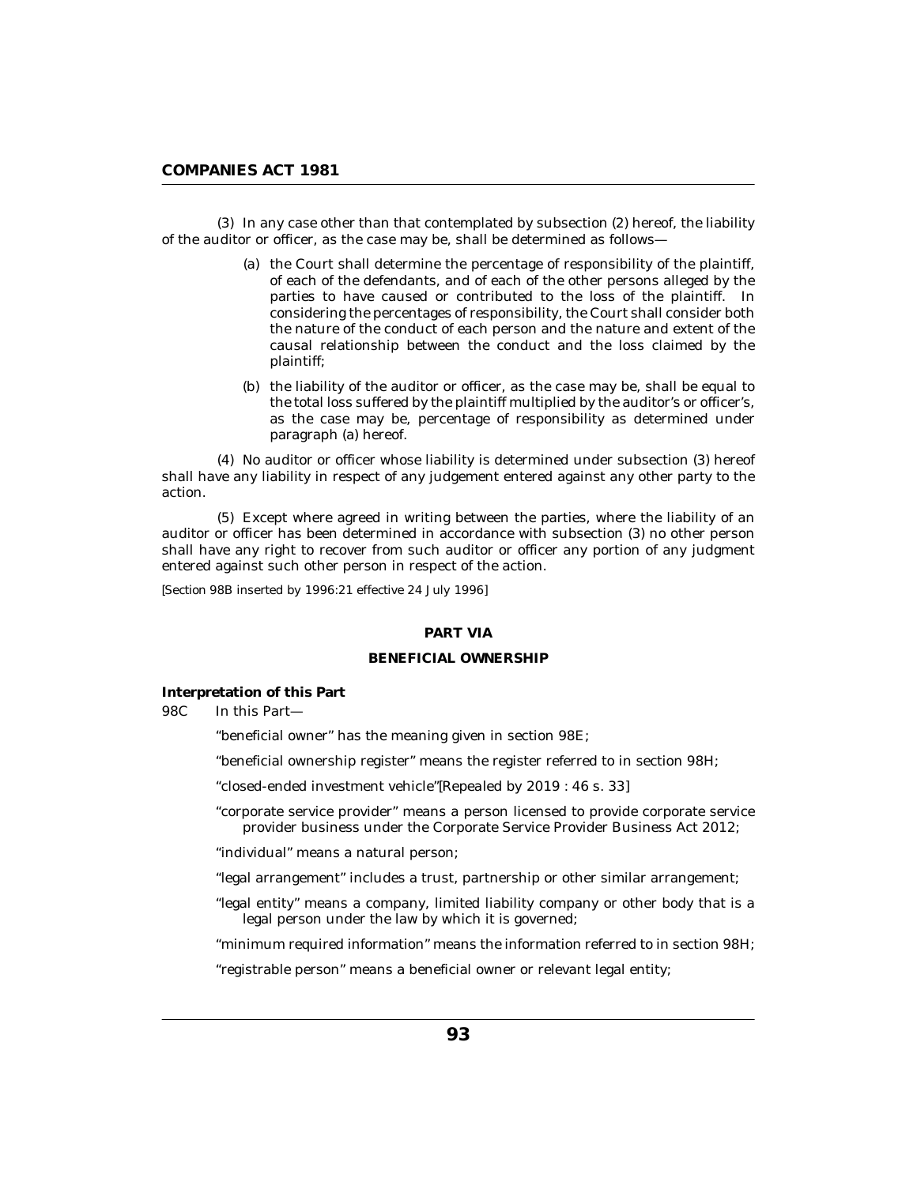(3) In any case other than that contemplated by subsection (2) hereof, the liability of the auditor or officer, as the case may be, shall be determined as follows—

(a) the Court shall determine the percentage of responsibility of the plaintiff, of each of the defendants, and of each of the other persons alleged by the parties to have caused or contributed to the loss of the plaintiff. In considering the percentages of responsibility, the Court shall consider both the nature of the conduct of each person and the nature and extent of the causal relationship between the conduct and the loss claimed by the plaintiff;

(b) the liability of the auditor or officer, as the case may be, shall be equal to the total loss suffered by the plaintiff multiplied by the auditor's or officer's, as the case may be, percentage of responsibility as determined under paragraph (a) hereof.

(4) No auditor or officer whose liability is determined under subsection (3) hereof shall have any liability in respect of any judgement entered against any other party to the action.

(5) Except where agreed in writing between the parties, where the liability of an auditor or officer has been determined in accordance with subsection (3) no other person shall have any right to recover from such auditor or officer any portion of any judgment entered against such other person in respect of the action.

*[Section 98B inserted by 1996:21 effective 24 July 1996]*

## PART VIA

## BENEFICIAL OWNERSHIP

**Interpretation of this Part**

98C In this Part—

"beneficial owner" has the meaning given in section 98E;

"beneficial ownership register" means the register referred to in section 98H;

"closed-ended investment vehicle" *[Repealed by 2019 : 46 s. 33]*

"corporate service provider" means a person licensed to provide corporate service provider business under the Corporate Service Provider Business Act 2012;

"individual" means a natural person;

"legal arrangement" includes a trust, partnership or other similar arrangement;

"legal entity" means a company, limited liability company or other body that is a legal person under the law by which it is governed;

"minimum required information" means the information referred to in section 98H;

"registrable person" means a beneficial owner or relevant legal entity;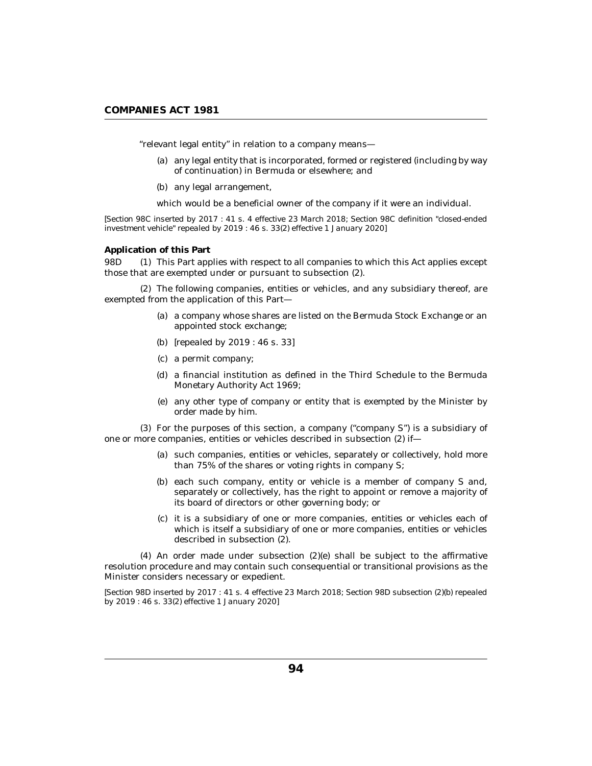"relevant legal entity" in relation to a company means—

- (a) any legal entity that is incorporated, formed or registered (including by way of continuation) in Bermuda or elsewhere; and
- (b) any legal arrangement,

which would be a beneficial owner of the company if it were an individual.

[Section 98C inserted by 2017 : 41 s. 4 effective 23 March 2018; Section 98C definition "closed-ended investment vehicle" repealed by 2019 : 46 s. 33(2) effective 1 January 2020]

**Application of this Part**

98D (1) This Part applies with respect to all companies to which this Act applies except those that are exempted under or pursuant to subsection (2).

(2) The following companies, entities or vehicles, and any subsidiary thereof, are exempted from the application of this Part—

- (a) a company whose shares are listed on the Bermuda Stock Exchange or an appointed stock exchange;
- (b) [repealed by 2019 : 46 s. 33]
- (c) a permit company;
- (d) a financial institution as defined in the Third Schedule to the Bermuda Monetary Authority Act 1969;
- (e) any other type of company or entity that is exempted by the Minister by order made by him.

(3) For the purposes of this section, a company ("company S") is a subsidiary of one or more companies, entities or vehicles described in subsection (2) if—

- (a) such companies, entities or vehicles, separately or collectively, hold more than 75% of the shares or voting rights in company S;
- (b) each such company, entity or vehicle is a member of company S and, separately or collectively, has the right to appoint or remove a majority of its board of directors or other governing body; or
- (c) it is a subsidiary of one or more companies, entities or vehicles each of which is itself a subsidiary of one or more companies, entities or vehicles described in subsection (2).

(4) An order made under subsection (2)(e) shall be subject to the affirmative resolution procedure and may contain such consequential or transitional provisions as the Minister considers necessary or expedient.

[Section 98D inserted by 2017 : 41 s. 4 effective 23 March 2018; Section 98D subsection (2)(b) repealed by 2019 : 46 s. 33(2) effective 1 January 2020]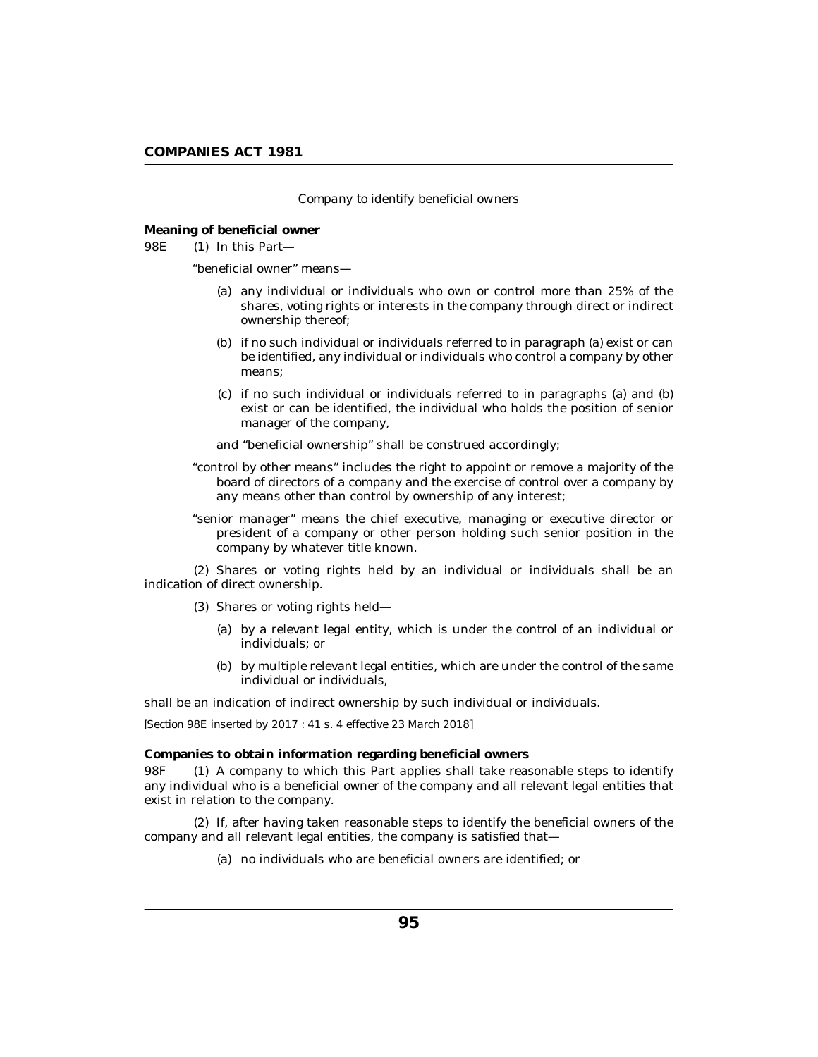*Company to identify beneficial owners*

**Meaning of beneficial owner**

98E (1) In this Part—

"beneficial owner" means—

(a) any individual or individuals who own or control more than 25% of the shares, voting rights or interests in the company through direct or indirect ownership thereof;

(b) if no such individual or individuals referred to in paragraph (a) exist or can be identified, any individual or individuals who control a company by other means;

(c) if no such individual or individuals referred to in paragraphs (a) and (b) exist or can be identified, the individual who holds the position of senior manager of the company,

and "beneficial ownership" shall be construed accordingly;

"control by other means" includes the right to appoint or remove a majority of the board of directors of a company and the exercise of control over a company by any means other than control by ownership of any interest;

"senior manager" means the chief executive, managing or executive director or president of a company or other person holding such senior position in the company by whatever title known.

(2) Shares or voting rights held by an individual or individuals shall be an indication of direct ownership.

(3) Shares or voting rights held—

(a) by a relevant legal entity, which is under the control of an individual or individuals; or

(b) by multiple relevant legal entities, which are under the control of the same individual or individuals,

shall be an indication of indirect ownership by such individual or individuals.

*[Section 98E inserted by 2017 : 41 s. 4 effective 23 March 2018]*

**Companies to obtain information regarding beneficial owners**

98F (1) A company to which this Part applies shall take reasonable steps to identify any individual who is a beneficial owner of the company and all relevant legal entities that exist in relation to the company.

(2) If, after having taken reasonable steps to identify the beneficial owners of the company and all relevant legal entities, the company is satisfied that—

(a) no individuals who are beneficial owners are identified; or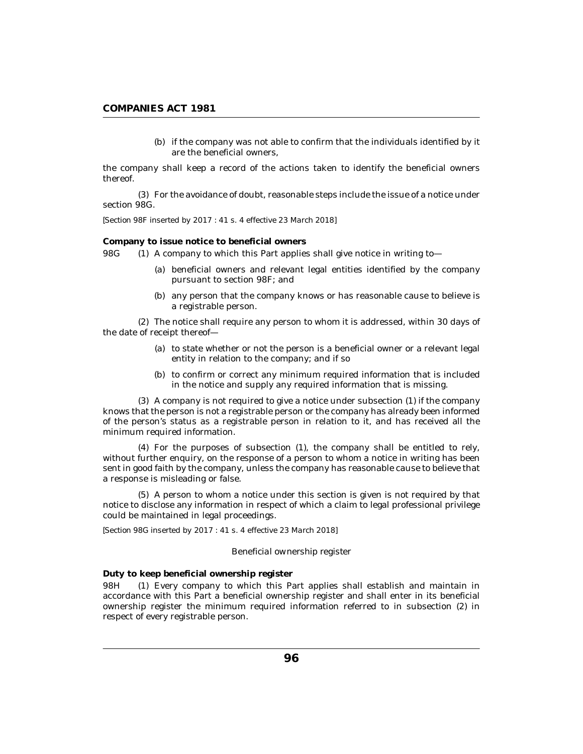(b) if the company was not able to confirm that the individuals identified by it are the beneficial owners,

the company shall keep a record of the actions taken to identify the beneficial owners thereof.

(3) For the avoidance of doubt, reasonable steps include the issue of a notice under section 98G.

[Section 98F inserted by 2017 : 41 s. 4 effective 23 March 2018]

**Company to issue notice to beneficial owners**

98G (1) A company to which this Part applies shall give notice in writing to—

(a) beneficial owners and relevant legal entities identified by the company pursuant to section 98F; and

(b) any person that the company knows or has reasonable cause to believe is a registrable person.

(2) The notice shall require any person to whom it is addressed, within 30 days of the date of receipt thereof—

(a) to state whether or not the person is a beneficial owner or a relevant legal entity in relation to the company; and if so

(b) to confirm or correct any minimum required information that is included in the notice and supply any required information that is missing.

(3) A company is not required to give a notice under subsection (1) if the company knows that the person is not a registrable person or the company has already been informed of the person's status as a registrable person in relation to it, and has received all the minimum required information.

(4) For the purposes of subsection (1), the company shall be entitled to rely, without further enquiry, on the response of a person to whom a notice in writing has been sent in good faith by the company, unless the company has reasonable cause to believe that a response is misleading or false.

(5) A person to whom a notice under this section is given is not required by that notice to disclose any information in respect of which a claim to legal professional privilege could be maintained in legal proceedings.

[Section 98G inserted by 2017 : 41 s. 4 effective 23 March 2018]

*Beneficial ownership register*

**Duty to keep beneficial ownership register**

98H (1) Every company to which this Part applies shall establish and maintain in accordance with this Part a beneficial ownership register and shall enter in its beneficial ownership register the minimum required information referred to in subsection (2) in respect of every registrable person.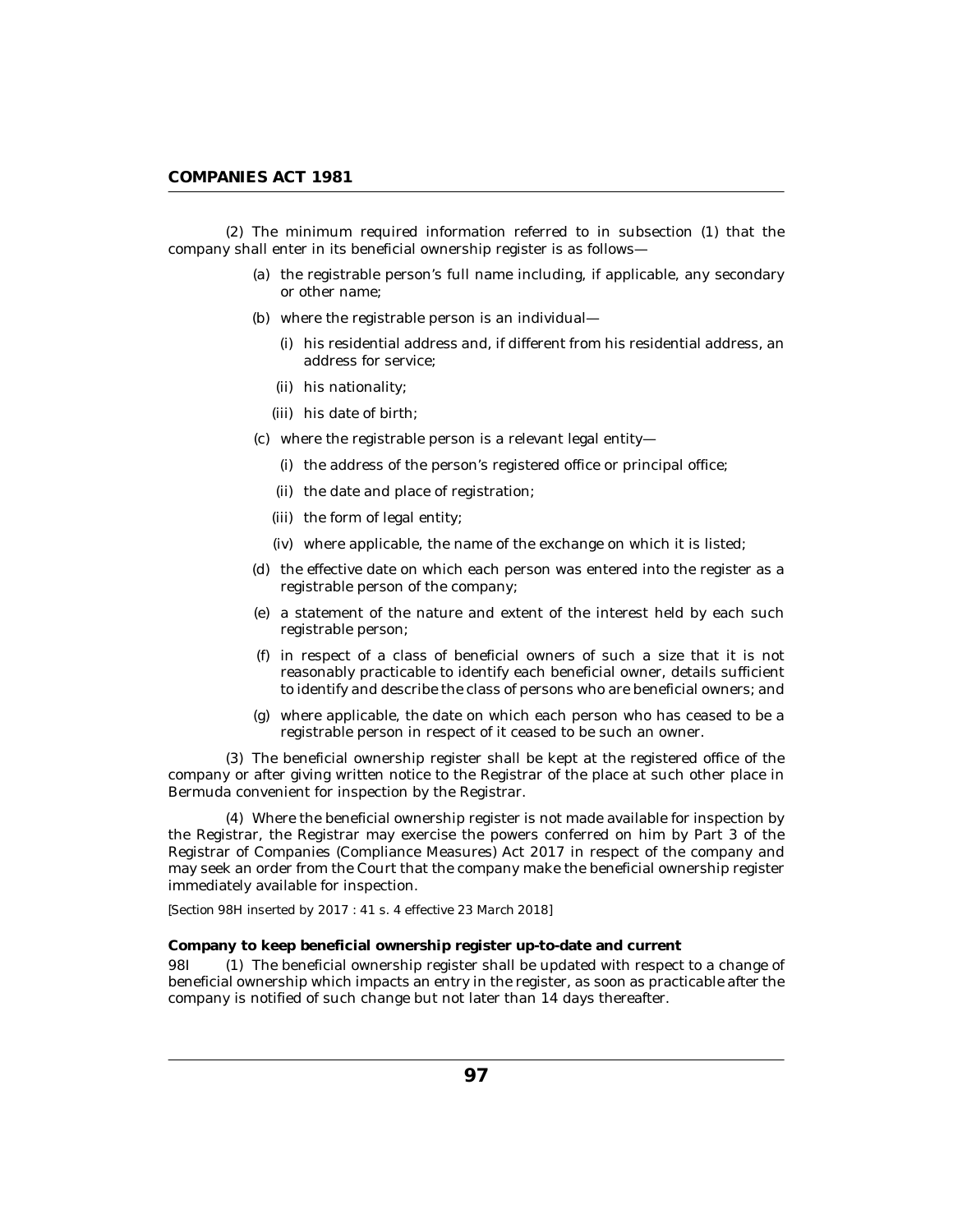(2) The minimum required information referred to in subsection (1) that the company shall enter in its beneficial ownership register is as follows—

(a) the registrable person's full name including, if applicable, any secondary or other name;

(b) where the registrable person is an individual—

(i) his residential address and, if different from his residential address, an address for service;

(ii) his nationality;

(iii) his date of birth;

(c) where the registrable person is a relevant legal entity—

(i) the address of the person's registered office or principal office;

(ii) the date and place of registration;

(iii) the form of legal entity;

(iv) where applicable, the name of the exchange on which it is listed;

(d) the effective date on which each person was entered into the register as a registrable person of the company;

(e) a statement of the nature and extent of the interest held by each such registrable person;

(f) in respect of a class of beneficial owners of such a size that it is not reasonably practicable to identify each beneficial owner, details sufficient to identify and describe the class of persons who are beneficial owners; and

(g) where applicable, the date on which each person who has ceased to be a registrable person in respect of it ceased to be such an owner.

(3) The beneficial ownership register shall be kept at the registered office of the company or after giving written notice to the Registrar of the place at such other place in Bermuda convenient for inspection by the Registrar.

(4) Where the beneficial ownership register is not made available for inspection by the Registrar, the Registrar may exercise the powers conferred on him by Part 3 of the Registrar of Companies (Compliance Measures) Act 2017 in respect of the company and may seek an order from the Court that the company make the beneficial ownership register immediately available for inspection.

[Section 98H inserted by 2017 : 41 s. 4 effective 23 March 2018]

**Company to keep beneficial ownership register up-to-date and current**

98I (1) The beneficial ownership register shall be updated with respect to a change of beneficial ownership which impacts an entry in the register, as soon as practicable after the company is notified of such change but not later than 14 days thereafter.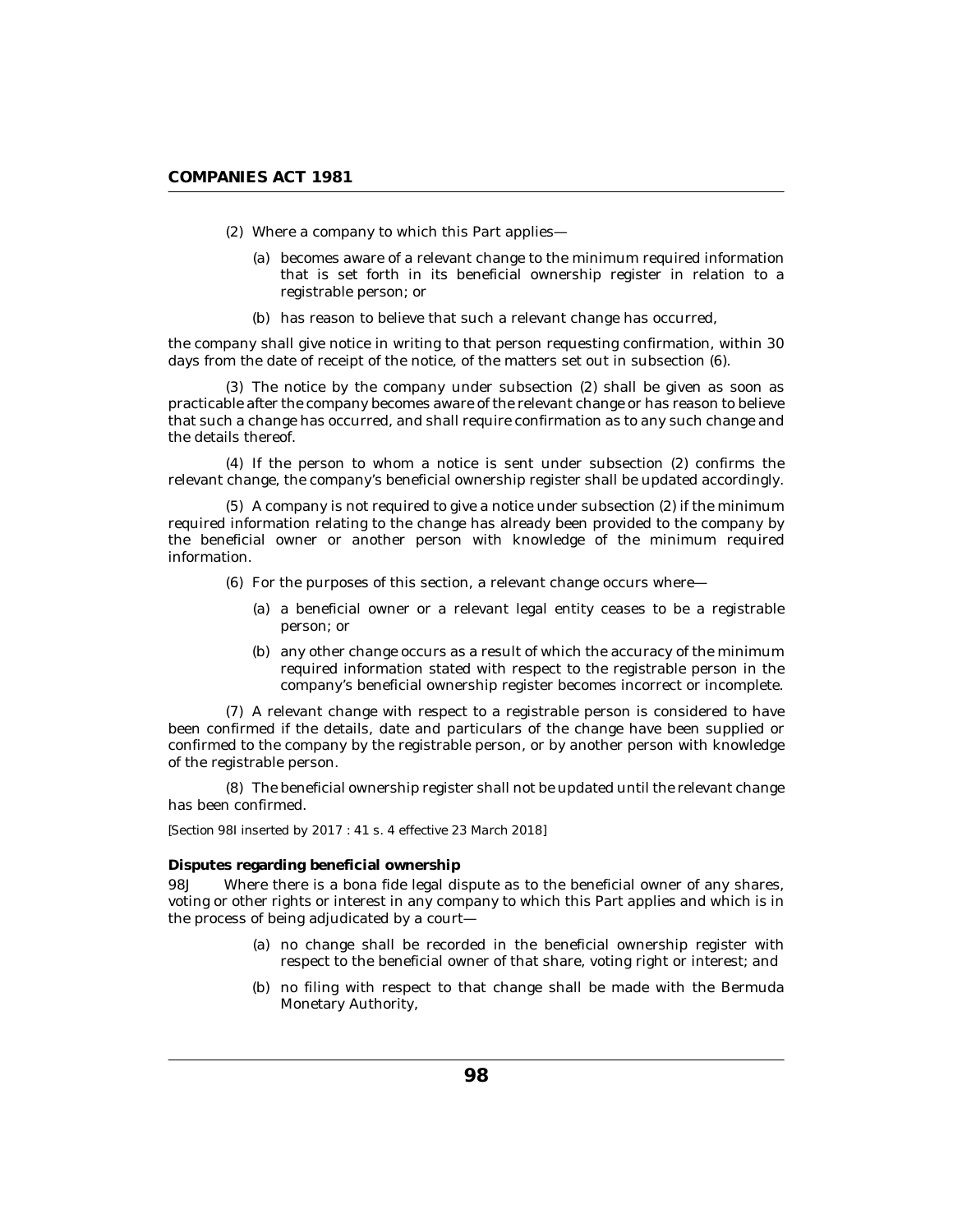(2) Where a company to which this Part applies—

(a) becomes aware of a relevant change to the minimum required information that is set forth in its beneficial ownership register in relation to a registrable person; or

(b) has reason to believe that such a relevant change has occurred,

the company shall give notice in writing to that person requesting confirmation, within 30 days from the date of receipt of the notice, of the matters set out in subsection (6).

(3) The notice by the company under subsection (2) shall be given as soon as practicable after the company becomes aware of the relevant change or has reason to believe that such a change has occurred, and shall require confirmation as to any such change and the details thereof.

(4) If the person to whom a notice is sent under subsection (2) confirms the relevant change, the company's beneficial ownership register shall be updated accordingly.

(5) A company is not required to give a notice under subsection (2) if the minimum required information relating to the change has already been provided to the company by the beneficial owner or another person with knowledge of the minimum required information.

(6) For the purposes of this section, a relevant change occurs where—

(a) a beneficial owner or a relevant legal entity ceases to be a registrable person; or

(b) any other change occurs as a result of which the accuracy of the minimum required information stated with respect to the registrable person in the company's beneficial ownership register becomes incorrect or incomplete.

(7) A relevant change with respect to a registrable person is considered to have been confirmed if the details, date and particulars of the change have been supplied or confirmed to the company by the registrable person, or by another person with knowledge of the registrable person.

(8) The beneficial ownership register shall not be updated until the relevant change has been confirmed.

*[Section 98I inserted by 2017 : 41 s. 4 effective 23 March 2018]*

**Disputes regarding beneficial ownership**

98J Where there is a bona fide legal dispute as to the beneficial owner of any shares, voting or other rights or interest in any company to which this Part applies and which is in the process of being adjudicated by a court—

(a) no change shall be recorded in the beneficial ownership register with respect to the beneficial owner of that share, voting right or interest; and

(b) no filing with respect to that change shall be made with the Bermuda Monetary Authority,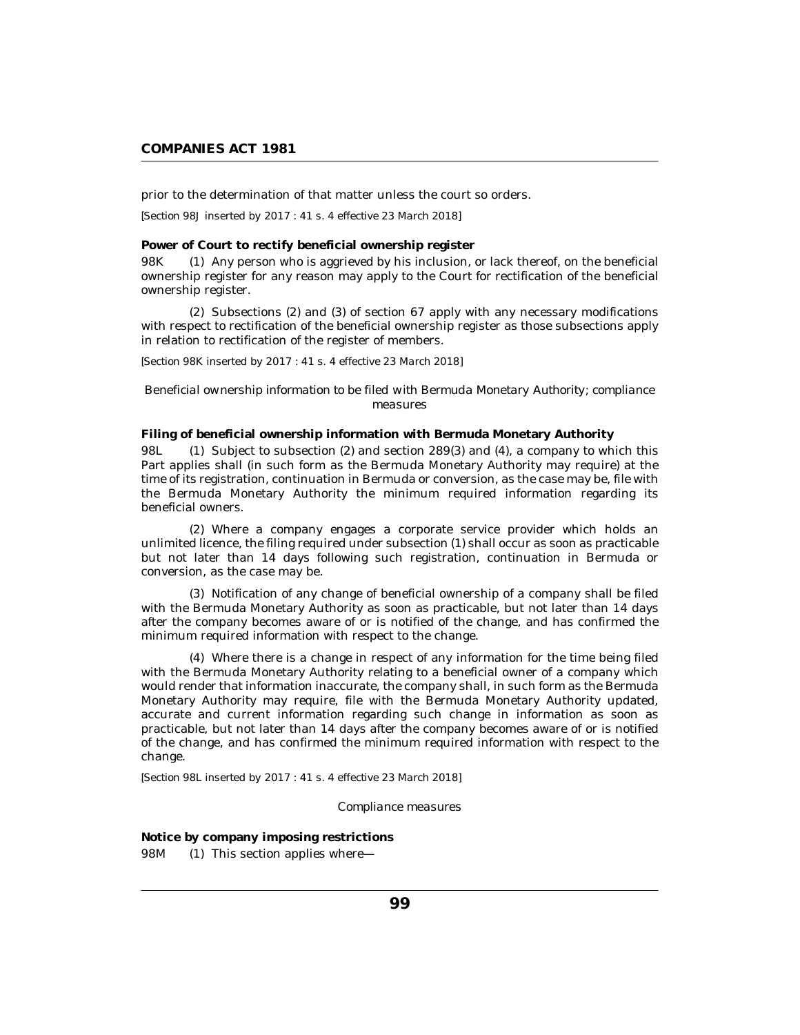prior to the determination of that matter unless the court so orders.

[Section 98J inserted by 2017 : 41 s. 4 effective 23 March 2018]

**Power of Court to rectify beneficial ownership register**

98K (1) Any person who is aggrieved by his inclusion, or lack thereof, on the beneficial ownership register for any reason may apply to the Court for rectification of the beneficial ownership register.

(2) Subsections (2) and (3) of section 67 apply with any necessary modifications with respect to rectification of the beneficial ownership register as those subsections apply in relation to rectification of the register of members.

[Section 98K inserted by 2017 : 41 s. 4 effective 23 March 2018]

*Beneficial ownership information to be filed with Bermuda Monetary Authority; compliance measures*

**Filing of beneficial ownership information with Bermuda Monetary Authority**

98L (1) Subject to subsection (2) and section 289(3) and (4), a company to which this Part applies shall (in such form as the Bermuda Monetary Authority may require) at the time of its registration, continuation in Bermuda or conversion, as the case may be, file with the Bermuda Monetary Authority the minimum required information regarding its beneficial owners.

(2) Where a company engages a corporate service provider which holds an unlimited licence, the filing required under subsection (1) shall occur as soon as practicable but not later than 14 days following such registration, continuation in Bermuda or conversion, as the case may be.

(3) Notification of any change of beneficial ownership of a company shall be filed with the Bermuda Monetary Authority as soon as practicable, but not later than 14 days after the company becomes aware of or is notified of the change, and has confirmed the minimum required information with respect to the change.

(4) Where there is a change in respect of any information for the time being filed with the Bermuda Monetary Authority relating to a beneficial owner of a company which would render that information inaccurate, the company shall, in such form as the Bermuda Monetary Authority may require, file with the Bermuda Monetary Authority updated, accurate and current information regarding such change in information as soon as practicable, but not later than 14 days after the company becomes aware of or is notified of the change, and has confirmed the minimum required information with respect to the change.

[Section 98L inserted by 2017 : 41 s. 4 effective 23 March 2018]

*Compliance measures*

**Notice by company imposing restrictions**

98M (1) This section applies where—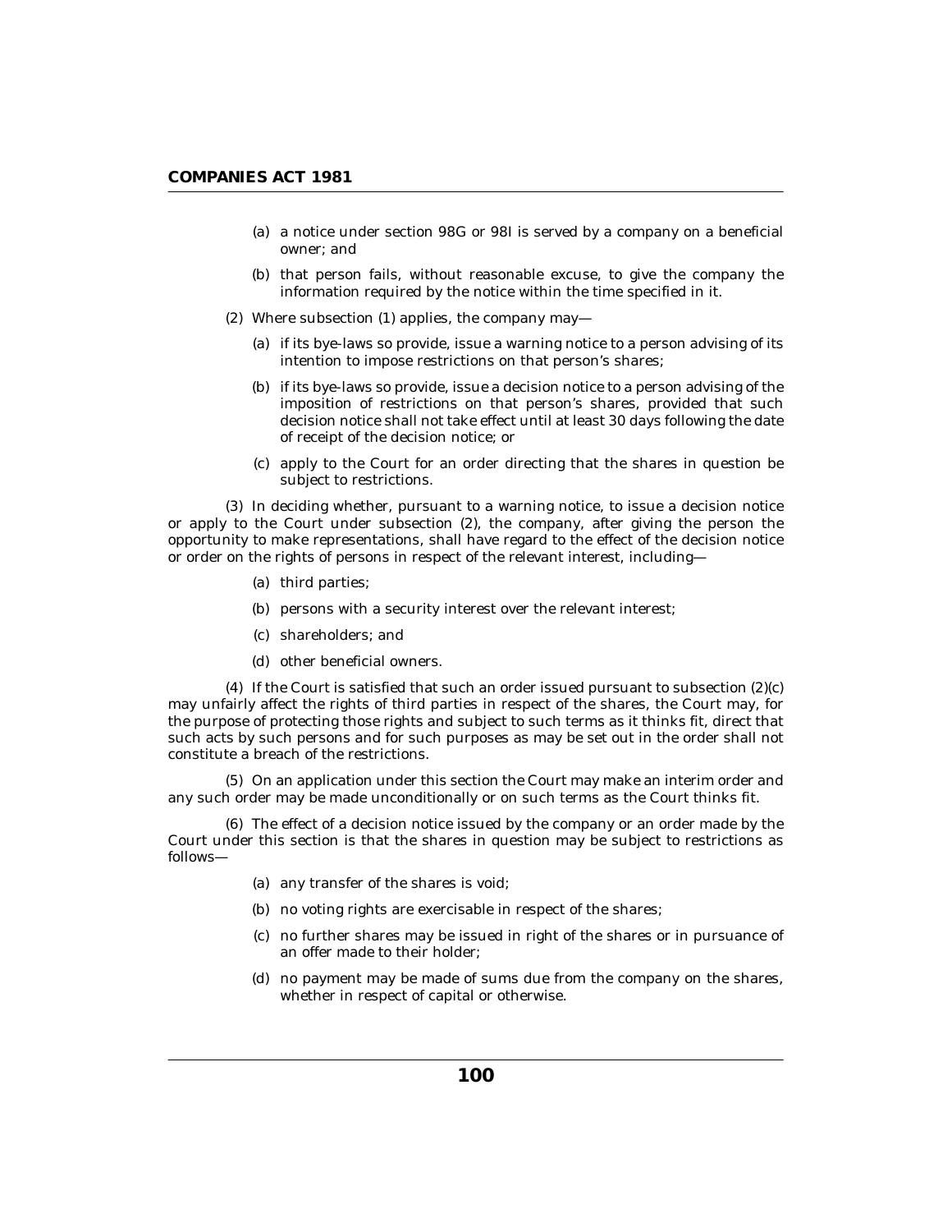(a) a notice under section 98G or 98I is served by a company on a beneficial owner; and

(b) that person fails, without reasonable excuse, to give the company the information required by the notice within the time specified in it.

(2) Where subsection (1) applies, the company may—

(a) if its bye-laws so provide, issue a warning notice to a person advising of its intention to impose restrictions on that person's shares;

(b) if its bye-laws so provide, issue a decision notice to a person advising of the imposition of restrictions on that person's shares, provided that such decision notice shall not take effect until at least 30 days following the date of receipt of the decision notice; or

(c) apply to the Court for an order directing that the shares in question be subject to restrictions.

(3) In deciding whether, pursuant to a warning notice, to issue a decision notice or apply to the Court under subsection (2), the company, after giving the person the opportunity to make representations, shall have regard to the effect of the decision notice or order on the rights of persons in respect of the relevant interest, including—

(a) third parties;

(b) persons with a security interest over the relevant interest;

(c) shareholders; and

(d) other beneficial owners.

(4) If the Court is satisfied that such an order issued pursuant to subsection (2)(c) may unfairly affect the rights of third parties in respect of the shares, the Court may, for the purpose of protecting those rights and subject to such terms as it thinks fit, direct that such acts by such persons and for such purposes as may be set out in the order shall not constitute a breach of the restrictions.

(5) On an application under this section the Court may make an interim order and any such order may be made unconditionally or on such terms as the Court thinks fit.

(6) The effect of a decision notice issued by the company or an order made by the Court under this section is that the shares in question may be subject to restrictions as follows—

(a) any transfer of the shares is void;

(b) no voting rights are exercisable in respect of the shares;

(c) no further shares may be issued in right of the shares or in pursuance of an offer made to their holder;

(d) no payment may be made of sums due from the company on the shares, whether in respect of capital or otherwise.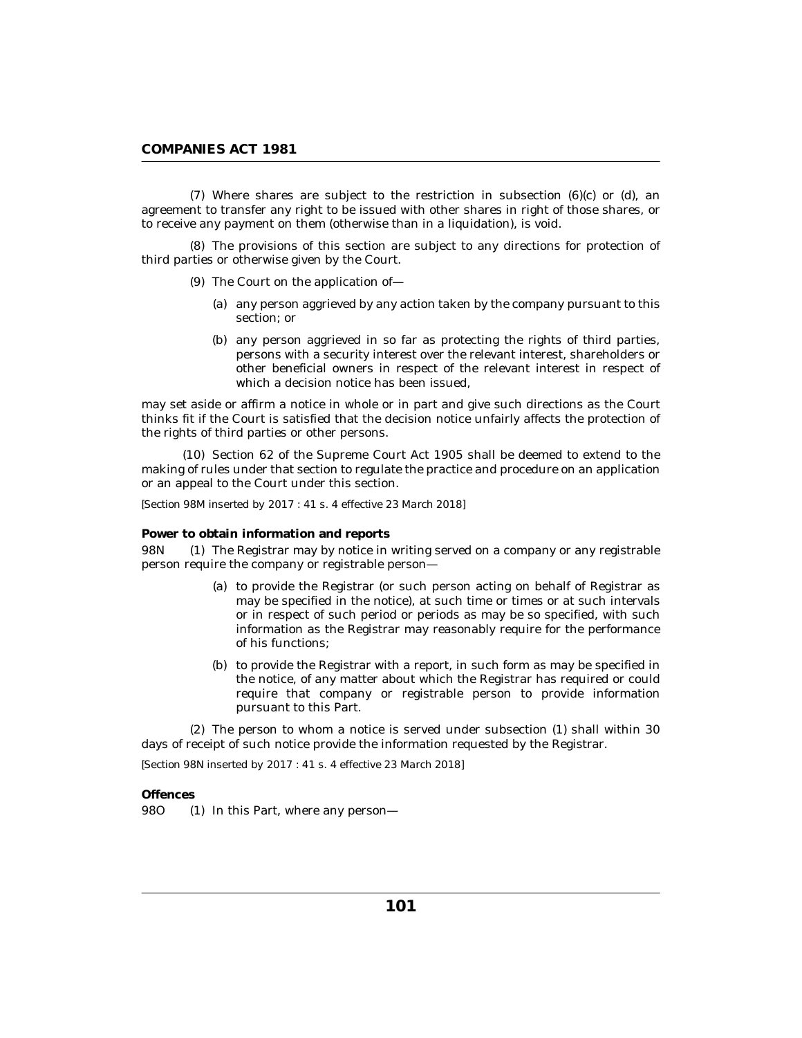(7) Where shares are subject to the restriction in subsection (6)(c) or (d), an agreement to transfer any right to be issued with other shares in right of those shares, or to receive any payment on them (otherwise than in a liquidation), is void.

(8) The provisions of this section are subject to any directions for protection of third parties or otherwise given by the Court.

(9) The Court on the application of—

(a) any person aggrieved by any action taken by the company pursuant to this section; or

(b) any person aggrieved in so far as protecting the rights of third parties, persons with a security interest over the relevant interest, shareholders or other beneficial owners in respect of the relevant interest in respect of which a decision notice has been issued,

may set aside or affirm a notice in whole or in part and give such directions as the Court thinks fit if the Court is satisfied that the decision notice unfairly affects the protection of the rights of third parties or other persons.

(10) Section 62 of the Supreme Court Act 1905 shall be deemed to extend to the making of rules under that section to regulate the practice and procedure on an application or an appeal to the Court under this section.

*[Section 98M inserted by 2017 : 41 s. 4 effective 23 March 2018]*

**Power to obtain information and reports**

98N (1) The Registrar may by notice in writing served on a company or any registrable person require the company or registrable person—

(a) to provide the Registrar (or such person acting on behalf of Registrar as may be specified in the notice), at such time or times or at such intervals or in respect of such period or periods as may be so specified, with such information as the Registrar may reasonably require for the performance of his functions;

(b) to provide the Registrar with a report, in such form as may be specified in the notice, of any matter about which the Registrar has required or could require that company or registrable person to provide information pursuant to this Part.

(2) The person to whom a notice is served under subsection (1) shall within 30 days of receipt of such notice provide the information requested by the Registrar.

*[Section 98N inserted by 2017 : 41 s. 4 effective 23 March 2018]*

**Offences**

98O (1) In this Part, where any person—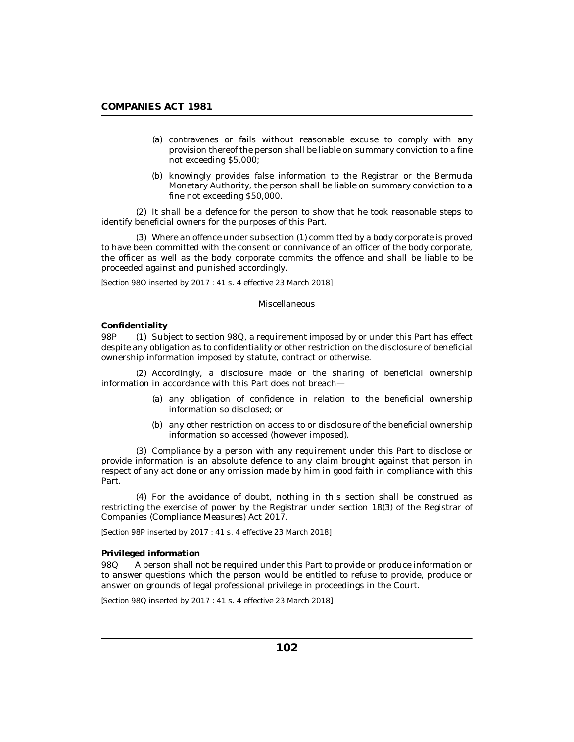(a) contravenes or fails without reasonable excuse to comply with any provision thereof the person shall be liable on summary conviction to a fine not exceeding $5,000;

(b) knowingly provides false information to the Registrar or the Bermuda Monetary Authority, the person shall be liable on summary conviction to a fine not exceeding $50,000.

(2) It shall be a defence for the person to show that he took reasonable steps to identify beneficial owners for the purposes of this Part.

(3) Where an offence under subsection (1) committed by a body corporate is proved to have been committed with the consent or connivance of an officer of the body corporate, the officer as well as the body corporate commits the offence and shall be liable to be proceeded against and punished accordingly.

*[Section 98O inserted by 2017 : 41 s. 4 effective 23 March 2018]*

Miscellaneous

**Confidentiality**

98P (1) Subject to section 98Q, a requirement imposed by or under this Part has effect despite any obligation as to confidentiality or other restriction on the disclosure of beneficial ownership information imposed by statute, contract or otherwise.

(2) Accordingly, a disclosure made or the sharing of beneficial ownership information in accordance with this Part does not breach—

(a) any obligation of confidence in relation to the beneficial ownership information so disclosed; or

(b) any other restriction on access to or disclosure of the beneficial ownership information so accessed (however imposed).

(3) Compliance by a person with any requirement under this Part to disclose or provide information is an absolute defence to any claim brought against that person in respect of any act done or any omission made by him in good faith in compliance with this Part.

(4) For the avoidance of doubt, nothing in this section shall be construed as restricting the exercise of power by the Registrar under section 18(3) of the Registrar of Companies (Compliance Measures) Act 2017.

*[Section 98P inserted by 2017 : 41 s. 4 effective 23 March 2018]*

**Privileged information**

98Q A person shall not be required under this Part to provide or produce information or to answer questions which the person would be entitled to refuse to provide, produce or answer on grounds of legal professional privilege in proceedings in the Court.

*[Section 98Q inserted by 2017 : 41 s. 4 effective 23 March 2018]*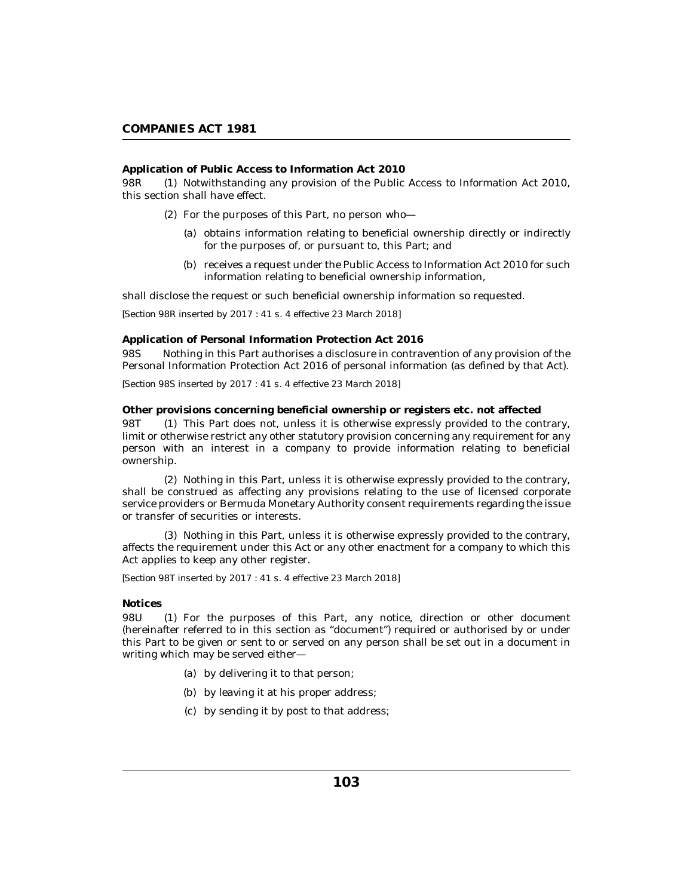**Application of Public Access to Information Act 2010**

98R (1) Notwithstanding any provision of the Public Access to Information Act 2010, this section shall have effect.

(2) For the purposes of this Part, no person who—

(a) obtains information relating to beneficial ownership directly or indirectly for the purposes of, or pursuant to, this Part; and

(b) receives a request under the Public Access to Information Act 2010 for such information relating to beneficial ownership information,

shall disclose the request or such beneficial ownership information so requested.

*[Section 98R inserted by 2017 : 41 s. 4 effective 23 March 2018]*

**Application of Personal Information Protection Act 2016**

98S Nothing in this Part authorises a disclosure in contravention of any provision of the Personal Information Protection Act 2016 of personal information (as defined by that Act).

*[Section 98S inserted by 2017 : 41 s. 4 effective 23 March 2018]*

**Other provisions concerning beneficial ownership or registers etc. not affected**

98T (1) This Part does not, unless it is otherwise expressly provided to the contrary, limit or otherwise restrict any other statutory provision concerning any requirement for any person with an interest in a company to provide information relating to beneficial ownership.

(2) Nothing in this Part, unless it is otherwise expressly provided to the contrary, shall be construed as affecting any provisions relating to the use of licensed corporate service providers or Bermuda Monetary Authority consent requirements regarding the issue or transfer of securities or interests.

(3) Nothing in this Part, unless it is otherwise expressly provided to the contrary, affects the requirement under this Act or any other enactment for a company to which this Act applies to keep any other register.

*[Section 98T inserted by 2017 : 41 s. 4 effective 23 March 2018]*

**Notices**

98U (1) For the purposes of this Part, any notice, direction or other document (hereinafter referred to in this section as "document") required or authorised by or under this Part to be given or sent to or served on any person shall be set out in a document in writing which may be served either—

(a) by delivering it to that person;

(b) by leaving it at his proper address;

(c) by sending it by post to that address;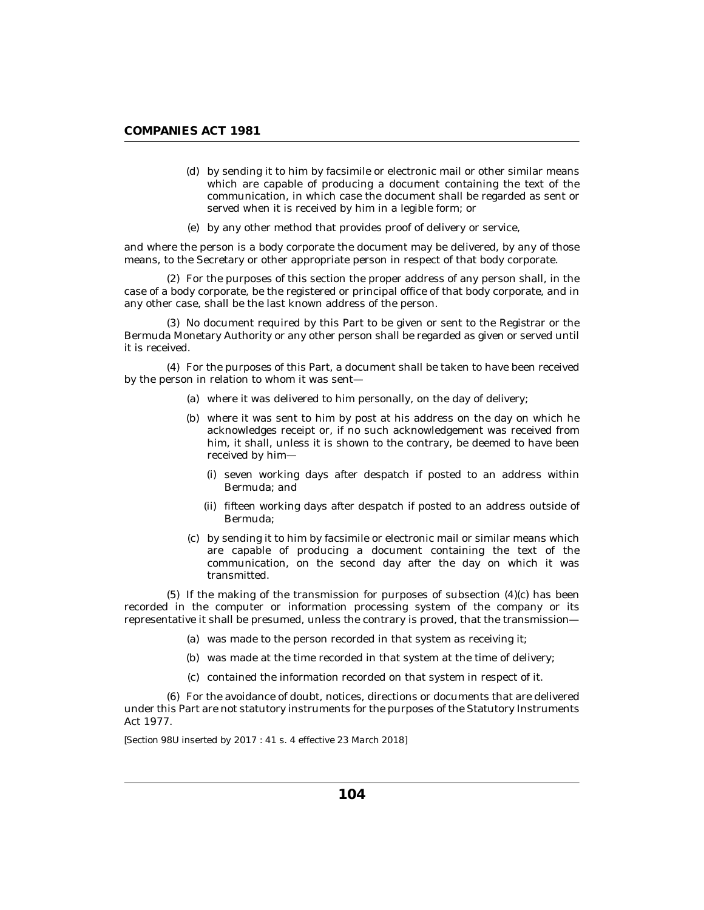(d) by sending it to him by facsimile or electronic mail or other similar means which are capable of producing a document containing the text of the communication, in which case the document shall be regarded as sent or served when it is received by him in a legible form; or

(e) by any other method that provides proof of delivery or service,

and where the person is a body corporate the document may be delivered, by any of those means, to the Secretary or other appropriate person in respect of that body corporate.

(2) For the purposes of this section the proper address of any person shall, in the case of a body corporate, be the registered or principal office of that body corporate, and in any other case, shall be the last known address of the person.

(3) No document required by this Part to be given or sent to the Registrar or the Bermuda Monetary Authority or any other person shall be regarded as given or served until it is received.

(4) For the purposes of this Part, a document shall be taken to have been received by the person in relation to whom it was sent—

(a) where it was delivered to him personally, on the day of delivery;

(b) where it was sent to him by post at his address on the day on which he acknowledges receipt or, if no such acknowledgement was received from him, it shall, unless it is shown to the contrary, be deemed to have been received by him—

(i) seven working days after despatch if posted to an address within Bermuda; and

(ii) fifteen working days after despatch if posted to an address outside of Bermuda;

(c) by sending it to him by facsimile or electronic mail or similar means which are capable of producing a document containing the text of the communication, on the second day after the day on which it was transmitted.

(5) If the making of the transmission for purposes of subsection (4)(c) has been recorded in the computer or information processing system of the company or its representative it shall be presumed, unless the contrary is proved, that the transmission—

(a) was made to the person recorded in that system as receiving it;

(b) was made at the time recorded in that system at the time of delivery;

(c) contained the information recorded on that system in respect of it.

(6) For the avoidance of doubt, notices, directions or documents that are delivered under this Part are not statutory instruments for the purposes of the Statutory Instruments Act 1977.

[Section 98U inserted by 2017 : 41 s. 4 effective 23 March 2018]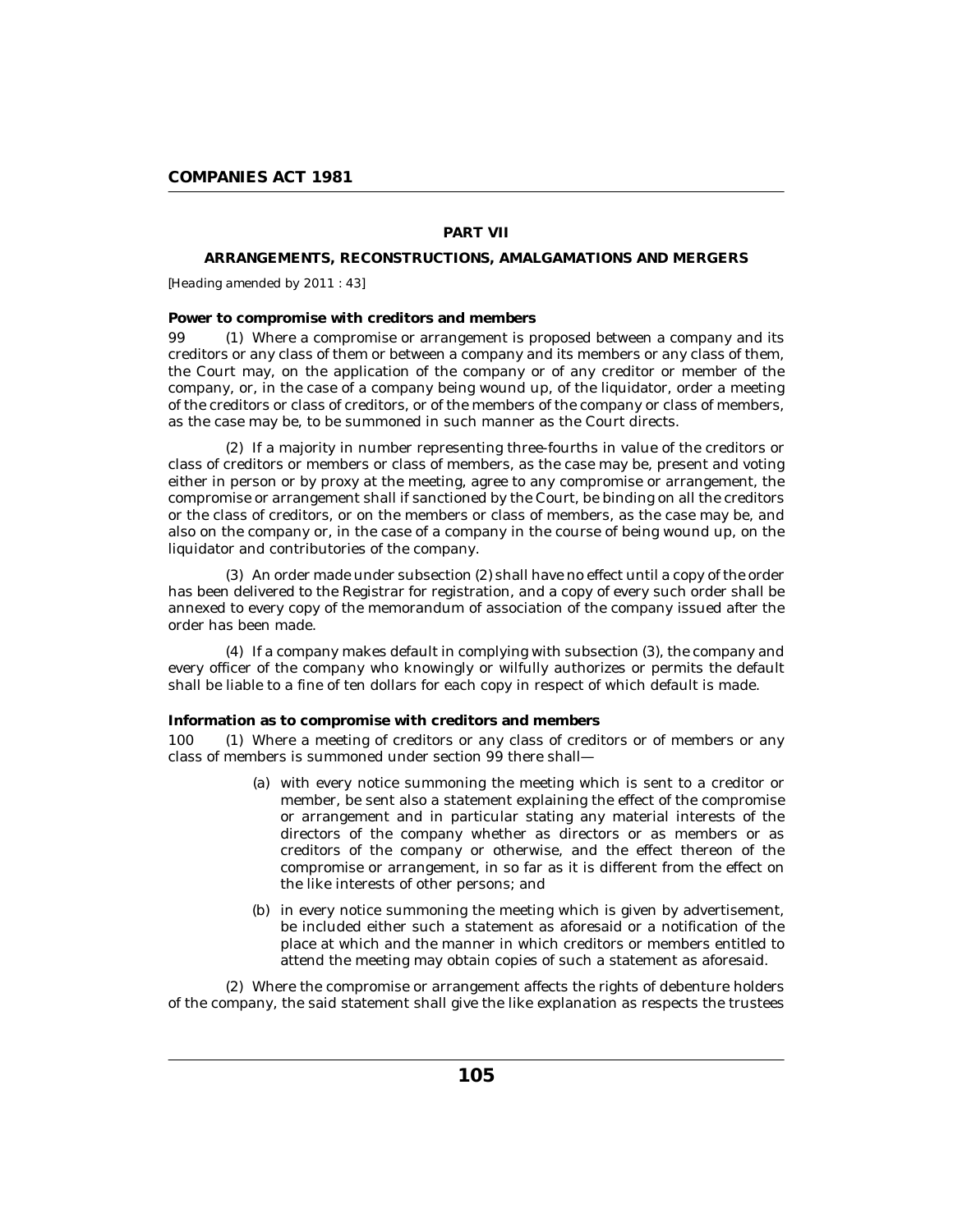## PART VII

## ARRANGEMENTS, RECONSTRUCTIONS, AMALGAMATIONS AND MERGERS

*[Heading amended by 2011 : 43]*

**Power to compromise with creditors and members**

99 (1) Where a compromise or arrangement is proposed between a company and its creditors or any class of them or between a company and its members or any class of them, the Court may, on the application of the company or of any creditor or member of the company, or, in the case of a company being wound up, of the liquidator, order a meeting of the creditors or class of creditors, or of the members of the company or class of members, as the case may be, to be summoned in such manner as the Court directs.

(2) If a majority in number representing three-fourths in value of the creditors or class of creditors or members or class of members, as the case may be, present and voting either in person or by proxy at the meeting, agree to any compromise or arrangement, the compromise or arrangement shall if sanctioned by the Court, be binding on all the creditors or the class of creditors, or on the members or class of members, as the case may be, and also on the company or, in the case of a company in the course of being wound up, on the liquidator and contributories of the company.

(3) An order made under subsection (2) shall have no effect until a copy of the order has been delivered to the Registrar for registration, and a copy of every such order shall be annexed to every copy of the memorandum of association of the company issued after the order has been made.

(4) If a company makes default in complying with subsection (3), the company and every officer of the company who knowingly or wilfully authorizes or permits the default shall be liable to a fine of ten dollars for each copy in respect of which default is made.

**Information as to compromise with creditors and members**

100 (1) Where a meeting of creditors or any class of creditors or of members or any class of members is summoned under section 99 there shall—

(a) with every notice summoning the meeting which is sent to a creditor or member, be sent also a statement explaining the effect of the compromise or arrangement and in particular stating any material interests of the directors of the company whether as directors or as members or as creditors of the company or otherwise, and the effect thereon of the compromise or arrangement, in so far as it is different from the effect on the like interests of other persons; and

(b) in every notice summoning the meeting which is given by advertisement, be included either such a statement as aforesaid or a notification of the place at which and the manner in which creditors or members entitled to attend the meeting may obtain copies of such a statement as aforesaid.

(2) Where the compromise or arrangement affects the rights of debenture holders of the company, the said statement shall give the like explanation as respects the trustees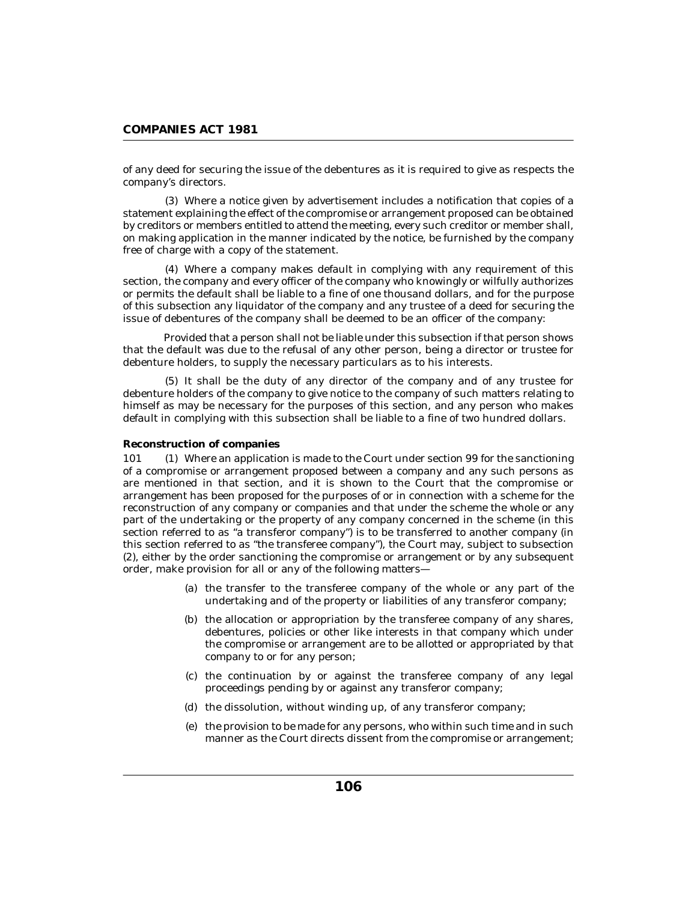of any deed for securing the issue of the debentures as it is required to give as respects the company's directors.

(3) Where a notice given by advertisement includes a notification that copies of a statement explaining the effect of the compromise or arrangement proposed can be obtained by creditors or members entitled to attend the meeting, every such creditor or member shall, on making application in the manner indicated by the notice, be furnished by the company free of charge with a copy of the statement.

(4) Where a company makes default in complying with any requirement of this section, the company and every officer of the company who knowingly or wilfully authorizes or permits the default shall be liable to a fine of one thousand dollars, and for the purpose of this subsection any liquidator of the company and any trustee of a deed for securing the issue of debentures of the company shall be deemed to be an officer of the company:

Provided that a person shall not be liable under this subsection if that person shows that the default was due to the refusal of any other person, being a director or trustee for debenture holders, to supply the necessary particulars as to his interests.

(5) It shall be the duty of any director of the company and of any trustee for debenture holders of the company to give notice to the company of such matters relating to himself as may be necessary for the purposes of this section, and any person who makes default in complying with this subsection shall be liable to a fine of two hundred dollars.

**Reconstruction of companies**

101 (1) Where an application is made to the Court under section 99 for the sanctioning of a compromise or arrangement proposed between a company and any such persons as are mentioned in that section, and it is shown to the Court that the compromise or arrangement has been proposed for the purposes of or in connection with a scheme for the reconstruction of any company or companies and that under the scheme the whole or any part of the undertaking or the property of any company concerned in the scheme (in this section referred to as "a transferor company") is to be transferred to another company (in this section referred to as "the transferee company"), the Court may, subject to subsection (2), either by the order sanctioning the compromise or arrangement or by any subsequent order, make provision for all or any of the following matters—

(a) the transfer to the transferee company of the whole or any part of the undertaking and of the property or liabilities of any transferor company;

(b) the allocation or appropriation by the transferee company of any shares, debentures, policies or other like interests in that company which under the compromise or arrangement are to be allotted or appropriated by that company to or for any person;

(c) the continuation by or against the transferee company of any legal proceedings pending by or against any transferor company;

(d) the dissolution, without winding up, of any transferor company;

(e) the provision to be made for any persons, who within such time and in such manner as the Court directs dissent from the compromise or arrangement;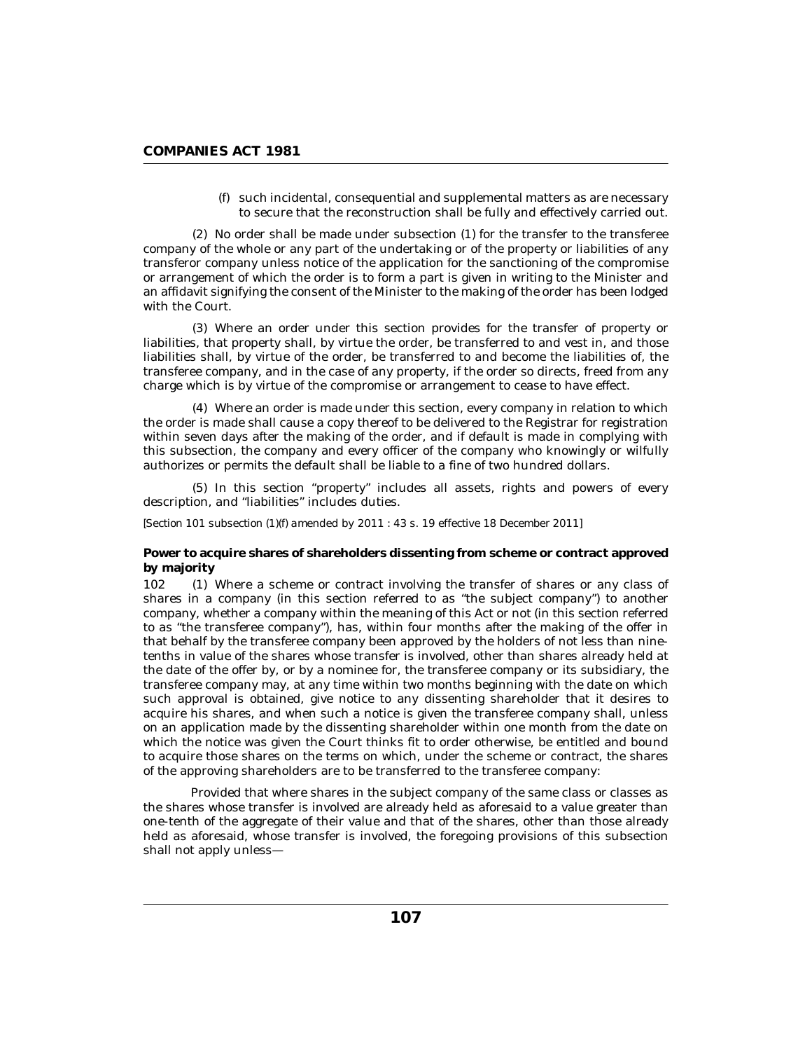(f) such incidental, consequential and supplemental matters as are necessary to secure that the reconstruction shall be fully and effectively carried out.

(2) No order shall be made under subsection (1) for the transfer to the transferee company of the whole or any part of the undertaking or of the property or liabilities of any transferor company unless notice of the application for the sanctioning of the compromise or arrangement of which the order is to form a part is given in writing to the Minister and an affidavit signifying the consent of the Minister to the making of the order has been lodged with the Court.

(3) Where an order under this section provides for the transfer of property or liabilities, that property shall, by virtue the order, be transferred to and vest in, and those liabilities shall, by virtue of the order, be transferred to and become the liabilities of, the transferee company, and in the case of any property, if the order so directs, freed from any charge which is by virtue of the compromise or arrangement to cease to have effect.

(4) Where an order is made under this section, every company in relation to which the order is made shall cause a copy thereof to be delivered to the Registrar for registration within seven days after the making of the order, and if default is made in complying with this subsection, the company and every officer of the company who knowingly or wilfully authorizes or permits the default shall be liable to a fine of two hundred dollars.

(5) In this section "property" includes all assets, rights and powers of every description, and "liabilities" includes duties.

*[Section 101 subsection (1)(f) amended by 2011 : 43 s. 19 effective 18 December 2011]*

**Power to acquire shares of shareholders dissenting from scheme or contract approved by majority**

102 (1) Where a scheme or contract involving the transfer of shares or any class of shares in a company (in this section referred to as "the subject company") to another company, whether a company within the meaning of this Act or not (in this section referred to as "the transferee company"), has, within four months after the making of the offer in that behalf by the transferee company been approved by the holders of not less than nine-tenths in value of the shares whose transfer is involved, other than shares already held at the date of the offer by, or by a nominee for, the transferee company or its subsidiary, the transferee company may, at any time within two months beginning with the date on which such approval is obtained, give notice to any dissenting shareholder that it desires to acquire his shares, and when such a notice is given the transferee company shall, unless on an application made by the dissenting shareholder within one month from the date on which the notice was given the Court thinks fit to order otherwise, be entitled and bound to acquire those shares on the terms on which, under the scheme or contract, the shares of the approving shareholders are to be transferred to the transferee company:

Provided that where shares in the subject company of the same class or classes as the shares whose transfer is involved are already held as aforesaid to a value greater than one-tenth of the aggregate of their value and that of the shares, other than those already held as aforesaid, whose transfer is involved, the foregoing provisions of this subsection shall not apply unless—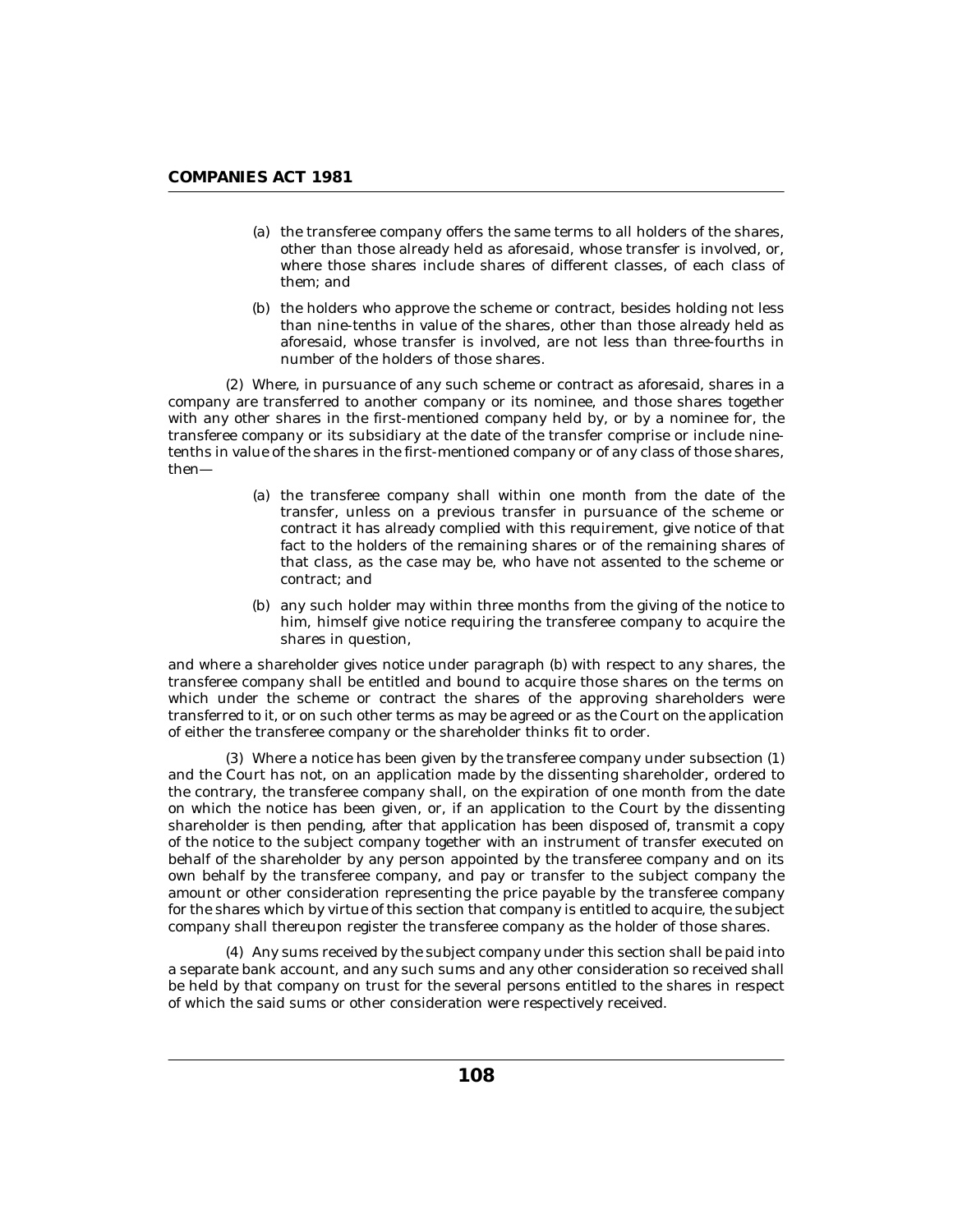(a) the transferee company offers the same terms to all holders of the shares, other than those already held as aforesaid, whose transfer is involved, or, where those shares include shares of different classes, of each class of them; and

(b) the holders who approve the scheme or contract, besides holding not less than nine-tenths in value of the shares, other than those already held as aforesaid, whose transfer is involved, are not less than three-fourths in number of the holders of those shares.

(2) Where, in pursuance of any such scheme or contract as aforesaid, shares in a company are transferred to another company or its nominee, and those shares together with any other shares in the first-mentioned company held by, or by a nominee for, the transferee company or its subsidiary at the date of the transfer comprise or include nine-tenths in value of the shares in the first-mentioned company or of any class of those shares, then—

(a) the transferee company shall within one month from the date of the transfer, unless on a previous transfer in pursuance of the scheme or contract it has already complied with this requirement, give notice of that fact to the holders of the remaining shares or of the remaining shares of that class, as the case may be, who have not assented to the scheme or contract; and

(b) any such holder may within three months from the giving of the notice to him, himself give notice requiring the transferee company to acquire the shares in question,

and where a shareholder gives notice under paragraph (b) with respect to any shares, the transferee company shall be entitled and bound to acquire those shares on the terms on which under the scheme or contract the shares of the approving shareholders were transferred to it, or on such other terms as may be agreed or as the Court on the application of either the transferee company or the shareholder thinks fit to order.

(3) Where a notice has been given by the transferee company under subsection (1) and the Court has not, on an application made by the dissenting shareholder, ordered to the contrary, the transferee company shall, on the expiration of one month from the date on which the notice has been given, or, if an application to the Court by the dissenting shareholder is then pending, after that application has been disposed of, transmit a copy of the notice to the subject company together with an instrument of transfer executed on behalf of the shareholder by any person appointed by the transferee company and on its own behalf by the transferee company, and pay or transfer to the subject company the amount or other consideration representing the price payable by the transferee company for the shares which by virtue of this section that company is entitled to acquire, the subject company shall thereupon register the transferee company as the holder of those shares.

(4) Any sums received by the subject company under this section shall be paid into a separate bank account, and any such sums and any other consideration so received shall be held by that company on trust for the several persons entitled to the shares in respect of which the said sums or other consideration were respectively received.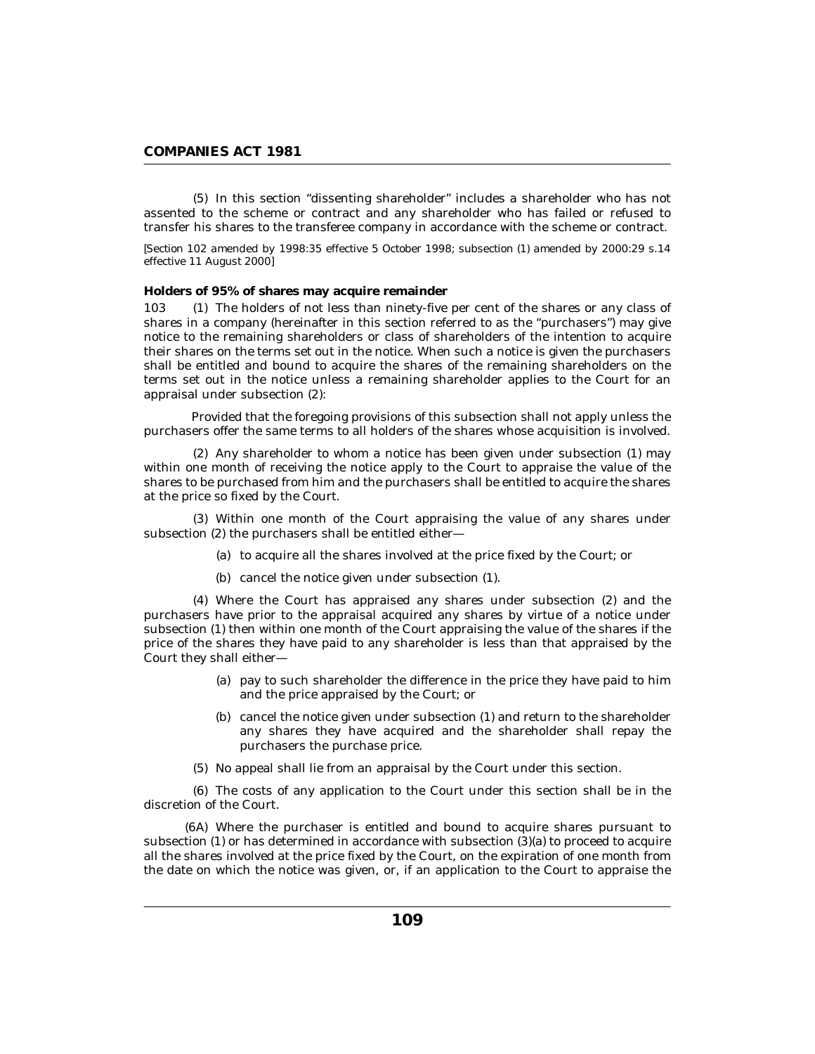(5) In this section "dissenting shareholder" includes a shareholder who has not assented to the scheme or contract and any shareholder who has failed or refused to transfer his shares to the transferee company in accordance with the scheme or contract.

[Section 102 amended by 1998:35 effective 5 October 1998; subsection (1) amended by 2000:29 s.14 effective 11 August 2000]

**Holders of 95% of shares may acquire remainder**

103 (1) The holders of not less than ninety-five per cent of the shares or any class of shares in a company (hereinafter in this section referred to as the "purchasers") may give notice to the remaining shareholders or class of shareholders of the intention to acquire their shares on the terms set out in the notice. When such a notice is given the purchasers shall be entitled and bound to acquire the shares of the remaining shareholders on the terms set out in the notice unless a remaining shareholder applies to the Court for an appraisal under subsection (2):

Provided that the foregoing provisions of this subsection shall not apply unless the purchasers offer the same terms to all holders of the shares whose acquisition is involved.

(2) Any shareholder to whom a notice has been given under subsection (1) may within one month of receiving the notice apply to the Court to appraise the value of the shares to be purchased from him and the purchasers shall be entitled to acquire the shares at the price so fixed by the Court.

(3) Within one month of the Court appraising the value of any shares under subsection (2) the purchasers shall be entitled either—

(a) to acquire all the shares involved at the price fixed by the Court; or

(b) cancel the notice given under subsection (1).

(4) Where the Court has appraised any shares under subsection (2) and the purchasers have prior to the appraisal acquired any shares by virtue of a notice under subsection (1) then within one month of the Court appraising the value of the shares if the price of the shares they have paid to any shareholder is less than that appraised by the Court they shall either—

(a) pay to such shareholder the difference in the price they have paid to him and the price appraised by the Court; or

(b) cancel the notice given under subsection (1) and return to the shareholder any shares they have acquired and the shareholder shall repay the purchasers the purchase price.

(5) No appeal shall lie from an appraisal by the Court under this section.

(6) The costs of any application to the Court under this section shall be in the discretion of the Court.

(6A) Where the purchaser is entitled and bound to acquire shares pursuant to subsection (1) or has determined in accordance with subsection (3)(a) to proceed to acquire all the shares involved at the price fixed by the Court, on the expiration of one month from the date on which the notice was given, or, if an application to the Court to appraise the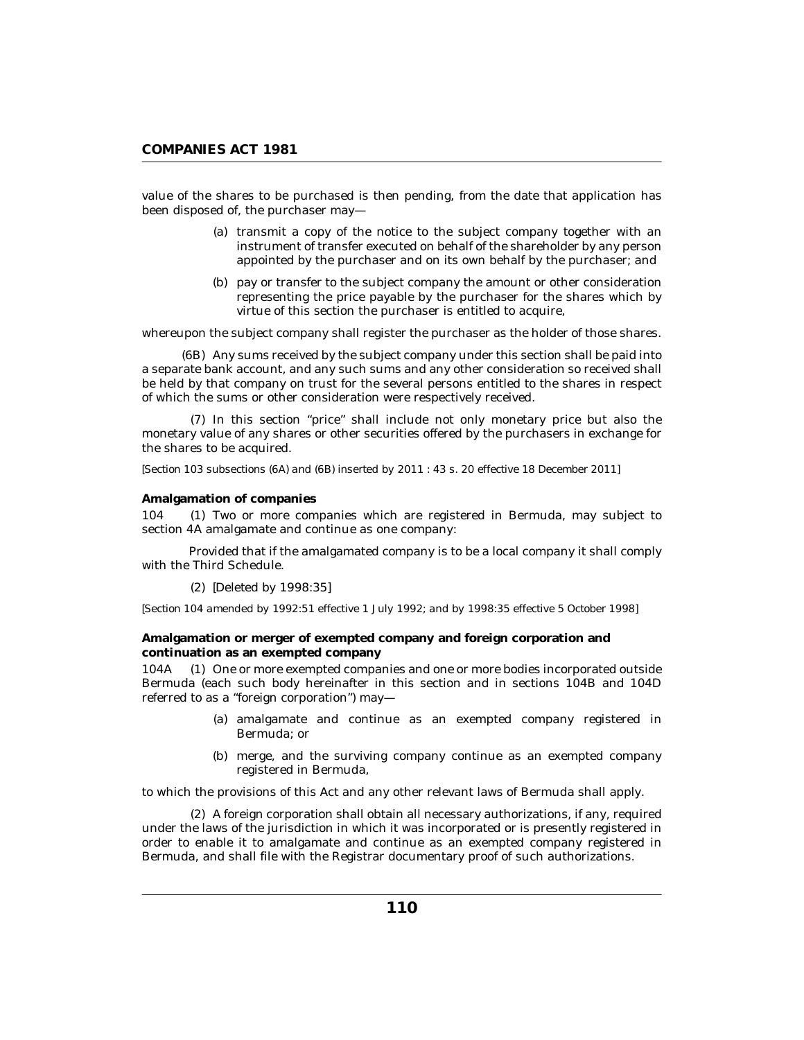value of the shares to be purchased is then pending, from the date that application has been disposed of, the purchaser may—

(a) transmit a copy of the notice to the subject company together with an instrument of transfer executed on behalf of the shareholder by any person appointed by the purchaser and on its own behalf by the purchaser; and

(b) pay or transfer to the subject company the amount or other consideration representing the price payable by the purchaser for the shares which by virtue of this section the purchaser is entitled to acquire,

whereupon the subject company shall register the purchaser as the holder of those shares.

(6B) Any sums received by the subject company under this section shall be paid into a separate bank account, and any such sums and any other consideration so received shall be held by that company on trust for the several persons entitled to the shares in respect of which the sums or other consideration were respectively received.

(7) In this section "price" shall include not only monetary price but also the monetary value of any shares or other securities offered by the purchasers in exchange for the shares to be acquired.

*[Section 103 subsections (6A) and (6B) inserted by 2011 : 43 s. 20 effective 18 December 2011]*

**Amalgamation of companies**

104 (1) Two or more companies which are registered in Bermuda, may subject to section 4A amalgamate and continue as one company:

Provided that if the amalgamated company is to be a local company it shall comply with the Third Schedule.

(2) [Deleted by 1998:35]

*[Section 104 amended by 1992:51 effective 1 July 1992; and by 1998:35 effective 5 October 1998]*

**Amalgamation or merger of exempted company and foreign corporation and continuation as an exempted company**

104A (1) One or more exempted companies and one or more bodies incorporated outside Bermuda (each such body hereinafter in this section and in sections 104B and 104D referred to as a "foreign corporation") may—

(a) amalgamate and continue as an exempted company registered in Bermuda; or

(b) merge, and the surviving company continue as an exempted company registered in Bermuda,

to which the provisions of this Act and any other relevant laws of Bermuda shall apply.

(2) A foreign corporation shall obtain all necessary authorizations, if any, required under the laws of the jurisdiction in which it was incorporated or is presently registered in order to enable it to amalgamate and continue as an exempted company registered in Bermuda, and shall file with the Registrar documentary proof of such authorizations.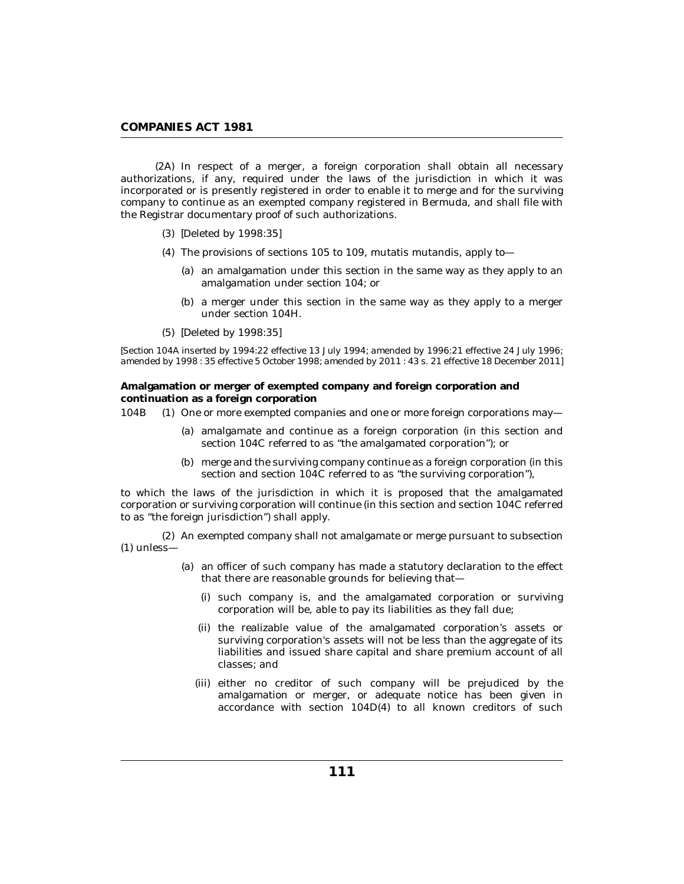(2A) In respect of a merger, a foreign corporation shall obtain all necessary authorizations, if any, required under the laws of the jurisdiction in which it was incorporated or is presently registered in order to enable it to merge and for the surviving company to continue as an exempted company registered in Bermuda, and shall file with the Registrar documentary proof of such authorizations.

(3) [Deleted by 1998:35]

(4) The provisions of sections 105 to 109, mutatis mutandis, apply to—

(a) an amalgamation under this section in the same way as they apply to an amalgamation under section 104; or

(b) a merger under this section in the same way as they apply to a merger under section 104H.

(5) [Deleted by 1998:35]

*[Section 104A inserted by 1994:22 effective 13 July 1994; amended by 1996:21 effective 24 July 1996; amended by 1998 : 35 effective 5 October 1998; amended by 2011 : 43 s. 21 effective 18 December 2011]*

**Amalgamation or merger of exempted company and foreign corporation and continuation as a foreign corporation**

104B (1) One or more exempted companies and one or more foreign corporations may—

(a) amalgamate and continue as a foreign corporation (in this section and section 104C referred to as "the amalgamated corporation"); or

(b) merge and the surviving company continue as a foreign corporation (in this section and section 104C referred to as "the surviving corporation"),

to which the laws of the jurisdiction in which it is proposed that the amalgamated corporation or surviving corporation will continue (in this section and section 104C referred to as "the foreign jurisdiction") shall apply.

(2) An exempted company shall not amalgamate or merge pursuant to subsection (1) unless—

(a) an officer of such company has made a statutory declaration to the effect that there are reasonable grounds for believing that—

(i) such company is, and the amalgamated corporation or surviving corporation will be, able to pay its liabilities as they fall due;

(ii) the realizable value of the amalgamated corporation's assets or surviving corporation's assets will not be less than the aggregate of its liabilities and issued share capital and share premium account of all classes; and

(iii) either no creditor of such company will be prejudiced by the amalgamation or merger, or adequate notice has been given in accordance with section 104D(4) to all known creditors of such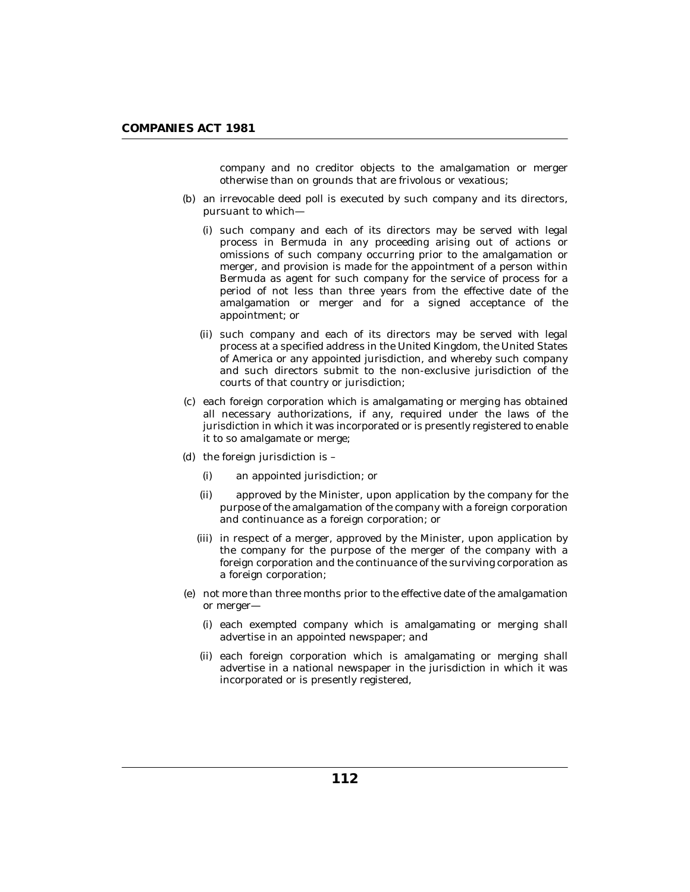company and no creditor objects to the amalgamation or merger otherwise than on grounds that are frivolous or vexatious;

(b) an irrevocable deed poll is executed by such company and its directors, pursuant to which—

   (i) such company and each of its directors may be served with legal process in Bermuda in any proceeding arising out of actions or omissions of such company occurring prior to the amalgamation or merger, and provision is made for the appointment of a person within Bermuda as agent for such company for the service of process for a period of not less than three years from the effective date of the amalgamation or merger and for a signed acceptance of the appointment; or

   (ii) such company and each of its directors may be served with legal process at a specified address in the United Kingdom, the United States of America or any appointed jurisdiction, and whereby such company and such directors submit to the non-exclusive jurisdiction of the courts of that country or jurisdiction;

(c) each foreign corporation which is amalgamating or merging has obtained all necessary authorizations, if any, required under the laws of the jurisdiction in which it was incorporated or is presently registered to enable it to so amalgamate or merge;

(d) the foreign jurisdiction is –

   (i) an appointed jurisdiction; or

   (ii) approved by the Minister, upon application by the company for the purpose of the amalgamation of the company with a foreign corporation and continuance as a foreign corporation; or

   (iii) in respect of a merger, approved by the Minister, upon application by the company for the purpose of the merger of the company with a foreign corporation and the continuance of the surviving corporation as a foreign corporation;

(e) not more than three months prior to the effective date of the amalgamation or merger—

   (i) each exempted company which is amalgamating or merging shall advertise in an appointed newspaper; and

   (ii) each foreign corporation which is amalgamating or merging shall advertise in a national newspaper in the jurisdiction in which it was incorporated or is presently registered,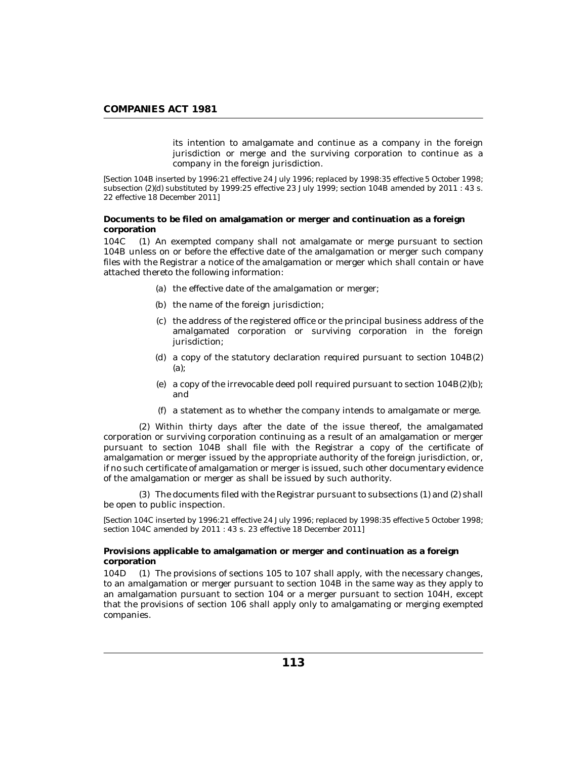its intention to amalgamate and continue as a company in the foreign jurisdiction or merge and the surviving corporation to continue as a company in the foreign jurisdiction.

[Section 104B inserted by 1996:21 effective 24 July 1996; replaced by 1998:35 effective 5 October 1998; subsection (2)(d) substituted by 1999:25 effective 23 July 1999; section 104B amended by 2011 : 43 s. 22 effective 18 December 2011]

**Documents to be filed on amalgamation or merger and continuation as a foreign corporation**

104C (1) An exempted company shall not amalgamate or merge pursuant to section 104B unless on or before the effective date of the amalgamation or merger such company files with the Registrar a notice of the amalgamation or merger which shall contain or have attached thereto the following information:

(a) the effective date of the amalgamation or merger;

(b) the name of the foreign jurisdiction;

(c) the address of the registered office or the principal business address of the amalgamated corporation or surviving corporation in the foreign jurisdiction;

(d) a copy of the statutory declaration required pursuant to section 104B(2)(a);

(e) a copy of the irrevocable deed poll required pursuant to section 104B(2)(b); and

(f) a statement as to whether the company intends to amalgamate or merge.

(2) Within thirty days after the date of the issue thereof, the amalgamated corporation or surviving corporation continuing as a result of an amalgamation or merger pursuant to section 104B shall file with the Registrar a copy of the certificate of amalgamation or merger issued by the appropriate authority of the foreign jurisdiction, or, if no such certificate of amalgamation or merger is issued, such other documentary evidence of the amalgamation or merger as shall be issued by such authority.

(3) The documents filed with the Registrar pursuant to subsections (1) and (2) shall be open to public inspection.

[Section 104C inserted by 1996:21 effective 24 July 1996; replaced by 1998:35 effective 5 October 1998; section 104C amended by 2011 : 43 s. 23 effective 18 December 2011]

**Provisions applicable to amalgamation or merger and continuation as a foreign corporation**

104D (1) The provisions of sections 105 to 107 shall apply, with the necessary changes, to an amalgamation or merger pursuant to section 104B in the same way as they apply to an amalgamation pursuant to section 104 or a merger pursuant to section 104H, except that the provisions of section 106 shall apply only to amalgamating or merging exempted companies.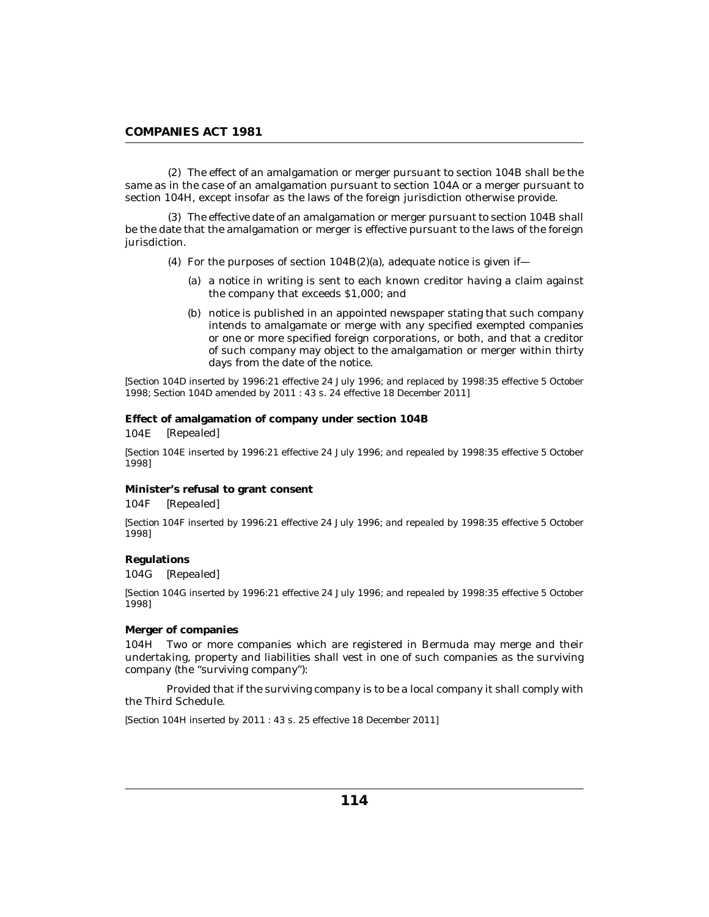(2) The effect of an amalgamation or merger pursuant to section 104B shall be the same as in the case of an amalgamation pursuant to section 104A or a merger pursuant to section 104H, except insofar as the laws of the foreign jurisdiction otherwise provide.

(3) The effective date of an amalgamation or merger pursuant to section 104B shall be the date that the amalgamation or merger is effective pursuant to the laws of the foreign jurisdiction.

(4) For the purposes of section 104B(2)(a), adequate notice is given if—

(a) a notice in writing is sent to each known creditor having a claim against the company that exceeds $1,000; and

(b) notice is published in an appointed newspaper stating that such company intends to amalgamate or merge with any specified exempted companies or one or more specified foreign corporations, or both, and that a creditor of such company may object to the amalgamation or merger within thirty days from the date of the notice.

*[Section 104D inserted by 1996:21 effective 24 July 1996; and replaced by 1998:35 effective 5 October 1998; Section 104D amended by 2011 : 43 s. 24 effective 18 December 2011]*

**Effect of amalgamation of company under section 104B**

104E *[Repealed]*

*[Section 104E inserted by 1996:21 effective 24 July 1996; and repealed by 1998:35 effective 5 October 1998]*

**Minister's refusal to grant consent**

104F *[Repealed]*

*[Section 104F inserted by 1996:21 effective 24 July 1996; and repealed by 1998:35 effective 5 October 1998]*

**Regulations**

104G *[Repealed]*

*[Section 104G inserted by 1996:21 effective 24 July 1996; and repealed by 1998:35 effective 5 October 1998]*

**Merger of companies**

104H Two or more companies which are registered in Bermuda may merge and their undertaking, property and liabilities shall vest in one of such companies as the surviving company (the "surviving company"):

Provided that if the surviving company is to be a local company it shall comply with the Third Schedule.

*[Section 104H inserted by 2011 : 43 s. 25 effective 18 December 2011]*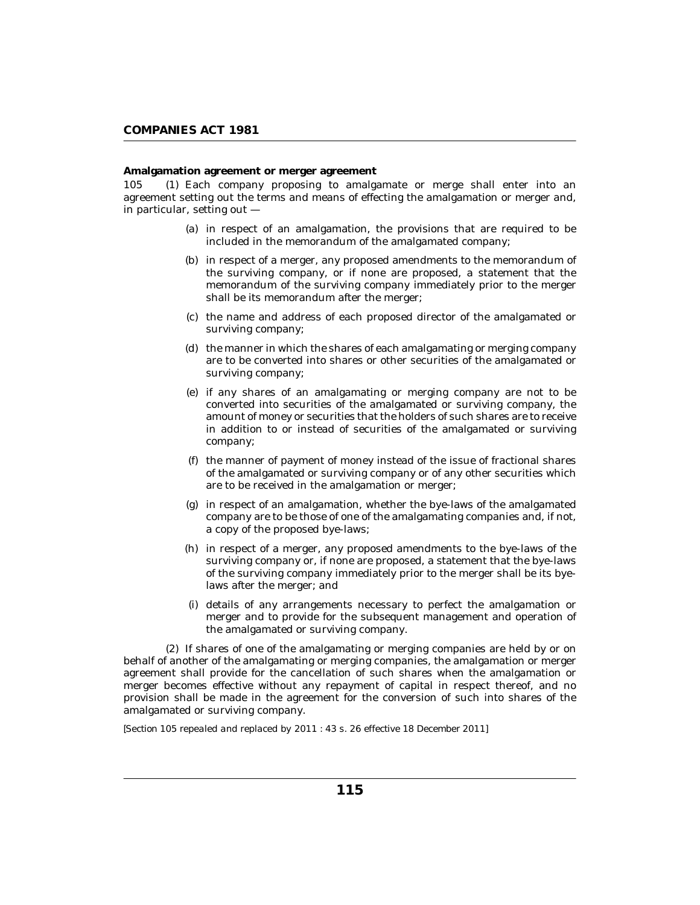**Amalgamation agreement or merger agreement**

105 (1) Each company proposing to amalgamate or merge shall enter into an agreement setting out the terms and means of effecting the amalgamation or merger and, in particular, setting out —

(a) in respect of an amalgamation, the provisions that are required to be included in the memorandum of the amalgamated company;

(b) in respect of a merger, any proposed amendments to the memorandum of the surviving company, or if none are proposed, a statement that the memorandum of the surviving company immediately prior to the merger shall be its memorandum after the merger;

(c) the name and address of each proposed director of the amalgamated or surviving company;

(d) the manner in which the shares of each amalgamating or merging company are to be converted into shares or other securities of the amalgamated or surviving company;

(e) if any shares of an amalgamating or merging company are not to be converted into securities of the amalgamated or surviving company, the amount of money or securities that the holders of such shares are to receive in addition to or instead of securities of the amalgamated or surviving company;

(f) the manner of payment of money instead of the issue of fractional shares of the amalgamated or surviving company or of any other securities which are to be received in the amalgamation or merger;

(g) in respect of an amalgamation, whether the bye-laws of the amalgamated company are to be those of one of the amalgamating companies and, if not, a copy of the proposed bye-laws;

(h) in respect of a merger, any proposed amendments to the bye-laws of the surviving company or, if none are proposed, a statement that the bye-laws of the surviving company immediately prior to the merger shall be its bye-laws after the merger; and

(i) details of any arrangements necessary to perfect the amalgamation or merger and to provide for the subsequent management and operation of the amalgamated or surviving company.

(2) If shares of one of the amalgamating or merging companies are held by or on behalf of another of the amalgamating or merging companies, the amalgamation or merger agreement shall provide for the cancellation of such shares when the amalgamation or merger becomes effective without any repayment of capital in respect thereof, and no provision shall be made in the agreement for the conversion of such into shares of the amalgamated or surviving company.

*[Section 105 repealed and replaced by 2011 : 43 s. 26 effective 18 December 2011]*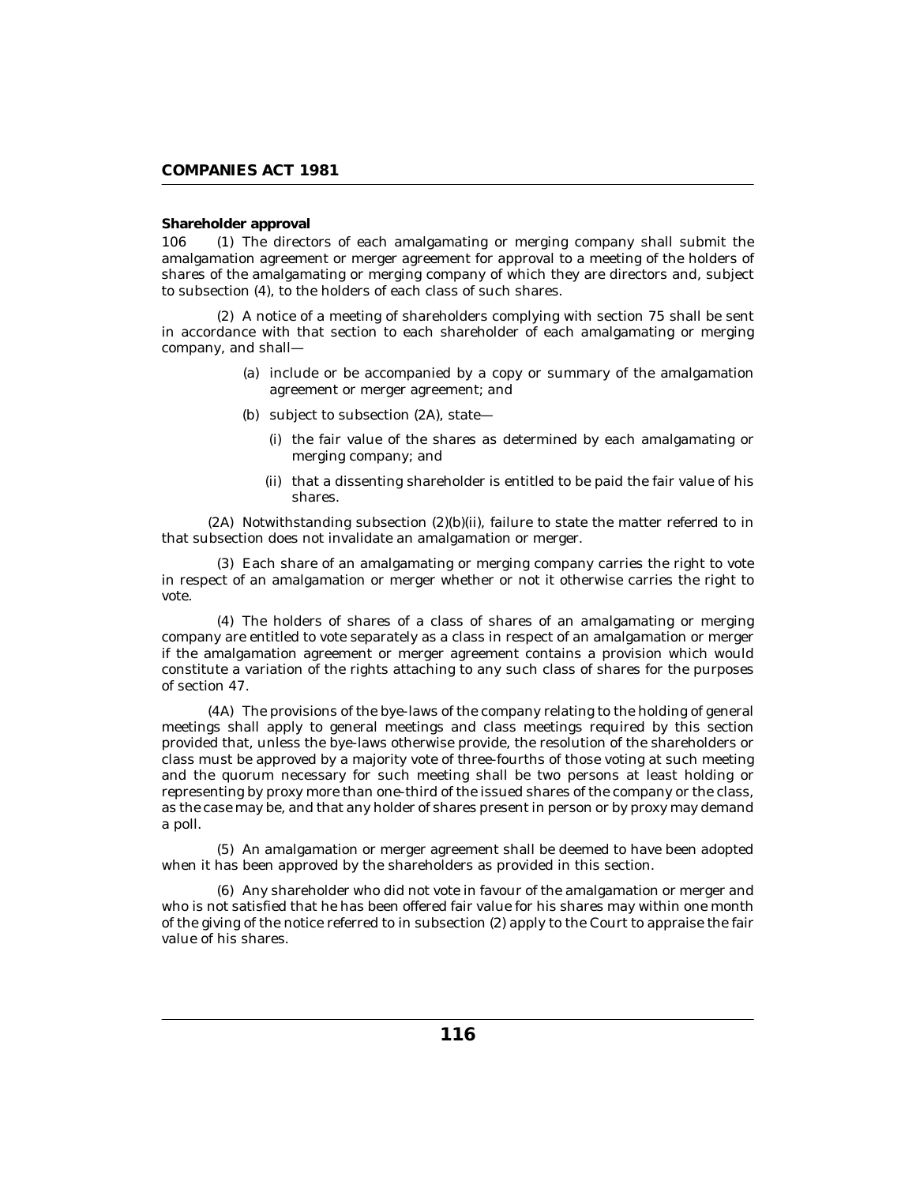**Shareholder approval**

106 (1) The directors of each amalgamating or merging company shall submit the amalgamation agreement or merger agreement for approval to a meeting of the holders of shares of the amalgamating or merging company of which they are directors and, subject to subsection (4), to the holders of each class of such shares.

(2) A notice of a meeting of shareholders complying with section 75 shall be sent in accordance with that section to each shareholder of each amalgamating or merging company, and shall—

(a) include or be accompanied by a copy or summary of the amalgamation agreement or merger agreement; and

(b) subject to subsection (2A), state—

(i) the fair value of the shares as determined by each amalgamating or merging company; and

(ii) that a dissenting shareholder is entitled to be paid the fair value of his shares.

(2A) Notwithstanding subsection (2)(b)(ii), failure to state the matter referred to in that subsection does not invalidate an amalgamation or merger.

(3) Each share of an amalgamating or merging company carries the right to vote in respect of an amalgamation or merger whether or not it otherwise carries the right to vote.

(4) The holders of shares of a class of shares of an amalgamating or merging company are entitled to vote separately as a class in respect of an amalgamation or merger if the amalgamation agreement or merger agreement contains a provision which would constitute a variation of the rights attaching to any such class of shares for the purposes of section 47.

(4A) The provisions of the bye-laws of the company relating to the holding of general meetings shall apply to general meetings and class meetings required by this section provided that, unless the bye-laws otherwise provide, the resolution of the shareholders or class must be approved by a majority vote of three-fourths of those voting at such meeting and the quorum necessary for such meeting shall be two persons at least holding or representing by proxy more than one-third of the issued shares of the company or the class, as the case may be, and that any holder of shares present in person or by proxy may demand a poll.

(5) An amalgamation or merger agreement shall be deemed to have been adopted when it has been approved by the shareholders as provided in this section.

(6) Any shareholder who did not vote in favour of the amalgamation or merger and who is not satisfied that he has been offered fair value for his shares may within one month of the giving of the notice referred to in subsection (2) apply to the Court to appraise the fair value of his shares.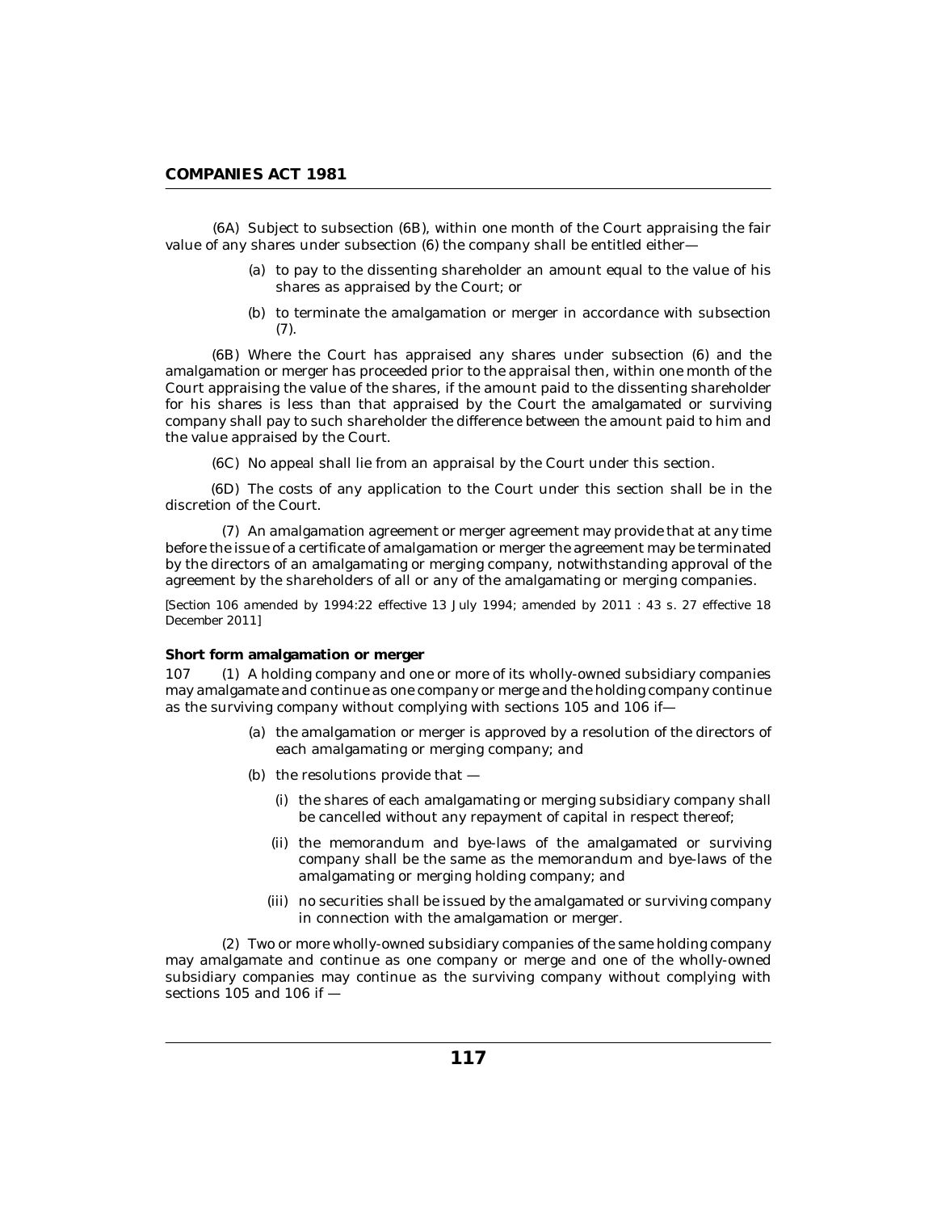(6A) Subject to subsection (6B), within one month of the Court appraising the fair value of any shares under subsection (6) the company shall be entitled either—

(a) to pay to the dissenting shareholder an amount equal to the value of his shares as appraised by the Court; or

(b) to terminate the amalgamation or merger in accordance with subsection (7).

(6B) Where the Court has appraised any shares under subsection (6) and the amalgamation or merger has proceeded prior to the appraisal then, within one month of the Court appraising the value of the shares, if the amount paid to the dissenting shareholder for his shares is less than that appraised by the Court the amalgamated or surviving company shall pay to such shareholder the difference between the amount paid to him and the value appraised by the Court.

(6C) No appeal shall lie from an appraisal by the Court under this section.

(6D) The costs of any application to the Court under this section shall be in the discretion of the Court.

(7) An amalgamation agreement or merger agreement may provide that at any time before the issue of a certificate of amalgamation or merger the agreement may be terminated by the directors of an amalgamating or merging company, notwithstanding approval of the agreement by the shareholders of all or any of the amalgamating or merging companies.

*[Section 106 amended by 1994:22 effective 13 July 1994; amended by 2011 : 43 s. 27 effective 18 December 2011]*

**Short form amalgamation or merger**

107 (1) A holding company and one or more of its wholly-owned subsidiary companies may amalgamate and continue as one company or merge and the holding company continue as the surviving company without complying with sections 105 and 106 if—

(a) the amalgamation or merger is approved by a resolution of the directors of each amalgamating or merging company; and

(b) the resolutions provide that —

(i) the shares of each amalgamating or merging subsidiary company shall be cancelled without any repayment of capital in respect thereof;

(ii) the memorandum and bye-laws of the amalgamated or surviving company shall be the same as the memorandum and bye-laws of the amalgamating or merging holding company; and

(iii) no securities shall be issued by the amalgamated or surviving company in connection with the amalgamation or merger.

(2) Two or more wholly-owned subsidiary companies of the same holding company may amalgamate and continue as one company or merge and one of the wholly-owned subsidiary companies may continue as the surviving company without complying with sections 105 and 106 if —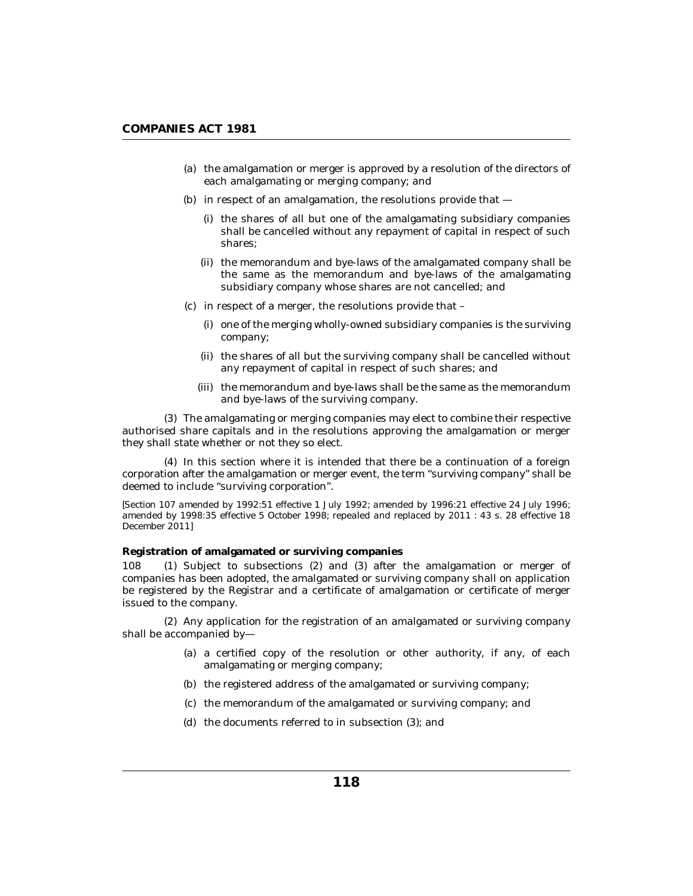(a) the amalgamation or merger is approved by a resolution of the directors of each amalgamating or merging company; and

(b) in respect of an amalgamation, the resolutions provide that —

(i) the shares of all but one of the amalgamating subsidiary companies shall be cancelled without any repayment of capital in respect of such shares;

(ii) the memorandum and bye-laws of the amalgamated company shall be the same as the memorandum and bye-laws of the amalgamating subsidiary company whose shares are not cancelled; and

(c) in respect of a merger, the resolutions provide that –

(i) one of the merging wholly-owned subsidiary companies is the surviving company;

(ii) the shares of all but the surviving company shall be cancelled without any repayment of capital in respect of such shares; and

(iii) the memorandum and bye-laws shall be the same as the memorandum and bye-laws of the surviving company.

(3) The amalgamating or merging companies may elect to combine their respective authorised share capitals and in the resolutions approving the amalgamation or merger they shall state whether or not they so elect.

(4) In this section where it is intended that there be a continuation of a foreign corporation after the amalgamation or merger event, the term "surviving company" shall be deemed to include "surviving corporation".

*[Section 107 amended by 1992:51 effective 1 July 1992; amended by 1996:21 effective 24 July 1996; amended by 1998:35 effective 5 October 1998; repealed and replaced by 2011 : 43 s. 28 effective 18 December 2011]*

**Registration of amalgamated or surviving companies**

108 (1) Subject to subsections (2) and (3) after the amalgamation or merger of companies has been adopted, the amalgamated or surviving company shall on application be registered by the Registrar and a certificate of amalgamation or certificate of merger issued to the company.

(2) Any application for the registration of an amalgamated or surviving company shall be accompanied by—

(a) a certified copy of the resolution or other authority, if any, of each amalgamating or merging company;

(b) the registered address of the amalgamated or surviving company;

(c) the memorandum of the amalgamated or surviving company; and

(d) the documents referred to in subsection (3); and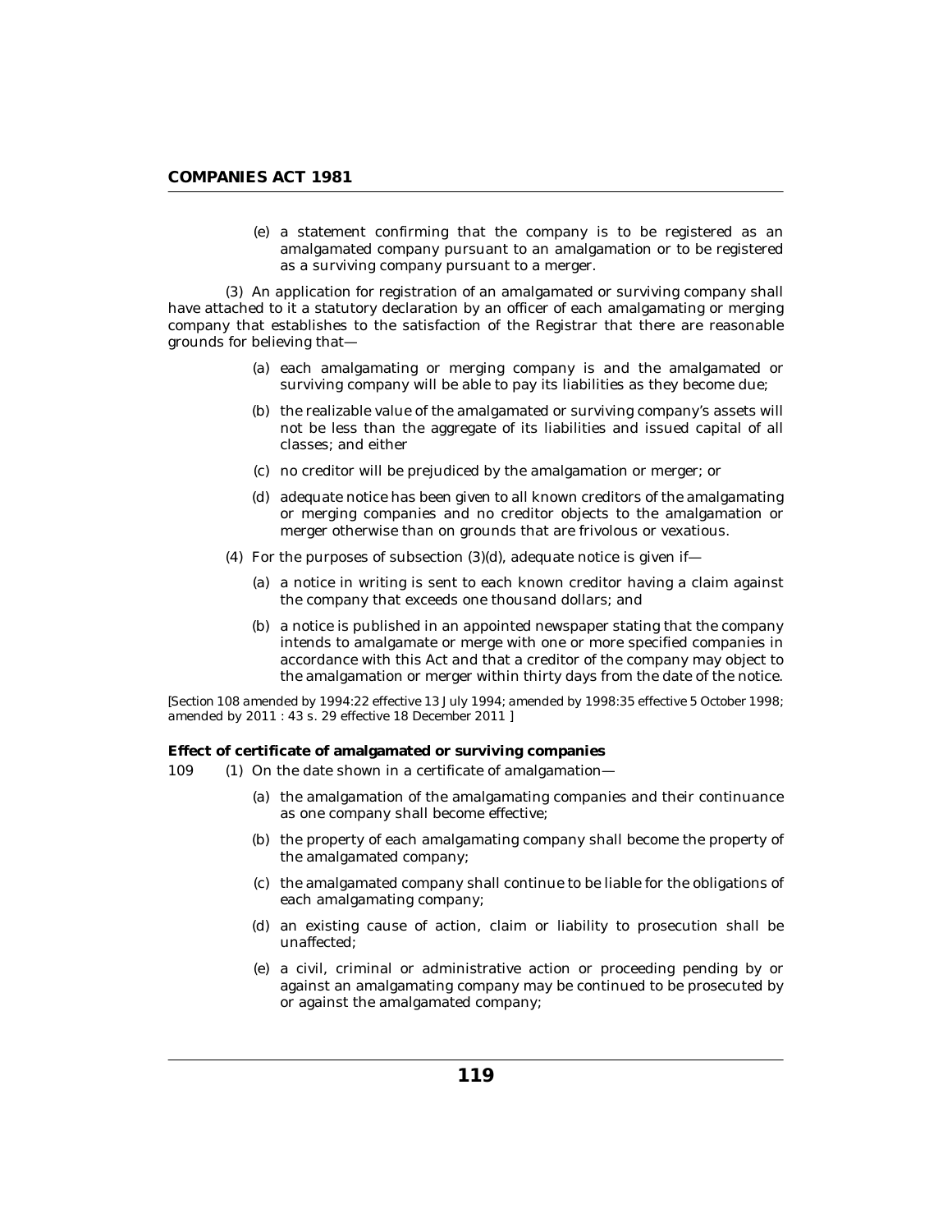(e) a statement confirming that the company is to be registered as an amalgamated company pursuant to an amalgamation or to be registered as a surviving company pursuant to a merger.

(3) An application for registration of an amalgamated or surviving company shall have attached to it a statutory declaration by an officer of each amalgamating or merging company that establishes to the satisfaction of the Registrar that there are reasonable grounds for believing that—

(a) each amalgamating or merging company is and the amalgamated or surviving company will be able to pay its liabilities as they become due;

(b) the realizable value of the amalgamated or surviving company's assets will not be less than the aggregate of its liabilities and issued capital of all classes; and either

(c) no creditor will be prejudiced by the amalgamation or merger; or

(d) adequate notice has been given to all known creditors of the amalgamating or merging companies and no creditor objects to the amalgamation or merger otherwise than on grounds that are frivolous or vexatious.

(4) For the purposes of subsection (3)(d), adequate notice is given if—

(a) a notice in writing is sent to each known creditor having a claim against the company that exceeds one thousand dollars; and

(b) a notice is published in an appointed newspaper stating that the company intends to amalgamate or merge with one or more specified companies in accordance with this Act and that a creditor of the company may object to the amalgamation or merger within thirty days from the date of the notice.

*[Section 108 amended by 1994:22 effective 13 July 1994; amended by 1998:35 effective 5 October 1998; amended by 2011 : 43 s. 29 effective 18 December 2011 ]*

**Effect of certificate of amalgamated or surviving companies**

109 (1) On the date shown in a certificate of amalgamation—

(a) the amalgamation of the amalgamating companies and their continuance as one company shall become effective;

(b) the property of each amalgamating company shall become the property of the amalgamated company;

(c) the amalgamated company shall continue to be liable for the obligations of each amalgamating company;

(d) an existing cause of action, claim or liability to prosecution shall be unaffected;

(e) a civil, criminal or administrative action or proceeding pending by or against an amalgamating company may be continued to be prosecuted by or against the amalgamated company;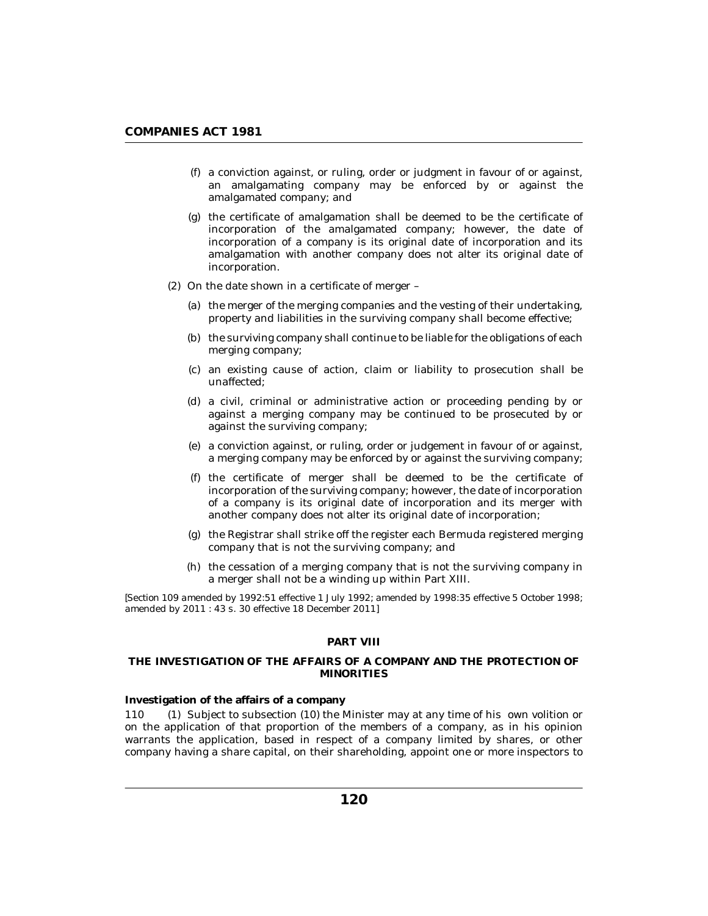(f) a conviction against, or ruling, order or judgment in favour of or against, an amalgamating company may be enforced by or against the amalgamated company; and

(g) the certificate of amalgamation shall be deemed to be the certificate of incorporation of the amalgamated company; however, the date of incorporation of a company is its original date of incorporation and its amalgamation with another company does not alter its original date of incorporation.

(2) On the date shown in a certificate of merger –

(a) the merger of the merging companies and the vesting of their undertaking, property and liabilities in the surviving company shall become effective;

(b) the surviving company shall continue to be liable for the obligations of each merging company;

(c) an existing cause of action, claim or liability to prosecution shall be unaffected;

(d) a civil, criminal or administrative action or proceeding pending by or against a merging company may be continued to be prosecuted by or against the surviving company;

(e) a conviction against, or ruling, order or judgement in favour of or against, a merging company may be enforced by or against the surviving company;

(f) the certificate of merger shall be deemed to be the certificate of incorporation of the surviving company; however, the date of incorporation of a company is its original date of incorporation and its merger with another company does not alter its original date of incorporation;

(g) the Registrar shall strike off the register each Bermuda registered merging company that is not the surviving company; and

(h) the cessation of a merging company that is not the surviving company in a merger shall not be a winding up within Part XIII.

*[Section 109 amended by 1992:51 effective 1 July 1992; amended by 1998:35 effective 5 October 1998; amended by 2011 : 43 s. 30 effective 18 December 2011]*

## PART VIII

## THE INVESTIGATION OF THE AFFAIRS OF A COMPANY AND THE PROTECTION OF MINORITIES

### Investigation of the affairs of a company

110 (1) Subject to subsection (10) the Minister may at any time of his own volition or on the application of that proportion of the members of a company, as in his opinion warrants the application, based in respect of a company limited by shares, or other company having a share capital, on their shareholding, appoint one or more inspectors to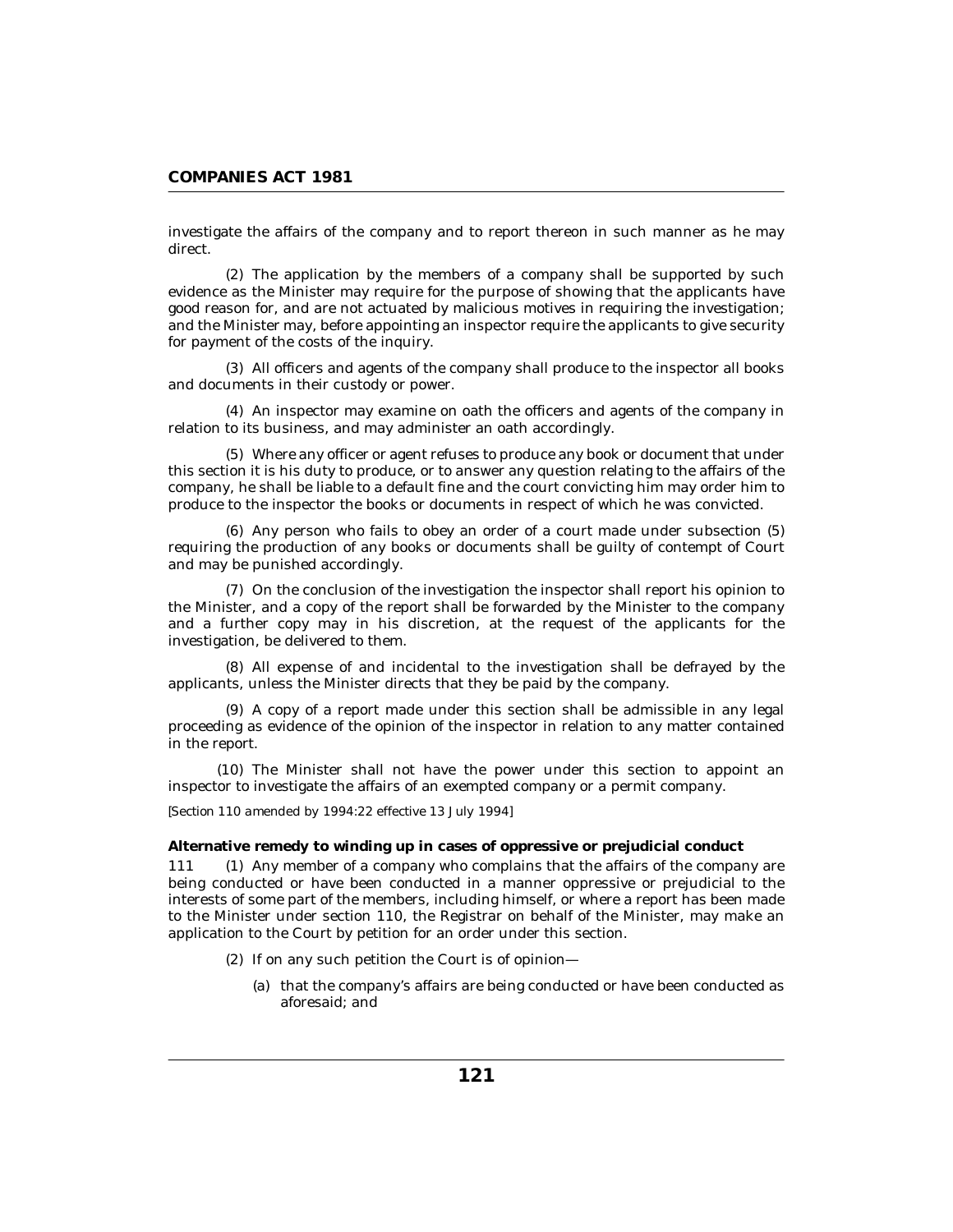investigate the affairs of the company and to report thereon in such manner as he may direct.

(2) The application by the members of a company shall be supported by such evidence as the Minister may require for the purpose of showing that the applicants have good reason for, and are not actuated by malicious motives in requiring the investigation; and the Minister may, before appointing an inspector require the applicants to give security for payment of the costs of the inquiry.

(3) All officers and agents of the company shall produce to the inspector all books and documents in their custody or power.

(4) An inspector may examine on oath the officers and agents of the company in relation to its business, and may administer an oath accordingly.

(5) Where any officer or agent refuses to produce any book or document that under this section it is his duty to produce, or to answer any question relating to the affairs of the company, he shall be liable to a default fine and the court convicting him may order him to produce to the inspector the books or documents in respect of which he was convicted.

(6) Any person who fails to obey an order of a court made under subsection (5) requiring the production of any books or documents shall be guilty of contempt of Court and may be punished accordingly.

(7) On the conclusion of the investigation the inspector shall report his opinion to the Minister, and a copy of the report shall be forwarded by the Minister to the company and a further copy may in his discretion, at the request of the applicants for the investigation, be delivered to them.

(8) All expense of and incidental to the investigation shall be defrayed by the applicants, unless the Minister directs that they be paid by the company.

(9) A copy of a report made under this section shall be admissible in any legal proceeding as evidence of the opinion of the inspector in relation to any matter contained in the report.

(10) The Minister shall not have the power under this section to appoint an inspector to investigate the affairs of an exempted company or a permit company.

*[Section 110 amended by 1994:22 effective 13 July 1994]*

**Alternative remedy to winding up in cases of oppressive or prejudicial conduct**

111 (1) Any member of a company who complains that the affairs of the company are being conducted or have been conducted in a manner oppressive or prejudicial to the interests of some part of the members, including himself, or where a report has been made to the Minister under section 110, the Registrar on behalf of the Minister, may make an application to the Court by petition for an order under this section.

(2) If on any such petition the Court is of opinion—

(a) that the company's affairs are being conducted or have been conducted as aforesaid; and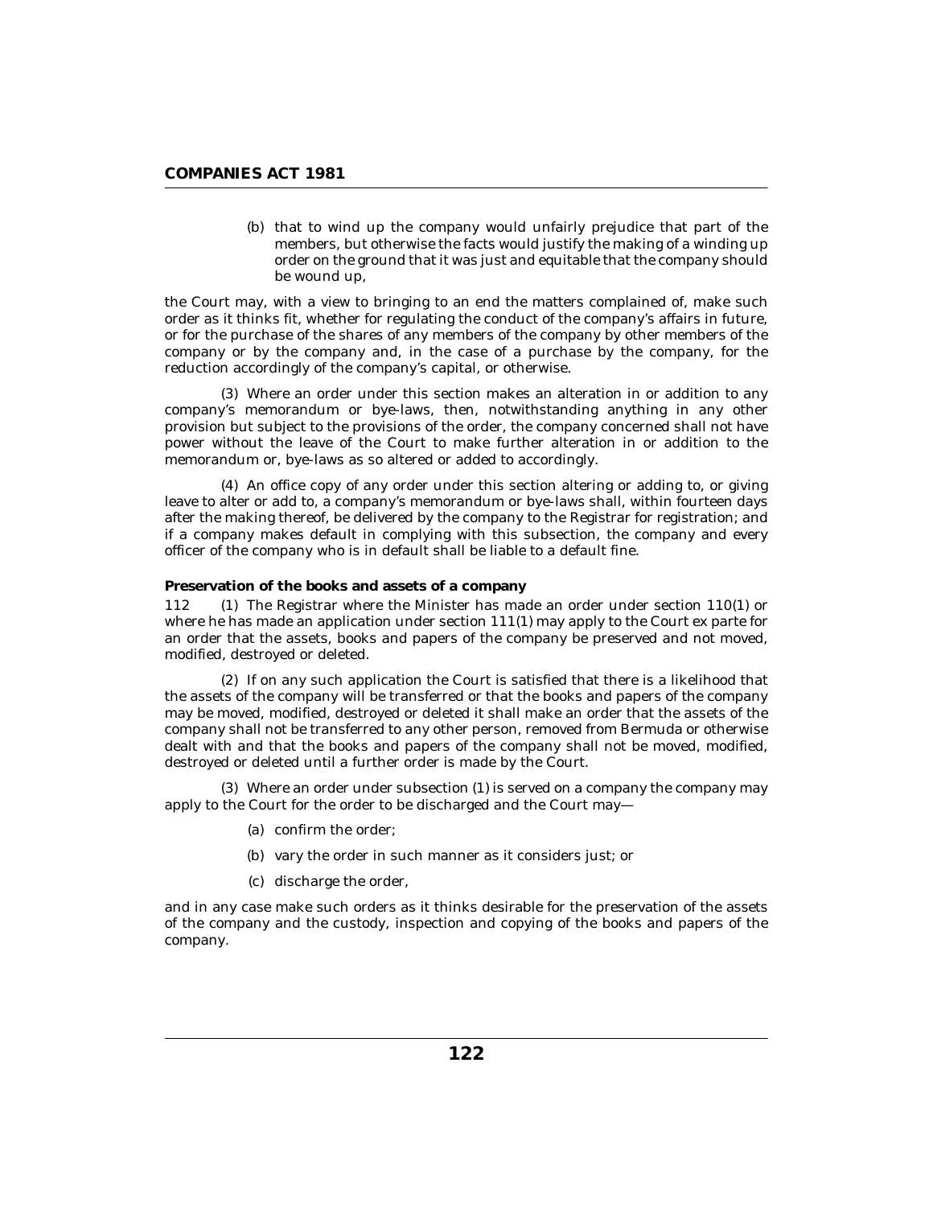(b) that to wind up the company would unfairly prejudice that part of the members, but otherwise the facts would justify the making of a winding up order on the ground that it was just and equitable that the company should be wound up,

the Court may, with a view to bringing to an end the matters complained of, make such order as it thinks fit, whether for regulating the conduct of the company's affairs in future, or for the purchase of the shares of any members of the company by other members of the company or by the company and, in the case of a purchase by the company, for the reduction accordingly of the company's capital, or otherwise.

(3) Where an order under this section makes an alteration in or addition to any company's memorandum or bye-laws, then, notwithstanding anything in any other provision but subject to the provisions of the order, the company concerned shall not have power without the leave of the Court to make further alteration in or addition to the memorandum or, bye-laws as so altered or added to accordingly.

(4) An office copy of any order under this section altering or adding to, or giving leave to alter or add to, a company's memorandum or bye-laws shall, within fourteen days after the making thereof, be delivered by the company to the Registrar for registration; and if a company makes default in complying with this subsection, the company and every officer of the company who is in default shall be liable to a default fine.

**Preservation of the books and assets of a company**

112 (1) The Registrar where the Minister has made an order under section 110(1) or where he has made an application under section 111(1) may apply to the Court ex parte for an order that the assets, books and papers of the company be preserved and not moved, modified, destroyed or deleted.

(2) If on any such application the Court is satisfied that there is a likelihood that the assets of the company will be transferred or that the books and papers of the company may be moved, modified, destroyed or deleted it shall make an order that the assets of the company shall not be transferred to any other person, removed from Bermuda or otherwise dealt with and that the books and papers of the company shall not be moved, modified, destroyed or deleted until a further order is made by the Court.

(3) Where an order under subsection (1) is served on a company the company may apply to the Court for the order to be discharged and the Court may—

(a) confirm the order;

(b) vary the order in such manner as it considers just; or

(c) discharge the order,

and in any case make such orders as it thinks desirable for the preservation of the assets of the company and the custody, inspection and copying of the books and papers of the company.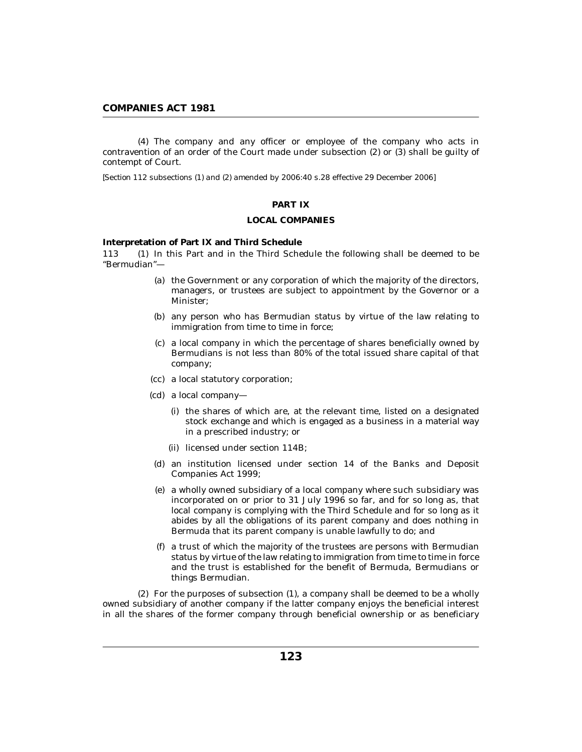(4) The company and any officer or employee of the company who acts in contravention of an order of the Court made under subsection (2) or (3) shall be guilty of contempt of Court.

[Section 112 subsections (1) and (2) amended by 2006:40 s.28 effective 29 December 2006]

## PART IX

## LOCAL COMPANIES

**Interpretation of Part IX and Third Schedule**

113 (1) In this Part and in the Third Schedule the following shall be deemed to be "Bermudian"—

- (a) the Government or any corporation of which the majority of the directors, managers, or trustees are subject to appointment by the Governor or a Minister;
- (b) any person who has Bermudian status by virtue of the law relating to immigration from time to time in force;
- (c) a local company in which the percentage of shares beneficially owned by Bermudians is not less than 80% of the total issued share capital of that company;
- (cc) a local statutory corporation;
- (cd) a local company—
  - (i) the shares of which are, at the relevant time, listed on a designated stock exchange and which is engaged as a business in a material way in a prescribed industry; or
  - (ii) licensed under section 114B;
- (d) an institution licensed under section 14 of the Banks and Deposit Companies Act 1999;
- (e) a wholly owned subsidiary of a local company where such subsidiary was incorporated on or prior to 31 July 1996 so far, and for so long as, that local company is complying with the Third Schedule and for so long as it abides by all the obligations of its parent company and does nothing in Bermuda that its parent company is unable lawfully to do; and
- (f) a trust of which the majority of the trustees are persons with Bermudian status by virtue of the law relating to immigration from time to time in force and the trust is established for the benefit of Bermuda, Bermudians or things Bermudian.

(2) For the purposes of subsection (1), a company shall be deemed to be a wholly owned subsidiary of another company if the latter company enjoys the beneficial interest in all the shares of the former company through beneficial ownership or as beneficiary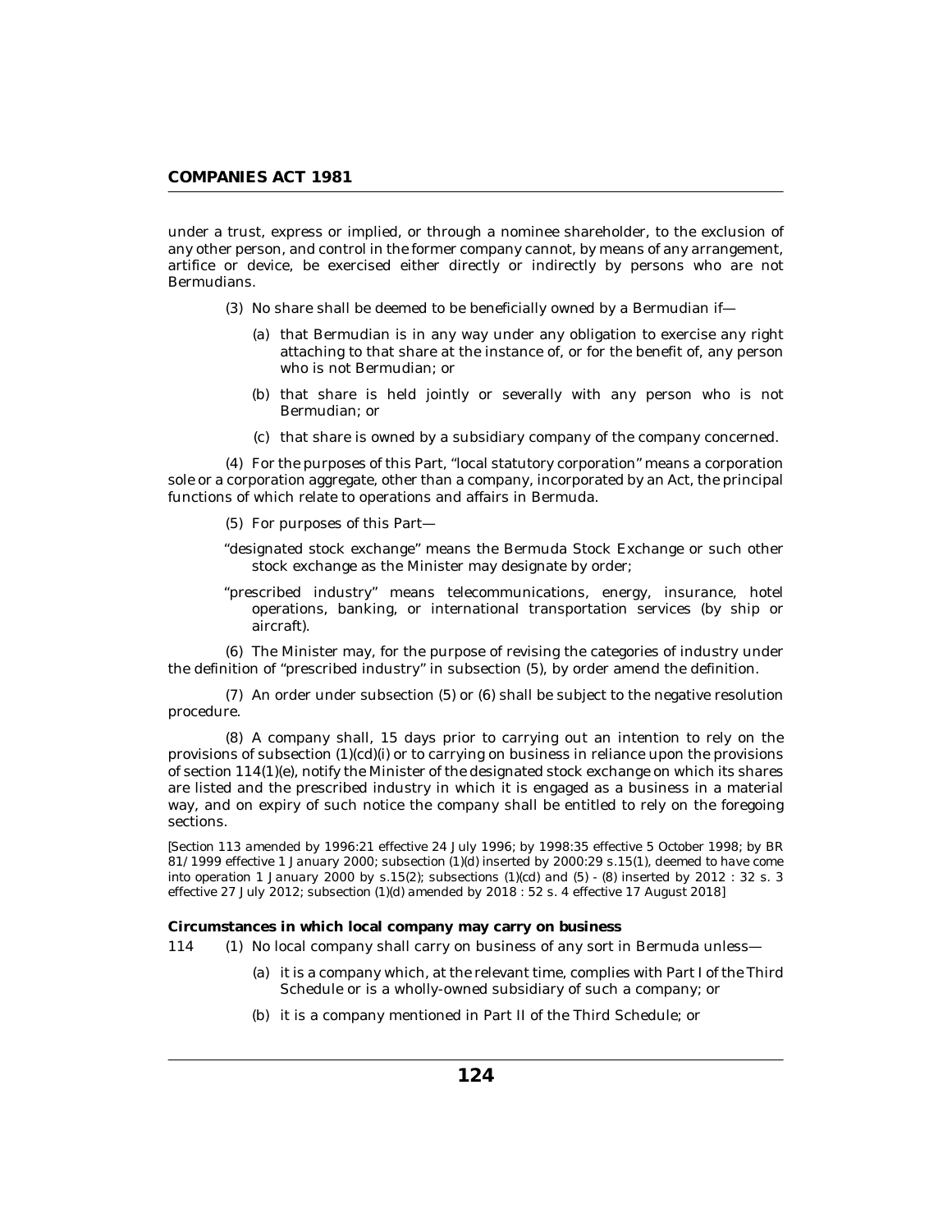under a trust, express or implied, or through a nominee shareholder, to the exclusion of any other person, and control in the former company cannot, by means of any arrangement, artifice or device, be exercised either directly or indirectly by persons who are not Bermudians.

(3) No share shall be deemed to be beneficially owned by a Bermudian if—

(a) that Bermudian is in any way under any obligation to exercise any right attaching to that share at the instance of, or for the benefit of, any person who is not Bermudian; or

(b) that share is held jointly or severally with any person who is not Bermudian; or

(c) that share is owned by a subsidiary company of the company concerned.

(4) For the purposes of this Part, "local statutory corporation" means a corporation sole or a corporation aggregate, other than a company, incorporated by an Act, the principal functions of which relate to operations and affairs in Bermuda.

(5) For purposes of this Part—

"designated stock exchange" means the Bermuda Stock Exchange or such other stock exchange as the Minister may designate by order;

"prescribed industry" means telecommunications, energy, insurance, hotel operations, banking, or international transportation services (by ship or aircraft).

(6) The Minister may, for the purpose of revising the categories of industry under the definition of "prescribed industry" in subsection (5), by order amend the definition.

(7) An order under subsection (5) or (6) shall be subject to the negative resolution procedure.

(8) A company shall, 15 days prior to carrying out an intention to rely on the provisions of subsection (1)(cd)(i) or to carrying on business in reliance upon the provisions of section 114(1)(e), notify the Minister of the designated stock exchange on which its shares are listed and the prescribed industry in which it is engaged as a business in a material way, and on expiry of such notice the company shall be entitled to rely on the foregoing sections.

*[Section 113 amended by 1996:21 effective 24 July 1996; by 1998:35 effective 5 October 1998; by BR 81/1999 effective 1 January 2000; subsection (1)(d) inserted by 2000:29 s.15(1), deemed to have come into operation 1 January 2000 by s.15(2); subsections (1)(cd) and (5) - (8) inserted by 2012 : 32 s. 3 effective 27 July 2012; subsection (1)(d) amended by 2018 : 52 s. 4 effective 17 August 2018]*

**Circumstances in which local company may carry on business**

114 (1) No local company shall carry on business of any sort in Bermuda unless—

(a) it is a company which, at the relevant time, complies with Part I of the Third Schedule or is a wholly-owned subsidiary of such a company; or

(b) it is a company mentioned in Part II of the Third Schedule; or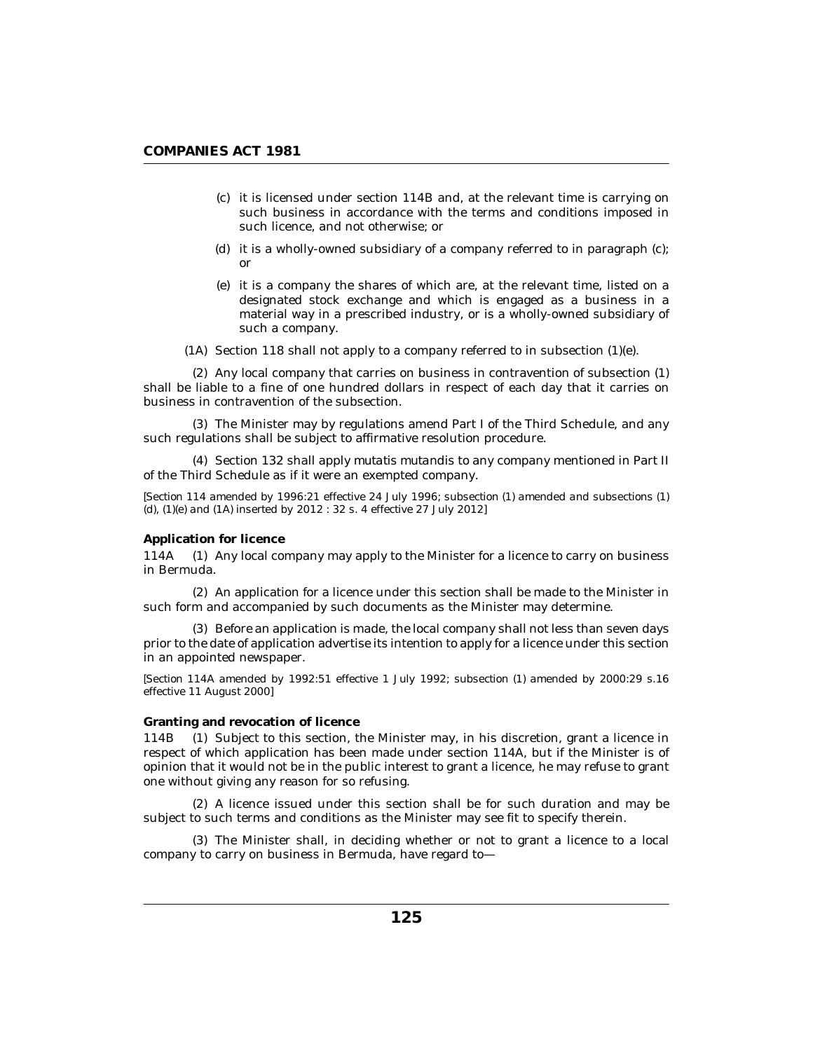(c) it is licensed under section 114B and, at the relevant time is carrying on such business in accordance with the terms and conditions imposed in such licence, and not otherwise; or

(d) it is a wholly-owned subsidiary of a company referred to in paragraph (c); or

(e) it is a company the shares of which are, at the relevant time, listed on a designated stock exchange and which is engaged as a business in a material way in a prescribed industry, or is a wholly-owned subsidiary of such a company.

(1A) Section 118 shall not apply to a company referred to in subsection (1)(e).

(2) Any local company that carries on business in contravention of subsection (1) shall be liable to a fine of one hundred dollars in respect of each day that it carries on business in contravention of the subsection.

(3) The Minister may by regulations amend Part I of the Third Schedule, and any such regulations shall be subject to affirmative resolution procedure.

(4) Section 132 shall apply mutatis mutandis to any company mentioned in Part II of the Third Schedule as if it were an exempted company.

*[Section 114 amended by 1996:21 effective 24 July 1996; subsection (1) amended and subsections (1)(d), (1)(e) and (1A) inserted by 2012 : 32 s. 4 effective 27 July 2012]*

**Application for licence**

114A (1) Any local company may apply to the Minister for a licence to carry on business in Bermuda.

(2) An application for a licence under this section shall be made to the Minister in such form and accompanied by such documents as the Minister may determine.

(3) Before an application is made, the local company shall not less than seven days prior to the date of application advertise its intention to apply for a licence under this section in an appointed newspaper.

*[Section 114A amended by 1992:51 effective 1 July 1992; subsection (1) amended by 2000:29 s.16 effective 11 August 2000]*

**Granting and revocation of licence**

114B (1) Subject to this section, the Minister may, in his discretion, grant a licence in respect of which application has been made under section 114A, but if the Minister is of opinion that it would not be in the public interest to grant a licence, he may refuse to grant one without giving any reason for so refusing.

(2) A licence issued under this section shall be for such duration and may be subject to such terms and conditions as the Minister may see fit to specify therein.

(3) The Minister shall, in deciding whether or not to grant a licence to a local company to carry on business in Bermuda, have regard to—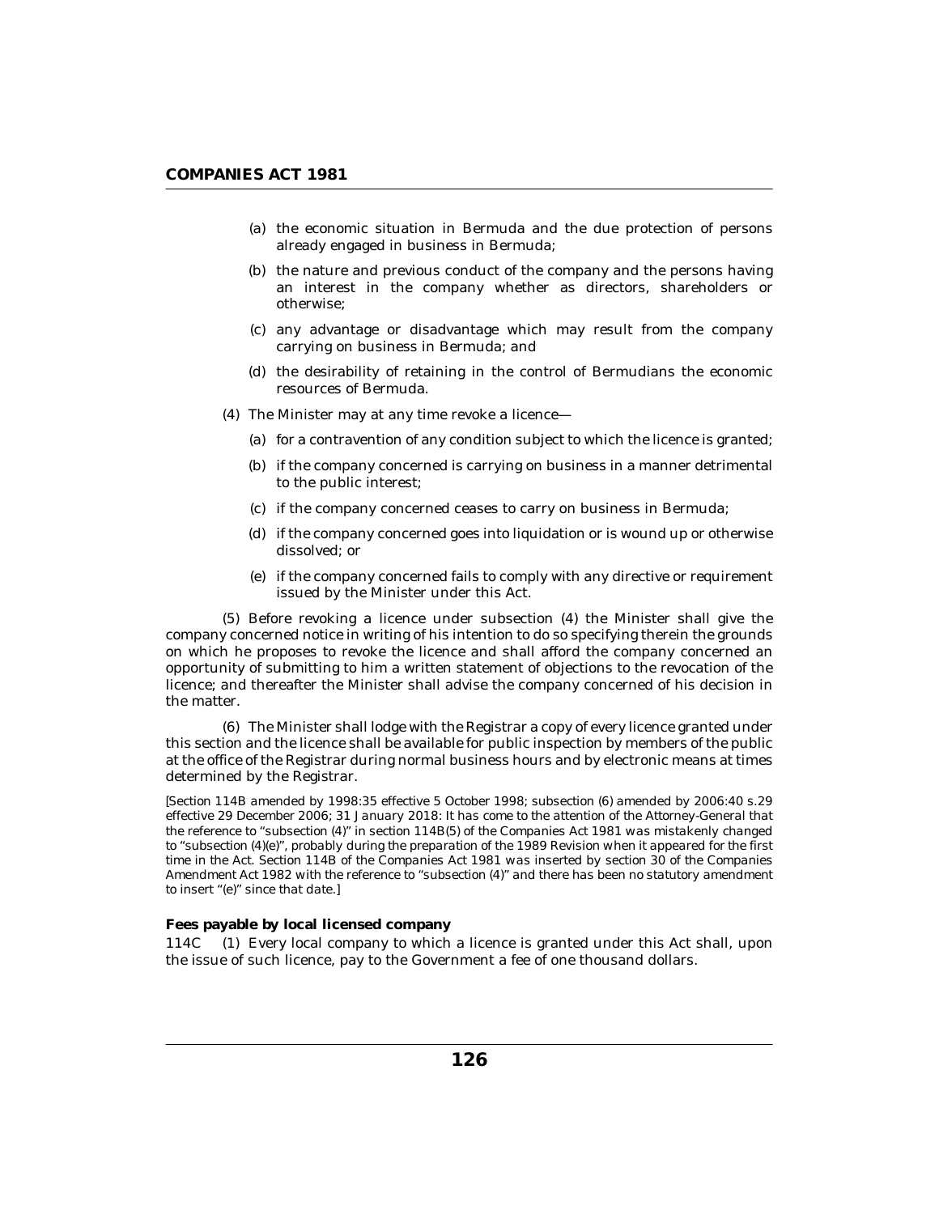(a) the economic situation in Bermuda and the due protection of persons already engaged in business in Bermuda;

(b) the nature and previous conduct of the company and the persons having an interest in the company whether as directors, shareholders or otherwise;

(c) any advantage or disadvantage which may result from the company carrying on business in Bermuda; and

(d) the desirability of retaining in the control of Bermudians the economic resources of Bermuda.

(4) The Minister may at any time revoke a licence—

(a) for a contravention of any condition subject to which the licence is granted;

(b) if the company concerned is carrying on business in a manner detrimental to the public interest;

(c) if the company concerned ceases to carry on business in Bermuda;

(d) if the company concerned goes into liquidation or is wound up or otherwise dissolved; or

(e) if the company concerned fails to comply with any directive or requirement issued by the Minister under this Act.

(5) Before revoking a licence under subsection (4) the Minister shall give the company concerned notice in writing of his intention to do so specifying therein the grounds on which he proposes to revoke the licence and shall afford the company concerned an opportunity of submitting to him a written statement of objections to the revocation of the licence; and thereafter the Minister shall advise the company concerned of his decision in the matter.

(6) The Minister shall lodge with the Registrar a copy of every licence granted under this section and the licence shall be available for public inspection by members of the public at the office of the Registrar during normal business hours and by electronic means at times determined by the Registrar.

*[Section 114B amended by 1998:35 effective 5 October 1998; subsection (6) amended by 2006:40 s.29 effective 29 December 2006; 31 January 2018: It has come to the attention of the Attorney-General that the reference to "subsection (4)" in section 114B(5) of the Companies Act 1981 was mistakenly changed to "subsection (4)(e)", probably during the preparation of the 1989 Revision when it appeared for the first time in the Act. Section 114B of the Companies Act 1981 was inserted by section 30 of the Companies Amendment Act 1982 with the reference to "subsection (4)" and there has been no statutory amendment to insert "(e)" since that date.]*

**Fees payable by local licensed company**

114C (1) Every local company to which a licence is granted under this Act shall, upon the issue of such licence, pay to the Government a fee of one thousand dollars.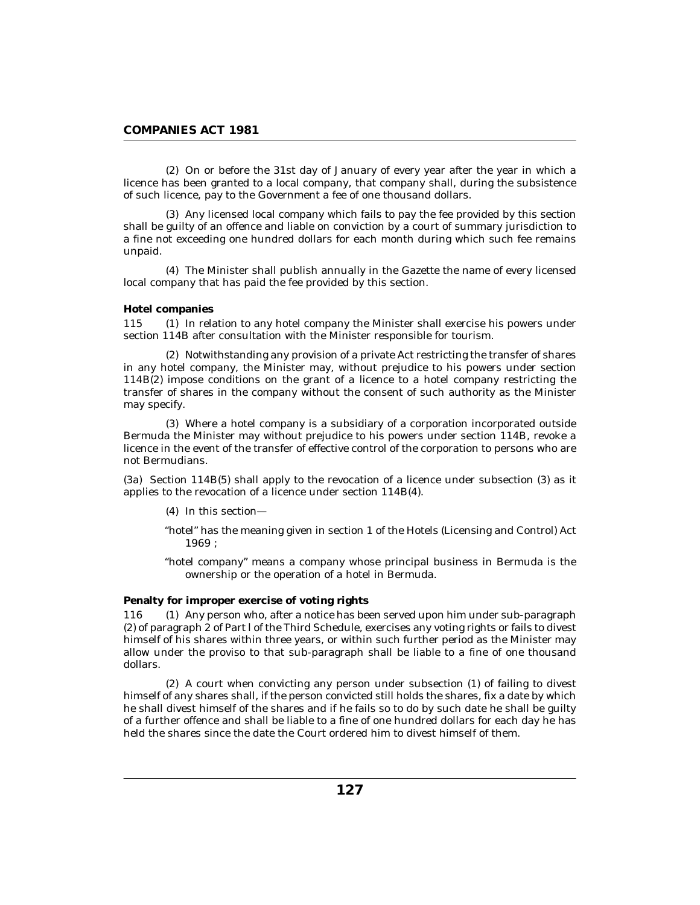(2) On or before the 31st day of January of every year after the year in which a licence has been granted to a local company, that company shall, during the subsistence of such licence, pay to the Government a fee of one thousand dollars.

(3) Any licensed local company which fails to pay the fee provided by this section shall be guilty of an offence and liable on conviction by a court of summary jurisdiction to a fine not exceeding one hundred dollars for each month during which such fee remains unpaid.

(4) The Minister shall publish annually in the Gazette the name of every licensed local company that has paid the fee provided by this section.

**Hotel companies**

115 (1) In relation to any hotel company the Minister shall exercise his powers under section 114B after consultation with the Minister responsible for tourism.

(2) Notwithstanding any provision of a private Act restricting the transfer of shares in any hotel company, the Minister may, without prejudice to his powers under section 114B(2) impose conditions on the grant of a licence to a hotel company restricting the transfer of shares in the company without the consent of such authority as the Minister may specify.

(3) Where a hotel company is a subsidiary of a corporation incorporated outside Bermuda the Minister may without prejudice to his powers under section 114B, revoke a licence in the event of the transfer of effective control of the corporation to persons who are not Bermudians.

(3a) Section 114B(5) shall apply to the revocation of a licence under subsection (3) as it applies to the revocation of a licence under section 114B(4).

(4) In this section—

"hotel" has the meaning given in section 1 of the Hotels (Licensing and Control) Act 1969 ;

"hotel company" means a company whose principal business in Bermuda is the ownership or the operation of a hotel in Bermuda.

**Penalty for improper exercise of voting rights**

116 (1) Any person who, after a notice has been served upon him under sub-paragraph (2) of paragraph 2 of Part I of the Third Schedule, exercises any voting rights or fails to divest himself of his shares within three years, or within such further period as the Minister may allow under the proviso to that sub-paragraph shall be liable to a fine of one thousand dollars.

(2) A court when convicting any person under subsection (1) of failing to divest himself of any shares shall, if the person convicted still holds the shares, fix a date by which he shall divest himself of the shares and if he fails so to do by such date he shall be guilty of a further offence and shall be liable to a fine of one hundred dollars for each day he has held the shares since the date the Court ordered him to divest himself of them.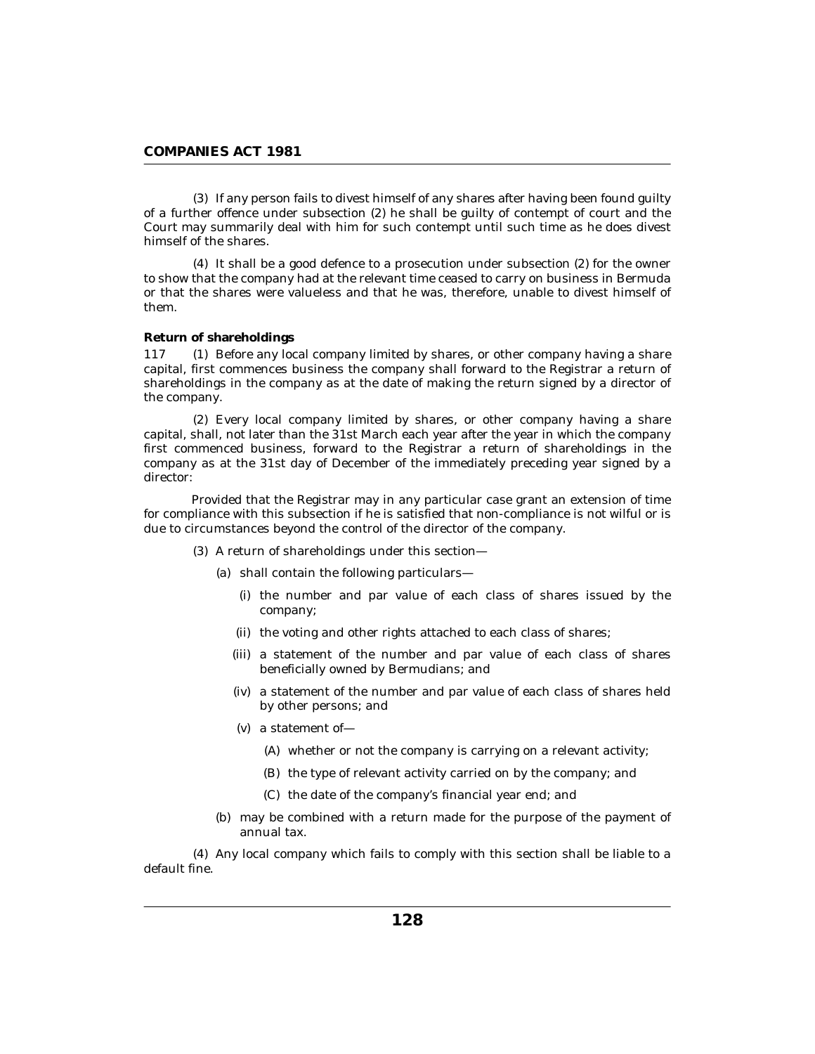(3) If any person fails to divest himself of any shares after having been found guilty of a further offence under subsection (2) he shall be guilty of contempt of court and the Court may summarily deal with him for such contempt until such time as he does divest himself of the shares.

(4) It shall be a good defence to a prosecution under subsection (2) for the owner to show that the company had at the relevant time ceased to carry on business in Bermuda or that the shares were valueless and that he was, therefore, unable to divest himself of them.

**Return of shareholdings**

117 (1) Before any local company limited by shares, or other company having a share capital, first commences business the company shall forward to the Registrar a return of shareholdings in the company as at the date of making the return signed by a director of the company.

(2) Every local company limited by shares, or other company having a share capital, shall, not later than the 31st March each year after the year in which the company first commenced business, forward to the Registrar a return of shareholdings in the company as at the 31st day of December of the immediately preceding year signed by a director:

Provided that the Registrar may in any particular case grant an extension of time for compliance with this subsection if he is satisfied that non-compliance is not wilful or is due to circumstances beyond the control of the director of the company.

(3) A return of shareholdings under this section—

(a) shall contain the following particulars—

(i) the number and par value of each class of shares issued by the company;

(ii) the voting and other rights attached to each class of shares;

(iii) a statement of the number and par value of each class of shares beneficially owned by Bermudians; and

(iv) a statement of the number and par value of each class of shares held by other persons; and

(v) a statement of—

(A) whether or not the company is carrying on a relevant activity;

(B) the type of relevant activity carried on by the company; and

(C) the date of the company's financial year end; and

(b) may be combined with a return made for the purpose of the payment of annual tax.

(4) Any local company which fails to comply with this section shall be liable to a default fine.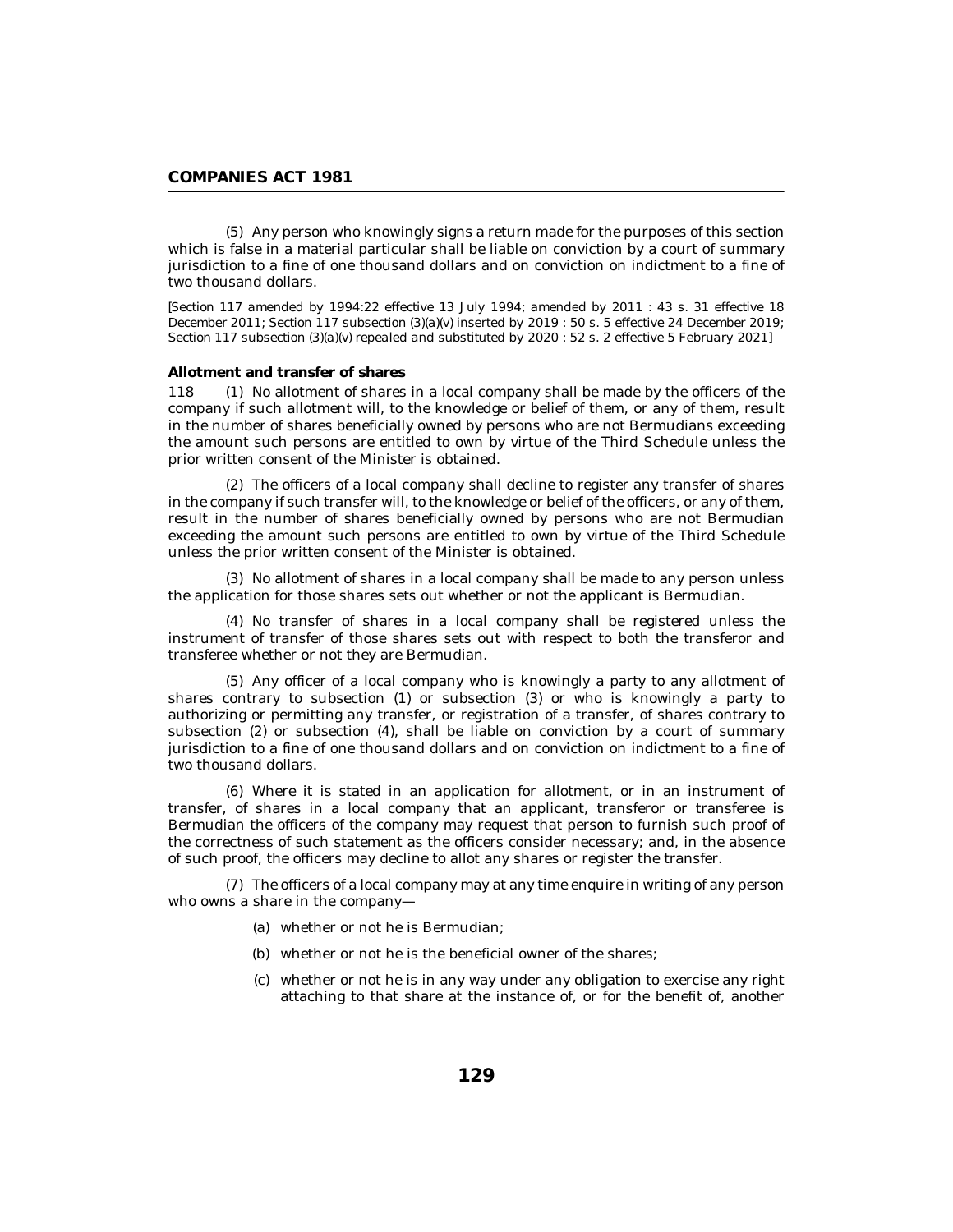(5) Any person who knowingly signs a return made for the purposes of this section which is false in a material particular shall be liable on conviction by a court of summary jurisdiction to a fine of one thousand dollars and on conviction on indictment to a fine of two thousand dollars.

[Section 117 amended by 1994:22 effective 13 July 1994; amended by 2011 : 43 s. 31 effective 18 December 2011; Section 117 subsection (3)(a)(v) inserted by 2019 : 50 s. 5 effective 24 December 2019; Section 117 subsection (3)(a)(v) repealed and substituted by 2020 : 52 s. 2 effective 5 February 2021]

**Allotment and transfer of shares**

118 (1) No allotment of shares in a local company shall be made by the officers of the company if such allotment will, to the knowledge or belief of them, or any of them, result in the number of shares beneficially owned by persons who are not Bermudians exceeding the amount such persons are entitled to own by virtue of the Third Schedule unless the prior written consent of the Minister is obtained.

(2) The officers of a local company shall decline to register any transfer of shares in the company if such transfer will, to the knowledge or belief of the officers, or any of them, result in the number of shares beneficially owned by persons who are not Bermudian exceeding the amount such persons are entitled to own by virtue of the Third Schedule unless the prior written consent of the Minister is obtained.

(3) No allotment of shares in a local company shall be made to any person unless the application for those shares sets out whether or not the applicant is Bermudian.

(4) No transfer of shares in a local company shall be registered unless the instrument of transfer of those shares sets out with respect to both the transferor and transferee whether or not they are Bermudian.

(5) Any officer of a local company who is knowingly a party to any allotment of shares contrary to subsection (1) or subsection (3) or who is knowingly a party to authorizing or permitting any transfer, or registration of a transfer, of shares contrary to subsection (2) or subsection (4), shall be liable on conviction by a court of summary jurisdiction to a fine of one thousand dollars and on conviction on indictment to a fine of two thousand dollars.

(6) Where it is stated in an application for allotment, or in an instrument of transfer, of shares in a local company that an applicant, transferor or transferee is Bermudian the officers of the company may request that person to furnish such proof of the correctness of such statement as the officers consider necessary; and, in the absence of such proof, the officers may decline to allot any shares or register the transfer.

(7) The officers of a local company may at any time enquire in writing of any person who owns a share in the company—

(a) whether or not he is Bermudian;

(b) whether or not he is the beneficial owner of the shares;

(c) whether or not he is in any way under any obligation to exercise any right attaching to that share at the instance of, or for the benefit of, another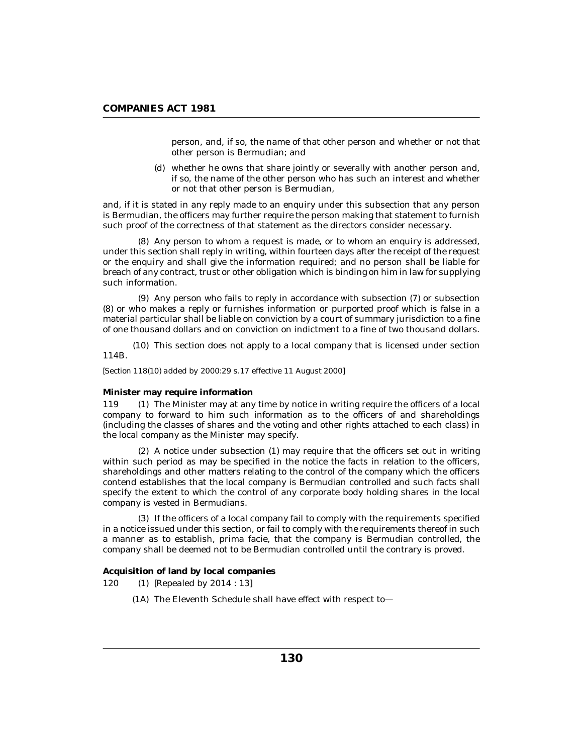person, and, if so, the name of that other person and whether or not that other person is Bermudian; and

(d) whether he owns that share jointly or severally with another person and, if so, the name of the other person who has such an interest and whether or not that other person is Bermudian,

and, if it is stated in any reply made to an enquiry under this subsection that any person is Bermudian, the officers may further require the person making that statement to furnish such proof of the correctness of that statement as the directors consider necessary.

(8) Any person to whom a request is made, or to whom an enquiry is addressed, under this section shall reply in writing, within fourteen days after the receipt of the request or the enquiry and shall give the information required; and no person shall be liable for breach of any contract, trust or other obligation which is binding on him in law for supplying such information.

(9) Any person who fails to reply in accordance with subsection (7) or subsection (8) or who makes a reply or furnishes information or purported proof which is false in a material particular shall be liable on conviction by a court of summary jurisdiction to a fine of one thousand dollars and on conviction on indictment to a fine of two thousand dollars.

(10) This section does not apply to a local company that is licensed under section 114B.

*[Section 118(10) added by 2000:29 s.17 effective 11 August 2000]*

**Minister may require information**

119 (1) The Minister may at any time by notice in writing require the officers of a local company to forward to him such information as to the officers of and shareholdings (including the classes of shares and the voting and other rights attached to each class) in the local company as the Minister may specify.

(2) A notice under subsection (1) may require that the officers set out in writing within such period as may be specified in the notice the facts in relation to the officers, shareholdings and other matters relating to the control of the company which the officers contend establishes that the local company is Bermudian controlled and such facts shall specify the extent to which the control of any corporate body holding shares in the local company is vested in Bermudians.

(3) If the officers of a local company fail to comply with the requirements specified in a notice issued under this section, or fail to comply with the requirements thereof in such a manner as to establish, prima facie, that the company is Bermudian controlled, the company shall be deemed not to be Bermudian controlled until the contrary is proved.

**Acquisition of land by local companies**

120 (1) [Repealed by 2014 : 13]

(1A) The Eleventh Schedule shall have effect with respect to—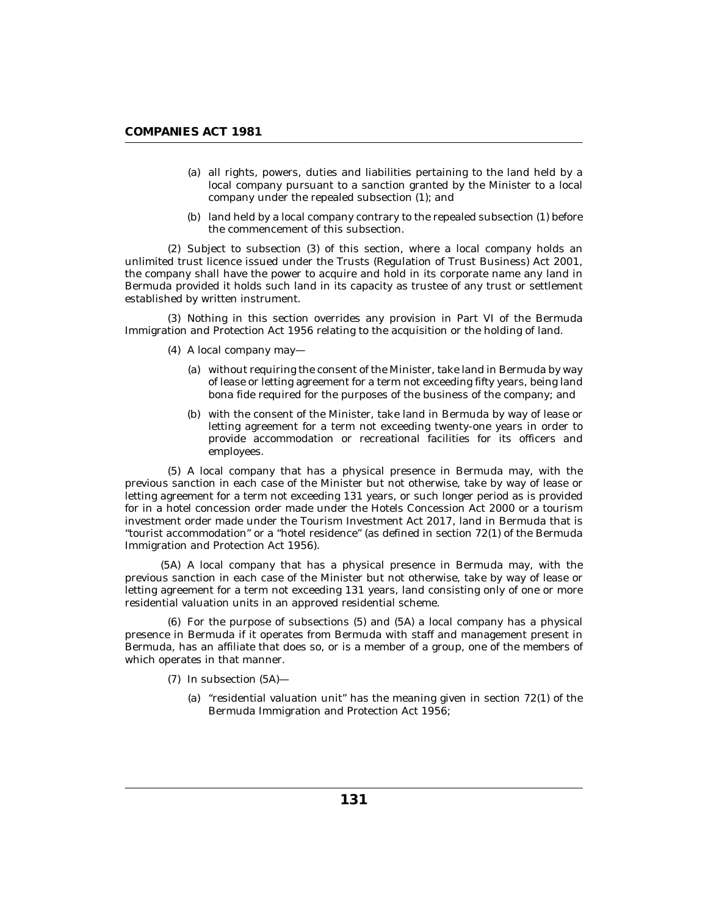(a) all rights, powers, duties and liabilities pertaining to the land held by a local company pursuant to a sanction granted by the Minister to a local company under the repealed subsection (1); and

(b) land held by a local company contrary to the repealed subsection (1) before the commencement of this subsection.

(2) Subject to subsection (3) of this section, where a local company holds an unlimited trust licence issued under the Trusts (Regulation of Trust Business) Act 2001, the company shall have the power to acquire and hold in its corporate name any land in Bermuda provided it holds such land in its capacity as trustee of any trust or settlement established by written instrument.

(3) Nothing in this section overrides any provision in Part VI of the Bermuda Immigration and Protection Act 1956 relating to the acquisition or the holding of land.

(4) A local company may—

(a) without requiring the consent of the Minister, take land in Bermuda by way of lease or letting agreement for a term not exceeding fifty years, being land bona fide required for the purposes of the business of the company; and

(b) with the consent of the Minister, take land in Bermuda by way of lease or letting agreement for a term not exceeding twenty-one years in order to provide accommodation or recreational facilities for its officers and employees.

(5) A local company that has a physical presence in Bermuda may, with the previous sanction in each case of the Minister but not otherwise, take by way of lease or letting agreement for a term not exceeding 131 years, or such longer period as is provided for in a hotel concession order made under the Hotels Concession Act 2000 or a tourism investment order made under the Tourism Investment Act 2017, land in Bermuda that is "tourist accommodation" or a "hotel residence" (as defined in section 72(1) of the Bermuda Immigration and Protection Act 1956).

(5A) A local company that has a physical presence in Bermuda may, with the previous sanction in each case of the Minister but not otherwise, take by way of lease or letting agreement for a term not exceeding 131 years, land consisting only of one or more residential valuation units in an approved residential scheme.

(6) For the purpose of subsections (5) and (5A) a local company has a physical presence in Bermuda if it operates from Bermuda with staff and management present in Bermuda, has an affiliate that does so, or is a member of a group, one of the members of which operates in that manner.

(7) In subsection (5A)—

(a) "residential valuation unit" has the meaning given in section 72(1) of the Bermuda Immigration and Protection Act 1956;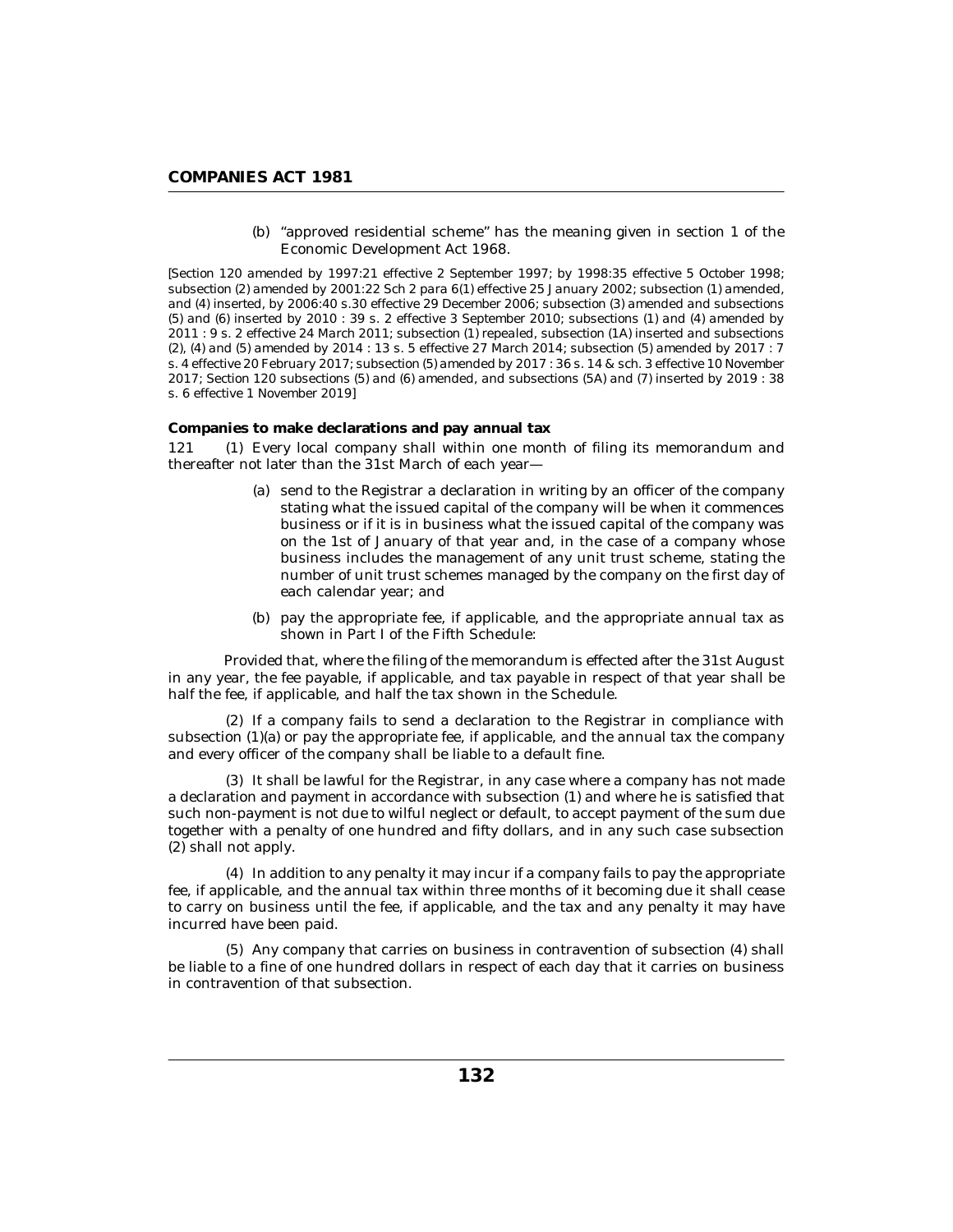(b) "approved residential scheme" has the meaning given in section 1 of the Economic Development Act 1968.

[Section 120 amended by 1997:21 effective 2 September 1997; by 1998:35 effective 5 October 1998; subsection (2) amended by 2001:22 Sch 2 para 6(1) effective 25 January 2002; subsection (1) amended, and (4) inserted, by 2006:40 s.30 effective 29 December 2006; subsection (3) amended and subsections (5) and (6) inserted by 2010 : 39 s. 2 effective 3 September 2010; subsections (1) and (4) amended by 2011 : 9 s. 2 effective 24 March 2011; subsection (1) repealed, subsection (1A) inserted and subsections (2), (4) and (5) amended by 2014 : 13 s. 5 effective 27 March 2014; subsection (5) amended by 2017 : 7 s. 4 effective 20 February 2017; subsection (5) amended by 2017 : 36 s. 14 & sch. 3 effective 10 November 2017; Section 120 subsections (5) and (6) amended, and subsections (5A) and (7) inserted by 2019 : 38 s. 6 effective 1 November 2019]

**Companies to make declarations and pay annual tax**

121 (1) Every local company shall within one month of filing its memorandum and thereafter not later than the 31st March of each year—

(a) send to the Registrar a declaration in writing by an officer of the company stating what the issued capital of the company will be when it commences business or if it is in business what the issued capital of the company was on the 1st of January of that year and, in the case of a company whose business includes the management of any unit trust scheme, stating the number of unit trust schemes managed by the company on the first day of each calendar year; and

(b) pay the appropriate fee, if applicable, and the appropriate annual tax as shown in Part I of the Fifth Schedule:

Provided that, where the filing of the memorandum is effected after the 31st August in any year, the fee payable, if applicable, and tax payable in respect of that year shall be half the fee, if applicable, and half the tax shown in the Schedule.

(2) If a company fails to send a declaration to the Registrar in compliance with subsection (1)(a) or pay the appropriate fee, if applicable, and the annual tax the company and every officer of the company shall be liable to a default fine.

(3) It shall be lawful for the Registrar, in any case where a company has not made a declaration and payment in accordance with subsection (1) and where he is satisfied that such non-payment is not due to wilful neglect or default, to accept payment of the sum due together with a penalty of one hundred and fifty dollars, and in any such case subsection (2) shall not apply.

(4) In addition to any penalty it may incur if a company fails to pay the appropriate fee, if applicable, and the annual tax within three months of it becoming due it shall cease to carry on business until the fee, if applicable, and the tax and any penalty it may have incurred have been paid.

(5) Any company that carries on business in contravention of subsection (4) shall be liable to a fine of one hundred dollars in respect of each day that it carries on business in contravention of that subsection.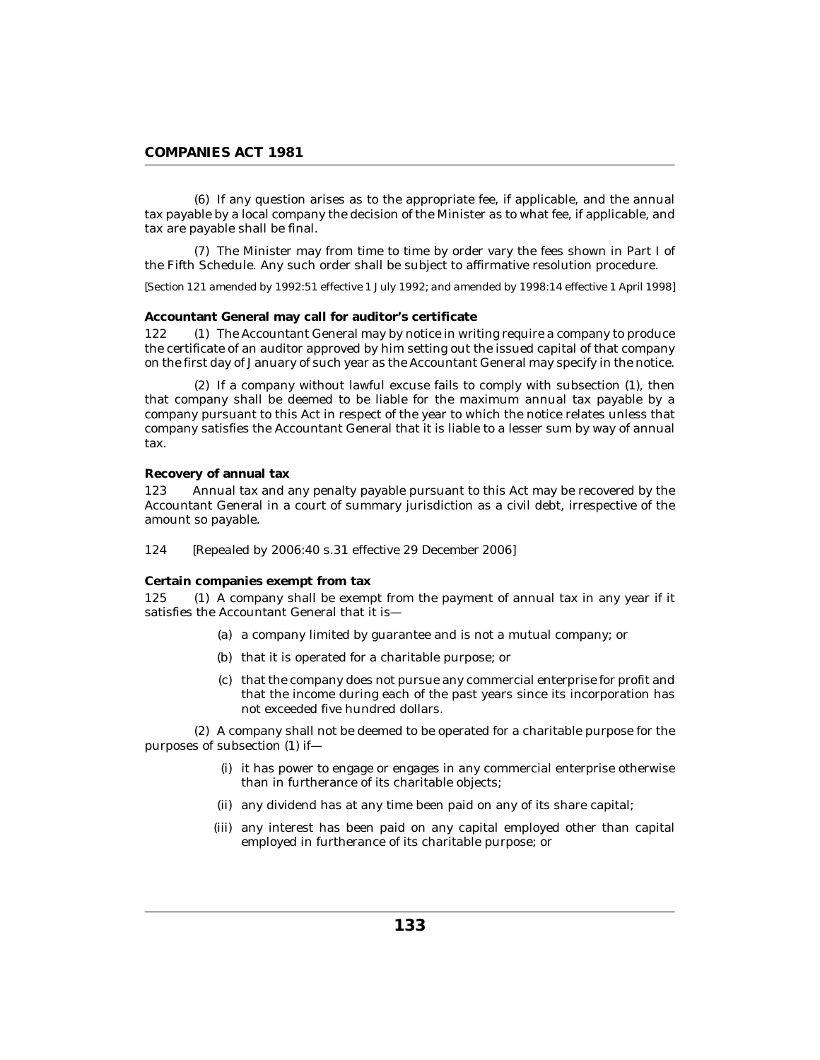(6) If any question arises as to the appropriate fee, if applicable, and the annual tax payable by a local company the decision of the Minister as to what fee, if applicable, and tax are payable shall be final.

(7) The Minister may from time to time by order vary the fees shown in Part I of the Fifth Schedule. Any such order shall be subject to affirmative resolution procedure.

*[Section 121 amended by 1992:51 effective 1 July 1992; and amended by 1998:14 effective 1 April 1998]*

**Accountant General may call for auditor's certificate**

122 (1) The Accountant General may by notice in writing require a company to produce the certificate of an auditor approved by him setting out the issued capital of that company on the first day of January of such year as the Accountant General may specify in the notice.

(2) If a company without lawful excuse fails to comply with subsection (1), then that company shall be deemed to be liable for the maximum annual tax payable by a company pursuant to this Act in respect of the year to which the notice relates unless that company satisfies the Accountant General that it is liable to a lesser sum by way of annual tax.

**Recovery of annual tax**

123 Annual tax and any penalty payable pursuant to this Act may be recovered by the Accountant General in a court of summary jurisdiction as a civil debt, irrespective of the amount so payable.

124 [Repealed by 2006:40 s.31 effective 29 December 2006]

**Certain companies exempt from tax**

125 (1) A company shall be exempt from the payment of annual tax in any year if it satisfies the Accountant General that it is—

(a) a company limited by guarantee and is not a mutual company; or

(b) that it is operated for a charitable purpose; or

(c) that the company does not pursue any commercial enterprise for profit and that the income during each of the past years since its incorporation has not exceeded five hundred dollars.

(2) A company shall not be deemed to be operated for a charitable purpose for the purposes of subsection (1) if—

(i) it has power to engage or engages in any commercial enterprise otherwise than in furtherance of its charitable objects;

(ii) any dividend has at any time been paid on any of its share capital;

(iii) any interest has been paid on any capital employed other than capital employed in furtherance of its charitable purpose; or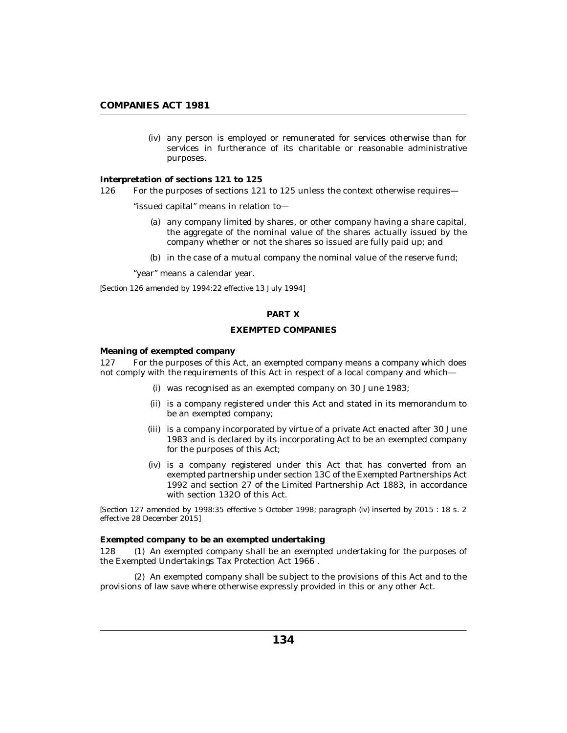(iv) any person is employed or remunerated for services otherwise than for services in furtherance of its charitable or reasonable administrative purposes.

**Interpretation of sections 121 to 125**

126 For the purposes of sections 121 to 125 unless the context otherwise requires—

"issued capital" means in relation to—

(a) any company limited by shares, or other company having a share capital, the aggregate of the nominal value of the shares actually issued by the company whether or not the shares so issued are fully paid up; and

(b) in the case of a mutual company the nominal value of the reserve fund;

"year" means a calendar year.

*[Section 126 amended by 1994:22 effective 13 July 1994]*

## PART X

## EXEMPTED COMPANIES

**Meaning of exempted company**

127 For the purposes of this Act, an exempted company means a company which does not comply with the requirements of this Act in respect of a local company and which—

(i) was recognised as an exempted company on 30 June 1983;

(ii) is a company registered under this Act and stated in its memorandum to be an exempted company;

(iii) is a company incorporated by virtue of a private Act enacted after 30 June 1983 and is declared by its incorporating Act to be an exempted company for the purposes of this Act;

(iv) is a company registered under this Act that has converted from an exempted partnership under section 13C of the Exempted Partnerships Act 1992 and section 27 of the Limited Partnership Act 1883, in accordance with section 132O of this Act.

*[Section 127 amended by 1998:35 effective 5 October 1998; paragraph (iv) inserted by 2015 : 18 s. 2 effective 28 December 2015]*

**Exempted company to be an exempted undertaking**

128 (1) An exempted company shall be an exempted undertaking for the purposes of the Exempted Undertakings Tax Protection Act 1966 .

(2) An exempted company shall be subject to the provisions of this Act and to the provisions of law save where otherwise expressly provided in this or any other Act.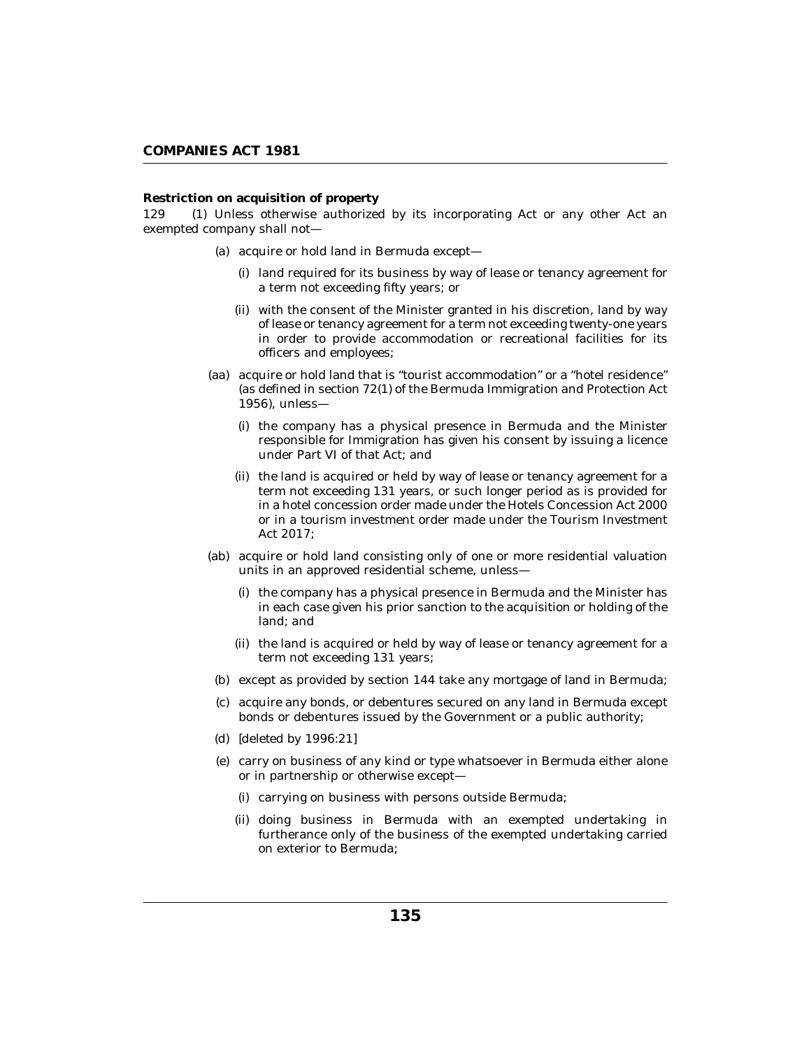**Restriction on acquisition of property**

129 (1) Unless otherwise authorized by its incorporating Act or any other Act an exempted company shall not—

(a) acquire or hold land in Bermuda except—

(i) land required for its business by way of lease or tenancy agreement for a term not exceeding fifty years; or

(ii) with the consent of the Minister granted in his discretion, land by way of lease or tenancy agreement for a term not exceeding twenty-one years in order to provide accommodation or recreational facilities for its officers and employees;

(aa) acquire or hold land that is "tourist accommodation" or a "hotel residence" (as defined in section 72(1) of the Bermuda Immigration and Protection Act 1956), unless—

(i) the company has a physical presence in Bermuda and the Minister responsible for Immigration has given his consent by issuing a licence under Part VI of that Act; and

(ii) the land is acquired or held by way of lease or tenancy agreement for a term not exceeding 131 years, or such longer period as is provided for in a hotel concession order made under the Hotels Concession Act 2000 or in a tourism investment order made under the Tourism Investment Act 2017;

(ab) acquire or hold land consisting only of one or more residential valuation units in an approved residential scheme, unless—

(i) the company has a physical presence in Bermuda and the Minister has in each case given his prior sanction to the acquisition or holding of the land; and

(ii) the land is acquired or held by way of lease or tenancy agreement for a term not exceeding 131 years;

(b) except as provided by section 144 take any mortgage of land in Bermuda;

(c) acquire any bonds, or debentures secured on any land in Bermuda except bonds or debentures issued by the Government or a public authority;

(d) [deleted by 1996:21]

(e) carry on business of any kind or type whatsoever in Bermuda either alone or in partnership or otherwise except—

(i) carrying on business with persons outside Bermuda;

(ii) doing business in Bermuda with an exempted undertaking in furtherance only of the business of the exempted undertaking carried on exterior to Bermuda;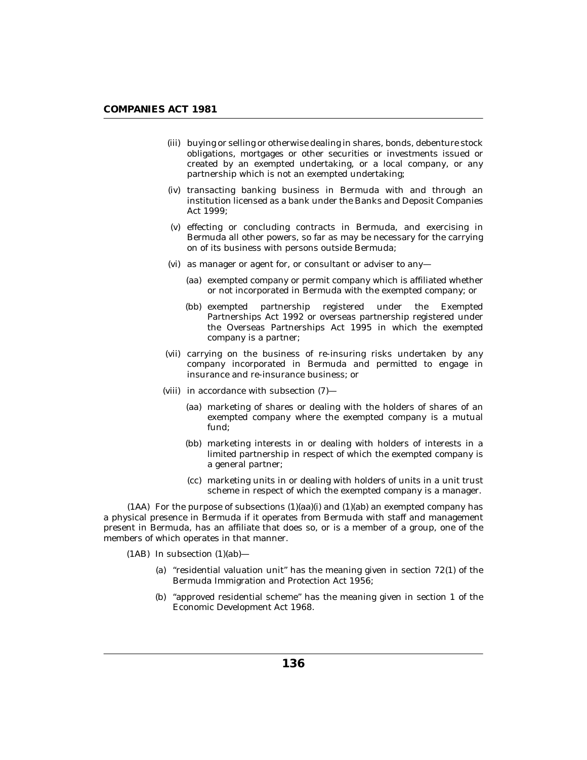(iii) buying or selling or otherwise dealing in shares, bonds, debenture stock obligations, mortgages or other securities or investments issued or created by an exempted undertaking, or a local company, or any partnership which is not an exempted undertaking;

(iv) transacting banking business in Bermuda with and through an institution licensed as a bank under the Banks and Deposit Companies Act 1999;

(v) effecting or concluding contracts in Bermuda, and exercising in Bermuda all other powers, so far as may be necessary for the carrying on of its business with persons outside Bermuda;

(vi) as manager or agent for, or consultant or adviser to any—

(aa) exempted company or permit company which is affiliated whether or not incorporated in Bermuda with the exempted company; or

(bb) exempted partnership registered under the Exempted Partnerships Act 1992 or overseas partnership registered under the Overseas Partnerships Act 1995 in which the exempted company is a partner;

(vii) carrying on the business of re-insuring risks undertaken by any company incorporated in Bermuda and permitted to engage in insurance and re-insurance business; or

(viii) in accordance with subsection (7)—

(aa) marketing of shares or dealing with the holders of shares of an exempted company where the exempted company is a mutual fund;

(bb) marketing interests in or dealing with holders of interests in a limited partnership in respect of which the exempted company is a general partner;

(cc) marketing units in or dealing with holders of units in a unit trust scheme in respect of which the exempted company is a manager.

(1AA) For the purpose of subsections (1)(aa)(i) and (1)(ab) an exempted company has a physical presence in Bermuda if it operates from Bermuda with staff and management present in Bermuda, has an affiliate that does so, or is a member of a group, one of the members of which operates in that manner.

(1AB) In subsection (1)(ab)—

(a) "residential valuation unit" has the meaning given in section 72(1) of the Bermuda Immigration and Protection Act 1956;

(b) "approved residential scheme" has the meaning given in section 1 of the Economic Development Act 1968.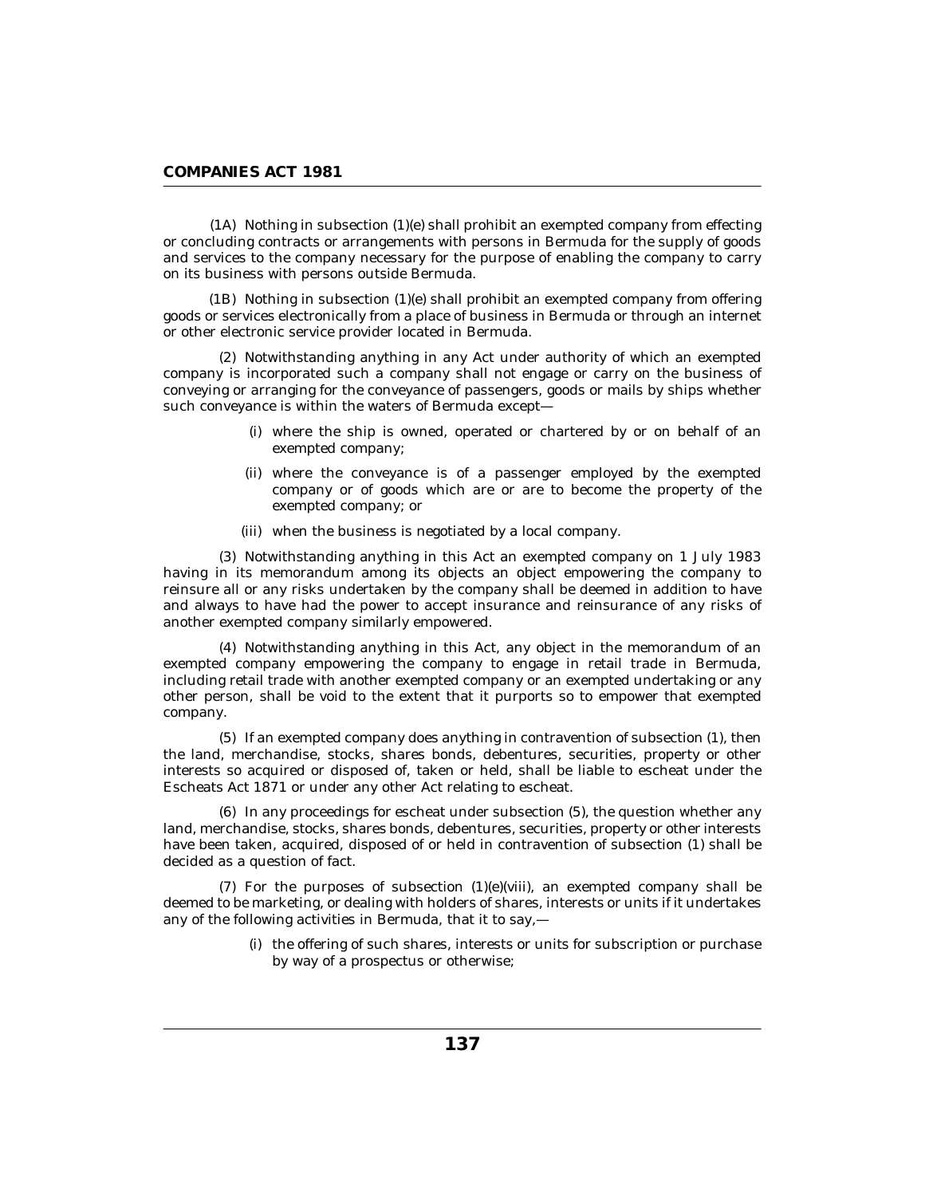(1A) Nothing in subsection (1)(e) shall prohibit an exempted company from effecting or concluding contracts or arrangements with persons in Bermuda for the supply of goods and services to the company necessary for the purpose of enabling the company to carry on its business with persons outside Bermuda.

(1B) Nothing in subsection (1)(e) shall prohibit an exempted company from offering goods or services electronically from a place of business in Bermuda or through an internet or other electronic service provider located in Bermuda.

(2) Notwithstanding anything in any Act under authority of which an exempted company is incorporated such a company shall not engage or carry on the business of conveying or arranging for the conveyance of passengers, goods or mails by ships whether such conveyance is within the waters of Bermuda except—

- (i) where the ship is owned, operated or chartered by or on behalf of an exempted company;
- (ii) where the conveyance is of a passenger employed by the exempted company or of goods which are or are to become the property of the exempted company; or
- (iii) when the business is negotiated by a local company.

(3) Notwithstanding anything in this Act an exempted company on 1 July 1983 having in its memorandum among its objects an object empowering the company to reinsure all or any risks undertaken by the company shall be deemed in addition to have and always to have had the power to accept insurance and reinsurance of any risks of another exempted company similarly empowered.

(4) Notwithstanding anything in this Act, any object in the memorandum of an exempted company empowering the company to engage in retail trade in Bermuda, including retail trade with another exempted company or an exempted undertaking or any other person, shall be void to the extent that it purports so to empower that exempted company.

(5) If an exempted company does anything in contravention of subsection (1), then the land, merchandise, stocks, shares bonds, debentures, securities, property or other interests so acquired or disposed of, taken or held, shall be liable to escheat under the Escheats Act 1871 or under any other Act relating to escheat.

(6) In any proceedings for escheat under subsection (5), the question whether any land, merchandise, stocks, shares bonds, debentures, securities, property or other interests have been taken, acquired, disposed of or held in contravention of subsection (1) shall be decided as a question of fact.

(7) For the purposes of subsection (1)(e)(viii), an exempted company shall be deemed to be marketing, or dealing with holders of shares, interests or units if it undertakes any of the following activities in Bermuda, that it to say,—

- (i) the offering of such shares, interests or units for subscription or purchase by way of a prospectus or otherwise;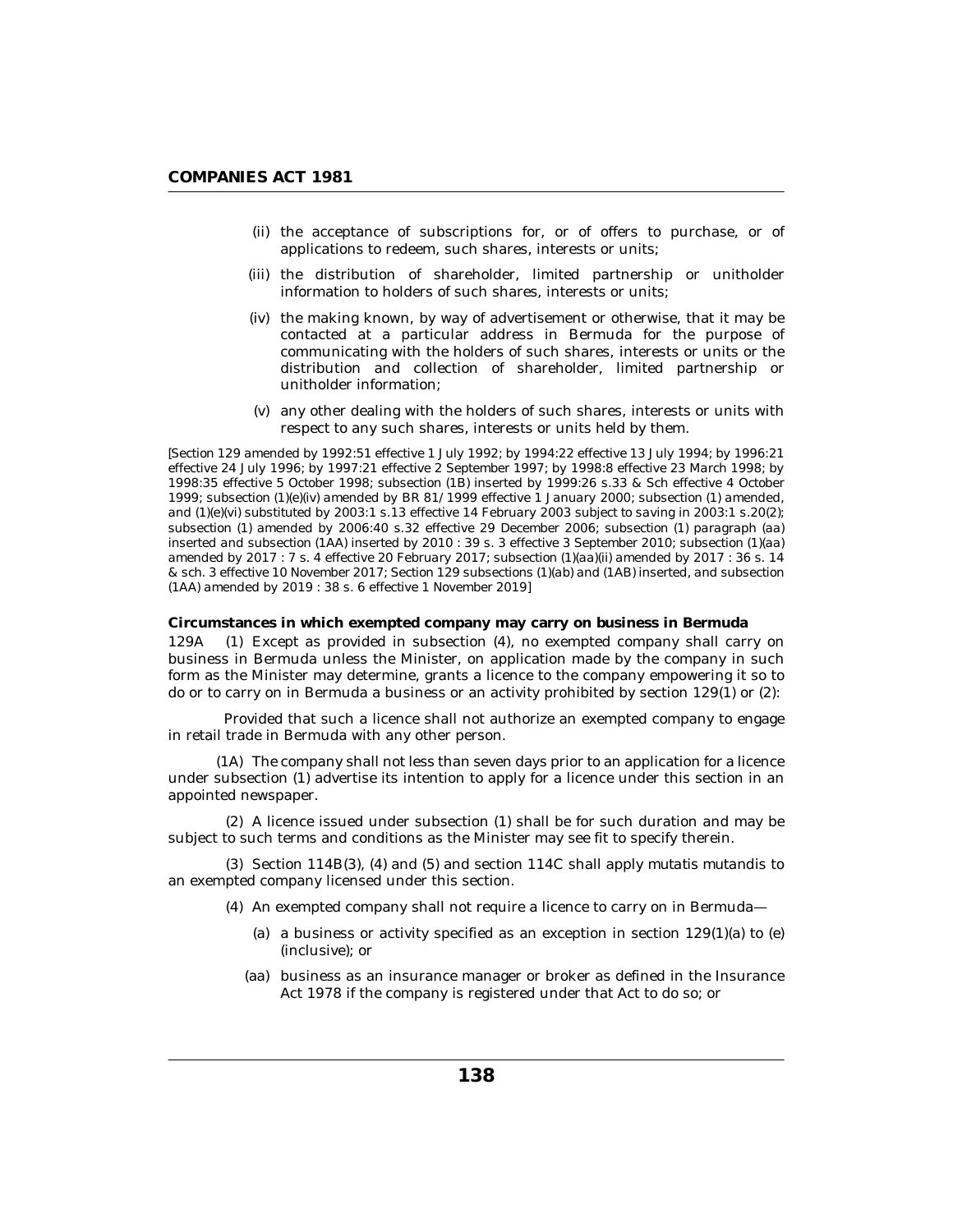(ii) the acceptance of subscriptions for, or of offers to purchase, or of applications to redeem, such shares, interests or units;

(iii) the distribution of shareholder, limited partnership or unitholder information to holders of such shares, interests or units;

(iv) the making known, by way of advertisement or otherwise, that it may be contacted at a particular address in Bermuda for the purpose of communicating with the holders of such shares, interests or units or the distribution and collection of shareholder, limited partnership or unitholder information;

(v) any other dealing with the holders of such shares, interests or units with respect to any such shares, interests or units held by them.

*[Section 129 amended by 1992:51 effective 1 July 1992; by 1994:22 effective 13 July 1994; by 1996:21 effective 24 July 1996; by 1997:21 effective 2 September 1997; by 1998:8 effective 23 March 1998; by 1998:35 effective 5 October 1998; subsection (1B) inserted by 1999:26 s.33 & Sch effective 4 October 1999; subsection (1)(e)(iv) amended by BR 81/ 1999 effective 1 January 2000; subsection (1) amended, and (1)(e)(vi) substituted by 2003:1 s.13 effective 14 February 2003 subject to saving in 2003:1 s.20(2); subsection (1) amended by 2006:40 s.32 effective 29 December 2006; subsection (1) paragraph (aa) inserted and subsection (1AA) inserted by 2010 : 39 s. 3 effective 3 September 2010; subsection (1)(aa) amended by 2017 : 7 s. 4 effective 20 February 2017; subsection (1)(aa)(ii) amended by 2017 : 36 s. 14 & sch. 3 effective 10 November 2017; Section 129 subsections (1)(ab) and (1AB) inserted, and subsection (1AA) amended by 2019 : 38 s. 6 effective 1 November 2019]*

**Circumstances in which exempted company may carry on business in Bermuda**

129A (1) Except as provided in subsection (4), no exempted company shall carry on business in Bermuda unless the Minister, on application made by the company in such form as the Minister may determine, grants a licence to the company empowering it so to do or to carry on in Bermuda a business or an activity prohibited by section 129(1) or (2):

Provided that such a licence shall not authorize an exempted company to engage in retail trade in Bermuda with any other person.

(1A) The company shall not less than seven days prior to an application for a licence under subsection (1) advertise its intention to apply for a licence under this section in an appointed newspaper.

(2) A licence issued under subsection (1) shall be for such duration and may be subject to such terms and conditions as the Minister may see fit to specify therein.

(3) Section 114B(3), (4) and (5) and section 114C shall apply mutatis mutandis to an exempted company licensed under this section.

(4) An exempted company shall not require a licence to carry on in Bermuda—

(a) a business or activity specified as an exception in section 129(1)(a) to (e) (inclusive); or

(aa) business as an insurance manager or broker as defined in the Insurance Act 1978 if the company is registered under that Act to do so; or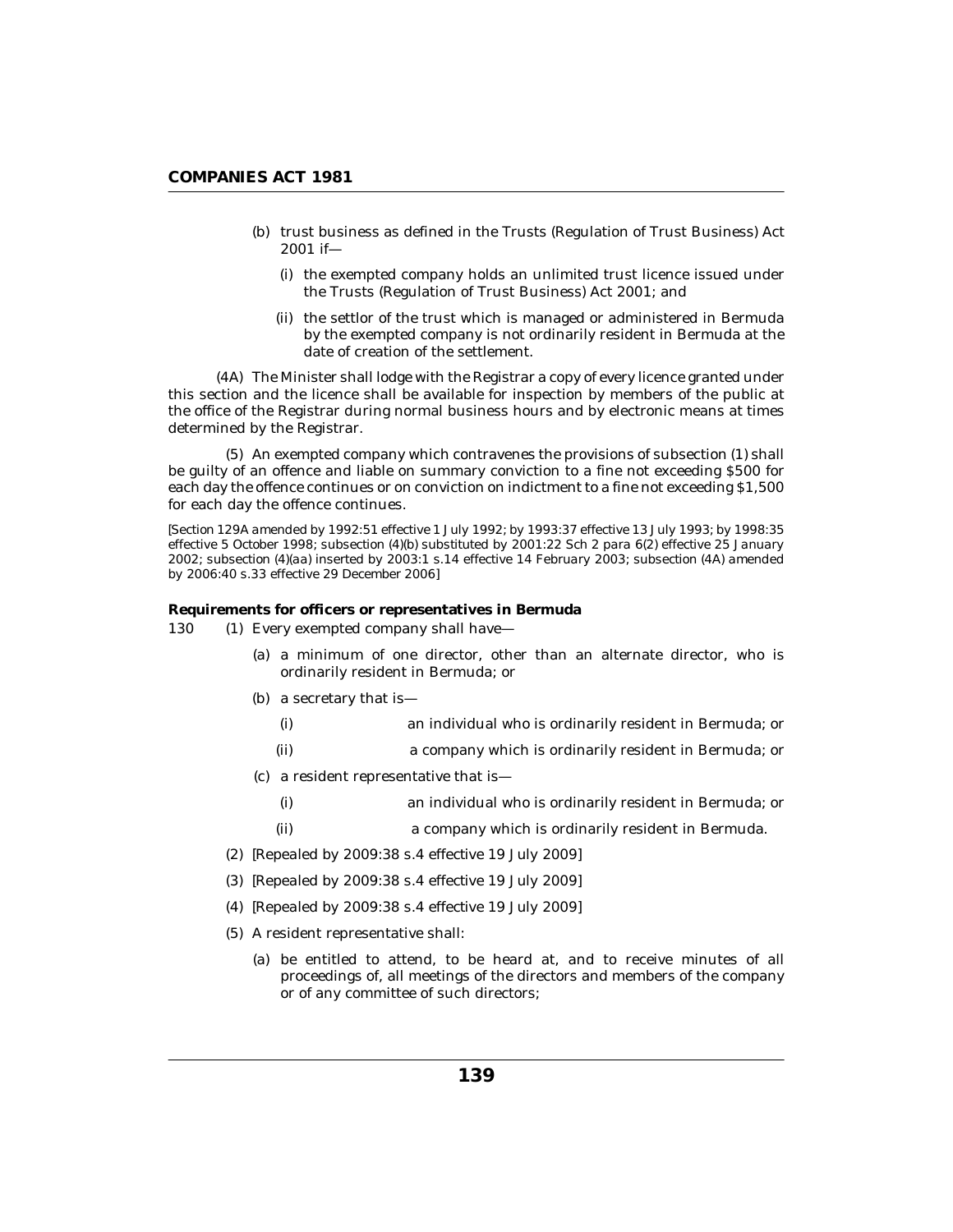(b) trust business as defined in the Trusts (Regulation of Trust Business) Act 2001 if—

(i) the exempted company holds an unlimited trust licence issued under the Trusts (Regulation of Trust Business) Act 2001; and

(ii) the settlor of the trust which is managed or administered in Bermuda by the exempted company is not ordinarily resident in Bermuda at the date of creation of the settlement.

(4A) The Minister shall lodge with the Registrar a copy of every licence granted under this section and the licence shall be available for inspection by members of the public at the office of the Registrar during normal business hours and by electronic means at times determined by the Registrar.

(5) An exempted company which contravenes the provisions of subsection (1) shall be guilty of an offence and liable on summary conviction to a fine not exceeding $500 for each day the offence continues or on conviction on indictment to a fine not exceeding $1,500 for each day the offence continues.

*[Section 129A amended by 1992:51 effective 1 July 1992; by 1993:37 effective 13 July 1993; by 1998:35 effective 5 October 1998; subsection (4)(b) substituted by 2001:22 Sch 2 para 6(2) effective 25 January 2002; subsection (4)(aa) inserted by 2003:1 s.14 effective 14 February 2003; subsection (4A) amended by 2006:40 s.33 effective 29 December 2006]*

**Requirements for officers or representatives in Bermuda**

130 (1) Every exempted company shall have—

(a) a minimum of one director, other than an alternate director, who is ordinarily resident in Bermuda; or

(b) a secretary that is—

(i) an individual who is ordinarily resident in Bermuda; or

(ii) a company which is ordinarily resident in Bermuda; or

(c) a resident representative that is—

(i) an individual who is ordinarily resident in Bermuda; or

(ii) a company which is ordinarily resident in Bermuda.

(2) *[Repealed by 2009:38 s.4 effective 19 July 2009]*

(3) *[Repealed by 2009:38 s.4 effective 19 July 2009]*

(4) *[Repealed by 2009:38 s.4 effective 19 July 2009]*

(5) A resident representative shall:

(a) be entitled to attend, to be heard at, and to receive minutes of all proceedings of, all meetings of the directors and members of the company or of any committee of such directors;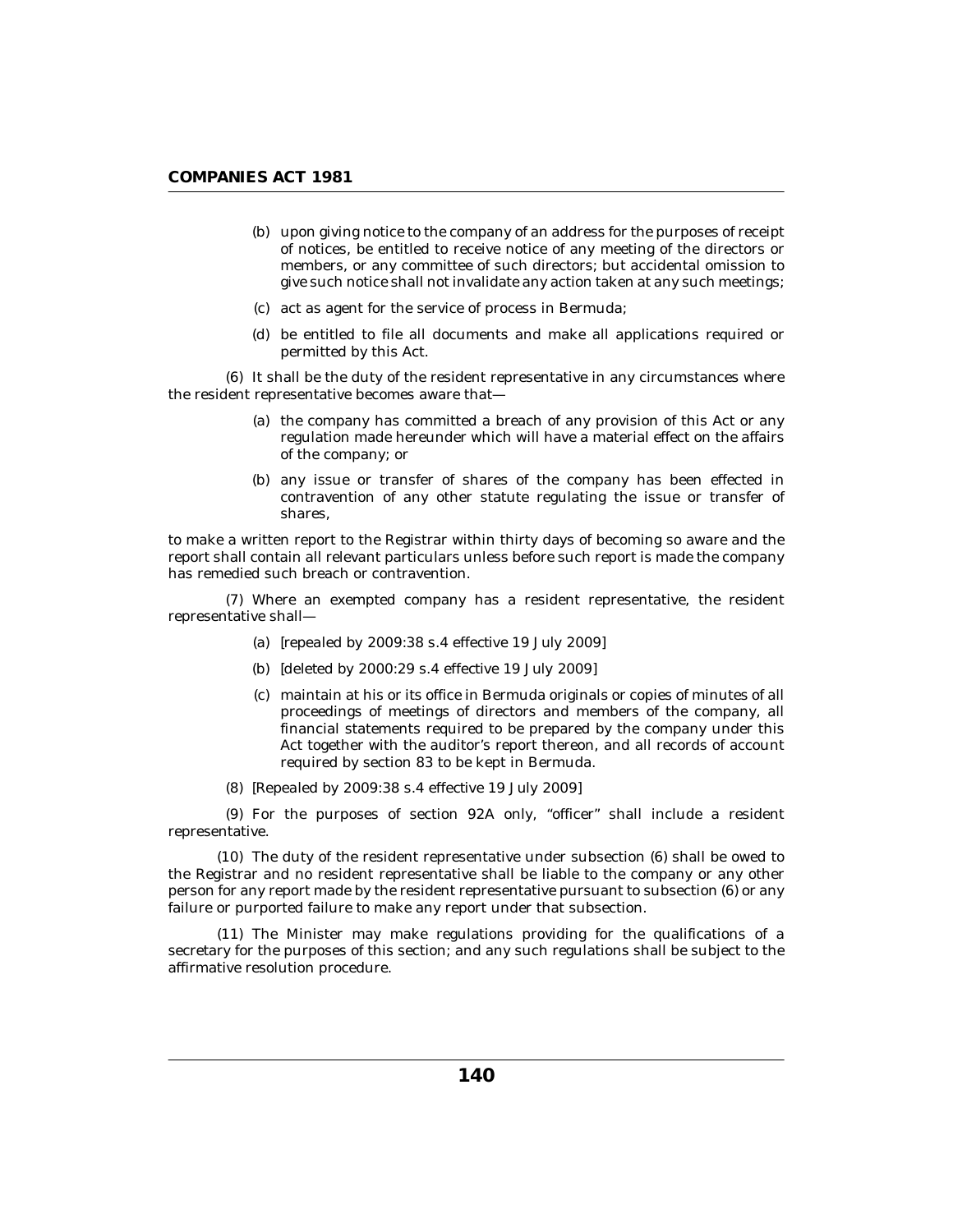(b) upon giving notice to the company of an address for the purposes of receipt of notices, be entitled to receive notice of any meeting of the directors or members, or any committee of such directors; but accidental omission to give such notice shall not invalidate any action taken at any such meetings;

(c) act as agent for the service of process in Bermuda;

(d) be entitled to file all documents and make all applications required or permitted by this Act.

(6) It shall be the duty of the resident representative in any circumstances where the resident representative becomes aware that—

(a) the company has committed a breach of any provision of this Act or any regulation made hereunder which will have a material effect on the affairs of the company; or

(b) any issue or transfer of shares of the company has been effected in contravention of any other statute regulating the issue or transfer of shares,

to make a written report to the Registrar within thirty days of becoming so aware and the report shall contain all relevant particulars unless before such report is made the company has remedied such breach or contravention.

(7) Where an exempted company has a resident representative, the resident representative shall—

(a) [repealed by 2009:38 s.4 effective 19 July 2009]

(b) [deleted by 2000:29 s.4 effective 19 July 2009]

(c) maintain at his or its office in Bermuda originals or copies of minutes of all proceedings of meetings of directors and members of the company, all financial statements required to be prepared by the company under this Act together with the auditor's report thereon, and all records of account required by section 83 to be kept in Bermuda.

(8) [Repealed by 2009:38 s.4 effective 19 July 2009]

(9) For the purposes of section 92A only, "officer" shall include a resident representative.

(10) The duty of the resident representative under subsection (6) shall be owed to the Registrar and no resident representative shall be liable to the company or any other person for any report made by the resident representative pursuant to subsection (6) or any failure or purported failure to make any report under that subsection.

(11) The Minister may make regulations providing for the qualifications of a secretary for the purposes of this section; and any such regulations shall be subject to the affirmative resolution procedure.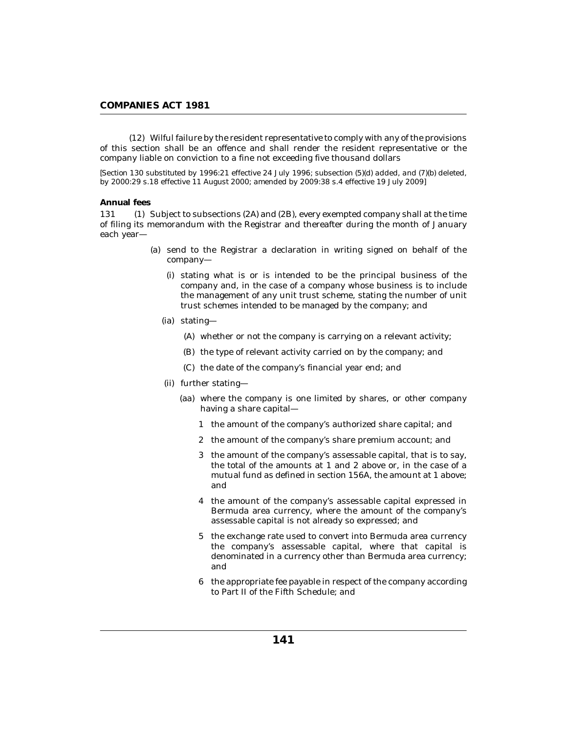(12) Wilful failure by the resident representative to comply with any of the provisions of this section shall be an offence and shall render the resident representative or the company liable on conviction to a fine not exceeding five thousand dollars

[Section 130 substituted by 1996:21 effective 24 July 1996; subsection (5)(d) added, and (7)(b) deleted, by 2000:29 s.18 effective 11 August 2000; amended by 2009:38 s.4 effective 19 July 2009]

**Annual fees**

131 (1) Subject to subsections (2A) and (2B), every exempted company shall at the time of filing its memorandum with the Registrar and thereafter during the month of January each year—

(a) send to the Registrar a declaration in writing signed on behalf of the company—

(i) stating what is or is intended to be the principal business of the company and, in the case of a company whose business is to include the management of any unit trust scheme, stating the number of unit trust schemes intended to be managed by the company; and

(ia) stating—

(A) whether or not the company is carrying on a relevant activity;

(B) the type of relevant activity carried on by the company; and

(C) the date of the company's financial year end; and

(ii) further stating—

(aa) where the company is one limited by shares, or other company having a share capital—

1 the amount of the company's authorized share capital; and

2 the amount of the company's share premium account; and

3 the amount of the company's assessable capital, that is to say, the total of the amounts at 1 and 2 above or, in the case of a mutual fund as defined in section 156A, the amount at 1 above; and

4 the amount of the company's assessable capital expressed in Bermuda area currency, where the amount of the company's assessable capital is not already so expressed; and

5 the exchange rate used to convert into Bermuda area currency the company's assessable capital, where that capital is denominated in a currency other than Bermuda area currency; and

6 the appropriate fee payable in respect of the company according to Part II of the Fifth Schedule; and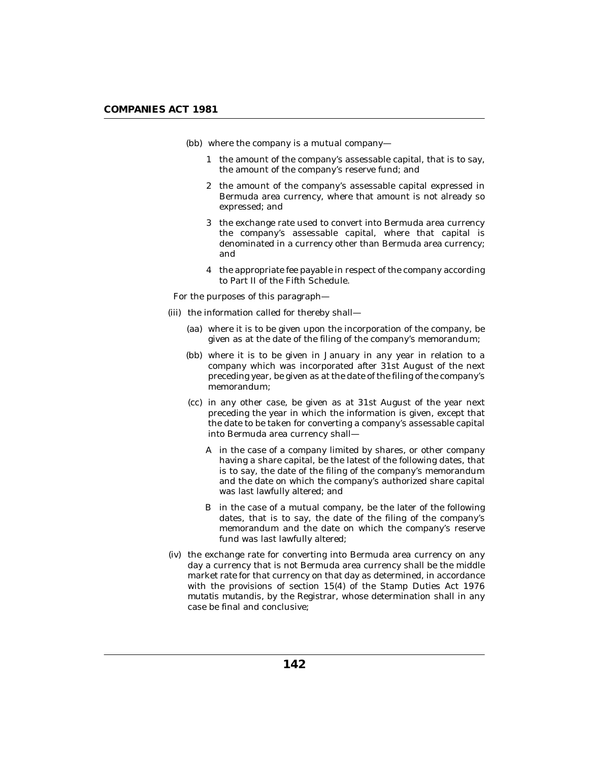(bb) where the company is a mutual company—

1 the amount of the company's assessable capital, that is to say, the amount of the company's reserve fund; and

2 the amount of the company's assessable capital expressed in Bermuda area currency, where that amount is not already so expressed; and

3 the exchange rate used to convert into Bermuda area currency the company's assessable capital, where that capital is denominated in a currency other than Bermuda area currency; and

4 the appropriate fee payable in respect of the company according to Part II of the Fifth Schedule.

For the purposes of this paragraph—

(iii) the information called for thereby shall—

(aa) where it is to be given upon the incorporation of the company, be given as at the date of the filing of the company's memorandum;

(bb) where it is to be given in January in any year in relation to a company which was incorporated after 31st August of the next preceding year, be given as at the date of the filing of the company's memorandum;

(cc) in any other case, be given as at 31st August of the year next preceding the year in which the information is given, except that the date to be taken for converting a company's assessable capital into Bermuda area currency shall—

A in the case of a company limited by shares, or other company having a share capital, be the latest of the following dates, that is to say, the date of the filing of the company's memorandum and the date on which the company's authorized share capital was last lawfully altered; and

B in the case of a mutual company, be the later of the following dates, that is to say, the date of the filing of the company's memorandum and the date on which the company's reserve fund was last lawfully altered;

(iv) the exchange rate for converting into Bermuda area currency on any day a currency that is not Bermuda area currency shall be the middle market rate for that currency on that day as determined, in accordance with the provisions of section 15(4) of the Stamp Duties Act 1976 mutatis mutandis, by the Registrar, whose determination shall in any case be final and conclusive;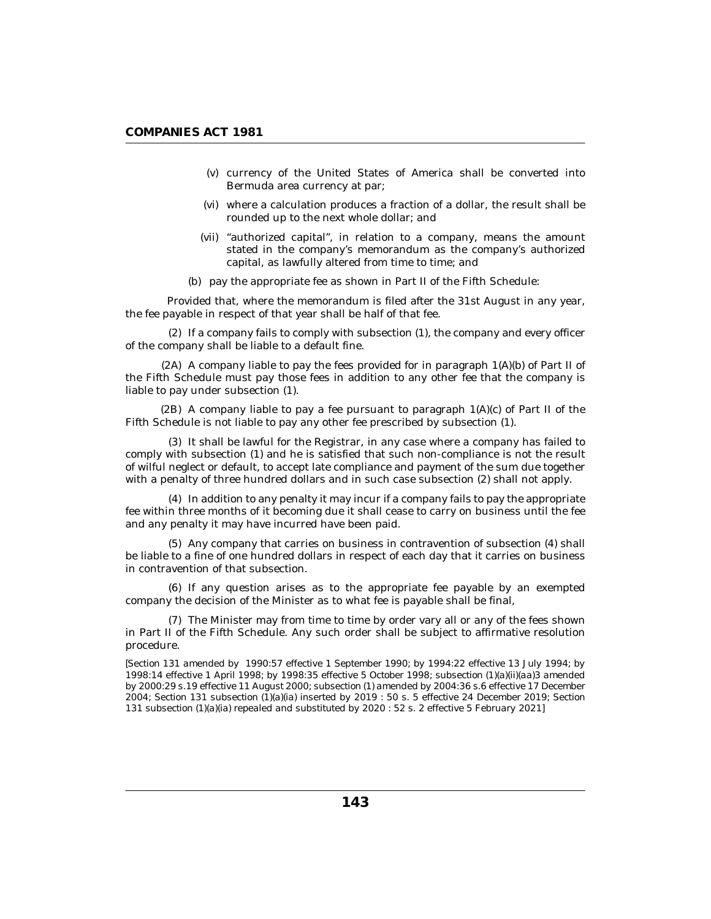(v) currency of the United States of America shall be converted into Bermuda area currency at par;

(vi) where a calculation produces a fraction of a dollar, the result shall be rounded up to the next whole dollar; and

(vii) "authorized capital", in relation to a company, means the amount stated in the company's memorandum as the company's authorized capital, as lawfully altered from time to time; and

(b) pay the appropriate fee as shown in Part II of the Fifth Schedule:

Provided that, where the memorandum is filed after the 31st August in any year, the fee payable in respect of that year shall be half of that fee.

(2) If a company fails to comply with subsection (1), the company and every officer of the company shall be liable to a default fine.

(2A) A company liable to pay the fees provided for in paragraph 1(A)(b) of Part II of the Fifth Schedule must pay those fees in addition to any other fee that the company is liable to pay under subsection (1).

(2B) A company liable to pay a fee pursuant to paragraph 1(A)(c) of Part II of the Fifth Schedule is not liable to pay any other fee prescribed by subsection (1).

(3) It shall be lawful for the Registrar, in any case where a company has failed to comply with subsection (1) and he is satisfied that such non-compliance is not the result of wilful neglect or default, to accept late compliance and payment of the sum due together with a penalty of three hundred dollars and in such case subsection (2) shall not apply.

(4) In addition to any penalty it may incur if a company fails to pay the appropriate fee within three months of it becoming due it shall cease to carry on business until the fee and any penalty it may have incurred have been paid.

(5) Any company that carries on business in contravention of subsection (4) shall be liable to a fine of one hundred dollars in respect of each day that it carries on business in contravention of that subsection.

(6) If any question arises as to the appropriate fee payable by an exempted company the decision of the Minister as to what fee is payable shall be final,

(7) The Minister may from time to time by order vary all or any of the fees shown in Part II of the Fifth Schedule. Any such order shall be subject to affirmative resolution procedure.

[Section 131 amended by 1990:57 effective 1 September 1990; by 1994:22 effective 13 July 1994; by 1998:14 effective 1 April 1998; by 1998:35 effective 5 October 1998; subsection (1)(a)(ii)(aa)3 amended by 2000:29 s.19 effective 11 August 2000; subsection (1) amended by 2004:36 s.6 effective 17 December 2004; Section 131 subsection (1)(a)(ia) inserted by 2019 : 50 s. 5 effective 24 December 2019; Section 131 subsection (1)(a)(ia) repealed and substituted by 2020 : 52 s. 2 effective 5 February 2021]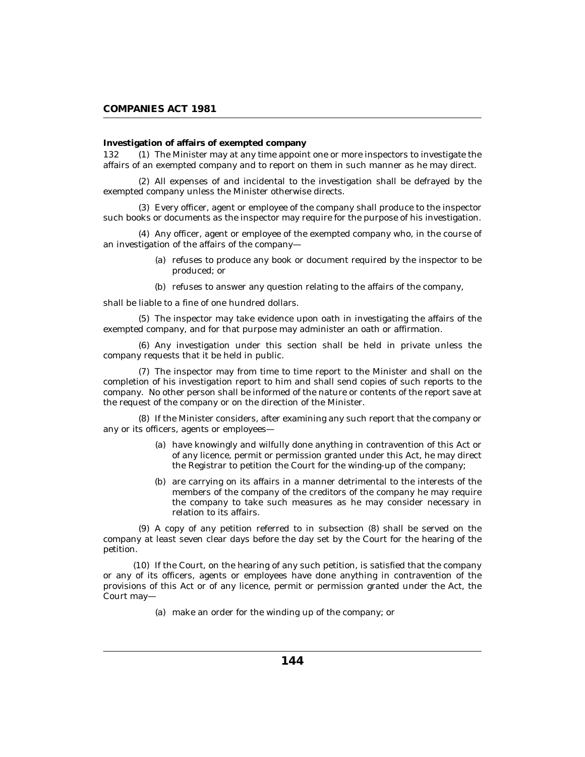**Investigation of affairs of exempted company**

132 (1) The Minister may at any time appoint one or more inspectors to investigate the affairs of an exempted company and to report on them in such manner as he may direct.

(2) All expenses of and incidental to the investigation shall be defrayed by the exempted company unless the Minister otherwise directs.

(3) Every officer, agent or employee of the company shall produce to the inspector such books or documents as the inspector may require for the purpose of his investigation.

(4) Any officer, agent or employee of the exempted company who, in the course of an investigation of the affairs of the company—

(a) refuses to produce any book or document required by the inspector to be produced; or

(b) refuses to answer any question relating to the affairs of the company,

shall be liable to a fine of one hundred dollars.

(5) The inspector may take evidence upon oath in investigating the affairs of the exempted company, and for that purpose may administer an oath or affirmation.

(6) Any investigation under this section shall be held in private unless the company requests that it be held in public.

(7) The inspector may from time to time report to the Minister and shall on the completion of his investigation report to him and shall send copies of such reports to the company. No other person shall be informed of the nature or contents of the report save at the request of the company or on the direction of the Minister.

(8) If the Minister considers, after examining any such report that the company or any or its officers, agents or employees—

(a) have knowingly and wilfully done anything in contravention of this Act or of any licence, permit or permission granted under this Act, he may direct the Registrar to petition the Court for the winding-up of the company;

(b) are carrying on its affairs in a manner detrimental to the interests of the members of the company of the creditors of the company he may require the company to take such measures as he may consider necessary in relation to its affairs.

(9) A copy of any petition referred to in subsection (8) shall be served on the company at least seven clear days before the day set by the Court for the hearing of the petition.

(10) If the Court, on the hearing of any such petition, is satisfied that the company or any of its officers, agents or employees have done anything in contravention of the provisions of this Act or of any licence, permit or permission granted under the Act, the Court may—

(a) make an order for the winding up of the company; or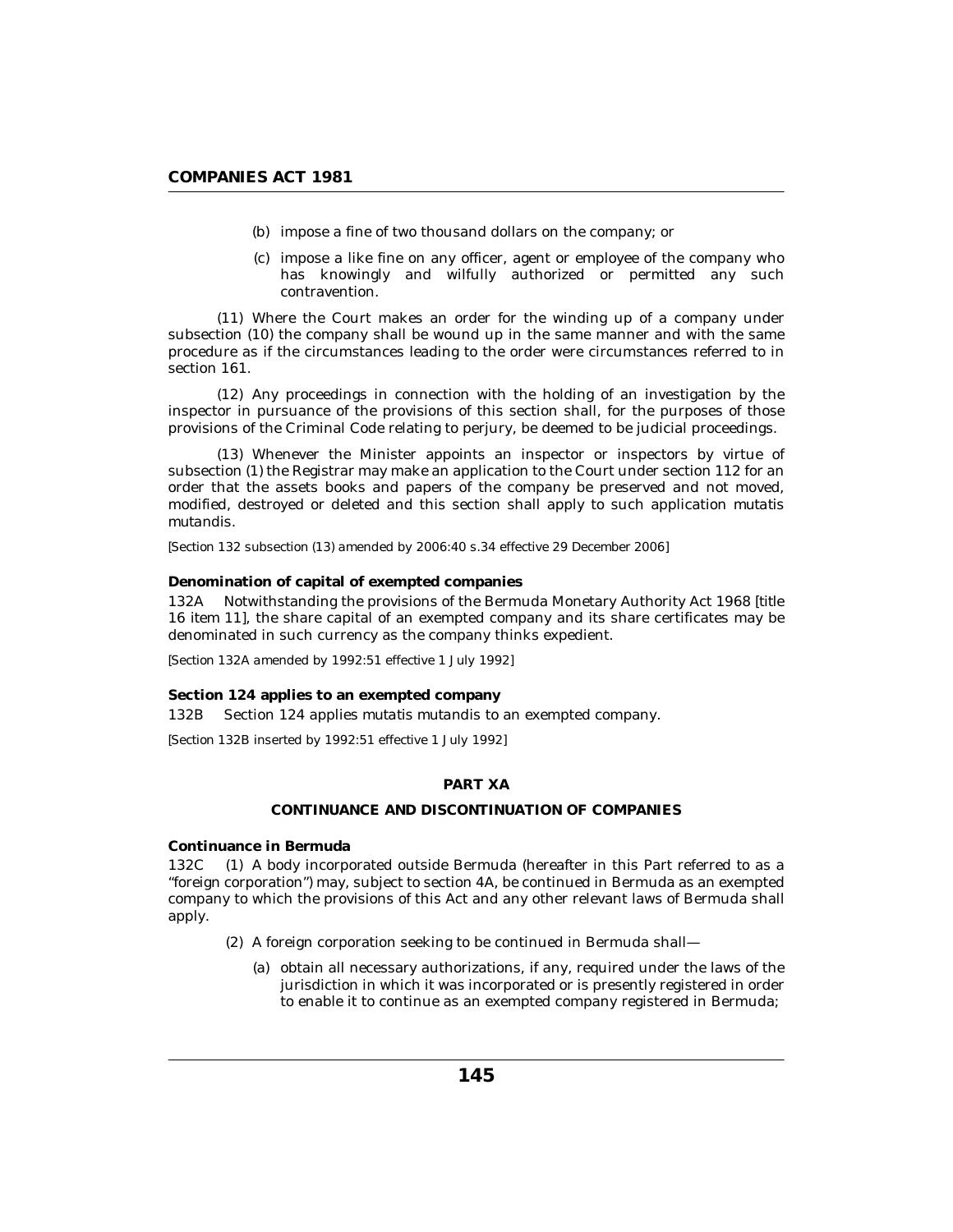(b) impose a fine of two thousand dollars on the company; or

(c) impose a like fine on any officer, agent or employee of the company who has knowingly and wilfully authorized or permitted any such contravention.

(11) Where the Court makes an order for the winding up of a company under subsection (10) the company shall be wound up in the same manner and with the same procedure as if the circumstances leading to the order were circumstances referred to in section 161.

(12) Any proceedings in connection with the holding of an investigation by the inspector in pursuance of the provisions of this section shall, for the purposes of those provisions of the Criminal Code relating to perjury, be deemed to be judicial proceedings.

(13) Whenever the Minister appoints an inspector or inspectors by virtue of subsection (1) the Registrar may make an application to the Court under section 112 for an order that the assets books and papers of the company be preserved and not moved, modified, destroyed or deleted and this section shall apply to such application mutatis mutandis.

*[Section 132 subsection (13) amended by 2006:40 s.34 effective 29 December 2006]*

**Denomination of capital of exempted companies**

132A Notwithstanding the provisions of the Bermuda Monetary Authority Act 1968 [title 16 item 11], the share capital of an exempted company and its share certificates may be denominated in such currency as the company thinks expedient.

*[Section 132A amended by 1992:51 effective 1 July 1992]*

**Section 124 applies to an exempted company**

132B Section 124 applies mutatis mutandis to an exempted company.

*[Section 132B inserted by 1992:51 effective 1 July 1992]*

## PART XA

## CONTINUANCE AND DISCONTINUATION OF COMPANIES

**Continuance in Bermuda**

132C (1) A body incorporated outside Bermuda (hereafter in this Part referred to as a "foreign corporation") may, subject to section 4A, be continued in Bermuda as an exempted company to which the provisions of this Act and any other relevant laws of Bermuda shall apply.

(2) A foreign corporation seeking to be continued in Bermuda shall—

(a) obtain all necessary authorizations, if any, required under the laws of the jurisdiction in which it was incorporated or is presently registered in order to enable it to continue as an exempted company registered in Bermuda;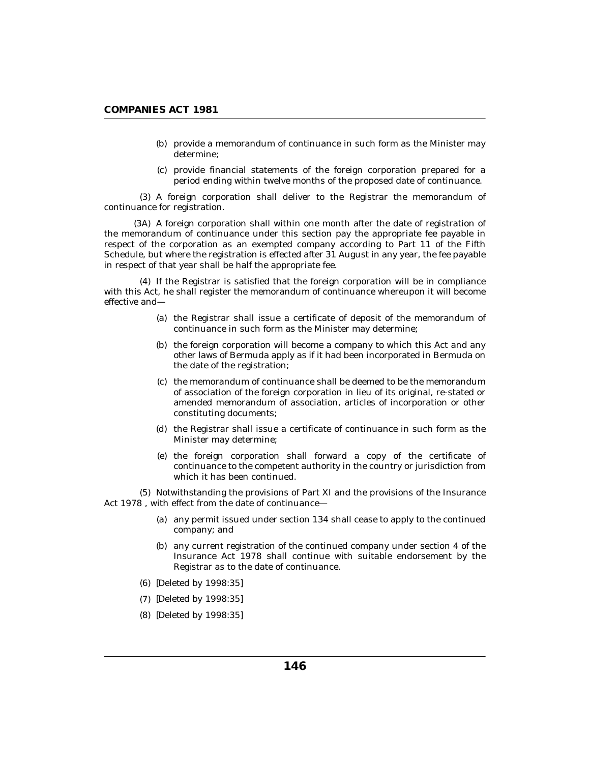(b) provide a memorandum of continuance in such form as the Minister may determine;

(c) provide financial statements of the foreign corporation prepared for a period ending within twelve months of the proposed date of continuance.

(3) A foreign corporation shall deliver to the Registrar the memorandum of continuance for registration.

(3A) A foreign corporation shall within one month after the date of registration of the memorandum of continuance under this section pay the appropriate fee payable in respect of the corporation as an exempted company according to Part 11 of the Fifth Schedule, but where the registration is effected after 31 August in any year, the fee payable in respect of that year shall be half the appropriate fee.

(4) If the Registrar is satisfied that the foreign corporation will be in compliance with this Act, he shall register the memorandum of continuance whereupon it will become effective and—

(a) the Registrar shall issue a certificate of deposit of the memorandum of continuance in such form as the Minister may determine;

(b) the foreign corporation will become a company to which this Act and any other laws of Bermuda apply as if it had been incorporated in Bermuda on the date of the registration;

(c) the memorandum of continuance shall be deemed to be the memorandum of association of the foreign corporation in lieu of its original, re-stated or amended memorandum of association, articles of incorporation or other constituting documents;

(d) the Registrar shall issue a certificate of continuance in such form as the Minister may determine;

(e) the foreign corporation shall forward a copy of the certificate of continuance to the competent authority in the country or jurisdiction from which it has been continued.

(5) Notwithstanding the provisions of Part XI and the provisions of the Insurance Act 1978 , with effect from the date of continuance—

(a) any permit issued under section 134 shall cease to apply to the continued company; and

(b) any current registration of the continued company under section 4 of the Insurance Act 1978 shall continue with suitable endorsement by the Registrar as to the date of continuance.

(6) [Deleted by 1998:35]

(7) [Deleted by 1998:35]

(8) [Deleted by 1998:35]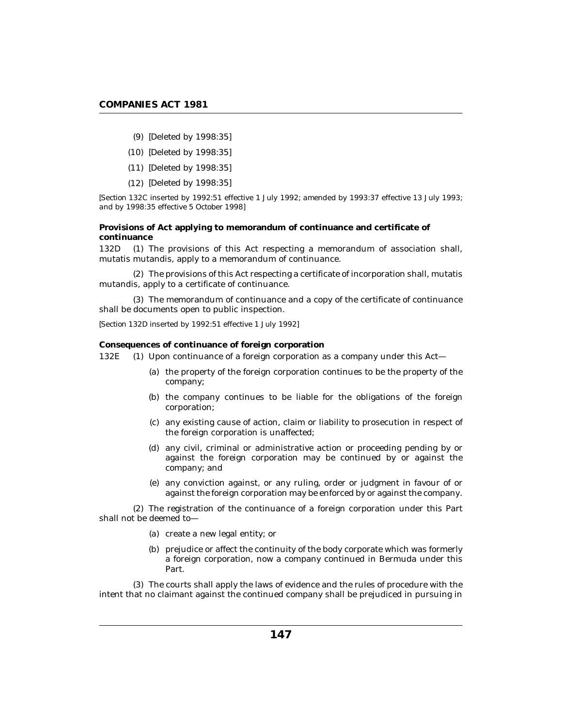(9) [Deleted by 1998:35]

(10) [Deleted by 1998:35]

(11) [Deleted by 1998:35]

(12) [Deleted by 1998:35]

[Section 132C inserted by 1992:51 effective 1 July 1992; amended by 1993:37 effective 13 July 1993; and by 1998:35 effective 5 October 1998]

**Provisions of Act applying to memorandum of continuance and certificate of continuance**

132D (1) The provisions of this Act respecting a memorandum of association shall, mutatis mutandis, apply to a memorandum of continuance.

(2) The provisions of this Act respecting a certificate of incorporation shall, mutatis mutandis, apply to a certificate of continuance.

(3) The memorandum of continuance and a copy of the certificate of continuance shall be documents open to public inspection.

[Section 132D inserted by 1992:51 effective 1 July 1992]

**Consequences of continuance of foreign corporation**

132E (1) Upon continuance of a foreign corporation as a company under this Act—

(a) the property of the foreign corporation continues to be the property of the company;

(b) the company continues to be liable for the obligations of the foreign corporation;

(c) any existing cause of action, claim or liability to prosecution in respect of the foreign corporation is unaffected;

(d) any civil, criminal or administrative action or proceeding pending by or against the foreign corporation may be continued by or against the company; and

(e) any conviction against, or any ruling, order or judgment in favour of or against the foreign corporation may be enforced by or against the company.

(2) The registration of the continuance of a foreign corporation under this Part shall not be deemed to—

(a) create a new legal entity; or

(b) prejudice or affect the continuity of the body corporate which was formerly a foreign corporation, now a company continued in Bermuda under this Part.

(3) The courts shall apply the laws of evidence and the rules of procedure with the intent that no claimant against the continued company shall be prejudiced in pursuing in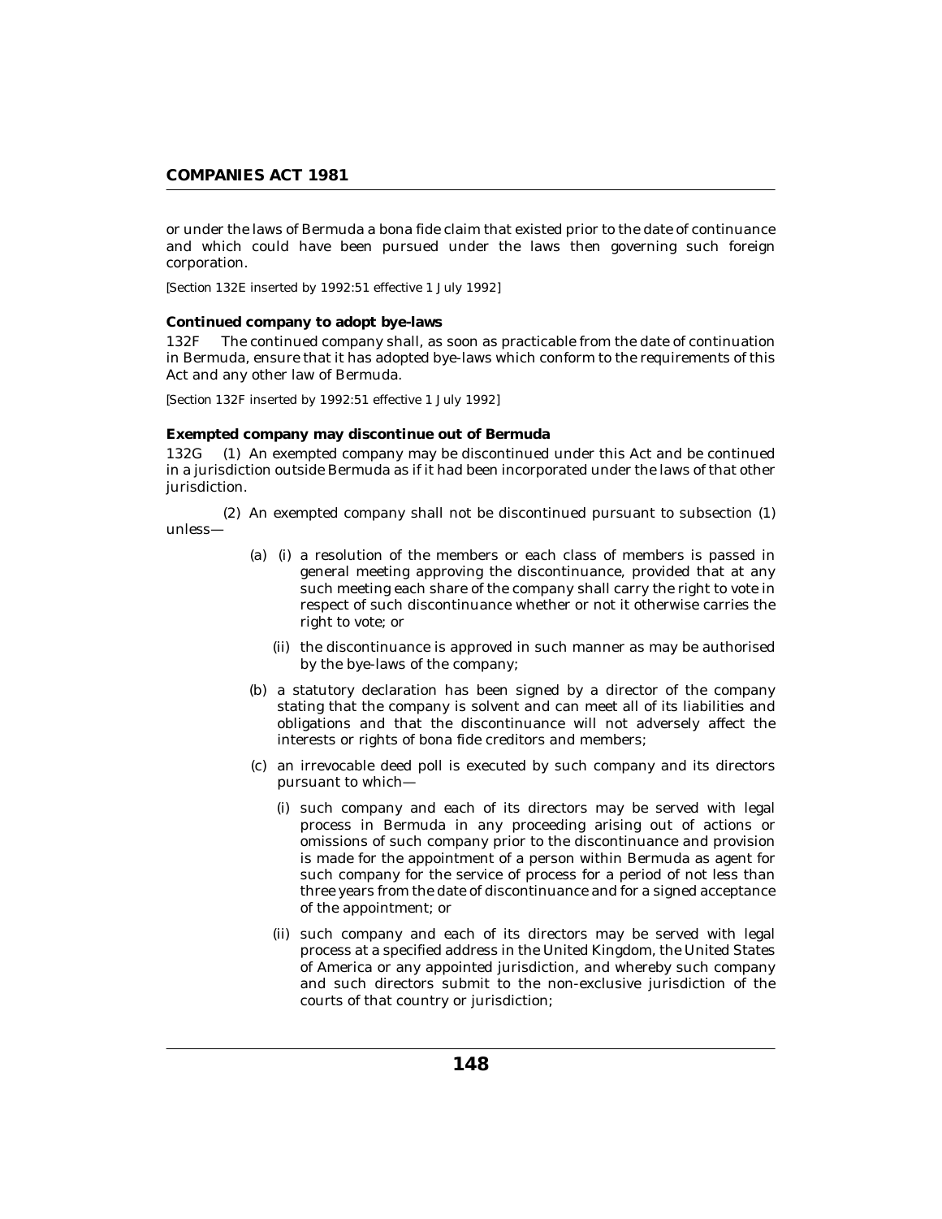or under the laws of Bermuda a bona fide claim that existed prior to the date of continuance and which could have been pursued under the laws then governing such foreign corporation.

[Section 132E inserted by 1992:51 effective 1 July 1992]

**Continued company to adopt bye-laws**

132F The continued company shall, as soon as practicable from the date of continuation in Bermuda, ensure that it has adopted bye-laws which conform to the requirements of this Act and any other law of Bermuda.

[Section 132F inserted by 1992:51 effective 1 July 1992]

**Exempted company may discontinue out of Bermuda**

132G (1) An exempted company may be discontinued under this Act and be continued in a jurisdiction outside Bermuda as if it had been incorporated under the laws of that other jurisdiction.

(2) An exempted company shall not be discontinued pursuant to subsection (1) unless—

(a) (i) a resolution of the members or each class of members is passed in general meeting approving the discontinuance, provided that at any such meeting each share of the company shall carry the right to vote in respect of such discontinuance whether or not it otherwise carries the right to vote; or

(ii) the discontinuance is approved in such manner as may be authorised by the bye-laws of the company;

(b) a statutory declaration has been signed by a director of the company stating that the company is solvent and can meet all of its liabilities and obligations and that the discontinuance will not adversely affect the interests or rights of bona fide creditors and members;

(c) an irrevocable deed poll is executed by such company and its directors pursuant to which—

(i) such company and each of its directors may be served with legal process in Bermuda in any proceeding arising out of actions or omissions of such company prior to the discontinuance and provision is made for the appointment of a person within Bermuda as agent for such company for the service of process for a period of not less than three years from the date of discontinuance and for a signed acceptance of the appointment; or

(ii) such company and each of its directors may be served with legal process at a specified address in the United Kingdom, the United States of America or any appointed jurisdiction, and whereby such company and such directors submit to the non-exclusive jurisdiction of the courts of that country or jurisdiction;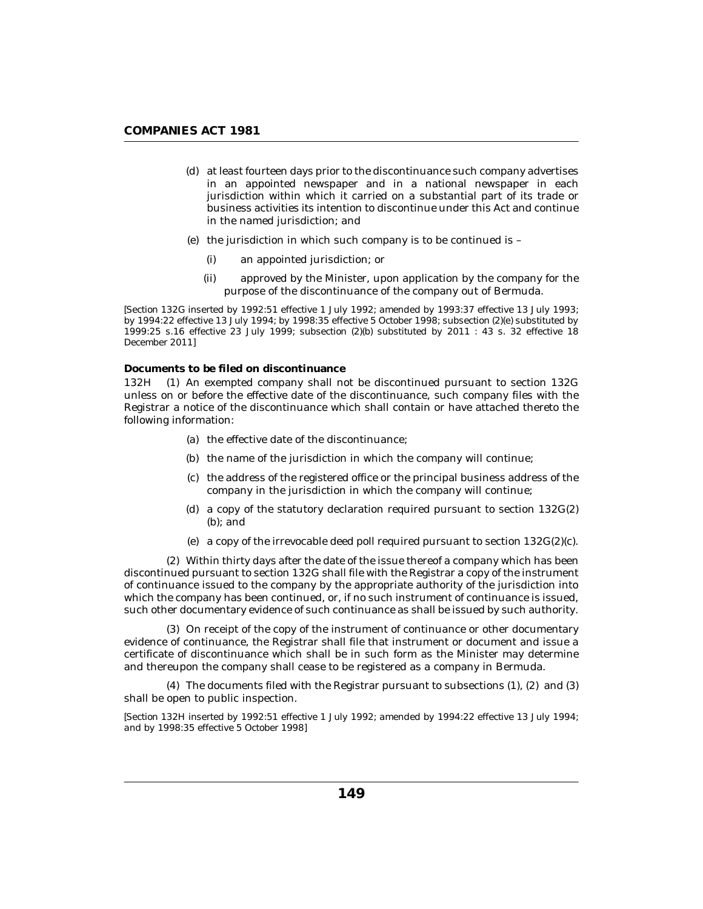(d) at least fourteen days prior to the discontinuance such company advertises in an appointed newspaper and in a national newspaper in each jurisdiction within which it carried on a substantial part of its trade or business activities its intention to discontinue under this Act and continue in the named jurisdiction; and

(e) the jurisdiction in which such company is to be continued is –

(i) an appointed jurisdiction; or

(ii) approved by the Minister, upon application by the company for the purpose of the discontinuance of the company out of Bermuda.

[Section 132G inserted by 1992:51 effective 1 July 1992; amended by 1993:37 effective 13 July 1993; by 1994:22 effective 13 July 1994; by 1998:35 effective 5 October 1998; subsection (2)(e) substituted by 1999:25 s.16 effective 23 July 1999; subsection (2)(b) substituted by 2011 : 43 s. 32 effective 18 December 2011]

**Documents to be filed on discontinuance**

132H (1) An exempted company shall not be discontinued pursuant to section 132G unless on or before the effective date of the discontinuance, such company files with the Registrar a notice of the discontinuance which shall contain or have attached thereto the following information:

(a) the effective date of the discontinuance;

(b) the name of the jurisdiction in which the company will continue;

(c) the address of the registered office or the principal business address of the company in the jurisdiction in which the company will continue;

(d) a copy of the statutory declaration required pursuant to section 132G(2)(b); and

(e) a copy of the irrevocable deed poll required pursuant to section 132G(2)(c).

(2) Within thirty days after the date of the issue thereof a company which has been discontinued pursuant to section 132G shall file with the Registrar a copy of the instrument of continuance issued to the company by the appropriate authority of the jurisdiction into which the company has been continued, or, if no such instrument of continuance is issued, such other documentary evidence of such continuance as shall be issued by such authority.

(3) On receipt of the copy of the instrument of continuance or other documentary evidence of continuance, the Registrar shall file that instrument or document and issue a certificate of discontinuance which shall be in such form as the Minister may determine and thereupon the company shall cease to be registered as a company in Bermuda.

(4) The documents filed with the Registrar pursuant to subsections (1), (2) and (3) shall be open to public inspection.

[Section 132H inserted by 1992:51 effective 1 July 1992; amended by 1994:22 effective 13 July 1994; and by 1998:35 effective 5 October 1998]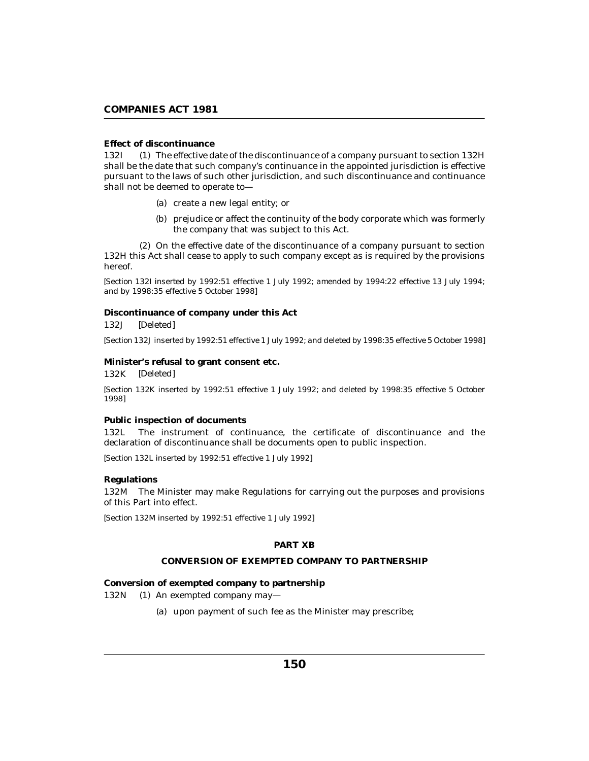**Effect of discontinuance**

132I (1) The effective date of the discontinuance of a company pursuant to section 132H shall be the date that such company's continuance in the appointed jurisdiction is effective pursuant to the laws of such other jurisdiction, and such discontinuance and continuance shall not be deemed to operate to—

(a) create a new legal entity; or

(b) prejudice or affect the continuity of the body corporate which was formerly the company that was subject to this Act.

(2) On the effective date of the discontinuance of a company pursuant to section 132H this Act shall cease to apply to such company except as is required by the provisions hereof.

[Section 132I inserted by 1992:51 effective 1 July 1992; amended by 1994:22 effective 13 July 1994; and by 1998:35 effective 5 October 1998]

**Discontinuance of company under this Act**

132J [Deleted]

[Section 132J inserted by 1992:51 effective 1 July 1992; and deleted by 1998:35 effective 5 October 1998]

**Minister's refusal to grant consent etc.**

132K [Deleted]

[Section 132K inserted by 1992:51 effective 1 July 1992; and deleted by 1998:35 effective 5 October 1998]

**Public inspection of documents**

132L The instrument of continuance, the certificate of discontinuance and the declaration of discontinuance shall be documents open to public inspection.

[Section 132L inserted by 1992:51 effective 1 July 1992]

**Regulations**

132M The Minister may make Regulations for carrying out the purposes and provisions of this Part into effect.

[Section 132M inserted by 1992:51 effective 1 July 1992]

## PART XB

## CONVERSION OF EXEMPTED COMPANY TO PARTNERSHIP

**Conversion of exempted company to partnership**

132N (1) An exempted company may—

(a) upon payment of such fee as the Minister may prescribe;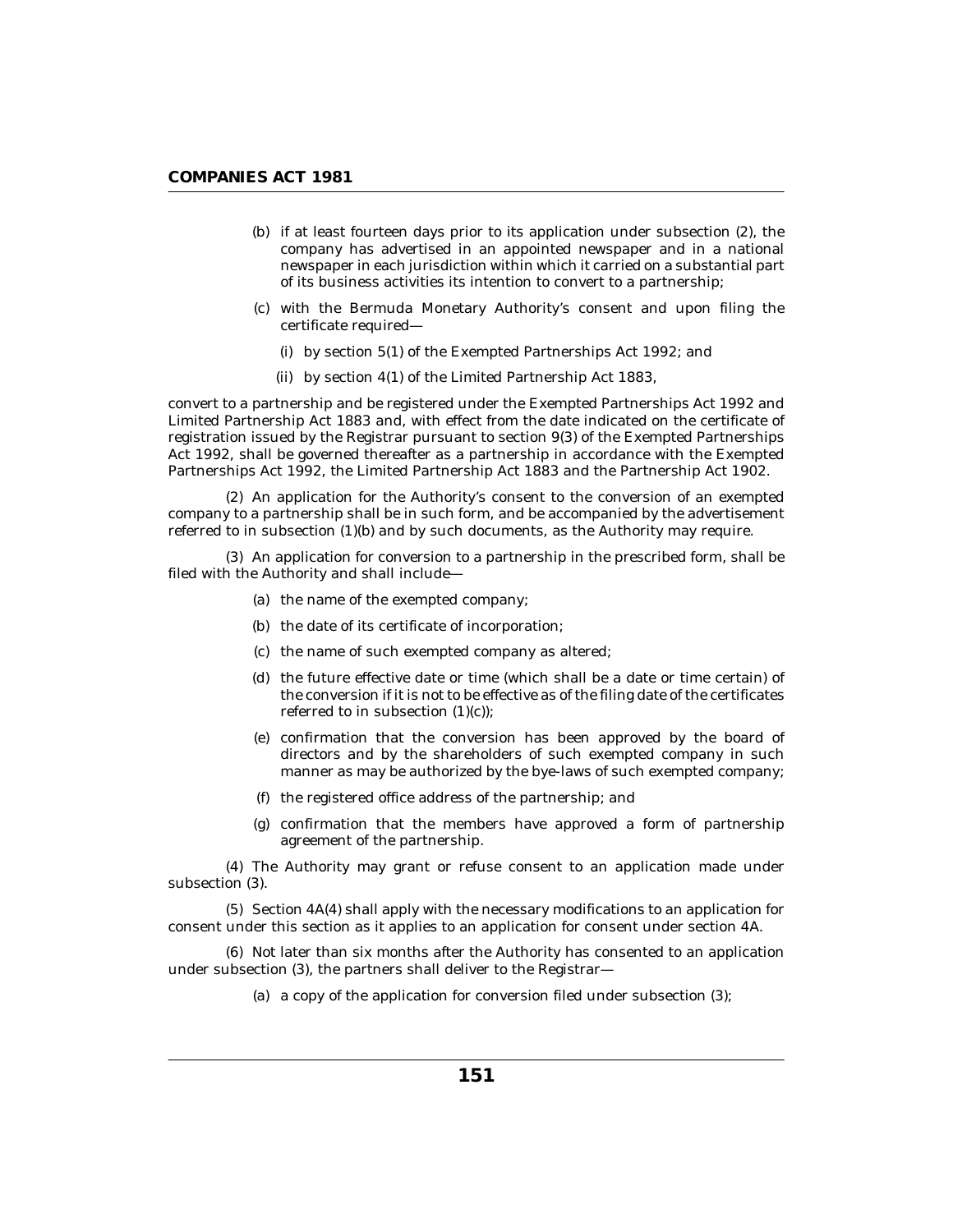(b) if at least fourteen days prior to its application under subsection (2), the company has advertised in an appointed newspaper and in a national newspaper in each jurisdiction within which it carried on a substantial part of its business activities its intention to convert to a partnership;

(c) with the Bermuda Monetary Authority's consent and upon filing the certificate required—

(i) by section 5(1) of the Exempted Partnerships Act 1992; and

(ii) by section 4(1) of the Limited Partnership Act 1883,

convert to a partnership and be registered under the Exempted Partnerships Act 1992 and Limited Partnership Act 1883 and, with effect from the date indicated on the certificate of registration issued by the Registrar pursuant to section 9(3) of the Exempted Partnerships Act 1992, shall be governed thereafter as a partnership in accordance with the Exempted Partnerships Act 1992, the Limited Partnership Act 1883 and the Partnership Act 1902.

(2) An application for the Authority's consent to the conversion of an exempted company to a partnership shall be in such form, and be accompanied by the advertisement referred to in subsection (1)(b) and by such documents, as the Authority may require.

(3) An application for conversion to a partnership in the prescribed form, shall be filed with the Authority and shall include—

(a) the name of the exempted company;

(b) the date of its certificate of incorporation;

(c) the name of such exempted company as altered;

(d) the future effective date or time (which shall be a date or time certain) of the conversion if it is not to be effective as of the filing date of the certificates referred to in subsection (1)(c));

(e) confirmation that the conversion has been approved by the board of directors and by the shareholders of such exempted company in such manner as may be authorized by the bye-laws of such exempted company;

(f) the registered office address of the partnership; and

(g) confirmation that the members have approved a form of partnership agreement of the partnership.

(4) The Authority may grant or refuse consent to an application made under subsection (3).

(5) Section 4A(4) shall apply with the necessary modifications to an application for consent under this section as it applies to an application for consent under section 4A.

(6) Not later than six months after the Authority has consented to an application under subsection (3), the partners shall deliver to the Registrar—

(a) a copy of the application for conversion filed under subsection (3);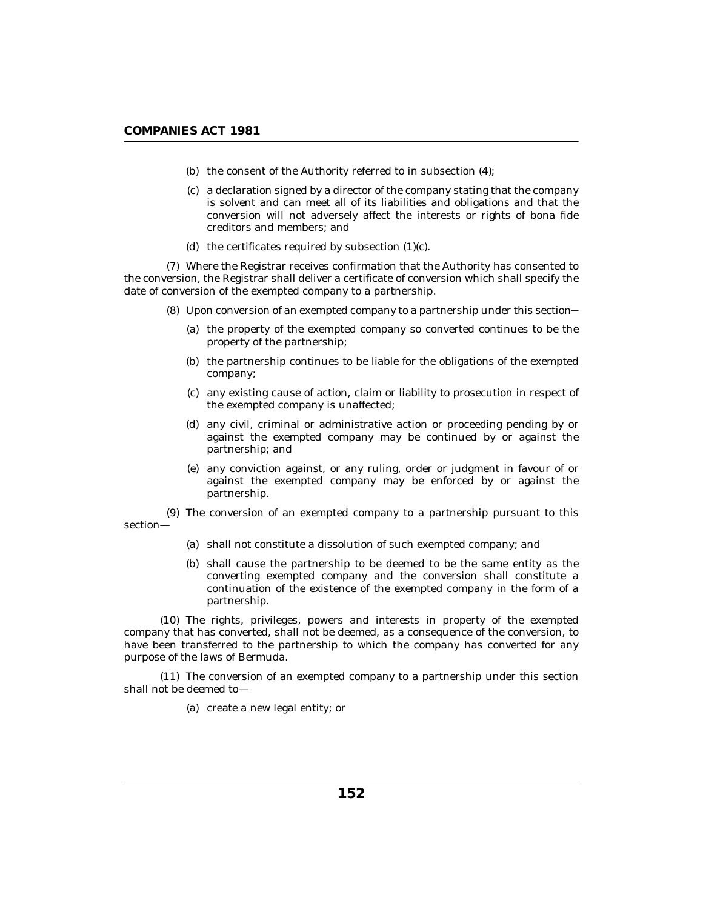(b) the consent of the Authority referred to in subsection (4);

(c) a declaration signed by a director of the company stating that the company is solvent and can meet all of its liabilities and obligations and that the conversion will not adversely affect the interests or rights of bona fide creditors and members; and

(d) the certificates required by subsection (1)(c).

(7) Where the Registrar receives confirmation that the Authority has consented to the conversion, the Registrar shall deliver a certificate of conversion which shall specify the date of conversion of the exempted company to a partnership.

(8) Upon conversion of an exempted company to a partnership under this section—

(a) the property of the exempted company so converted continues to be the property of the partnership;

(b) the partnership continues to be liable for the obligations of the exempted company;

(c) any existing cause of action, claim or liability to prosecution in respect of the exempted company is unaffected;

(d) any civil, criminal or administrative action or proceeding pending by or against the exempted company may be continued by or against the partnership; and

(e) any conviction against, or any ruling, order or judgment in favour of or against the exempted company may be enforced by or against the partnership.

(9) The conversion of an exempted company to a partnership pursuant to this section—

(a) shall not constitute a dissolution of such exempted company; and

(b) shall cause the partnership to be deemed to be the same entity as the converting exempted company and the conversion shall constitute a continuation of the existence of the exempted company in the form of a partnership.

(10) The rights, privileges, powers and interests in property of the exempted company that has converted, shall not be deemed, as a consequence of the conversion, to have been transferred to the partnership to which the company has converted for any purpose of the laws of Bermuda.

(11) The conversion of an exempted company to a partnership under this section shall not be deemed to—

(a) create a new legal entity; or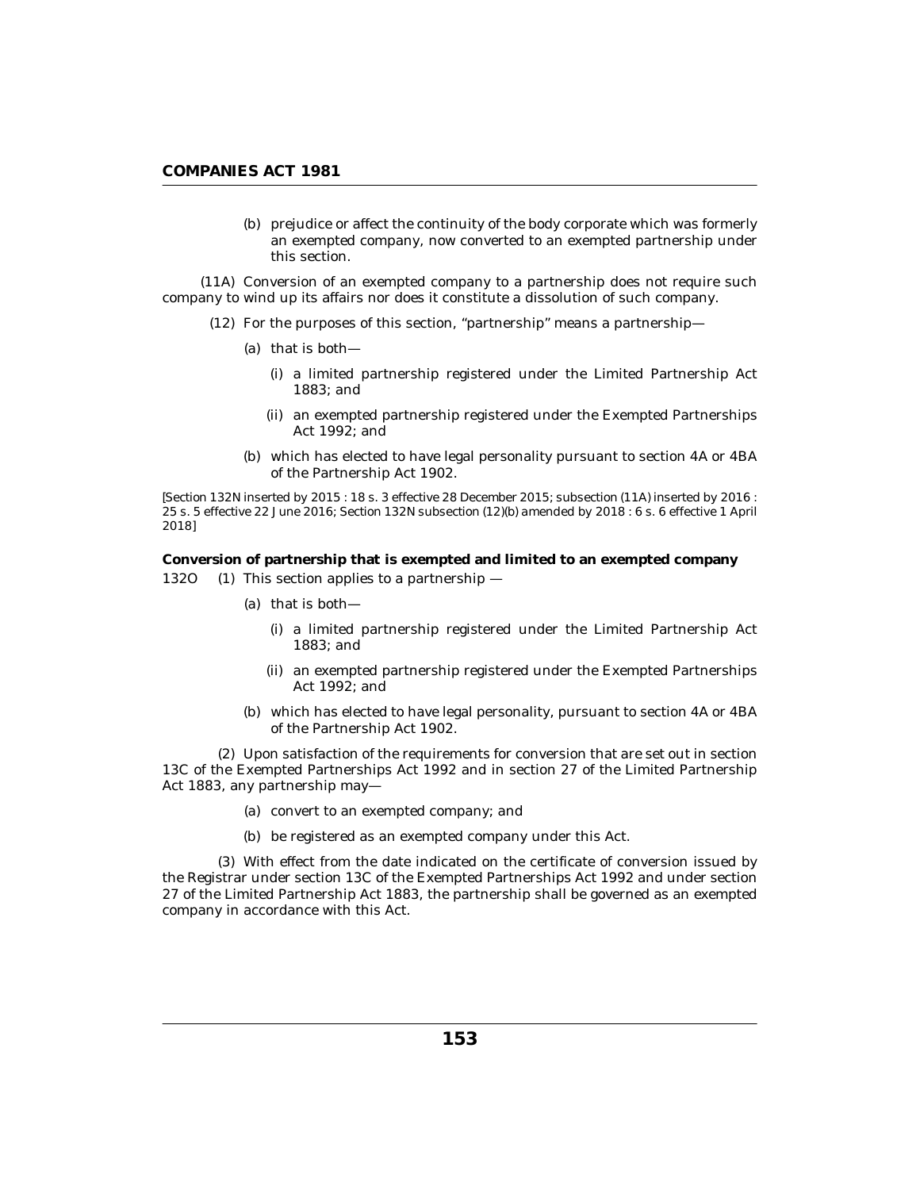(b) prejudice or affect the continuity of the body corporate which was formerly an exempted company, now converted to an exempted partnership under this section.

(11A) Conversion of an exempted company to a partnership does not require such company to wind up its affairs nor does it constitute a dissolution of such company.

(12) For the purposes of this section, "partnership" means a partnership—

(a) that is both—

(i) a limited partnership registered under the Limited Partnership Act 1883; and

(ii) an exempted partnership registered under the Exempted Partnerships Act 1992; and

(b) which has elected to have legal personality pursuant to section 4A or 4BA of the Partnership Act 1902.

[Section 132N inserted by 2015 : 18 s. 3 effective 28 December 2015; subsection (11A) inserted by 2016 : 25 s. 5 effective 22 June 2016; Section 132N subsection (12)(b) amended by 2018 : 6 s. 6 effective 1 April 2018]

**Conversion of partnership that is exempted and limited to an exempted company**

132O (1) This section applies to a partnership —

(a) that is both—

(i) a limited partnership registered under the Limited Partnership Act 1883; and

(ii) an exempted partnership registered under the Exempted Partnerships Act 1992; and

(b) which has elected to have legal personality, pursuant to section 4A or 4BA of the Partnership Act 1902.

(2) Upon satisfaction of the requirements for conversion that are set out in section 13C of the Exempted Partnerships Act 1992 and in section 27 of the Limited Partnership Act 1883, any partnership may—

(a) convert to an exempted company; and

(b) be registered as an exempted company under this Act.

(3) With effect from the date indicated on the certificate of conversion issued by the Registrar under section 13C of the Exempted Partnerships Act 1992 and under section 27 of the Limited Partnership Act 1883, the partnership shall be governed as an exempted company in accordance with this Act.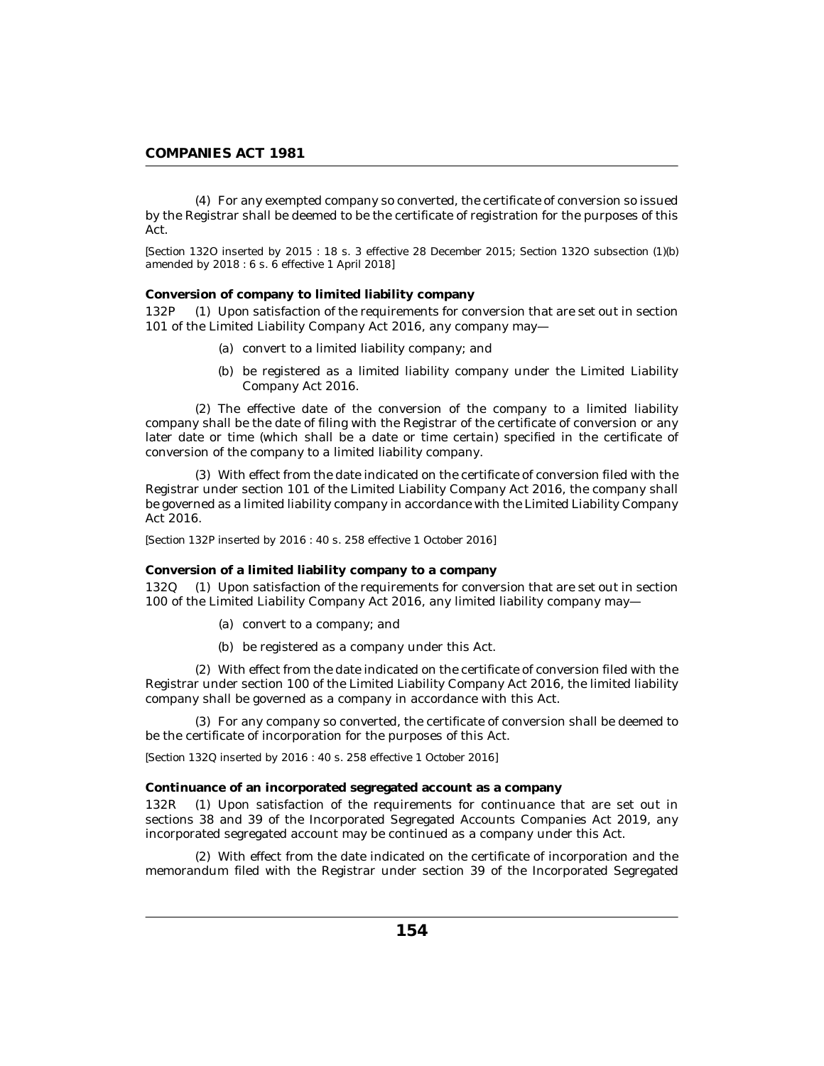(4) For any exempted company so converted, the certificate of conversion so issued by the Registrar shall be deemed to be the certificate of registration for the purposes of this Act.

[Section 132O inserted by 2015 : 18 s. 3 effective 28 December 2015; Section 132O subsection (1)(b) amended by 2018 : 6 s. 6 effective 1 April 2018]

**Conversion of company to limited liability company**

132P (1) Upon satisfaction of the requirements for conversion that are set out in section 101 of the Limited Liability Company Act 2016, any company may—

(a) convert to a limited liability company; and

(b) be registered as a limited liability company under the Limited Liability Company Act 2016.

(2) The effective date of the conversion of the company to a limited liability company shall be the date of filing with the Registrar of the certificate of conversion or any later date or time (which shall be a date or time certain) specified in the certificate of conversion of the company to a limited liability company.

(3) With effect from the date indicated on the certificate of conversion filed with the Registrar under section 101 of the Limited Liability Company Act 2016, the company shall be governed as a limited liability company in accordance with the Limited Liability Company Act 2016.

[Section 132P inserted by 2016 : 40 s. 258 effective 1 October 2016]

**Conversion of a limited liability company to a company**

132Q (1) Upon satisfaction of the requirements for conversion that are set out in section 100 of the Limited Liability Company Act 2016, any limited liability company may—

(a) convert to a company; and

(b) be registered as a company under this Act.

(2) With effect from the date indicated on the certificate of conversion filed with the Registrar under section 100 of the Limited Liability Company Act 2016, the limited liability company shall be governed as a company in accordance with this Act.

(3) For any company so converted, the certificate of conversion shall be deemed to be the certificate of incorporation for the purposes of this Act.

[Section 132Q inserted by 2016 : 40 s. 258 effective 1 October 2016]

**Continuance of an incorporated segregated account as a company**

132R (1) Upon satisfaction of the requirements for continuance that are set out in sections 38 and 39 of the Incorporated Segregated Accounts Companies Act 2019, any incorporated segregated account may be continued as a company under this Act.

(2) With effect from the date indicated on the certificate of incorporation and the memorandum filed with the Registrar under section 39 of the Incorporated Segregated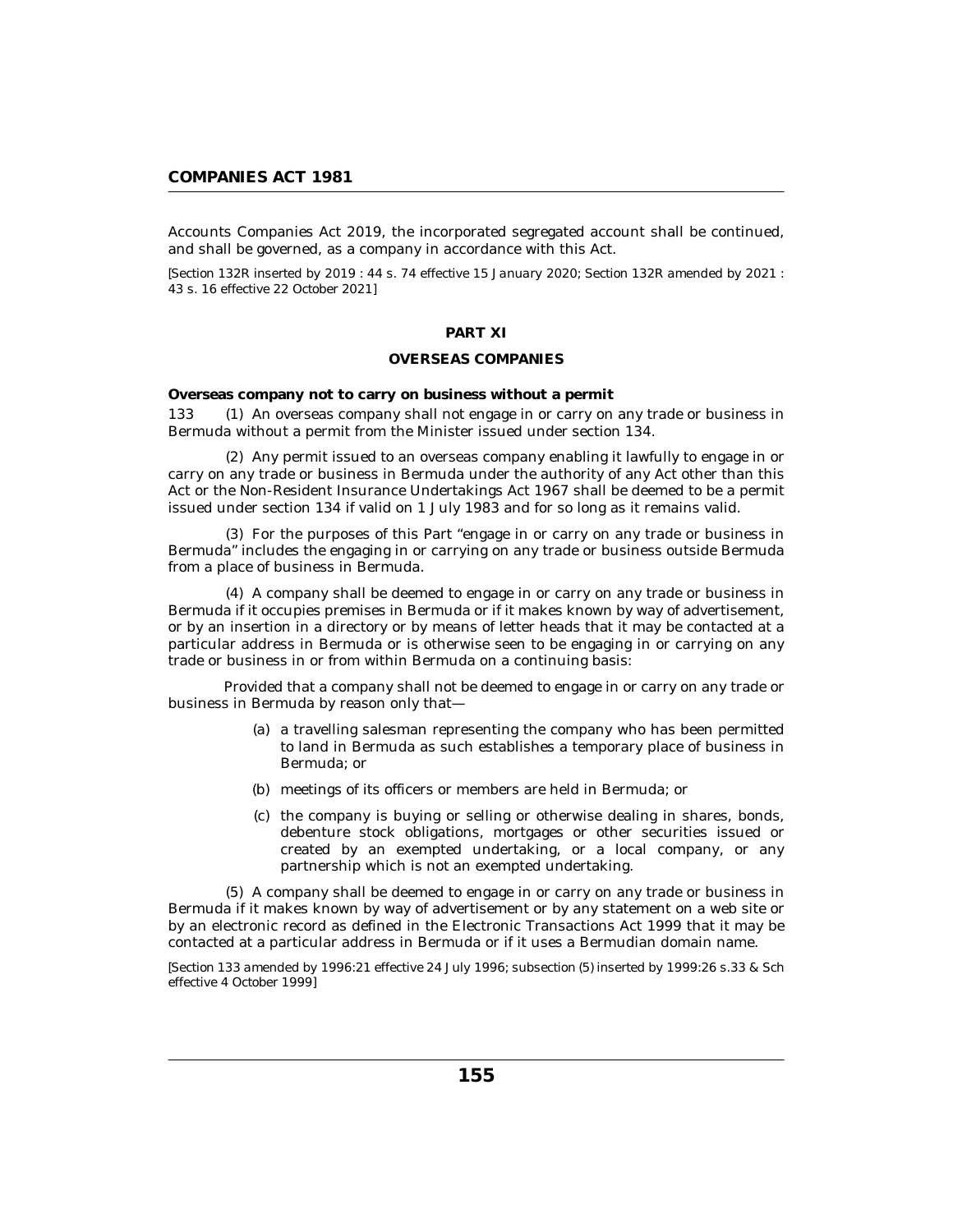Accounts Companies Act 2019, the incorporated segregated account shall be continued, and shall be governed, as a company in accordance with this Act.

*[Section 132R inserted by 2019 : 44 s. 74 effective 15 January 2020; Section 132R amended by 2021 : 43 s. 16 effective 22 October 2021]*

## PART XI

## OVERSEAS COMPANIES

**Overseas company not to carry on business without a permit**

133 (1) An overseas company shall not engage in or carry on any trade or business in Bermuda without a permit from the Minister issued under section 134.

(2) Any permit issued to an overseas company enabling it lawfully to engage in or carry on any trade or business in Bermuda under the authority of any Act other than this Act or the Non-Resident Insurance Undertakings Act 1967 shall be deemed to be a permit issued under section 134 if valid on 1 July 1983 and for so long as it remains valid.

(3) For the purposes of this Part "engage in or carry on any trade or business in Bermuda" includes the engaging in or carrying on any trade or business outside Bermuda from a place of business in Bermuda.

(4) A company shall be deemed to engage in or carry on any trade or business in Bermuda if it occupies premises in Bermuda or if it makes known by way of advertisement, or by an insertion in a directory or by means of letter heads that it may be contacted at a particular address in Bermuda or is otherwise seen to be engaging in or carrying on any trade or business in or from within Bermuda on a continuing basis:

Provided that a company shall not be deemed to engage in or carry on any trade or business in Bermuda by reason only that—

(a) a travelling salesman representing the company who has been permitted to land in Bermuda as such establishes a temporary place of business in Bermuda; or

(b) meetings of its officers or members are held in Bermuda; or

(c) the company is buying or selling or otherwise dealing in shares, bonds, debenture stock obligations, mortgages or other securities issued or created by an exempted undertaking, or a local company, or any partnership which is not an exempted undertaking.

(5) A company shall be deemed to engage in or carry on any trade or business in Bermuda if it makes known by way of advertisement or by any statement on a web site or by an electronic record as defined in the Electronic Transactions Act 1999 that it may be contacted at a particular address in Bermuda or if it uses a Bermudian domain name.

*[Section 133 amended by 1996:21 effective 24 July 1996; subsection (5) inserted by 1999:26 s.33 & Sch effective 4 October 1999]*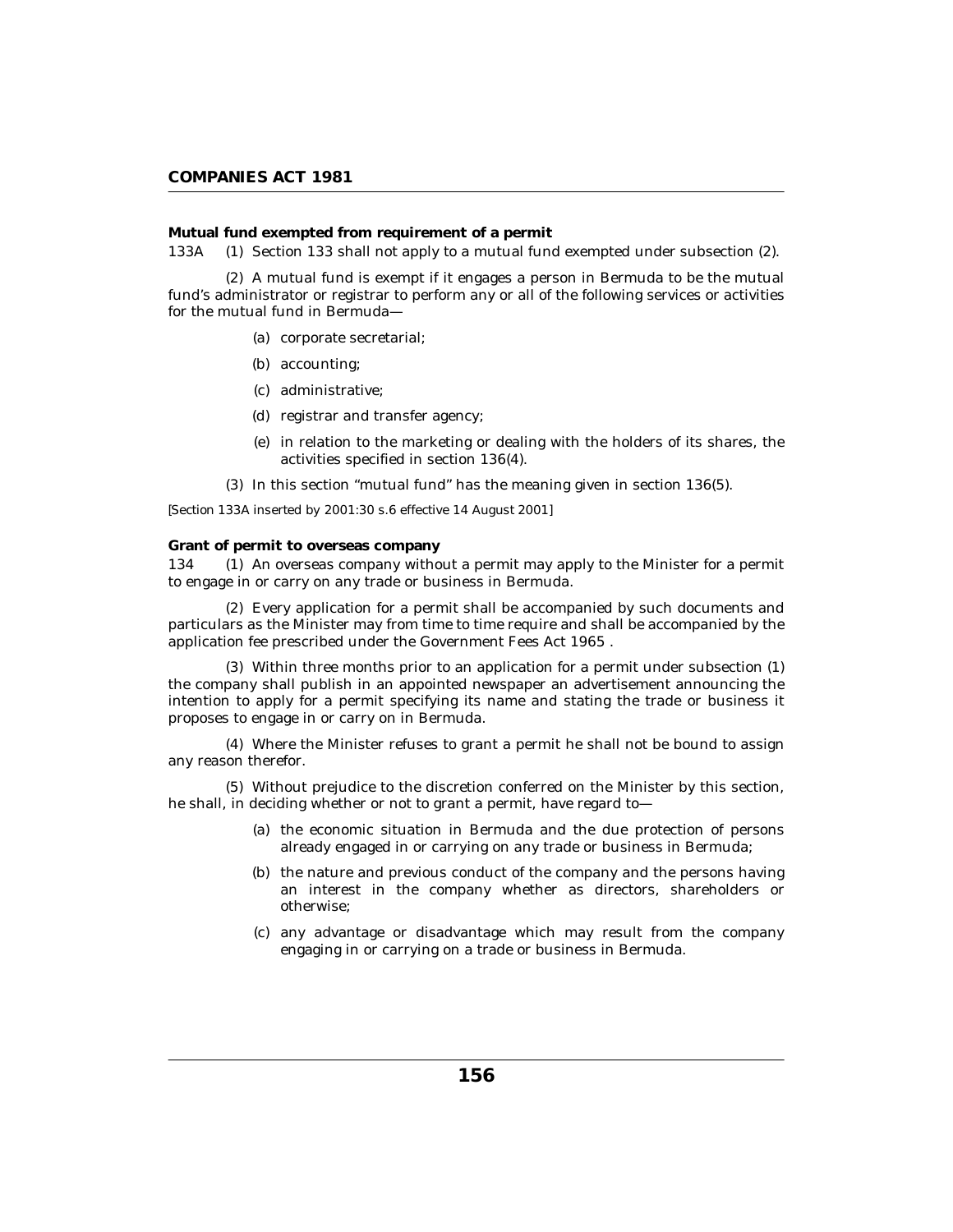**Mutual fund exempted from requirement of a permit**

133A (1) Section 133 shall not apply to a mutual fund exempted under subsection (2).

(2) A mutual fund is exempt if it engages a person in Bermuda to be the mutual fund's administrator or registrar to perform any or all of the following services or activities for the mutual fund in Bermuda—

(a) corporate secretarial;

(b) accounting;

(c) administrative;

(d) registrar and transfer agency;

(e) in relation to the marketing or dealing with the holders of its shares, the activities specified in section 136(4).

(3) In this section "mutual fund" has the meaning given in section 136(5).

[Section 133A inserted by 2001:30 s.6 effective 14 August 2001]

**Grant of permit to overseas company**

134 (1) An overseas company without a permit may apply to the Minister for a permit to engage in or carry on any trade or business in Bermuda.

(2) Every application for a permit shall be accompanied by such documents and particulars as the Minister may from time to time require and shall be accompanied by the application fee prescribed under the Government Fees Act 1965 .

(3) Within three months prior to an application for a permit under subsection (1) the company shall publish in an appointed newspaper an advertisement announcing the intention to apply for a permit specifying its name and stating the trade or business it proposes to engage in or carry on in Bermuda.

(4) Where the Minister refuses to grant a permit he shall not be bound to assign any reason therefor.

(5) Without prejudice to the discretion conferred on the Minister by this section, he shall, in deciding whether or not to grant a permit, have regard to—

(a) the economic situation in Bermuda and the due protection of persons already engaged in or carrying on any trade or business in Bermuda;

(b) the nature and previous conduct of the company and the persons having an interest in the company whether as directors, shareholders or otherwise;

(c) any advantage or disadvantage which may result from the company engaging in or carrying on a trade or business in Bermuda.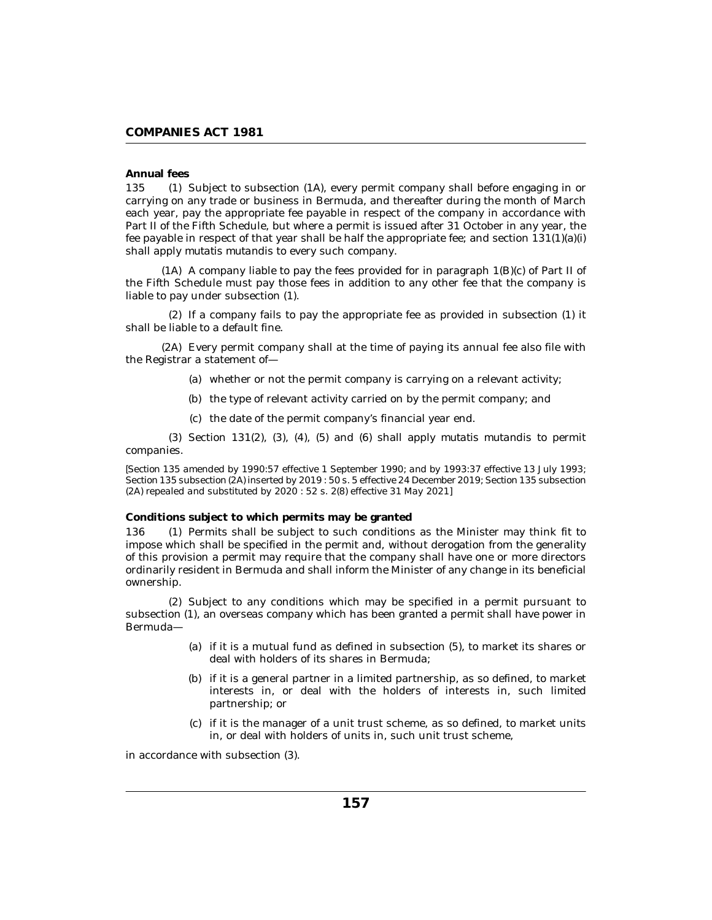**Annual fees**

135 (1) Subject to subsection (1A), every permit company shall before engaging in or carrying on any trade or business in Bermuda, and thereafter during the month of March each year, pay the appropriate fee payable in respect of the company in accordance with Part II of the Fifth Schedule, but where a permit is issued after 31 October in any year, the fee payable in respect of that year shall be half the appropriate fee; and section 131(1)(a)(i) shall apply mutatis mutandis to every such company.

(1A) A company liable to pay the fees provided for in paragraph 1(B)(c) of Part II of the Fifth Schedule must pay those fees in addition to any other fee that the company is liable to pay under subsection (1).

(2) If a company fails to pay the appropriate fee as provided in subsection (1) it shall be liable to a default fine.

(2A) Every permit company shall at the time of paying its annual fee also file with the Registrar a statement of—

(a) whether or not the permit company is carrying on a relevant activity;

(b) the type of relevant activity carried on by the permit company; and

(c) the date of the permit company's financial year end.

(3) Section 131(2), (3), (4), (5) and (6) shall apply mutatis mutandis to permit companies.

[Section 135 amended by 1990:57 effective 1 September 1990; and by 1993:37 effective 13 July 1993; Section 135 subsection (2A) inserted by 2019 : 50 s. 5 effective 24 December 2019; Section 135 subsection (2A) repealed and substituted by 2020 : 52 s. 2(8) effective 31 May 2021]

**Conditions subject to which permits may be granted**

136 (1) Permits shall be subject to such conditions as the Minister may think fit to impose which shall be specified in the permit and, without derogation from the generality of this provision a permit may require that the company shall have one or more directors ordinarily resident in Bermuda and shall inform the Minister of any change in its beneficial ownership.

(2) Subject to any conditions which may be specified in a permit pursuant to subsection (1), an overseas company which has been granted a permit shall have power in Bermuda—

(a) if it is a mutual fund as defined in subsection (5), to market its shares or deal with holders of its shares in Bermuda;

(b) if it is a general partner in a limited partnership, as so defined, to market interests in, or deal with the holders of interests in, such limited partnership; or

(c) if it is the manager of a unit trust scheme, as so defined, to market units in, or deal with holders of units in, such unit trust scheme,

in accordance with subsection (3).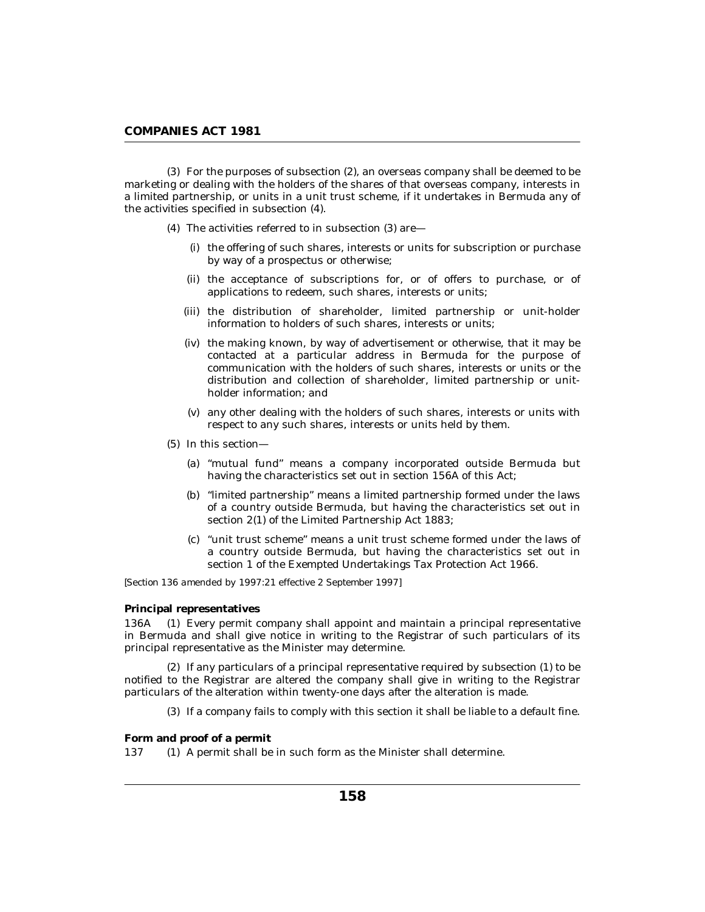(3) For the purposes of subsection (2), an overseas company shall be deemed to be marketing or dealing with the holders of the shares of that overseas company, interests in a limited partnership, or units in a unit trust scheme, if it undertakes in Bermuda any of the activities specified in subsection (4).

(4) The activities referred to in subsection (3) are—

- (i) the offering of such shares, interests or units for subscription or purchase by way of a prospectus or otherwise;
- (ii) the acceptance of subscriptions for, or of offers to purchase, or of applications to redeem, such shares, interests or units;
- (iii) the distribution of shareholder, limited partnership or unit-holder information to holders of such shares, interests or units;
- (iv) the making known, by way of advertisement or otherwise, that it may be contacted at a particular address in Bermuda for the purpose of communication with the holders of such shares, interests or units or the distribution and collection of shareholder, limited partnership or unit-holder information; and
- (v) any other dealing with the holders of such shares, interests or units with respect to any such shares, interests or units held by them.

(5) In this section—

- (a) "mutual fund" means a company incorporated outside Bermuda but having the characteristics set out in section 156A of this Act;
- (b) "limited partnership" means a limited partnership formed under the laws of a country outside Bermuda, but having the characteristics set out in section 2(1) of the Limited Partnership Act 1883;
- (c) "unit trust scheme" means a unit trust scheme formed under the laws of a country outside Bermuda, but having the characteristics set out in section 1 of the Exempted Undertakings Tax Protection Act 1966.

*[Section 136 amended by 1997:21 effective 2 September 1997]*

**Principal representatives**

136A (1) Every permit company shall appoint and maintain a principal representative in Bermuda and shall give notice in writing to the Registrar of such particulars of its principal representative as the Minister may determine.

(2) If any particulars of a principal representative required by subsection (1) to be notified to the Registrar are altered the company shall give in writing to the Registrar particulars of the alteration within twenty-one days after the alteration is made.

(3) If a company fails to comply with this section it shall be liable to a default fine.

**Form and proof of a permit**

137 (1) A permit shall be in such form as the Minister shall determine.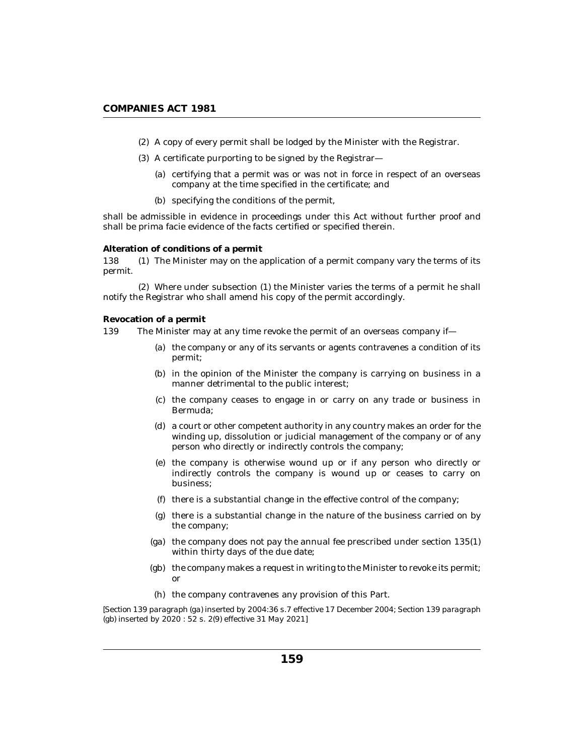(2) A copy of every permit shall be lodged by the Minister with the Registrar.

(3) A certificate purporting to be signed by the Registrar—

(a) certifying that a permit was or was not in force in respect of an overseas company at the time specified in the certificate; and

(b) specifying the conditions of the permit,

shall be admissible in evidence in proceedings under this Act without further proof and shall be prima facie evidence of the facts certified or specified therein.

**Alteration of conditions of a permit**

138 (1) The Minister may on the application of a permit company vary the terms of its permit.

(2) Where under subsection (1) the Minister varies the terms of a permit he shall notify the Registrar who shall amend his copy of the permit accordingly.

**Revocation of a permit**

139 The Minister may at any time revoke the permit of an overseas company if—

(a) the company or any of its servants or agents contravenes a condition of its permit;

(b) in the opinion of the Minister the company is carrying on business in a manner detrimental to the public interest;

(c) the company ceases to engage in or carry on any trade or business in Bermuda;

(d) a court or other competent authority in any country makes an order for the winding up, dissolution or judicial management of the company or of any person who directly or indirectly controls the company;

(e) the company is otherwise wound up or if any person who directly or indirectly controls the company is wound up or ceases to carry on business;

(f) there is a substantial change in the effective control of the company;

(g) there is a substantial change in the nature of the business carried on by the company;

(ga) the company does not pay the annual fee prescribed under section 135(1) within thirty days of the due date;

(gb) the company makes a request in writing to the Minister to revoke its permit; or

(h) the company contravenes any provision of this Part.

[Section 139 paragraph (ga) inserted by 2004:36 s.7 effective 17 December 2004; Section 139 paragraph (gb) inserted by 2020 : 52 s. 2(9) effective 31 May 2021]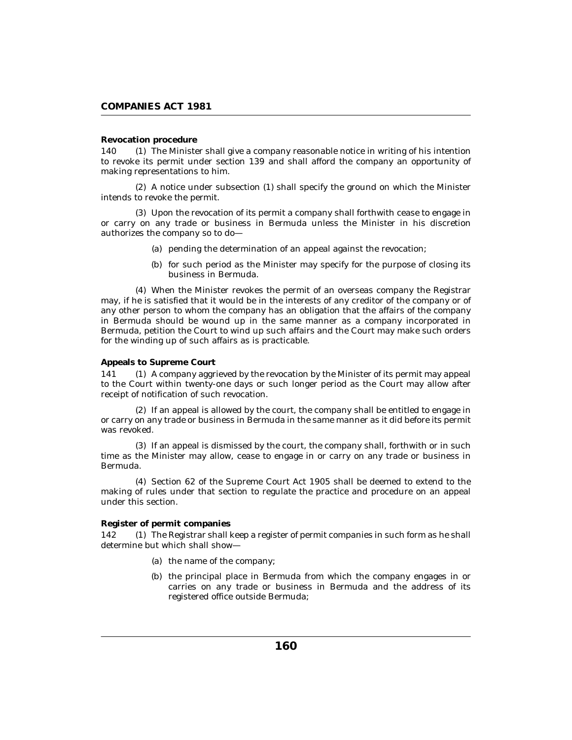**Revocation procedure**

140 (1) The Minister shall give a company reasonable notice in writing of his intention to revoke its permit under section 139 and shall afford the company an opportunity of making representations to him.

(2) A notice under subsection (1) shall specify the ground on which the Minister intends to revoke the permit.

(3) Upon the revocation of its permit a company shall forthwith cease to engage in or carry on any trade or business in Bermuda unless the Minister in his discretion authorizes the company so to do—

(a) pending the determination of an appeal against the revocation;

(b) for such period as the Minister may specify for the purpose of closing its business in Bermuda.

(4) When the Minister revokes the permit of an overseas company the Registrar may, if he is satisfied that it would be in the interests of any creditor of the company or of any other person to whom the company has an obligation that the affairs of the company in Bermuda should be wound up in the same manner as a company incorporated in Bermuda, petition the Court to wind up such affairs and the Court may make such orders for the winding up of such affairs as is practicable.

**Appeals to Supreme Court**

141 (1) A company aggrieved by the revocation by the Minister of its permit may appeal to the Court within twenty-one days or such longer period as the Court may allow after receipt of notification of such revocation.

(2) If an appeal is allowed by the court, the company shall be entitled to engage in or carry on any trade or business in Bermuda in the same manner as it did before its permit was revoked.

(3) If an appeal is dismissed by the court, the company shall, forthwith or in such time as the Minister may allow, cease to engage in or carry on any trade or business in Bermuda.

(4) Section 62 of the Supreme Court Act 1905 shall be deemed to extend to the making of rules under that section to regulate the practice and procedure on an appeal under this section.

**Register of permit companies**

142 (1) The Registrar shall keep a register of permit companies in such form as he shall determine but which shall show—

(a) the name of the company;

(b) the principal place in Bermuda from which the company engages in or carries on any trade or business in Bermuda and the address of its registered office outside Bermuda;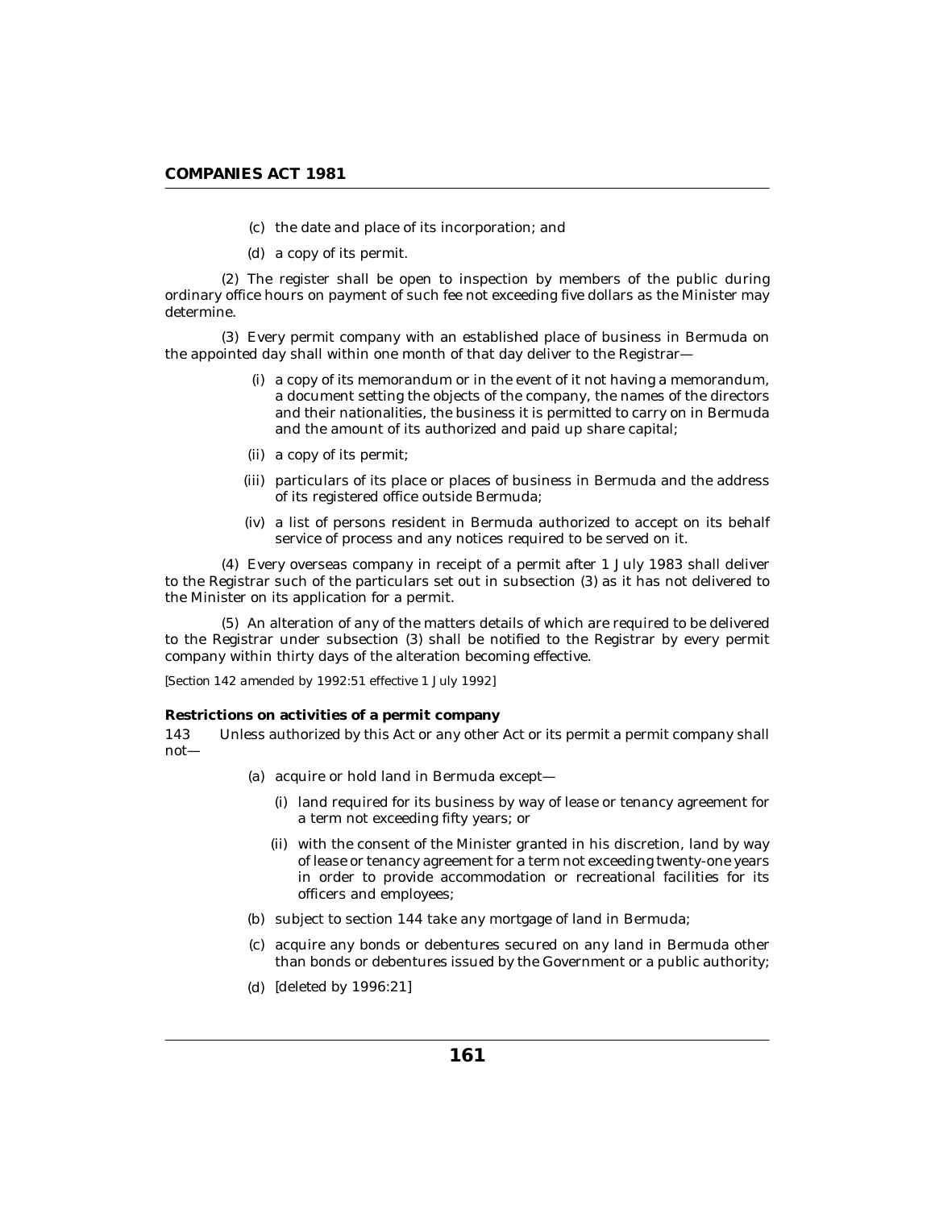(c) the date and place of its incorporation; and

(d) a copy of its permit.

(2) The register shall be open to inspection by members of the public during ordinary office hours on payment of such fee not exceeding five dollars as the Minister may determine.

(3) Every permit company with an established place of business in Bermuda on the appointed day shall within one month of that day deliver to the Registrar—

(i) a copy of its memorandum or in the event of it not having a memorandum, a document setting the objects of the company, the names of the directors and their nationalities, the business it is permitted to carry on in Bermuda and the amount of its authorized and paid up share capital;

(ii) a copy of its permit;

(iii) particulars of its place or places of business in Bermuda and the address of its registered office outside Bermuda;

(iv) a list of persons resident in Bermuda authorized to accept on its behalf service of process and any notices required to be served on it.

(4) Every overseas company in receipt of a permit after 1 July 1983 shall deliver to the Registrar such of the particulars set out in subsection (3) as it has not delivered to the Minister on its application for a permit.

(5) An alteration of any of the matters details of which are required to be delivered to the Registrar under subsection (3) shall be notified to the Registrar by every permit company within thirty days of the alteration becoming effective.

*[Section 142 amended by 1992:51 effective 1 July 1992]*

**Restrictions on activities of a permit company**

143 Unless authorized by this Act or any other Act or its permit a permit company shall not—

(a) acquire or hold land in Bermuda except—

(i) land required for its business by way of lease or tenancy agreement for a term not exceeding fifty years; or

(ii) with the consent of the Minister granted in his discretion, land by way of lease or tenancy agreement for a term not exceeding twenty-one years in order to provide accommodation or recreational facilities for its officers and employees;

(b) subject to section 144 take any mortgage of land in Bermuda;

(c) acquire any bonds or debentures secured on any land in Bermuda other than bonds or debentures issued by the Government or a public authority;

(d) [deleted by 1996:21]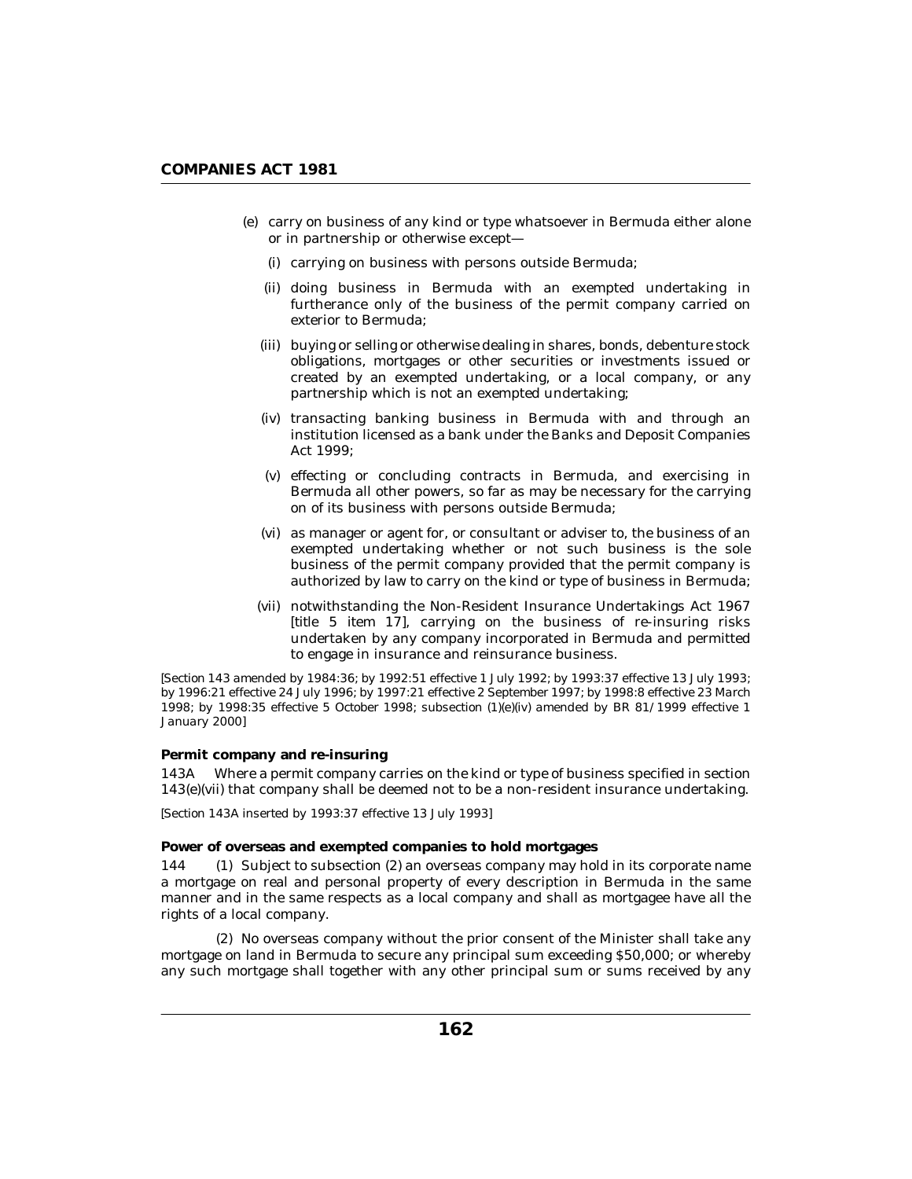(e) carry on business of any kind or type whatsoever in Bermuda either alone or in partnership or otherwise except—

   (i) carrying on business with persons outside Bermuda;

   (ii) doing business in Bermuda with an exempted undertaking in furtherance only of the business of the permit company carried on exterior to Bermuda;

   (iii) buying or selling or otherwise dealing in shares, bonds, debenture stock obligations, mortgages or other securities or investments issued or created by an exempted undertaking, or a local company, or any partnership which is not an exempted undertaking;

   (iv) transacting banking business in Bermuda with and through an institution licensed as a bank under the Banks and Deposit Companies Act 1999;

   (v) effecting or concluding contracts in Bermuda, and exercising in Bermuda all other powers, so far as may be necessary for the carrying on of its business with persons outside Bermuda;

   (vi) as manager or agent for, or consultant or adviser to, the business of an exempted undertaking whether or not such business is the sole business of the permit company provided that the permit company is authorized by law to carry on the kind or type of business in Bermuda;

   (vii) notwithstanding the Non-Resident Insurance Undertakings Act 1967 [title 5 item 17], carrying on the business of re-insuring risks undertaken by any company incorporated in Bermuda and permitted to engage in insurance and reinsurance business.

[Section 143 amended by 1984:36; by 1992:51 effective 1 July 1992; by 1993:37 effective 13 July 1993; by 1996:21 effective 24 July 1996; by 1997:21 effective 2 September 1997; by 1998:8 effective 23 March 1998; by 1998:35 effective 5 October 1998; subsection (1)(e)(iv) amended by BR 81/1999 effective 1 January 2000]

**Permit company and re-insuring**

143A Where a permit company carries on the kind or type of business specified in section 143(e)(vii) that company shall be deemed not to be a non-resident insurance undertaking.

[Section 143A inserted by 1993:37 effective 13 July 1993]

**Power of overseas and exempted companies to hold mortgages**

144 (1) Subject to subsection (2) an overseas company may hold in its corporate name a mortgage on real and personal property of every description in Bermuda in the same manner and in the same respects as a local company and shall as mortgagee have all the rights of a local company.

(2) No overseas company without the prior consent of the Minister shall take any mortgage on land in Bermuda to secure any principal sum exceeding $50,000; or whereby any such mortgage shall together with any other principal sum or sums received by any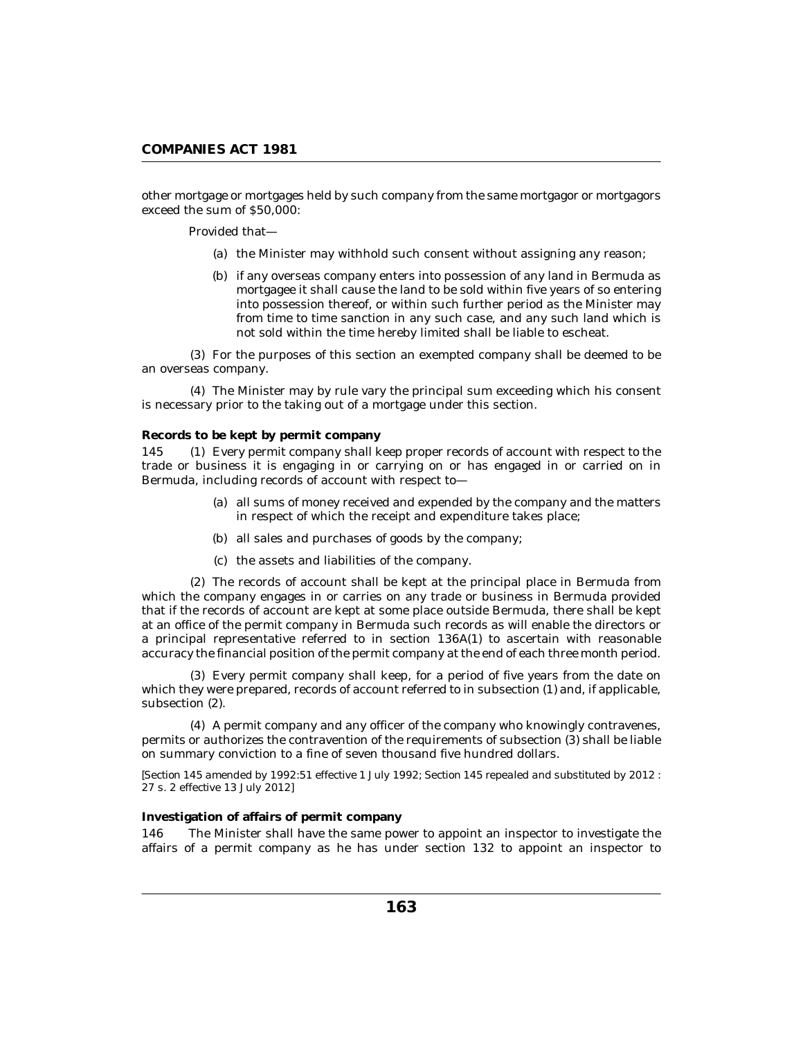other mortgage or mortgages held by such company from the same mortgagor or mortgagors exceed the sum of $50,000:

Provided that—

(a) the Minister may withhold such consent without assigning any reason;

(b) if any overseas company enters into possession of any land in Bermuda as mortgagee it shall cause the land to be sold within five years of so entering into possession thereof, or within such further period as the Minister may from time to time sanction in any such case, and any such land which is not sold within the time hereby limited shall be liable to escheat.

(3) For the purposes of this section an exempted company shall be deemed to be an overseas company.

(4) The Minister may by rule vary the principal sum exceeding which his consent is necessary prior to the taking out of a mortgage under this section.

**Records to be kept by permit company**

145 (1) Every permit company shall keep proper records of account with respect to the trade or business it is engaging in or carrying on or has engaged in or carried on in Bermuda, including records of account with respect to—

(a) all sums of money received and expended by the company and the matters in respect of which the receipt and expenditure takes place;

(b) all sales and purchases of goods by the company;

(c) the assets and liabilities of the company.

(2) The records of account shall be kept at the principal place in Bermuda from which the company engages in or carries on any trade or business in Bermuda provided that if the records of account are kept at some place outside Bermuda, there shall be kept at an office of the permit company in Bermuda such records as will enable the directors or a principal representative referred to in section 136A(1) to ascertain with reasonable accuracy the financial position of the permit company at the end of each three month period.

(3) Every permit company shall keep, for a period of five years from the date on which they were prepared, records of account referred to in subsection (1) and, if applicable, subsection (2).

(4) A permit company and any officer of the company who knowingly contravenes, permits or authorizes the contravention of the requirements of subsection (3) shall be liable on summary conviction to a fine of seven thousand five hundred dollars.

*[Section 145 amended by 1992:51 effective 1 July 1992; Section 145 repealed and substituted by 2012 : 27 s. 2 effective 13 July 2012]*

**Investigation of affairs of permit company**

146 The Minister shall have the same power to appoint an inspector to investigate the affairs of a permit company as he has under section 132 to appoint an inspector to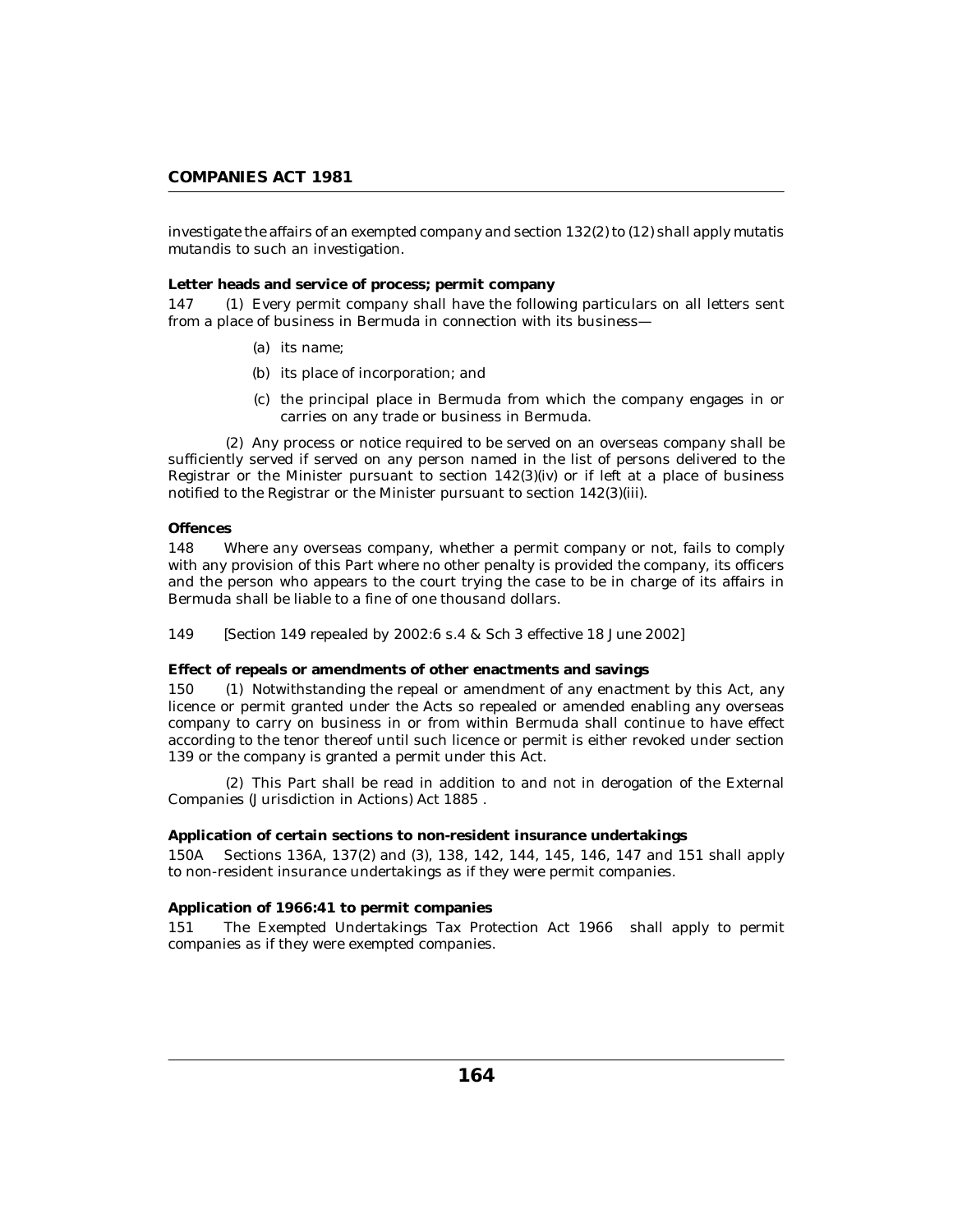investigate the affairs of an exempted company and section 132(2) to (12) shall apply mutatis mutandis to such an investigation.

**Letter heads and service of process; permit company**

147 (1) Every permit company shall have the following particulars on all letters sent from a place of business in Bermuda in connection with its business—

(a) its name;

(b) its place of incorporation; and

(c) the principal place in Bermuda from which the company engages in or carries on any trade or business in Bermuda.

(2) Any process or notice required to be served on an overseas company shall be sufficiently served if served on any person named in the list of persons delivered to the Registrar or the Minister pursuant to section 142(3)(iv) or if left at a place of business notified to the Registrar or the Minister pursuant to section 142(3)(iii).

**Offences**

148 Where any overseas company, whether a permit company or not, fails to comply with any provision of this Part where no other penalty is provided the company, its officers and the person who appears to the court trying the case to be in charge of its affairs in Bermuda shall be liable to a fine of one thousand dollars.

149 [Section 149 repealed by 2002:6 s.4 & Sch 3 effective 18 June 2002]

**Effect of repeals or amendments of other enactments and savings**

150 (1) Notwithstanding the repeal or amendment of any enactment by this Act, any licence or permit granted under the Acts so repealed or amended enabling any overseas company to carry on business in or from within Bermuda shall continue to have effect according to the tenor thereof until such licence or permit is either revoked under section 139 or the company is granted a permit under this Act.

(2) This Part shall be read in addition to and not in derogation of the External Companies (Jurisdiction in Actions) Act 1885 .

**Application of certain sections to non-resident insurance undertakings**

150A Sections 136A, 137(2) and (3), 138, 142, 144, 145, 146, 147 and 151 shall apply to non-resident insurance undertakings as if they were permit companies.

**Application of 1966:41 to permit companies**

151 The Exempted Undertakings Tax Protection Act 1966 shall apply to permit companies as if they were exempted companies.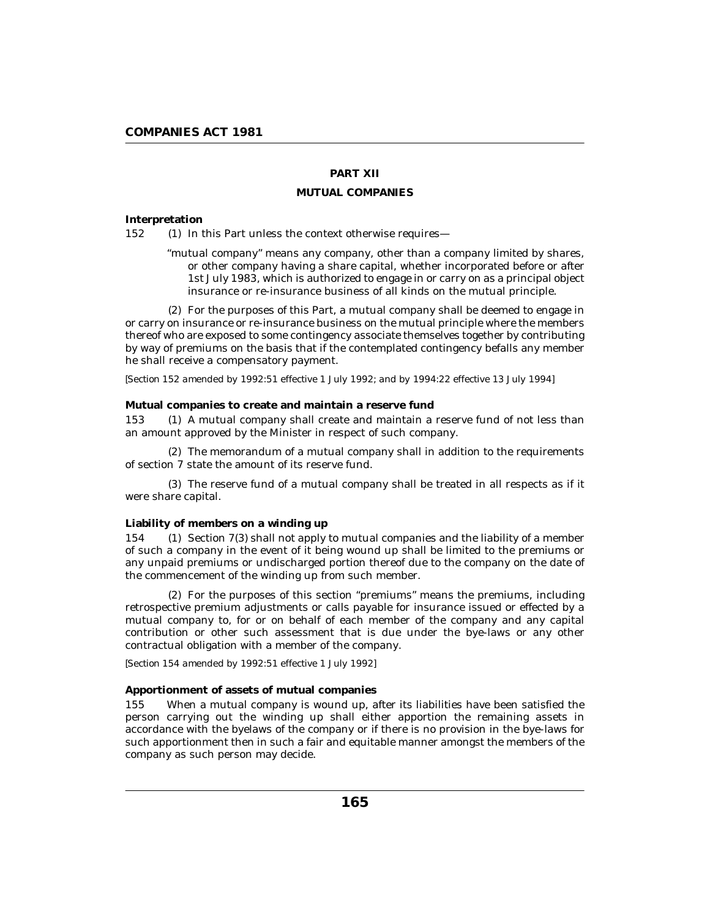## PART XII

## MUTUAL COMPANIES

**Interpretation**

152 (1) In this Part unless the context otherwise requires—

"mutual company" means any company, other than a company limited by shares, or other company having a share capital, whether incorporated before or after 1st July 1983, which is authorized to engage in or carry on as a principal object insurance or re-insurance business of all kinds on the mutual principle.

(2) For the purposes of this Part, a mutual company shall be deemed to engage in or carry on insurance or re-insurance business on the mutual principle where the members thereof who are exposed to some contingency associate themselves together by contributing by way of premiums on the basis that if the contemplated contingency befalls any member he shall receive a compensatory payment.

*[Section 152 amended by 1992:51 effective 1 July 1992; and by 1994:22 effective 13 July 1994]*

**Mutual companies to create and maintain a reserve fund**

153 (1) A mutual company shall create and maintain a reserve fund of not less than an amount approved by the Minister in respect of such company.

(2) The memorandum of a mutual company shall in addition to the requirements of section 7 state the amount of its reserve fund.

(3) The reserve fund of a mutual company shall be treated in all respects as if it were share capital.

**Liability of members on a winding up**

154 (1) Section 7(3) shall not apply to mutual companies and the liability of a member of such a company in the event of it being wound up shall be limited to the premiums or any unpaid premiums or undischarged portion thereof due to the company on the date of the commencement of the winding up from such member.

(2) For the purposes of this section "premiums" means the premiums, including retrospective premium adjustments or calls payable for insurance issued or effected by a mutual company to, for or on behalf of each member of the company and any capital contribution or other such assessment that is due under the bye-laws or any other contractual obligation with a member of the company.

*[Section 154 amended by 1992:51 effective 1 July 1992]*

**Apportionment of assets of mutual companies**

155 When a mutual company is wound up, after its liabilities have been satisfied the person carrying out the winding up shall either apportion the remaining assets in accordance with the byelaws of the company or if there is no provision in the bye-laws for such apportionment then in such a fair and equitable manner amongst the members of the company as such person may decide.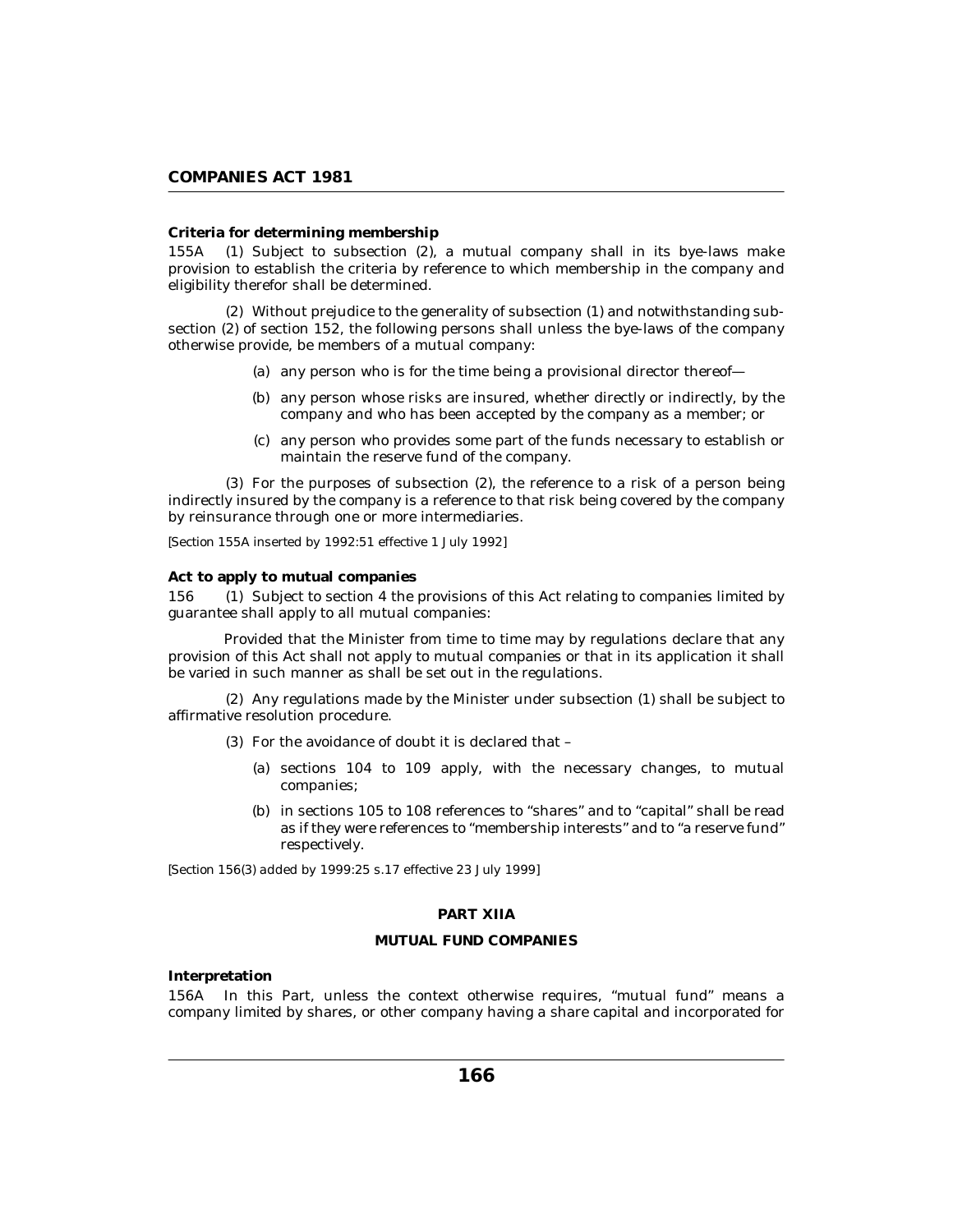**Criteria for determining membership**

155A (1) Subject to subsection (2), a mutual company shall in its bye-laws make provision to establish the criteria by reference to which membership in the company and eligibility therefor shall be determined.

(2) Without prejudice to the generality of subsection (1) and notwithstanding subsection (2) of section 152, the following persons shall unless the bye-laws of the company otherwise provide, be members of a mutual company:

(a) any person who is for the time being a provisional director thereof—

(b) any person whose risks are insured, whether directly or indirectly, by the company and who has been accepted by the company as a member; or

(c) any person who provides some part of the funds necessary to establish or maintain the reserve fund of the company.

(3) For the purposes of subsection (2), the reference to a risk of a person being indirectly insured by the company is a reference to that risk being covered by the company by reinsurance through one or more intermediaries.

*[Section 155A inserted by 1992:51 effective 1 July 1992]*

**Act to apply to mutual companies**

156 (1) Subject to section 4 the provisions of this Act relating to companies limited by guarantee shall apply to all mutual companies:

Provided that the Minister from time to time may by regulations declare that any provision of this Act shall not apply to mutual companies or that in its application it shall be varied in such manner as shall be set out in the regulations.

(2) Any regulations made by the Minister under subsection (1) shall be subject to affirmative resolution procedure.

(3) For the avoidance of doubt it is declared that –

(a) sections 104 to 109 apply, with the necessary changes, to mutual companies;

(b) in sections 105 to 108 references to "shares" and to "capital" shall be read as if they were references to "membership interests" and to "a reserve fund" respectively.

*[Section 156(3) added by 1999:25 s.17 effective 23 July 1999]*

## PART XIIA

## MUTUAL FUND COMPANIES

**Interpretation**

156A In this Part, unless the context otherwise requires, "mutual fund" means a company limited by shares, or other company having a share capital and incorporated for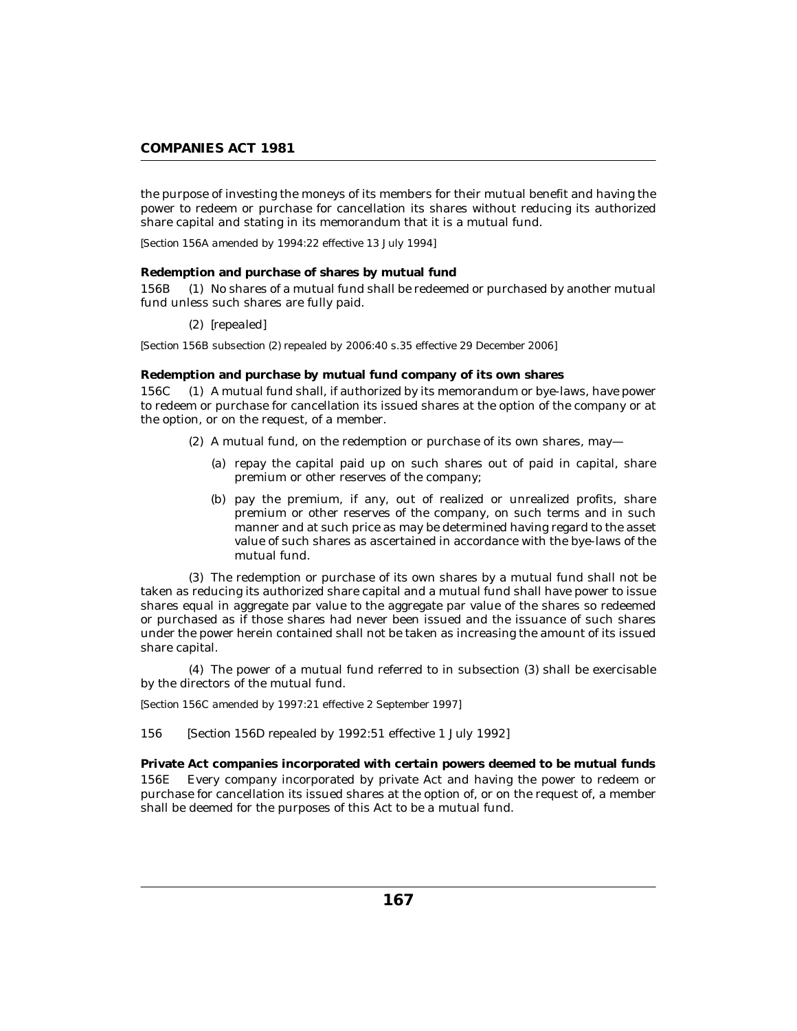the purpose of investing the moneys of its members for their mutual benefit and having the power to redeem or purchase for cancellation its shares without reducing its authorized share capital and stating in its memorandum that it is a mutual fund.

*[Section 156A amended by 1994:22 effective 13 July 1994]*

**Redemption and purchase of shares by mutual fund**

156B (1) No shares of a mutual fund shall be redeemed or purchased by another mutual fund unless such shares are fully paid.

(2) *[repealed]*

*[Section 156B subsection (2) repealed by 2006:40 s.35 effective 29 December 2006]*

**Redemption and purchase by mutual fund company of its own shares**

156C (1) A mutual fund shall, if authorized by its memorandum or bye-laws, have power to redeem or purchase for cancellation its issued shares at the option of the company or at the option, or on the request, of a member.

(2) A mutual fund, on the redemption or purchase of its own shares, may—

(a) repay the capital paid up on such shares out of paid in capital, share premium or other reserves of the company;

(b) pay the premium, if any, out of realized or unrealized profits, share premium or other reserves of the company, on such terms and in such manner and at such price as may be determined having regard to the asset value of such shares as ascertained in accordance with the bye-laws of the mutual fund.

(3) The redemption or purchase of its own shares by a mutual fund shall not be taken as reducing its authorized share capital and a mutual fund shall have power to issue shares equal in aggregate par value to the aggregate par value of the shares so redeemed or purchased as if those shares had never been issued and the issuance of such shares under the power herein contained shall not be taken as increasing the amount of its issued share capital.

(4) The power of a mutual fund referred to in subsection (3) shall be exercisable by the directors of the mutual fund.

*[Section 156C amended by 1997:21 effective 2 September 1997]*

156 [Section 156D repealed by 1992:51 effective 1 July 1992]

**Private Act companies incorporated with certain powers deemed to be mutual funds**

156E Every company incorporated by private Act and having the power to redeem or purchase for cancellation its issued shares at the option of, or on the request of, a member shall be deemed for the purposes of this Act to be a mutual fund.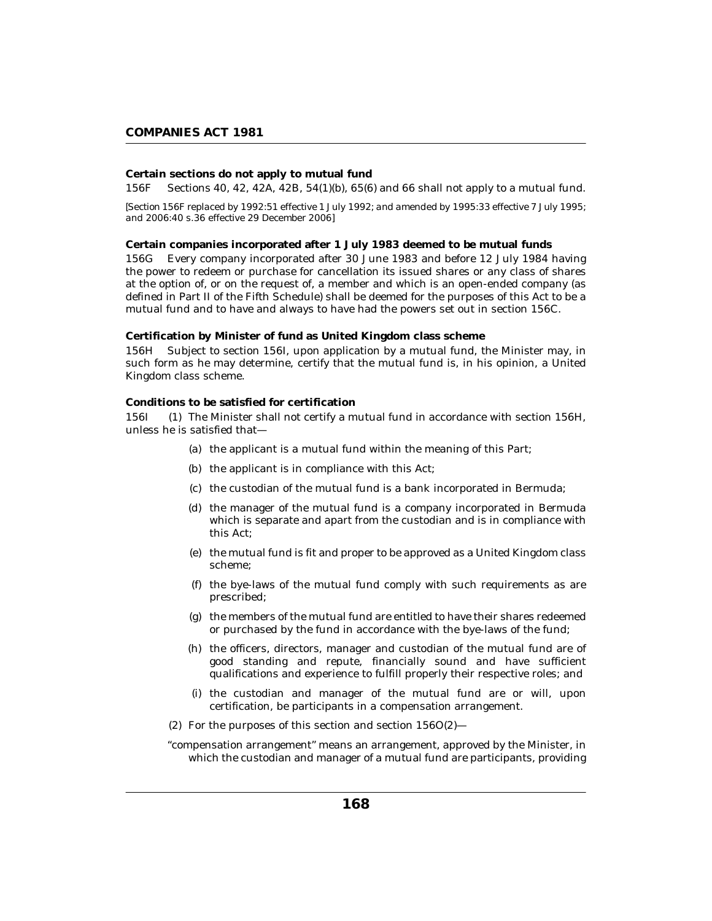**Certain sections do not apply to mutual fund**

156F Sections 40, 42, 42A, 42B, 54(1)(b), 65(6) and 66 shall not apply to a mutual fund.

[Section 156F replaced by 1992:51 effective 1 July 1992; and amended by 1995:33 effective 7 July 1995; and 2006:40 s.36 effective 29 December 2006]

**Certain companies incorporated after 1 July 1983 deemed to be mutual funds**

156G Every company incorporated after 30 June 1983 and before 12 July 1984 having the power to redeem or purchase for cancellation its issued shares or any class of shares at the option of, or on the request of, a member and which is an open-ended company (as defined in Part II of the Fifth Schedule) shall be deemed for the purposes of this Act to be a mutual fund and to have and always to have had the powers set out in section 156C.

**Certification by Minister of fund as United Kingdom class scheme**

156H Subject to section 156I, upon application by a mutual fund, the Minister may, in such form as he may determine, certify that the mutual fund is, in his opinion, a United Kingdom class scheme.

**Conditions to be satisfied for certification**

156I (1) The Minister shall not certify a mutual fund in accordance with section 156H, unless he is satisfied that—

(a) the applicant is a mutual fund within the meaning of this Part;

(b) the applicant is in compliance with this Act;

(c) the custodian of the mutual fund is a bank incorporated in Bermuda;

(d) the manager of the mutual fund is a company incorporated in Bermuda which is separate and apart from the custodian and is in compliance with this Act;

(e) the mutual fund is fit and proper to be approved as a United Kingdom class scheme;

(f) the bye-laws of the mutual fund comply with such requirements as are prescribed;

(g) the members of the mutual fund are entitled to have their shares redeemed or purchased by the fund in accordance with the bye-laws of the fund;

(h) the officers, directors, manager and custodian of the mutual fund are of good standing and repute, financially sound and have sufficient qualifications and experience to fulfill properly their respective roles; and

(i) the custodian and manager of the mutual fund are or will, upon certification, be participants in a compensation arrangement.

(2) For the purposes of this section and section 156O(2)—

"compensation arrangement" means an arrangement, approved by the Minister, in which the custodian and manager of a mutual fund are participants, providing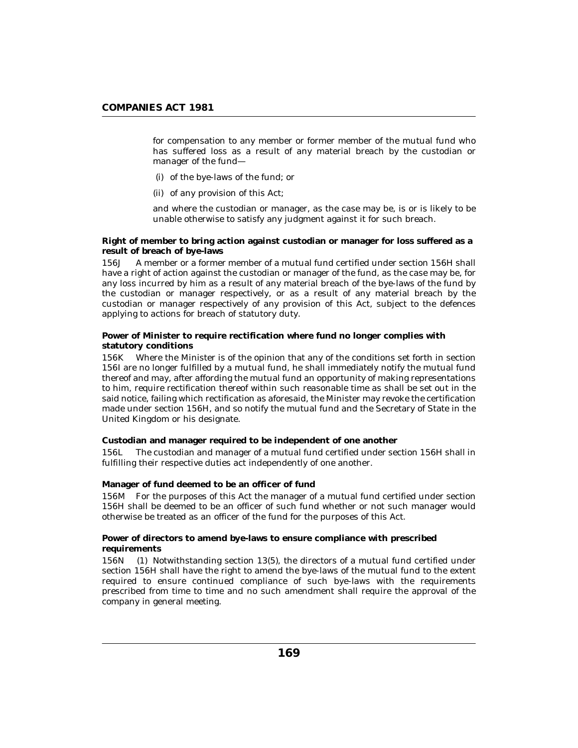for compensation to any member or former member of the mutual fund who has suffered loss as a result of any material breach by the custodian or manager of the fund—

(i) of the bye-laws of the fund; or

(ii) of any provision of this Act;

and where the custodian or manager, as the case may be, is or is likely to be unable otherwise to satisfy any judgment against it for such breach.

**Right of member to bring action against custodian or manager for loss suffered as a result of breach of bye-laws**

156J A member or a former member of a mutual fund certified under section 156H shall have a right of action against the custodian or manager of the fund, as the case may be, for any loss incurred by him as a result of any material breach of the bye-laws of the fund by the custodian or manager respectively, or as a result of any material breach by the custodian or manager respectively of any provision of this Act, subject to the defences applying to actions for breach of statutory duty.

**Power of Minister to require rectification where fund no longer complies with statutory conditions**

156K Where the Minister is of the opinion that any of the conditions set forth in section 156I are no longer fulfilled by a mutual fund, he shall immediately notify the mutual fund thereof and may, after affording the mutual fund an opportunity of making representations to him, require rectification thereof within such reasonable time as shall be set out in the said notice, failing which rectification as aforesaid, the Minister may revoke the certification made under section 156H, and so notify the mutual fund and the Secretary of State in the United Kingdom or his designate.

**Custodian and manager required to be independent of one another**

156L The custodian and manager of a mutual fund certified under section 156H shall in fulfilling their respective duties act independently of one another.

**Manager of fund deemed to be an officer of fund**

156M For the purposes of this Act the manager of a mutual fund certified under section 156H shall be deemed to be an officer of such fund whether or not such manager would otherwise be treated as an officer of the fund for the purposes of this Act.

**Power of directors to amend bye-laws to ensure compliance with prescribed requirements**

156N (1) Notwithstanding section 13(5), the directors of a mutual fund certified under section 156H shall have the right to amend the bye-laws of the mutual fund to the extent required to ensure continued compliance of such bye-laws with the requirements prescribed from time to time and no such amendment shall require the approval of the company in general meeting.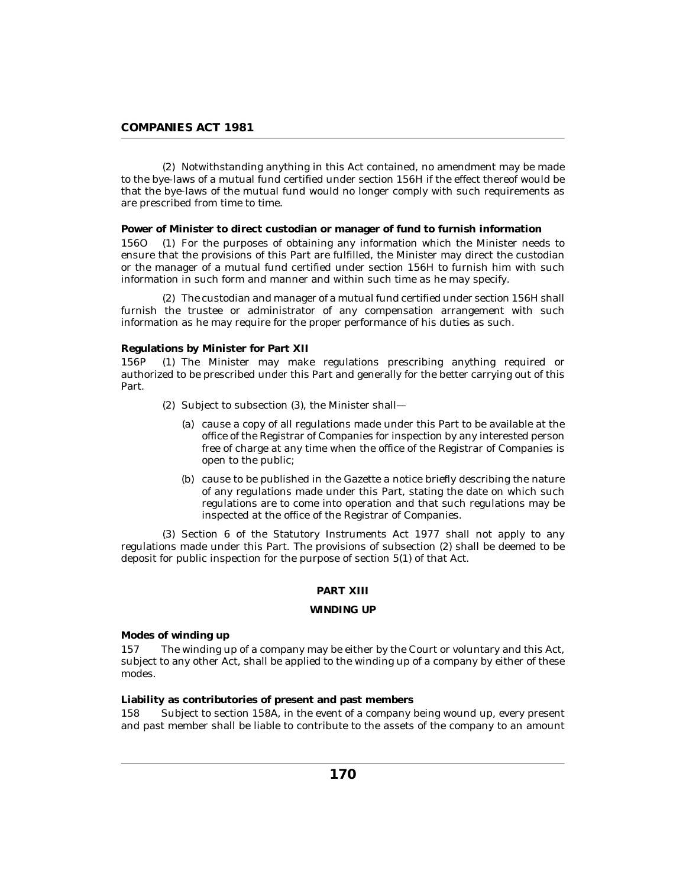(2) Notwithstanding anything in this Act contained, no amendment may be made to the bye-laws of a mutual fund certified under section 156H if the effect thereof would be that the bye-laws of the mutual fund would no longer comply with such requirements as are prescribed from time to time.

**Power of Minister to direct custodian or manager of fund to furnish information**

156O (1) For the purposes of obtaining any information which the Minister needs to ensure that the provisions of this Part are fulfilled, the Minister may direct the custodian or the manager of a mutual fund certified under section 156H to furnish him with such information in such form and manner and within such time as he may specify.

(2) The custodian and manager of a mutual fund certified under section 156H shall furnish the trustee or administrator of any compensation arrangement with such information as he may require for the proper performance of his duties as such.

**Regulations by Minister for Part XII**

156P (1) The Minister may make regulations prescribing anything required or authorized to be prescribed under this Part and generally for the better carrying out of this Part.

(2) Subject to subsection (3), the Minister shall—

(a) cause a copy of all regulations made under this Part to be available at the office of the Registrar of Companies for inspection by any interested person free of charge at any time when the office of the Registrar of Companies is open to the public;

(b) cause to be published in the Gazette a notice briefly describing the nature of any regulations made under this Part, stating the date on which such regulations are to come into operation and that such regulations may be inspected at the office of the Registrar of Companies.

(3) Section 6 of the Statutory Instruments Act 1977 shall not apply to any regulations made under this Part. The provisions of subsection (2) shall be deemed to be deposit for public inspection for the purpose of section 5(1) of that Act.

## PART XIII

## WINDING UP

**Modes of winding up**

157 The winding up of a company may be either by the Court or voluntary and this Act, subject to any other Act, shall be applied to the winding up of a company by either of these modes.

**Liability as contributories of present and past members**

158 Subject to section 158A, in the event of a company being wound up, every present and past member shall be liable to contribute to the assets of the company to an amount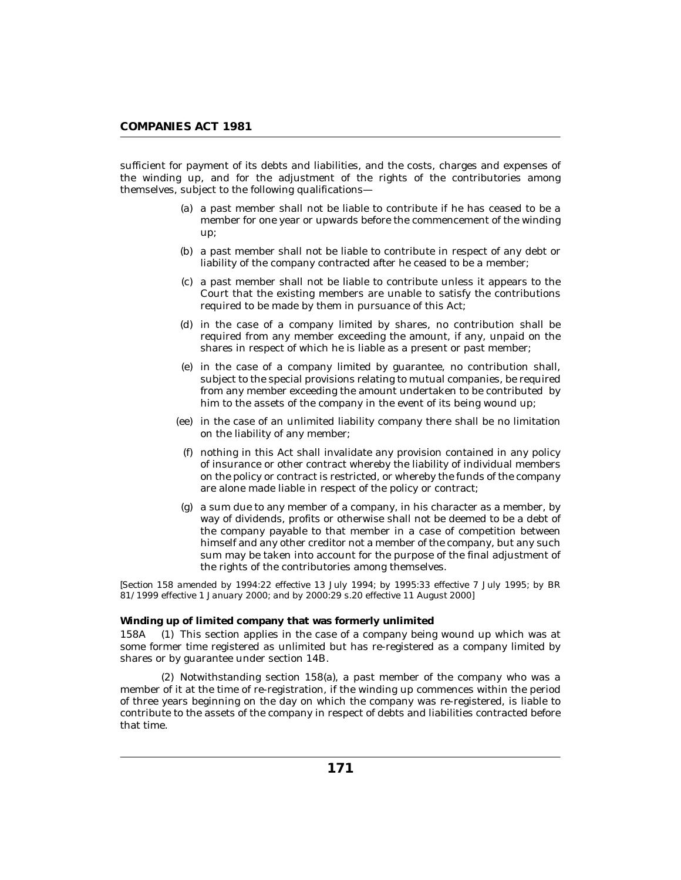sufficient for payment of its debts and liabilities, and the costs, charges and expenses of the winding up, and for the adjustment of the rights of the contributories among themselves, subject to the following qualifications—

(a) a past member shall not be liable to contribute if he has ceased to be a member for one year or upwards before the commencement of the winding up;

(b) a past member shall not be liable to contribute in respect of any debt or liability of the company contracted after he ceased to be a member;

(c) a past member shall not be liable to contribute unless it appears to the Court that the existing members are unable to satisfy the contributions required to be made by them in pursuance of this Act;

(d) in the case of a company limited by shares, no contribution shall be required from any member exceeding the amount, if any, unpaid on the shares in respect of which he is liable as a present or past member;

(e) in the case of a company limited by guarantee, no contribution shall, subject to the special provisions relating to mutual companies, be required from any member exceeding the amount undertaken to be contributed by him to the assets of the company in the event of its being wound up;

(ee) in the case of an unlimited liability company there shall be no limitation on the liability of any member;

(f) nothing in this Act shall invalidate any provision contained in any policy of insurance or other contract whereby the liability of individual members on the policy or contract is restricted, or whereby the funds of the company are alone made liable in respect of the policy or contract;

(g) a sum due to any member of a company, in his character as a member, by way of dividends, profits or otherwise shall not be deemed to be a debt of the company payable to that member in a case of competition between himself and any other creditor not a member of the company, but any such sum may be taken into account for the purpose of the final adjustment of the rights of the contributories among themselves.

*[Section 158 amended by 1994:22 effective 13 July 1994; by 1995:33 effective 7 July 1995; by BR 81/1999 effective 1 January 2000; and by 2000:29 s.20 effective 11 August 2000]*

**Winding up of limited company that was formerly unlimited**

158A (1) This section applies in the case of a company being wound up which was at some former time registered as unlimited but has re-registered as a company limited by shares or by guarantee under section 14B.

(2) Notwithstanding section 158(a), a past member of the company who was a member of it at the time of re-registration, if the winding up commences within the period of three years beginning on the day on which the company was re-registered, is liable to contribute to the assets of the company in respect of debts and liabilities contracted before that time.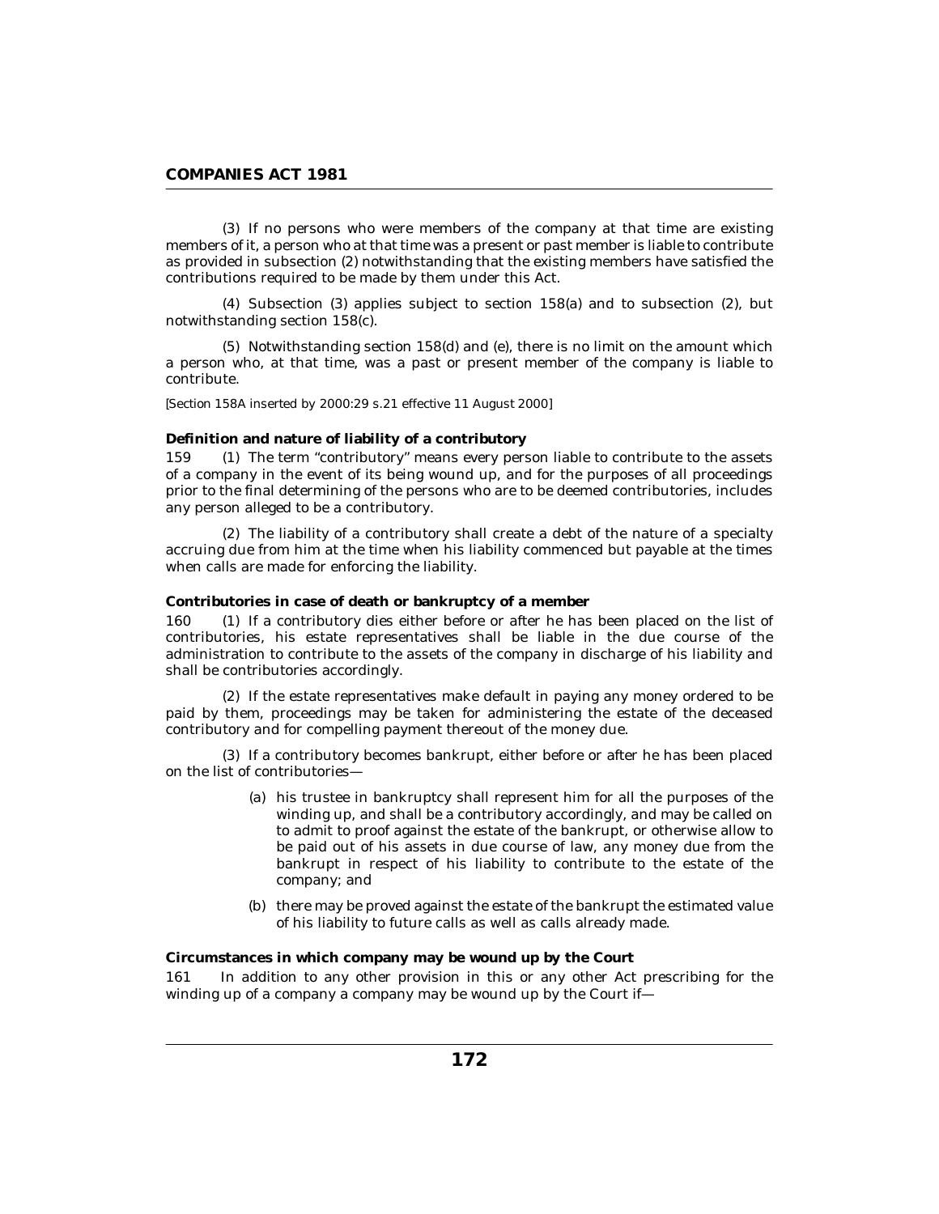(3) If no persons who were members of the company at that time are existing members of it, a person who at that time was a present or past member is liable to contribute as provided in subsection (2) notwithstanding that the existing members have satisfied the contributions required to be made by them under this Act.

(4) Subsection (3) applies subject to section 158(a) and to subsection (2), but notwithstanding section 158(c).

(5) Notwithstanding section 158(d) and (e), there is no limit on the amount which a person who, at that time, was a past or present member of the company is liable to contribute.

[Section 158A inserted by 2000:29 s.21 effective 11 August 2000]

**Definition and nature of liability of a contributory**

159 (1) The term "contributory" means every person liable to contribute to the assets of a company in the event of its being wound up, and for the purposes of all proceedings prior to the final determining of the persons who are to be deemed contributories, includes any person alleged to be a contributory.

(2) The liability of a contributory shall create a debt of the nature of a specialty accruing due from him at the time when his liability commenced but payable at the times when calls are made for enforcing the liability.

**Contributories in case of death or bankruptcy of a member**

160 (1) If a contributory dies either before or after he has been placed on the list of contributories, his estate representatives shall be liable in the due course of the administration to contribute to the assets of the company in discharge of his liability and shall be contributories accordingly.

(2) If the estate representatives make default in paying any money ordered to be paid by them, proceedings may be taken for administering the estate of the deceased contributory and for compelling payment thereout of the money due.

(3) If a contributory becomes bankrupt, either before or after he has been placed on the list of contributories—

(a) his trustee in bankruptcy shall represent him for all the purposes of the winding up, and shall be a contributory accordingly, and may be called on to admit to proof against the estate of the bankrupt, or otherwise allow to be paid out of his assets in due course of law, any money due from the bankrupt in respect of his liability to contribute to the estate of the company; and

(b) there may be proved against the estate of the bankrupt the estimated value of his liability to future calls as well as calls already made.

**Circumstances in which company may be wound up by the Court**

161 In addition to any other provision in this or any other Act prescribing for the winding up of a company a company may be wound up by the Court if—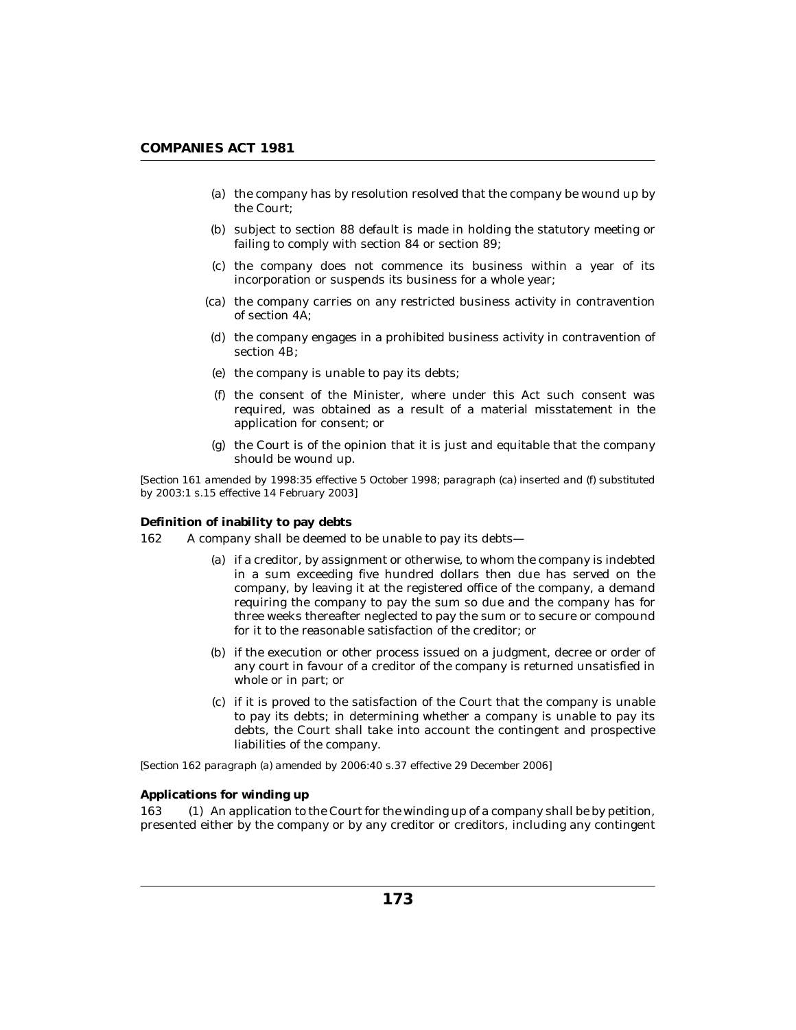(a) the company has by resolution resolved that the company be wound up by the Court;

(b) subject to section 88 default is made in holding the statutory meeting or failing to comply with section 84 or section 89;

(c) the company does not commence its business within a year of its incorporation or suspends its business for a whole year;

(ca) the company carries on any restricted business activity in contravention of section 4A;

(d) the company engages in a prohibited business activity in contravention of section 4B;

(e) the company is unable to pay its debts;

(f) the consent of the Minister, where under this Act such consent was required, was obtained as a result of a material misstatement in the application for consent; or

(g) the Court is of the opinion that it is just and equitable that the company should be wound up.

*[Section 161 amended by 1998:35 effective 5 October 1998; paragraph (ca) inserted and (f) substituted by 2003:1 s.15 effective 14 February 2003]*

**Definition of inability to pay debts**

162 A company shall be deemed to be unable to pay its debts—

(a) if a creditor, by assignment or otherwise, to whom the company is indebted in a sum exceeding five hundred dollars then due has served on the company, by leaving it at the registered office of the company, a demand requiring the company to pay the sum so due and the company has for three weeks thereafter neglected to pay the sum or to secure or compound for it to the reasonable satisfaction of the creditor; or

(b) if the execution or other process issued on a judgment, decree or order of any court in favour of a creditor of the company is returned unsatisfied in whole or in part; or

(c) if it is proved to the satisfaction of the Court that the company is unable to pay its debts; in determining whether a company is unable to pay its debts, the Court shall take into account the contingent and prospective liabilities of the company.

*[Section 162 paragraph (a) amended by 2006:40 s.37 effective 29 December 2006]*

**Applications for winding up**

163 (1) An application to the Court for the winding up of a company shall be by petition, presented either by the company or by any creditor or creditors, including any contingent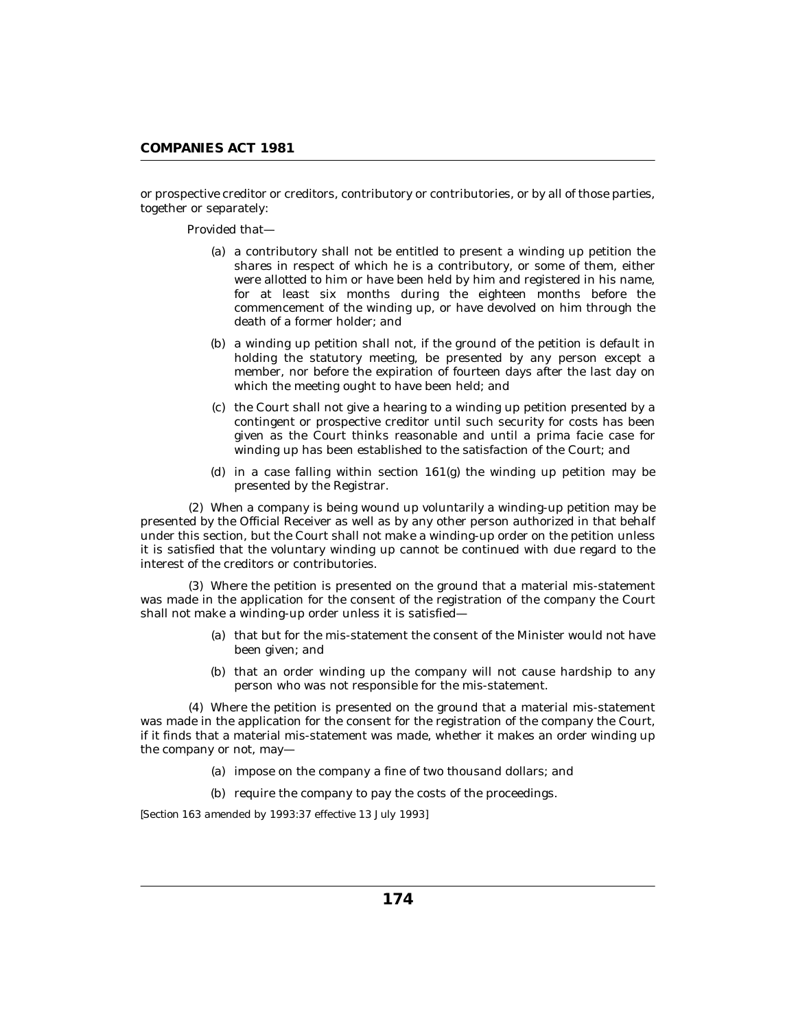or prospective creditor or creditors, contributory or contributories, or by all of those parties, together or separately:

Provided that—

(a) a contributory shall not be entitled to present a winding up petition the shares in respect of which he is a contributory, or some of them, either were allotted to him or have been held by him and registered in his name, for at least six months during the eighteen months before the commencement of the winding up, or have devolved on him through the death of a former holder; and

(b) a winding up petition shall not, if the ground of the petition is default in holding the statutory meeting, be presented by any person except a member, nor before the expiration of fourteen days after the last day on which the meeting ought to have been held; and

(c) the Court shall not give a hearing to a winding up petition presented by a contingent or prospective creditor until such security for costs has been given as the Court thinks reasonable and until a prima facie case for winding up has been established to the satisfaction of the Court; and

(d) in a case falling within section 161(g) the winding up petition may be presented by the Registrar.

(2) When a company is being wound up voluntarily a winding-up petition may be presented by the Official Receiver as well as by any other person authorized in that behalf under this section, but the Court shall not make a winding-up order on the petition unless it is satisfied that the voluntary winding up cannot be continued with due regard to the interest of the creditors or contributories.

(3) Where the petition is presented on the ground that a material mis-statement was made in the application for the consent of the registration of the company the Court shall not make a winding-up order unless it is satisfied—

(a) that but for the mis-statement the consent of the Minister would not have been given; and

(b) that an order winding up the company will not cause hardship to any person who was not responsible for the mis-statement.

(4) Where the petition is presented on the ground that a material mis-statement was made in the application for the consent for the registration of the company the Court, if it finds that a material mis-statement was made, whether it makes an order winding up the company or not, may—

(a) impose on the company a fine of two thousand dollars; and

(b) require the company to pay the costs of the proceedings.

*[Section 163 amended by 1993:37 effective 13 July 1993]*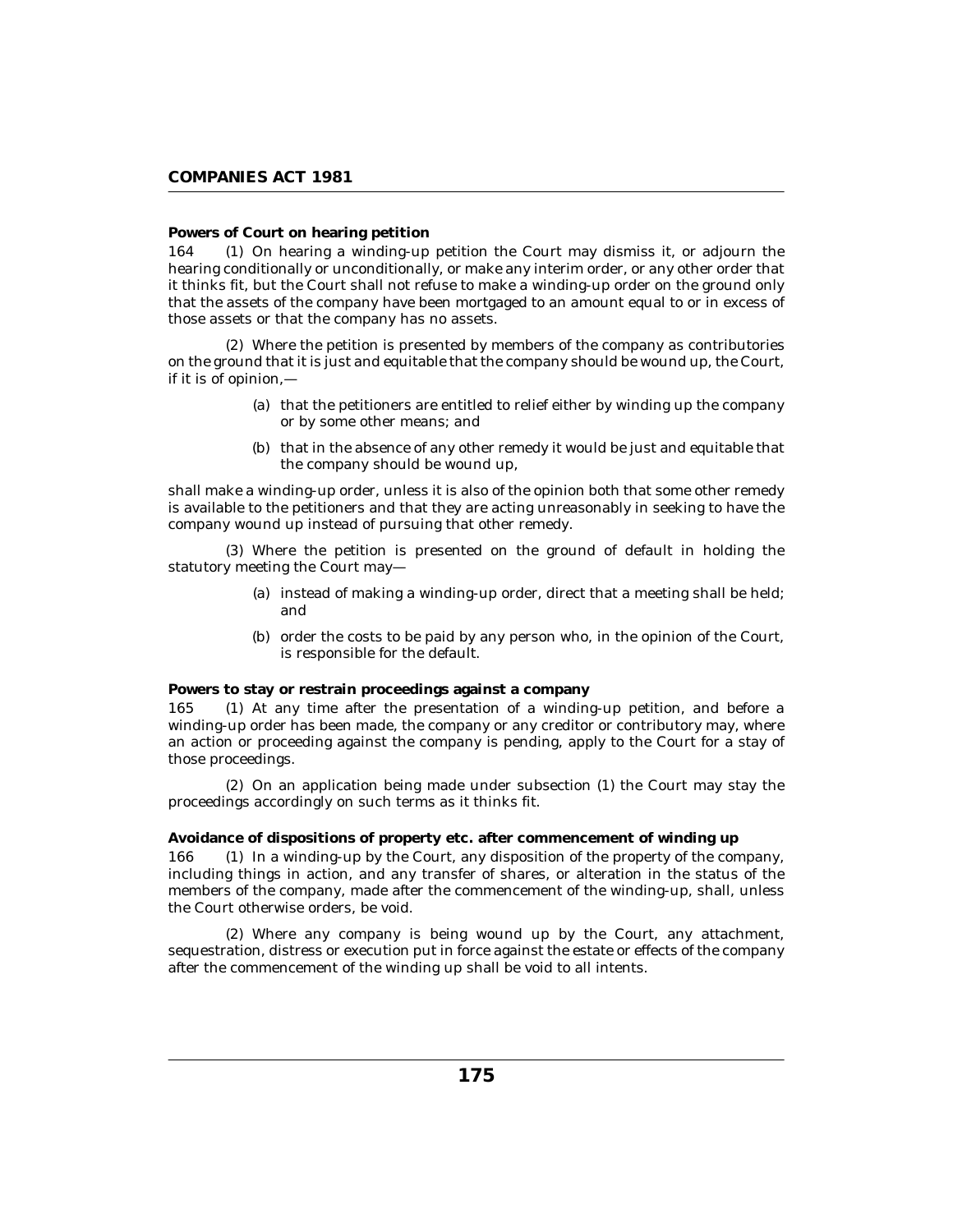**Powers of Court on hearing petition**

164 (1) On hearing a winding-up petition the Court may dismiss it, or adjourn the hearing conditionally or unconditionally, or make any interim order, or any other order that it thinks fit, but the Court shall not refuse to make a winding-up order on the ground only that the assets of the company have been mortgaged to an amount equal to or in excess of those assets or that the company has no assets.

(2) Where the petition is presented by members of the company as contributories on the ground that it is just and equitable that the company should be wound up, the Court, if it is of opinion,—

(a) that the petitioners are entitled to relief either by winding up the company or by some other means; and

(b) that in the absence of any other remedy it would be just and equitable that the company should be wound up,

shall make a winding-up order, unless it is also of the opinion both that some other remedy is available to the petitioners and that they are acting unreasonably in seeking to have the company wound up instead of pursuing that other remedy.

(3) Where the petition is presented on the ground of default in holding the statutory meeting the Court may—

(a) instead of making a winding-up order, direct that a meeting shall be held; and

(b) order the costs to be paid by any person who, in the opinion of the Court, is responsible for the default.

**Powers to stay or restrain proceedings against a company**

165 (1) At any time after the presentation of a winding-up petition, and before a winding-up order has been made, the company or any creditor or contributory may, where an action or proceeding against the company is pending, apply to the Court for a stay of those proceedings.

(2) On an application being made under subsection (1) the Court may stay the proceedings accordingly on such terms as it thinks fit.

**Avoidance of dispositions of property etc. after commencement of winding up**

166 (1) In a winding-up by the Court, any disposition of the property of the company, including things in action, and any transfer of shares, or alteration in the status of the members of the company, made after the commencement of the winding-up, shall, unless the Court otherwise orders, be void.

(2) Where any company is being wound up by the Court, any attachment, sequestration, distress or execution put in force against the estate or effects of the company after the commencement of the winding up shall be void to all intents.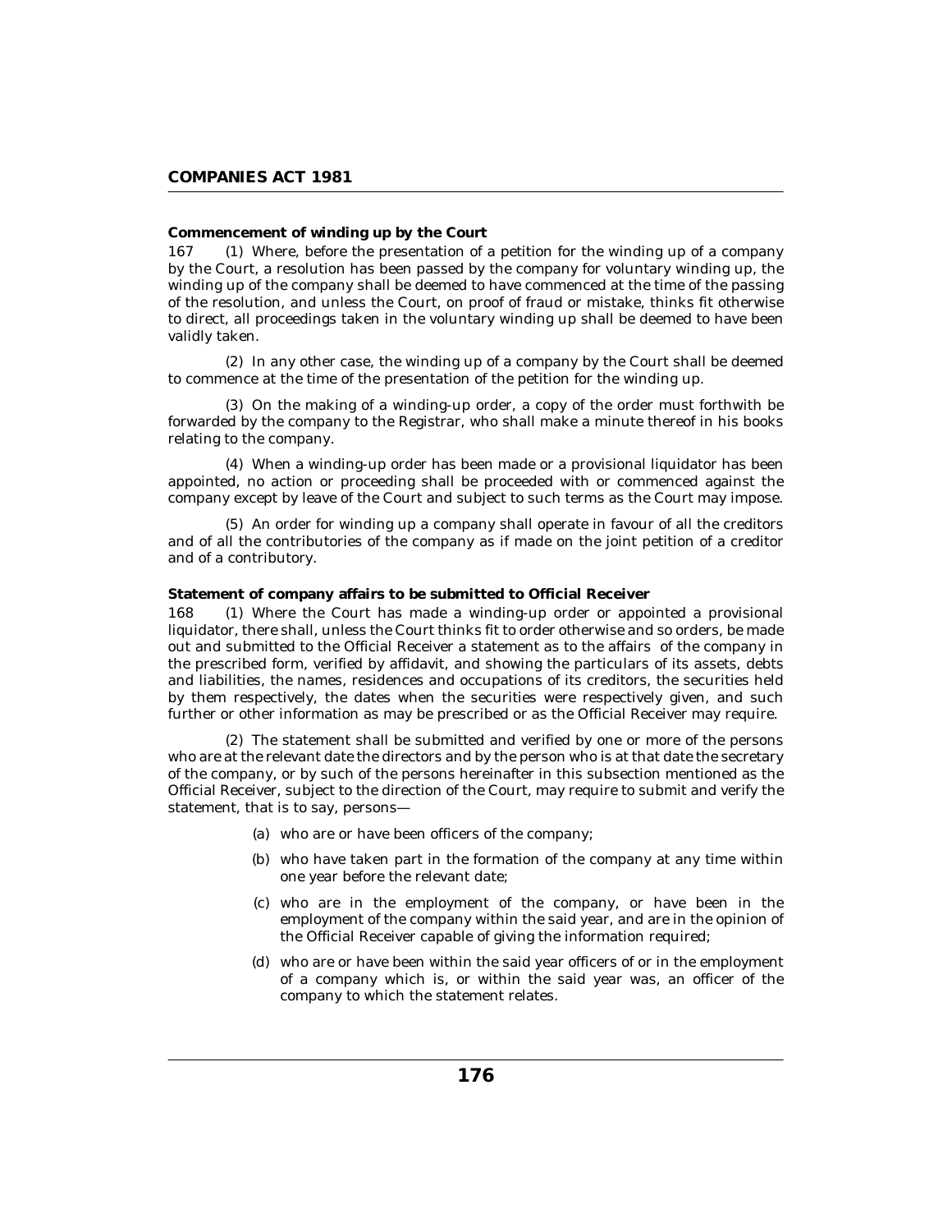**Commencement of winding up by the Court**

167 (1) Where, before the presentation of a petition for the winding up of a company by the Court, a resolution has been passed by the company for voluntary winding up, the winding up of the company shall be deemed to have commenced at the time of the passing of the resolution, and unless the Court, on proof of fraud or mistake, thinks fit otherwise to direct, all proceedings taken in the voluntary winding up shall be deemed to have been validly taken.

(2) In any other case, the winding up of a company by the Court shall be deemed to commence at the time of the presentation of the petition for the winding up.

(3) On the making of a winding-up order, a copy of the order must forthwith be forwarded by the company to the Registrar, who shall make a minute thereof in his books relating to the company.

(4) When a winding-up order has been made or a provisional liquidator has been appointed, no action or proceeding shall be proceeded with or commenced against the company except by leave of the Court and subject to such terms as the Court may impose.

(5) An order for winding up a company shall operate in favour of all the creditors and of all the contributories of the company as if made on the joint petition of a creditor and of a contributory.

**Statement of company affairs to be submitted to Official Receiver**

168 (1) Where the Court has made a winding-up order or appointed a provisional liquidator, there shall, unless the Court thinks fit to order otherwise and so orders, be made out and submitted to the Official Receiver a statement as to the affairs of the company in the prescribed form, verified by affidavit, and showing the particulars of its assets, debts and liabilities, the names, residences and occupations of its creditors, the securities held by them respectively, the dates when the securities were respectively given, and such further or other information as may be prescribed or as the Official Receiver may require.

(2) The statement shall be submitted and verified by one or more of the persons who are at the relevant date the directors and by the person who is at that date the secretary of the company, or by such of the persons hereinafter in this subsection mentioned as the Official Receiver, subject to the direction of the Court, may require to submit and verify the statement, that is to say, persons—

(a) who are or have been officers of the company;

(b) who have taken part in the formation of the company at any time within one year before the relevant date;

(c) who are in the employment of the company, or have been in the employment of the company within the said year, and are in the opinion of the Official Receiver capable of giving the information required;

(d) who are or have been within the said year officers of or in the employment of a company which is, or within the said year was, an officer of the company to which the statement relates.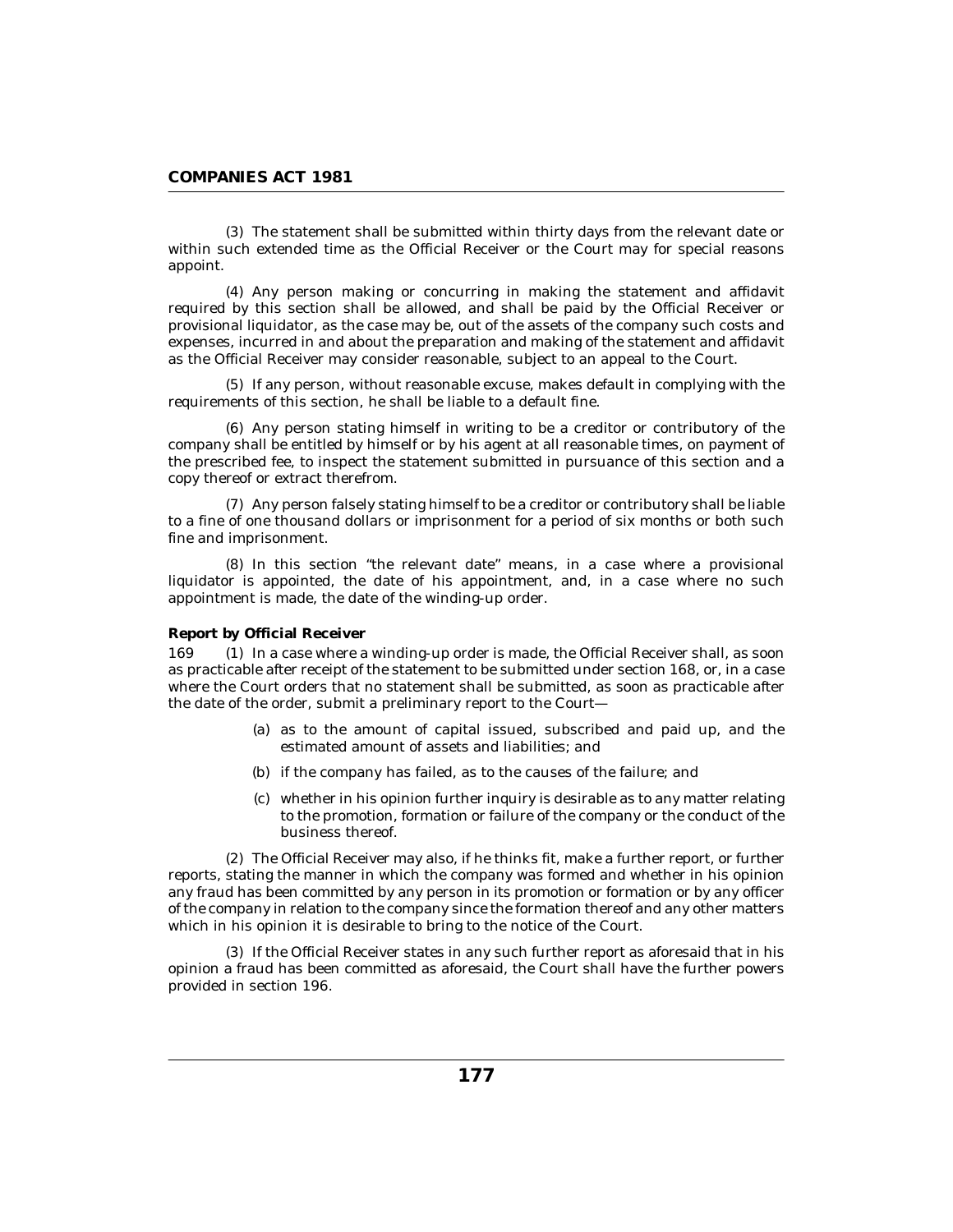(3) The statement shall be submitted within thirty days from the relevant date or within such extended time as the Official Receiver or the Court may for special reasons appoint.

(4) Any person making or concurring in making the statement and affidavit required by this section shall be allowed, and shall be paid by the Official Receiver or provisional liquidator, as the case may be, out of the assets of the company such costs and expenses, incurred in and about the preparation and making of the statement and affidavit as the Official Receiver may consider reasonable, subject to an appeal to the Court.

(5) If any person, without reasonable excuse, makes default in complying with the requirements of this section, he shall be liable to a default fine.

(6) Any person stating himself in writing to be a creditor or contributory of the company shall be entitled by himself or by his agent at all reasonable times, on payment of the prescribed fee, to inspect the statement submitted in pursuance of this section and a copy thereof or extract therefrom.

(7) Any person falsely stating himself to be a creditor or contributory shall be liable to a fine of one thousand dollars or imprisonment for a period of six months or both such fine and imprisonment.

(8) In this section "the relevant date" means, in a case where a provisional liquidator is appointed, the date of his appointment, and, in a case where no such appointment is made, the date of the winding-up order.

**Report by Official Receiver**

169 (1) In a case where a winding-up order is made, the Official Receiver shall, as soon as practicable after receipt of the statement to be submitted under section 168, or, in a case where the Court orders that no statement shall be submitted, as soon as practicable after the date of the order, submit a preliminary report to the Court—

(a) as to the amount of capital issued, subscribed and paid up, and the estimated amount of assets and liabilities; and

(b) if the company has failed, as to the causes of the failure; and

(c) whether in his opinion further inquiry is desirable as to any matter relating to the promotion, formation or failure of the company or the conduct of the business thereof.

(2) The Official Receiver may also, if he thinks fit, make a further report, or further reports, stating the manner in which the company was formed and whether in his opinion any fraud has been committed by any person in its promotion or formation or by any officer of the company in relation to the company since the formation thereof and any other matters which in his opinion it is desirable to bring to the notice of the Court.

(3) If the Official Receiver states in any such further report as aforesaid that in his opinion a fraud has been committed as aforesaid, the Court shall have the further powers provided in section 196.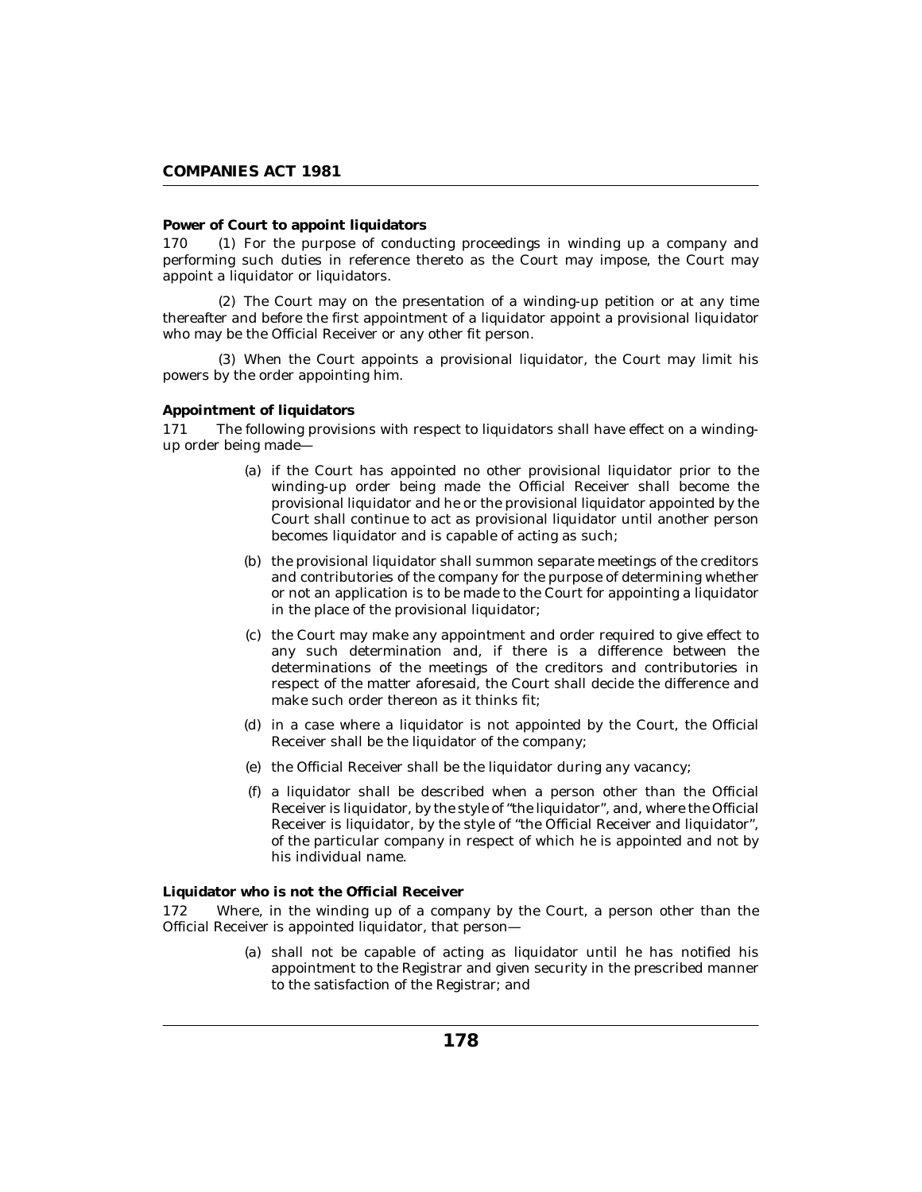**Power of Court to appoint liquidators**

170 (1) For the purpose of conducting proceedings in winding up a company and performing such duties in reference thereto as the Court may impose, the Court may appoint a liquidator or liquidators.

(2) The Court may on the presentation of a winding-up petition or at any time thereafter and before the first appointment of a liquidator appoint a provisional liquidator who may be the Official Receiver or any other fit person.

(3) When the Court appoints a provisional liquidator, the Court may limit his powers by the order appointing him.

**Appointment of liquidators**

171 The following provisions with respect to liquidators shall have effect on a winding-up order being made—

(a) if the Court has appointed no other provisional liquidator prior to the winding-up order being made the Official Receiver shall become the provisional liquidator and he or the provisional liquidator appointed by the Court shall continue to act as provisional liquidator until another person becomes liquidator and is capable of acting as such;

(b) the provisional liquidator shall summon separate meetings of the creditors and contributories of the company for the purpose of determining whether or not an application is to be made to the Court for appointing a liquidator in the place of the provisional liquidator;

(c) the Court may make any appointment and order required to give effect to any such determination and, if there is a difference between the determinations of the meetings of the creditors and contributories in respect of the matter aforesaid, the Court shall decide the difference and make such order thereon as it thinks fit;

(d) in a case where a liquidator is not appointed by the Court, the Official Receiver shall be the liquidator of the company;

(e) the Official Receiver shall be the liquidator during any vacancy;

(f) a liquidator shall be described when a person other than the Official Receiver is liquidator, by the style of "the liquidator", and, where the Official Receiver is liquidator, by the style of "the Official Receiver and liquidator", of the particular company in respect of which he is appointed and not by his individual name.

**Liquidator who is not the Official Receiver**

172 Where, in the winding up of a company by the Court, a person other than the Official Receiver is appointed liquidator, that person—

(a) shall not be capable of acting as liquidator until he has notified his appointment to the Registrar and given security in the prescribed manner to the satisfaction of the Registrar; and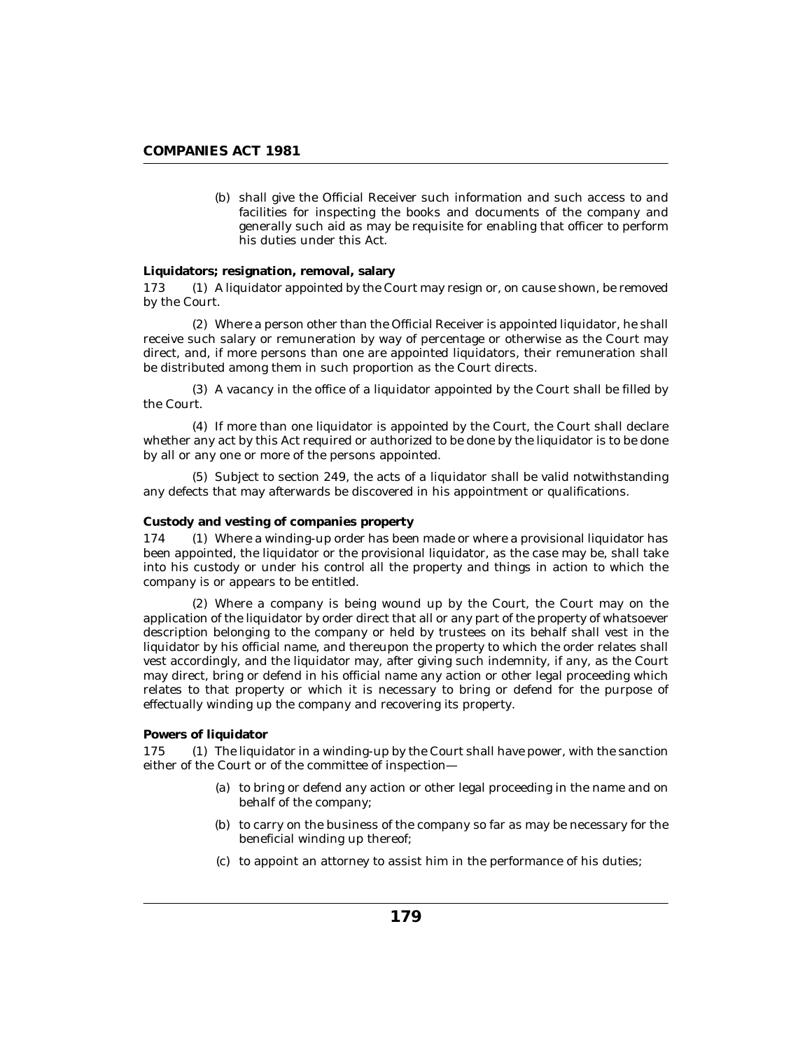(b) shall give the Official Receiver such information and such access to and facilities for inspecting the books and documents of the company and generally such aid as may be requisite for enabling that officer to perform his duties under this Act.

**Liquidators; resignation, removal, salary**

173 (1) A liquidator appointed by the Court may resign or, on cause shown, be removed by the Court.

(2) Where a person other than the Official Receiver is appointed liquidator, he shall receive such salary or remuneration by way of percentage or otherwise as the Court may direct, and, if more persons than one are appointed liquidators, their remuneration shall be distributed among them in such proportion as the Court directs.

(3) A vacancy in the office of a liquidator appointed by the Court shall be filled by the Court.

(4) If more than one liquidator is appointed by the Court, the Court shall declare whether any act by this Act required or authorized to be done by the liquidator is to be done by all or any one or more of the persons appointed.

(5) Subject to section 249, the acts of a liquidator shall be valid notwithstanding any defects that may afterwards be discovered in his appointment or qualifications.

**Custody and vesting of companies property**

174 (1) Where a winding-up order has been made or where a provisional liquidator has been appointed, the liquidator or the provisional liquidator, as the case may be, shall take into his custody or under his control all the property and things in action to which the company is or appears to be entitled.

(2) Where a company is being wound up by the Court, the Court may on the application of the liquidator by order direct that all or any part of the property of whatsoever description belonging to the company or held by trustees on its behalf shall vest in the liquidator by his official name, and thereupon the property to which the order relates shall vest accordingly, and the liquidator may, after giving such indemnity, if any, as the Court may direct, bring or defend in his official name any action or other legal proceeding which relates to that property or which it is necessary to bring or defend for the purpose of effectually winding up the company and recovering its property.

**Powers of liquidator**

175 (1) The liquidator in a winding-up by the Court shall have power, with the sanction either of the Court or of the committee of inspection—

(a) to bring or defend any action or other legal proceeding in the name and on behalf of the company;

(b) to carry on the business of the company so far as may be necessary for the beneficial winding up thereof;

(c) to appoint an attorney to assist him in the performance of his duties;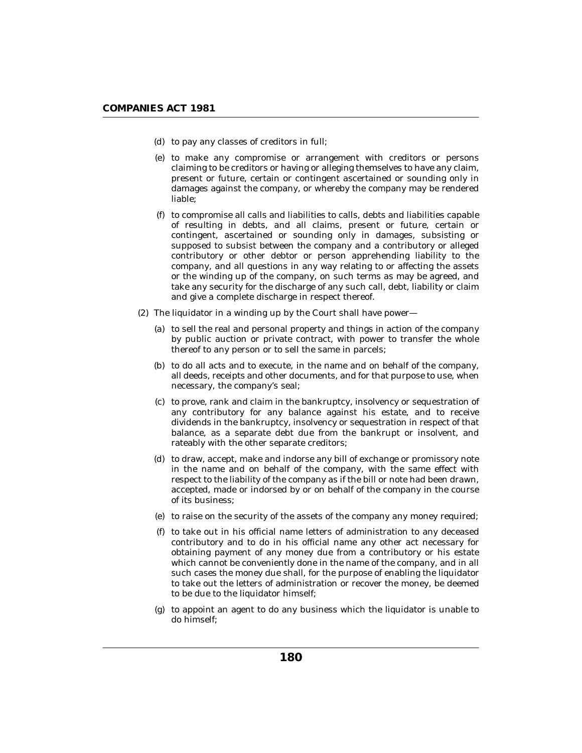(d) to pay any classes of creditors in full;

(e) to make any compromise or arrangement with creditors or persons claiming to be creditors or having or alleging themselves to have any claim, present or future, certain or contingent ascertained or sounding only in damages against the company, or whereby the company may be rendered liable;

(f) to compromise all calls and liabilities to calls, debts and liabilities capable of resulting in debts, and all claims, present or future, certain or contingent, ascertained or sounding only in damages, subsisting or supposed to subsist between the company and a contributory or alleged contributory or other debtor or person apprehending liability to the company, and all questions in any way relating to or affecting the assets or the winding up of the company, on such terms as may be agreed, and take any security for the discharge of any such call, debt, liability or claim and give a complete discharge in respect thereof.

(2) The liquidator in a winding up by the Court shall have power—

(a) to sell the real and personal property and things in action of the company by public auction or private contract, with power to transfer the whole thereof to any person or to sell the same in parcels;

(b) to do all acts and to execute, in the name and on behalf of the company, all deeds, receipts and other documents, and for that purpose to use, when necessary, the company's seal;

(c) to prove, rank and claim in the bankruptcy, insolvency or sequestration of any contributory for any balance against his estate, and to receive dividends in the bankruptcy, insolvency or sequestration in respect of that balance, as a separate debt due from the bankrupt or insolvent, and rateably with the other separate creditors;

(d) to draw, accept, make and indorse any bill of exchange or promissory note in the name and on behalf of the company, with the same effect with respect to the liability of the company as if the bill or note had been drawn, accepted, made or indorsed by or on behalf of the company in the course of its business;

(e) to raise on the security of the assets of the company any money required;

(f) to take out in his official name letters of administration to any deceased contributory and to do in his official name any other act necessary for obtaining payment of any money due from a contributory or his estate which cannot be conveniently done in the name of the company, and in all such cases the money due shall, for the purpose of enabling the liquidator to take out the letters of administration or recover the money, be deemed to be due to the liquidator himself;

(g) to appoint an agent to do any business which the liquidator is unable to do himself;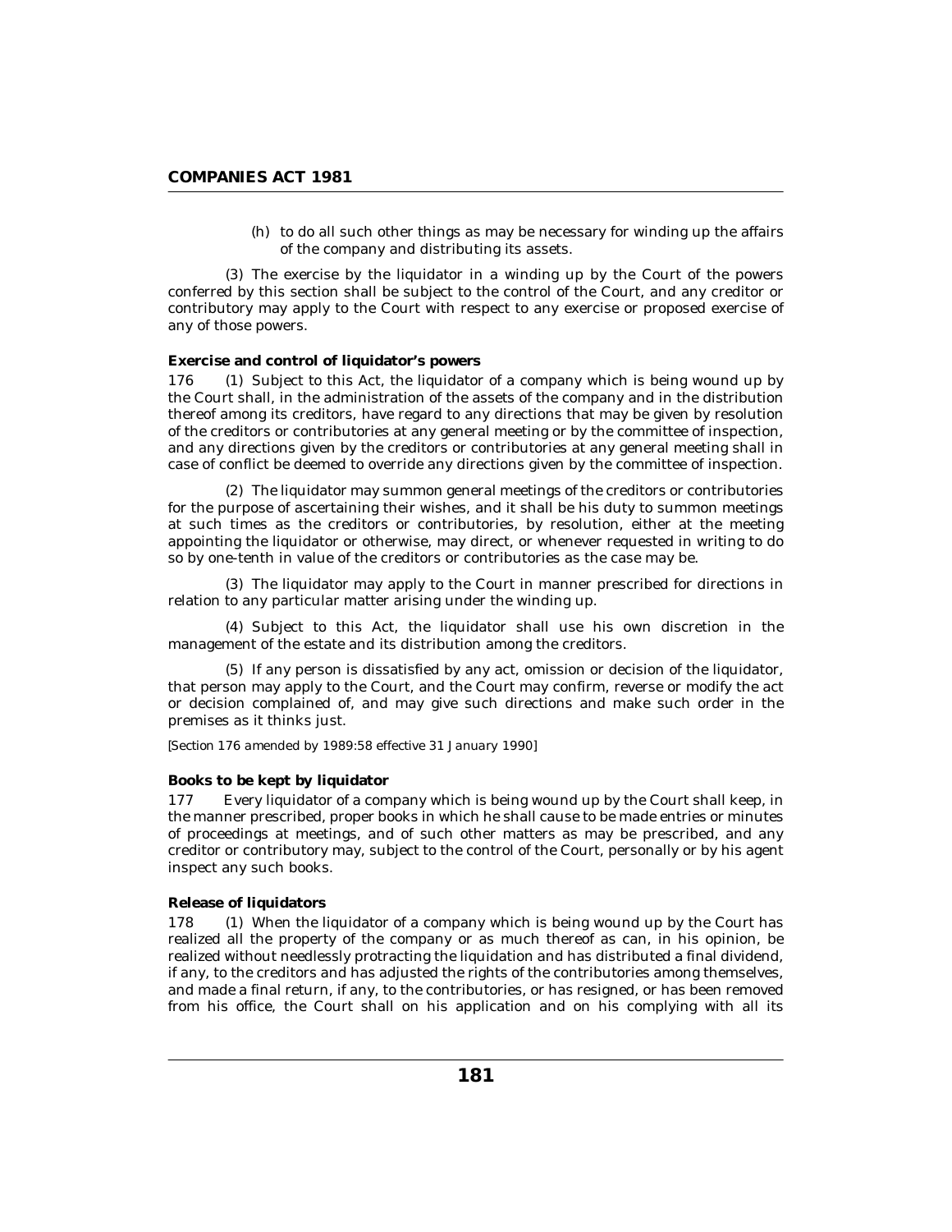(h) to do all such other things as may be necessary for winding up the affairs of the company and distributing its assets.

(3) The exercise by the liquidator in a winding up by the Court of the powers conferred by this section shall be subject to the control of the Court, and any creditor or contributory may apply to the Court with respect to any exercise or proposed exercise of any of those powers.

**Exercise and control of liquidator's powers**

176 (1) Subject to this Act, the liquidator of a company which is being wound up by the Court shall, in the administration of the assets of the company and in the distribution thereof among its creditors, have regard to any directions that may be given by resolution of the creditors or contributories at any general meeting or by the committee of inspection, and any directions given by the creditors or contributories at any general meeting shall in case of conflict be deemed to override any directions given by the committee of inspection.

(2) The liquidator may summon general meetings of the creditors or contributories for the purpose of ascertaining their wishes, and it shall be his duty to summon meetings at such times as the creditors or contributories, by resolution, either at the meeting appointing the liquidator or otherwise, may direct, or whenever requested in writing to do so by one-tenth in value of the creditors or contributories as the case may be.

(3) The liquidator may apply to the Court in manner prescribed for directions in relation to any particular matter arising under the winding up.

(4) Subject to this Act, the liquidator shall use his own discretion in the management of the estate and its distribution among the creditors.

(5) If any person is dissatisfied by any act, omission or decision of the liquidator, that person may apply to the Court, and the Court may confirm, reverse or modify the act or decision complained of, and may give such directions and make such order in the premises as it thinks just.

*[Section 176 amended by 1989:58 effective 31 January 1990]*

**Books to be kept by liquidator**

177 Every liquidator of a company which is being wound up by the Court shall keep, in the manner prescribed, proper books in which he shall cause to be made entries or minutes of proceedings at meetings, and of such other matters as may be prescribed, and any creditor or contributory may, subject to the control of the Court, personally or by his agent inspect any such books.

**Release of liquidators**

178 (1) When the liquidator of a company which is being wound up by the Court has realized all the property of the company or as much thereof as can, in his opinion, be realized without needlessly protracting the liquidation and has distributed a final dividend, if any, to the creditors and has adjusted the rights of the contributories among themselves, and made a final return, if any, to the contributories, or has resigned, or has been removed from his office, the Court shall on his application and on his complying with all its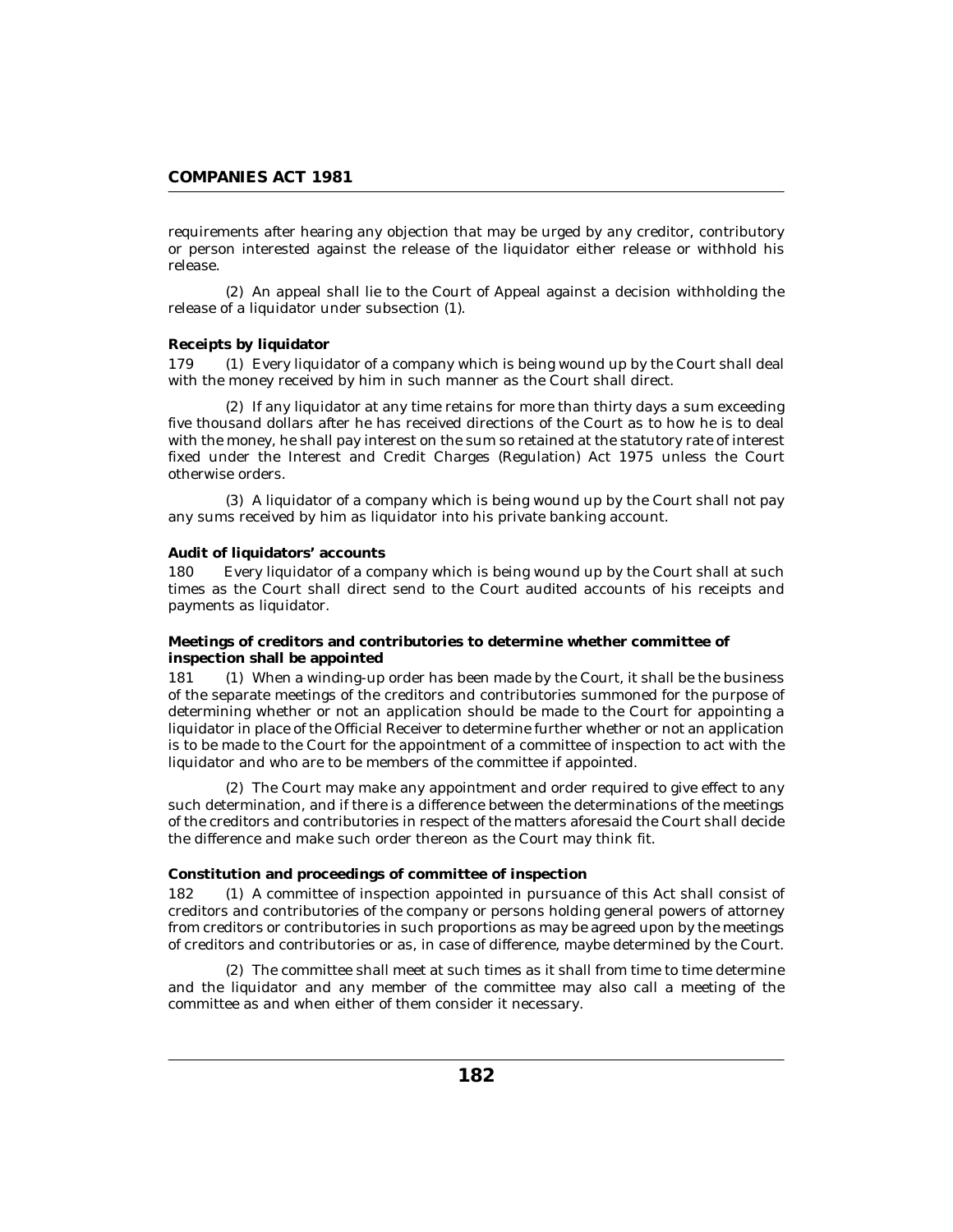requirements after hearing any objection that may be urged by any creditor, contributory or person interested against the release of the liquidator either release or withhold his release.

(2) An appeal shall lie to the Court of Appeal against a decision withholding the release of a liquidator under subsection (1).

**Receipts by liquidator**

179 (1) Every liquidator of a company which is being wound up by the Court shall deal with the money received by him in such manner as the Court shall direct.

(2) If any liquidator at any time retains for more than thirty days a sum exceeding five thousand dollars after he has received directions of the Court as to how he is to deal with the money, he shall pay interest on the sum so retained at the statutory rate of interest fixed under the Interest and Credit Charges (Regulation) Act 1975 unless the Court otherwise orders.

(3) A liquidator of a company which is being wound up by the Court shall not pay any sums received by him as liquidator into his private banking account.

**Audit of liquidators' accounts**

180 Every liquidator of a company which is being wound up by the Court shall at such times as the Court shall direct send to the Court audited accounts of his receipts and payments as liquidator.

**Meetings of creditors and contributories to determine whether committee of inspection shall be appointed**

181 (1) When a winding-up order has been made by the Court, it shall be the business of the separate meetings of the creditors and contributories summoned for the purpose of determining whether or not an application should be made to the Court for appointing a liquidator in place of the Official Receiver to determine further whether or not an application is to be made to the Court for the appointment of a committee of inspection to act with the liquidator and who are to be members of the committee if appointed.

(2) The Court may make any appointment and order required to give effect to any such determination, and if there is a difference between the determinations of the meetings of the creditors and contributories in respect of the matters aforesaid the Court shall decide the difference and make such order thereon as the Court may think fit.

**Constitution and proceedings of committee of inspection**

182 (1) A committee of inspection appointed in pursuance of this Act shall consist of creditors and contributories of the company or persons holding general powers of attorney from creditors or contributories in such proportions as may be agreed upon by the meetings of creditors and contributories or as, in case of difference, maybe determined by the Court.

(2) The committee shall meet at such times as it shall from time to time determine and the liquidator and any member of the committee may also call a meeting of the committee as and when either of them consider it necessary.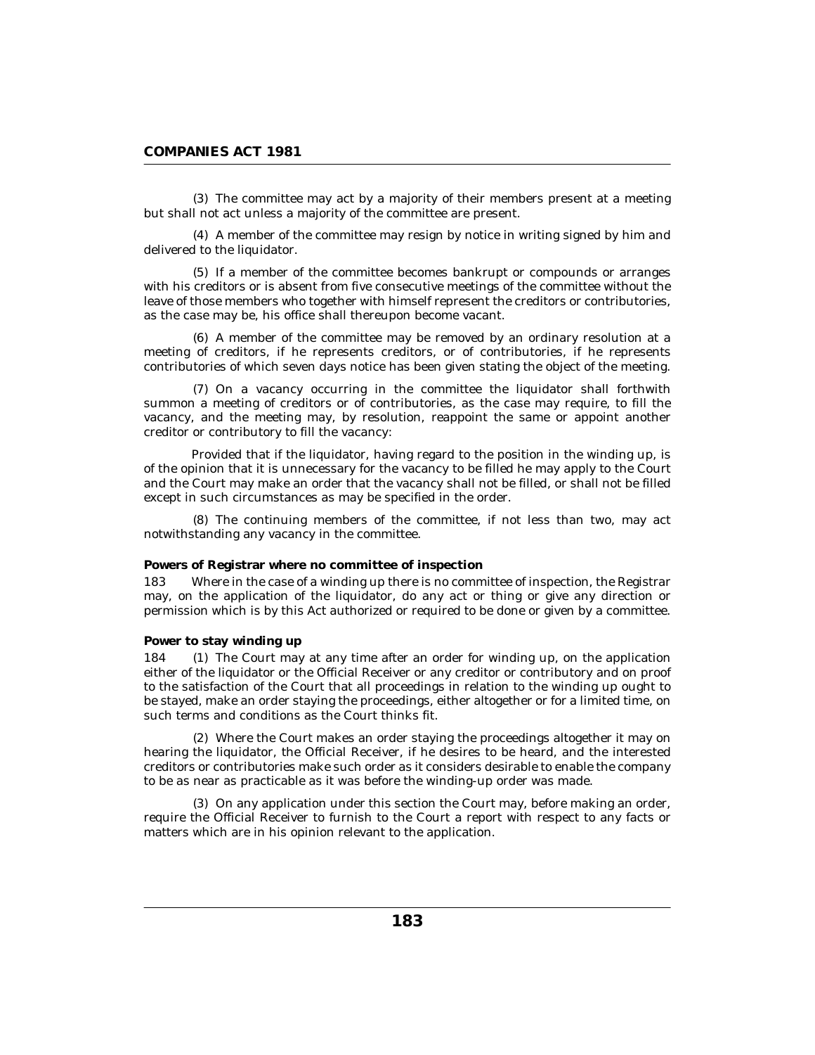(3) The committee may act by a majority of their members present at a meeting but shall not act unless a majority of the committee are present.

(4) A member of the committee may resign by notice in writing signed by him and delivered to the liquidator.

(5) If a member of the committee becomes bankrupt or compounds or arranges with his creditors or is absent from five consecutive meetings of the committee without the leave of those members who together with himself represent the creditors or contributories, as the case may be, his office shall thereupon become vacant.

(6) A member of the committee may be removed by an ordinary resolution at a meeting of creditors, if he represents creditors, or of contributories, if he represents contributories of which seven days notice has been given stating the object of the meeting.

(7) On a vacancy occurring in the committee the liquidator shall forthwith summon a meeting of creditors or of contributories, as the case may require, to fill the vacancy, and the meeting may, by resolution, reappoint the same or appoint another creditor or contributory to fill the vacancy:

Provided that if the liquidator, having regard to the position in the winding up, is of the opinion that it is unnecessary for the vacancy to be filled he may apply to the Court and the Court may make an order that the vacancy shall not be filled, or shall not be filled except in such circumstances as may be specified in the order.

(8) The continuing members of the committee, if not less than two, may act notwithstanding any vacancy in the committee.

**Powers of Registrar where no committee of inspection**

183 Where in the case of a winding up there is no committee of inspection, the Registrar may, on the application of the liquidator, do any act or thing or give any direction or permission which is by this Act authorized or required to be done or given by a committee.

**Power to stay winding up**

184 (1) The Court may at any time after an order for winding up, on the application either of the liquidator or the Official Receiver or any creditor or contributory and on proof to the satisfaction of the Court that all proceedings in relation to the winding up ought to be stayed, make an order staying the proceedings, either altogether or for a limited time, on such terms and conditions as the Court thinks fit.

(2) Where the Court makes an order staying the proceedings altogether it may on hearing the liquidator, the Official Receiver, if he desires to be heard, and the interested creditors or contributories make such order as it considers desirable to enable the company to be as near as practicable as it was before the winding-up order was made.

(3) On any application under this section the Court may, before making an order, require the Official Receiver to furnish to the Court a report with respect to any facts or matters which are in his opinion relevant to the application.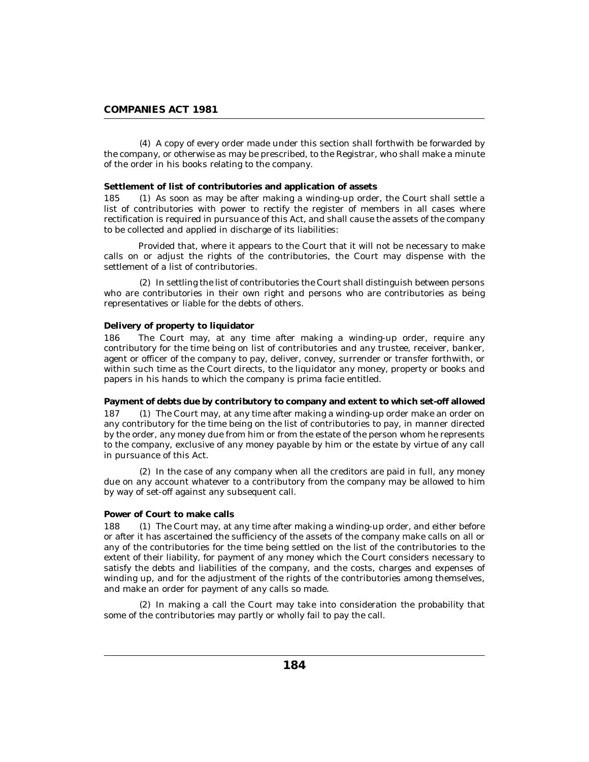(4) A copy of every order made under this section shall forthwith be forwarded by the company, or otherwise as may be prescribed, to the Registrar, who shall make a minute of the order in his books relating to the company.

**Settlement of list of contributories and application of assets**

185 (1) As soon as may be after making a winding-up order, the Court shall settle a list of contributories with power to rectify the register of members in all cases where rectification is required in pursuance of this Act, and shall cause the assets of the company to be collected and applied in discharge of its liabilities:

Provided that, where it appears to the Court that it will not be necessary to make calls on or adjust the rights of the contributories, the Court may dispense with the settlement of a list of contributories.

(2) In settling the list of contributories the Court shall distinguish between persons who are contributories in their own right and persons who are contributories as being representatives or liable for the debts of others.

**Delivery of property to liquidator**

186 The Court may, at any time after making a winding-up order, require any contributory for the time being on list of contributories and any trustee, receiver, banker, agent or officer of the company to pay, deliver, convey, surrender or transfer forthwith, or within such time as the Court directs, to the liquidator any money, property or books and papers in his hands to which the company is prima facie entitled.

**Payment of debts due by contributory to company and extent to which set-off allowed**

187 (1) The Court may, at any time after making a winding-up order make an order on any contributory for the time being on the list of contributories to pay, in manner directed by the order, any money due from him or from the estate of the person whom he represents to the company, exclusive of any money payable by him or the estate by virtue of any call in pursuance of this Act.

(2) In the case of any company when all the creditors are paid in full, any money due on any account whatever to a contributory from the company may be allowed to him by way of set-off against any subsequent call.

**Power of Court to make calls**

188 (1) The Court may, at any time after making a winding-up order, and either before or after it has ascertained the sufficiency of the assets of the company make calls on all or any of the contributories for the time being settled on the list of the contributories to the extent of their liability, for payment of any money which the Court considers necessary to satisfy the debts and liabilities of the company, and the costs, charges and expenses of winding up, and for the adjustment of the rights of the contributories among themselves, and make an order for payment of any calls so made.

(2) In making a call the Court may take into consideration the probability that some of the contributories may partly or wholly fail to pay the call.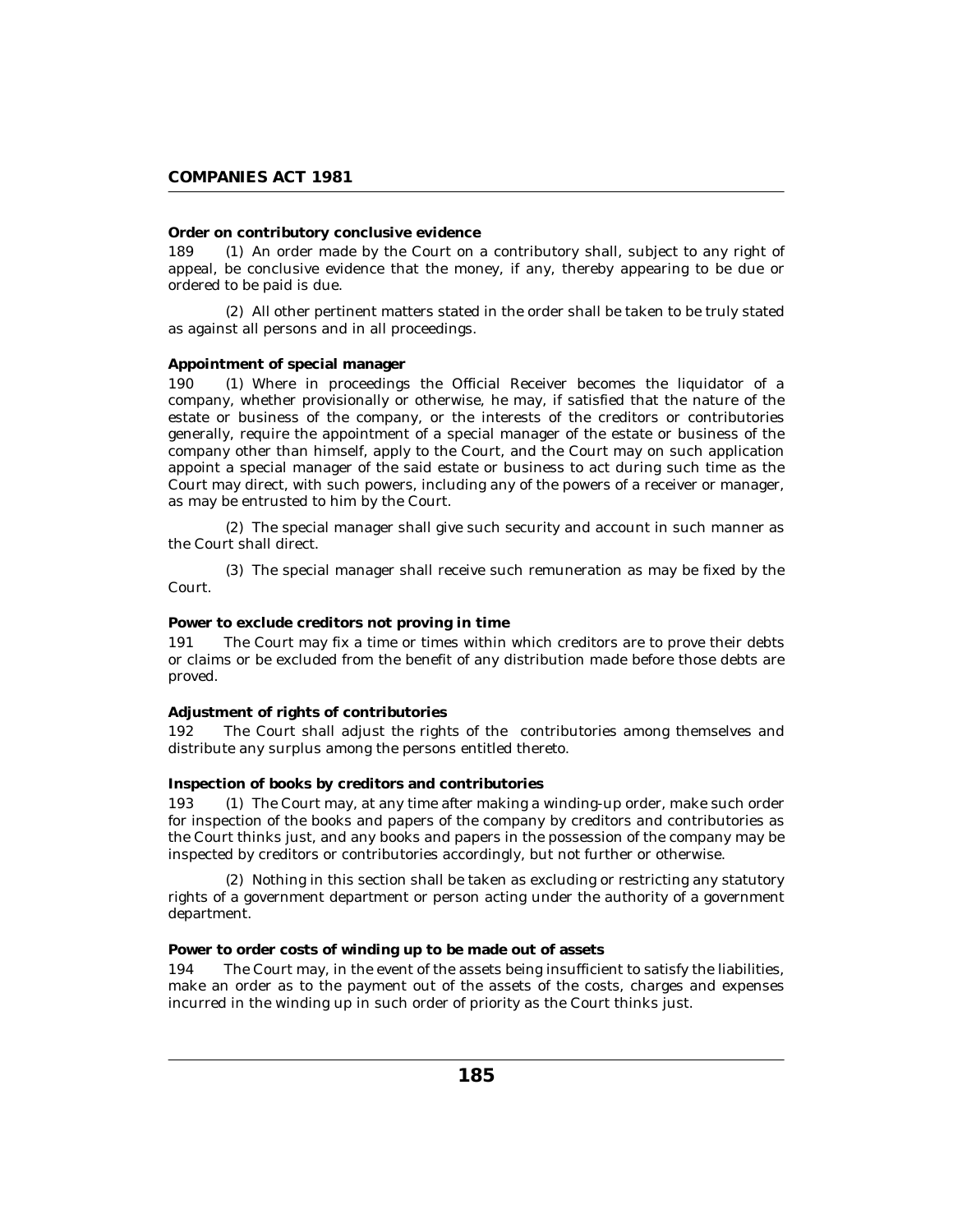**Order on contributory conclusive evidence**

189 (1) An order made by the Court on a contributory shall, subject to any right of appeal, be conclusive evidence that the money, if any, thereby appearing to be due or ordered to be paid is due.

(2) All other pertinent matters stated in the order shall be taken to be truly stated as against all persons and in all proceedings.

**Appointment of special manager**

190 (1) Where in proceedings the Official Receiver becomes the liquidator of a company, whether provisionally or otherwise, he may, if satisfied that the nature of the estate or business of the company, or the interests of the creditors or contributories generally, require the appointment of a special manager of the estate or business of the company other than himself, apply to the Court, and the Court may on such application appoint a special manager of the said estate or business to act during such time as the Court may direct, with such powers, including any of the powers of a receiver or manager, as may be entrusted to him by the Court.

(2) The special manager shall give such security and account in such manner as the Court shall direct.

(3) The special manager shall receive such remuneration as may be fixed by the Court.

**Power to exclude creditors not proving in time**

191 The Court may fix a time or times within which creditors are to prove their debts or claims or be excluded from the benefit of any distribution made before those debts are proved.

**Adjustment of rights of contributories**

192 The Court shall adjust the rights of the contributories among themselves and distribute any surplus among the persons entitled thereto.

**Inspection of books by creditors and contributories**

193 (1) The Court may, at any time after making a winding-up order, make such order for inspection of the books and papers of the company by creditors and contributories as the Court thinks just, and any books and papers in the possession of the company may be inspected by creditors or contributories accordingly, but not further or otherwise.

(2) Nothing in this section shall be taken as excluding or restricting any statutory rights of a government department or person acting under the authority of a government department.

**Power to order costs of winding up to be made out of assets**

194 The Court may, in the event of the assets being insufficient to satisfy the liabilities, make an order as to the payment out of the assets of the costs, charges and expenses incurred in the winding up in such order of priority as the Court thinks just.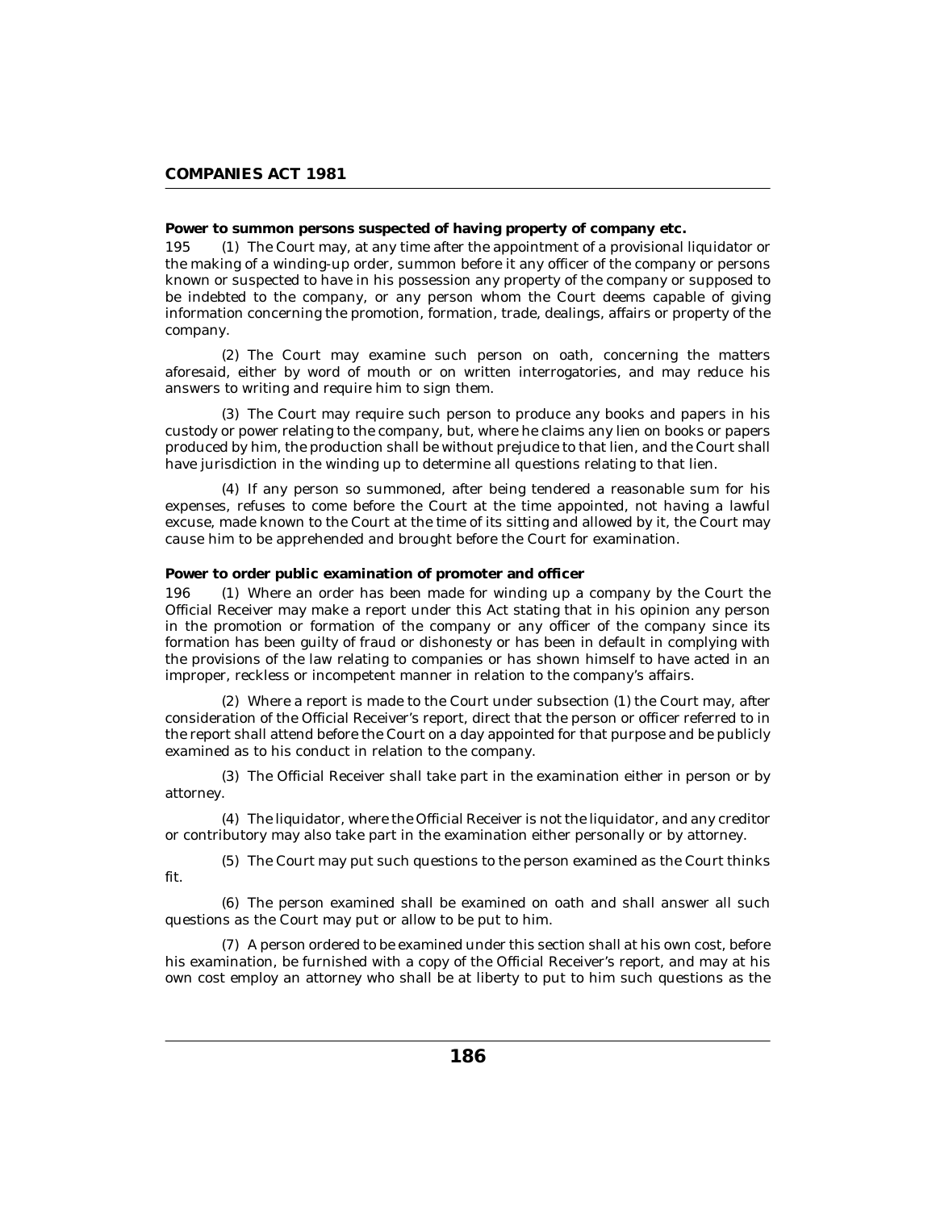**Power to summon persons suspected of having property of company etc.**

195 (1) The Court may, at any time after the appointment of a provisional liquidator or the making of a winding-up order, summon before it any officer of the company or persons known or suspected to have in his possession any property of the company or supposed to be indebted to the company, or any person whom the Court deems capable of giving information concerning the promotion, formation, trade, dealings, affairs or property of the company.

(2) The Court may examine such person on oath, concerning the matters aforesaid, either by word of mouth or on written interrogatories, and may reduce his answers to writing and require him to sign them.

(3) The Court may require such person to produce any books and papers in his custody or power relating to the company, but, where he claims any lien on books or papers produced by him, the production shall be without prejudice to that lien, and the Court shall have jurisdiction in the winding up to determine all questions relating to that lien.

(4) If any person so summoned, after being tendered a reasonable sum for his expenses, refuses to come before the Court at the time appointed, not having a lawful excuse, made known to the Court at the time of its sitting and allowed by it, the Court may cause him to be apprehended and brought before the Court for examination.

**Power to order public examination of promoter and officer**

196 (1) Where an order has been made for winding up a company by the Court the Official Receiver may make a report under this Act stating that in his opinion any person in the promotion or formation of the company or any officer of the company since its formation has been guilty of fraud or dishonesty or has been in default in complying with the provisions of the law relating to companies or has shown himself to have acted in an improper, reckless or incompetent manner in relation to the company's affairs.

(2) Where a report is made to the Court under subsection (1) the Court may, after consideration of the Official Receiver's report, direct that the person or officer referred to in the report shall attend before the Court on a day appointed for that purpose and be publicly examined as to his conduct in relation to the company.

(3) The Official Receiver shall take part in the examination either in person or by attorney.

(4) The liquidator, where the Official Receiver is not the liquidator, and any creditor or contributory may also take part in the examination either personally or by attorney.

(5) The Court may put such questions to the person examined as the Court thinks fit.

(6) The person examined shall be examined on oath and shall answer all such questions as the Court may put or allow to be put to him.

(7) A person ordered to be examined under this section shall at his own cost, before his examination, be furnished with a copy of the Official Receiver's report, and may at his own cost employ an attorney who shall be at liberty to put to him such questions as the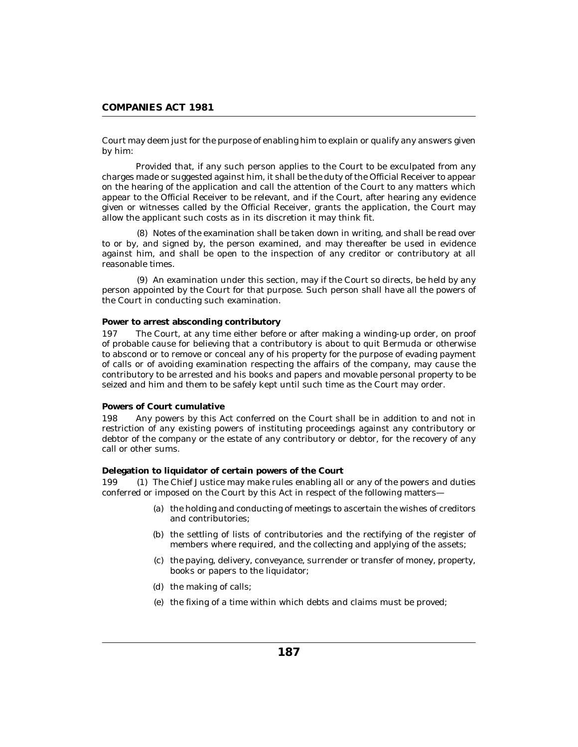Court may deem just for the purpose of enabling him to explain or qualify any answers given by him:

Provided that, if any such person applies to the Court to be exculpated from any charges made or suggested against him, it shall be the duty of the Official Receiver to appear on the hearing of the application and call the attention of the Court to any matters which appear to the Official Receiver to be relevant, and if the Court, after hearing any evidence given or witnesses called by the Official Receiver, grants the application, the Court may allow the applicant such costs as in its discretion it may think fit.

(8) Notes of the examination shall be taken down in writing, and shall be read over to or by, and signed by, the person examined, and may thereafter be used in evidence against him, and shall be open to the inspection of any creditor or contributory at all reasonable times.

(9) An examination under this section, may if the Court so directs, be held by any person appointed by the Court for that purpose. Such person shall have all the powers of the Court in conducting such examination.

**Power to arrest absconding contributory**

197 The Court, at any time either before or after making a winding-up order, on proof of probable cause for believing that a contributory is about to quit Bermuda or otherwise to abscond or to remove or conceal any of his property for the purpose of evading payment of calls or of avoiding examination respecting the affairs of the company, may cause the contributory to be arrested and his books and papers and movable personal property to be seized and him and them to be safely kept until such time as the Court may order.

**Powers of Court cumulative**

198 Any powers by this Act conferred on the Court shall be in addition to and not in restriction of any existing powers of instituting proceedings against any contributory or debtor of the company or the estate of any contributory or debtor, for the recovery of any call or other sums.

**Delegation to liquidator of certain powers of the Court**

199 (1) The Chief Justice may make rules enabling all or any of the powers and duties conferred or imposed on the Court by this Act in respect of the following matters—

(a) the holding and conducting of meetings to ascertain the wishes of creditors and contributories;

(b) the settling of lists of contributories and the rectifying of the register of members where required, and the collecting and applying of the assets;

(c) the paying, delivery, conveyance, surrender or transfer of money, property, books or papers to the liquidator;

(d) the making of calls;

(e) the fixing of a time within which debts and claims must be proved;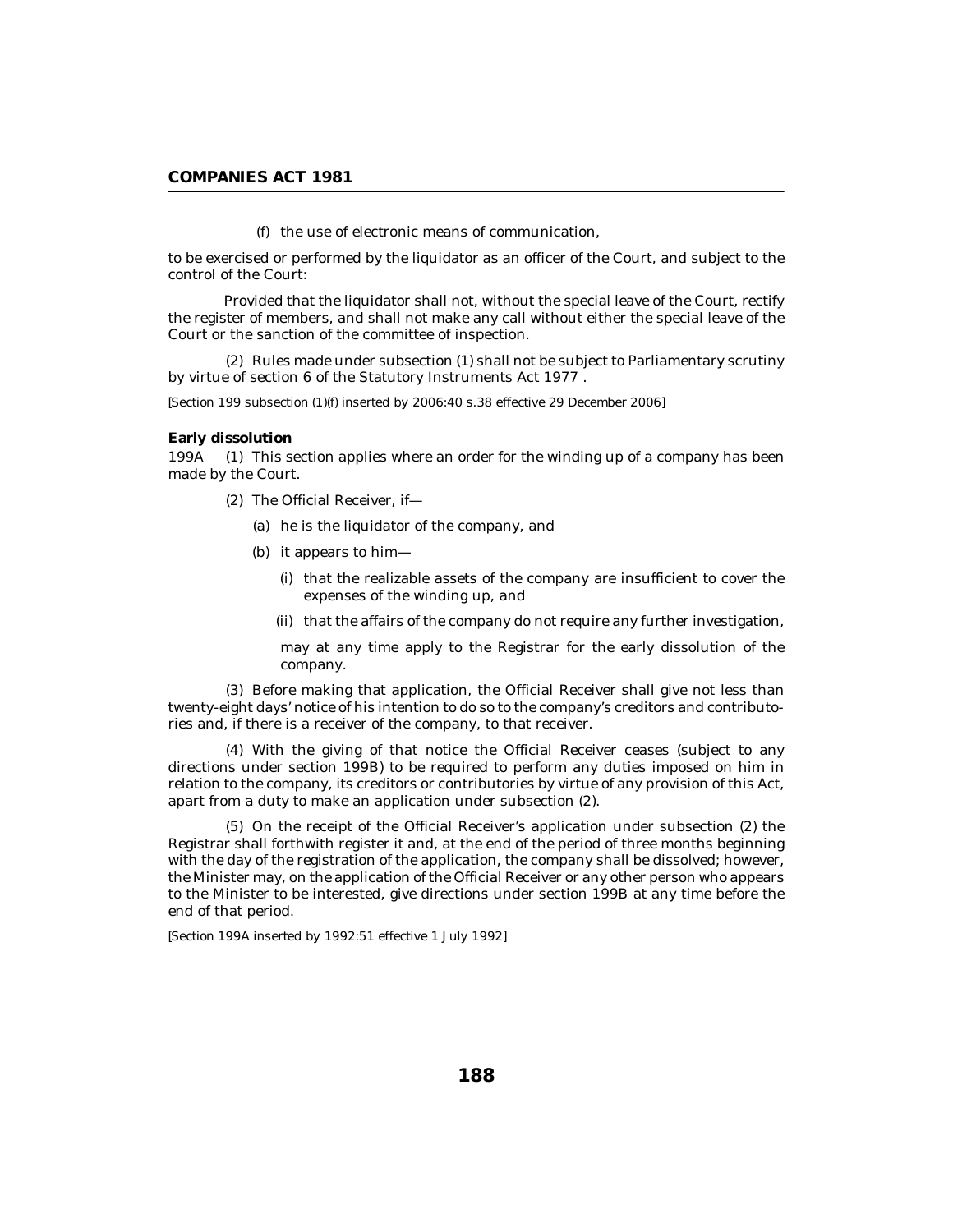(f) the use of electronic means of communication,

to be exercised or performed by the liquidator as an officer of the Court, and subject to the control of the Court:

Provided that the liquidator shall not, without the special leave of the Court, rectify the register of members, and shall not make any call without either the special leave of the Court or the sanction of the committee of inspection.

(2) Rules made under subsection (1) shall not be subject to Parliamentary scrutiny by virtue of section 6 of the Statutory Instruments Act 1977 .

[Section 199 subsection (1)(f) inserted by 2006:40 s.38 effective 29 December 2006]

**Early dissolution**

199A (1) This section applies where an order for the winding up of a company has been made by the Court.

(2) The Official Receiver, if—

(a) he is the liquidator of the company, and

(b) it appears to him—

(i) that the realizable assets of the company are insufficient to cover the expenses of the winding up, and

(ii) that the affairs of the company do not require any further investigation,

may at any time apply to the Registrar for the early dissolution of the company.

(3) Before making that application, the Official Receiver shall give not less than twenty-eight days' notice of his intention to do so to the company's creditors and contributories and, if there is a receiver of the company, to that receiver.

(4) With the giving of that notice the Official Receiver ceases (subject to any directions under section 199B) to be required to perform any duties imposed on him in relation to the company, its creditors or contributories by virtue of any provision of this Act, apart from a duty to make an application under subsection (2).

(5) On the receipt of the Official Receiver's application under subsection (2) the Registrar shall forthwith register it and, at the end of the period of three months beginning with the day of the registration of the application, the company shall be dissolved; however, the Minister may, on the application of the Official Receiver or any other person who appears to the Minister to be interested, give directions under section 199B at any time before the end of that period.

[Section 199A inserted by 1992:51 effective 1 July 1992]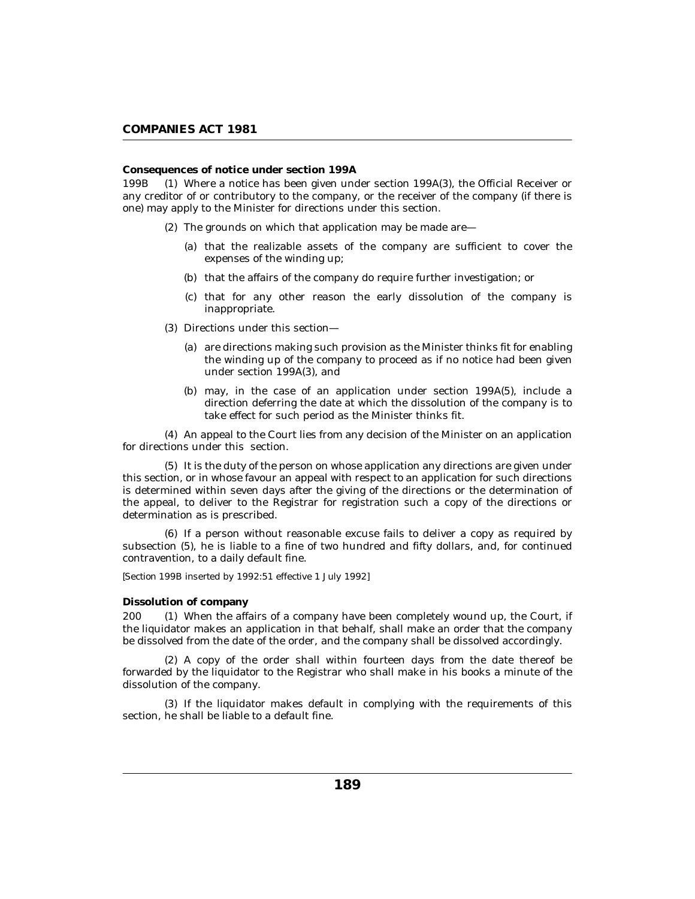**Consequences of notice under section 199A**

199B (1) Where a notice has been given under section 199A(3), the Official Receiver or any creditor of or contributory to the company, or the receiver of the company (if there is one) may apply to the Minister for directions under this section.

(2) The grounds on which that application may be made are—

(a) that the realizable assets of the company are sufficient to cover the expenses of the winding up;

(b) that the affairs of the company do require further investigation; or

(c) that for any other reason the early dissolution of the company is inappropriate.

(3) Directions under this section—

(a) are directions making such provision as the Minister thinks fit for enabling the winding up of the company to proceed as if no notice had been given under section 199A(3), and

(b) may, in the case of an application under section 199A(5), include a direction deferring the date at which the dissolution of the company is to take effect for such period as the Minister thinks fit.

(4) An appeal to the Court lies from any decision of the Minister on an application for directions under this section.

(5) It is the duty of the person on whose application any directions are given under this section, or in whose favour an appeal with respect to an application for such directions is determined within seven days after the giving of the directions or the determination of the appeal, to deliver to the Registrar for registration such a copy of the directions or determination as is prescribed.

(6) If a person without reasonable excuse fails to deliver a copy as required by subsection (5), he is liable to a fine of two hundred and fifty dollars, and, for continued contravention, to a daily default fine.

[Section 199B inserted by 1992:51 effective 1 July 1992]

**Dissolution of company**

200 (1) When the affairs of a company have been completely wound up, the Court, if the liquidator makes an application in that behalf, shall make an order that the company be dissolved from the date of the order, and the company shall be dissolved accordingly.

(2) A copy of the order shall within fourteen days from the date thereof be forwarded by the liquidator to the Registrar who shall make in his books a minute of the dissolution of the company.

(3) If the liquidator makes default in complying with the requirements of this section, he shall be liable to a default fine.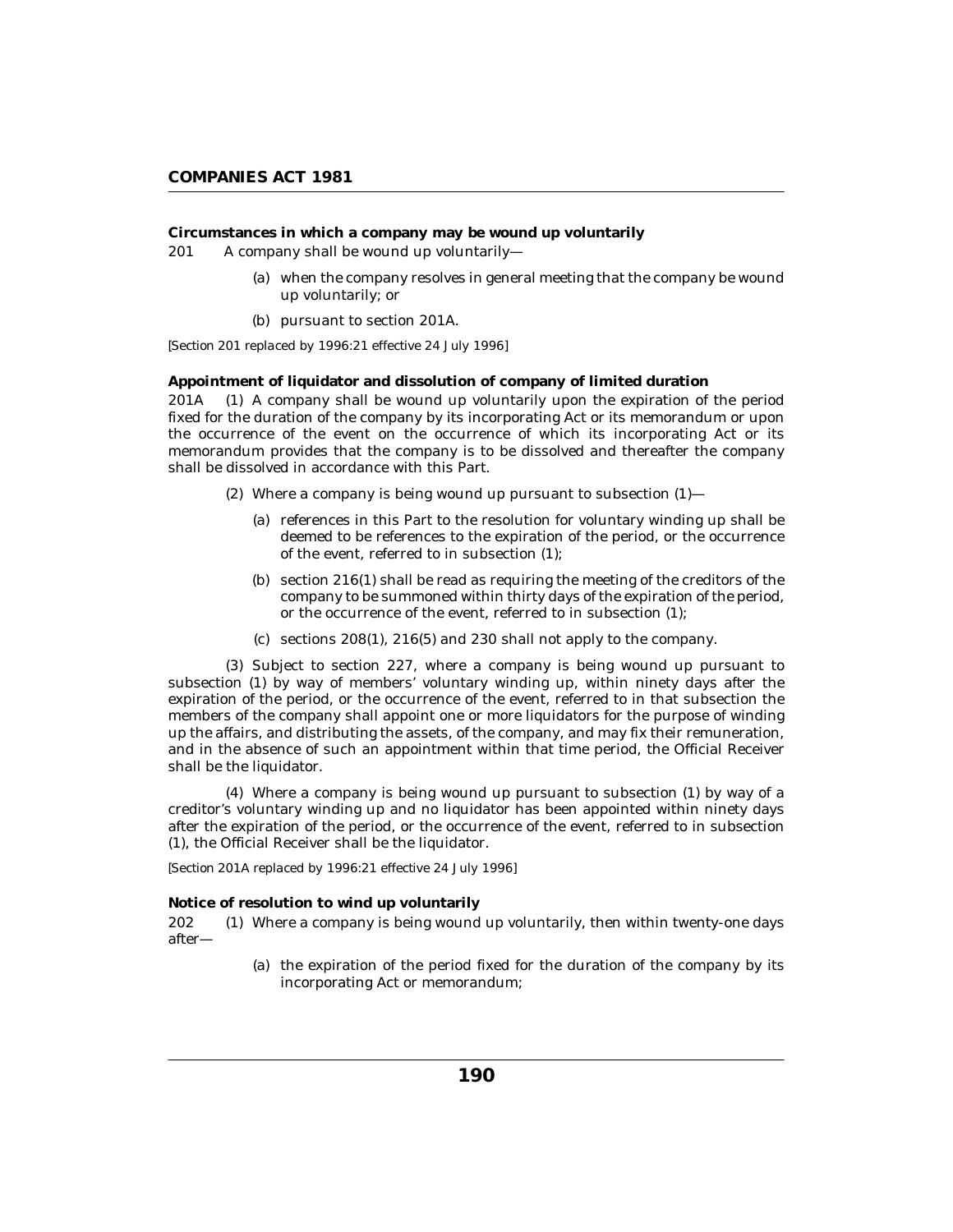**Circumstances in which a company may be wound up voluntarily**

201 A company shall be wound up voluntarily—

(a) when the company resolves in general meeting that the company be wound up voluntarily; or

(b) pursuant to section 201A.

*[Section 201 replaced by 1996:21 effective 24 July 1996]*

**Appointment of liquidator and dissolution of company of limited duration**

201A (1) A company shall be wound up voluntarily upon the expiration of the period fixed for the duration of the company by its incorporating Act or its memorandum or upon the occurrence of the event on the occurrence of which its incorporating Act or its memorandum provides that the company is to be dissolved and thereafter the company shall be dissolved in accordance with this Part.

(2) Where a company is being wound up pursuant to subsection (1)—

(a) references in this Part to the resolution for voluntary winding up shall be deemed to be references to the expiration of the period, or the occurrence of the event, referred to in subsection (1);

(b) section 216(1) shall be read as requiring the meeting of the creditors of the company to be summoned within thirty days of the expiration of the period, or the occurrence of the event, referred to in subsection (1);

(c) sections 208(1), 216(5) and 230 shall not apply to the company.

(3) Subject to section 227, where a company is being wound up pursuant to subsection (1) by way of members' voluntary winding up, within ninety days after the expiration of the period, or the occurrence of the event, referred to in that subsection the members of the company shall appoint one or more liquidators for the purpose of winding up the affairs, and distributing the assets, of the company, and may fix their remuneration, and in the absence of such an appointment within that time period, the Official Receiver shall be the liquidator.

(4) Where a company is being wound up pursuant to subsection (1) by way of a creditor's voluntary winding up and no liquidator has been appointed within ninety days after the expiration of the period, or the occurrence of the event, referred to in subsection (1), the Official Receiver shall be the liquidator.

*[Section 201A replaced by 1996:21 effective 24 July 1996]*

**Notice of resolution to wind up voluntarily**

202 (1) Where a company is being wound up voluntarily, then within twenty-one days after—

(a) the expiration of the period fixed for the duration of the company by its incorporating Act or memorandum;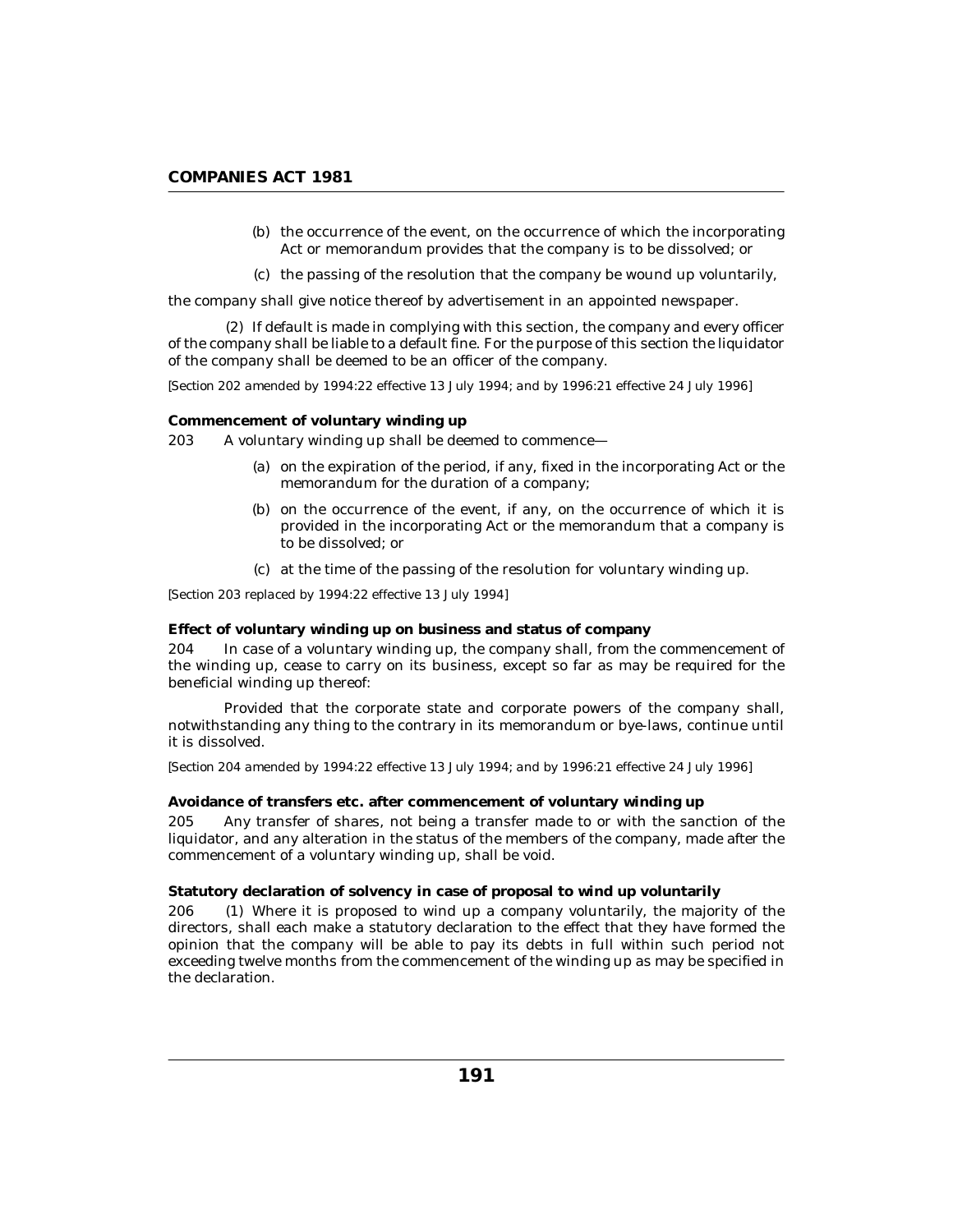(b) the occurrence of the event, on the occurrence of which the incorporating Act or memorandum provides that the company is to be dissolved; or

(c) the passing of the resolution that the company be wound up voluntarily,

the company shall give notice thereof by advertisement in an appointed newspaper.

(2) If default is made in complying with this section, the company and every officer of the company shall be liable to a default fine. For the purpose of this section the liquidator of the company shall be deemed to be an officer of the company.

*[Section 202 amended by 1994:22 effective 13 July 1994; and by 1996:21 effective 24 July 1996]*

**Commencement of voluntary winding up**

203 A voluntary winding up shall be deemed to commence—

(a) on the expiration of the period, if any, fixed in the incorporating Act or the memorandum for the duration of a company;

(b) on the occurrence of the event, if any, on the occurrence of which it is provided in the incorporating Act or the memorandum that a company is to be dissolved; or

(c) at the time of the passing of the resolution for voluntary winding up.

*[Section 203 replaced by 1994:22 effective 13 July 1994]*

**Effect of voluntary winding up on business and status of company**

204 In case of a voluntary winding up, the company shall, from the commencement of the winding up, cease to carry on its business, except so far as may be required for the beneficial winding up thereof:

Provided that the corporate state and corporate powers of the company shall, notwithstanding any thing to the contrary in its memorandum or bye-laws, continue until it is dissolved.

*[Section 204 amended by 1994:22 effective 13 July 1994; and by 1996:21 effective 24 July 1996]*

**Avoidance of transfers etc. after commencement of voluntary winding up**

205 Any transfer of shares, not being a transfer made to or with the sanction of the liquidator, and any alteration in the status of the members of the company, made after the commencement of a voluntary winding up, shall be void.

**Statutory declaration of solvency in case of proposal to wind up voluntarily**

206 (1) Where it is proposed to wind up a company voluntarily, the majority of the directors, shall each make a statutory declaration to the effect that they have formed the opinion that the company will be able to pay its debts in full within such period not exceeding twelve months from the commencement of the winding up as may be specified in the declaration.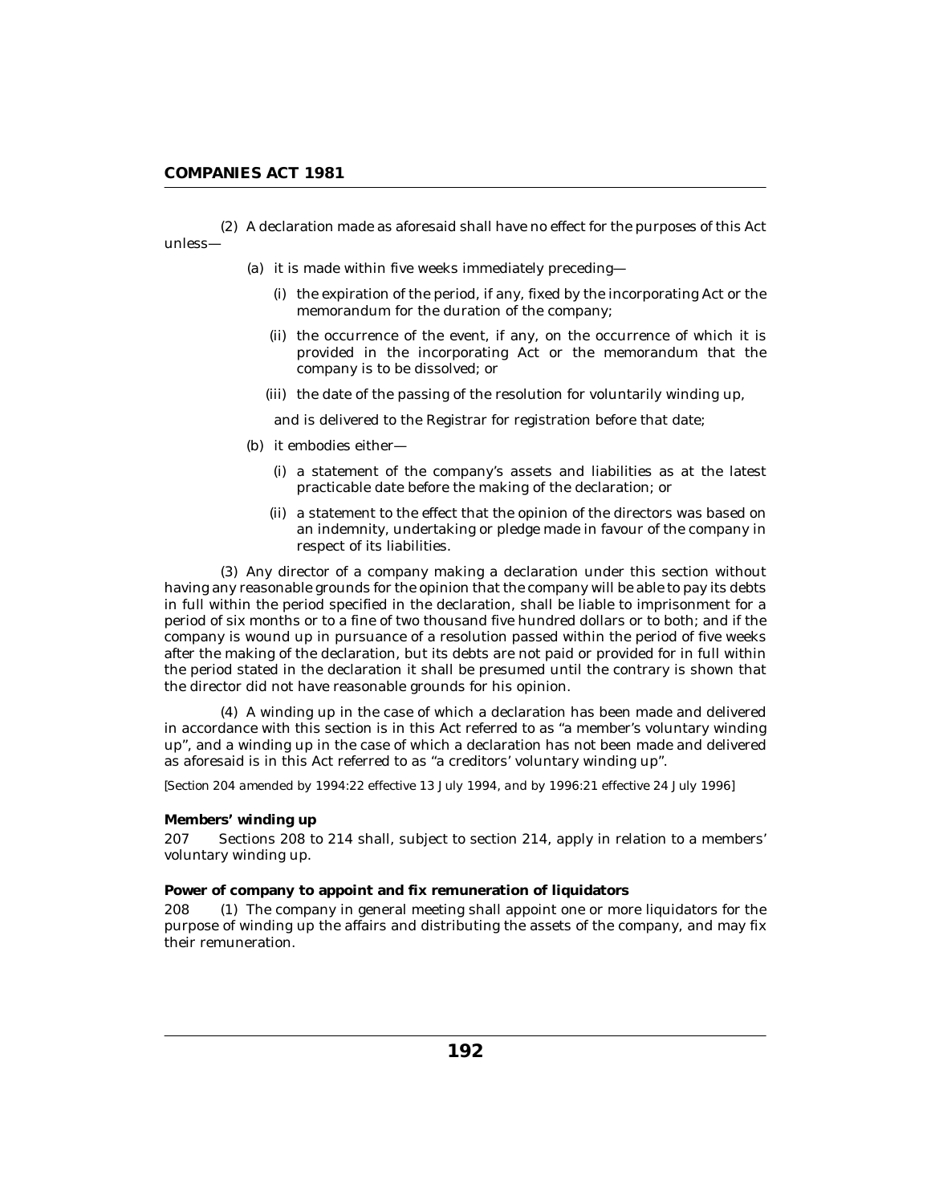(2) A declaration made as aforesaid shall have no effect for the purposes of this Act unless—

(a) it is made within five weeks immediately preceding—

(i) the expiration of the period, if any, fixed by the incorporating Act or the memorandum for the duration of the company;

(ii) the occurrence of the event, if any, on the occurrence of which it is provided in the incorporating Act or the memorandum that the company is to be dissolved; or

(iii) the date of the passing of the resolution for voluntarily winding up,

and is delivered to the Registrar for registration before that date;

(b) it embodies either—

(i) a statement of the company's assets and liabilities as at the latest practicable date before the making of the declaration; or

(ii) a statement to the effect that the opinion of the directors was based on an indemnity, undertaking or pledge made in favour of the company in respect of its liabilities.

(3) Any director of a company making a declaration under this section without having any reasonable grounds for the opinion that the company will be able to pay its debts in full within the period specified in the declaration, shall be liable to imprisonment for a period of six months or to a fine of two thousand five hundred dollars or to both; and if the company is wound up in pursuance of a resolution passed within the period of five weeks after the making of the declaration, but its debts are not paid or provided for in full within the period stated in the declaration it shall be presumed until the contrary is shown that the director did not have reasonable grounds for his opinion.

(4) A winding up in the case of which a declaration has been made and delivered in accordance with this section is in this Act referred to as "a member's voluntary winding up", and a winding up in the case of which a declaration has not been made and delivered as aforesaid is in this Act referred to as "a creditors' voluntary winding up".

*[Section 204 amended by 1994:22 effective 13 July 1994, and by 1996:21 effective 24 July 1996]*

**Members' winding up**

207 Sections 208 to 214 shall, subject to section 214, apply in relation to a members' voluntary winding up.

**Power of company to appoint and fix remuneration of liquidators**

208 (1) The company in general meeting shall appoint one or more liquidators for the purpose of winding up the affairs and distributing the assets of the company, and may fix their remuneration.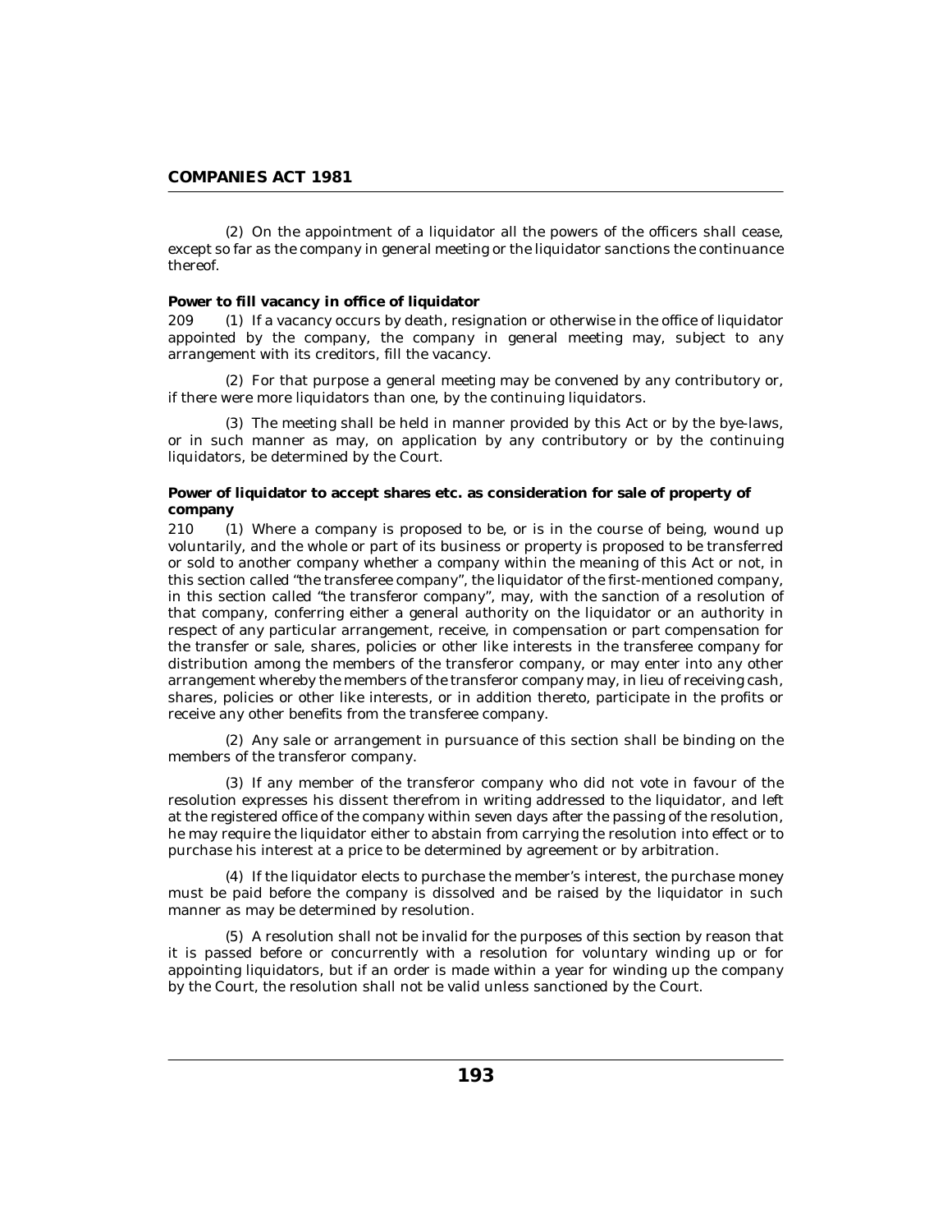(2) On the appointment of a liquidator all the powers of the officers shall cease, except so far as the company in general meeting or the liquidator sanctions the continuance thereof.

**Power to fill vacancy in office of liquidator**

209 (1) If a vacancy occurs by death, resignation or otherwise in the office of liquidator appointed by the company, the company in general meeting may, subject to any arrangement with its creditors, fill the vacancy.

(2) For that purpose a general meeting may be convened by any contributory or, if there were more liquidators than one, by the continuing liquidators.

(3) The meeting shall be held in manner provided by this Act or by the bye-laws, or in such manner as may, on application by any contributory or by the continuing liquidators, be determined by the Court.

**Power of liquidator to accept shares etc. as consideration for sale of property of company**

210 (1) Where a company is proposed to be, or is in the course of being, wound up voluntarily, and the whole or part of its business or property is proposed to be transferred or sold to another company whether a company within the meaning of this Act or not, in this section called "the transferee company", the liquidator of the first-mentioned company, in this section called "the transferor company", may, with the sanction of a resolution of that company, conferring either a general authority on the liquidator or an authority in respect of any particular arrangement, receive, in compensation or part compensation for the transfer or sale, shares, policies or other like interests in the transferee company for distribution among the members of the transferor company, or may enter into any other arrangement whereby the members of the transferor company may, in lieu of receiving cash, shares, policies or other like interests, or in addition thereto, participate in the profits or receive any other benefits from the transferee company.

(2) Any sale or arrangement in pursuance of this section shall be binding on the members of the transferor company.

(3) If any member of the transferor company who did not vote in favour of the resolution expresses his dissent therefrom in writing addressed to the liquidator, and left at the registered office of the company within seven days after the passing of the resolution, he may require the liquidator either to abstain from carrying the resolution into effect or to purchase his interest at a price to be determined by agreement or by arbitration.

(4) If the liquidator elects to purchase the member's interest, the purchase money must be paid before the company is dissolved and be raised by the liquidator in such manner as may be determined by resolution.

(5) A resolution shall not be invalid for the purposes of this section by reason that it is passed before or concurrently with a resolution for voluntary winding up or for appointing liquidators, but if an order is made within a year for winding up the company by the Court, the resolution shall not be valid unless sanctioned by the Court.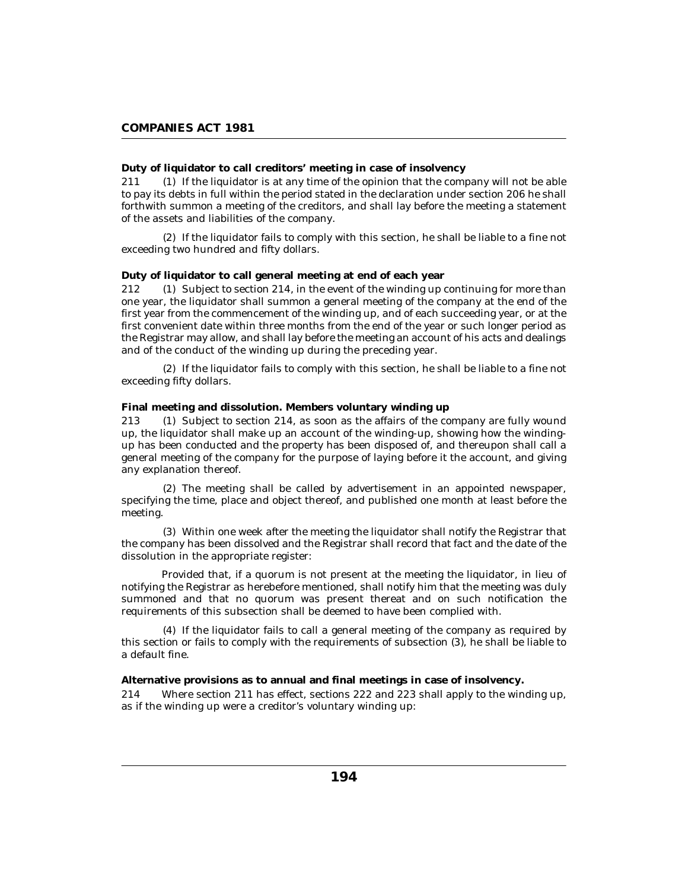**Duty of liquidator to call creditors' meeting in case of insolvency**

211 (1) If the liquidator is at any time of the opinion that the company will not be able to pay its debts in full within the period stated in the declaration under section 206 he shall forthwith summon a meeting of the creditors, and shall lay before the meeting a statement of the assets and liabilities of the company.

(2) If the liquidator fails to comply with this section, he shall be liable to a fine not exceeding two hundred and fifty dollars.

**Duty of liquidator to call general meeting at end of each year**

212 (1) Subject to section 214, in the event of the winding up continuing for more than one year, the liquidator shall summon a general meeting of the company at the end of the first year from the commencement of the winding up, and of each succeeding year, or at the first convenient date within three months from the end of the year or such longer period as the Registrar may allow, and shall lay before the meeting an account of his acts and dealings and of the conduct of the winding up during the preceding year.

(2) If the liquidator fails to comply with this section, he shall be liable to a fine not exceeding fifty dollars.

**Final meeting and dissolution. Members voluntary winding up**

213 (1) Subject to section 214, as soon as the affairs of the company are fully wound up, the liquidator shall make up an account of the winding-up, showing how the winding-up has been conducted and the property has been disposed of, and thereupon shall call a general meeting of the company for the purpose of laying before it the account, and giving any explanation thereof.

(2) The meeting shall be called by advertisement in an appointed newspaper, specifying the time, place and object thereof, and published one month at least before the meeting.

(3) Within one week after the meeting the liquidator shall notify the Registrar that the company has been dissolved and the Registrar shall record that fact and the date of the dissolution in the appropriate register:

Provided that, if a quorum is not present at the meeting the liquidator, in lieu of notifying the Registrar as herebefore mentioned, shall notify him that the meeting was duly summoned and that no quorum was present thereat and on such notification the requirements of this subsection shall be deemed to have been complied with.

(4) If the liquidator fails to call a general meeting of the company as required by this section or fails to comply with the requirements of subsection (3), he shall be liable to a default fine.

**Alternative provisions as to annual and final meetings in case of insolvency.**

214 Where section 211 has effect, sections 222 and 223 shall apply to the winding up, as if the winding up were a creditor's voluntary winding up: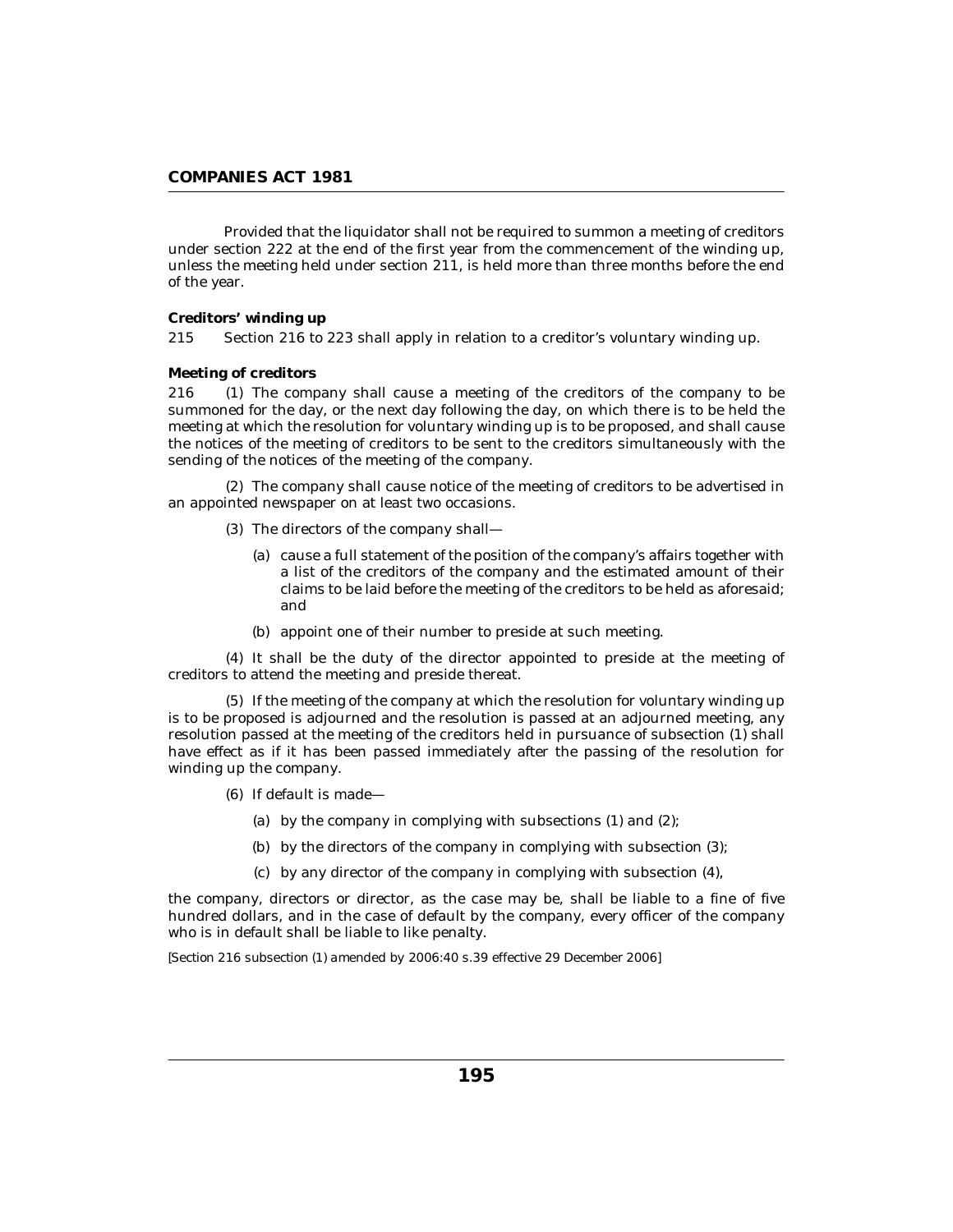Provided that the liquidator shall not be required to summon a meeting of creditors under section 222 at the end of the first year from the commencement of the winding up, unless the meeting held under section 211, is held more than three months before the end of the year.

**Creditors' winding up**

215 Section 216 to 223 shall apply in relation to a creditor's voluntary winding up.

**Meeting of creditors**

216 (1) The company shall cause a meeting of the creditors of the company to be summoned for the day, or the next day following the day, on which there is to be held the meeting at which the resolution for voluntary winding up is to be proposed, and shall cause the notices of the meeting of creditors to be sent to the creditors simultaneously with the sending of the notices of the meeting of the company.

(2) The company shall cause notice of the meeting of creditors to be advertised in an appointed newspaper on at least two occasions.

(3) The directors of the company shall—

(a) cause a full statement of the position of the company's affairs together with a list of the creditors of the company and the estimated amount of their claims to be laid before the meeting of the creditors to be held as aforesaid; and

(b) appoint one of their number to preside at such meeting.

(4) It shall be the duty of the director appointed to preside at the meeting of creditors to attend the meeting and preside thereat.

(5) If the meeting of the company at which the resolution for voluntary winding up is to be proposed is adjourned and the resolution is passed at an adjourned meeting, any resolution passed at the meeting of the creditors held in pursuance of subsection (1) shall have effect as if it has been passed immediately after the passing of the resolution for winding up the company.

(6) If default is made—

(a) by the company in complying with subsections (1) and (2);

(b) by the directors of the company in complying with subsection (3);

(c) by any director of the company in complying with subsection (4),

the company, directors or director, as the case may be, shall be liable to a fine of five hundred dollars, and in the case of default by the company, every officer of the company who is in default shall be liable to like penalty.

*[Section 216 subsection (1) amended by 2006:40 s.39 effective 29 December 2006]*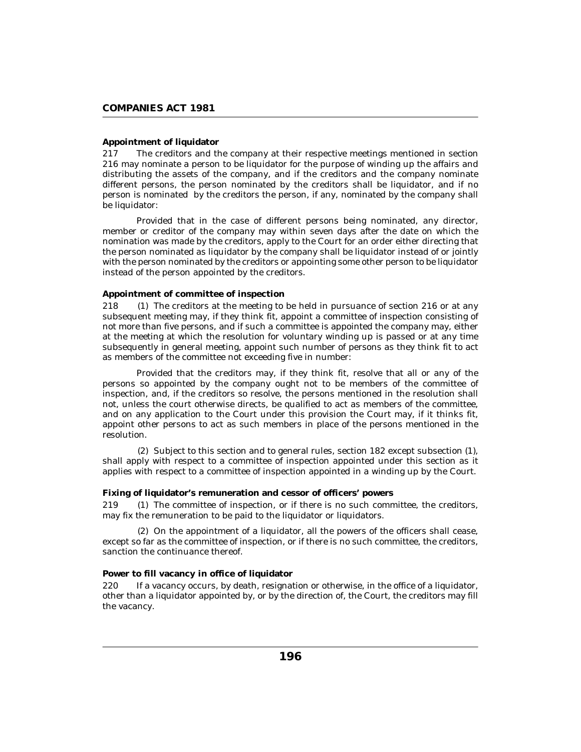**Appointment of liquidator**

217 The creditors and the company at their respective meetings mentioned in section 216 may nominate a person to be liquidator for the purpose of winding up the affairs and distributing the assets of the company, and if the creditors and the company nominate different persons, the person nominated by the creditors shall be liquidator, and if no person is nominated by the creditors the person, if any, nominated by the company shall be liquidator:

Provided that in the case of different persons being nominated, any director, member or creditor of the company may within seven days after the date on which the nomination was made by the creditors, apply to the Court for an order either directing that the person nominated as liquidator by the company shall be liquidator instead of or jointly with the person nominated by the creditors or appointing some other person to be liquidator instead of the person appointed by the creditors.

**Appointment of committee of inspection**

218 (1) The creditors at the meeting to be held in pursuance of section 216 or at any subsequent meeting may, if they think fit, appoint a committee of inspection consisting of not more than five persons, and if such a committee is appointed the company may, either at the meeting at which the resolution for voluntary winding up is passed or at any time subsequently in general meeting, appoint such number of persons as they think fit to act as members of the committee not exceeding five in number:

Provided that the creditors may, if they think fit, resolve that all or any of the persons so appointed by the company ought not to be members of the committee of inspection, and, if the creditors so resolve, the persons mentioned in the resolution shall not, unless the court otherwise directs, be qualified to act as members of the committee, and on any application to the Court under this provision the Court may, if it thinks fit, appoint other persons to act as such members in place of the persons mentioned in the resolution.

(2) Subject to this section and to general rules, section 182 except subsection (1), shall apply with respect to a committee of inspection appointed under this section as it applies with respect to a committee of inspection appointed in a winding up by the Court.

**Fixing of liquidator's remuneration and cessor of officers' powers**

219 (1) The committee of inspection, or if there is no such committee, the creditors, may fix the remuneration to be paid to the liquidator or liquidators.

(2) On the appointment of a liquidator, all the powers of the officers shall cease, except so far as the committee of inspection, or if there is no such committee, the creditors, sanction the continuance thereof.

**Power to fill vacancy in office of liquidator**

220 If a vacancy occurs, by death, resignation or otherwise, in the office of a liquidator, other than a liquidator appointed by, or by the direction of, the Court, the creditors may fill the vacancy.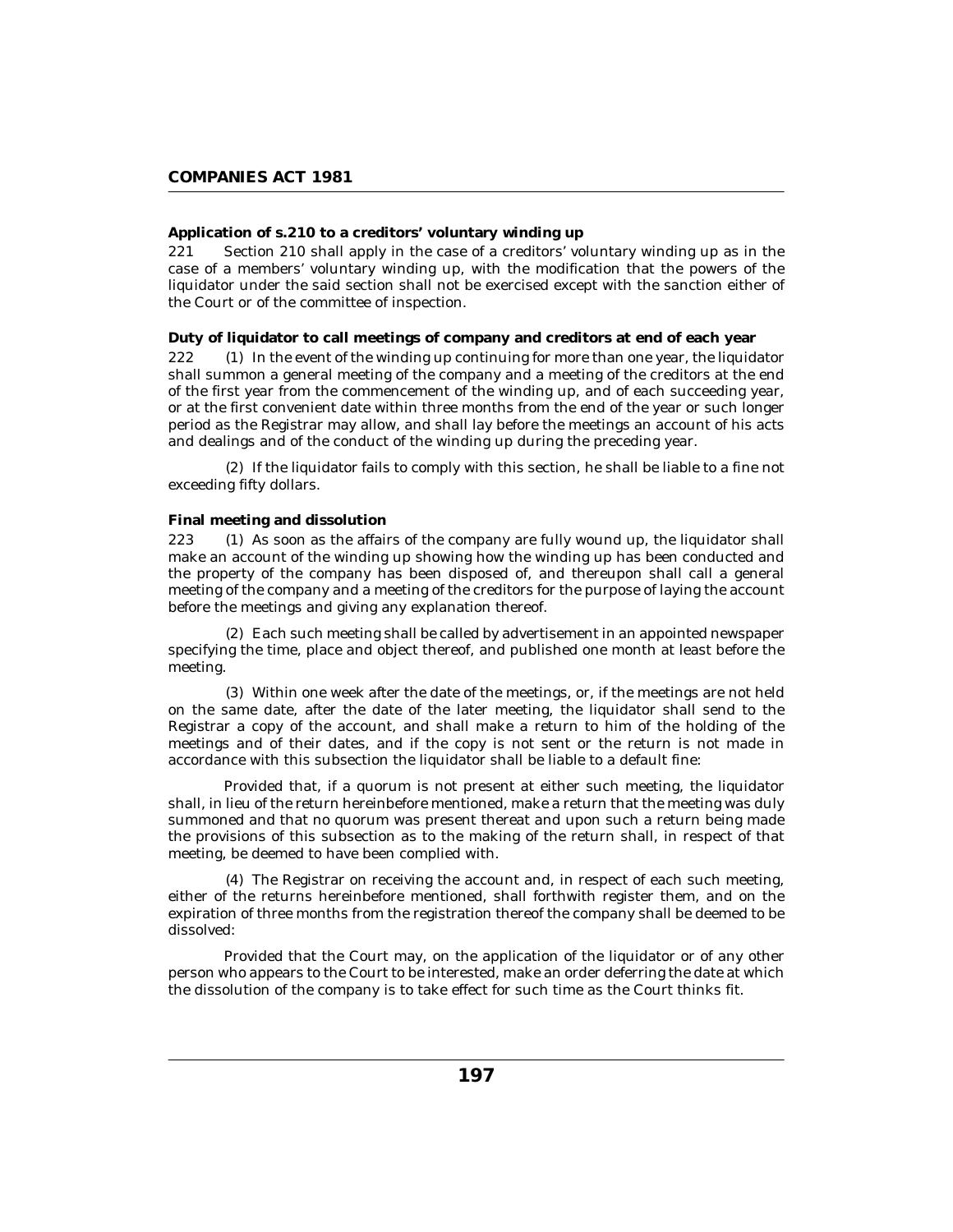**Application of s.210 to a creditors' voluntary winding up**

221 Section 210 shall apply in the case of a creditors' voluntary winding up as in the case of a members' voluntary winding up, with the modification that the powers of the liquidator under the said section shall not be exercised except with the sanction either of the Court or of the committee of inspection.

**Duty of liquidator to call meetings of company and creditors at end of each year**

222 (1) In the event of the winding up continuing for more than one year, the liquidator shall summon a general meeting of the company and a meeting of the creditors at the end of the first year from the commencement of the winding up, and of each succeeding year, or at the first convenient date within three months from the end of the year or such longer period as the Registrar may allow, and shall lay before the meetings an account of his acts and dealings and of the conduct of the winding up during the preceding year.

(2) If the liquidator fails to comply with this section, he shall be liable to a fine not exceeding fifty dollars.

**Final meeting and dissolution**

223 (1) As soon as the affairs of the company are fully wound up, the liquidator shall make an account of the winding up showing how the winding up has been conducted and the property of the company has been disposed of, and thereupon shall call a general meeting of the company and a meeting of the creditors for the purpose of laying the account before the meetings and giving any explanation thereof.

(2) Each such meeting shall be called by advertisement in an appointed newspaper specifying the time, place and object thereof, and published one month at least before the meeting.

(3) Within one week after the date of the meetings, or, if the meetings are not held on the same date, after the date of the later meeting, the liquidator shall send to the Registrar a copy of the account, and shall make a return to him of the holding of the meetings and of their dates, and if the copy is not sent or the return is not made in accordance with this subsection the liquidator shall be liable to a default fine:

Provided that, if a quorum is not present at either such meeting, the liquidator shall, in lieu of the return hereinbefore mentioned, make a return that the meeting was duly summoned and that no quorum was present thereat and upon such a return being made the provisions of this subsection as to the making of the return shall, in respect of that meeting, be deemed to have been complied with.

(4) The Registrar on receiving the account and, in respect of each such meeting, either of the returns hereinbefore mentioned, shall forthwith register them, and on the expiration of three months from the registration thereof the company shall be deemed to be dissolved:

Provided that the Court may, on the application of the liquidator or of any other person who appears to the Court to be interested, make an order deferring the date at which the dissolution of the company is to take effect for such time as the Court thinks fit.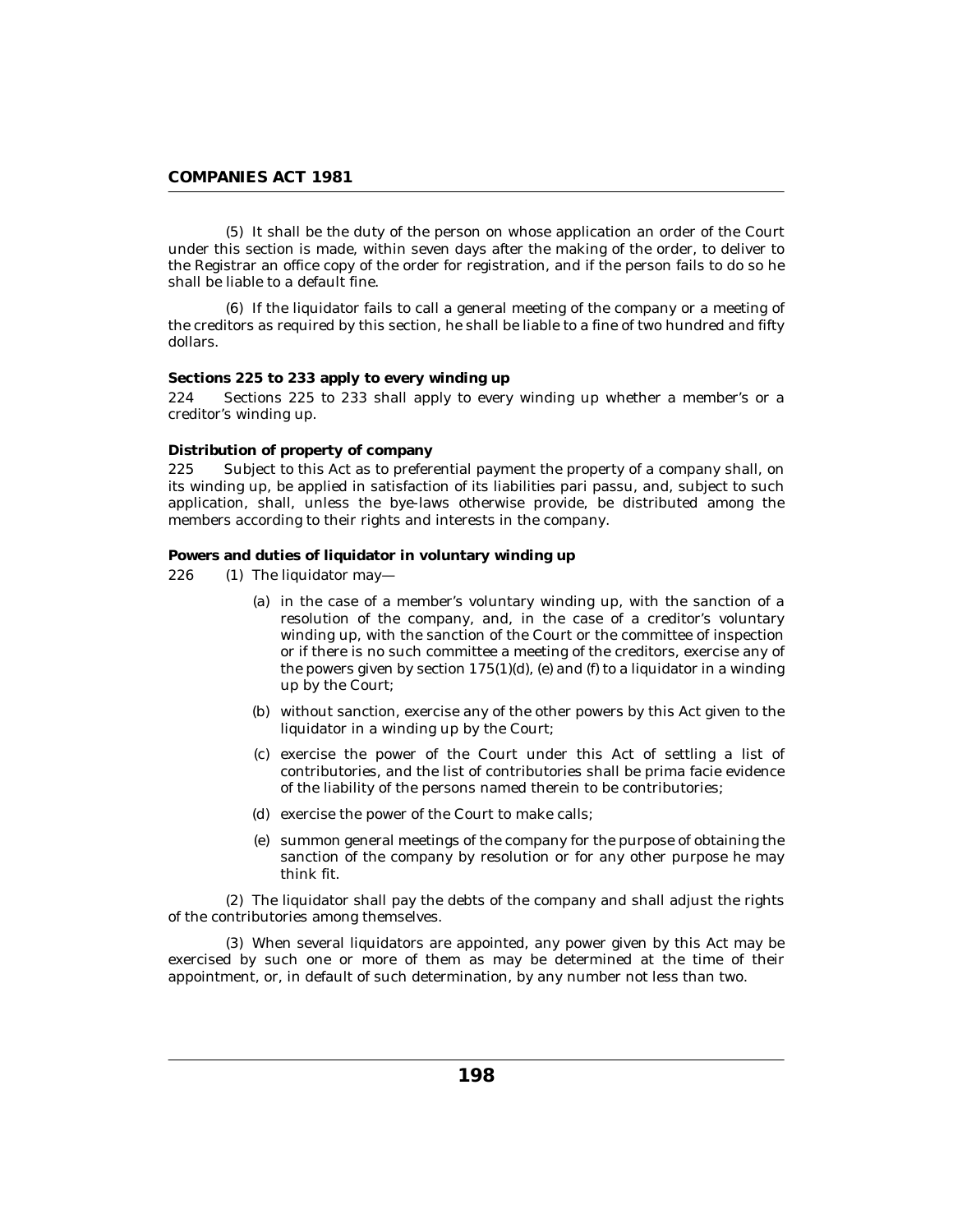(5) It shall be the duty of the person on whose application an order of the Court under this section is made, within seven days after the making of the order, to deliver to the Registrar an office copy of the order for registration, and if the person fails to do so he shall be liable to a default fine.

(6) If the liquidator fails to call a general meeting of the company or a meeting of the creditors as required by this section, he shall be liable to a fine of two hundred and fifty dollars.

**Sections 225 to 233 apply to every winding up**

224 Sections 225 to 233 shall apply to every winding up whether a member's or a creditor's winding up.

**Distribution of property of company**

225 Subject to this Act as to preferential payment the property of a company shall, on its winding up, be applied in satisfaction of its liabilities pari passu, and, subject to such application, shall, unless the bye-laws otherwise provide, be distributed among the members according to their rights and interests in the company.

**Powers and duties of liquidator in voluntary winding up**

226 (1) The liquidator may—

(a) in the case of a member's voluntary winding up, with the sanction of a resolution of the company, and, in the case of a creditor's voluntary winding up, with the sanction of the Court or the committee of inspection or if there is no such committee a meeting of the creditors, exercise any of the powers given by section 175(1)(d), (e) and (f) to a liquidator in a winding up by the Court;

(b) without sanction, exercise any of the other powers by this Act given to the liquidator in a winding up by the Court;

(c) exercise the power of the Court under this Act of settling a list of contributories, and the list of contributories shall be prima facie evidence of the liability of the persons named therein to be contributories;

(d) exercise the power of the Court to make calls;

(e) summon general meetings of the company for the purpose of obtaining the sanction of the company by resolution or for any other purpose he may think fit.

(2) The liquidator shall pay the debts of the company and shall adjust the rights of the contributories among themselves.

(3) When several liquidators are appointed, any power given by this Act may be exercised by such one or more of them as may be determined at the time of their appointment, or, in default of such determination, by any number not less than two.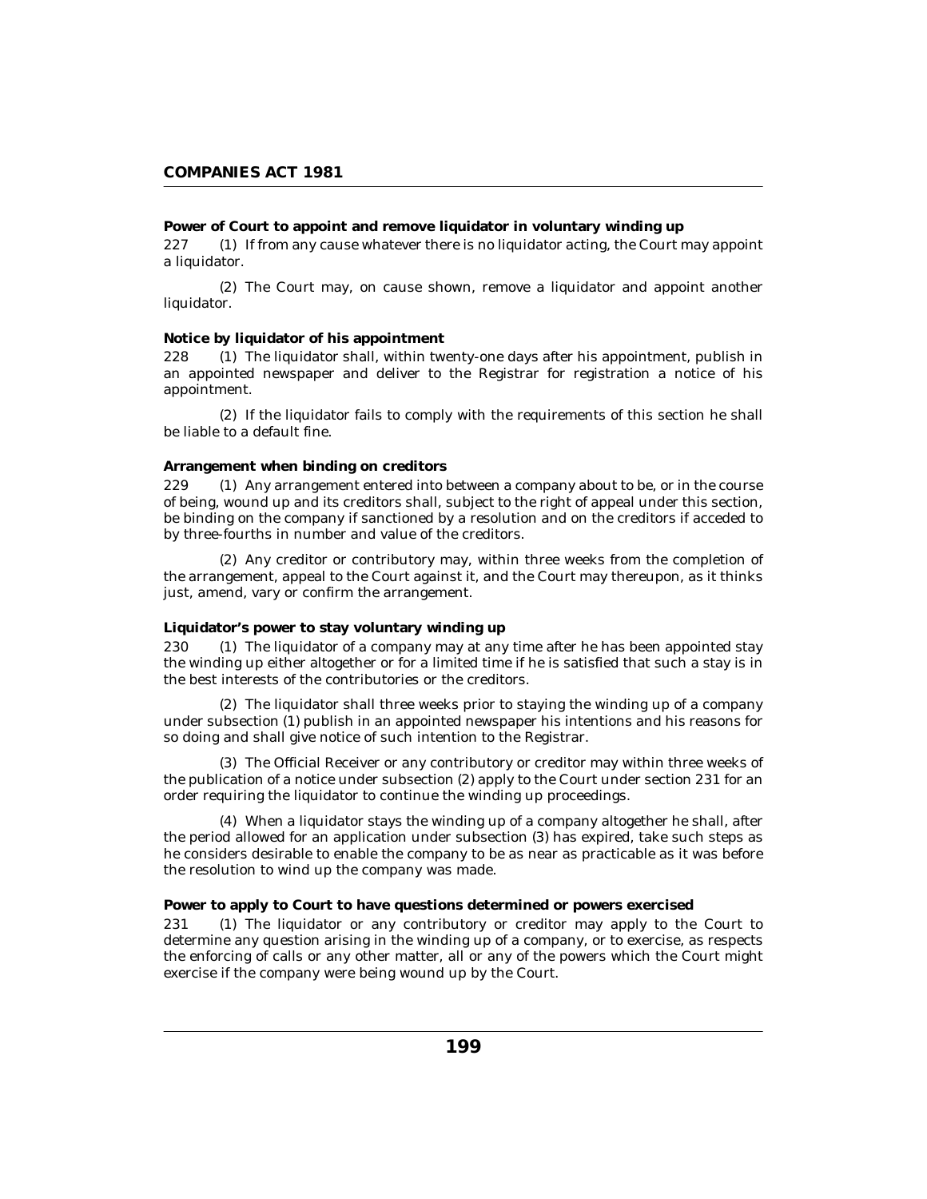**Power of Court to appoint and remove liquidator in voluntary winding up**

227 (1) If from any cause whatever there is no liquidator acting, the Court may appoint a liquidator.

(2) The Court may, on cause shown, remove a liquidator and appoint another liquidator.

**Notice by liquidator of his appointment**

228 (1) The liquidator shall, within twenty-one days after his appointment, publish in an appointed newspaper and deliver to the Registrar for registration a notice of his appointment.

(2) If the liquidator fails to comply with the requirements of this section he shall be liable to a default fine.

**Arrangement when binding on creditors**

229 (1) Any arrangement entered into between a company about to be, or in the course of being, wound up and its creditors shall, subject to the right of appeal under this section, be binding on the company if sanctioned by a resolution and on the creditors if acceded to by three-fourths in number and value of the creditors.

(2) Any creditor or contributory may, within three weeks from the completion of the arrangement, appeal to the Court against it, and the Court may thereupon, as it thinks just, amend, vary or confirm the arrangement.

**Liquidator's power to stay voluntary winding up**

230 (1) The liquidator of a company may at any time after he has been appointed stay the winding up either altogether or for a limited time if he is satisfied that such a stay is in the best interests of the contributories or the creditors.

(2) The liquidator shall three weeks prior to staying the winding up of a company under subsection (1) publish in an appointed newspaper his intentions and his reasons for so doing and shall give notice of such intention to the Registrar.

(3) The Official Receiver or any contributory or creditor may within three weeks of the publication of a notice under subsection (2) apply to the Court under section 231 for an order requiring the liquidator to continue the winding up proceedings.

(4) When a liquidator stays the winding up of a company altogether he shall, after the period allowed for an application under subsection (3) has expired, take such steps as he considers desirable to enable the company to be as near as practicable as it was before the resolution to wind up the company was made.

**Power to apply to Court to have questions determined or powers exercised**

231 (1) The liquidator or any contributory or creditor may apply to the Court to determine any question arising in the winding up of a company, or to exercise, as respects the enforcing of calls or any other matter, all or any of the powers which the Court might exercise if the company were being wound up by the Court.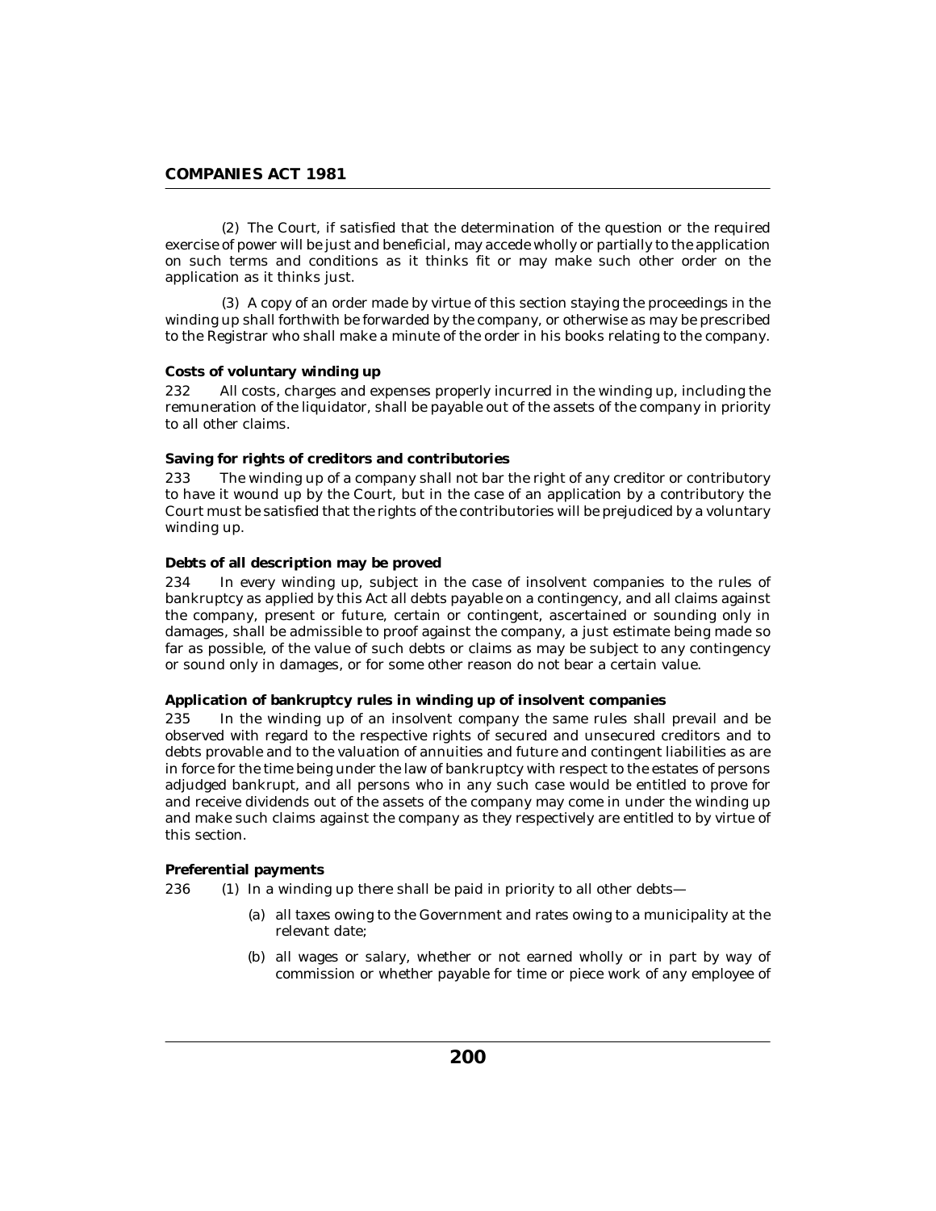(2) The Court, if satisfied that the determination of the question or the required exercise of power will be just and beneficial, may accede wholly or partially to the application on such terms and conditions as it thinks fit or may make such other order on the application as it thinks just.

(3) A copy of an order made by virtue of this section staying the proceedings in the winding up shall forthwith be forwarded by the company, or otherwise as may be prescribed to the Registrar who shall make a minute of the order in his books relating to the company.

**Costs of voluntary winding up**

232 All costs, charges and expenses properly incurred in the winding up, including the remuneration of the liquidator, shall be payable out of the assets of the company in priority to all other claims.

**Saving for rights of creditors and contributories**

233 The winding up of a company shall not bar the right of any creditor or contributory to have it wound up by the Court, but in the case of an application by a contributory the Court must be satisfied that the rights of the contributories will be prejudiced by a voluntary winding up.

**Debts of all description may be proved**

234 In every winding up, subject in the case of insolvent companies to the rules of bankruptcy as applied by this Act all debts payable on a contingency, and all claims against the company, present or future, certain or contingent, ascertained or sounding only in damages, shall be admissible to proof against the company, a just estimate being made so far as possible, of the value of such debts or claims as may be subject to any contingency or sound only in damages, or for some other reason do not bear a certain value.

**Application of bankruptcy rules in winding up of insolvent companies**

235 In the winding up of an insolvent company the same rules shall prevail and be observed with regard to the respective rights of secured and unsecured creditors and to debts provable and to the valuation of annuities and future and contingent liabilities as are in force for the time being under the law of bankruptcy with respect to the estates of persons adjudged bankrupt, and all persons who in any such case would be entitled to prove for and receive dividends out of the assets of the company may come in under the winding up and make such claims against the company as they respectively are entitled to by virtue of this section.

**Preferential payments**

236 (1) In a winding up there shall be paid in priority to all other debts—

(a) all taxes owing to the Government and rates owing to a municipality at the relevant date;

(b) all wages or salary, whether or not earned wholly or in part by way of commission or whether payable for time or piece work of any employee of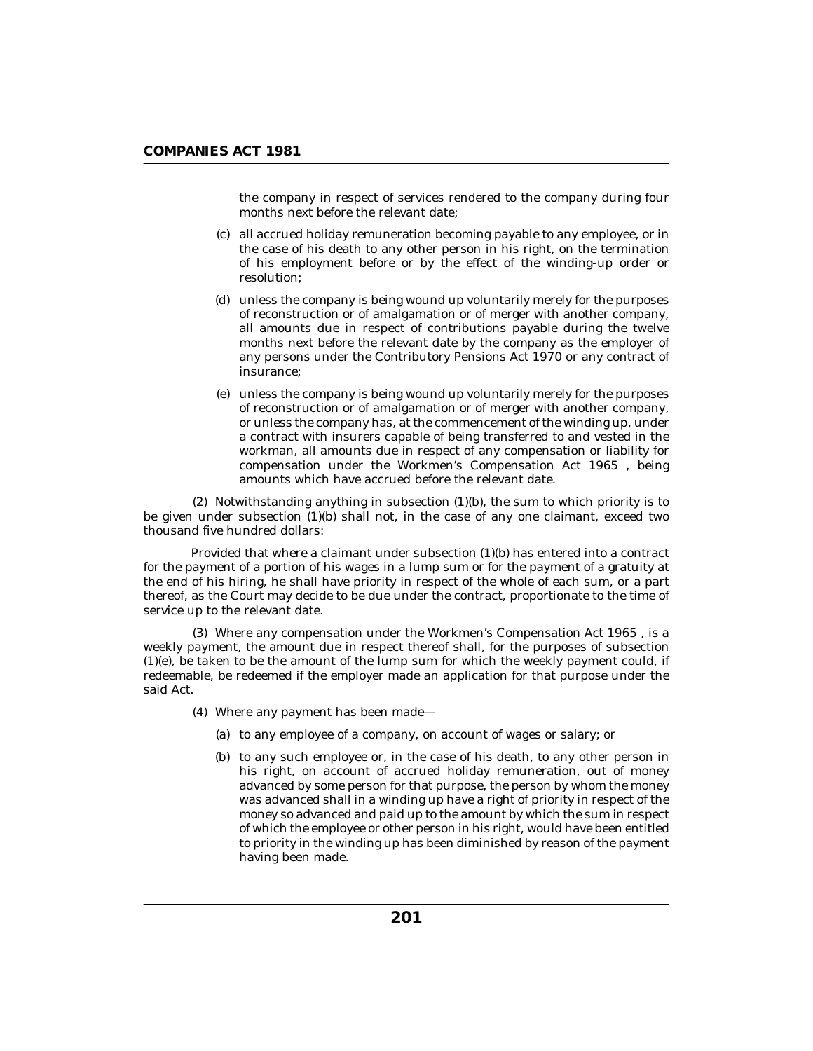the company in respect of services rendered to the company during four months next before the relevant date;

(c) all accrued holiday remuneration becoming payable to any employee, or in the case of his death to any other person in his right, on the termination of his employment before or by the effect of the winding-up order or resolution;

(d) unless the company is being wound up voluntarily merely for the purposes of reconstruction or of amalgamation or of merger with another company, all amounts due in respect of contributions payable during the twelve months next before the relevant date by the company as the employer of any persons under the Contributory Pensions Act 1970 or any contract of insurance;

(e) unless the company is being wound up voluntarily merely for the purposes of reconstruction or of amalgamation or of merger with another company, or unless the company has, at the commencement of the winding up, under a contract with insurers capable of being transferred to and vested in the workman, all amounts due in respect of any compensation or liability for compensation under the Workmen's Compensation Act 1965 , being amounts which have accrued before the relevant date.

(2) Notwithstanding anything in subsection (1)(b), the sum to which priority is to be given under subsection (1)(b) shall not, in the case of any one claimant, exceed two thousand five hundred dollars:

Provided that where a claimant under subsection (1)(b) has entered into a contract for the payment of a portion of his wages in a lump sum or for the payment of a gratuity at the end of his hiring, he shall have priority in respect of the whole of each sum, or a part thereof, as the Court may decide to be due under the contract, proportionate to the time of service up to the relevant date.

(3) Where any compensation under the Workmen's Compensation Act 1965 , is a weekly payment, the amount due in respect thereof shall, for the purposes of subsection (1)(e), be taken to be the amount of the lump sum for which the weekly payment could, if redeemable, be redeemed if the employer made an application for that purpose under the said Act.

(4) Where any payment has been made—

(a) to any employee of a company, on account of wages or salary; or

(b) to any such employee or, in the case of his death, to any other person in his right, on account of accrued holiday remuneration, out of money advanced by some person for that purpose, the person by whom the money was advanced shall in a winding up have a right of priority in respect of the money so advanced and paid up to the amount by which the sum in respect of which the employee or other person in his right, would have been entitled to priority in the winding up has been diminished by reason of the payment having been made.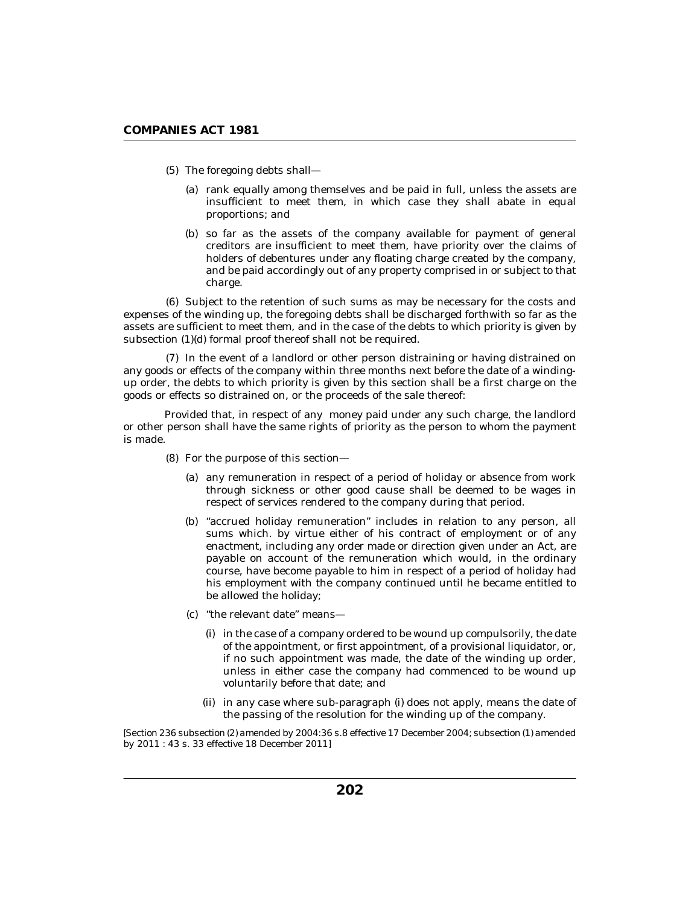(5) The foregoing debts shall—

(a) rank equally among themselves and be paid in full, unless the assets are insufficient to meet them, in which case they shall abate in equal proportions; and

(b) so far as the assets of the company available for payment of general creditors are insufficient to meet them, have priority over the claims of holders of debentures under any floating charge created by the company, and be paid accordingly out of any property comprised in or subject to that charge.

(6) Subject to the retention of such sums as may be necessary for the costs and expenses of the winding up, the foregoing debts shall be discharged forthwith so far as the assets are sufficient to meet them, and in the case of the debts to which priority is given by subsection (1)(d) formal proof thereof shall not be required.

(7) In the event of a landlord or other person distraining or having distrained on any goods or effects of the company within three months next before the date of a winding-up order, the debts to which priority is given by this section shall be a first charge on the goods or effects so distrained on, or the proceeds of the sale thereof:

Provided that, in respect of any money paid under any such charge, the landlord or other person shall have the same rights of priority as the person to whom the payment is made.

(8) For the purpose of this section—

(a) any remuneration in respect of a period of holiday or absence from work through sickness or other good cause shall be deemed to be wages in respect of services rendered to the company during that period.

(b) "accrued holiday remuneration" includes in relation to any person, all sums which. by virtue either of his contract of employment or of any enactment, including any order made or direction given under an Act, are payable on account of the remuneration which would, in the ordinary course, have become payable to him in respect of a period of holiday had his employment with the company continued until he became entitled to be allowed the holiday;

(c) "the relevant date" means—

(i) in the case of a company ordered to be wound up compulsorily, the date of the appointment, or first appointment, of a provisional liquidator, or, if no such appointment was made, the date of the winding up order, unless in either case the company had commenced to be wound up voluntarily before that date; and

(ii) in any case where sub-paragraph (i) does not apply, means the date of the passing of the resolution for the winding up of the company.

[Section 236 subsection (2) amended by 2004:36 s.8 effective 17 December 2004; subsection (1) amended by 2011 : 43 s. 33 effective 18 December 2011]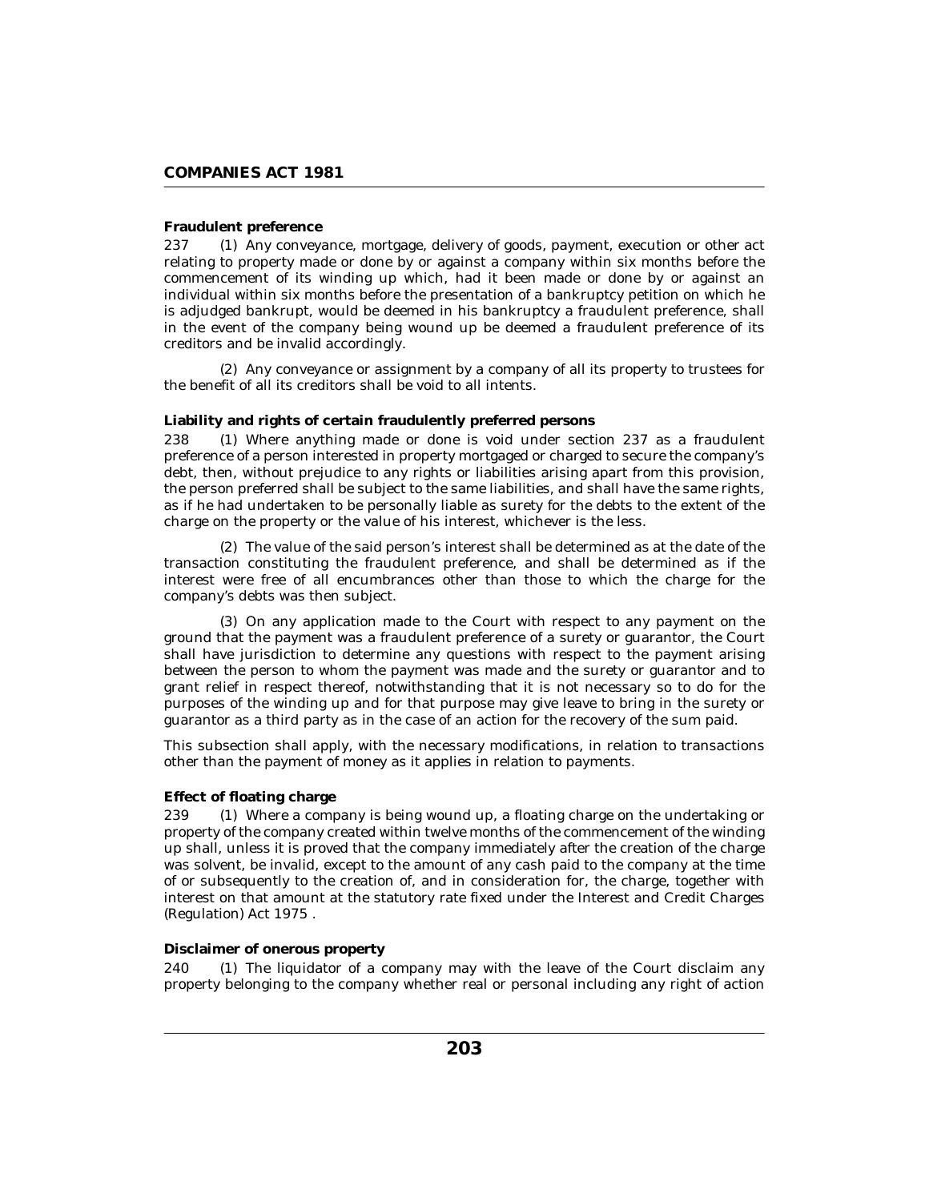**Fraudulent preference**

237 (1) Any conveyance, mortgage, delivery of goods, payment, execution or other act relating to property made or done by or against a company within six months before the commencement of its winding up which, had it been made or done by or against an individual within six months before the presentation of a bankruptcy petition on which he is adjudged bankrupt, would be deemed in his bankruptcy a fraudulent preference, shall in the event of the company being wound up be deemed a fraudulent preference of its creditors and be invalid accordingly.

(2) Any conveyance or assignment by a company of all its property to trustees for the benefit of all its creditors shall be void to all intents.

**Liability and rights of certain fraudulently preferred persons**

238 (1) Where anything made or done is void under section 237 as a fraudulent preference of a person interested in property mortgaged or charged to secure the company's debt, then, without prejudice to any rights or liabilities arising apart from this provision, the person preferred shall be subject to the same liabilities, and shall have the same rights, as if he had undertaken to be personally liable as surety for the debts to the extent of the charge on the property or the value of his interest, whichever is the less.

(2) The value of the said person's interest shall be determined as at the date of the transaction constituting the fraudulent preference, and shall be determined as if the interest were free of all encumbrances other than those to which the charge for the company's debts was then subject.

(3) On any application made to the Court with respect to any payment on the ground that the payment was a fraudulent preference of a surety or guarantor, the Court shall have jurisdiction to determine any questions with respect to the payment arising between the person to whom the payment was made and the surety or guarantor and to grant relief in respect thereof, notwithstanding that it is not necessary so to do for the purposes of the winding up and for that purpose may give leave to bring in the surety or guarantor as a third party as in the case of an action for the recovery of the sum paid.

This subsection shall apply, with the necessary modifications, in relation to transactions other than the payment of money as it applies in relation to payments.

**Effect of floating charge**

239 (1) Where a company is being wound up, a floating charge on the undertaking or property of the company created within twelve months of the commencement of the winding up shall, unless it is proved that the company immediately after the creation of the charge was solvent, be invalid, except to the amount of any cash paid to the company at the time of or subsequently to the creation of, and in consideration for, the charge, together with interest on that amount at the statutory rate fixed under the Interest and Credit Charges (Regulation) Act 1975 .

**Disclaimer of onerous property**

240 (1) The liquidator of a company may with the leave of the Court disclaim any property belonging to the company whether real or personal including any right of action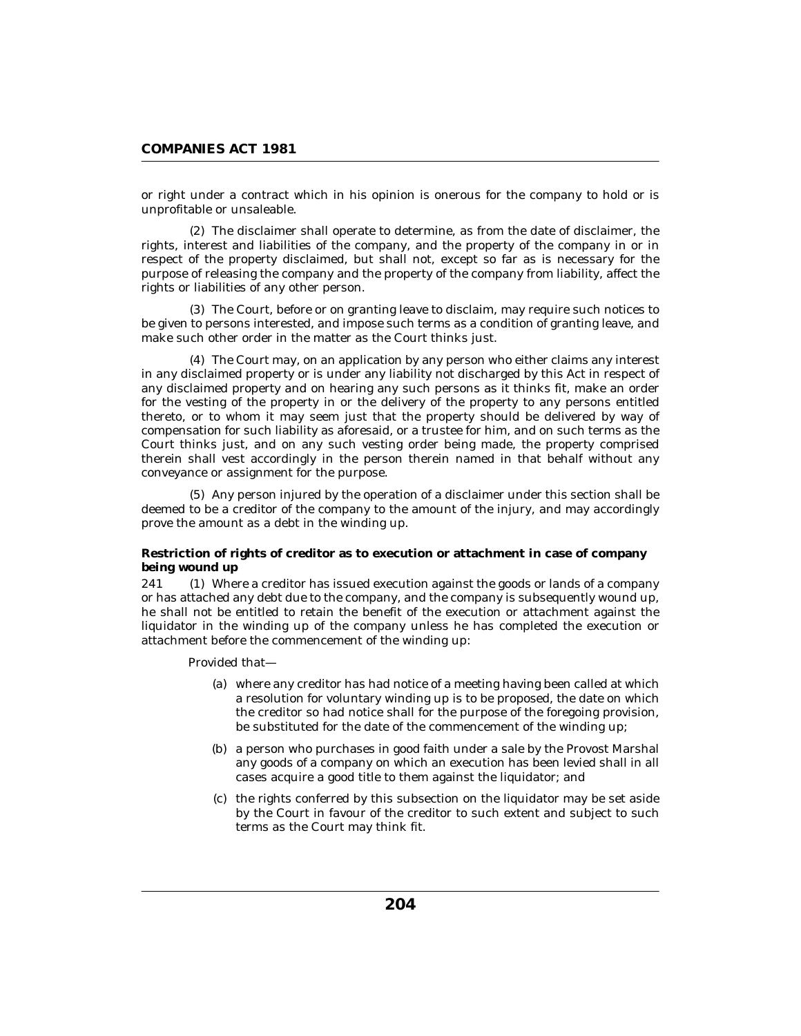or right under a contract which in his opinion is onerous for the company to hold or is unprofitable or unsaleable.

(2) The disclaimer shall operate to determine, as from the date of disclaimer, the rights, interest and liabilities of the company, and the property of the company in or in respect of the property disclaimed, but shall not, except so far as is necessary for the purpose of releasing the company and the property of the company from liability, affect the rights or liabilities of any other person.

(3) The Court, before or on granting leave to disclaim, may require such notices to be given to persons interested, and impose such terms as a condition of granting leave, and make such other order in the matter as the Court thinks just.

(4) The Court may, on an application by any person who either claims any interest in any disclaimed property or is under any liability not discharged by this Act in respect of any disclaimed property and on hearing any such persons as it thinks fit, make an order for the vesting of the property in or the delivery of the property to any persons entitled thereto, or to whom it may seem just that the property should be delivered by way of compensation for such liability as aforesaid, or a trustee for him, and on such terms as the Court thinks just, and on any such vesting order being made, the property comprised therein shall vest accordingly in the person therein named in that behalf without any conveyance or assignment for the purpose.

(5) Any person injured by the operation of a disclaimer under this section shall be deemed to be a creditor of the company to the amount of the injury, and may accordingly prove the amount as a debt in the winding up.

**Restriction of rights of creditor as to execution or attachment in case of company being wound up**

241 (1) Where a creditor has issued execution against the goods or lands of a company or has attached any debt due to the company, and the company is subsequently wound up, he shall not be entitled to retain the benefit of the execution or attachment against the liquidator in the winding up of the company unless he has completed the execution or attachment before the commencement of the winding up:

Provided that—

(a) where any creditor has had notice of a meeting having been called at which a resolution for voluntary winding up is to be proposed, the date on which the creditor so had notice shall for the purpose of the foregoing provision, be substituted for the date of the commencement of the winding up;

(b) a person who purchases in good faith under a sale by the Provost Marshal any goods of a company on which an execution has been levied shall in all cases acquire a good title to them against the liquidator; and

(c) the rights conferred by this subsection on the liquidator may be set aside by the Court in favour of the creditor to such extent and subject to such terms as the Court may think fit.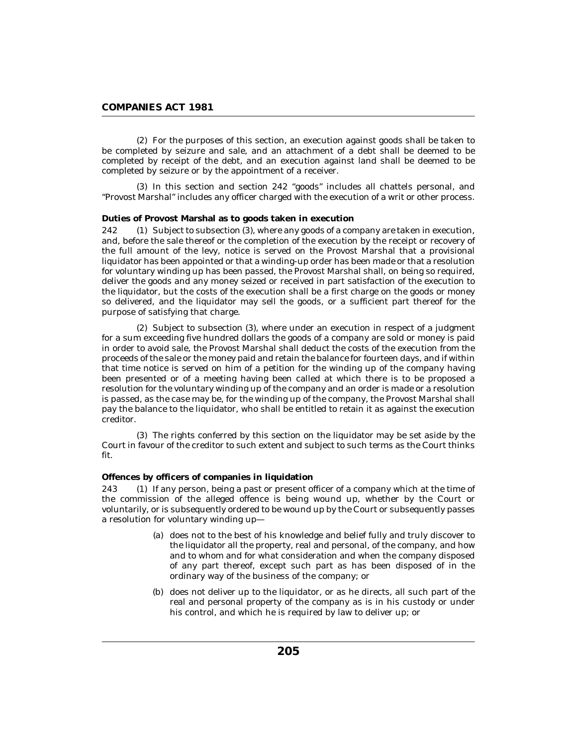(2) For the purposes of this section, an execution against goods shall be taken to be completed by seizure and sale, and an attachment of a debt shall be deemed to be completed by receipt of the debt, and an execution against land shall be deemed to be completed by seizure or by the appointment of a receiver.

(3) In this section and section 242 "goods" includes all chattels personal, and "Provost Marshal" includes any officer charged with the execution of a writ or other process.

**Duties of Provost Marshal as to goods taken in execution**

242 (1) Subject to subsection (3), where any goods of a company are taken in execution, and, before the sale thereof or the completion of the execution by the receipt or recovery of the full amount of the levy, notice is served on the Provost Marshal that a provisional liquidator has been appointed or that a winding-up order has been made or that a resolution for voluntary winding up has been passed, the Provost Marshal shall, on being so required, deliver the goods and any money seized or received in part satisfaction of the execution to the liquidator, but the costs of the execution shall be a first charge on the goods or money so delivered, and the liquidator may sell the goods, or a sufficient part thereof for the purpose of satisfying that charge.

(2) Subject to subsection (3), where under an execution in respect of a judgment for a sum exceeding five hundred dollars the goods of a company are sold or money is paid in order to avoid sale, the Provost Marshal shall deduct the costs of the execution from the proceeds of the sale or the money paid and retain the balance for fourteen days, and if within that time notice is served on him of a petition for the winding up of the company having been presented or of a meeting having been called at which there is to be proposed a resolution for the voluntary winding up of the company and an order is made or a resolution is passed, as the case may be, for the winding up of the company, the Provost Marshal shall pay the balance to the liquidator, who shall be entitled to retain it as against the execution creditor.

(3) The rights conferred by this section on the liquidator may be set aside by the Court in favour of the creditor to such extent and subject to such terms as the Court thinks fit.

**Offences by officers of companies in liquidation**

243 (1) If any person, being a past or present officer of a company which at the time of the commission of the alleged offence is being wound up, whether by the Court or voluntarily, or is subsequently ordered to be wound up by the Court or subsequently passes a resolution for voluntary winding up—

(a) does not to the best of his knowledge and belief fully and truly discover to the liquidator all the property, real and personal, of the company, and how and to whom and for what consideration and when the company disposed of any part thereof, except such part as has been disposed of in the ordinary way of the business of the company; or

(b) does not deliver up to the liquidator, or as he directs, all such part of the real and personal property of the company as is in his custody or under his control, and which he is required by law to deliver up; or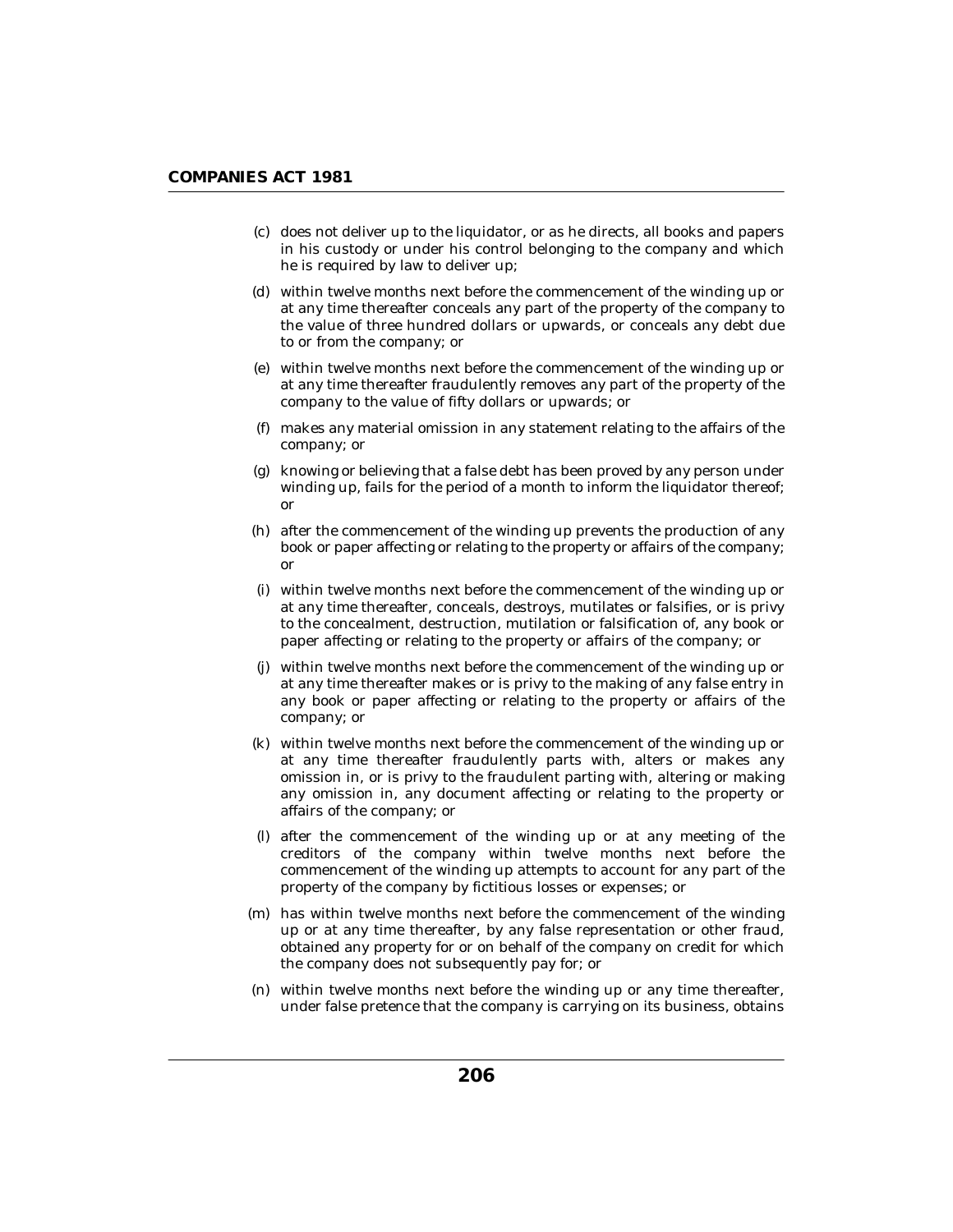(c) does not deliver up to the liquidator, or as he directs, all books and papers in his custody or under his control belonging to the company and which he is required by law to deliver up;

(d) within twelve months next before the commencement of the winding up or at any time thereafter conceals any part of the property of the company to the value of three hundred dollars or upwards, or conceals any debt due to or from the company; or

(e) within twelve months next before the commencement of the winding up or at any time thereafter fraudulently removes any part of the property of the company to the value of fifty dollars or upwards; or

(f) makes any material omission in any statement relating to the affairs of the company; or

(g) knowing or believing that a false debt has been proved by any person under winding up, fails for the period of a month to inform the liquidator thereof; or

(h) after the commencement of the winding up prevents the production of any book or paper affecting or relating to the property or affairs of the company; or

(i) within twelve months next before the commencement of the winding up or at any time thereafter, conceals, destroys, mutilates or falsifies, or is privy to the concealment, destruction, mutilation or falsification of, any book or paper affecting or relating to the property or affairs of the company; or

(j) within twelve months next before the commencement of the winding up or at any time thereafter makes or is privy to the making of any false entry in any book or paper affecting or relating to the property or affairs of the company; or

(k) within twelve months next before the commencement of the winding up or at any time thereafter fraudulently parts with, alters or makes any omission in, or is privy to the fraudulent parting with, altering or making any omission in, any document affecting or relating to the property or affairs of the company; or

(l) after the commencement of the winding up or at any meeting of the creditors of the company within twelve months next before the commencement of the winding up attempts to account for any part of the property of the company by fictitious losses or expenses; or

(m) has within twelve months next before the commencement of the winding up or at any time thereafter, by any false representation or other fraud, obtained any property for or on behalf of the company on credit for which the company does not subsequently pay for; or

(n) within twelve months next before the winding up or any time thereafter, under false pretence that the company is carrying on its business, obtains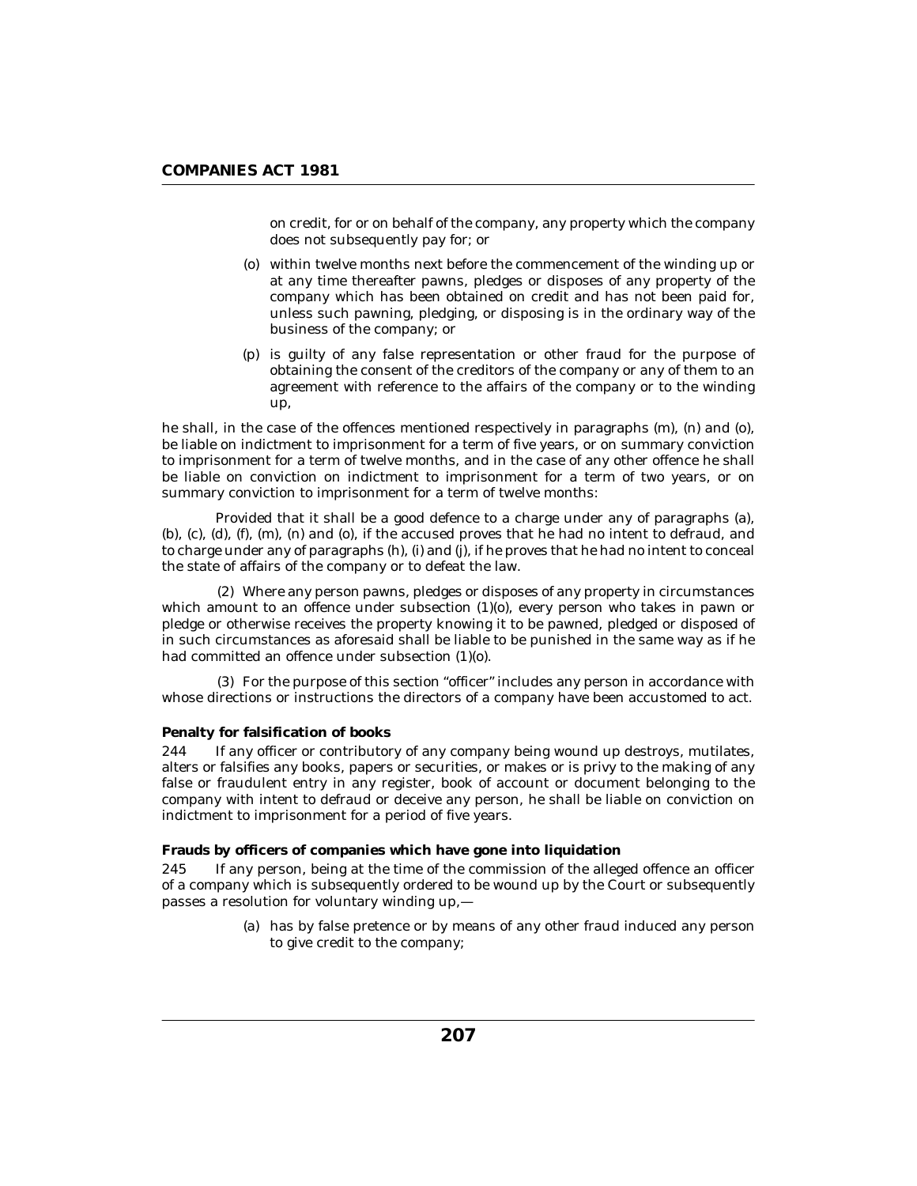on credit, for or on behalf of the company, any property which the company does not subsequently pay for; or

(o) within twelve months next before the commencement of the winding up or at any time thereafter pawns, pledges or disposes of any property of the company which has been obtained on credit and has not been paid for, unless such pawning, pledging, or disposing is in the ordinary way of the business of the company; or

(p) is guilty of any false representation or other fraud for the purpose of obtaining the consent of the creditors of the company or any of them to an agreement with reference to the affairs of the company or to the winding up,

he shall, in the case of the offences mentioned respectively in paragraphs (m), (n) and (o), be liable on indictment to imprisonment for a term of five years, or on summary conviction to imprisonment for a term of twelve months, and in the case of any other offence he shall be liable on conviction on indictment to imprisonment for a term of two years, or on summary conviction to imprisonment for a term of twelve months:

Provided that it shall be a good defence to a charge under any of paragraphs (a), (b), (c), (d), (f), (m), (n) and (o), if the accused proves that he had no intent to defraud, and to charge under any of paragraphs (h), (i) and (j), if he proves that he had no intent to conceal the state of affairs of the company or to defeat the law.

(2) Where any person pawns, pledges or disposes of any property in circumstances which amount to an offence under subsection (1)(o), every person who takes in pawn or pledge or otherwise receives the property knowing it to be pawned, pledged or disposed of in such circumstances as aforesaid shall be liable to be punished in the same way as if he had committed an offence under subsection (1)(o).

(3) For the purpose of this section "officer" includes any person in accordance with whose directions or instructions the directors of a company have been accustomed to act.

**Penalty for falsification of books**

244 If any officer or contributory of any company being wound up destroys, mutilates, alters or falsifies any books, papers or securities, or makes or is privy to the making of any false or fraudulent entry in any register, book of account or document belonging to the company with intent to defraud or deceive any person, he shall be liable on conviction on indictment to imprisonment for a period of five years.

**Frauds by officers of companies which have gone into liquidation**

245 If any person, being at the time of the commission of the alleged offence an officer of a company which is subsequently ordered to be wound up by the Court or subsequently passes a resolution for voluntary winding up,—

(a) has by false pretence or by means of any other fraud induced any person to give credit to the company;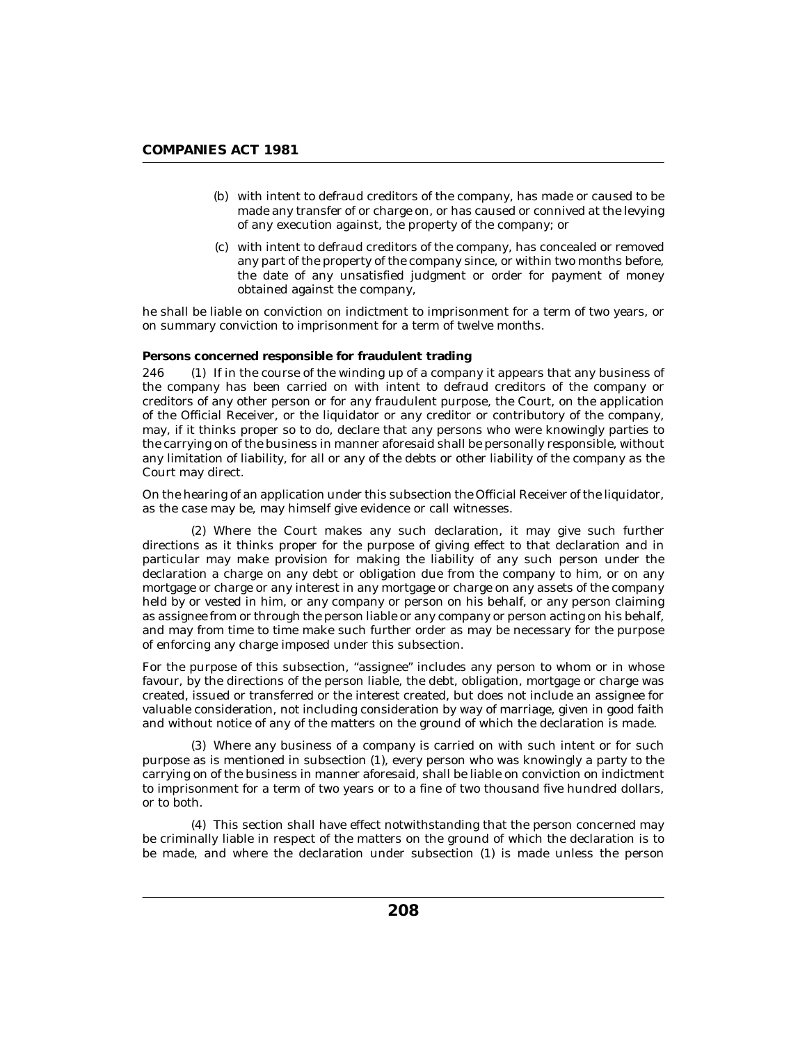(b) with intent to defraud creditors of the company, has made or caused to be made any transfer of or charge on, or has caused or connived at the levying of any execution against, the property of the company; or

(c) with intent to defraud creditors of the company, has concealed or removed any part of the property of the company since, or within two months before, the date of any unsatisfied judgment or order for payment of money obtained against the company,

he shall be liable on conviction on indictment to imprisonment for a term of two years, or on summary conviction to imprisonment for a term of twelve months.

**Persons concerned responsible for fraudulent trading**

246 (1) If in the course of the winding up of a company it appears that any business of the company has been carried on with intent to defraud creditors of the company or creditors of any other person or for any fraudulent purpose, the Court, on the application of the Official Receiver, or the liquidator or any creditor or contributory of the company, may, if it thinks proper so to do, declare that any persons who were knowingly parties to the carrying on of the business in manner aforesaid shall be personally responsible, without any limitation of liability, for all or any of the debts or other liability of the company as the Court may direct.

On the hearing of an application under this subsection the Official Receiver of the liquidator, as the case may be, may himself give evidence or call witnesses.

(2) Where the Court makes any such declaration, it may give such further directions as it thinks proper for the purpose of giving effect to that declaration and in particular may make provision for making the liability of any such person under the declaration a charge on any debt or obligation due from the company to him, or on any mortgage or charge or any interest in any mortgage or charge on any assets of the company held by or vested in him, or any company or person on his behalf, or any person claiming as assignee from or through the person liable or any company or person acting on his behalf, and may from time to time make such further order as may be necessary for the purpose of enforcing any charge imposed under this subsection.

For the purpose of this subsection, "assignee" includes any person to whom or in whose favour, by the directions of the person liable, the debt, obligation, mortgage or charge was created, issued or transferred or the interest created, but does not include an assignee for valuable consideration, not including consideration by way of marriage, given in good faith and without notice of any of the matters on the ground of which the declaration is made.

(3) Where any business of a company is carried on with such intent or for such purpose as is mentioned in subsection (1), every person who was knowingly a party to the carrying on of the business in manner aforesaid, shall be liable on conviction on indictment to imprisonment for a term of two years or to a fine of two thousand five hundred dollars, or to both.

(4) This section shall have effect notwithstanding that the person concerned may be criminally liable in respect of the matters on the ground of which the declaration is to be made, and where the declaration under subsection (1) is made unless the person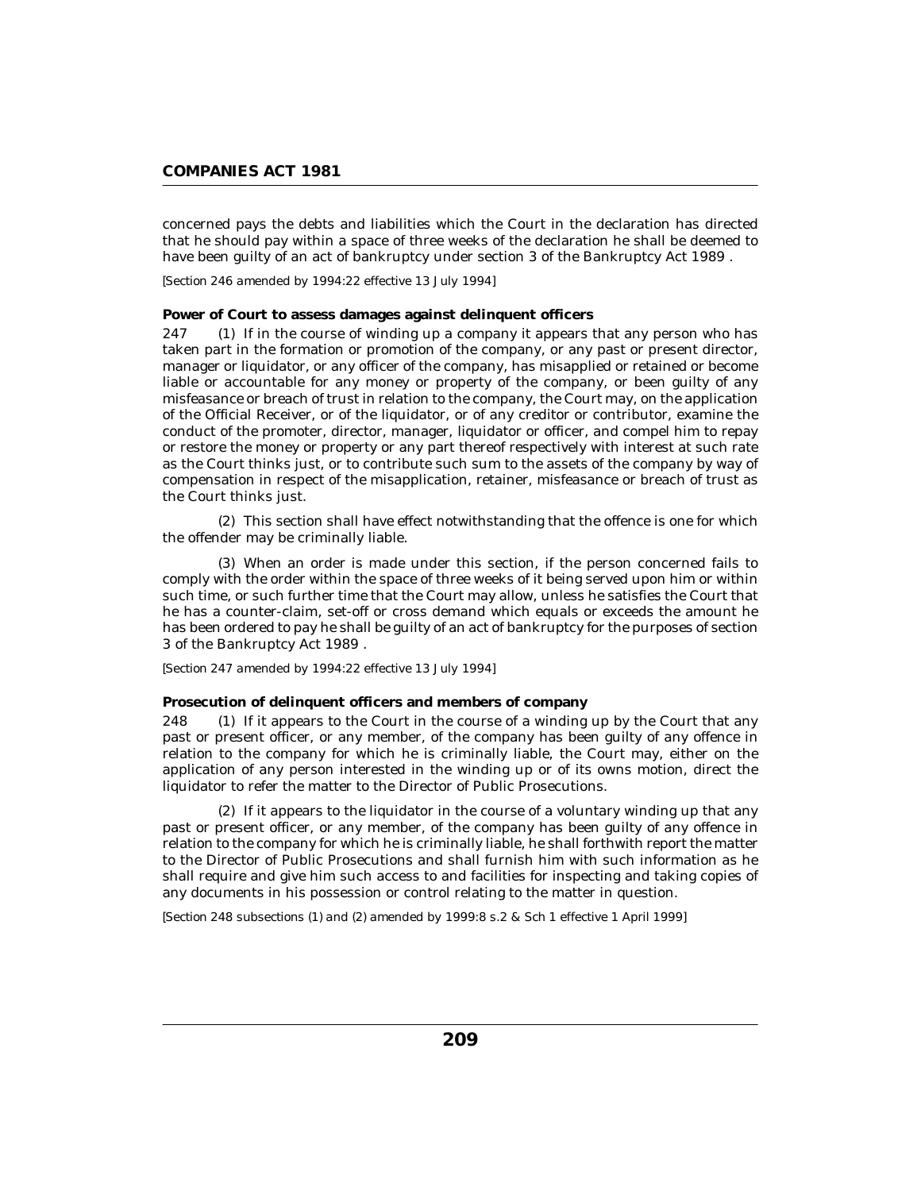concerned pays the debts and liabilities which the Court in the declaration has directed that he should pay within a space of three weeks of the declaration he shall be deemed to have been guilty of an act of bankruptcy under section 3 of the Bankruptcy Act 1989 .

*[Section 246 amended by 1994:22 effective 13 July 1994]*

**Power of Court to assess damages against delinquent officers**

247 (1) If in the course of winding up a company it appears that any person who has taken part in the formation or promotion of the company, or any past or present director, manager or liquidator, or any officer of the company, has misapplied or retained or become liable or accountable for any money or property of the company, or been guilty of any misfeasance or breach of trust in relation to the company, the Court may, on the application of the Official Receiver, or of the liquidator, or of any creditor or contributor, examine the conduct of the promoter, director, manager, liquidator or officer, and compel him to repay or restore the money or property or any part thereof respectively with interest at such rate as the Court thinks just, or to contribute such sum to the assets of the company by way of compensation in respect of the misapplication, retainer, misfeasance or breach of trust as the Court thinks just.

(2) This section shall have effect notwithstanding that the offence is one for which the offender may be criminally liable.

(3) When an order is made under this section, if the person concerned fails to comply with the order within the space of three weeks of it being served upon him or within such time, or such further time that the Court may allow, unless he satisfies the Court that he has a counter-claim, set-off or cross demand which equals or exceeds the amount he has been ordered to pay he shall be guilty of an act of bankruptcy for the purposes of section 3 of the Bankruptcy Act 1989 .

*[Section 247 amended by 1994:22 effective 13 July 1994]*

**Prosecution of delinquent officers and members of company**

248 (1) If it appears to the Court in the course of a winding up by the Court that any past or present officer, or any member, of the company has been guilty of any offence in relation to the company for which he is criminally liable, the Court may, either on the application of any person interested in the winding up or of its owns motion, direct the liquidator to refer the matter to the Director of Public Prosecutions.

(2) If it appears to the liquidator in the course of a voluntary winding up that any past or present officer, or any member, of the company has been guilty of any offence in relation to the company for which he is criminally liable, he shall forthwith report the matter to the Director of Public Prosecutions and shall furnish him with such information as he shall require and give him such access to and facilities for inspecting and taking copies of any documents in his possession or control relating to the matter in question.

*[Section 248 subsections (1) and (2) amended by 1999:8 s.2 & Sch 1 effective 1 April 1999]*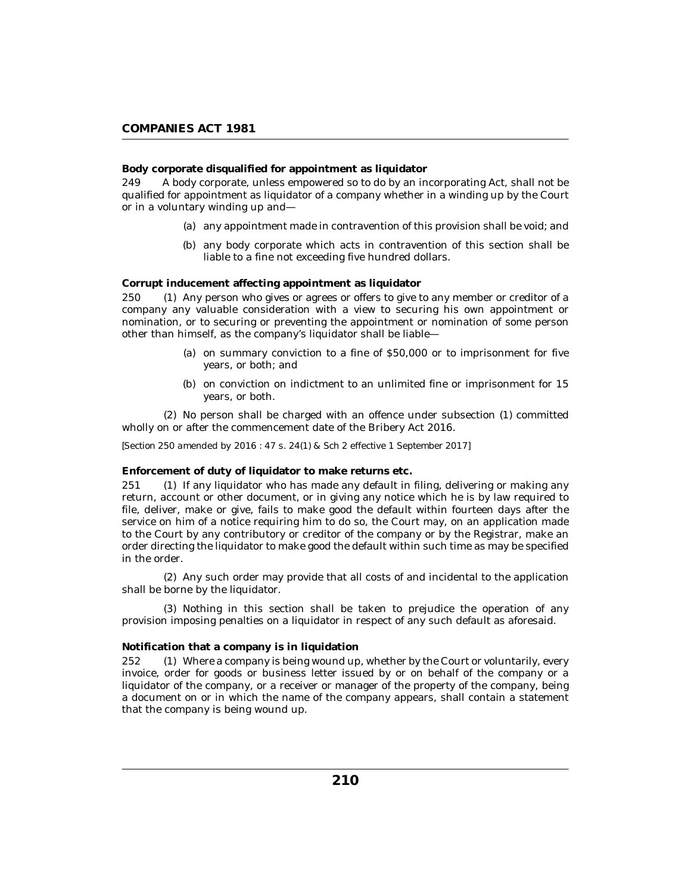**Body corporate disqualified for appointment as liquidator**

249 A body corporate, unless empowered so to do by an incorporating Act, shall not be qualified for appointment as liquidator of a company whether in a winding up by the Court or in a voluntary winding up and—

(a) any appointment made in contravention of this provision shall be void; and

(b) any body corporate which acts in contravention of this section shall be liable to a fine not exceeding five hundred dollars.

**Corrupt inducement affecting appointment as liquidator**

250 (1) Any person who gives or agrees or offers to give to any member or creditor of a company any valuable consideration with a view to securing his own appointment or nomination, or to securing or preventing the appointment or nomination of some person other than himself, as the company's liquidator shall be liable—

(a) on summary conviction to a fine of $50,000 or to imprisonment for five years, or both; and

(b) on conviction on indictment to an unlimited fine or imprisonment for 15 years, or both.

(2) No person shall be charged with an offence under subsection (1) committed wholly on or after the commencement date of the Bribery Act 2016.

*[Section 250 amended by 2016 : 47 s. 24(1) & Sch 2 effective 1 September 2017]*

**Enforcement of duty of liquidator to make returns etc.**

251 (1) If any liquidator who has made any default in filing, delivering or making any return, account or other document, or in giving any notice which he is by law required to file, deliver, make or give, fails to make good the default within fourteen days after the service on him of a notice requiring him to do so, the Court may, on an application made to the Court by any contributory or creditor of the company or by the Registrar, make an order directing the liquidator to make good the default within such time as may be specified in the order.

(2) Any such order may provide that all costs of and incidental to the application shall be borne by the liquidator.

(3) Nothing in this section shall be taken to prejudice the operation of any provision imposing penalties on a liquidator in respect of any such default as aforesaid.

**Notification that a company is in liquidation**

252 (1) Where a company is being wound up, whether by the Court or voluntarily, every invoice, order for goods or business letter issued by or on behalf of the company or a liquidator of the company, or a receiver or manager of the property of the company, being a document on or in which the name of the company appears, shall contain a statement that the company is being wound up.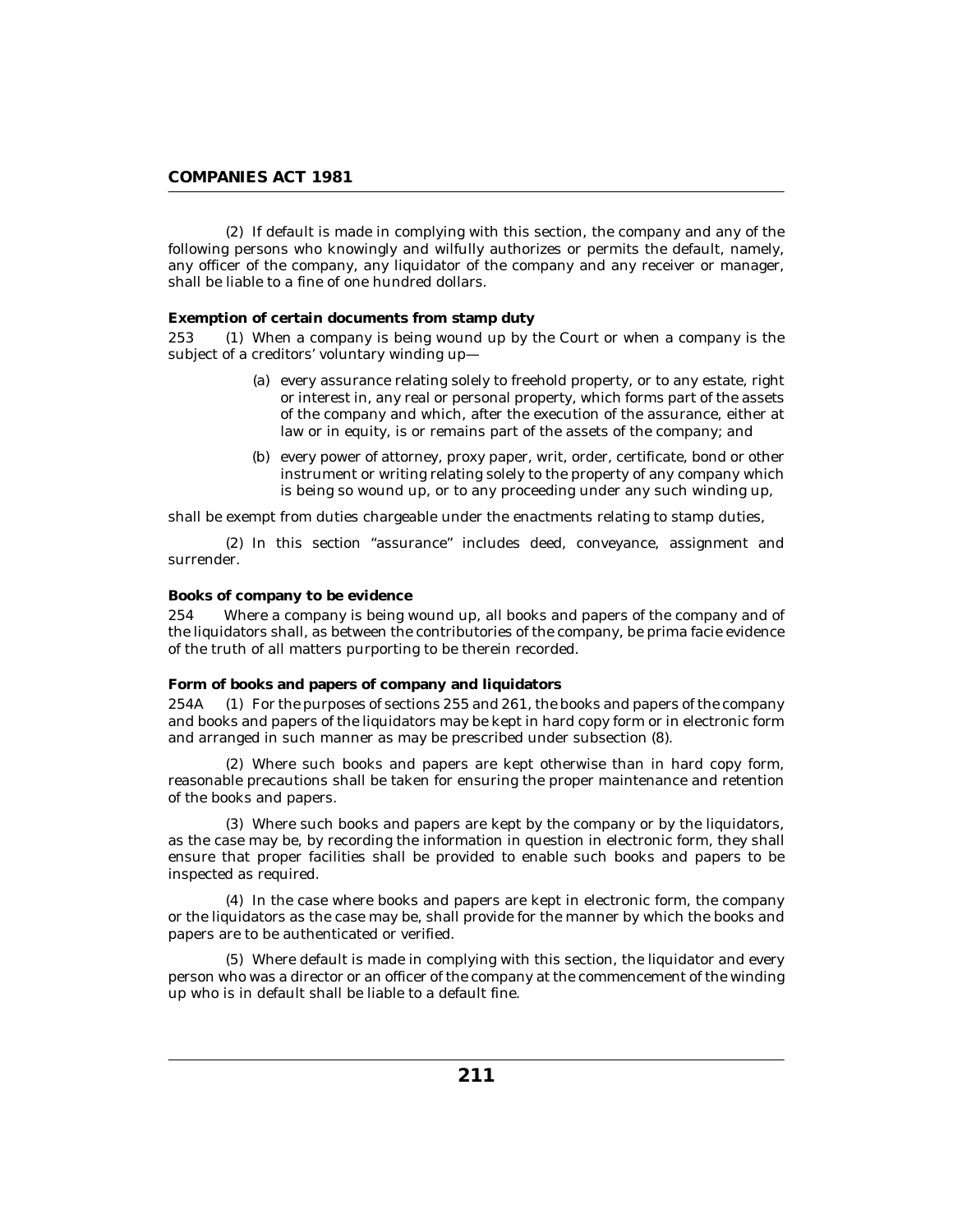(2) If default is made in complying with this section, the company and any of the following persons who knowingly and wilfully authorizes or permits the default, namely, any officer of the company, any liquidator of the company and any receiver or manager, shall be liable to a fine of one hundred dollars.

**Exemption of certain documents from stamp duty**

253 (1) When a company is being wound up by the Court or when a company is the subject of a creditors' voluntary winding up—

(a) every assurance relating solely to freehold property, or to any estate, right or interest in, any real or personal property, which forms part of the assets of the company and which, after the execution of the assurance, either at law or in equity, is or remains part of the assets of the company; and

(b) every power of attorney, proxy paper, writ, order, certificate, bond or other instrument or writing relating solely to the property of any company which is being so wound up, or to any proceeding under any such winding up,

shall be exempt from duties chargeable under the enactments relating to stamp duties,

(2) In this section "assurance" includes deed, conveyance, assignment and surrender.

**Books of company to be evidence**

254 Where a company is being wound up, all books and papers of the company and of the liquidators shall, as between the contributories of the company, be prima facie evidence of the truth of all matters purporting to be therein recorded.

**Form of books and papers of company and liquidators**

254A (1) For the purposes of sections 255 and 261, the books and papers of the company and books and papers of the liquidators may be kept in hard copy form or in electronic form and arranged in such manner as may be prescribed under subsection (8).

(2) Where such books and papers are kept otherwise than in hard copy form, reasonable precautions shall be taken for ensuring the proper maintenance and retention of the books and papers.

(3) Where such books and papers are kept by the company or by the liquidators, as the case may be, by recording the information in question in electronic form, they shall ensure that proper facilities shall be provided to enable such books and papers to be inspected as required.

(4) In the case where books and papers are kept in electronic form, the company or the liquidators as the case may be, shall provide for the manner by which the books and papers are to be authenticated or verified.

(5) Where default is made in complying with this section, the liquidator and every person who was a director or an officer of the company at the commencement of the winding up who is in default shall be liable to a default fine.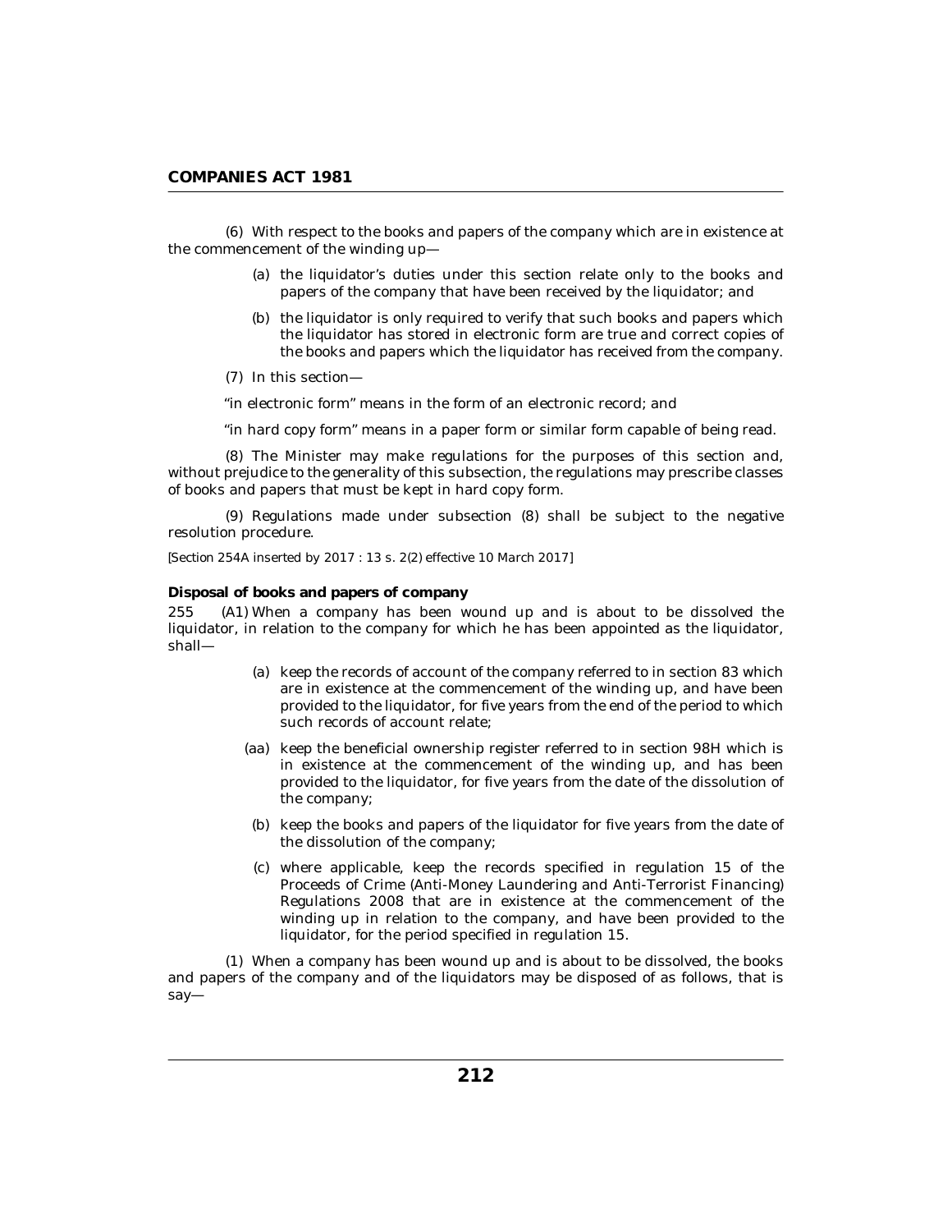(6) With respect to the books and papers of the company which are in existence at the commencement of the winding up—

- (a) the liquidator's duties under this section relate only to the books and papers of the company that have been received by the liquidator; and
- (b) the liquidator is only required to verify that such books and papers which the liquidator has stored in electronic form are true and correct copies of the books and papers which the liquidator has received from the company.

(7) In this section—

"in electronic form" means in the form of an electronic record; and

"in hard copy form" means in a paper form or similar form capable of being read.

(8) The Minister may make regulations for the purposes of this section and, without prejudice to the generality of this subsection, the regulations may prescribe classes of books and papers that must be kept in hard copy form.

(9) Regulations made under subsection (8) shall be subject to the negative resolution procedure.

*[Section 254A inserted by 2017 : 13 s. 2(2) effective 10 March 2017]*

**Disposal of books and papers of company**

255 (A1) When a company has been wound up and is about to be dissolved the liquidator, in relation to the company for which he has been appointed as the liquidator, shall—

- (a) keep the records of account of the company referred to in section 83 which are in existence at the commencement of the winding up, and have been provided to the liquidator, for five years from the end of the period to which such records of account relate;
- (aa) keep the beneficial ownership register referred to in section 98H which is in existence at the commencement of the winding up, and has been provided to the liquidator, for five years from the date of the dissolution of the company;
- (b) keep the books and papers of the liquidator for five years from the date of the dissolution of the company;
- (c) where applicable, keep the records specified in regulation 15 of the Proceeds of Crime (Anti-Money Laundering and Anti-Terrorist Financing) Regulations 2008 that are in existence at the commencement of the winding up in relation to the company, and have been provided to the liquidator, for the period specified in regulation 15.

(1) When a company has been wound up and is about to be dissolved, the books and papers of the company and of the liquidators may be disposed of as follows, that is say—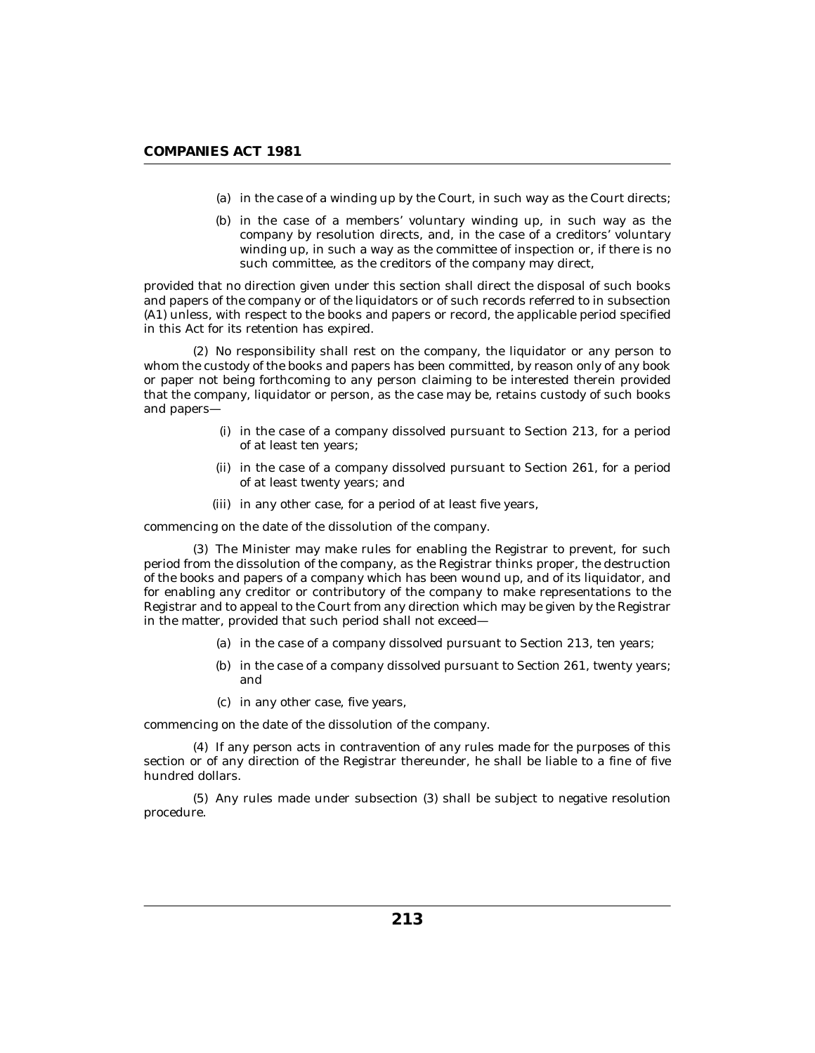(a) in the case of a winding up by the Court, in such way as the Court directs;

(b) in the case of a members' voluntary winding up, in such way as the company by resolution directs, and, in the case of a creditors' voluntary winding up, in such a way as the committee of inspection or, if there is no such committee, as the creditors of the company may direct,

provided that no direction given under this section shall direct the disposal of such books and papers of the company or of the liquidators or of such records referred to in subsection (A1) unless, with respect to the books and papers or record, the applicable period specified in this Act for its retention has expired.

(2) No responsibility shall rest on the company, the liquidator or any person to whom the custody of the books and papers has been committed, by reason only of any book or paper not being forthcoming to any person claiming to be interested therein provided that the company, liquidator or person, as the case may be, retains custody of such books and papers—

(i) in the case of a company dissolved pursuant to Section 213, for a period of at least ten years;

(ii) in the case of a company dissolved pursuant to Section 261, for a period of at least twenty years; and

(iii) in any other case, for a period of at least five years,

commencing on the date of the dissolution of the company.

(3) The Minister may make rules for enabling the Registrar to prevent, for such period from the dissolution of the company, as the Registrar thinks proper, the destruction of the books and papers of a company which has been wound up, and of its liquidator, and for enabling any creditor or contributory of the company to make representations to the Registrar and to appeal to the Court from any direction which may be given by the Registrar in the matter, provided that such period shall not exceed—

(a) in the case of a company dissolved pursuant to Section 213, ten years;

(b) in the case of a company dissolved pursuant to Section 261, twenty years; and

(c) in any other case, five years,

commencing on the date of the dissolution of the company.

(4) If any person acts in contravention of any rules made for the purposes of this section or of any direction of the Registrar thereunder, he shall be liable to a fine of five hundred dollars.

(5) Any rules made under subsection (3) shall be subject to negative resolution procedure.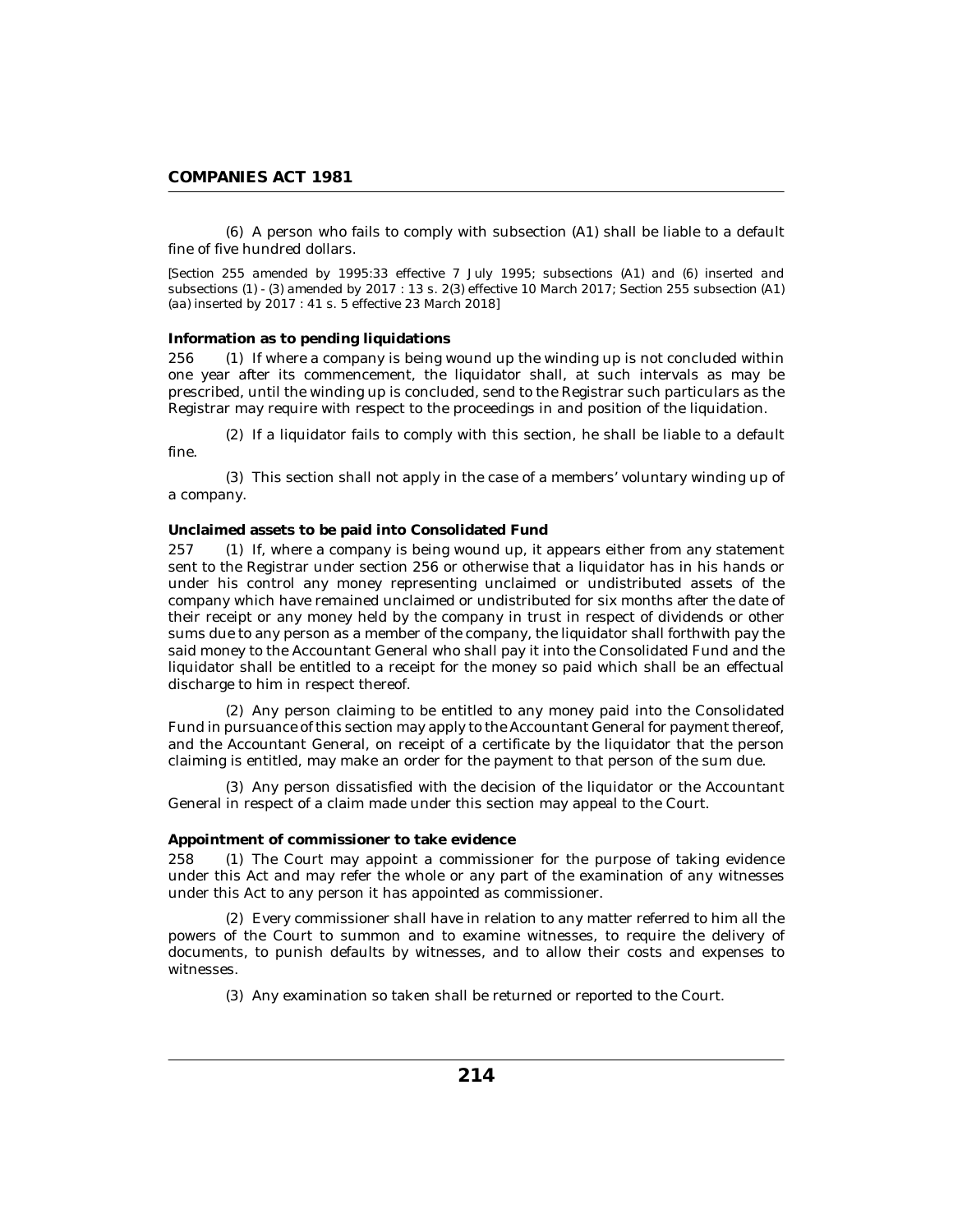(6) A person who fails to comply with subsection (A1) shall be liable to a default fine of five hundred dollars.

[Section 255 amended by 1995:33 effective 7 July 1995; subsections (A1) and (6) inserted and subsections (1) - (3) amended by 2017 : 13 s. 2(3) effective 10 March 2017; Section 255 subsection (A1) (aa) inserted by 2017 : 41 s. 5 effective 23 March 2018]

**Information as to pending liquidations**

256 (1) If where a company is being wound up the winding up is not concluded within one year after its commencement, the liquidator shall, at such intervals as may be prescribed, until the winding up is concluded, send to the Registrar such particulars as the Registrar may require with respect to the proceedings in and position of the liquidation.

(2) If a liquidator fails to comply with this section, he shall be liable to a default fine.

(3) This section shall not apply in the case of a members' voluntary winding up of a company.

**Unclaimed assets to be paid into Consolidated Fund**

257 (1) If, where a company is being wound up, it appears either from any statement sent to the Registrar under section 256 or otherwise that a liquidator has in his hands or under his control any money representing unclaimed or undistributed assets of the company which have remained unclaimed or undistributed for six months after the date of their receipt or any money held by the company in trust in respect of dividends or other sums due to any person as a member of the company, the liquidator shall forthwith pay the said money to the Accountant General who shall pay it into the Consolidated Fund and the liquidator shall be entitled to a receipt for the money so paid which shall be an effectual discharge to him in respect thereof.

(2) Any person claiming to be entitled to any money paid into the Consolidated Fund in pursuance of this section may apply to the Accountant General for payment thereof, and the Accountant General, on receipt of a certificate by the liquidator that the person claiming is entitled, may make an order for the payment to that person of the sum due.

(3) Any person dissatisfied with the decision of the liquidator or the Accountant General in respect of a claim made under this section may appeal to the Court.

**Appointment of commissioner to take evidence**

258 (1) The Court may appoint a commissioner for the purpose of taking evidence under this Act and may refer the whole or any part of the examination of any witnesses under this Act to any person it has appointed as commissioner.

(2) Every commissioner shall have in relation to any matter referred to him all the powers of the Court to summon and to examine witnesses, to require the delivery of documents, to punish defaults by witnesses, and to allow their costs and expenses to witnesses.

(3) Any examination so taken shall be returned or reported to the Court.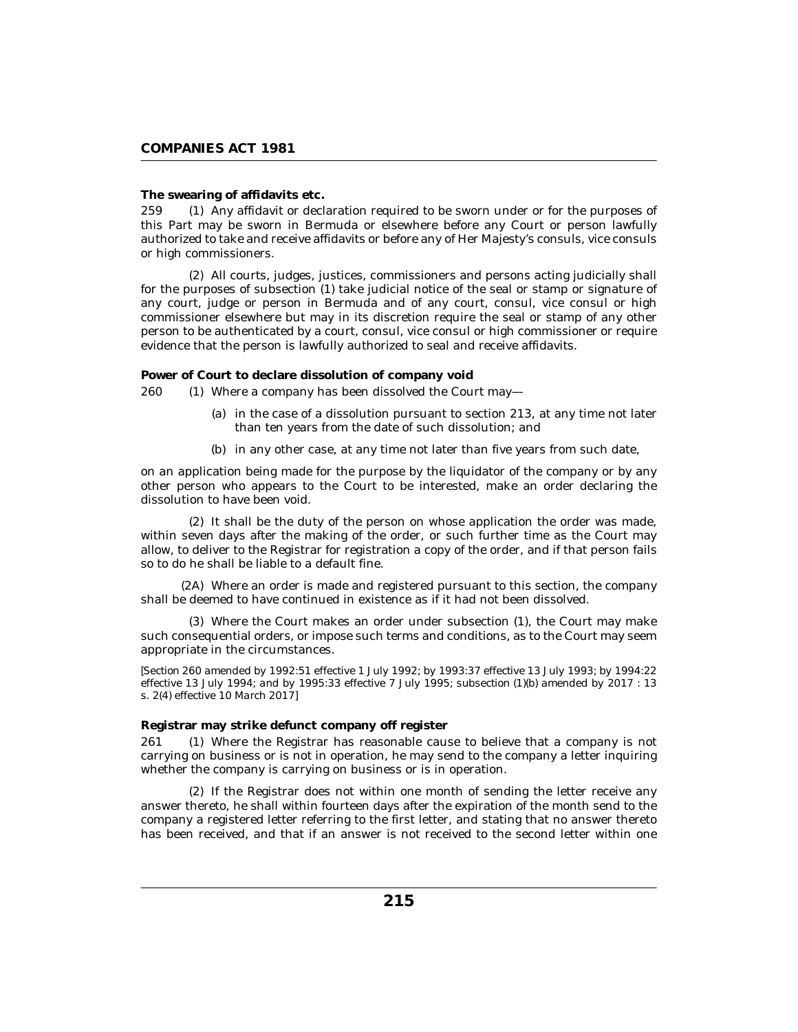**The swearing of affidavits etc.**

259 (1) Any affidavit or declaration required to be sworn under or for the purposes of this Part may be sworn in Bermuda or elsewhere before any Court or person lawfully authorized to take and receive affidavits or before any of Her Majesty's consuls, vice consuls or high commissioners.

(2) All courts, judges, justices, commissioners and persons acting judicially shall for the purposes of subsection (1) take judicial notice of the seal or stamp or signature of any court, judge or person in Bermuda and of any court, consul, vice consul or high commissioner elsewhere but may in its discretion require the seal or stamp of any other person to be authenticated by a court, consul, vice consul or high commissioner or require evidence that the person is lawfully authorized to seal and receive affidavits.

**Power of Court to declare dissolution of company void**

260 (1) Where a company has been dissolved the Court may—

(a) in the case of a dissolution pursuant to section 213, at any time not later than ten years from the date of such dissolution; and

(b) in any other case, at any time not later than five years from such date,

on an application being made for the purpose by the liquidator of the company or by any other person who appears to the Court to be interested, make an order declaring the dissolution to have been void.

(2) It shall be the duty of the person on whose application the order was made, within seven days after the making of the order, or such further time as the Court may allow, to deliver to the Registrar for registration a copy of the order, and if that person fails so to do he shall be liable to a default fine.

(2A) Where an order is made and registered pursuant to this section, the company shall be deemed to have continued in existence as if it had not been dissolved.

(3) Where the Court makes an order under subsection (1), the Court may make such consequential orders, or impose such terms and conditions, as to the Court may seem appropriate in the circumstances.

*[Section 260 amended by 1992:51 effective 1 July 1992; by 1993:37 effective 13 July 1993; by 1994:22 effective 13 July 1994; and by 1995:33 effective 7 July 1995; subsection (1)(b) amended by 2017 : 13 s. 2(4) effective 10 March 2017]*

**Registrar may strike defunct company off register**

261 (1) Where the Registrar has reasonable cause to believe that a company is not carrying on business or is not in operation, he may send to the company a letter inquiring whether the company is carrying on business or is in operation.

(2) If the Registrar does not within one month of sending the letter receive any answer thereto, he shall within fourteen days after the expiration of the month send to the company a registered letter referring to the first letter, and stating that no answer thereto has been received, and that if an answer is not received to the second letter within one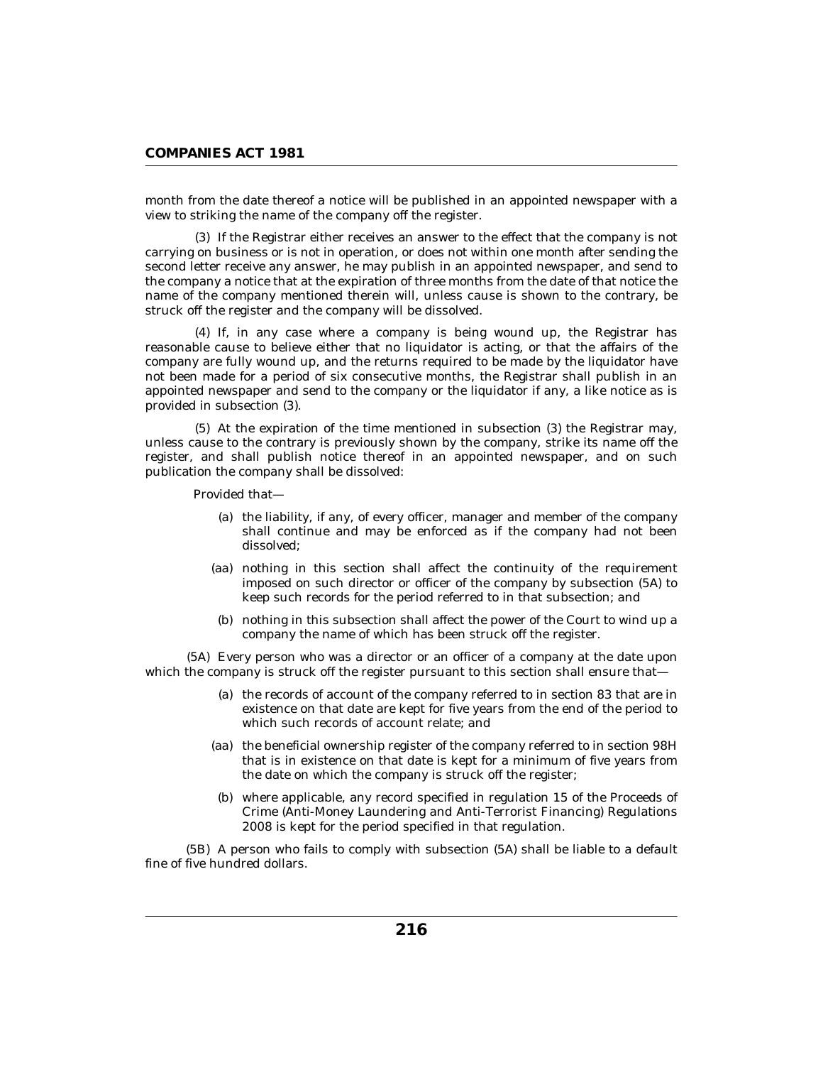month from the date thereof a notice will be published in an appointed newspaper with a view to striking the name of the company off the register.

(3) If the Registrar either receives an answer to the effect that the company is not carrying on business or is not in operation, or does not within one month after sending the second letter receive any answer, he may publish in an appointed newspaper, and send to the company a notice that at the expiration of three months from the date of that notice the name of the company mentioned therein will, unless cause is shown to the contrary, be struck off the register and the company will be dissolved.

(4) If, in any case where a company is being wound up, the Registrar has reasonable cause to believe either that no liquidator is acting, or that the affairs of the company are fully wound up, and the returns required to be made by the liquidator have not been made for a period of six consecutive months, the Registrar shall publish in an appointed newspaper and send to the company or the liquidator if any, a like notice as is provided in subsection (3).

(5) At the expiration of the time mentioned in subsection (3) the Registrar may, unless cause to the contrary is previously shown by the company, strike its name off the register, and shall publish notice thereof in an appointed newspaper, and on such publication the company shall be dissolved:

Provided that—

(a) the liability, if any, of every officer, manager and member of the company shall continue and may be enforced as if the company had not been dissolved;

(aa) nothing in this section shall affect the continuity of the requirement imposed on such director or officer of the company by subsection (5A) to keep such records for the period referred to in that subsection; and

(b) nothing in this subsection shall affect the power of the Court to wind up a company the name of which has been struck off the register.

(5A) Every person who was a director or an officer of a company at the date upon which the company is struck off the register pursuant to this section shall ensure that—

(a) the records of account of the company referred to in section 83 that are in existence on that date are kept for five years from the end of the period to which such records of account relate; and

(aa) the beneficial ownership register of the company referred to in section 98H that is in existence on that date is kept for a minimum of five years from the date on which the company is struck off the register;

(b) where applicable, any record specified in regulation 15 of the Proceeds of Crime (Anti-Money Laundering and Anti-Terrorist Financing) Regulations 2008 is kept for the period specified in that regulation.

(5B) A person who fails to comply with subsection (5A) shall be liable to a default fine of five hundred dollars.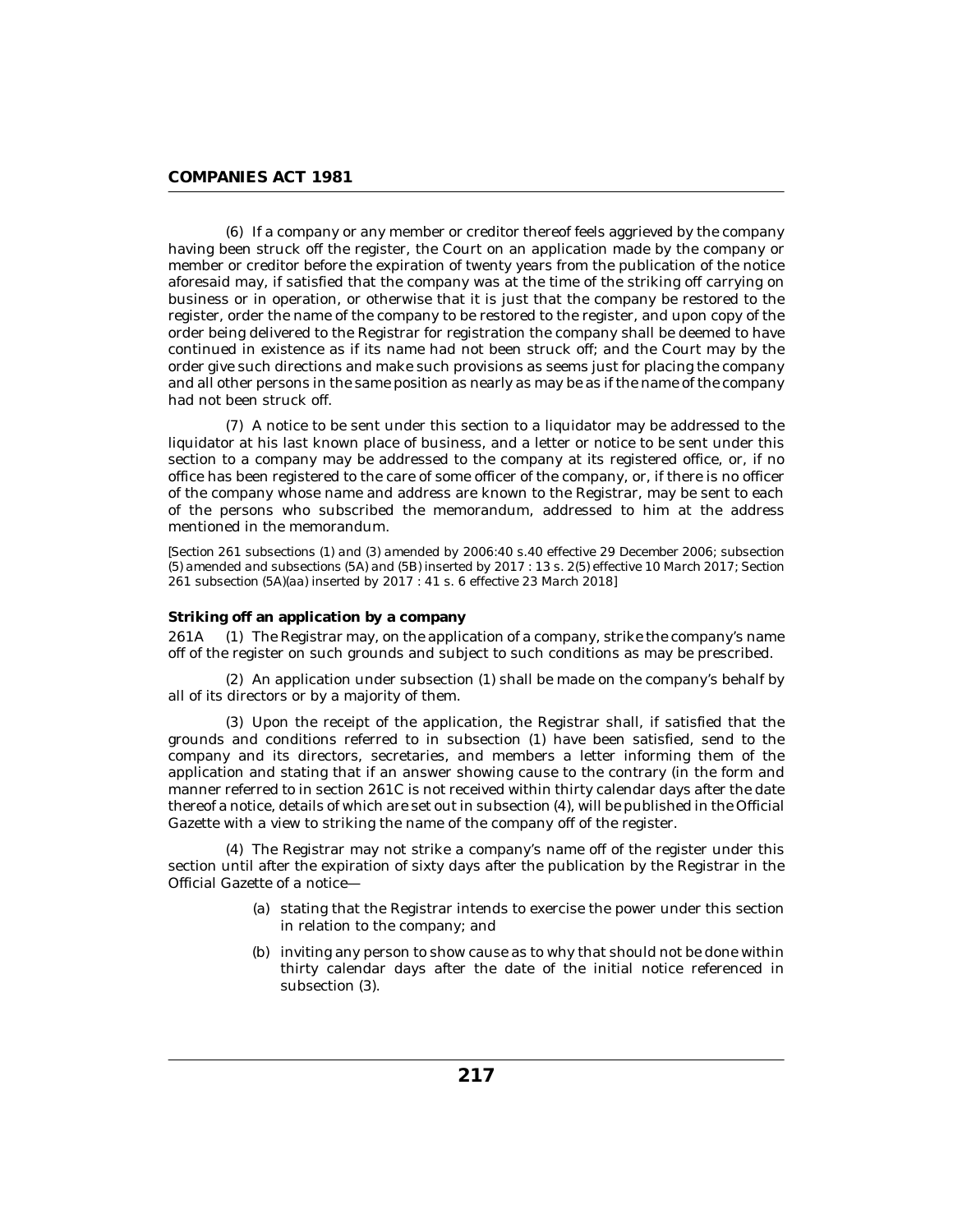(6) If a company or any member or creditor thereof feels aggrieved by the company having been struck off the register, the Court on an application made by the company or member or creditor before the expiration of twenty years from the publication of the notice aforesaid may, if satisfied that the company was at the time of the striking off carrying on business or in operation, or otherwise that it is just that the company be restored to the register, order the name of the company to be restored to the register, and upon copy of the order being delivered to the Registrar for registration the company shall be deemed to have continued in existence as if its name had not been struck off; and the Court may by the order give such directions and make such provisions as seems just for placing the company and all other persons in the same position as nearly as may be as if the name of the company had not been struck off.

(7) A notice to be sent under this section to a liquidator may be addressed to the liquidator at his last known place of business, and a letter or notice to be sent under this section to a company may be addressed to the company at its registered office, or, if no office has been registered to the care of some officer of the company, or, if there is no officer of the company whose name and address are known to the Registrar, may be sent to each of the persons who subscribed the memorandum, addressed to him at the address mentioned in the memorandum.

*[Section 261 subsections (1) and (3) amended by 2006:40 s.40 effective 29 December 2006; subsection (5) amended and subsections (5A) and (5B) inserted by 2017 : 13 s. 2(5) effective 10 March 2017; Section 261 subsection (5A)(aa) inserted by 2017 : 41 s. 6 effective 23 March 2018]*

**Striking off an application by a company**

261A (1) The Registrar may, on the application of a company, strike the company's name off of the register on such grounds and subject to such conditions as may be prescribed.

(2) An application under subsection (1) shall be made on the company's behalf by all of its directors or by a majority of them.

(3) Upon the receipt of the application, the Registrar shall, if satisfied that the grounds and conditions referred to in subsection (1) have been satisfied, send to the company and its directors, secretaries, and members a letter informing them of the application and stating that if an answer showing cause to the contrary (in the form and manner referred to in section 261C is not received within thirty calendar days after the date thereof a notice, details of which are set out in subsection (4), will be published in the Official Gazette with a view to striking the name of the company off of the register.

(4) The Registrar may not strike a company's name off of the register under this section until after the expiration of sixty days after the publication by the Registrar in the Official Gazette of a notice—

(a) stating that the Registrar intends to exercise the power under this section in relation to the company; and

(b) inviting any person to show cause as to why that should not be done within thirty calendar days after the date of the initial notice referenced in subsection (3).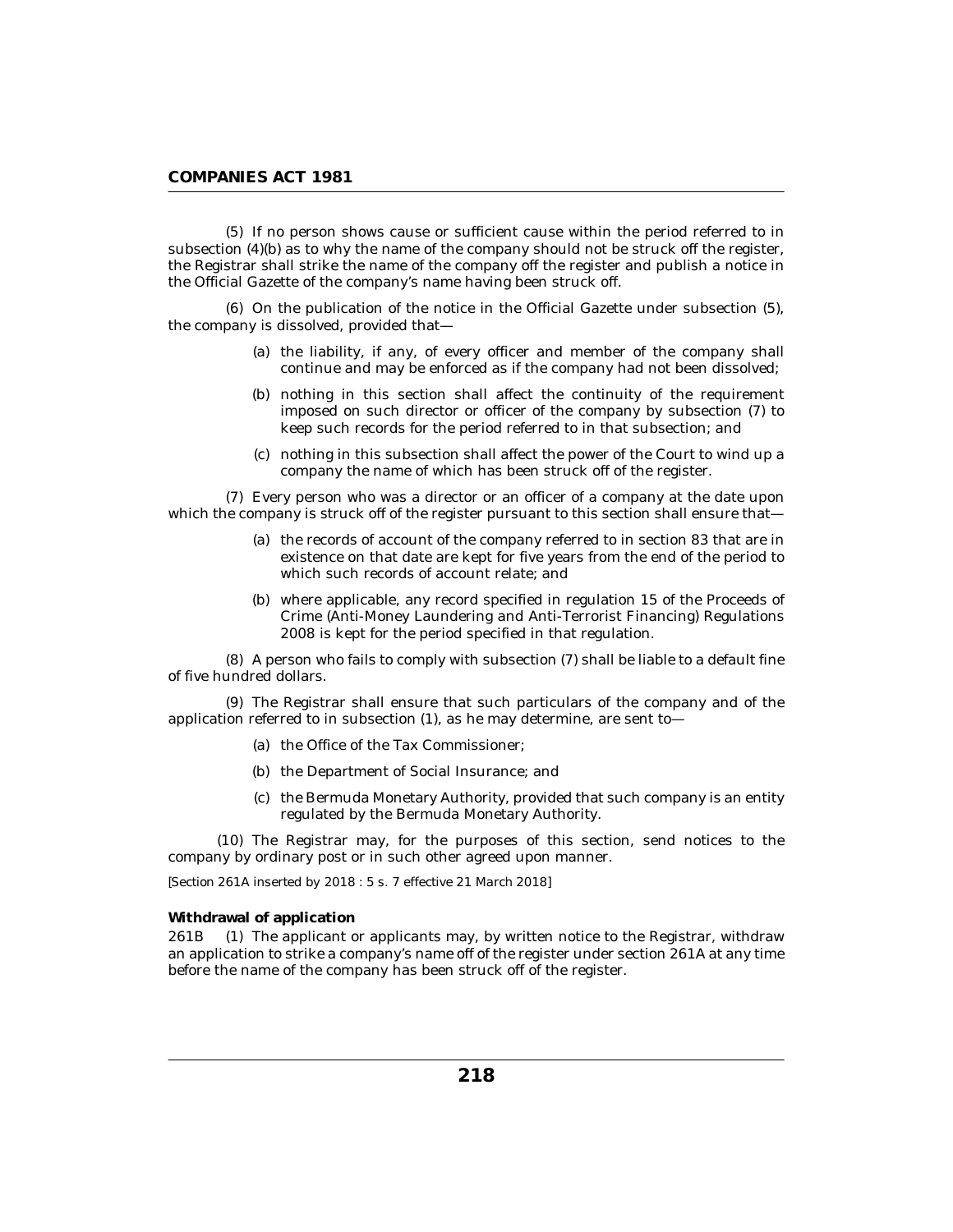(5) If no person shows cause or sufficient cause within the period referred to in subsection (4)(b) as to why the name of the company should not be struck off the register, the Registrar shall strike the name of the company off the register and publish a notice in the Official Gazette of the company's name having been struck off.

(6) On the publication of the notice in the Official Gazette under subsection (5), the company is dissolved, provided that—

- (a) the liability, if any, of every officer and member of the company shall continue and may be enforced as if the company had not been dissolved;
- (b) nothing in this section shall affect the continuity of the requirement imposed on such director or officer of the company by subsection (7) to keep such records for the period referred to in that subsection; and
- (c) nothing in this subsection shall affect the power of the Court to wind up a company the name of which has been struck off of the register.

(7) Every person who was a director or an officer of a company at the date upon which the company is struck off of the register pursuant to this section shall ensure that—

- (a) the records of account of the company referred to in section 83 that are in existence on that date are kept for five years from the end of the period to which such records of account relate; and
- (b) where applicable, any record specified in regulation 15 of the Proceeds of Crime (Anti-Money Laundering and Anti-Terrorist Financing) Regulations 2008 is kept for the period specified in that regulation.

(8) A person who fails to comply with subsection (7) shall be liable to a default fine of five hundred dollars.

(9) The Registrar shall ensure that such particulars of the company and of the application referred to in subsection (1), as he may determine, are sent to—

- (a) the Office of the Tax Commissioner;
- (b) the Department of Social Insurance; and
- (c) the Bermuda Monetary Authority, provided that such company is an entity regulated by the Bermuda Monetary Authority.

(10) The Registrar may, for the purposes of this section, send notices to the company by ordinary post or in such other agreed upon manner.

*[Section 261A inserted by 2018 : 5 s. 7 effective 21 March 2018]*

**Withdrawal of application**

261B (1) The applicant or applicants may, by written notice to the Registrar, withdraw an application to strike a company's name off of the register under section 261A at any time before the name of the company has been struck off of the register.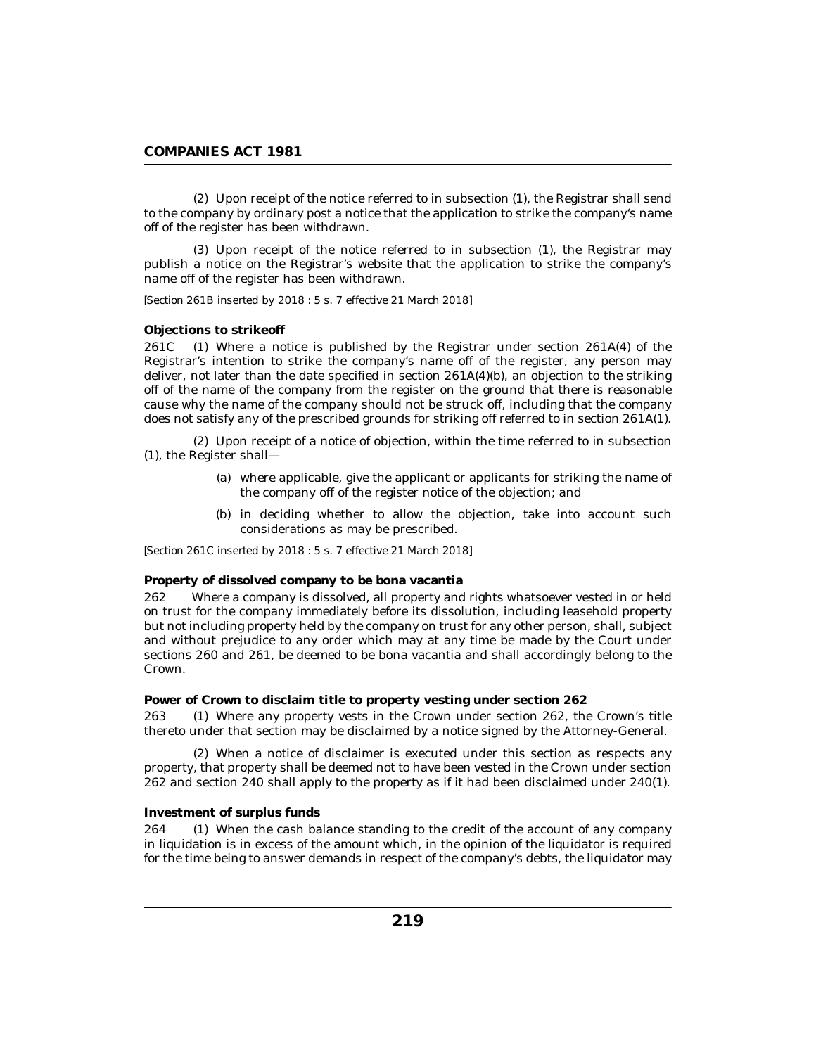(2) Upon receipt of the notice referred to in subsection (1), the Registrar shall send to the company by ordinary post a notice that the application to strike the company's name off of the register has been withdrawn.

(3) Upon receipt of the notice referred to in subsection (1), the Registrar may publish a notice on the Registrar's website that the application to strike the company's name off of the register has been withdrawn.

*[Section 261B inserted by 2018 : 5 s. 7 effective 21 March 2018]*

**Objections to strikeoff**

261C (1) Where a notice is published by the Registrar under section 261A(4) of the Registrar's intention to strike the company's name off of the register, any person may deliver, not later than the date specified in section 261A(4)(b), an objection to the striking off of the name of the company from the register on the ground that there is reasonable cause why the name of the company should not be struck off, including that the company does not satisfy any of the prescribed grounds for striking off referred to in section 261A(1).

(2) Upon receipt of a notice of objection, within the time referred to in subsection (1), the Register shall—

(a) where applicable, give the applicant or applicants for striking the name of the company off of the register notice of the objection; and

(b) in deciding whether to allow the objection, take into account such considerations as may be prescribed.

*[Section 261C inserted by 2018 : 5 s. 7 effective 21 March 2018]*

**Property of dissolved company to be bona vacantia**

262 Where a company is dissolved, all property and rights whatsoever vested in or held on trust for the company immediately before its dissolution, including leasehold property but not including property held by the company on trust for any other person, shall, subject and without prejudice to any order which may at any time be made by the Court under sections 260 and 261, be deemed to be bona vacantia and shall accordingly belong to the Crown.

**Power of Crown to disclaim title to property vesting under section 262**

263 (1) Where any property vests in the Crown under section 262, the Crown's title thereto under that section may be disclaimed by a notice signed by the Attorney-General.

(2) When a notice of disclaimer is executed under this section as respects any property, that property shall be deemed not to have been vested in the Crown under section 262 and section 240 shall apply to the property as if it had been disclaimed under 240(1).

**Investment of surplus funds**

264 (1) When the cash balance standing to the credit of the account of any company in liquidation is in excess of the amount which, in the opinion of the liquidator is required for the time being to answer demands in respect of the company's debts, the liquidator may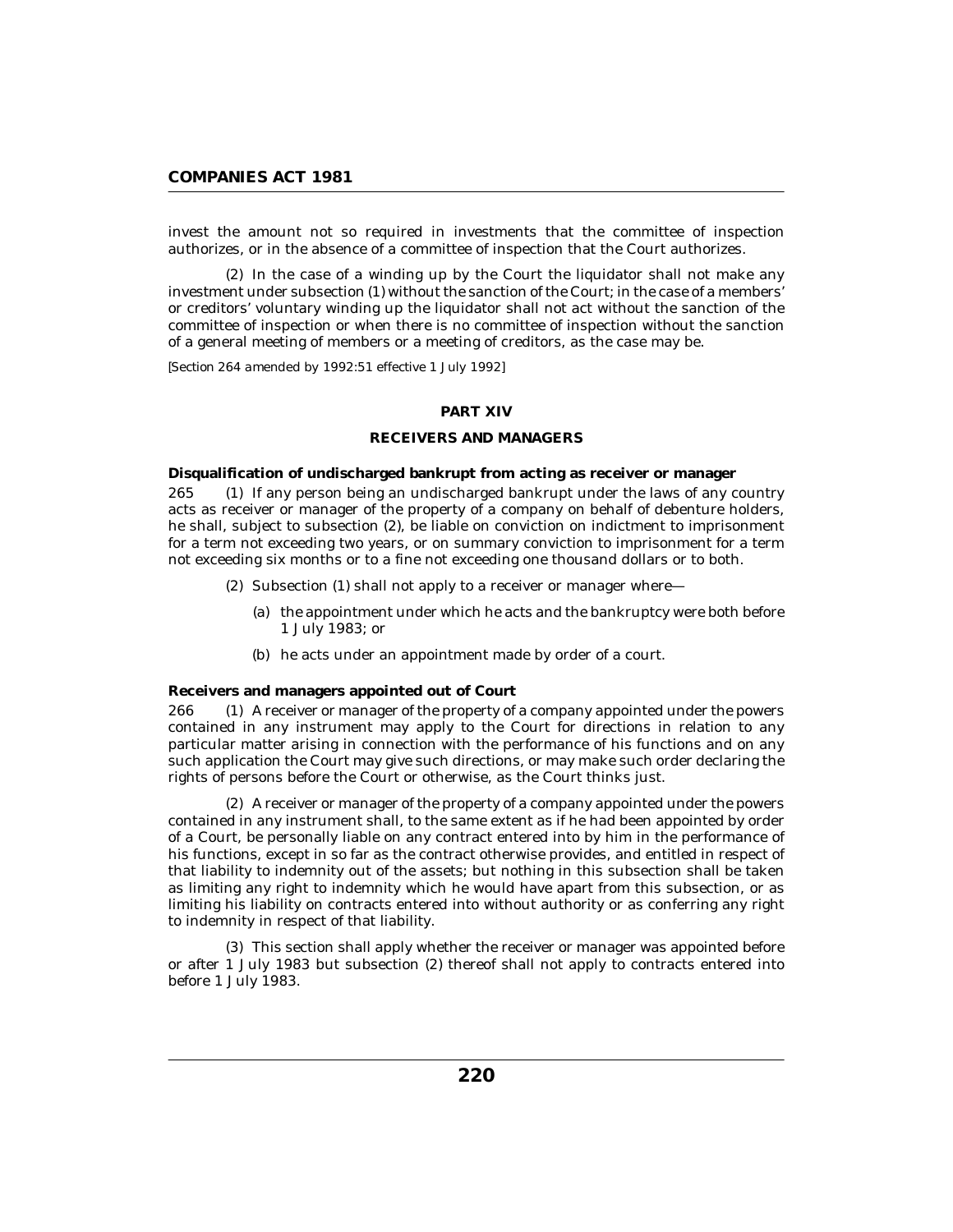invest the amount not so required in investments that the committee of inspection authorizes, or in the absence of a committee of inspection that the Court authorizes.

(2) In the case of a winding up by the Court the liquidator shall not make any investment under subsection (1) without the sanction of the Court; in the case of a members' or creditors' voluntary winding up the liquidator shall not act without the sanction of the committee of inspection or when there is no committee of inspection without the sanction of a general meeting of members or a meeting of creditors, as the case may be.

*[Section 264 amended by 1992:51 effective 1 July 1992]*

## PART XIV

## RECEIVERS AND MANAGERS

**Disqualification of undischarged bankrupt from acting as receiver or manager**

265 (1) If any person being an undischarged bankrupt under the laws of any country acts as receiver or manager of the property of a company on behalf of debenture holders, he shall, subject to subsection (2), be liable on conviction on indictment to imprisonment for a term not exceeding two years, or on summary conviction to imprisonment for a term not exceeding six months or to a fine not exceeding one thousand dollars or to both.

(2) Subsection (1) shall not apply to a receiver or manager where—

(a) the appointment under which he acts and the bankruptcy were both before 1 July 1983; or

(b) he acts under an appointment made by order of a court.

**Receivers and managers appointed out of Court**

266 (1) A receiver or manager of the property of a company appointed under the powers contained in any instrument may apply to the Court for directions in relation to any particular matter arising in connection with the performance of his functions and on any such application the Court may give such directions, or may make such order declaring the rights of persons before the Court or otherwise, as the Court thinks just.

(2) A receiver or manager of the property of a company appointed under the powers contained in any instrument shall, to the same extent as if he had been appointed by order of a Court, be personally liable on any contract entered into by him in the performance of his functions, except in so far as the contract otherwise provides, and entitled in respect of that liability to indemnity out of the assets; but nothing in this subsection shall be taken as limiting any right to indemnity which he would have apart from this subsection, or as limiting his liability on contracts entered into without authority or as conferring any right to indemnity in respect of that liability.

(3) This section shall apply whether the receiver or manager was appointed before or after 1 July 1983 but subsection (2) thereof shall not apply to contracts entered into before 1 July 1983.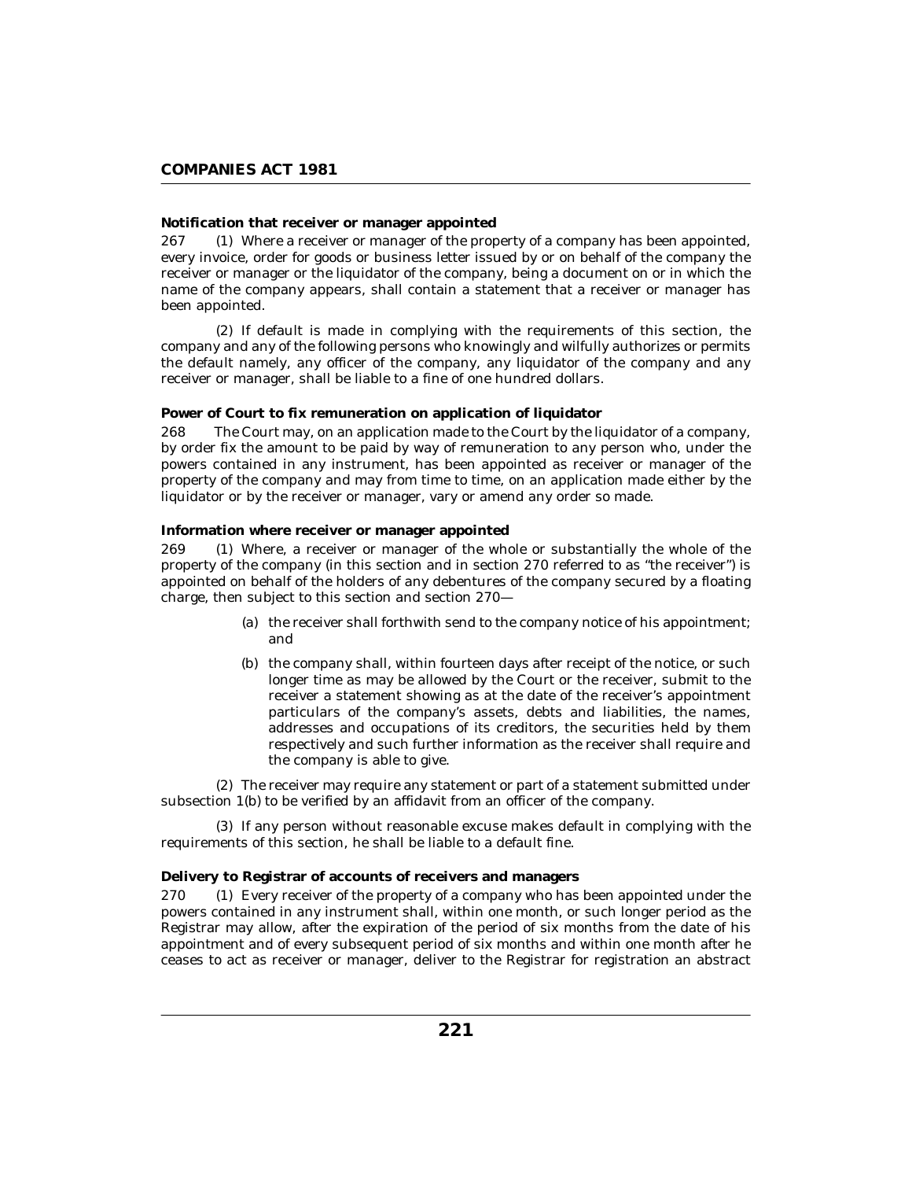**Notification that receiver or manager appointed**

267 (1) Where a receiver or manager of the property of a company has been appointed, every invoice, order for goods or business letter issued by or on behalf of the company the receiver or manager or the liquidator of the company, being a document on or in which the name of the company appears, shall contain a statement that a receiver or manager has been appointed.

(2) If default is made in complying with the requirements of this section, the company and any of the following persons who knowingly and wilfully authorizes or permits the default namely, any officer of the company, any liquidator of the company and any receiver or manager, shall be liable to a fine of one hundred dollars.

**Power of Court to fix remuneration on application of liquidator**

268 The Court may, on an application made to the Court by the liquidator of a company, by order fix the amount to be paid by way of remuneration to any person who, under the powers contained in any instrument, has been appointed as receiver or manager of the property of the company and may from time to time, on an application made either by the liquidator or by the receiver or manager, vary or amend any order so made.

**Information where receiver or manager appointed**

269 (1) Where, a receiver or manager of the whole or substantially the whole of the property of the company (in this section and in section 270 referred to as "the receiver") is appointed on behalf of the holders of any debentures of the company secured by a floating charge, then subject to this section and section 270—

(a) the receiver shall forthwith send to the company notice of his appointment; and

(b) the company shall, within fourteen days after receipt of the notice, or such longer time as may be allowed by the Court or the receiver, submit to the receiver a statement showing as at the date of the receiver's appointment particulars of the company's assets, debts and liabilities, the names, addresses and occupations of its creditors, the securities held by them respectively and such further information as the receiver shall require and the company is able to give.

(2) The receiver may require any statement or part of a statement submitted under subsection 1(b) to be verified by an affidavit from an officer of the company.

(3) If any person without reasonable excuse makes default in complying with the requirements of this section, he shall be liable to a default fine.

**Delivery to Registrar of accounts of receivers and managers**

270 (1) Every receiver of the property of a company who has been appointed under the powers contained in any instrument shall, within one month, or such longer period as the Registrar may allow, after the expiration of the period of six months from the date of his appointment and of every subsequent period of six months and within one month after he ceases to act as receiver or manager, deliver to the Registrar for registration an abstract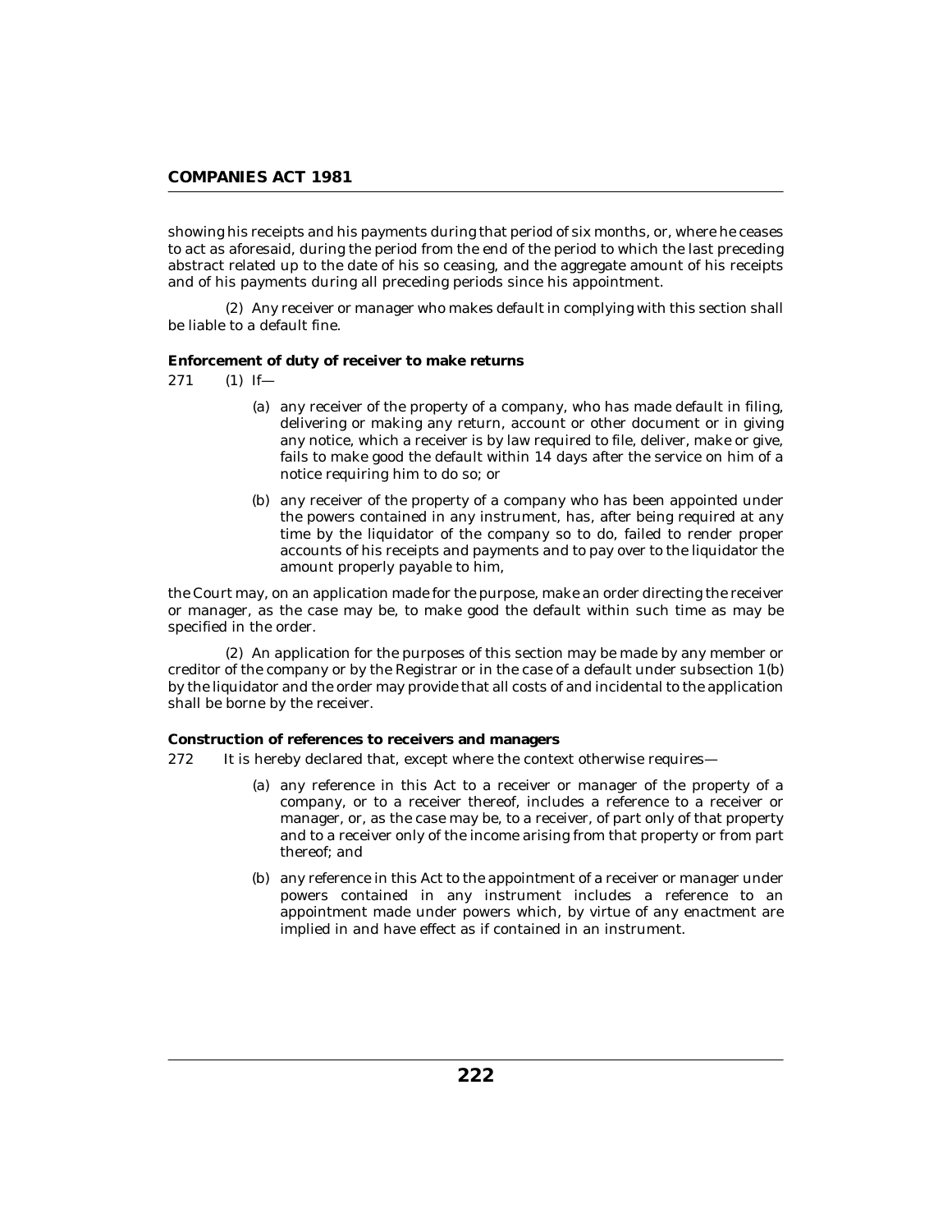showing his receipts and his payments during that period of six months, or, where he ceases to act as aforesaid, during the period from the end of the period to which the last preceding abstract related up to the date of his so ceasing, and the aggregate amount of his receipts and of his payments during all preceding periods since his appointment.

(2) Any receiver or manager who makes default in complying with this section shall be liable to a default fine.

**Enforcement of duty of receiver to make returns**

271 (1) If—

(a) any receiver of the property of a company, who has made default in filing, delivering or making any return, account or other document or in giving any notice, which a receiver is by law required to file, deliver, make or give, fails to make good the default within 14 days after the service on him of a notice requiring him to do so; or

(b) any receiver of the property of a company who has been appointed under the powers contained in any instrument, has, after being required at any time by the liquidator of the company so to do, failed to render proper accounts of his receipts and payments and to pay over to the liquidator the amount properly payable to him,

the Court may, on an application made for the purpose, make an order directing the receiver or manager, as the case may be, to make good the default within such time as may be specified in the order.

(2) An application for the purposes of this section may be made by any member or creditor of the company or by the Registrar or in the case of a default under subsection 1(b) by the liquidator and the order may provide that all costs of and incidental to the application shall be borne by the receiver.

**Construction of references to receivers and managers**

272 It is hereby declared that, except where the context otherwise requires—

(a) any reference in this Act to a receiver or manager of the property of a company, or to a receiver thereof, includes a reference to a receiver or manager, or, as the case may be, to a receiver, of part only of that property and to a receiver only of the income arising from that property or from part thereof; and

(b) any reference in this Act to the appointment of a receiver or manager under powers contained in any instrument includes a reference to an appointment made under powers which, by virtue of any enactment are implied in and have effect as if contained in an instrument.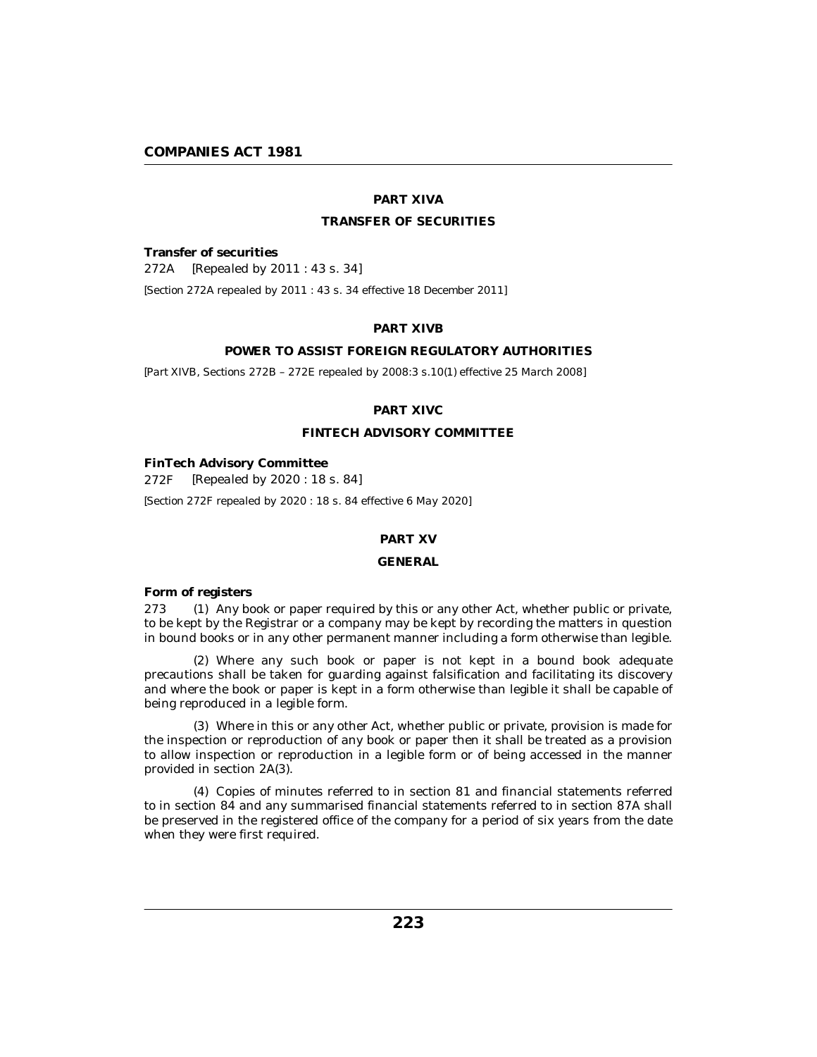## PART XIVA

## TRANSFER OF SECURITIES

**Transfer of securities**

272A [*Repealed by 2011 : 43 s. 34*]

*[Section 272A repealed by 2011 : 43 s. 34 effective 18 December 2011]*

## PART XIVB

## POWER TO ASSIST FOREIGN REGULATORY AUTHORITIES

*[Part XIVB, Sections 272B – 272E repealed by 2008:3 s.10(1) effective 25 March 2008]*

## PART XIVC

## FINTECH ADVISORY COMMITTEE

**FinTech Advisory Committee**

272F [*Repealed by 2020 : 18 s. 84*]

*[Section 272F repealed by 2020 : 18 s. 84 effective 6 May 2020]*

## PART XV

## GENERAL

**Form of registers**

273 (1) Any book or paper required by this or any other Act, whether public or private, to be kept by the Registrar or a company may be kept by recording the matters in question in bound books or in any other permanent manner including a form otherwise than legible.

(2) Where any such book or paper is not kept in a bound book adequate precautions shall be taken for guarding against falsification and facilitating its discovery and where the book or paper is kept in a form otherwise than legible it shall be capable of being reproduced in a legible form.

(3) Where in this or any other Act, whether public or private, provision is made for the inspection or reproduction of any book or paper then it shall be treated as a provision to allow inspection or reproduction in a legible form or of being accessed in the manner provided in section 2A(3).

(4) Copies of minutes referred to in section 81 and financial statements referred to in section 84 and any summarised financial statements referred to in section 87A shall be preserved in the registered office of the company for a period of six years from the date when they were first required.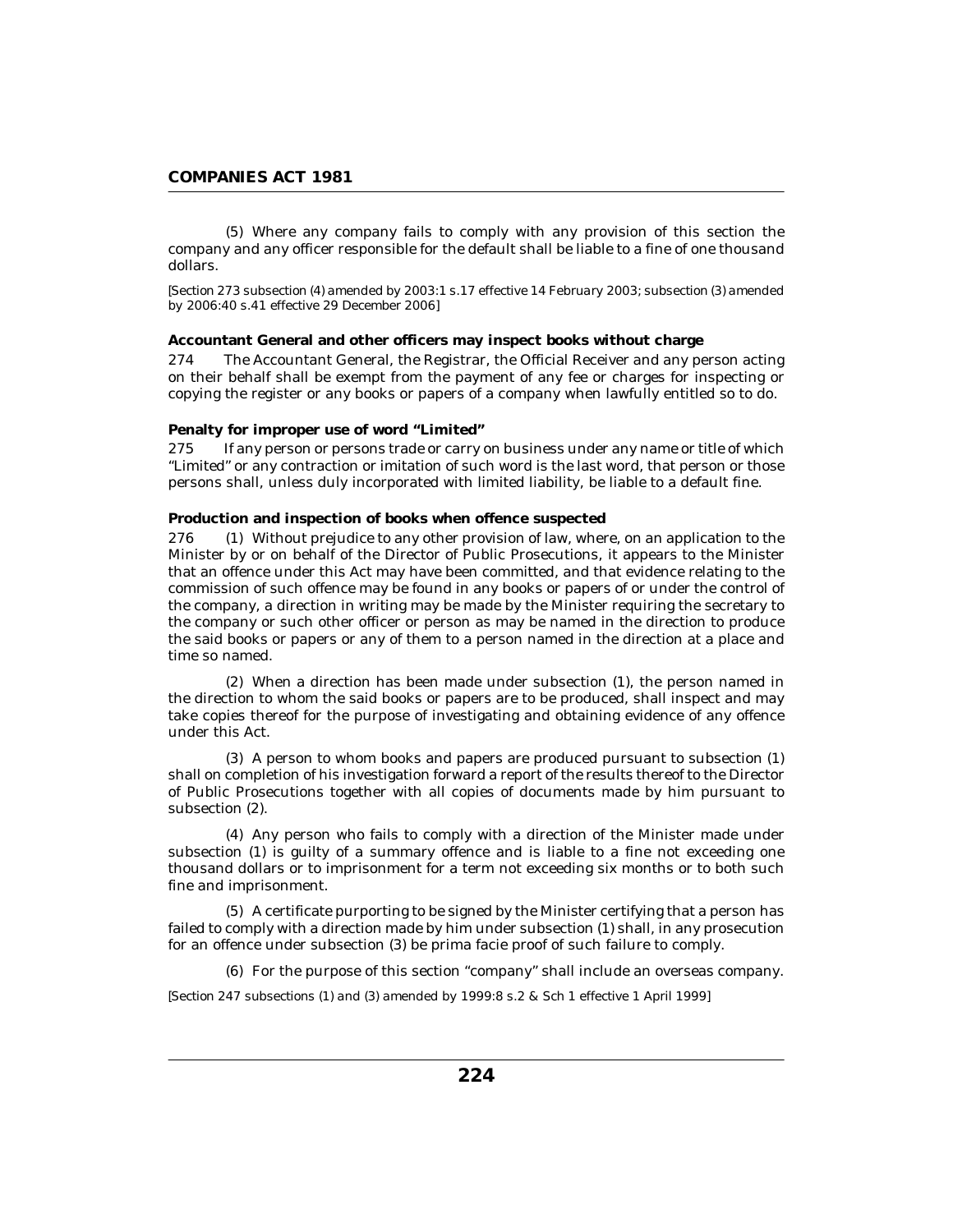(5) Where any company fails to comply with any provision of this section the company and any officer responsible for the default shall be liable to a fine of one thousand dollars.

[Section 273 subsection (4) amended by 2003:1 s.17 effective 14 February 2003; subsection (3) amended by 2006:40 s.41 effective 29 December 2006]

**Accountant General and other officers may inspect books without charge**

274 The Accountant General, the Registrar, the Official Receiver and any person acting on their behalf shall be exempt from the payment of any fee or charges for inspecting or copying the register or any books or papers of a company when lawfully entitled so to do.

**Penalty for improper use of word "Limited"**

275 If any person or persons trade or carry on business under any name or title of which "Limited" or any contraction or imitation of such word is the last word, that person or those persons shall, unless duly incorporated with limited liability, be liable to a default fine.

**Production and inspection of books when offence suspected**

276 (1) Without prejudice to any other provision of law, where, on an application to the Minister by or on behalf of the Director of Public Prosecutions, it appears to the Minister that an offence under this Act may have been committed, and that evidence relating to the commission of such offence may be found in any books or papers of or under the control of the company, a direction in writing may be made by the Minister requiring the secretary to the company or such other officer or person as may be named in the direction to produce the said books or papers or any of them to a person named in the direction at a place and time so named.

(2) When a direction has been made under subsection (1), the person named in the direction to whom the said books or papers are to be produced, shall inspect and may take copies thereof for the purpose of investigating and obtaining evidence of any offence under this Act.

(3) A person to whom books and papers are produced pursuant to subsection (1) shall on completion of his investigation forward a report of the results thereof to the Director of Public Prosecutions together with all copies of documents made by him pursuant to subsection (2).

(4) Any person who fails to comply with a direction of the Minister made under subsection (1) is guilty of a summary offence and is liable to a fine not exceeding one thousand dollars or to imprisonment for a term not exceeding six months or to both such fine and imprisonment.

(5) A certificate purporting to be signed by the Minister certifying that a person has failed to comply with a direction made by him under subsection (1) shall, in any prosecution for an offence under subsection (3) be prima facie proof of such failure to comply.

(6) For the purpose of this section "company" shall include an overseas company.

[Section 247 subsections (1) and (3) amended by 1999:8 s.2 & Sch 1 effective 1 April 1999]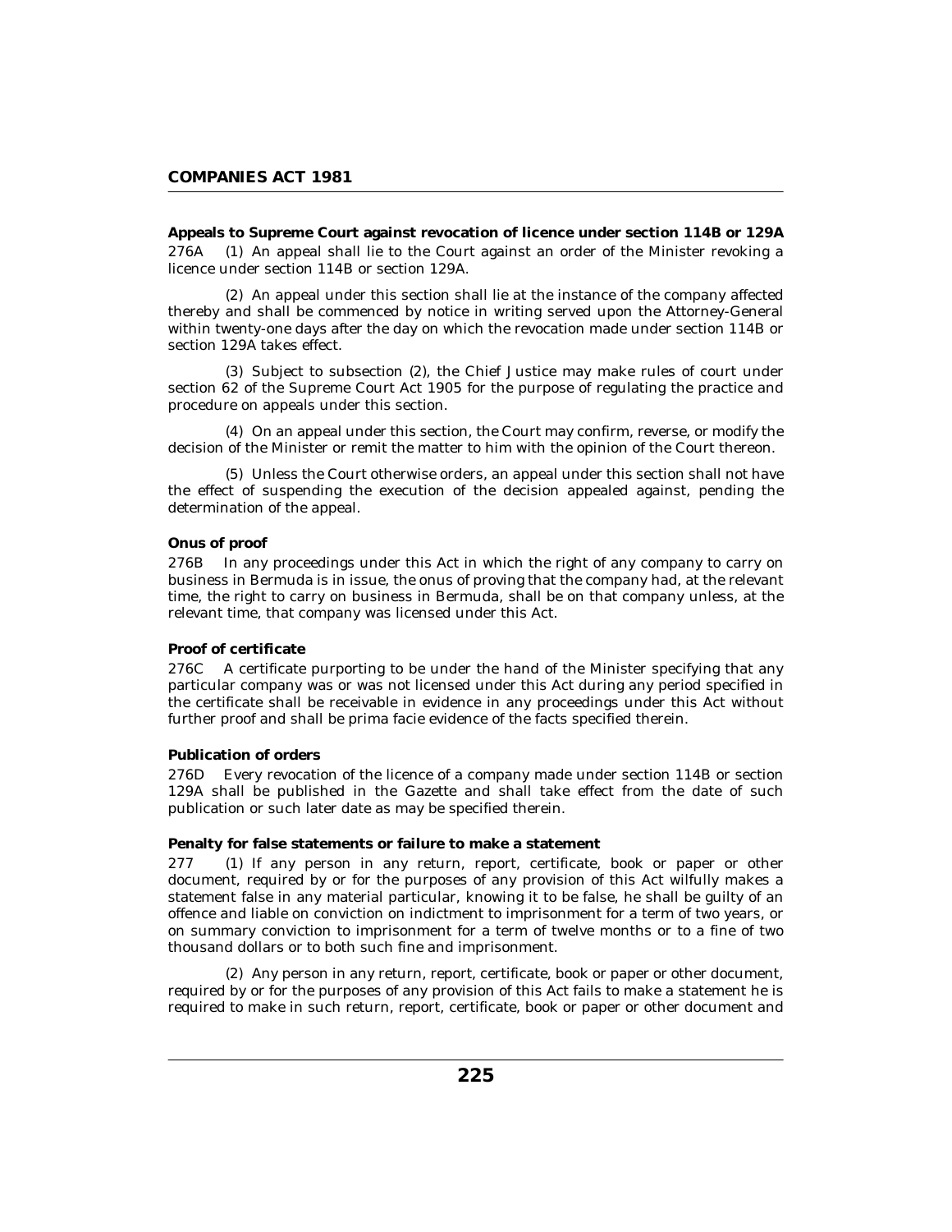**Appeals to Supreme Court against revocation of licence under section 114B or 129A**

276A (1) An appeal shall lie to the Court against an order of the Minister revoking a licence under section 114B or section 129A.

(2) An appeal under this section shall lie at the instance of the company affected thereby and shall be commenced by notice in writing served upon the Attorney-General within twenty-one days after the day on which the revocation made under section 114B or section 129A takes effect.

(3) Subject to subsection (2), the Chief Justice may make rules of court under section 62 of the Supreme Court Act 1905 for the purpose of regulating the practice and procedure on appeals under this section.

(4) On an appeal under this section, the Court may confirm, reverse, or modify the decision of the Minister or remit the matter to him with the opinion of the Court thereon.

(5) Unless the Court otherwise orders, an appeal under this section shall not have the effect of suspending the execution of the decision appealed against, pending the determination of the appeal.

**Onus of proof**

276B In any proceedings under this Act in which the right of any company to carry on business in Bermuda is in issue, the onus of proving that the company had, at the relevant time, the right to carry on business in Bermuda, shall be on that company unless, at the relevant time, that company was licensed under this Act.

**Proof of certificate**

276C A certificate purporting to be under the hand of the Minister specifying that any particular company was or was not licensed under this Act during any period specified in the certificate shall be receivable in evidence in any proceedings under this Act without further proof and shall be prima facie evidence of the facts specified therein.

**Publication of orders**

276D Every revocation of the licence of a company made under section 114B or section 129A shall be published in the Gazette and shall take effect from the date of such publication or such later date as may be specified therein.

**Penalty for false statements or failure to make a statement**

277 (1) If any person in any return, report, certificate, book or paper or other document, required by or for the purposes of any provision of this Act wilfully makes a statement false in any material particular, knowing it to be false, he shall be guilty of an offence and liable on conviction on indictment to imprisonment for a term of two years, or on summary conviction to imprisonment for a term of twelve months or to a fine of two thousand dollars or to both such fine and imprisonment.

(2) Any person in any return, report, certificate, book or paper or other document, required by or for the purposes of any provision of this Act fails to make a statement he is required to make in such return, report, certificate, book or paper or other document and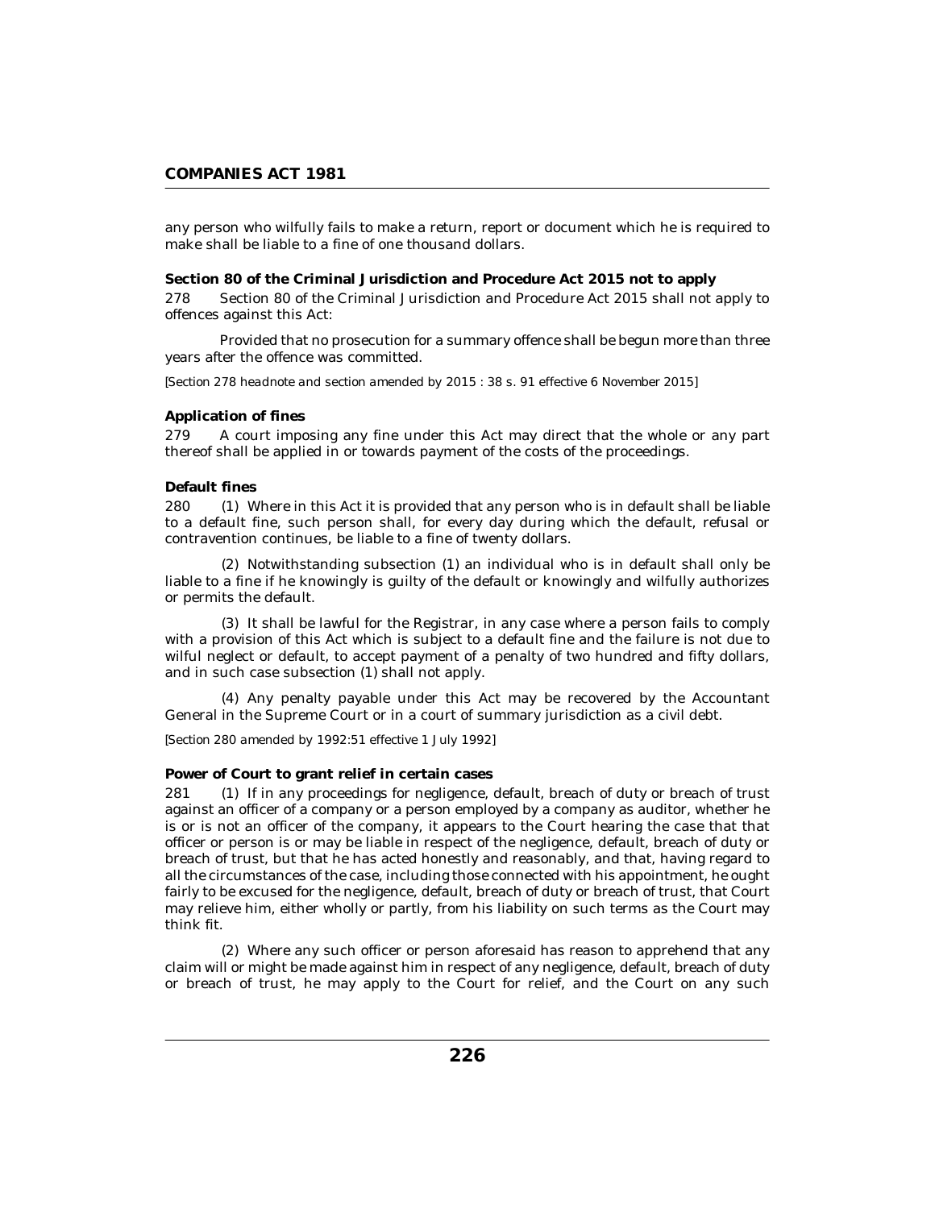any person who wilfully fails to make a return, report or document which he is required to make shall be liable to a fine of one thousand dollars.

**Section 80 of the Criminal Jurisdiction and Procedure Act 2015 not to apply**

278 Section 80 of the Criminal Jurisdiction and Procedure Act 2015 shall not apply to offences against this Act:

Provided that no prosecution for a summary offence shall be begun more than three years after the offence was committed.

*[Section 278 headnote and section amended by 2015 : 38 s. 91 effective 6 November 2015]*

**Application of fines**

279 A court imposing any fine under this Act may direct that the whole or any part thereof shall be applied in or towards payment of the costs of the proceedings.

**Default fines**

280 (1) Where in this Act it is provided that any person who is in default shall be liable to a default fine, such person shall, for every day during which the default, refusal or contravention continues, be liable to a fine of twenty dollars.

(2) Notwithstanding subsection (1) an individual who is in default shall only be liable to a fine if he knowingly is guilty of the default or knowingly and wilfully authorizes or permits the default.

(3) It shall be lawful for the Registrar, in any case where a person fails to comply with a provision of this Act which is subject to a default fine and the failure is not due to wilful neglect or default, to accept payment of a penalty of two hundred and fifty dollars, and in such case subsection (1) shall not apply.

(4) Any penalty payable under this Act may be recovered by the Accountant General in the Supreme Court or in a court of summary jurisdiction as a civil debt.

*[Section 280 amended by 1992:51 effective 1 July 1992]*

**Power of Court to grant relief in certain cases**

281 (1) If in any proceedings for negligence, default, breach of duty or breach of trust against an officer of a company or a person employed by a company as auditor, whether he is or is not an officer of the company, it appears to the Court hearing the case that that officer or person is or may be liable in respect of the negligence, default, breach of duty or breach of trust, but that he has acted honestly and reasonably, and that, having regard to all the circumstances of the case, including those connected with his appointment, he ought fairly to be excused for the negligence, default, breach of duty or breach of trust, that Court may relieve him, either wholly or partly, from his liability on such terms as the Court may think fit.

(2) Where any such officer or person aforesaid has reason to apprehend that any claim will or might be made against him in respect of any negligence, default, breach of duty or breach of trust, he may apply to the Court for relief, and the Court on any such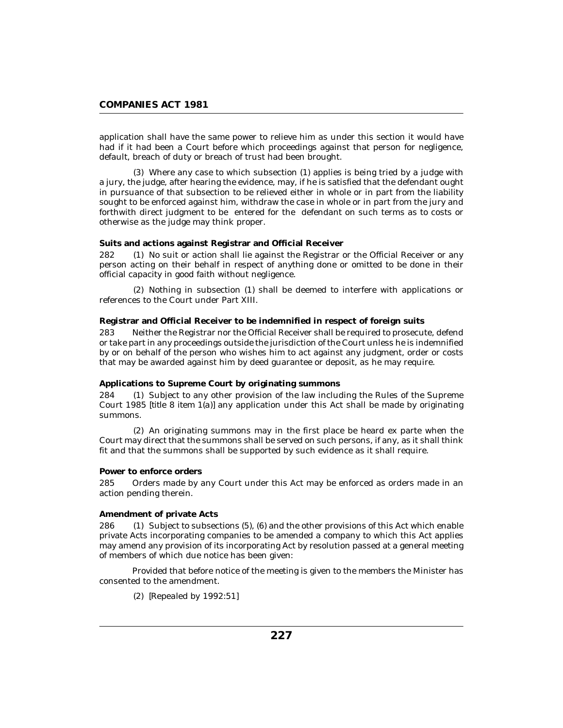application shall have the same power to relieve him as under this section it would have had if it had been a Court before which proceedings against that person for negligence, default, breach of duty or breach of trust had been brought.

(3) Where any case to which subsection (1) applies is being tried by a judge with a jury, the judge, after hearing the evidence, may, if he is satisfied that the defendant ought in pursuance of that subsection to be relieved either in whole or in part from the liability sought to be enforced against him, withdraw the case in whole or in part from the jury and forthwith direct judgment to be entered for the defendant on such terms as to costs or otherwise as the judge may think proper.

**Suits and actions against Registrar and Official Receiver**

282 (1) No suit or action shall lie against the Registrar or the Official Receiver or any person acting on their behalf in respect of anything done or omitted to be done in their official capacity in good faith without negligence.

(2) Nothing in subsection (1) shall be deemed to interfere with applications or references to the Court under Part XIII.

**Registrar and Official Receiver to be indemnified in respect of foreign suits**

283 Neither the Registrar nor the Official Receiver shall be required to prosecute, defend or take part in any proceedings outside the jurisdiction of the Court unless he is indemnified by or on behalf of the person who wishes him to act against any judgment, order or costs that may be awarded against him by deed guarantee or deposit, as he may require.

**Applications to Supreme Court by originating summons**

284 (1) Subject to any other provision of the law including the Rules of the Supreme Court 1985 [title 8 item 1(a)] any application under this Act shall be made by originating summons.

(2) An originating summons may in the first place be heard ex parte when the Court may direct that the summons shall be served on such persons, if any, as it shall think fit and that the summons shall be supported by such evidence as it shall require.

**Power to enforce orders**

285 Orders made by any Court under this Act may be enforced as orders made in an action pending therein.

**Amendment of private Acts**

286 (1) Subject to subsections (5), (6) and the other provisions of this Act which enable private Acts incorporating companies to be amended a company to which this Act applies may amend any provision of its incorporating Act by resolution passed at a general meeting of members of which due notice has been given:

Provided that before notice of the meeting is given to the members the Minister has consented to the amendment.

(2) [Repealed by 1992:51]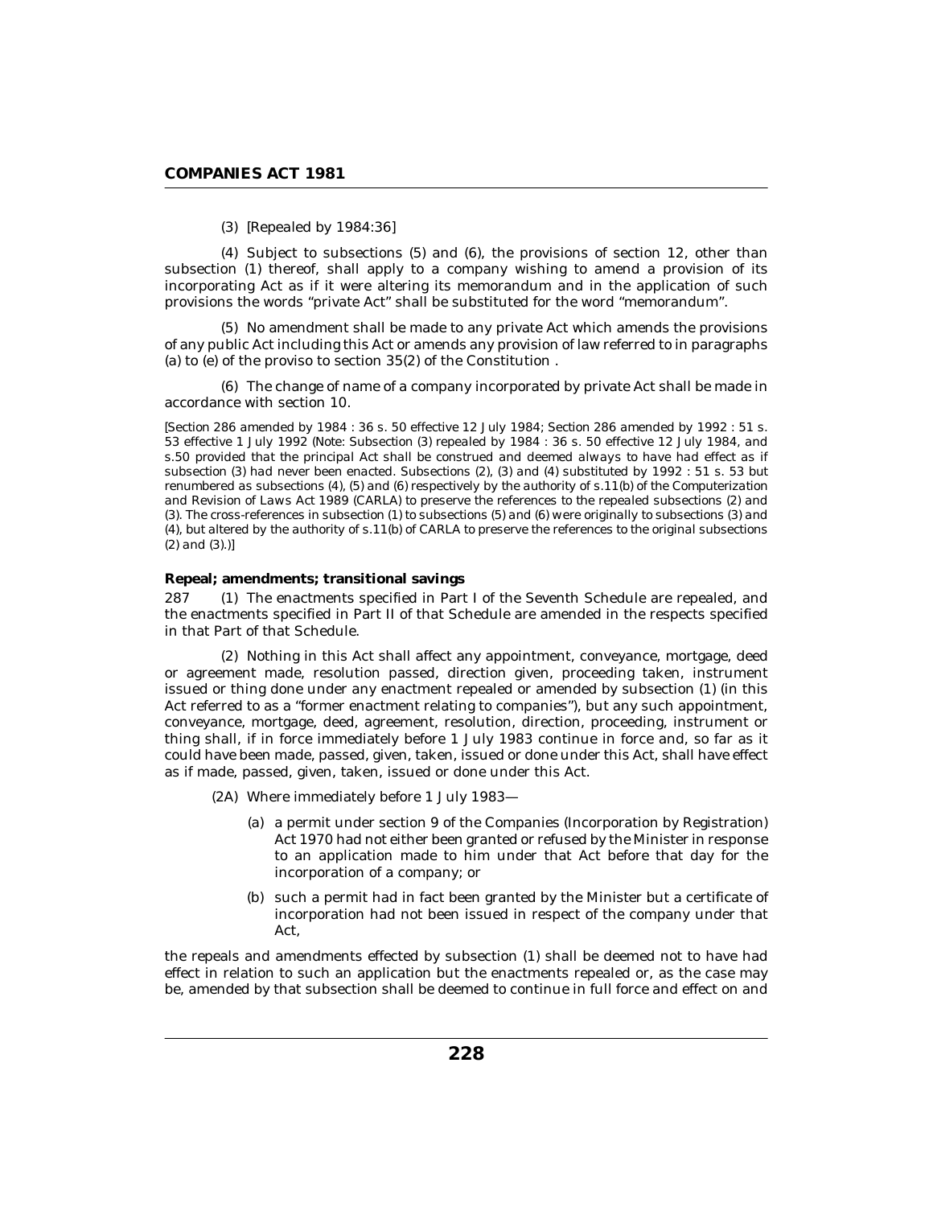(3) [Repealed by 1984:36]

(4) Subject to subsections (5) and (6), the provisions of section 12, other than subsection (1) thereof, shall apply to a company wishing to amend a provision of its incorporating Act as if it were altering its memorandum and in the application of such provisions the words "private Act" shall be substituted for the word "memorandum".

(5) No amendment shall be made to any private Act which amends the provisions of any public Act including this Act or amends any provision of law referred to in paragraphs (a) to (e) of the proviso to section 35(2) of the Constitution .

(6) The change of name of a company incorporated by private Act shall be made in accordance with section 10.

[Section 286 amended by 1984 : 36 s. 50 effective 12 July 1984; Section 286 amended by 1992 : 51 s. 53 effective 1 July 1992 (Note: Subsection (3) repealed by 1984 : 36 s. 50 effective 12 July 1984, and s.50 provided that the principal Act shall be construed and deemed always to have had effect as if subsection (3) had never been enacted. Subsections (2), (3) and (4) substituted by 1992 : 51 s. 53 but renumbered as subsections (4), (5) and (6) respectively by the authority of s.11(b) of the Computerization and Revision of Laws Act 1989 (CARLA) to preserve the references to the repealed subsections (2) and (3). The cross-references in subsection (1) to subsections (5) and (6) were originally to subsections (3) and (4), but altered by the authority of s.11(b) of CARLA to preserve the references to the original subsections (2) and (3).)]

**Repeal; amendments; transitional savings**

287 (1) The enactments specified in Part I of the Seventh Schedule are repealed, and the enactments specified in Part II of that Schedule are amended in the respects specified in that Part of that Schedule.

(2) Nothing in this Act shall affect any appointment, conveyance, mortgage, deed or agreement made, resolution passed, direction given, proceeding taken, instrument issued or thing done under any enactment repealed or amended by subsection (1) (in this Act referred to as a "former enactment relating to companies"), but any such appointment, conveyance, mortgage, deed, agreement, resolution, direction, proceeding, instrument or thing shall, if in force immediately before 1 July 1983 continue in force and, so far as it could have been made, passed, given, taken, issued or done under this Act, shall have effect as if made, passed, given, taken, issued or done under this Act.

(2A) Where immediately before 1 July 1983—

(a) a permit under section 9 of the Companies (Incorporation by Registration) Act 1970 had not either been granted or refused by the Minister in response to an application made to him under that Act before that day for the incorporation of a company; or

(b) such a permit had in fact been granted by the Minister but a certificate of incorporation had not been issued in respect of the company under that Act,

the repeals and amendments effected by subsection (1) shall be deemed not to have had effect in relation to such an application but the enactments repealed or, as the case may be, amended by that subsection shall be deemed to continue in full force and effect on and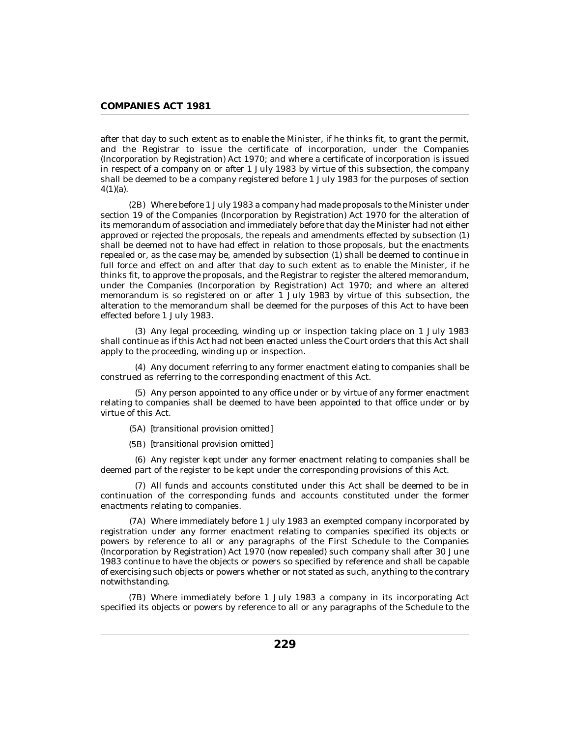after that day to such extent as to enable the Minister, if he thinks fit, to grant the permit, and the Registrar to issue the certificate of incorporation, under the Companies (Incorporation by Registration) Act 1970; and where a certificate of incorporation is issued in respect of a company on or after 1 July 1983 by virtue of this subsection, the company shall be deemed to be a company registered before 1 July 1983 for the purposes of section 4(1)(a).

(2B) Where before 1 July 1983 a company had made proposals to the Minister under section 19 of the Companies (Incorporation by Registration) Act 1970 for the alteration of its memorandum of association and immediately before that day the Minister had not either approved or rejected the proposals, the repeals and amendments effected by subsection (1) shall be deemed not to have had effect in relation to those proposals, but the enactments repealed or, as the case may be, amended by subsection (1) shall be deemed to continue in full force and effect on and after that day to such extent as to enable the Minister, if he thinks fit, to approve the proposals, and the Registrar to register the altered memorandum, under the Companies (Incorporation by Registration) Act 1970; and where an altered memorandum is so registered on or after 1 July 1983 by virtue of this subsection, the alteration to the memorandum shall be deemed for the purposes of this Act to have been effected before 1 July 1983.

(3) Any legal proceeding, winding up or inspection taking place on 1 July 1983 shall continue as if this Act had not been enacted unless the Court orders that this Act shall apply to the proceeding, winding up or inspection.

(4) Any document referring to any former enactment elating to companies shall be construed as referring to the corresponding enactment of this Act.

(5) Any person appointed to any office under or by virtue of any former enactment relating to companies shall be deemed to have been appointed to that office under or by virtue of this Act.

(5A) *[transitional provision omitted]*

(5B) *[transitional provision omitted]*

(6) Any register kept under any former enactment relating to companies shall be deemed part of the register to be kept under the corresponding provisions of this Act.

(7) All funds and accounts constituted under this Act shall be deemed to be in continuation of the corresponding funds and accounts constituted under the former enactments relating to companies.

(7A) Where immediately before 1 July 1983 an exempted company incorporated by registration under any former enactment relating to companies specified its objects or powers by reference to all or any paragraphs of the First Schedule to the Companies (Incorporation by Registration) Act 1970 (now repealed) such company shall after 30 June 1983 continue to have the objects or powers so specified by reference and shall be capable of exercising such objects or powers whether or not stated as such, anything to the contrary notwithstanding.

(7B) Where immediately before 1 July 1983 a company in its incorporating Act specified its objects or powers by reference to all or any paragraphs of the Schedule to the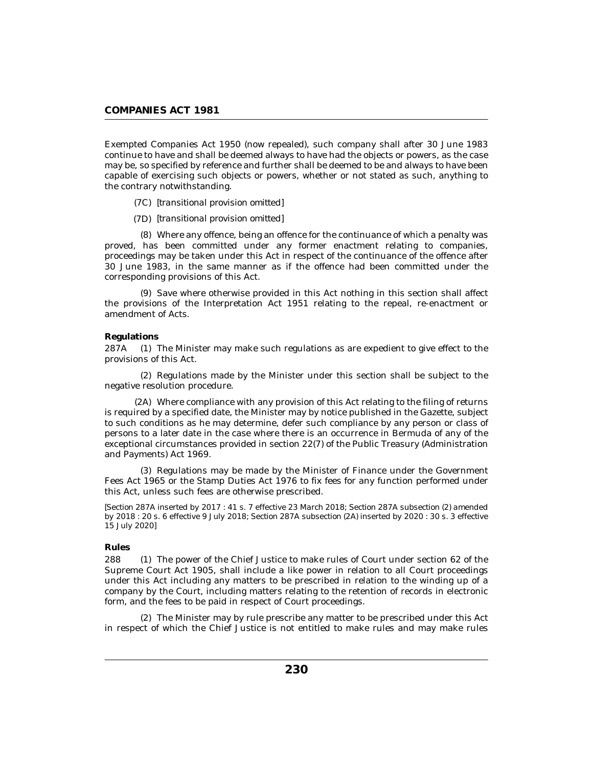Exempted Companies Act 1950 (now repealed), such company shall after 30 June 1983 continue to have and shall be deemed always to have had the objects or powers, as the case may be, so specified by reference and further shall be deemed to be and always to have been capable of exercising such objects or powers, whether or not stated as such, anything to the contrary notwithstanding.

(7C) *[transitional provision omitted]*

(7D) *[transitional provision omitted]*

(8) Where any offence, being an offence for the continuance of which a penalty was proved, has been committed under any former enactment relating to companies, proceedings may be taken under this Act in respect of the continuance of the offence after 30 June 1983, in the same manner as if the offence had been committed under the corresponding provisions of this Act.

(9) Save where otherwise provided in this Act nothing in this section shall affect the provisions of the Interpretation Act 1951 relating to the repeal, re-enactment or amendment of Acts.

**Regulations**

287A (1) The Minister may make such regulations as are expedient to give effect to the provisions of this Act.

(2) Regulations made by the Minister under this section shall be subject to the negative resolution procedure.

(2A) Where compliance with any provision of this Act relating to the filing of returns is required by a specified date, the Minister may by notice published in the Gazette, subject to such conditions as he may determine, defer such compliance by any person or class of persons to a later date in the case where there is an occurrence in Bermuda of any of the exceptional circumstances provided in section 22(7) of the Public Treasury (Administration and Payments) Act 1969.

(3) Regulations may be made by the Minister of Finance under the Government Fees Act 1965 or the Stamp Duties Act 1976 to fix fees for any function performed under this Act, unless such fees are otherwise prescribed.

[Section 287A inserted by 2017 : 41 s. 7 effective 23 March 2018; Section 287A subsection (2) amended by 2018 : 20 s. 6 effective 9 July 2018; Section 287A subsection (2A) inserted by 2020 : 30 s. 3 effective 15 July 2020]

**Rules**

288 (1) The power of the Chief Justice to make rules of Court under section 62 of the Supreme Court Act 1905, shall include a like power in relation to all Court proceedings under this Act including any matters to be prescribed in relation to the winding up of a company by the Court, including matters relating to the retention of records in electronic form, and the fees to be paid in respect of Court proceedings.

(2) The Minister may by rule prescribe any matter to be prescribed under this Act in respect of which the Chief Justice is not entitled to make rules and may make rules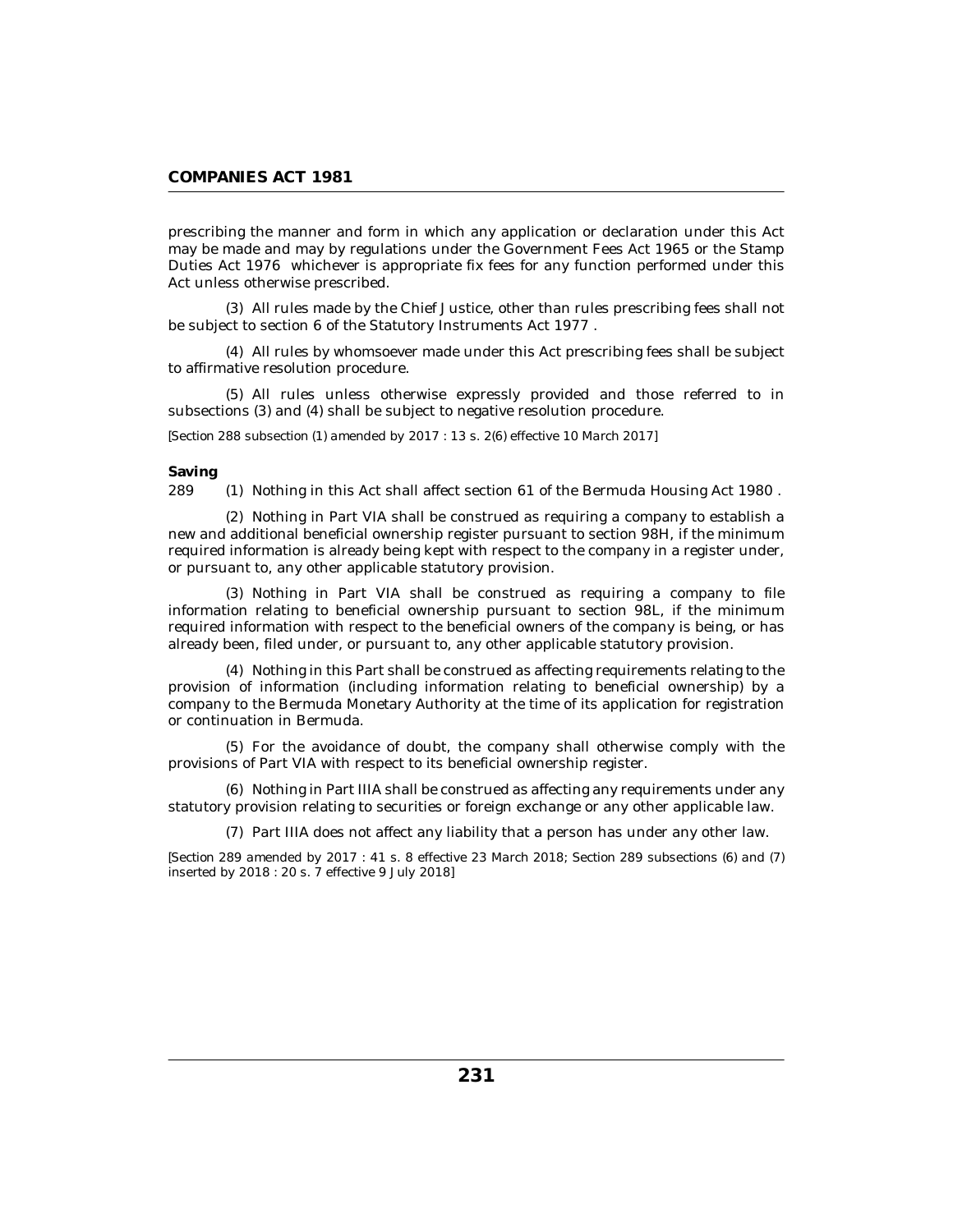prescribing the manner and form in which any application or declaration under this Act may be made and may by regulations under the Government Fees Act 1965 or the Stamp Duties Act 1976 whichever is appropriate fix fees for any function performed under this Act unless otherwise prescribed.

(3) All rules made by the Chief Justice, other than rules prescribing fees shall not be subject to section 6 of the Statutory Instruments Act 1977 .

(4) All rules by whomsoever made under this Act prescribing fees shall be subject to affirmative resolution procedure.

(5) All rules unless otherwise expressly provided and those referred to in subsections (3) and (4) shall be subject to negative resolution procedure.

*[Section 288 subsection (1) amended by 2017 : 13 s. 2(6) effective 10 March 2017]*

**Saving**

289 (1) Nothing in this Act shall affect section 61 of the Bermuda Housing Act 1980 .

(2) Nothing in Part VIA shall be construed as requiring a company to establish a new and additional beneficial ownership register pursuant to section 98H, if the minimum required information is already being kept with respect to the company in a register under, or pursuant to, any other applicable statutory provision.

(3) Nothing in Part VIA shall be construed as requiring a company to file information relating to beneficial ownership pursuant to section 98L, if the minimum required information with respect to the beneficial owners of the company is being, or has already been, filed under, or pursuant to, any other applicable statutory provision.

(4) Nothing in this Part shall be construed as affecting requirements relating to the provision of information (including information relating to beneficial ownership) by a company to the Bermuda Monetary Authority at the time of its application for registration or continuation in Bermuda.

(5) For the avoidance of doubt, the company shall otherwise comply with the provisions of Part VIA with respect to its beneficial ownership register.

(6) Nothing in Part IIIA shall be construed as affecting any requirements under any statutory provision relating to securities or foreign exchange or any other applicable law.

(7) Part IIIA does not affect any liability that a person has under any other law.

*[Section 289 amended by 2017 : 41 s. 8 effective 23 March 2018; Section 289 subsections (6) and (7) inserted by 2018 : 20 s. 7 effective 9 July 2018]*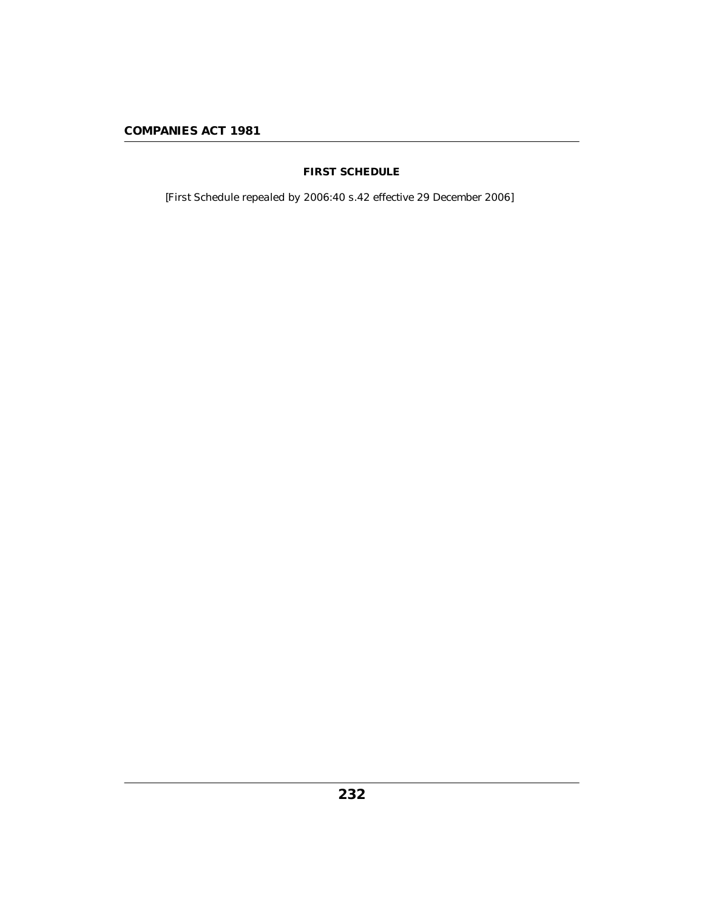## FIRST SCHEDULE

[First Schedule repealed by 2006:40 s.42 effective 29 December 2006]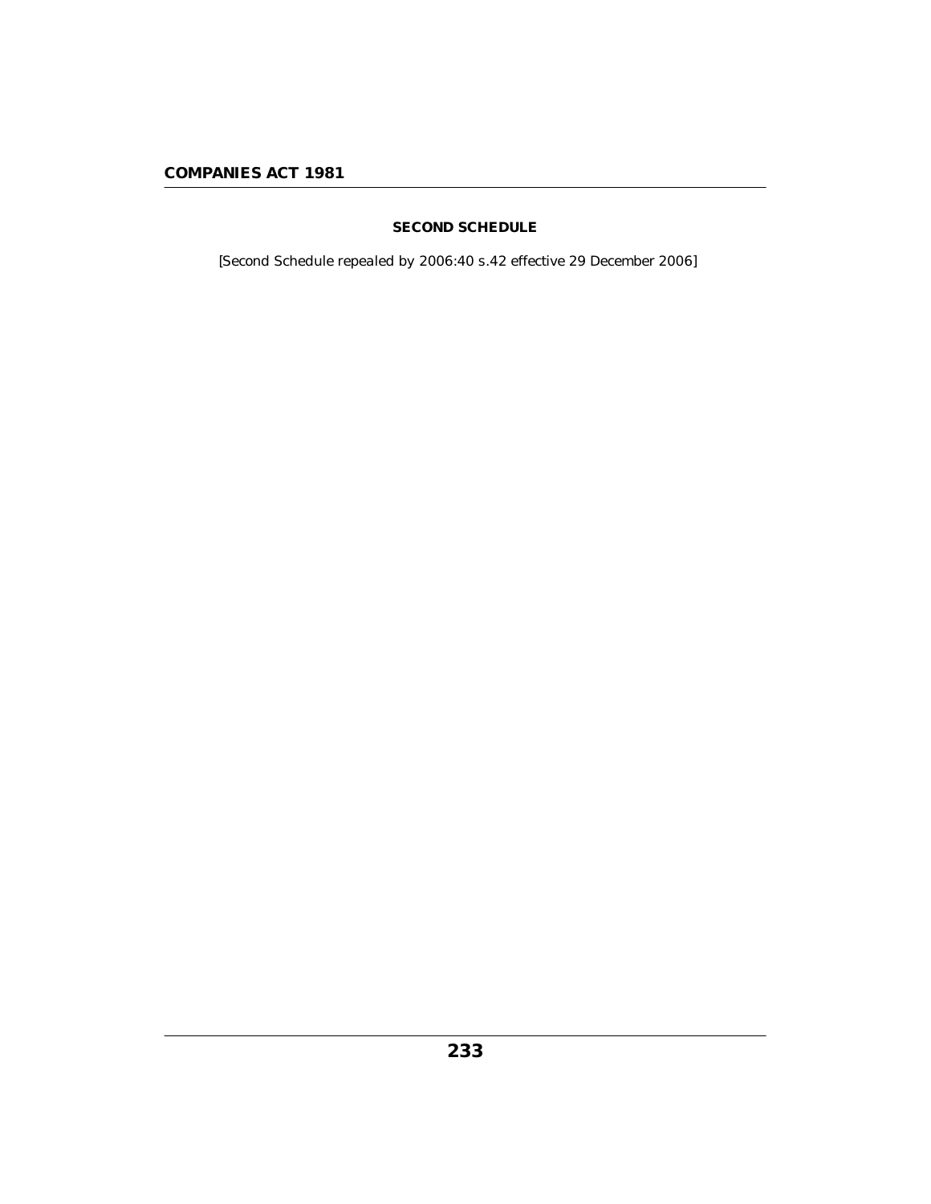## SECOND SCHEDULE

[Second Schedule repealed by 2006:40 s.42 effective 29 December 2006]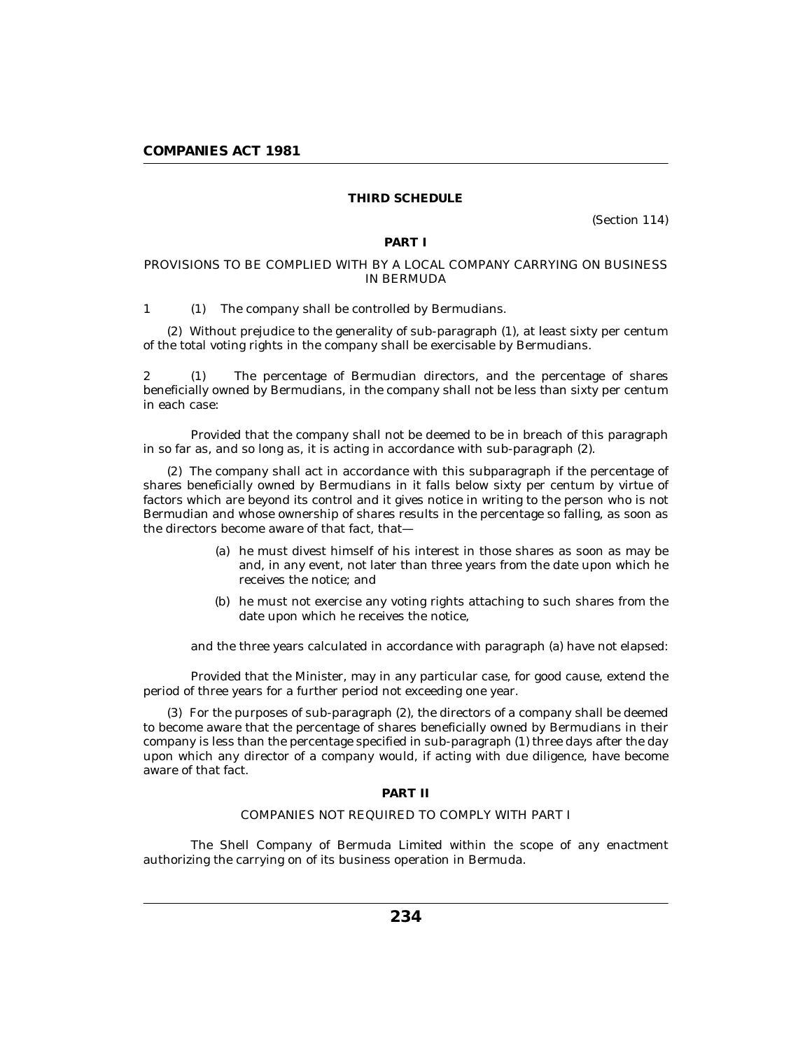## THIRD SCHEDULE

(Section 114)

### PART I

PROVISIONS TO BE COMPLIED WITH BY A LOCAL COMPANY CARRYING ON BUSINESS IN BERMUDA

1 (1) The company shall be controlled by Bermudians.

(2) Without prejudice to the generality of sub-paragraph (1), at least sixty per centum of the total voting rights in the company shall be exercisable by Bermudians.

2 (1) The percentage of Bermudian directors, and the percentage of shares beneficially owned by Bermudians, in the company shall not be less than sixty per centum in each case:

Provided that the company shall not be deemed to be in breach of this paragraph in so far as, and so long as, it is acting in accordance with sub-paragraph (2).

(2) The company shall act in accordance with this subparagraph if the percentage of shares beneficially owned by Bermudians in it falls below sixty per centum by virtue of factors which are beyond its control and it gives notice in writing to the person who is not Bermudian and whose ownership of shares results in the percentage so falling, as soon as the directors become aware of that fact, that—

- (a) he must divest himself of his interest in those shares as soon as may be and, in any event, not later than three years from the date upon which he receives the notice; and
- (b) he must not exercise any voting rights attaching to such shares from the date upon which he receives the notice,

and the three years calculated in accordance with paragraph (a) have not elapsed:

Provided that the Minister, may in any particular case, for good cause, extend the period of three years for a further period not exceeding one year.

(3) For the purposes of sub-paragraph (2), the directors of a company shall be deemed to become aware that the percentage of shares beneficially owned by Bermudians in their company is less than the percentage specified in sub-paragraph (1) three days after the day upon which any director of a company would, if acting with due diligence, have become aware of that fact.

### PART II

COMPANIES NOT REQUIRED TO COMPLY WITH PART I

The Shell Company of Bermuda Limited within the scope of any enactment authorizing the carrying on of its business operation in Bermuda.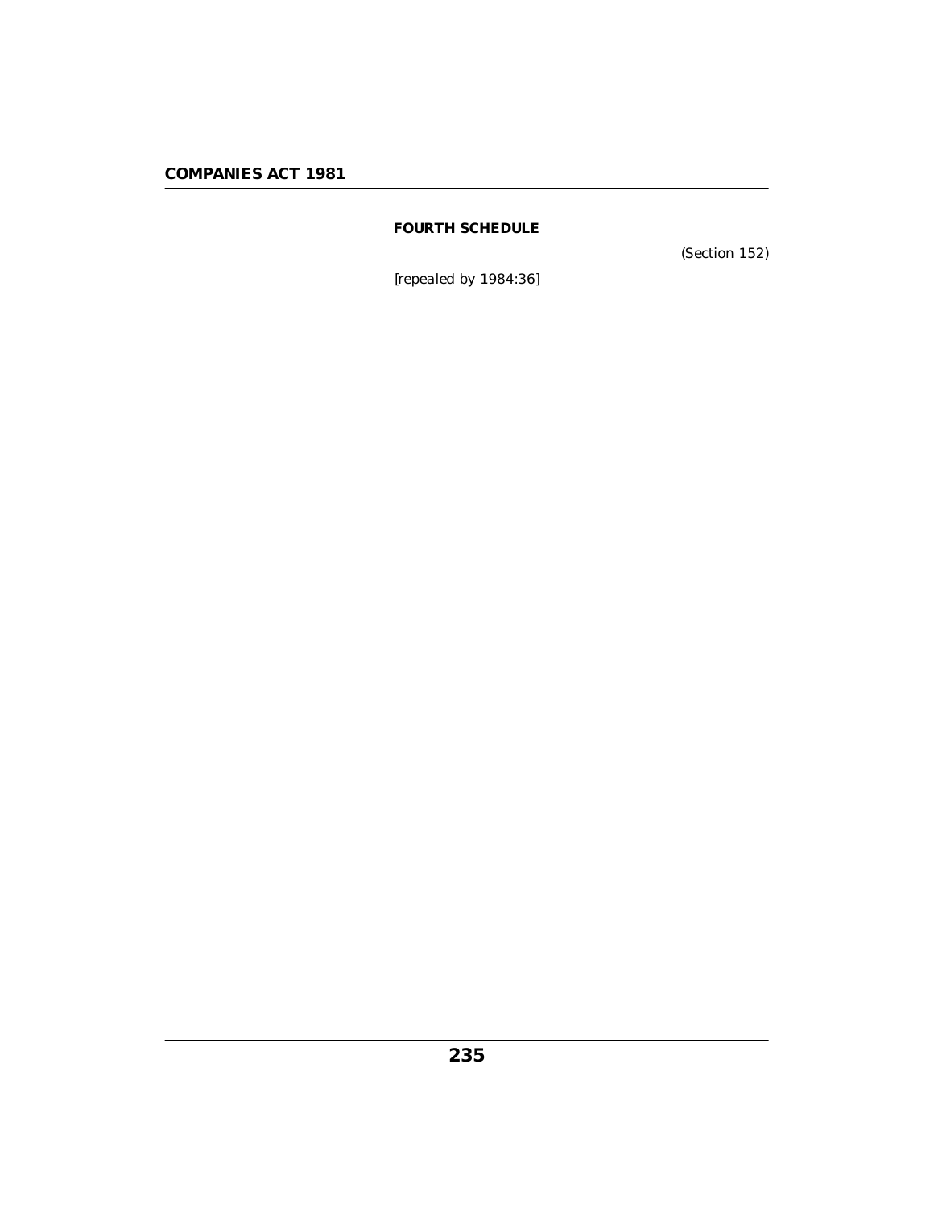## FOURTH SCHEDULE

(Section 152)

*[repealed by 1984:36]*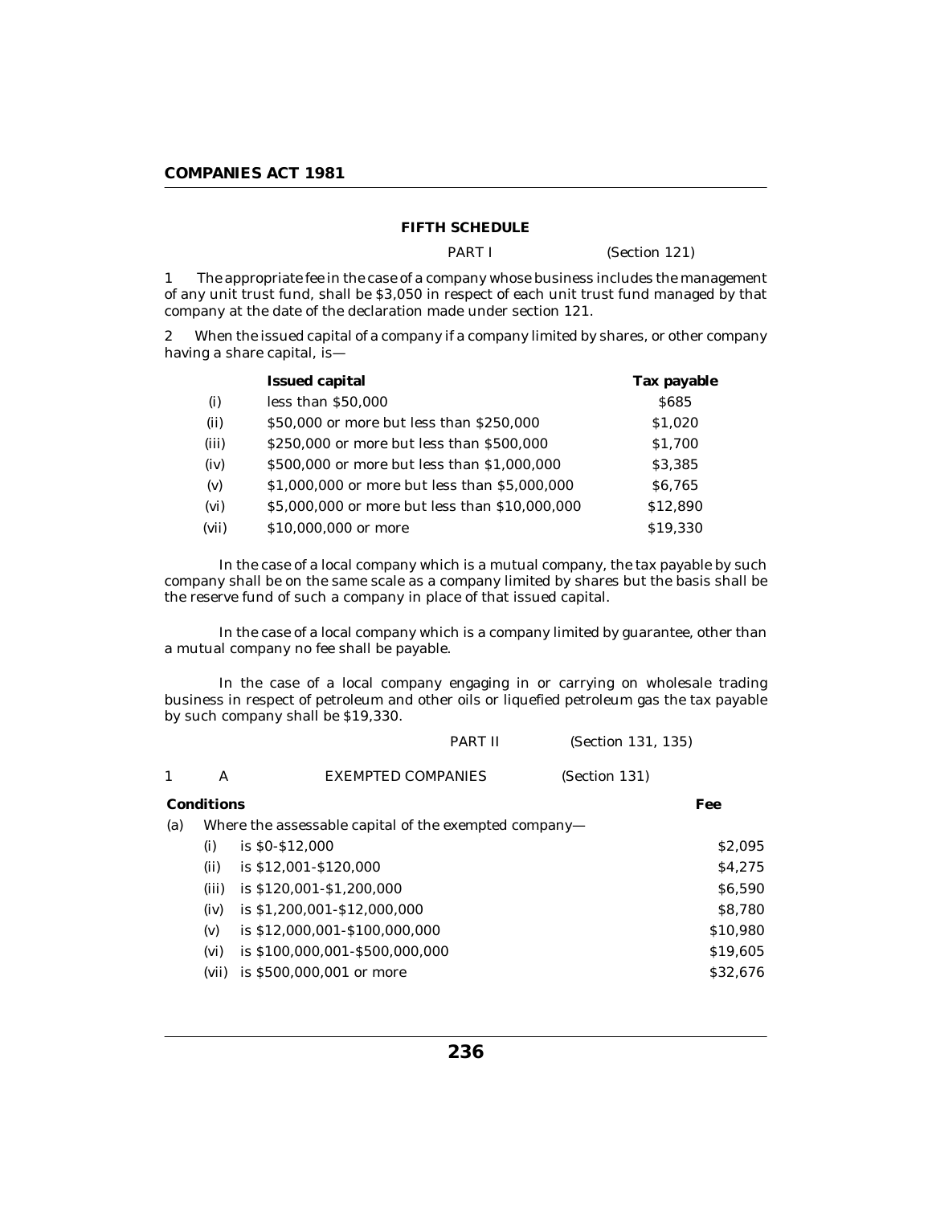## FIFTH SCHEDULE

PART I (Section 121)

1 The appropriate fee in the case of a company whose business includes the management of any unit trust fund, shall be $3,050 in respect of each unit trust fund managed by that company at the date of the declaration made under section 121.

2 When the issued capital of a company if a company limited by shares, or other company having a share capital, is—

| | Issued capital | Tax payable |
|---|---|---|
| (i) | less than $50,000 | $685 |
| (ii) | $50,000 or more but less than $250,000 | $1,020 |
| (iii) | $250,000 or more but less than $500,000 | $1,700 |
| (iv) | $500,000 or more but less than $1,000,000 | $3,385 |
| (v) | $1,000,000 or more but less than $5,000,000 | $6,765 |
| (vi) | $5,000,000 or more but less than $10,000,000 | $12,890 |
| (vii) | $10,000,000 or more | $19,330 |

In the case of a local company which is a mutual company, the tax payable by such company shall be on the same scale as a company limited by shares but the basis shall be the reserve fund of such a company in place of that issued capital.

In the case of a local company which is a company limited by guarantee, other than a mutual company no fee shall be payable.

In the case of a local company engaging in or carrying on wholesale trading business in respect of petroleum and other oils or liquefied petroleum gas the tax payable by such company shall be $19,330.

PART II (Section 131, 135)

1 A EXEMPTED COMPANIES (Section 131)

| Conditions | | Fee |
|---|---|---|
| (a) | Where the assessable capital of the exempted company— | |
| (i) | is $0-$12,000 | $2,095 |
| (ii) | is $12,001-$120,000 | $4,275 |
| (iii) | is $120,001-$1,200,000 | $6,590 |
| (iv) | is $1,200,001-$12,000,000 | $8,780 |
| (v) | is $12,000,001-$100,000,000 | $10,980 |
| (vi) | is $100,000,001-$500,000,000 | $19,605 |
| (vii) | is $500,000,001 or more | $32,676 |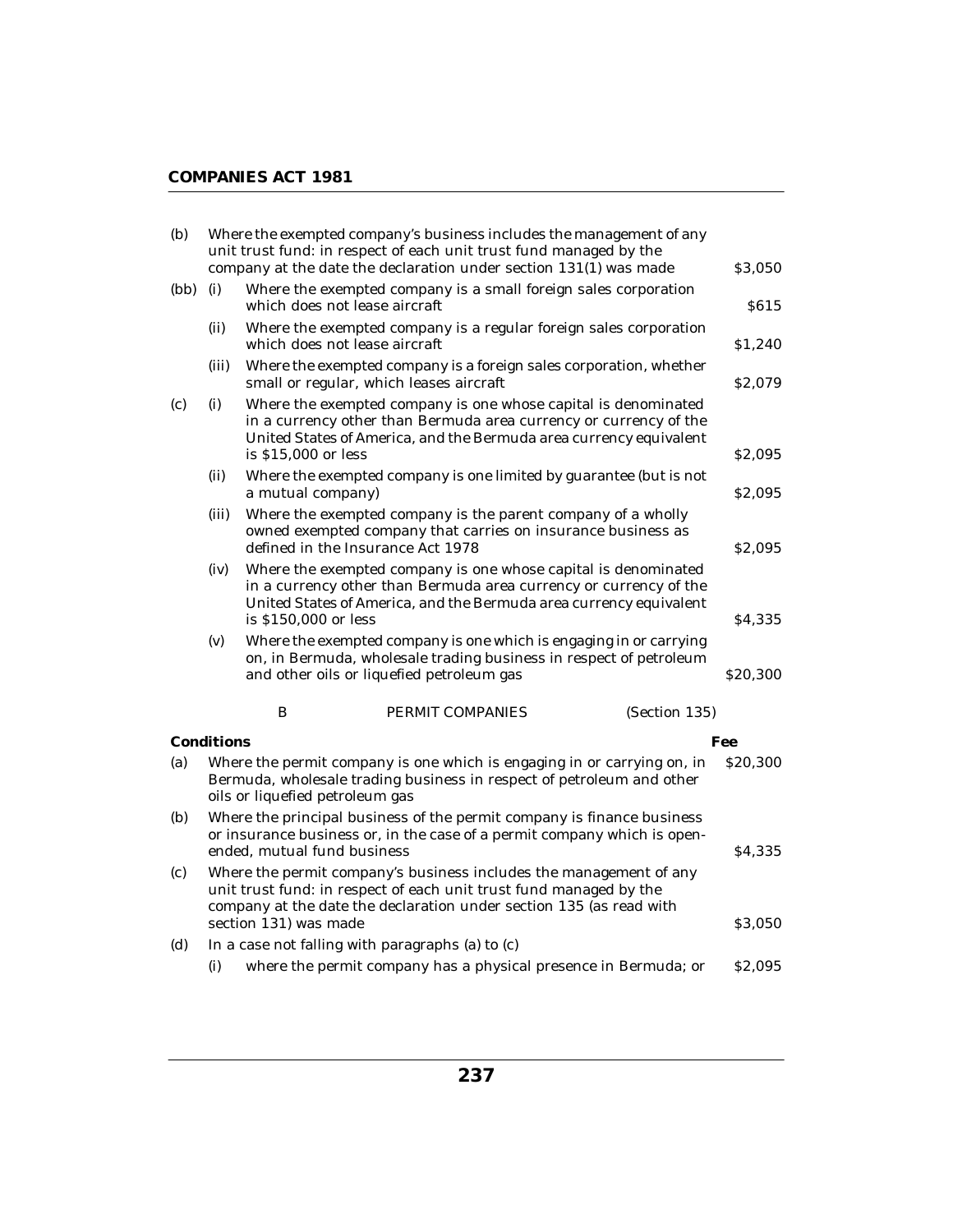| | | | |
|---|---|---|---|
| (b) | | Where the exempted company's business includes the management of any unit trust fund: in respect of each unit trust fund managed by the company at the date the declaration under section 131(1) was made | $3,050 |
| (bb) | (i) | Where the exempted company is a small foreign sales corporation which does not lease aircraft | $615 |
| | (ii) | Where the exempted company is a regular foreign sales corporation which does not lease aircraft | $1,240 |
| | (iii) | Where the exempted company is a foreign sales corporation, whether small or regular, which leases aircraft | $2,079 |
| (c) | (i) | Where the exempted company is one whose capital is denominated in a currency other than Bermuda area currency or currency of the United States of America, and the Bermuda area currency equivalent is $15,000 or less | $2,095 |
| | (ii) | Where the exempted company is one limited by guarantee (but is not a mutual company) | $2,095 |
| | (iii) | Where the exempted company is the parent company of a wholly owned exempted company that carries on insurance business as defined in the Insurance Act 1978 | $2,095 |
| | (iv) | Where the exempted company is one whose capital is denominated in a currency other than Bermuda area currency or currency of the United States of America, and the Bermuda area currency equivalent is $150,000 or less | $4,335 |
| | (v) | Where the exempted company is one which is engaging in or carrying on, in Bermuda, wholesale trading business in respect of petroleum and other oils or liquefied petroleum gas | $20,300 |

B PERMIT COMPANIES (Section 135)

| Conditions | | | Fee |
|---|---|---|---|
| (a) | | Where the permit company is one which is engaging in or carrying on, in Bermuda, wholesale trading business in respect of petroleum and other oils or liquefied petroleum gas | $20,300 |
| (b) | | Where the principal business of the permit company is finance business or insurance business or, in the case of a permit company which is open-ended, mutual fund business | $4,335 |
| (c) | | Where the permit company's business includes the management of any unit trust fund: in respect of each unit trust fund managed by the company at the date the declaration under section 135 (as read with section 131) was made | $3,050 |
| (d) | | In a case not falling with paragraphs (a) to (c) | |
| | (i) | where the permit company has a physical presence in Bermuda; or | $2,095 |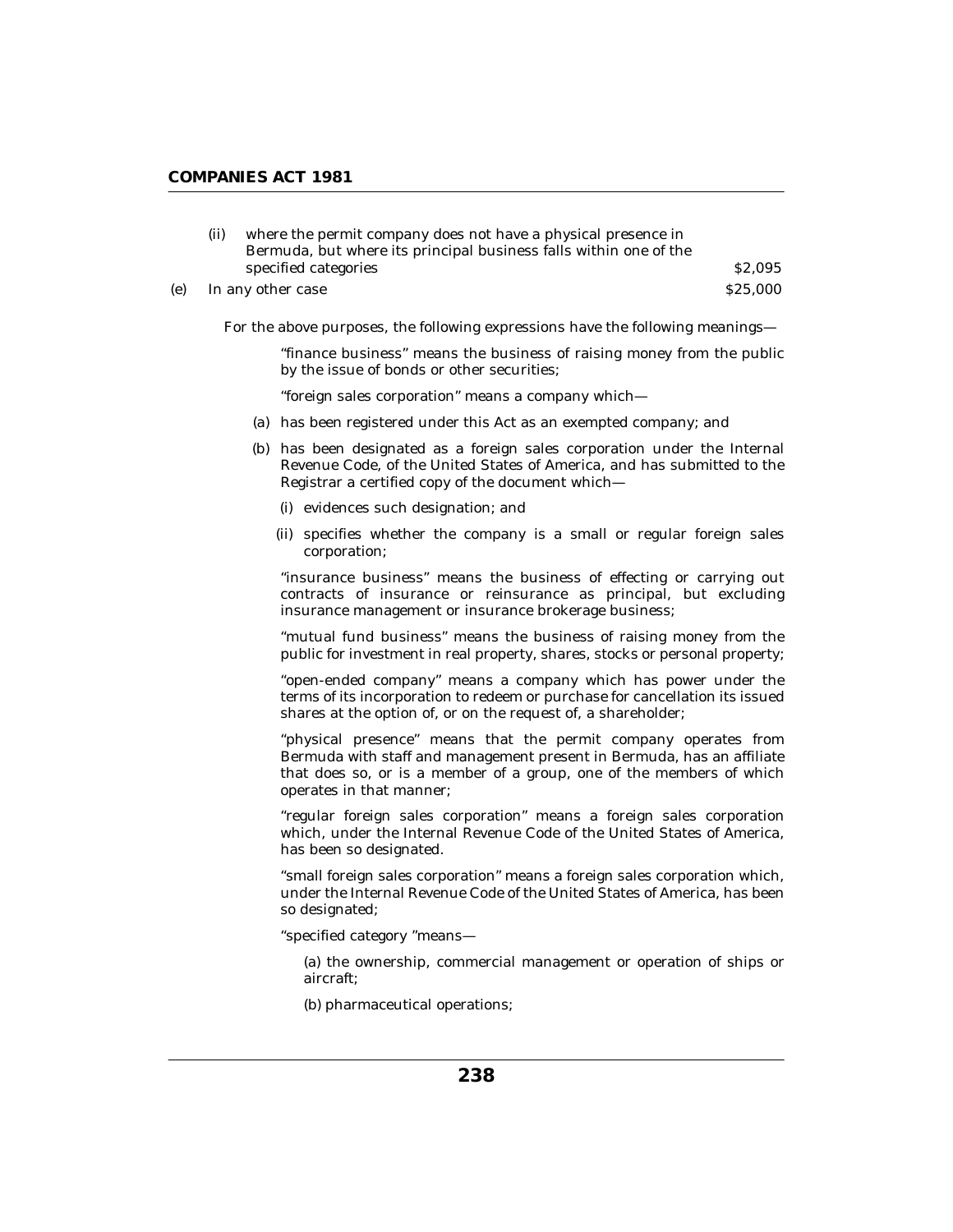(ii) where the permit company does not have a physical presence in Bermuda, but where its principal business falls within one of the specified categories $2,095

(e) In any other case $25,000

For the above purposes, the following expressions have the following meanings—

"finance business" means the business of raising money from the public by the issue of bonds or other securities;

"foreign sales corporation" means a company which—

(a) has been registered under this Act as an exempted company; and

(b) has been designated as a foreign sales corporation under the Internal Revenue Code, of the United States of America, and has submitted to the Registrar a certified copy of the document which—

(i) evidences such designation; and

(ii) specifies whether the company is a small or regular foreign sales corporation;

"insurance business" means the business of effecting or carrying out contracts of insurance or reinsurance as principal, but excluding insurance management or insurance brokerage business;

"mutual fund business" means the business of raising money from the public for investment in real property, shares, stocks or personal property;

"open-ended company" means a company which has power under the terms of its incorporation to redeem or purchase for cancellation its issued shares at the option of, or on the request of, a shareholder;

"physical presence" means that the permit company operates from Bermuda with staff and management present in Bermuda, has an affiliate that does so, or is a member of a group, one of the members of which operates in that manner;

"regular foreign sales corporation" means a foreign sales corporation which, under the Internal Revenue Code of the United States of America, has been so designated.

"small foreign sales corporation" means a foreign sales corporation which, under the Internal Revenue Code of the United States of America, has been so designated;

"specified category "means—

(a) the ownership, commercial management or operation of ships or aircraft;

(b) pharmaceutical operations;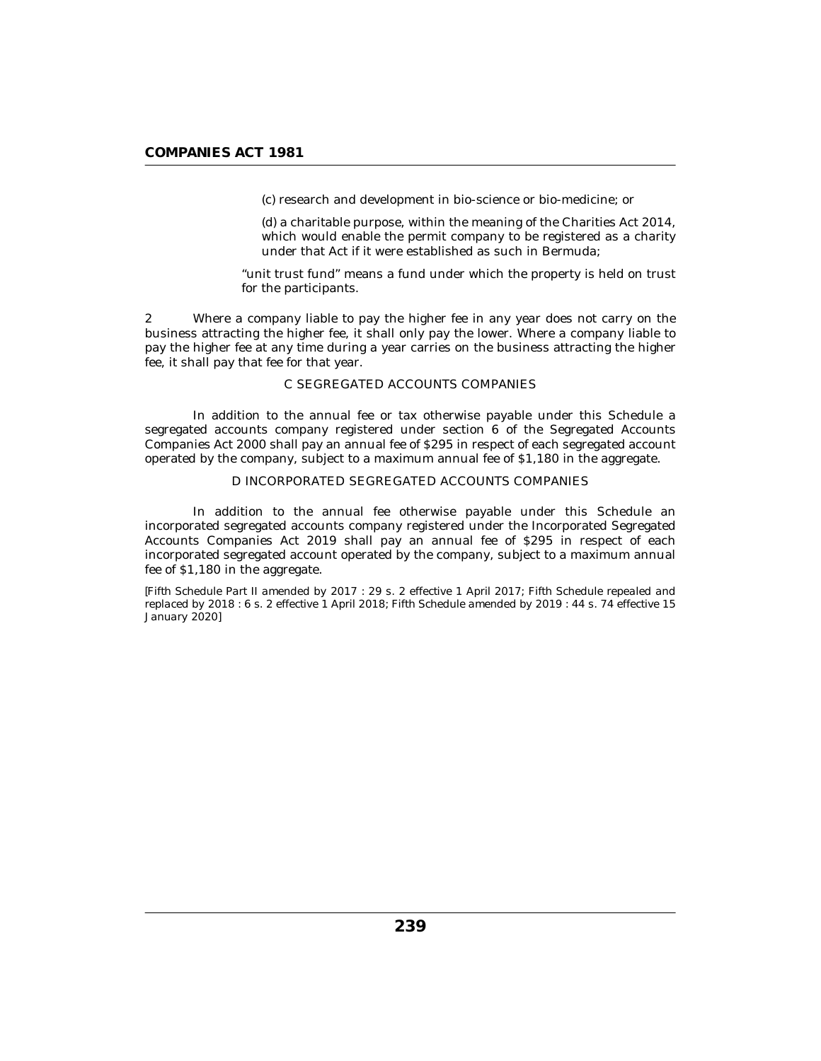(c) research and development in bio-science or bio-medicine; or

(d) a charitable purpose, within the meaning of the Charities Act 2014, which would enable the permit company to be registered as a charity under that Act if it were established as such in Bermuda;

"unit trust fund" means a fund under which the property is held on trust for the participants.

2 Where a company liable to pay the higher fee in any year does not carry on the business attracting the higher fee, it shall only pay the lower. Where a company liable to pay the higher fee at any time during a year carries on the business attracting the higher fee, it shall pay that fee for that year.

C SEGREGATED ACCOUNTS COMPANIES

In addition to the annual fee or tax otherwise payable under this Schedule a segregated accounts company registered under section 6 of the Segregated Accounts Companies Act 2000 shall pay an annual fee of $295 in respect of each segregated account operated by the company, subject to a maximum annual fee of $1,180 in the aggregate.

D INCORPORATED SEGREGATED ACCOUNTS COMPANIES

In addition to the annual fee otherwise payable under this Schedule an incorporated segregated accounts company registered under the Incorporated Segregated Accounts Companies Act 2019 shall pay an annual fee of $295 in respect of each incorporated segregated account operated by the company, subject to a maximum annual fee of $1,180 in the aggregate.

*[Fifth Schedule Part II amended by 2017 : 29 s. 2 effective 1 April 2017; Fifth Schedule repealed and replaced by 2018 : 6 s. 2 effective 1 April 2018; Fifth Schedule amended by 2019 : 44 s. 74 effective 15 January 2020]*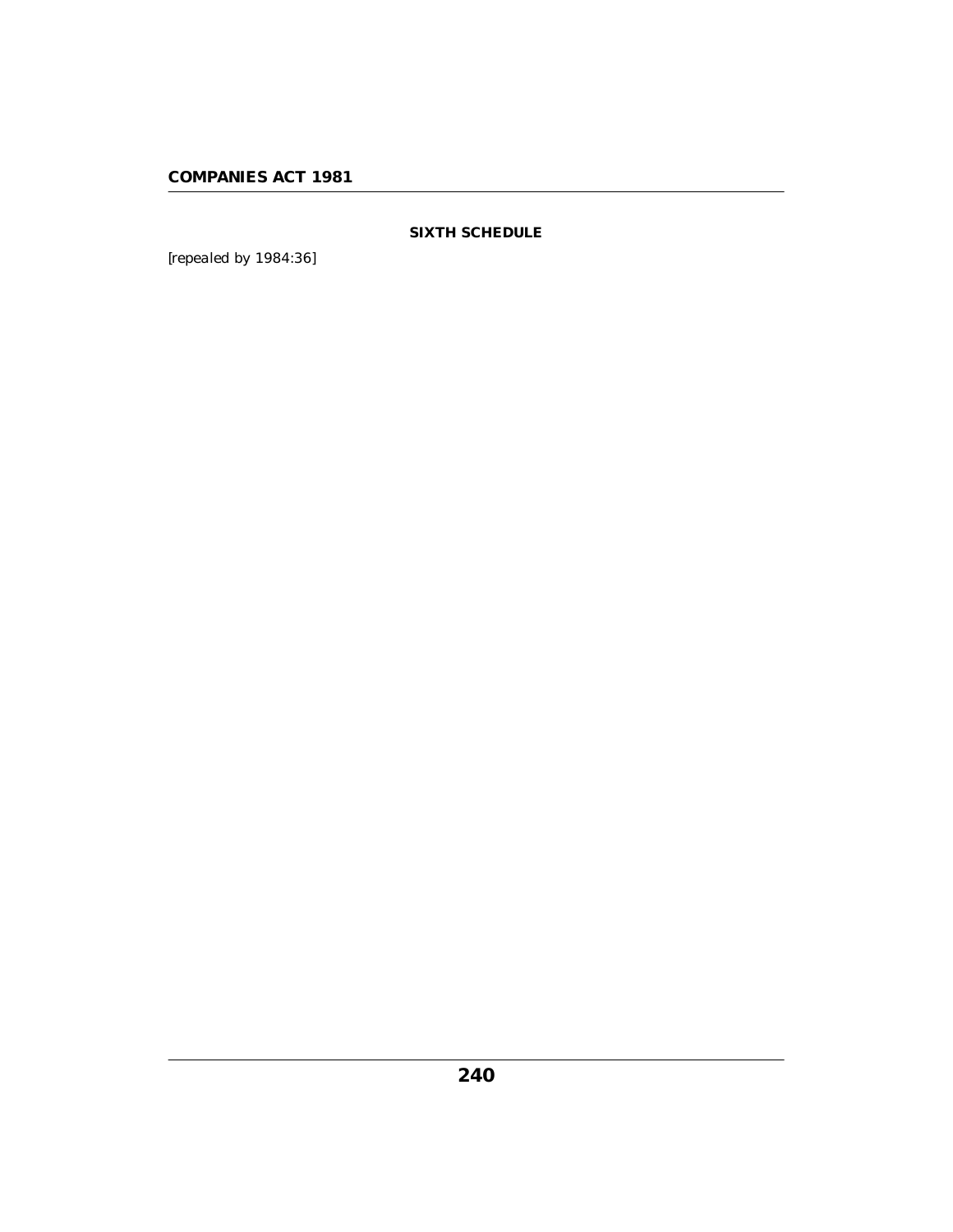## SIXTH SCHEDULE

*[repealed by 1984:36]*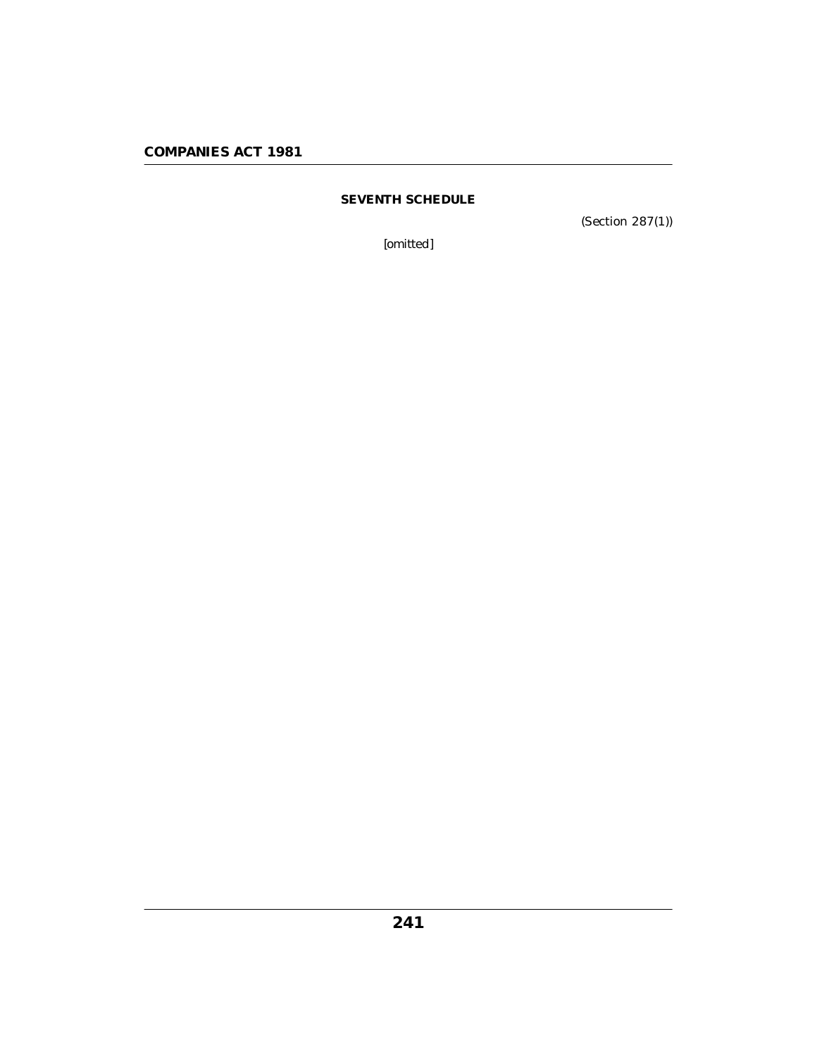## SEVENTH SCHEDULE

(Section 287(1))

[omitted]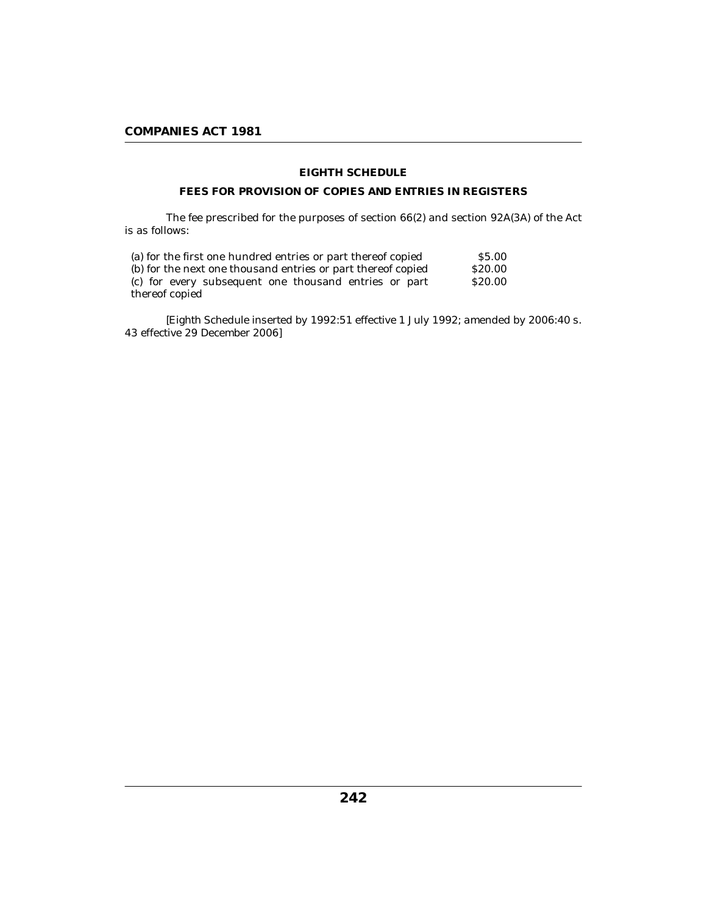## EIGHTH SCHEDULE

## FEES FOR PROVISION OF COPIES AND ENTRIES IN REGISTERS

The fee prescribed for the purposes of section 66(2) and section 92A(3A) of the Act is as follows:

| | |
|---|---|
| (a) for the first one hundred entries or part thereof copied | $5.00 |
| (b) for the next one thousand entries or part thereof copied | $20.00 |
| (c) for every subsequent one thousand entries or part thereof copied | $20.00 |

[Eighth Schedule inserted by 1992:51 effective 1 July 1992; amended by 2006:40 s. 43 effective 29 December 2006]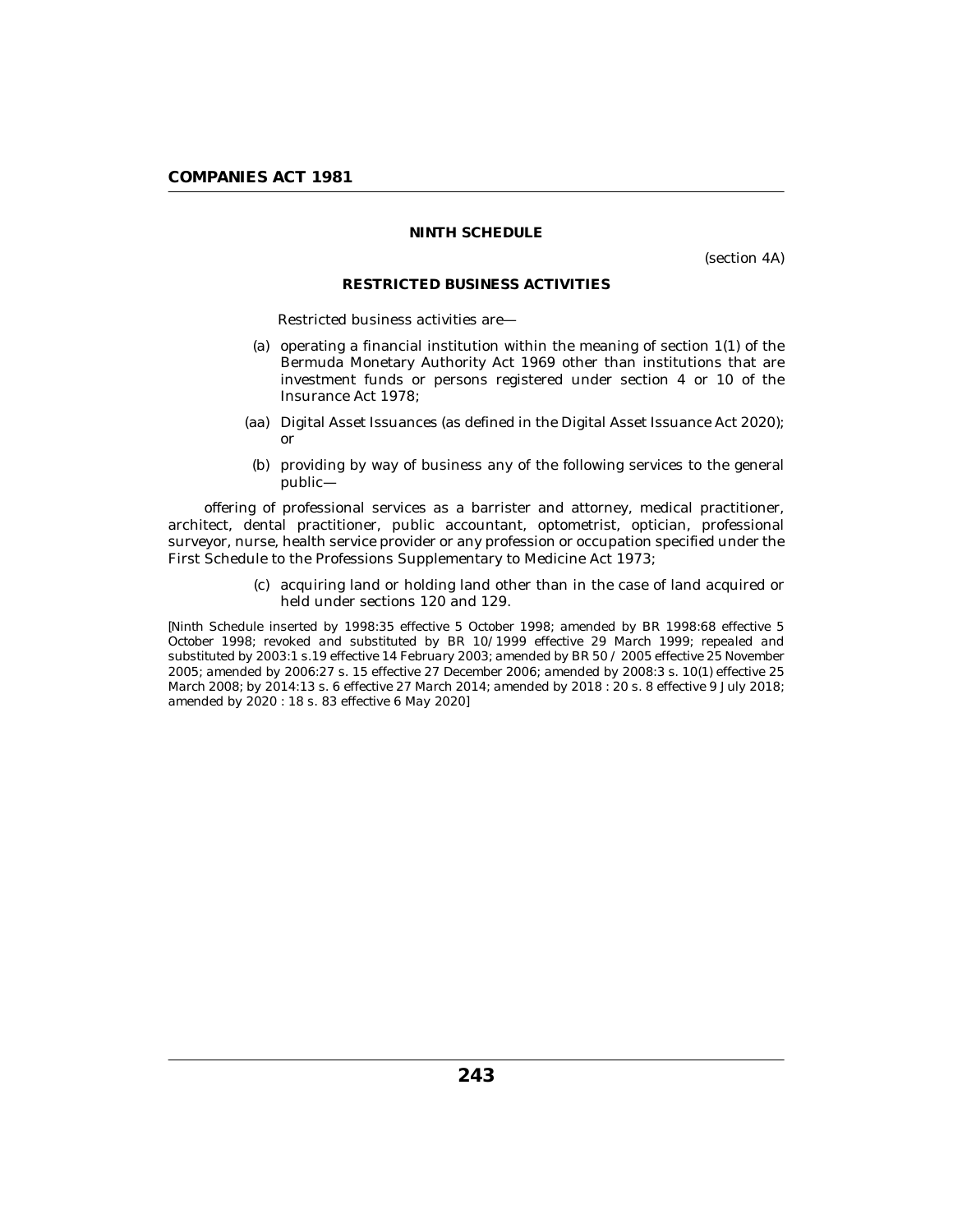## NINTH SCHEDULE

(section 4A)

### RESTRICTED BUSINESS ACTIVITIES

Restricted business activities are—

(a) operating a financial institution within the meaning of section 1(1) of the Bermuda Monetary Authority Act 1969 other than institutions that are investment funds or persons registered under section 4 or 10 of the Insurance Act 1978;

(aa) Digital Asset Issuances (as defined in the Digital Asset Issuance Act 2020); or

(b) providing by way of business any of the following services to the general public—

offering of professional services as a barrister and attorney, medical practitioner, architect, dental practitioner, public accountant, optometrist, optician, professional surveyor, nurse, health service provider or any profession or occupation specified under the First Schedule to the Professions Supplementary to Medicine Act 1973;

(c) acquiring land or holding land other than in the case of land acquired or held under sections 120 and 129.

[Ninth Schedule inserted by 1998:35 effective 5 October 1998; amended by BR 1998:68 effective 5 October 1998; revoked and substituted by BR 10/1999 effective 29 March 1999; repealed and substituted by 2003:1 s.19 effective 14 February 2003; amended by BR 50 / 2005 effective 25 November 2005; amended by 2006:27 s. 15 effective 27 December 2006; amended by 2008:3 s. 10(1) effective 25 March 2008; by 2014:13 s. 6 effective 27 March 2014; amended by 2018 : 20 s. 8 effective 9 July 2018; amended by 2020 : 18 s. 83 effective 6 May 2020]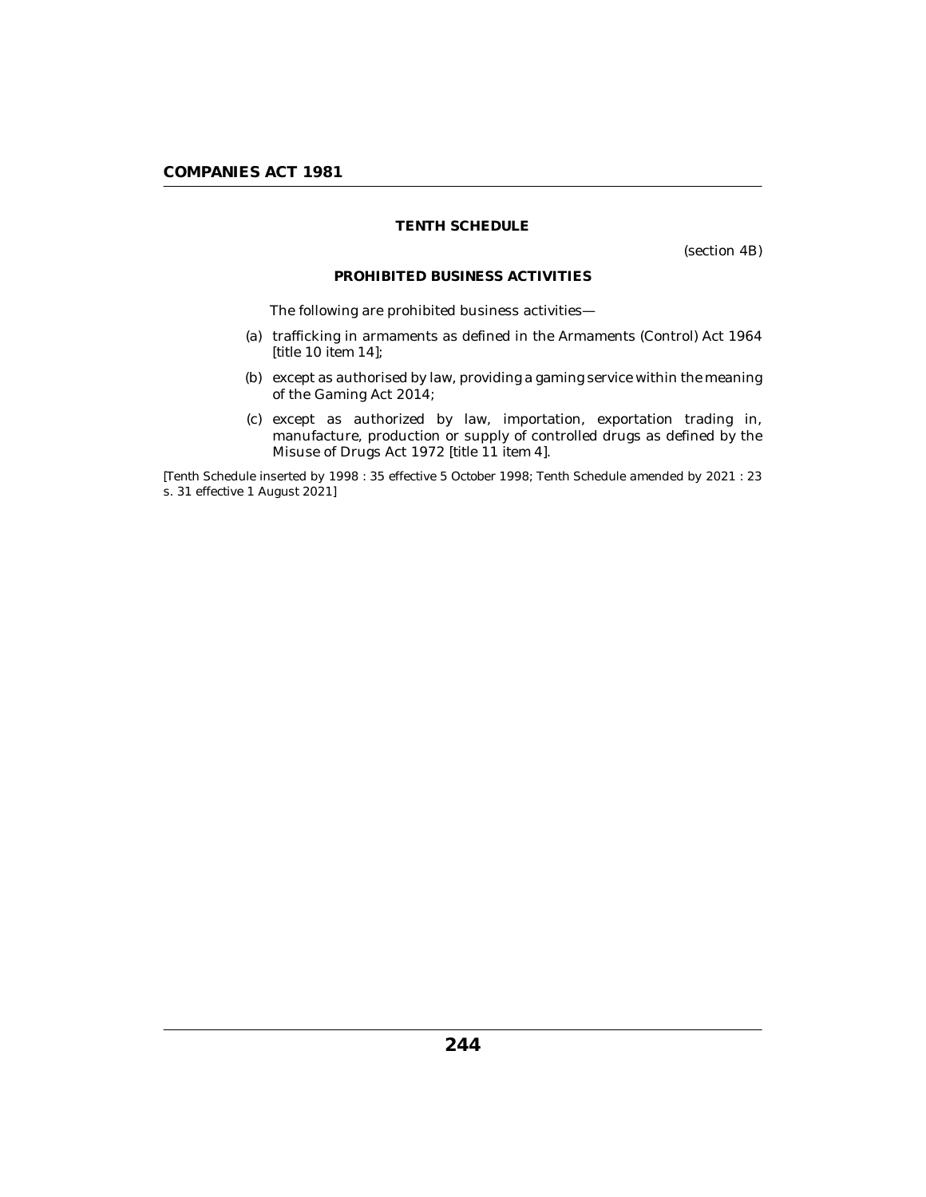## TENTH SCHEDULE

(section 4B)

### PROHIBITED BUSINESS ACTIVITIES

The following are prohibited business activities—

(a) trafficking in armaments as defined in the Armaments (Control) Act 1964 [title 10 item 14];

(b) except as authorised by law, providing a gaming service within the meaning of the Gaming Act 2014;

(c) except as authorized by law, importation, exportation trading in, manufacture, production or supply of controlled drugs as defined by the Misuse of Drugs Act 1972 [title 11 item 4].

[Tenth Schedule inserted by 1998 : 35 effective 5 October 1998; Tenth Schedule amended by 2021 : 23 s. 31 effective 1 August 2021]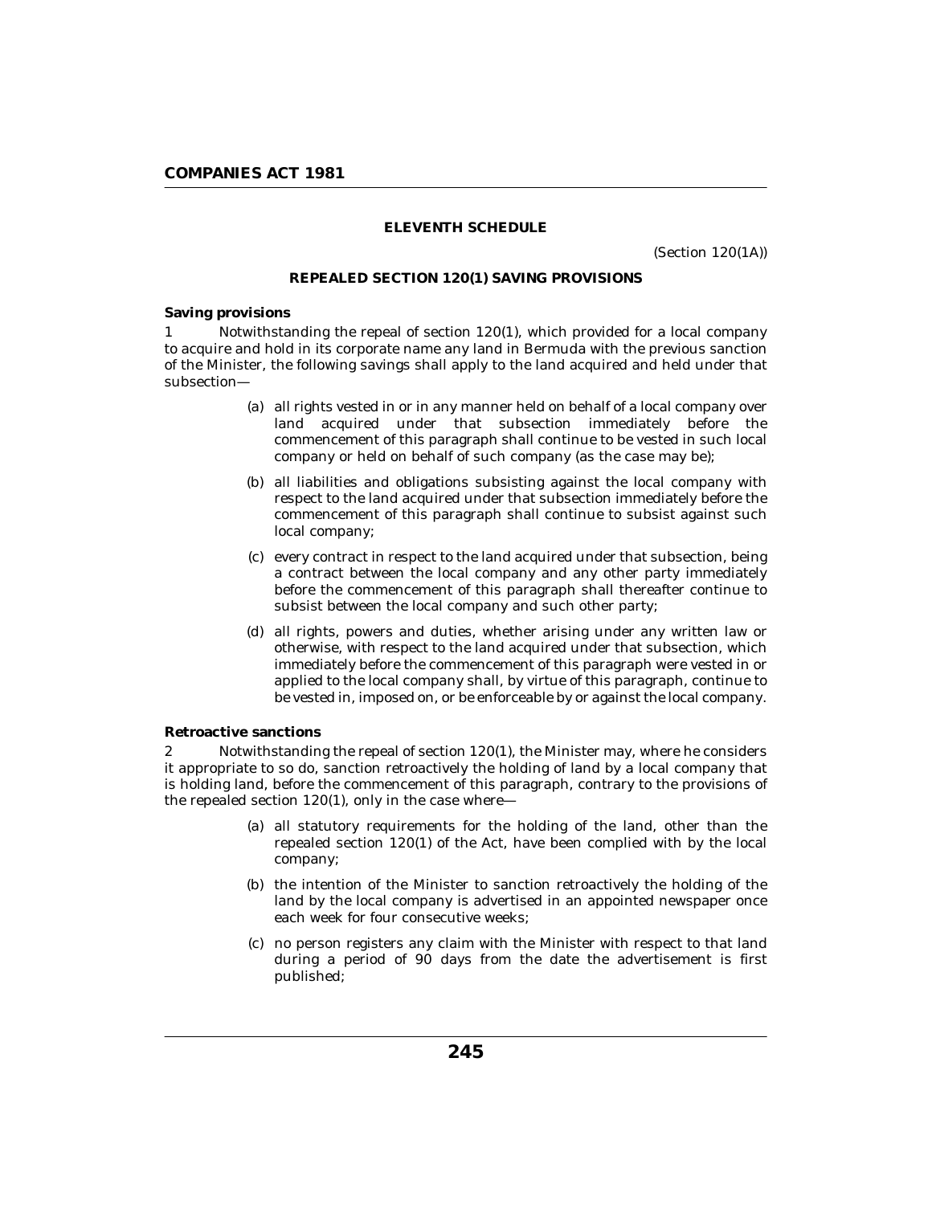## ELEVENTH SCHEDULE

(Section 120(1A))

### REPEALED SECTION 120(1) SAVING PROVISIONS

**Saving provisions**

1 Notwithstanding the repeal of section 120(1), which provided for a local company to acquire and hold in its corporate name any land in Bermuda with the previous sanction of the Minister, the following savings shall apply to the land acquired and held under that subsection—

(a) all rights vested in or in any manner held on behalf of a local company over land acquired under that subsection immediately before the commencement of this paragraph shall continue to be vested in such local company or held on behalf of such company (as the case may be);

(b) all liabilities and obligations subsisting against the local company with respect to the land acquired under that subsection immediately before the commencement of this paragraph shall continue to subsist against such local company;

(c) every contract in respect to the land acquired under that subsection, being a contract between the local company and any other party immediately before the commencement of this paragraph shall thereafter continue to subsist between the local company and such other party;

(d) all rights, powers and duties, whether arising under any written law or otherwise, with respect to the land acquired under that subsection, which immediately before the commencement of this paragraph were vested in or applied to the local company shall, by virtue of this paragraph, continue to be vested in, imposed on, or be enforceable by or against the local company.

**Retroactive sanctions**

2 Notwithstanding the repeal of section 120(1), the Minister may, where he considers it appropriate to so do, sanction retroactively the holding of land by a local company that is holding land, before the commencement of this paragraph, contrary to the provisions of the repealed section 120(1), only in the case where—

(a) all statutory requirements for the holding of the land, other than the repealed section 120(1) of the Act, have been complied with by the local company;

(b) the intention of the Minister to sanction retroactively the holding of the land by the local company is advertised in an appointed newspaper once each week for four consecutive weeks;

(c) no person registers any claim with the Minister with respect to that land during a period of 90 days from the date the advertisement is first published;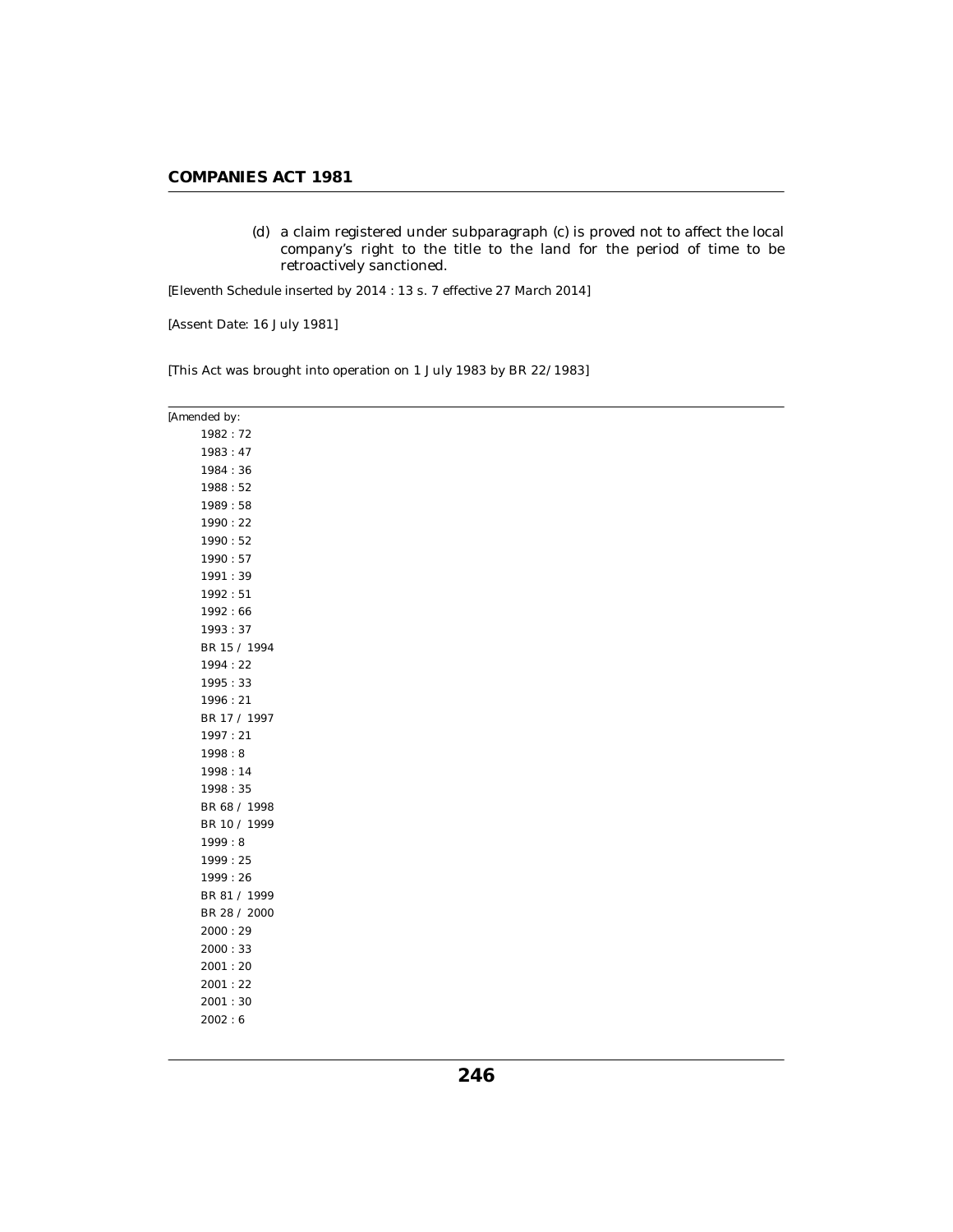(d) a claim registered under subparagraph (c) is proved not to affect the local company's right to the title to the land for the period of time to be retroactively sanctioned.

[Eleventh Schedule inserted by 2014 : 13 s. 7 effective 27 March 2014]

[Assent Date: 16 July 1981]

[This Act was brought into operation on 1 July 1983 by BR 22/1983]

---

[Amended by:

1982 : 72
1983 : 47
1984 : 36
1988 : 52
1989 : 58
1990 : 22
1990 : 52
1990 : 57
1991 : 39
1992 : 51
1992 : 66
1993 : 37
BR 15 / 1994
1994 : 22
1995 : 33
1996 : 21
BR 17 / 1997
1997 : 21
1998 : 8
1998 : 14
1998 : 35
BR 68 / 1998
BR 10 / 1999
1999 : 8
1999 : 25
1999 : 26
BR 81 / 1999
BR 28 / 2000
2000 : 29
2000 : 33
2001 : 20
2001 : 22
2001 : 30
2002 : 6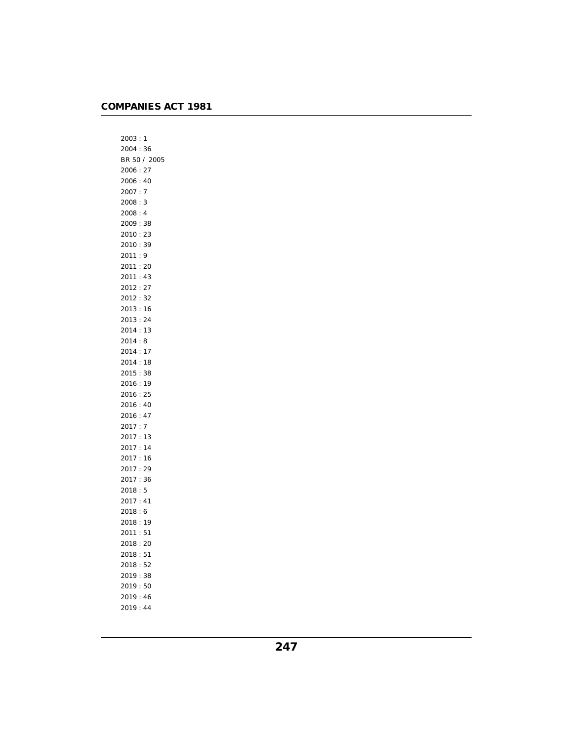2003 : 1
2004 : 36
BR 50 / 2005
2006 : 27
2006 : 40
2007 : 7
2008 : 3
2008 : 4
2009 : 38
2010 : 23
2010 : 39
2011 : 9
2011 : 20
2011 : 43
2012 : 27
2012 : 32
2013 : 16
2013 : 24
2014 : 13
2014 : 8
2014 : 17
2014 : 18
2015 : 38
2016 : 19
2016 : 25
2016 : 40
2016 : 47
2017 : 7
2017 : 13
2017 : 14
2017 : 16
2017 : 29
2017 : 36
2018 : 5
2017 : 41
2018 : 6
2018 : 19
2011 : 51
2018 : 20
2018 : 51
2018 : 52
2019 : 38
2019 : 50
2019 : 46
2019 : 44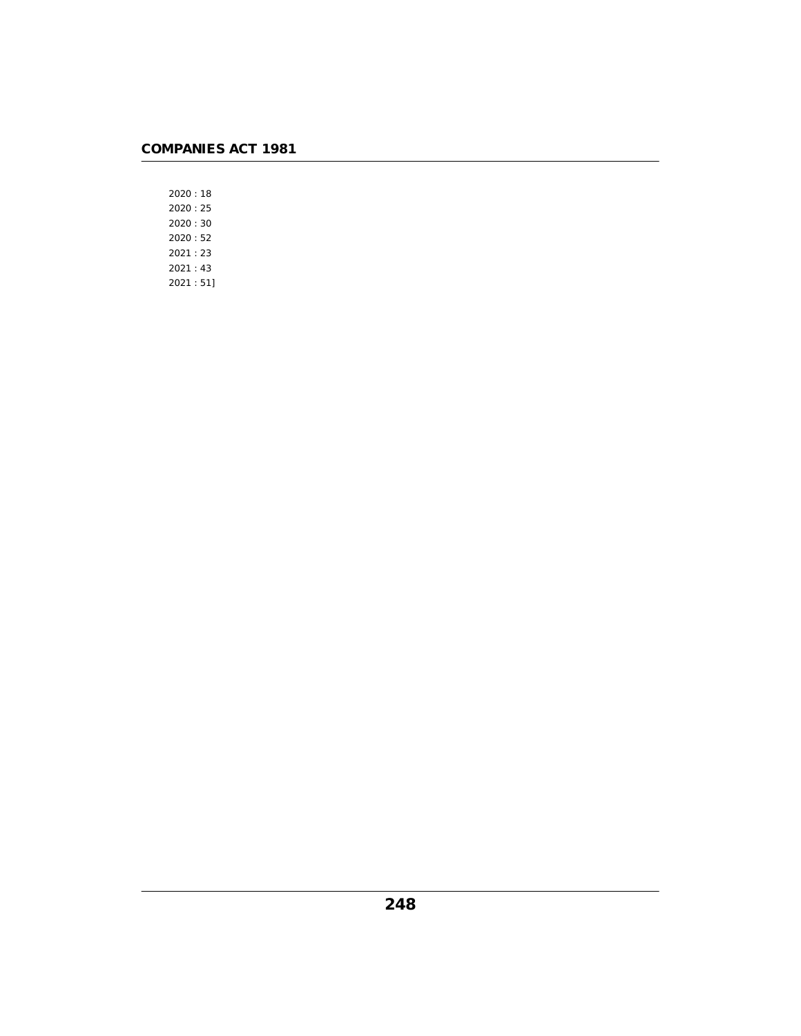2020 : 18
2020 : 25
2020 : 30
2020 : 52
2021 : 23
2021 : 43
2021 : 51]